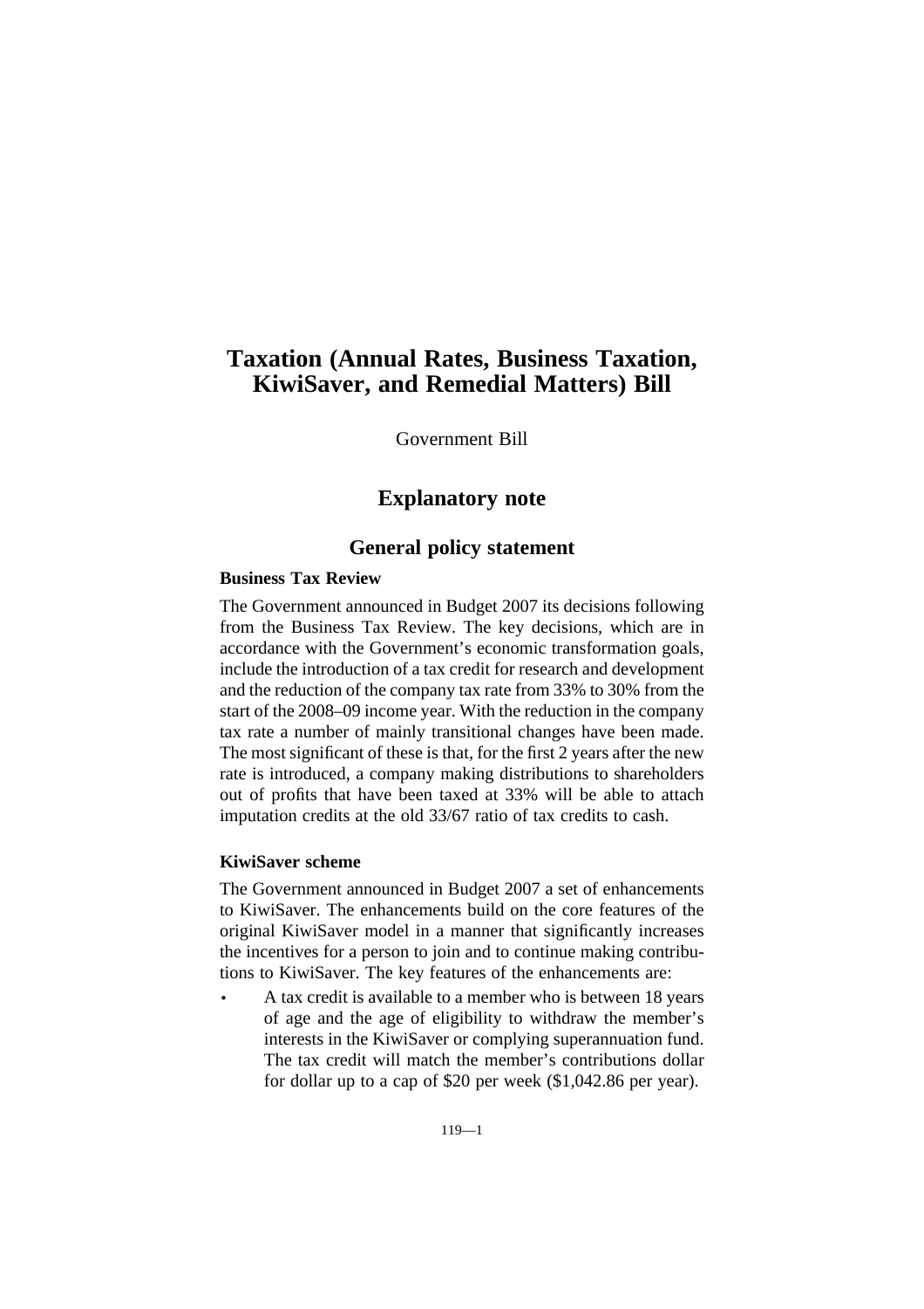# Taxation (Annual Rates, Business Taxation, KiwiSaver, and Remedial Matters) Bill

Government Bill

## Explanatory note

### General policy statement

**Business Tax Review**

The Government announced in Budget 2007 its decisions following from the Business Tax Review. The key decisions, which are in accordance with the Government's economic transformation goals, include the introduction of a tax credit for research and development and the reduction of the company tax rate from 33% to 30% from the start of the 2008–09 income year. With the reduction in the company tax rate a number of mainly transitional changes have been made. The most significant of these is that, for the first 2 years after the new rate is introduced, a company making distributions to shareholders out of profits that have been taxed at 33% will be able to attach imputation credits at the old 33/67 ratio of tax credits to cash.

**KiwiSaver scheme**

The Government announced in Budget 2007 a set of enhancements to KiwiSaver. The enhancements build on the core features of the original KiwiSaver model in a manner that significantly increases the incentives for a person to join and to continue making contributions to KiwiSaver. The key features of the enhancements are:

- A tax credit is available to a member who is between 18 years of age and the age of eligibility to withdraw the member's interests in the KiwiSaver or complying superannuation fund. The tax credit will match the member's contributions dollar for dollar up to a cap of $20 per week ($1,042.86 per year).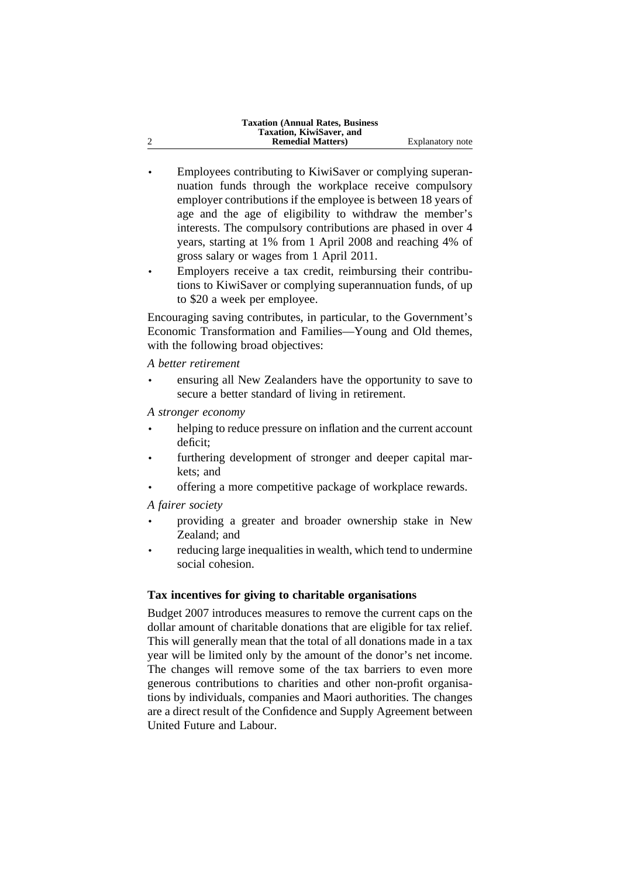- Employees contributing to KiwiSaver or complying superannuation funds through the workplace receive compulsory employer contributions if the employee is between 18 years of age and the age of eligibility to withdraw the member's interests. The compulsory contributions are phased in over 4 years, starting at 1% from 1 April 2008 and reaching 4% of gross salary or wages from 1 April 2011.
- Employers receive a tax credit, reimbursing their contributions to KiwiSaver or complying superannuation funds, of up to $20 a week per employee.

Encouraging saving contributes, in particular, to the Government's Economic Transformation and Families—Young and Old themes, with the following broad objectives:

*A better retirement*

- ensuring all New Zealanders have the opportunity to save to secure a better standard of living in retirement.

*A stronger economy*

- helping to reduce pressure on inflation and the current account deficit;
- furthering development of stronger and deeper capital markets; and
- offering a more competitive package of workplace rewards.

*A fairer society*

- providing a greater and broader ownership stake in New Zealand; and
- reducing large inequalities in wealth, which tend to undermine social cohesion.

**Tax incentives for giving to charitable organisations**

Budget 2007 introduces measures to remove the current caps on the dollar amount of charitable donations that are eligible for tax relief. This will generally mean that the total of all donations made in a tax year will be limited only by the amount of the donor's net income. The changes will remove some of the tax barriers to even more generous contributions to charities and other non-profit organisations by individuals, companies and Maori authorities. The changes are a direct result of the Confidence and Supply Agreement between United Future and Labour.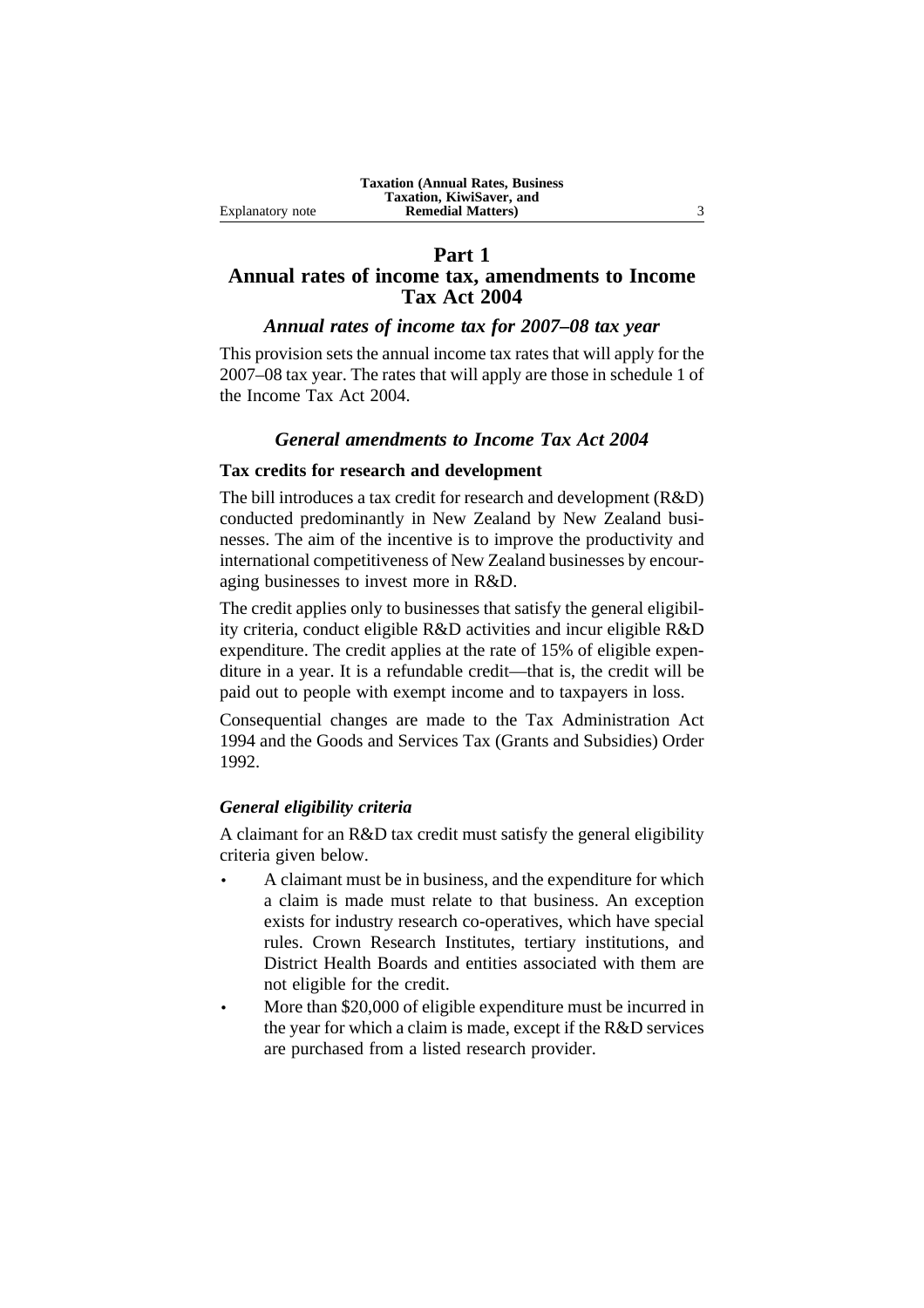## Part 1
## Annual rates of income tax, amendments to Income Tax Act 2004

### *Annual rates of income tax for 2007–08 tax year*

This provision sets the annual income tax rates that will apply for the 2007–08 tax year. The rates that will apply are those in schedule 1 of the Income Tax Act 2004.

### *General amendments to Income Tax Act 2004*

**Tax credits for research and development**

The bill introduces a tax credit for research and development (R&D) conducted predominantly in New Zealand by New Zealand businesses. The aim of the incentive is to improve the productivity and international competitiveness of New Zealand businesses by encouraging businesses to invest more in R&D.

The credit applies only to businesses that satisfy the general eligibility criteria, conduct eligible R&D activities and incur eligible R&D expenditure. The credit applies at the rate of 15% of eligible expenditure in a year. It is a refundable credit—that is, the credit will be paid out to people with exempt income and to taxpayers in loss.

Consequential changes are made to the Tax Administration Act 1994 and the Goods and Services Tax (Grants and Subsidies) Order 1992.

***General eligibility criteria***

A claimant for an R&D tax credit must satisfy the general eligibility criteria given below.

- A claimant must be in business, and the expenditure for which a claim is made must relate to that business. An exception exists for industry research co-operatives, which have special rules. Crown Research Institutes, tertiary institutions, and District Health Boards and entities associated with them are not eligible for the credit.
- More than $20,000 of eligible expenditure must be incurred in the year for which a claim is made, except if the R&D services are purchased from a listed research provider.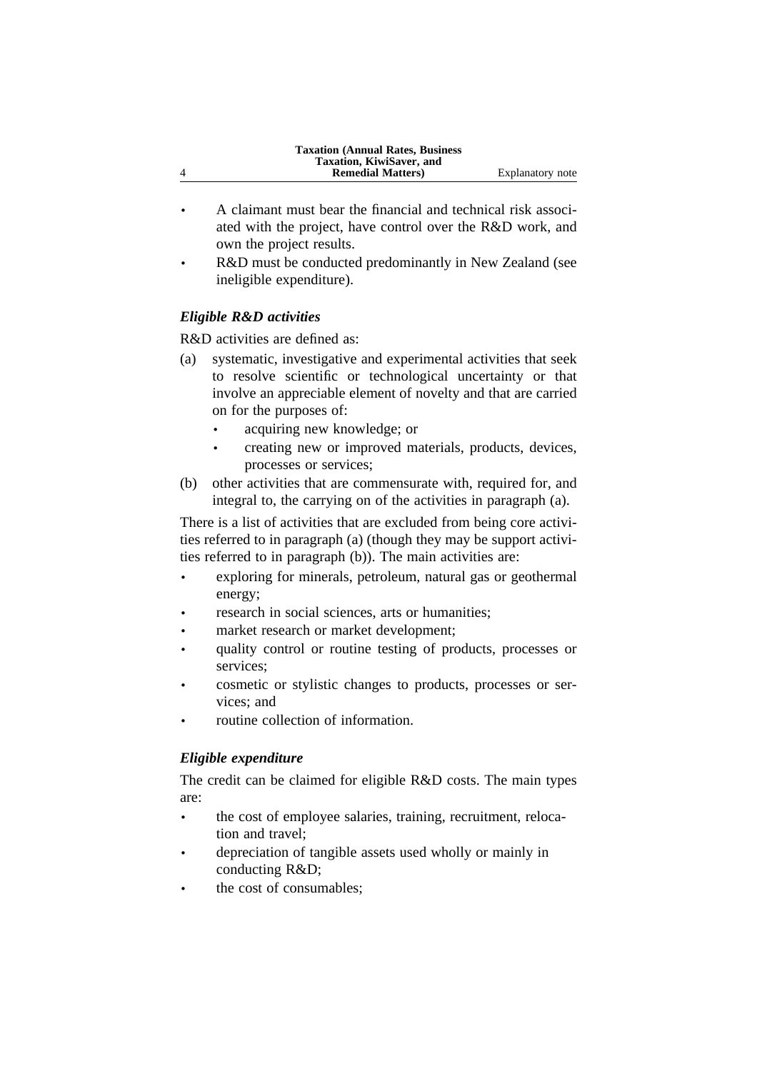- A claimant must bear the financial and technical risk associated with the project, have control over the R&D work, and own the project results.
- R&D must be conducted predominantly in New Zealand (see ineligible expenditure).

### *Eligible R&D activities*

R&D activities are defined as:

(a) systematic, investigative and experimental activities that seek to resolve scientific or technological uncertainty or that involve an appreciable element of novelty and that are carried on for the purposes of:
  - acquiring new knowledge; or
  - creating new or improved materials, products, devices, processes or services;

(b) other activities that are commensurate with, required for, and integral to, the carrying on of the activities in paragraph (a).

There is a list of activities that are excluded from being core activities referred to in paragraph (a) (though they may be support activities referred to in paragraph (b)). The main activities are:

- exploring for minerals, petroleum, natural gas or geothermal energy;
- research in social sciences, arts or humanities;
- market research or market development;
- quality control or routine testing of products, processes or services;
- cosmetic or stylistic changes to products, processes or services; and
- routine collection of information.

### *Eligible expenditure*

The credit can be claimed for eligible R&D costs. The main types are:

- the cost of employee salaries, training, recruitment, relocation and travel;
- depreciation of tangible assets used wholly or mainly in conducting R&D;
- the cost of consumables;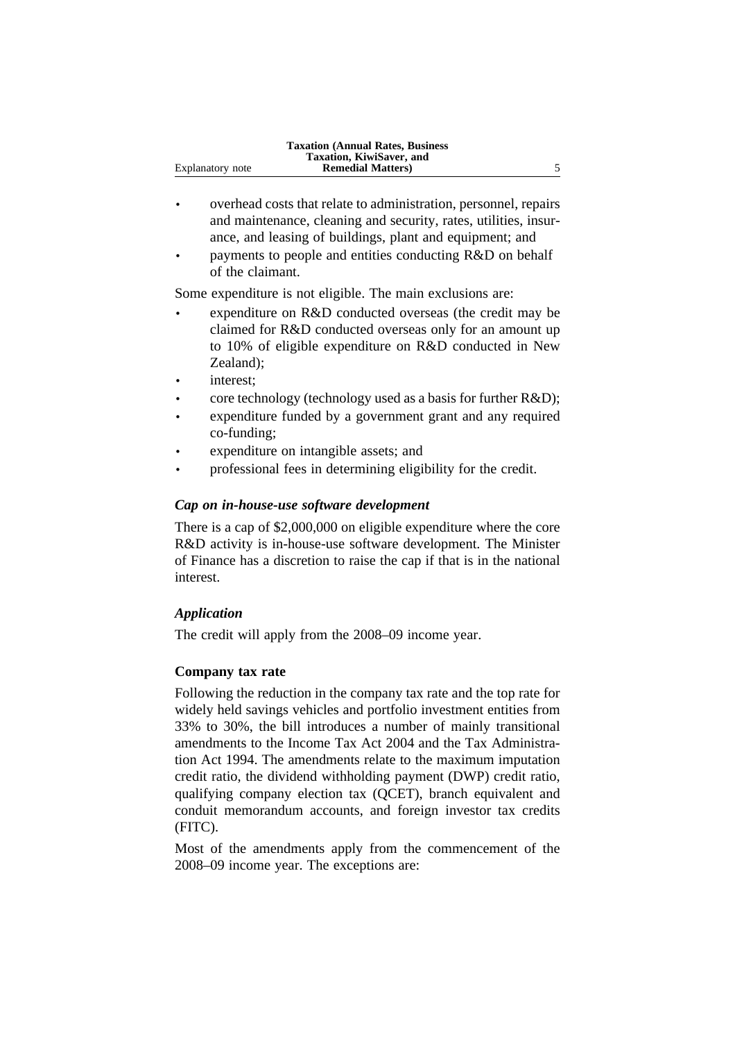- overhead costs that relate to administration, personnel, repairs and maintenance, cleaning and security, rates, utilities, insurance, and leasing of buildings, plant and equipment; and
- payments to people and entities conducting R&D on behalf of the claimant.

Some expenditure is not eligible. The main exclusions are:

- expenditure on R&D conducted overseas (the credit may be claimed for R&D conducted overseas only for an amount up to 10% of eligible expenditure on R&D conducted in New Zealand);
- interest;
- core technology (technology used as a basis for further R&D);
- expenditure funded by a government grant and any required co-funding;
- expenditure on intangible assets; and
- professional fees in determining eligibility for the credit.

#### *Cap on in-house-use software development*

There is a cap of $2,000,000 on eligible expenditure where the core R&D activity is in-house-use software development. The Minister of Finance has a discretion to raise the cap if that is in the national interest.

#### *Application*

The credit will apply from the 2008–09 income year.

### Company tax rate

Following the reduction in the company tax rate and the top rate for widely held savings vehicles and portfolio investment entities from 33% to 30%, the bill introduces a number of mainly transitional amendments to the Income Tax Act 2004 and the Tax Administration Act 1994. The amendments relate to the maximum imputation credit ratio, the dividend withholding payment (DWP) credit ratio, qualifying company election tax (QCET), branch equivalent and conduit memorandum accounts, and foreign investor tax credits (FITC).

Most of the amendments apply from the commencement of the 2008–09 income year. The exceptions are: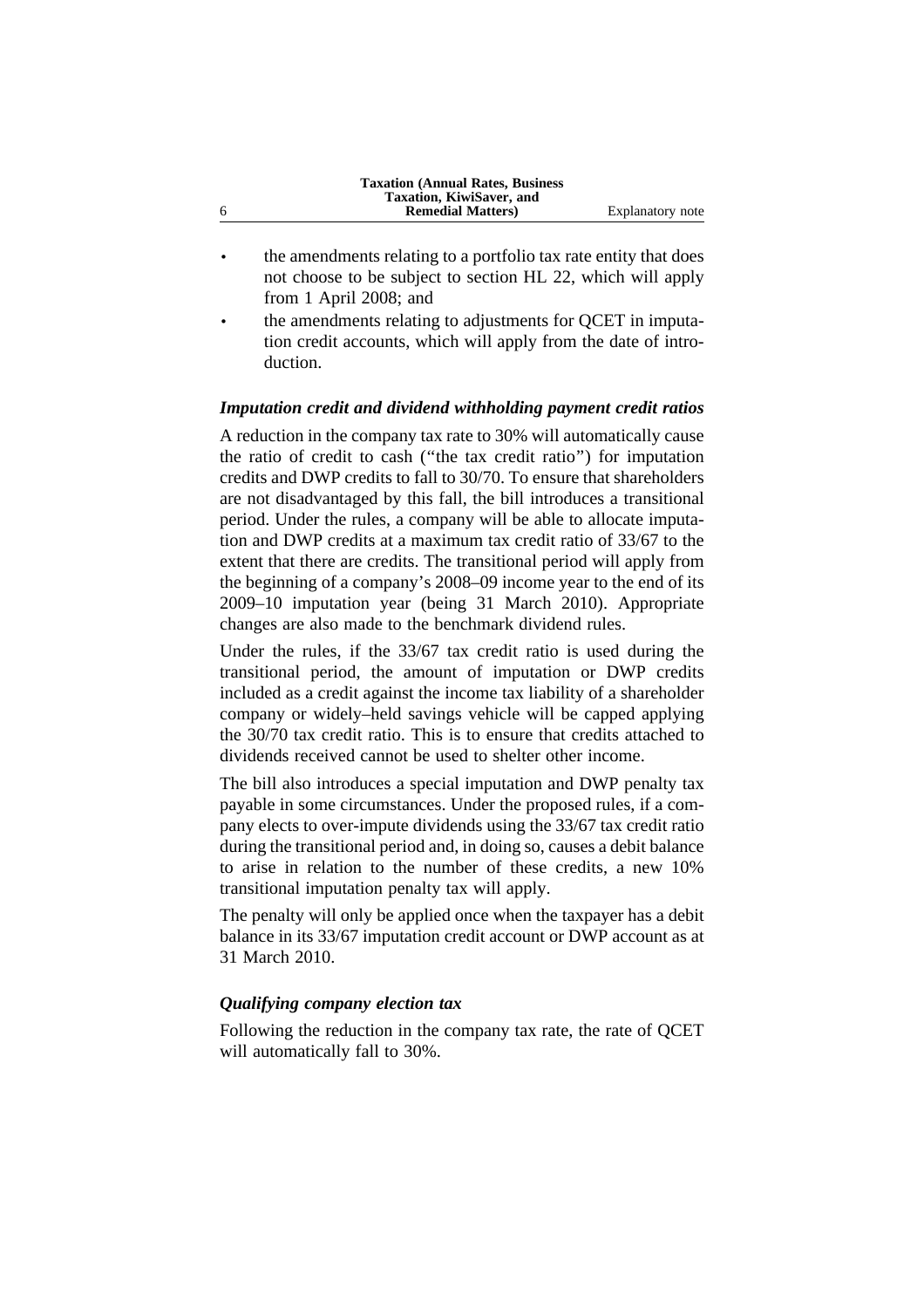- the amendments relating to a portfolio tax rate entity that does not choose to be subject to section HL 22, which will apply from 1 April 2008; and
- the amendments relating to adjustments for QCET in imputation credit accounts, which will apply from the date of introduction.

### *Imputation credit and dividend withholding payment credit ratios*

A reduction in the company tax rate to 30% will automatically cause the ratio of credit to cash ("the tax credit ratio") for imputation credits and DWP credits to fall to 30/70. To ensure that shareholders are not disadvantaged by this fall, the bill introduces a transitional period. Under the rules, a company will be able to allocate imputation and DWP credits at a maximum tax credit ratio of 33/67 to the extent that there are credits. The transitional period will apply from the beginning of a company's 2008–09 income year to the end of its 2009–10 imputation year (being 31 March 2010). Appropriate changes are also made to the benchmark dividend rules.

Under the rules, if the 33/67 tax credit ratio is used during the transitional period, the amount of imputation or DWP credits included as a credit against the income tax liability of a shareholder company or widely–held savings vehicle will be capped applying the 30/70 tax credit ratio. This is to ensure that credits attached to dividends received cannot be used to shelter other income.

The bill also introduces a special imputation and DWP penalty tax payable in some circumstances. Under the proposed rules, if a company elects to over-impute dividends using the 33/67 tax credit ratio during the transitional period and, in doing so, causes a debit balance to arise in relation to the number of these credits, a new 10% transitional imputation penalty tax will apply.

The penalty will only be applied once when the taxpayer has a debit balance in its 33/67 imputation credit account or DWP account as at 31 March 2010.

### *Qualifying company election tax*

Following the reduction in the company tax rate, the rate of QCET will automatically fall to 30%.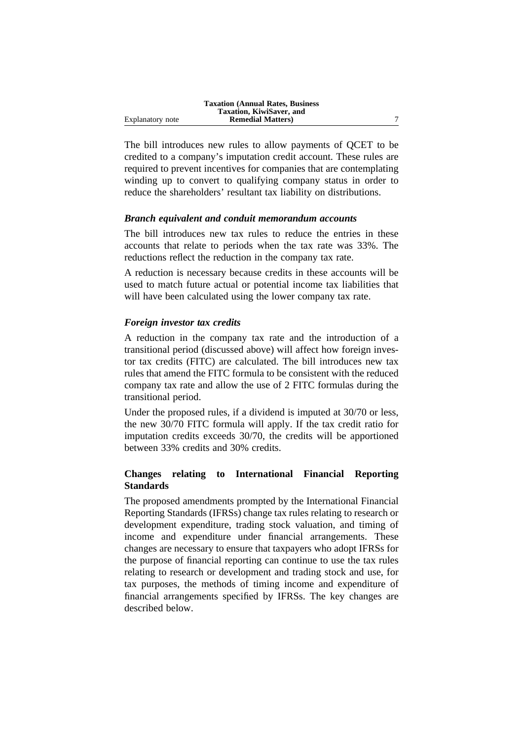The bill introduces new rules to allow payments of QCET to be credited to a company's imputation credit account. These rules are required to prevent incentives for companies that are contemplating winding up to convert to qualifying company status in order to reduce the shareholders' resultant tax liability on distributions.

### *Branch equivalent and conduit memorandum accounts*

The bill introduces new tax rules to reduce the entries in these accounts that relate to periods when the tax rate was 33%. The reductions reflect the reduction in the company tax rate.

A reduction is necessary because credits in these accounts will be used to match future actual or potential income tax liabilities that will have been calculated using the lower company tax rate.

### *Foreign investor tax credits*

A reduction in the company tax rate and the introduction of a transitional period (discussed above) will affect how foreign investor tax credits (FITC) are calculated. The bill introduces new tax rules that amend the FITC formula to be consistent with the reduced company tax rate and allow the use of 2 FITC formulas during the transitional period.

Under the proposed rules, if a dividend is imputed at 30/70 or less, the new 30/70 FITC formula will apply. If the tax credit ratio for imputation credits exceeds 30/70, the credits will be apportioned between 33% credits and 30% credits.

## Changes relating to International Financial Reporting Standards

The proposed amendments prompted by the International Financial Reporting Standards (IFRSs) change tax rules relating to research or development expenditure, trading stock valuation, and timing of income and expenditure under financial arrangements. These changes are necessary to ensure that taxpayers who adopt IFRSs for the purpose of financial reporting can continue to use the tax rules relating to research or development and trading stock and use, for tax purposes, the methods of timing income and expenditure of financial arrangements specified by IFRSs. The key changes are described below.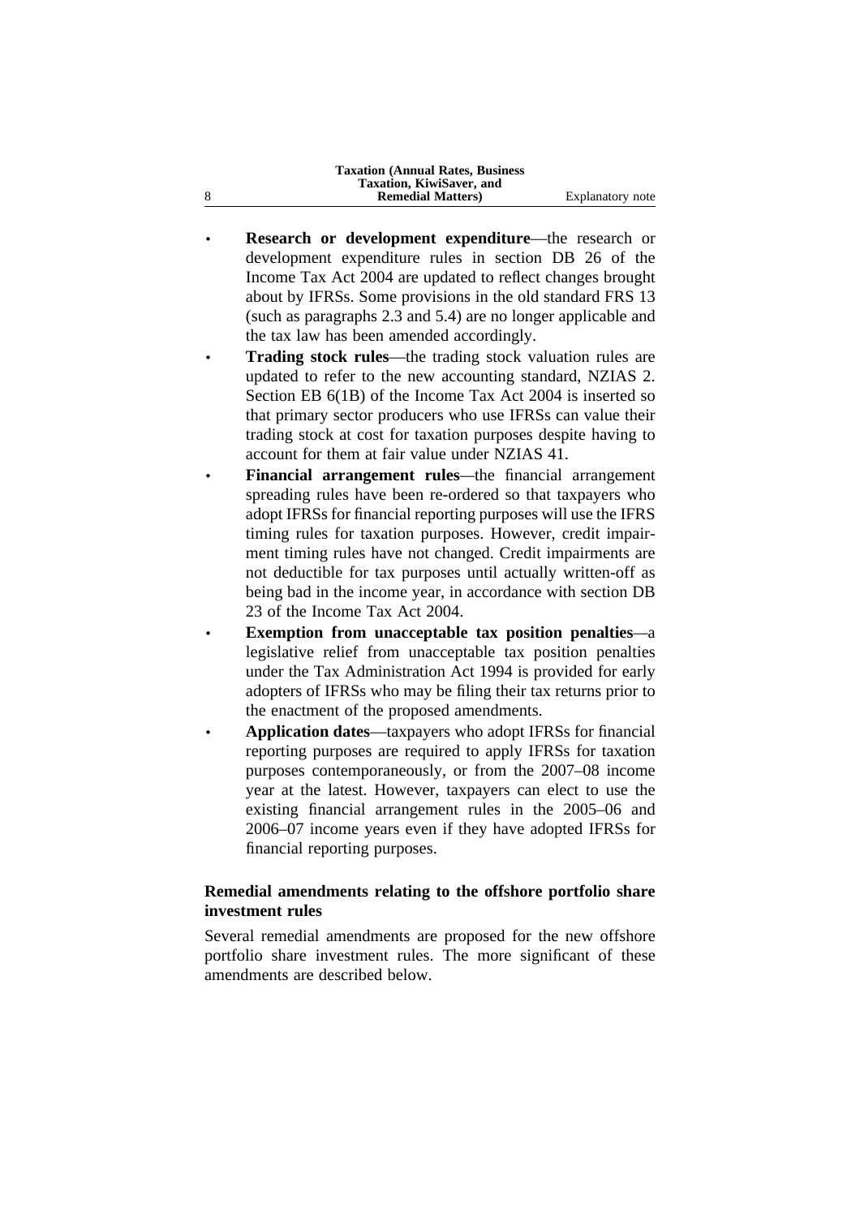- **Research or development expenditure**—the research or development expenditure rules in section DB 26 of the Income Tax Act 2004 are updated to reflect changes brought about by IFRSs. Some provisions in the old standard FRS 13 (such as paragraphs 2.3 and 5.4) are no longer applicable and the tax law has been amended accordingly.
- **Trading stock rules**—the trading stock valuation rules are updated to refer to the new accounting standard, NZIAS 2. Section EB 6(1B) of the Income Tax Act 2004 is inserted so that primary sector producers who use IFRSs can value their trading stock at cost for taxation purposes despite having to account for them at fair value under NZIAS 41.
- **Financial arrangement rules**—the financial arrangement spreading rules have been re-ordered so that taxpayers who adopt IFRSs for financial reporting purposes will use the IFRS timing rules for taxation purposes. However, credit impairment timing rules have not changed. Credit impairments are not deductible for tax purposes until actually written-off as being bad in the income year, in accordance with section DB 23 of the Income Tax Act 2004.
- **Exemption from unacceptable tax position penalties**—a legislative relief from unacceptable tax position penalties under the Tax Administration Act 1994 is provided for early adopters of IFRSs who may be filing their tax returns prior to the enactment of the proposed amendments.
- **Application dates**—taxpayers who adopt IFRSs for financial reporting purposes are required to apply IFRSs for taxation purposes contemporaneously, or from the 2007–08 income year at the latest. However, taxpayers can elect to use the existing financial arrangement rules in the 2005–06 and 2006–07 income years even if they have adopted IFRSs for financial reporting purposes.

### Remedial amendments relating to the offshore portfolio share investment rules

Several remedial amendments are proposed for the new offshore portfolio share investment rules. The more significant of these amendments are described below.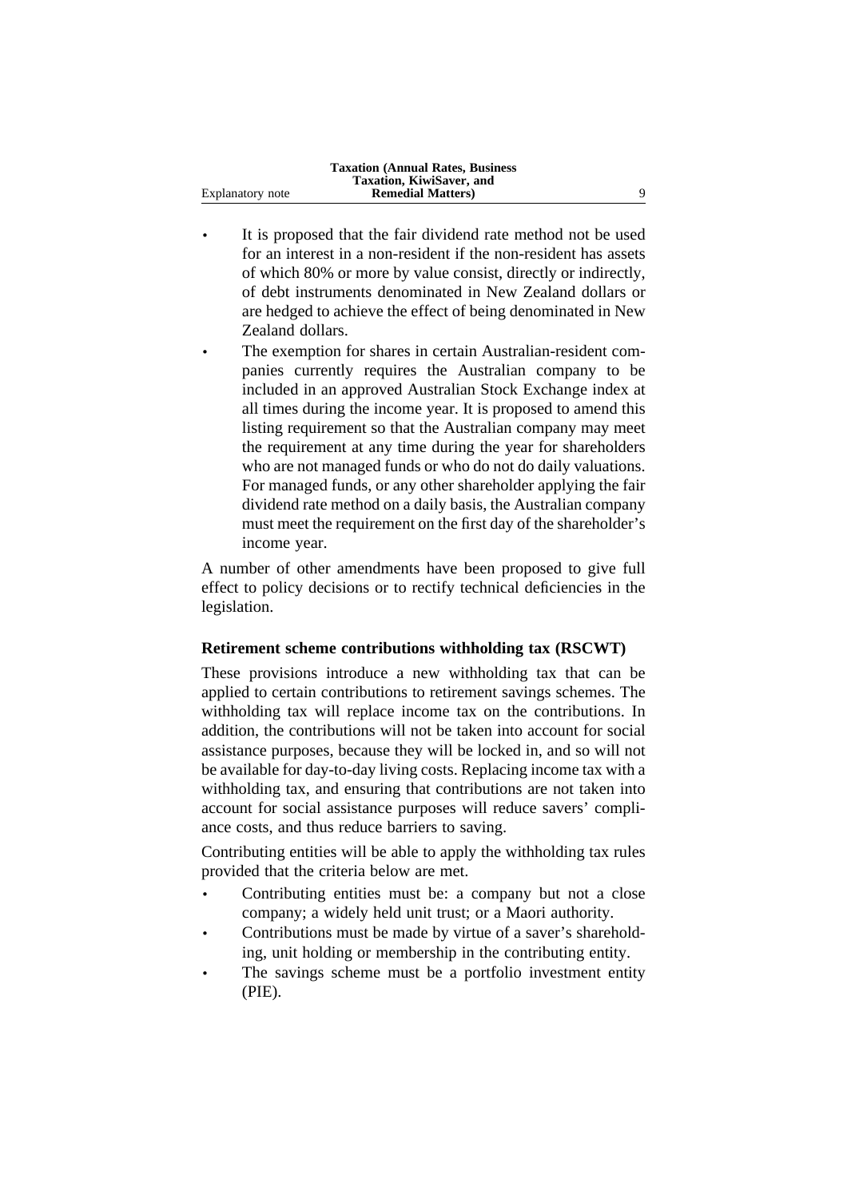- It is proposed that the fair dividend rate method not be used for an interest in a non-resident if the non-resident has assets of which 80% or more by value consist, directly or indirectly, of debt instruments denominated in New Zealand dollars or are hedged to achieve the effect of being denominated in New Zealand dollars.
- The exemption for shares in certain Australian-resident companies currently requires the Australian company to be included in an approved Australian Stock Exchange index at all times during the income year. It is proposed to amend this listing requirement so that the Australian company may meet the requirement at any time during the year for shareholders who are not managed funds or who do not do daily valuations. For managed funds, or any other shareholder applying the fair dividend rate method on a daily basis, the Australian company must meet the requirement on the first day of the shareholder's income year.

A number of other amendments have been proposed to give full effect to policy decisions or to rectify technical deficiencies in the legislation.

### Retirement scheme contributions withholding tax (RSCWT)

These provisions introduce a new withholding tax that can be applied to certain contributions to retirement savings schemes. The withholding tax will replace income tax on the contributions. In addition, the contributions will not be taken into account for social assistance purposes, because they will be locked in, and so will not be available for day-to-day living costs. Replacing income tax with a withholding tax, and ensuring that contributions are not taken into account for social assistance purposes will reduce savers' compliance costs, and thus reduce barriers to saving.

Contributing entities will be able to apply the withholding tax rules provided that the criteria below are met.

- Contributing entities must be: a company but not a close company; a widely held unit trust; or a Maori authority.
- Contributions must be made by virtue of a saver's shareholding, unit holding or membership in the contributing entity.
- The savings scheme must be a portfolio investment entity (PIE).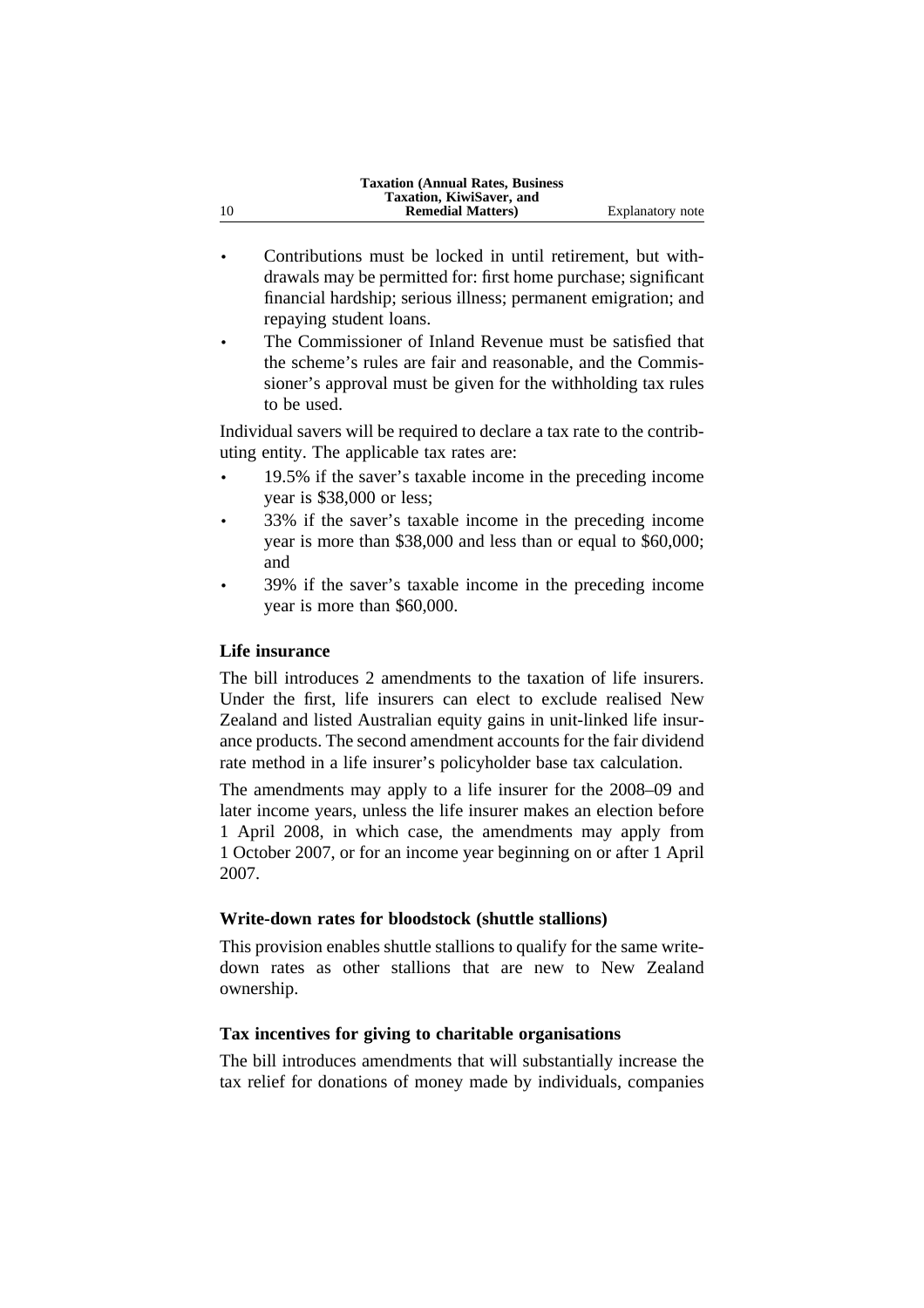- Contributions must be locked in until retirement, but withdrawals may be permitted for: first home purchase; significant financial hardship; serious illness; permanent emigration; and repaying student loans.
- The Commissioner of Inland Revenue must be satisfied that the scheme's rules are fair and reasonable, and the Commissioner's approval must be given for the withholding tax rules to be used.

Individual savers will be required to declare a tax rate to the contributing entity. The applicable tax rates are:

- 19.5% if the saver's taxable income in the preceding income year is $38,000 or less;
- 33% if the saver's taxable income in the preceding income year is more than $38,000 and less than or equal to $60,000; and
- 39% if the saver's taxable income in the preceding income year is more than $60,000.

### Life insurance

The bill introduces 2 amendments to the taxation of life insurers. Under the first, life insurers can elect to exclude realised New Zealand and listed Australian equity gains in unit-linked life insurance products. The second amendment accounts for the fair dividend rate method in a life insurer's policyholder base tax calculation.

The amendments may apply to a life insurer for the 2008–09 and later income years, unless the life insurer makes an election before 1 April 2008, in which case, the amendments may apply from 1 October 2007, or for an income year beginning on or after 1 April 2007.

### Write-down rates for bloodstock (shuttle stallions)

This provision enables shuttle stallions to qualify for the same write-down rates as other stallions that are new to New Zealand ownership.

### Tax incentives for giving to charitable organisations

The bill introduces amendments that will substantially increase the tax relief for donations of money made by individuals, companies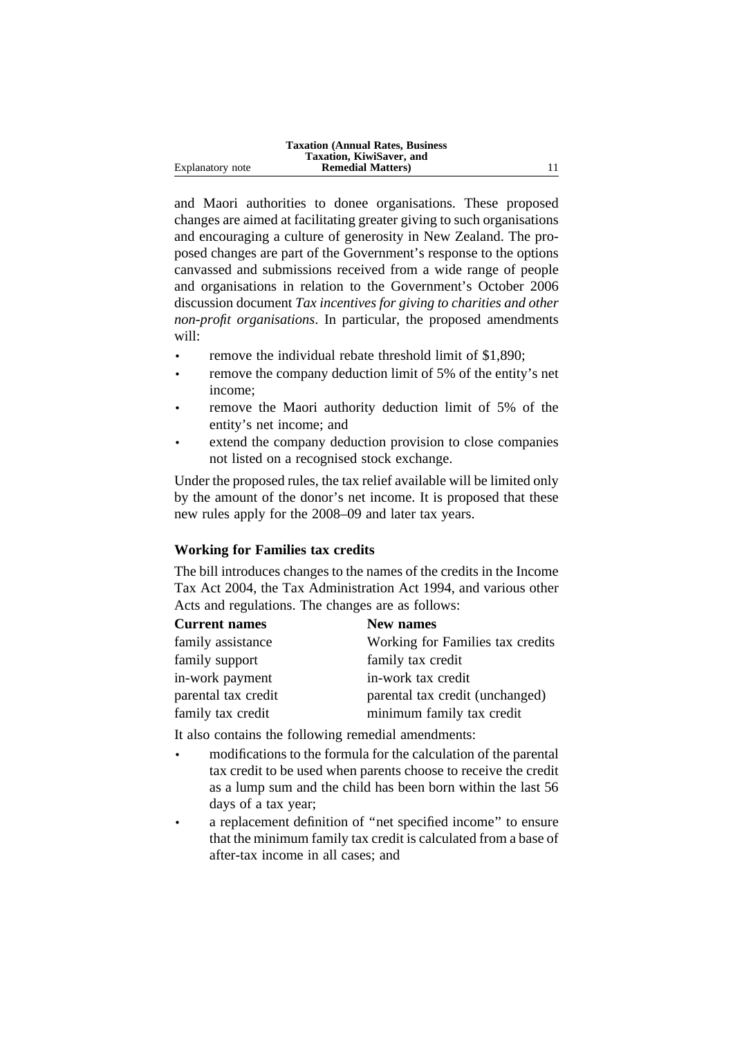and Maori authorities to donee organisations. These proposed changes are aimed at facilitating greater giving to such organisations and encouraging a culture of generosity in New Zealand. The proposed changes are part of the Government's response to the options canvassed and submissions received from a wide range of people and organisations in relation to the Government's October 2006 discussion document *Tax incentives for giving to charities and other non-profit organisations*. In particular, the proposed amendments will:

- remove the individual rebate threshold limit of $1,890;
- remove the company deduction limit of 5% of the entity's net income;
- remove the Maori authority deduction limit of 5% of the entity's net income; and
- extend the company deduction provision to close companies not listed on a recognised stock exchange.

Under the proposed rules, the tax relief available will be limited only by the amount of the donor's net income. It is proposed that these new rules apply for the 2008–09 and later tax years.

**Working for Families tax credits**

The bill introduces changes to the names of the credits in the Income Tax Act 2004, the Tax Administration Act 1994, and various other Acts and regulations. The changes are as follows:

| Current names | New names |
|---|---|
| family assistance | Working for Families tax credits |
| family support | family tax credit |
| in-work payment | in-work tax credit |
| parental tax credit | parental tax credit (unchanged) |
| family tax credit | minimum family tax credit |

It also contains the following remedial amendments:

- modifications to the formula for the calculation of the parental tax credit to be used when parents choose to receive the credit as a lump sum and the child has been born within the last 56 days of a tax year;
- a replacement definition of "net specified income" to ensure that the minimum family tax credit is calculated from a base of after-tax income in all cases; and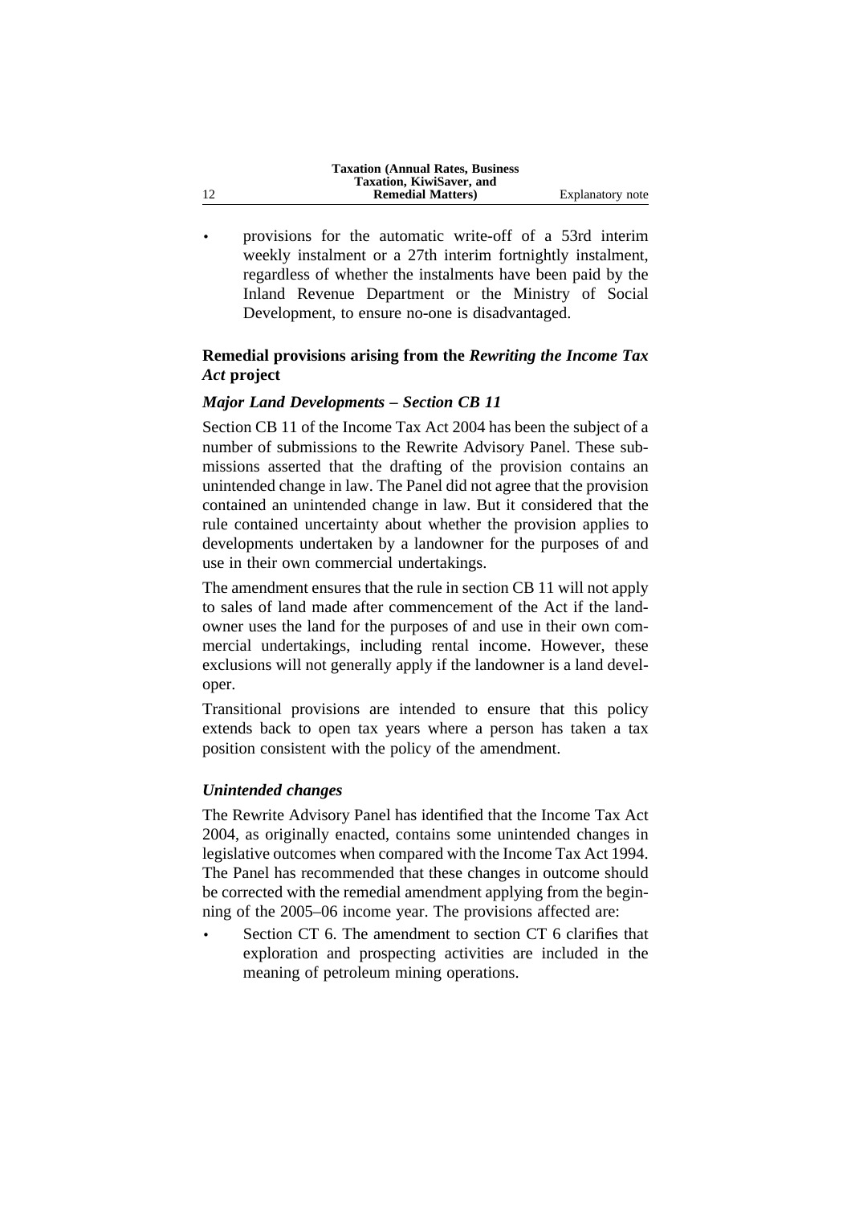- provisions for the automatic write-off of a 53rd interim weekly instalment or a 27th interim fortnightly instalment, regardless of whether the instalments have been paid by the Inland Revenue Department or the Ministry of Social Development, to ensure no-one is disadvantaged.

### Remedial provisions arising from the *Rewriting the Income Tax Act* project

#### *Major Land Developments – Section CB 11*

Section CB 11 of the Income Tax Act 2004 has been the subject of a number of submissions to the Rewrite Advisory Panel. These submissions asserted that the drafting of the provision contains an unintended change in law. The Panel did not agree that the provision contained an unintended change in law. But it considered that the rule contained uncertainty about whether the provision applies to developments undertaken by a landowner for the purposes of and use in their own commercial undertakings.

The amendment ensures that the rule in section CB 11 will not apply to sales of land made after commencement of the Act if the landowner uses the land for the purposes of and use in their own commercial undertakings, including rental income. However, these exclusions will not generally apply if the landowner is a land developer.

Transitional provisions are intended to ensure that this policy extends back to open tax years where a person has taken a tax position consistent with the policy of the amendment.

#### *Unintended changes*

The Rewrite Advisory Panel has identified that the Income Tax Act 2004, as originally enacted, contains some unintended changes in legislative outcomes when compared with the Income Tax Act 1994. The Panel has recommended that these changes in outcome should be corrected with the remedial amendment applying from the beginning of the 2005–06 income year. The provisions affected are:

- Section CT 6. The amendment to section CT 6 clarifies that exploration and prospecting activities are included in the meaning of petroleum mining operations.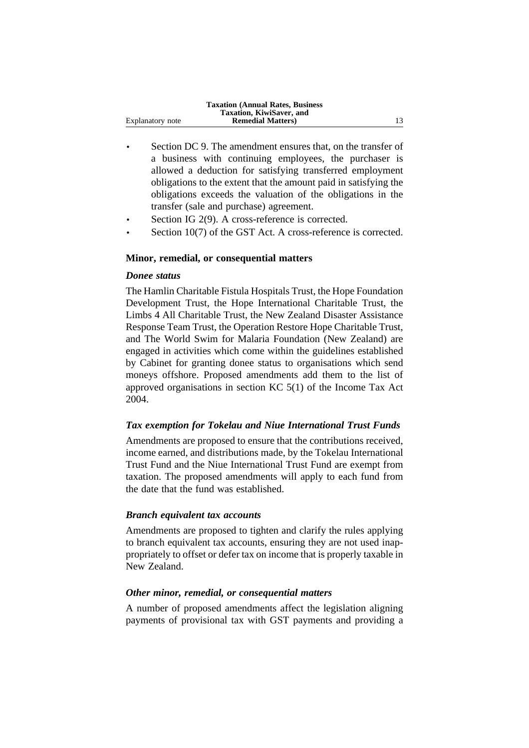- Section DC 9. The amendment ensures that, on the transfer of a business with continuing employees, the purchaser is allowed a deduction for satisfying transferred employment obligations to the extent that the amount paid in satisfying the obligations exceeds the valuation of the obligations in the transfer (sale and purchase) agreement.
- Section IG 2(9). A cross-reference is corrected.
- Section 10(7) of the GST Act. A cross-reference is corrected.

### Minor, remedial, or consequential matters

#### *Donee status*

The Hamlin Charitable Fistula Hospitals Trust, the Hope Foundation Development Trust, the Hope International Charitable Trust, the Limbs 4 All Charitable Trust, the New Zealand Disaster Assistance Response Team Trust, the Operation Restore Hope Charitable Trust, and The World Swim for Malaria Foundation (New Zealand) are engaged in activities which come within the guidelines established by Cabinet for granting donee status to organisations which send moneys offshore. Proposed amendments add them to the list of approved organisations in section KC 5(1) of the Income Tax Act 2004.

#### *Tax exemption for Tokelau and Niue International Trust Funds*

Amendments are proposed to ensure that the contributions received, income earned, and distributions made, by the Tokelau International Trust Fund and the Niue International Trust Fund are exempt from taxation. The proposed amendments will apply to each fund from the date that the fund was established.

#### *Branch equivalent tax accounts*

Amendments are proposed to tighten and clarify the rules applying to branch equivalent tax accounts, ensuring they are not used inappropriately to offset or defer tax on income that is properly taxable in New Zealand.

#### *Other minor, remedial, or consequential matters*

A number of proposed amendments affect the legislation aligning payments of provisional tax with GST payments and providing a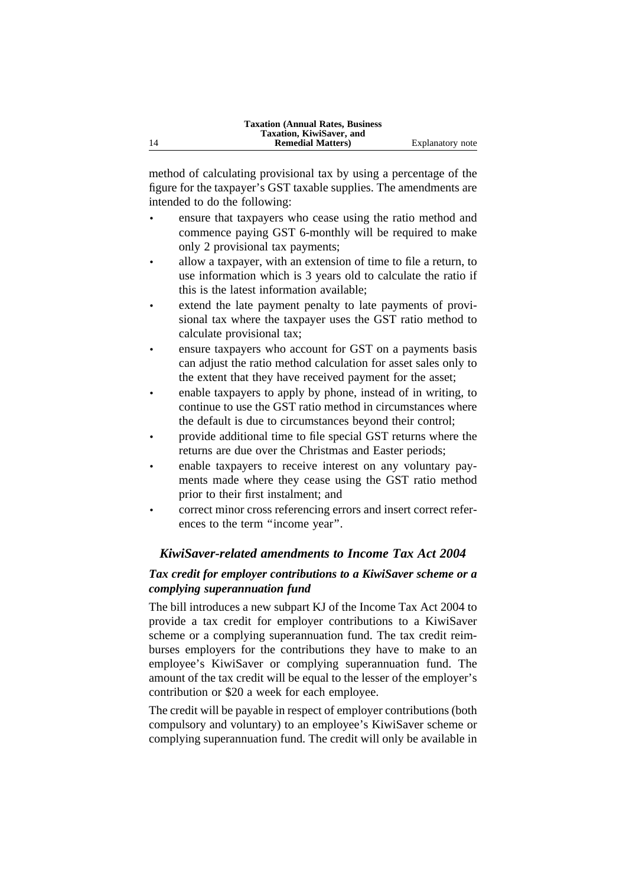method of calculating provisional tax by using a percentage of the figure for the taxpayer's GST taxable supplies. The amendments are intended to do the following:

- ensure that taxpayers who cease using the ratio method and commence paying GST 6-monthly will be required to make only 2 provisional tax payments;
- allow a taxpayer, with an extension of time to file a return, to use information which is 3 years old to calculate the ratio if this is the latest information available;
- extend the late payment penalty to late payments of provisional tax where the taxpayer uses the GST ratio method to calculate provisional tax;
- ensure taxpayers who account for GST on a payments basis can adjust the ratio method calculation for asset sales only to the extent that they have received payment for the asset;
- enable taxpayers to apply by phone, instead of in writing, to continue to use the GST ratio method in circumstances where the default is due to circumstances beyond their control;
- provide additional time to file special GST returns where the returns are due over the Christmas and Easter periods;
- enable taxpayers to receive interest on any voluntary payments made where they cease using the GST ratio method prior to their first instalment; and
- correct minor cross referencing errors and insert correct references to the term "income year".

## *KiwiSaver-related amendments to Income Tax Act 2004*

### *Tax credit for employer contributions to a KiwiSaver scheme or a complying superannuation fund*

The bill introduces a new subpart KJ of the Income Tax Act 2004 to provide a tax credit for employer contributions to a KiwiSaver scheme or a complying superannuation fund. The tax credit reimburses employers for the contributions they have to make to an employee's KiwiSaver or complying superannuation fund. The amount of the tax credit will be equal to the lesser of the employer's contribution or $20 a week for each employee.

The credit will be payable in respect of employer contributions (both compulsory and voluntary) to an employee's KiwiSaver scheme or complying superannuation fund. The credit will only be available in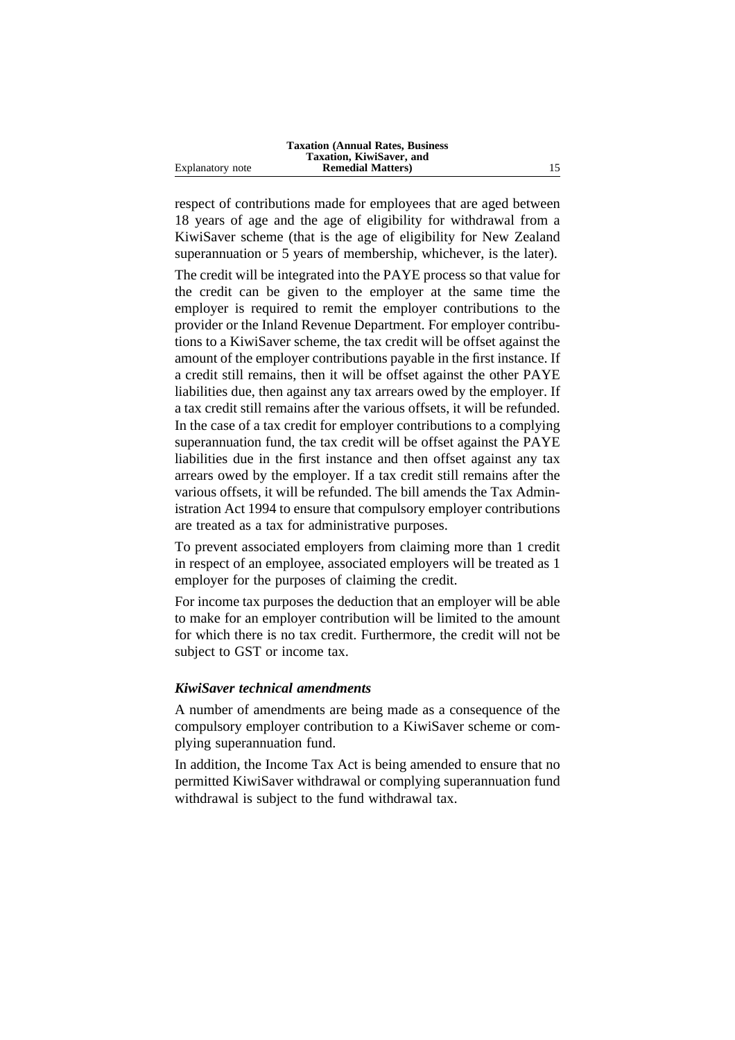respect of contributions made for employees that are aged between 18 years of age and the age of eligibility for withdrawal from a KiwiSaver scheme (that is the age of eligibility for New Zealand superannuation or 5 years of membership, whichever, is the later).

The credit will be integrated into the PAYE process so that value for the credit can be given to the employer at the same time the employer is required to remit the employer contributions to the provider or the Inland Revenue Department. For employer contributions to a KiwiSaver scheme, the tax credit will be offset against the amount of the employer contributions payable in the first instance. If a credit still remains, then it will be offset against the other PAYE liabilities due, then against any tax arrears owed by the employer. If a tax credit still remains after the various offsets, it will be refunded. In the case of a tax credit for employer contributions to a complying superannuation fund, the tax credit will be offset against the PAYE liabilities due in the first instance and then offset against any tax arrears owed by the employer. If a tax credit still remains after the various offsets, it will be refunded. The bill amends the Tax Administration Act 1994 to ensure that compulsory employer contributions are treated as a tax for administrative purposes.

To prevent associated employers from claiming more than 1 credit in respect of an employee, associated employers will be treated as 1 employer for the purposes of claiming the credit.

For income tax purposes the deduction that an employer will be able to make for an employer contribution will be limited to the amount for which there is no tax credit. Furthermore, the credit will not be subject to GST or income tax.

### *KiwiSaver technical amendments*

A number of amendments are being made as a consequence of the compulsory employer contribution to a KiwiSaver scheme or complying superannuation fund.

In addition, the Income Tax Act is being amended to ensure that no permitted KiwiSaver withdrawal or complying superannuation fund withdrawal is subject to the fund withdrawal tax.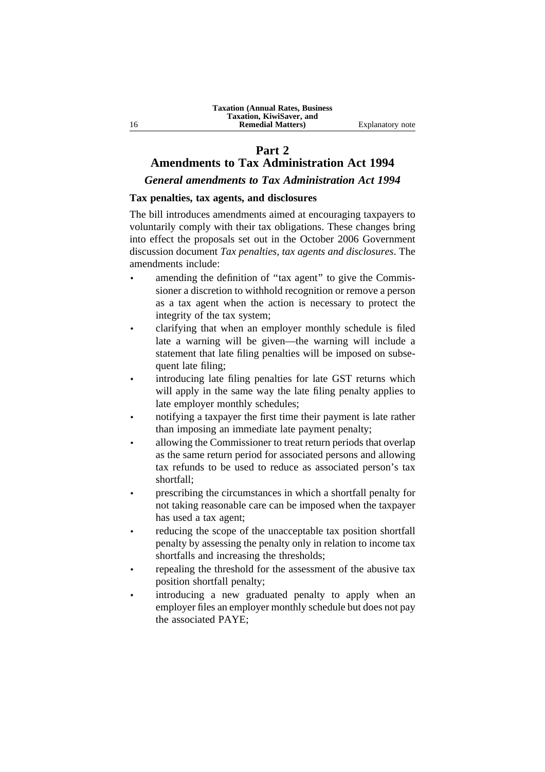## Part 2
## Amendments to Tax Administration Act 1994

### *General amendments to Tax Administration Act 1994*

**Tax penalties, tax agents, and disclosures**

The bill introduces amendments aimed at encouraging taxpayers to voluntarily comply with their tax obligations. These changes bring into effect the proposals set out in the October 2006 Government discussion document *Tax penalties, tax agents and disclosures*. The amendments include:

- amending the definition of "tax agent" to give the Commissioner a discretion to withhold recognition or remove a person as a tax agent when the action is necessary to protect the integrity of the tax system;
- clarifying that when an employer monthly schedule is filed late a warning will be given—the warning will include a statement that late filing penalties will be imposed on subsequent late filing;
- introducing late filing penalties for late GST returns which will apply in the same way the late filing penalty applies to late employer monthly schedules;
- notifying a taxpayer the first time their payment is late rather than imposing an immediate late payment penalty;
- allowing the Commissioner to treat return periods that overlap as the same return period for associated persons and allowing tax refunds to be used to reduce as associated person's tax shortfall;
- prescribing the circumstances in which a shortfall penalty for not taking reasonable care can be imposed when the taxpayer has used a tax agent;
- reducing the scope of the unacceptable tax position shortfall penalty by assessing the penalty only in relation to income tax shortfalls and increasing the thresholds;
- repealing the threshold for the assessment of the abusive tax position shortfall penalty;
- introducing a new graduated penalty to apply when an employer files an employer monthly schedule but does not pay the associated PAYE;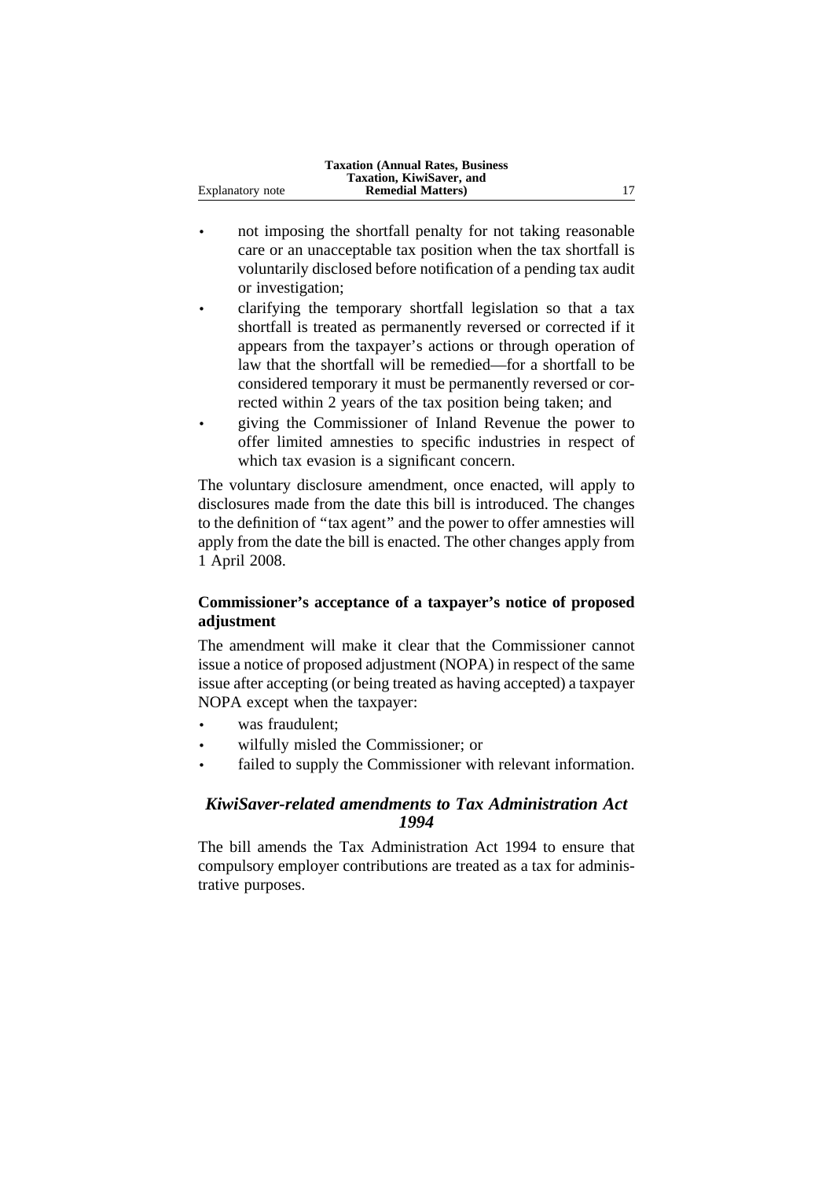- not imposing the shortfall penalty for not taking reasonable care or an unacceptable tax position when the tax shortfall is voluntarily disclosed before notification of a pending tax audit or investigation;
- clarifying the temporary shortfall legislation so that a tax shortfall is treated as permanently reversed or corrected if it appears from the taxpayer's actions or through operation of law that the shortfall will be remedied—for a shortfall to be considered temporary it must be permanently reversed or corrected within 2 years of the tax position being taken; and
- giving the Commissioner of Inland Revenue the power to offer limited amnesties to specific industries in respect of which tax evasion is a significant concern.

The voluntary disclosure amendment, once enacted, will apply to disclosures made from the date this bill is introduced. The changes to the definition of "tax agent" and the power to offer amnesties will apply from the date the bill is enacted. The other changes apply from 1 April 2008.

### Commissioner's acceptance of a taxpayer's notice of proposed adjustment

The amendment will make it clear that the Commissioner cannot issue a notice of proposed adjustment (NOPA) in respect of the same issue after accepting (or being treated as having accepted) a taxpayer NOPA except when the taxpayer:

- was fraudulent;
- wilfully misled the Commissioner; or
- failed to supply the Commissioner with relevant information.

## *KiwiSaver-related amendments to Tax Administration Act 1994*

The bill amends the Tax Administration Act 1994 to ensure that compulsory employer contributions are treated as a tax for administrative purposes.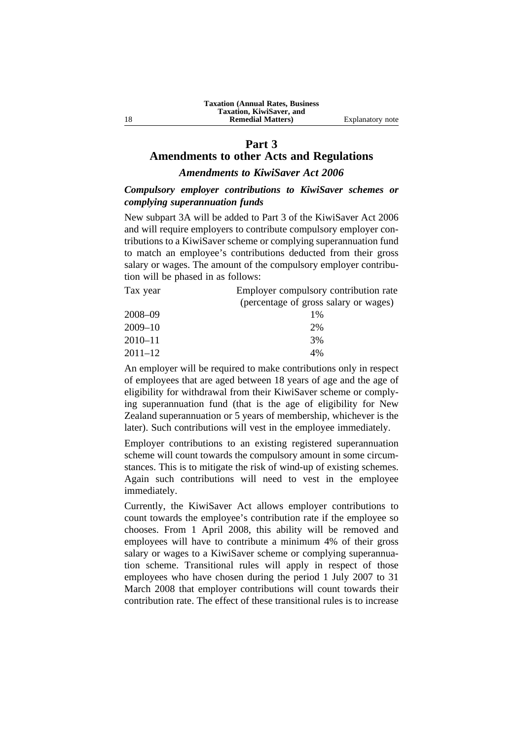## Part 3
## Amendments to other Acts and Regulations

### *Amendments to KiwiSaver Act 2006*

***Compulsory employer contributions to KiwiSaver schemes or complying superannuation funds***

New subpart 3A will be added to Part 3 of the KiwiSaver Act 2006 and will require employers to contribute compulsory employer contributions to a KiwiSaver scheme or complying superannuation fund to match an employee's contributions deducted from their gross salary or wages. The amount of the compulsory employer contribution will be phased in as follows:

| Tax year | Employer compulsory contribution rate (percentage of gross salary or wages) |
|---|---|
| 2008–09 | 1% |
| 2009–10 | 2% |
| 2010–11 | 3% |
| 2011–12 | 4% |

An employer will be required to make contributions only in respect of employees that are aged between 18 years of age and the age of eligibility for withdrawal from their KiwiSaver scheme or complying superannuation fund (that is the age of eligibility for New Zealand superannuation or 5 years of membership, whichever is the later). Such contributions will vest in the employee immediately.

Employer contributions to an existing registered superannuation scheme will count towards the compulsory amount in some circumstances. This is to mitigate the risk of wind-up of existing schemes. Again such contributions will need to vest in the employee immediately.

Currently, the KiwiSaver Act allows employer contributions to count towards the employee's contribution rate if the employee so chooses. From 1 April 2008, this ability will be removed and employees will have to contribute a minimum 4% of their gross salary or wages to a KiwiSaver scheme or complying superannuation scheme. Transitional rules will apply in respect of those employees who have chosen during the period 1 July 2007 to 31 March 2008 that employer contributions will count towards their contribution rate. The effect of these transitional rules is to increase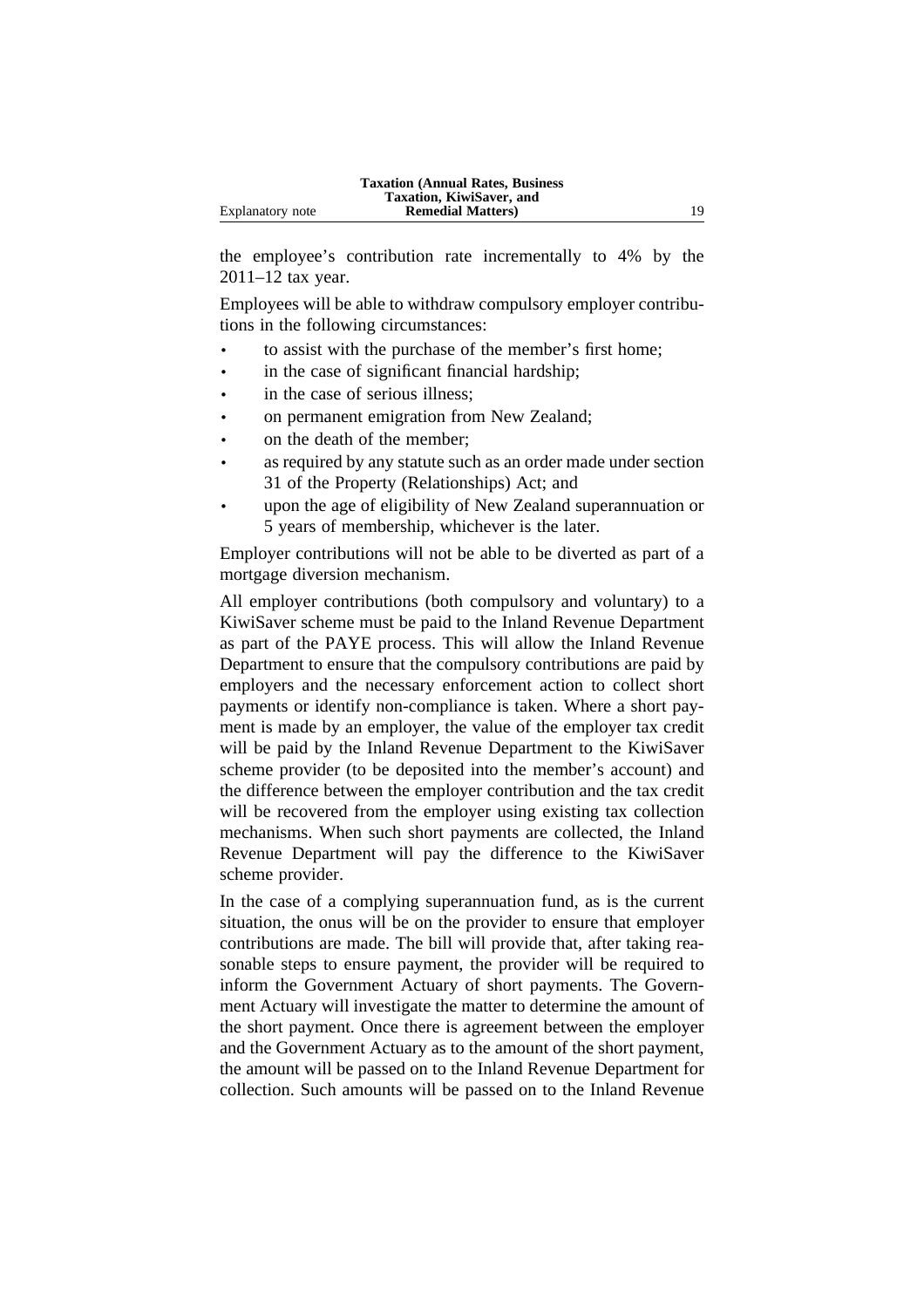the employee's contribution rate incrementally to 4% by the 2011–12 tax year.

Employees will be able to withdraw compulsory employer contributions in the following circumstances:

- to assist with the purchase of the member's first home;
- in the case of significant financial hardship;
- in the case of serious illness;
- on permanent emigration from New Zealand;
- on the death of the member;
- as required by any statute such as an order made under section 31 of the Property (Relationships) Act; and
- upon the age of eligibility of New Zealand superannuation or 5 years of membership, whichever is the later.

Employer contributions will not be able to be diverted as part of a mortgage diversion mechanism.

All employer contributions (both compulsory and voluntary) to a KiwiSaver scheme must be paid to the Inland Revenue Department as part of the PAYE process. This will allow the Inland Revenue Department to ensure that the compulsory contributions are paid by employers and the necessary enforcement action to collect short payments or identify non-compliance is taken. Where a short payment is made by an employer, the value of the employer tax credit will be paid by the Inland Revenue Department to the KiwiSaver scheme provider (to be deposited into the member's account) and the difference between the employer contribution and the tax credit will be recovered from the employer using existing tax collection mechanisms. When such short payments are collected, the Inland Revenue Department will pay the difference to the KiwiSaver scheme provider.

In the case of a complying superannuation fund, as is the current situation, the onus will be on the provider to ensure that employer contributions are made. The bill will provide that, after taking reasonable steps to ensure payment, the provider will be required to inform the Government Actuary of short payments. The Government Actuary will investigate the matter to determine the amount of the short payment. Once there is agreement between the employer and the Government Actuary as to the amount of the short payment, the amount will be passed on to the Inland Revenue Department for collection. Such amounts will be passed on to the Inland Revenue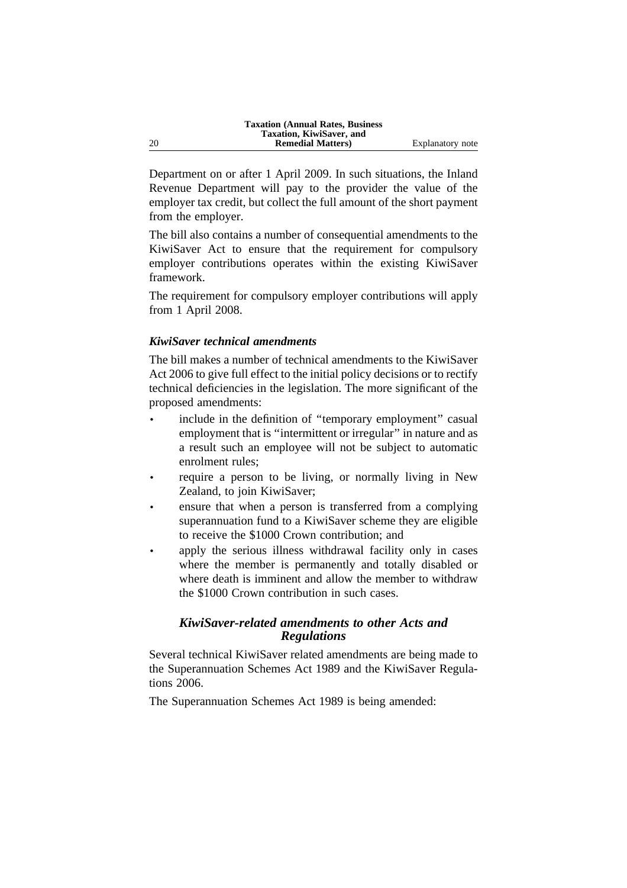Department on or after 1 April 2009. In such situations, the Inland Revenue Department will pay to the provider the value of the employer tax credit, but collect the full amount of the short payment from the employer.

The bill also contains a number of consequential amendments to the KiwiSaver Act to ensure that the requirement for compulsory employer contributions operates within the existing KiwiSaver framework.

The requirement for compulsory employer contributions will apply from 1 April 2008.

### *KiwiSaver technical amendments*

The bill makes a number of technical amendments to the KiwiSaver Act 2006 to give full effect to the initial policy decisions or to rectify technical deficiencies in the legislation. The more significant of the proposed amendments:

- include in the definition of "temporary employment" casual employment that is "intermittent or irregular" in nature and as a result such an employee will not be subject to automatic enrolment rules;
- require a person to be living, or normally living in New Zealand, to join KiwiSaver;
- ensure that when a person is transferred from a complying superannuation fund to a KiwiSaver scheme they are eligible to receive the $1000 Crown contribution; and
- apply the serious illness withdrawal facility only in cases where the member is permanently and totally disabled or where death is imminent and allow the member to withdraw the $1000 Crown contribution in such cases.

### *KiwiSaver-related amendments to other Acts and Regulations*

Several technical KiwiSaver related amendments are being made to the Superannuation Schemes Act 1989 and the KiwiSaver Regulations 2006.

The Superannuation Schemes Act 1989 is being amended: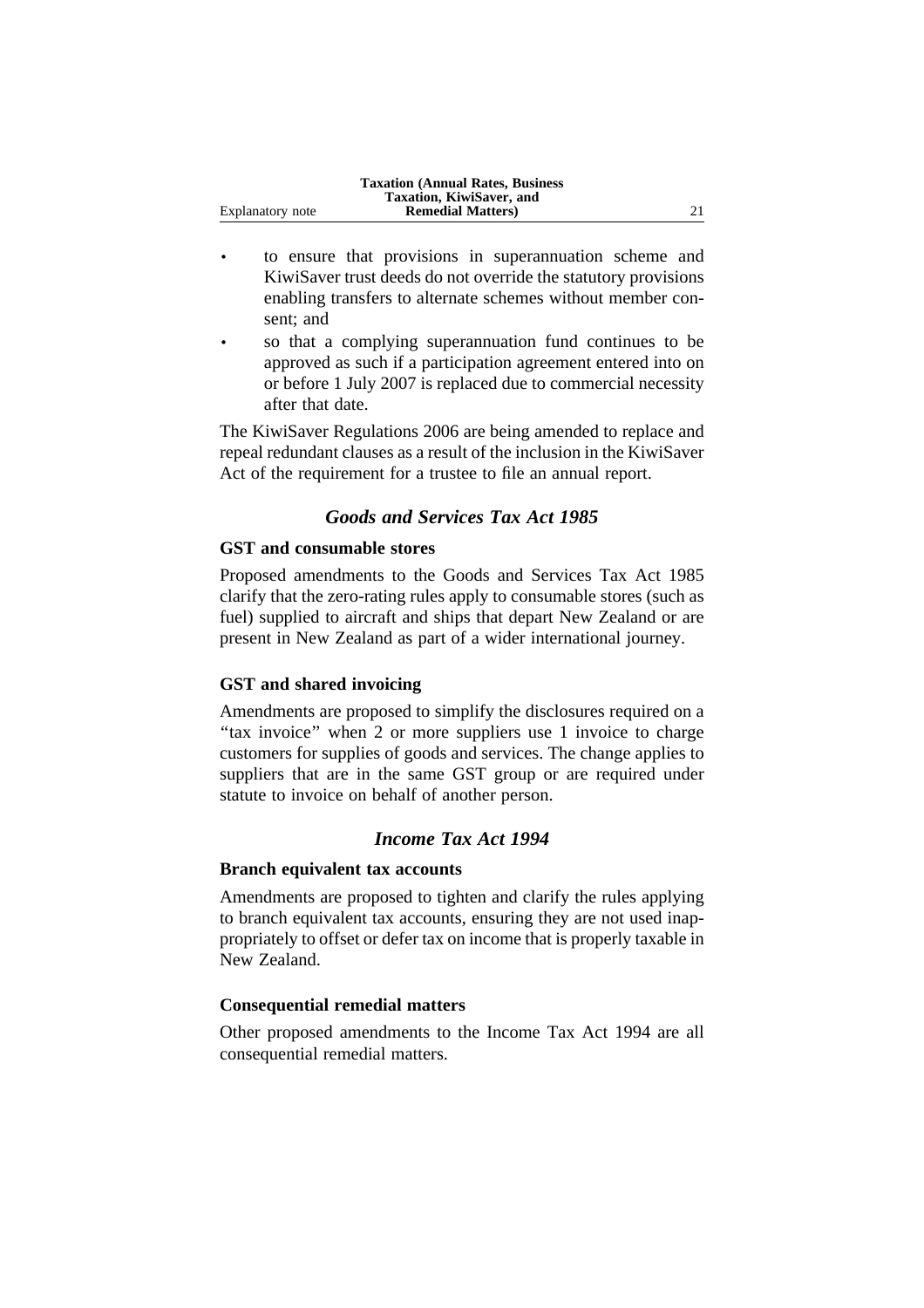- to ensure that provisions in superannuation scheme and KiwiSaver trust deeds do not override the statutory provisions enabling transfers to alternate schemes without member consent; and
- so that a complying superannuation fund continues to be approved as such if a participation agreement entered into on or before 1 July 2007 is replaced due to commercial necessity after that date.

The KiwiSaver Regulations 2006 are being amended to replace and repeal redundant clauses as a result of the inclusion in the KiwiSaver Act of the requirement for a trustee to file an annual report.

## *Goods and Services Tax Act 1985*

### GST and consumable stores

Proposed amendments to the Goods and Services Tax Act 1985 clarify that the zero-rating rules apply to consumable stores (such as fuel) supplied to aircraft and ships that depart New Zealand or are present in New Zealand as part of a wider international journey.

### GST and shared invoicing

Amendments are proposed to simplify the disclosures required on a "tax invoice" when 2 or more suppliers use 1 invoice to charge customers for supplies of goods and services. The change applies to suppliers that are in the same GST group or are required under statute to invoice on behalf of another person.

## *Income Tax Act 1994*

### Branch equivalent tax accounts

Amendments are proposed to tighten and clarify the rules applying to branch equivalent tax accounts, ensuring they are not used inappropriately to offset or defer tax on income that is properly taxable in New Zealand.

### Consequential remedial matters

Other proposed amendments to the Income Tax Act 1994 are all consequential remedial matters.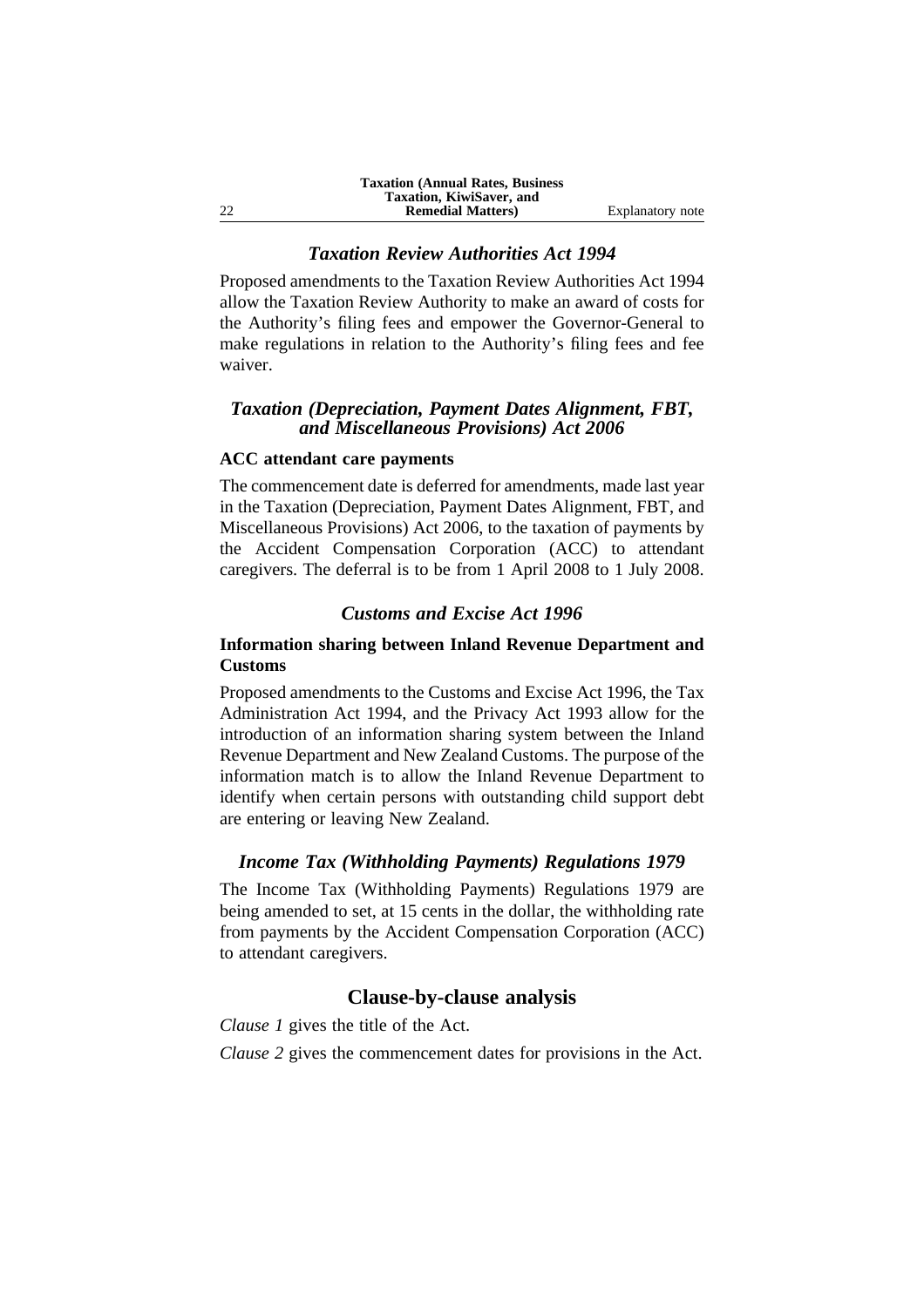### *Taxation Review Authorities Act 1994*

Proposed amendments to the Taxation Review Authorities Act 1994 allow the Taxation Review Authority to make an award of costs for the Authority's filing fees and empower the Governor-General to make regulations in relation to the Authority's filing fees and fee waiver.

### *Taxation (Depreciation, Payment Dates Alignment, FBT, and Miscellaneous Provisions) Act 2006*

#### ACC attendant care payments

The commencement date is deferred for amendments, made last year in the Taxation (Depreciation, Payment Dates Alignment, FBT, and Miscellaneous Provisions) Act 2006, to the taxation of payments by the Accident Compensation Corporation (ACC) to attendant caregivers. The deferral is to be from 1 April 2008 to 1 July 2008.

### *Customs and Excise Act 1996*

#### Information sharing between Inland Revenue Department and Customs

Proposed amendments to the Customs and Excise Act 1996, the Tax Administration Act 1994, and the Privacy Act 1993 allow for the introduction of an information sharing system between the Inland Revenue Department and New Zealand Customs. The purpose of the information match is to allow the Inland Revenue Department to identify when certain persons with outstanding child support debt are entering or leaving New Zealand.

### *Income Tax (Withholding Payments) Regulations 1979*

The Income Tax (Withholding Payments) Regulations 1979 are being amended to set, at 15 cents in the dollar, the withholding rate from payments by the Accident Compensation Corporation (ACC) to attendant caregivers.

## Clause-by-clause analysis

*Clause 1* gives the title of the Act.

*Clause 2* gives the commencement dates for provisions in the Act.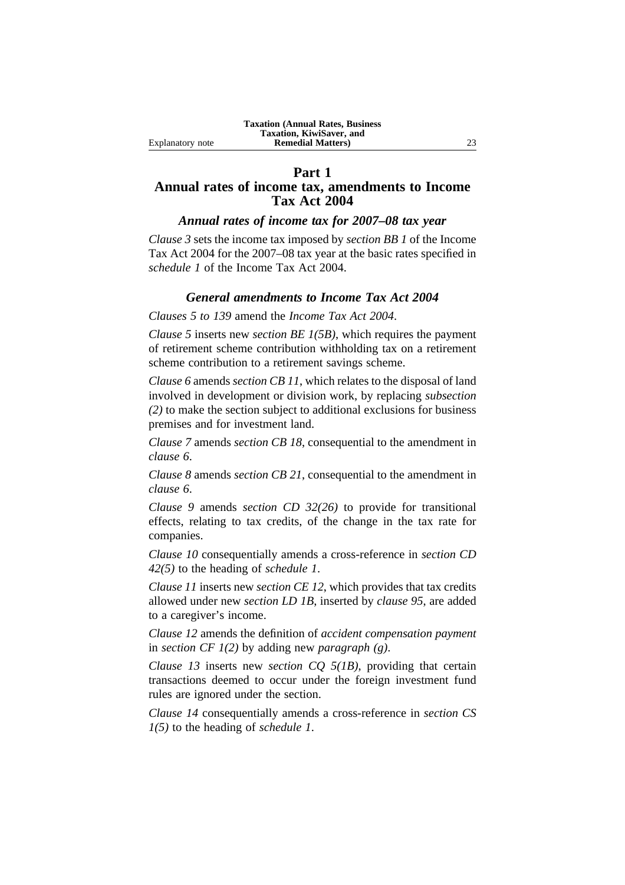## Part 1
## Annual rates of income tax, amendments to Income Tax Act 2004

### *Annual rates of income tax for 2007–08 tax year*

*Clause 3* sets the income tax imposed by *section BB 1* of the Income Tax Act 2004 for the 2007–08 tax year at the basic rates specified in *schedule 1* of the Income Tax Act 2004.

### *General amendments to Income Tax Act 2004*

*Clauses 5 to 139* amend the *Income Tax Act 2004*.

*Clause 5* inserts new *section BE 1(5B)*, which requires the payment of retirement scheme contribution withholding tax on a retirement scheme contribution to a retirement savings scheme.

*Clause 6* amends *section CB 11*, which relates to the disposal of land involved in development or division work, by replacing *subsection (2)* to make the section subject to additional exclusions for business premises and for investment land.

*Clause 7* amends *section CB 18*, consequential to the amendment in *clause 6*.

*Clause 8* amends *section CB 21*, consequential to the amendment in *clause 6*.

*Clause 9* amends *section CD 32(26)* to provide for transitional effects, relating to tax credits, of the change in the tax rate for companies.

*Clause 10* consequentially amends a cross-reference in *section CD 42(5)* to the heading of *schedule 1*.

*Clause 11* inserts new *section CE 12*, which provides that tax credits allowed under new *section LD 1B*, inserted by *clause 95*, are added to a caregiver's income.

*Clause 12* amends the definition of *accident compensation payment* in *section CF 1(2)* by adding new *paragraph (g)*.

*Clause 13* inserts new *section CQ 5(1B)*, providing that certain transactions deemed to occur under the foreign investment fund rules are ignored under the section.

*Clause 14* consequentially amends a cross-reference in *section CS 1(5)* to the heading of *schedule 1*.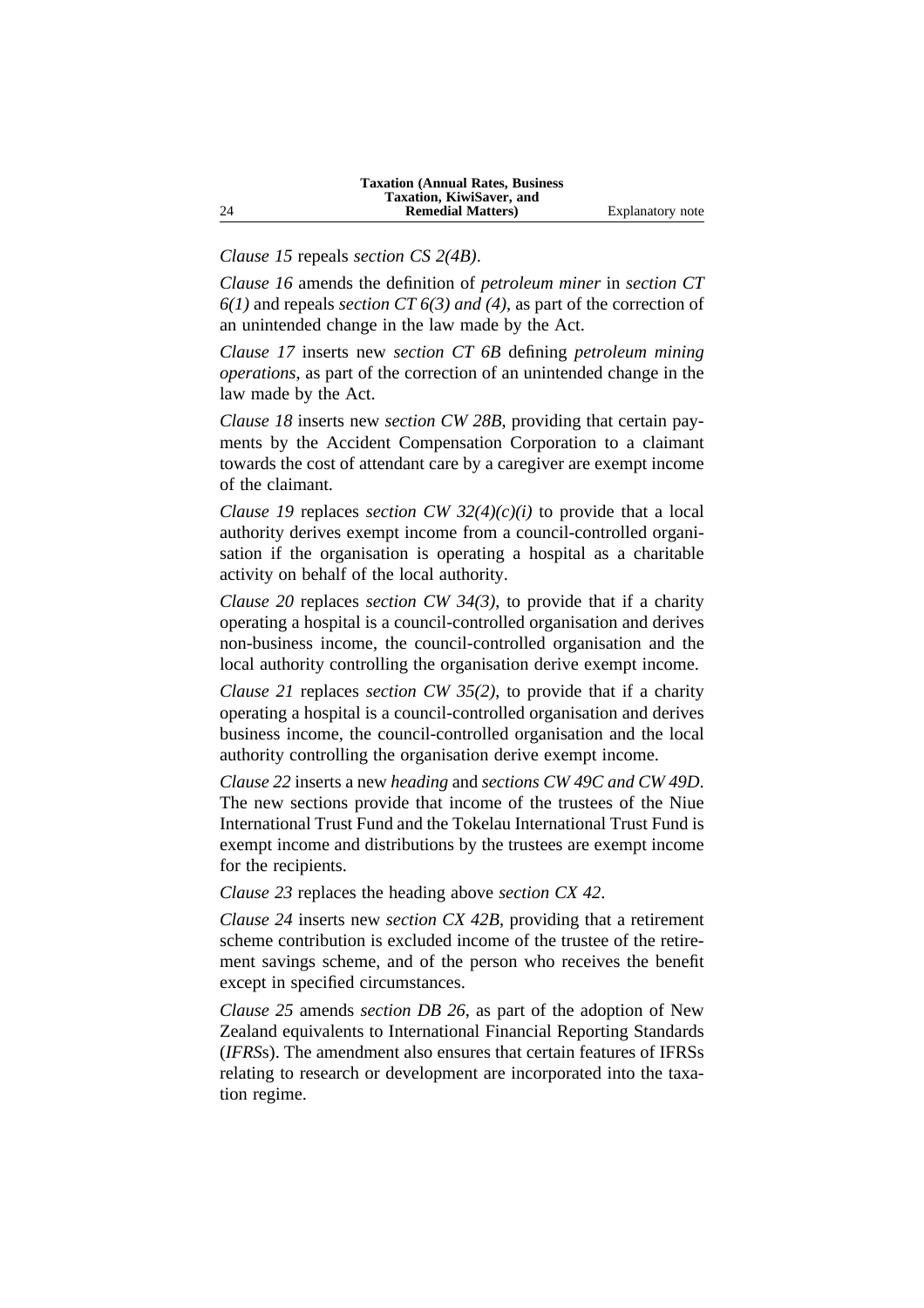*Clause 15* repeals *section CS 2(4B)*.

*Clause 16* amends the definition of *petroleum miner* in *section CT 6(1)* and repeals *section CT 6(3) and (4)*, as part of the correction of an unintended change in the law made by the Act.

*Clause 17* inserts new *section CT 6B* defining *petroleum mining operations*, as part of the correction of an unintended change in the law made by the Act.

*Clause 18* inserts new *section CW 28B*, providing that certain payments by the Accident Compensation Corporation to a claimant towards the cost of attendant care by a caregiver are exempt income of the claimant.

*Clause 19* replaces *section CW 32(4)(c)(i)* to provide that a local authority derives exempt income from a council-controlled organisation if the organisation is operating a hospital as a charitable activity on behalf of the local authority.

*Clause 20* replaces *section CW 34(3)*, to provide that if a charity operating a hospital is a council-controlled organisation and derives non-business income, the council-controlled organisation and the local authority controlling the organisation derive exempt income.

*Clause 21* replaces *section CW 35(2)*, to provide that if a charity operating a hospital is a council-controlled organisation and derives business income, the council-controlled organisation and the local authority controlling the organisation derive exempt income.

*Clause 22* inserts a new *heading* and *sections CW 49C and CW 49D*. The new sections provide that income of the trustees of the Niue International Trust Fund and the Tokelau International Trust Fund is exempt income and distributions by the trustees are exempt income for the recipients.

*Clause 23* replaces the heading above *section CX 42*.

*Clause 24* inserts new *section CX 42B*, providing that a retirement scheme contribution is excluded income of the trustee of the retirement savings scheme, and of the person who receives the benefit except in specified circumstances.

*Clause 25* amends *section DB 26*, as part of the adoption of New Zealand equivalents to International Financial Reporting Standards (*IFRS*s). The amendment also ensures that certain features of IFRSs relating to research or development are incorporated into the taxation regime.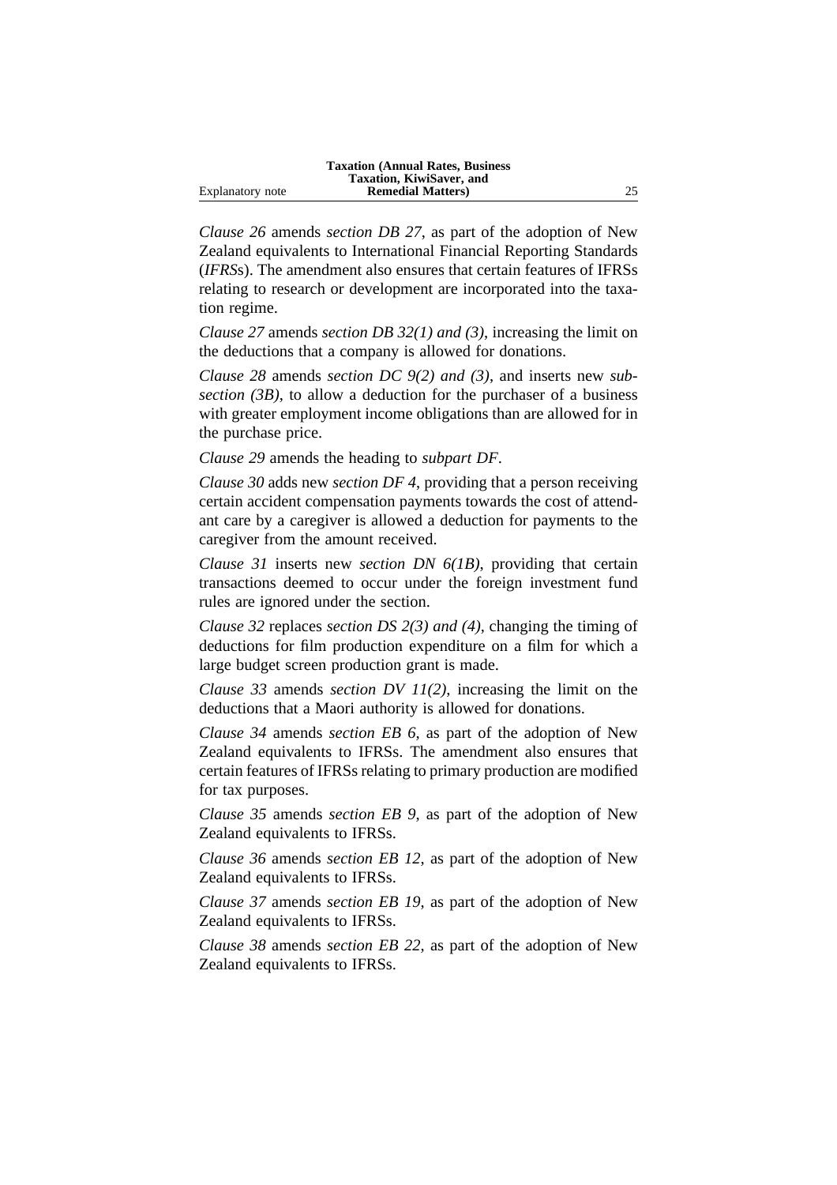*Clause 26* amends *section DB 27*, as part of the adoption of New Zealand equivalents to International Financial Reporting Standards (*IFRS*s). The amendment also ensures that certain features of IFRSs relating to research or development are incorporated into the taxation regime.

*Clause 27* amends *section DB 32(1) and (3)*, increasing the limit on the deductions that a company is allowed for donations.

*Clause 28* amends *section DC 9(2) and (3)*, and inserts new *subsection (3B)*, to allow a deduction for the purchaser of a business with greater employment income obligations than are allowed for in the purchase price.

*Clause 29* amends the heading to *subpart DF*.

*Clause 30* adds new *section DF 4*, providing that a person receiving certain accident compensation payments towards the cost of attendant care by a caregiver is allowed a deduction for payments to the caregiver from the amount received.

*Clause 31* inserts new *section DN 6(1B)*, providing that certain transactions deemed to occur under the foreign investment fund rules are ignored under the section.

*Clause 32* replaces *section DS 2(3) and (4)*, changing the timing of deductions for film production expenditure on a film for which a large budget screen production grant is made.

*Clause 33* amends *section DV 11(2)*, increasing the limit on the deductions that a Maori authority is allowed for donations.

*Clause 34* amends *section EB 6*, as part of the adoption of New Zealand equivalents to IFRSs. The amendment also ensures that certain features of IFRSs relating to primary production are modified for tax purposes.

*Clause 35* amends *section EB 9*, as part of the adoption of New Zealand equivalents to IFRSs.

*Clause 36* amends *section EB 12*, as part of the adoption of New Zealand equivalents to IFRSs.

*Clause 37* amends *section EB 19*, as part of the adoption of New Zealand equivalents to IFRSs.

*Clause 38* amends *section EB 22*, as part of the adoption of New Zealand equivalents to IFRSs.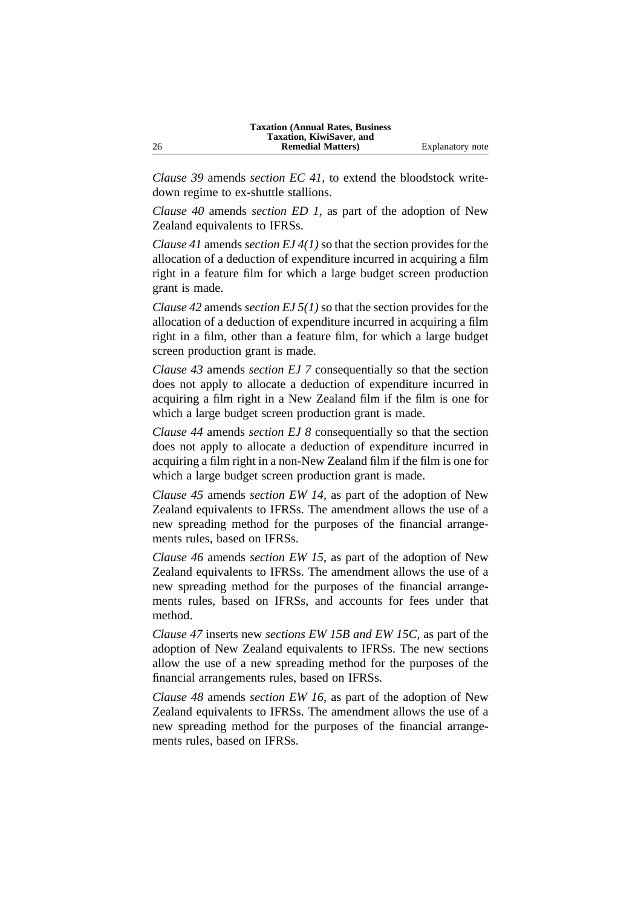*Clause 39* amends *section EC 41*, to extend the bloodstock write-down regime to ex-shuttle stallions.

*Clause 40* amends *section ED 1*, as part of the adoption of New Zealand equivalents to IFRSs.

*Clause 41* amends *section EJ 4(1)* so that the section provides for the allocation of a deduction of expenditure incurred in acquiring a film right in a feature film for which a large budget screen production grant is made.

*Clause 42* amends *section EJ 5(1)* so that the section provides for the allocation of a deduction of expenditure incurred in acquiring a film right in a film, other than a feature film, for which a large budget screen production grant is made.

*Clause 43* amends *section EJ 7* consequentially so that the section does not apply to allocate a deduction of expenditure incurred in acquiring a film right in a New Zealand film if the film is one for which a large budget screen production grant is made.

*Clause 44* amends *section EJ 8* consequentially so that the section does not apply to allocate a deduction of expenditure incurred in acquiring a film right in a non-New Zealand film if the film is one for which a large budget screen production grant is made.

*Clause 45* amends *section EW 14*, as part of the adoption of New Zealand equivalents to IFRSs. The amendment allows the use of a new spreading method for the purposes of the financial arrangements rules, based on IFRSs.

*Clause 46* amends *section EW 15*, as part of the adoption of New Zealand equivalents to IFRSs. The amendment allows the use of a new spreading method for the purposes of the financial arrangements rules, based on IFRSs, and accounts for fees under that method.

*Clause 47* inserts new *sections EW 15B and EW 15C*, as part of the adoption of New Zealand equivalents to IFRSs. The new sections allow the use of a new spreading method for the purposes of the financial arrangements rules, based on IFRSs.

*Clause 48* amends *section EW 16*, as part of the adoption of New Zealand equivalents to IFRSs. The amendment allows the use of a new spreading method for the purposes of the financial arrangements rules, based on IFRSs.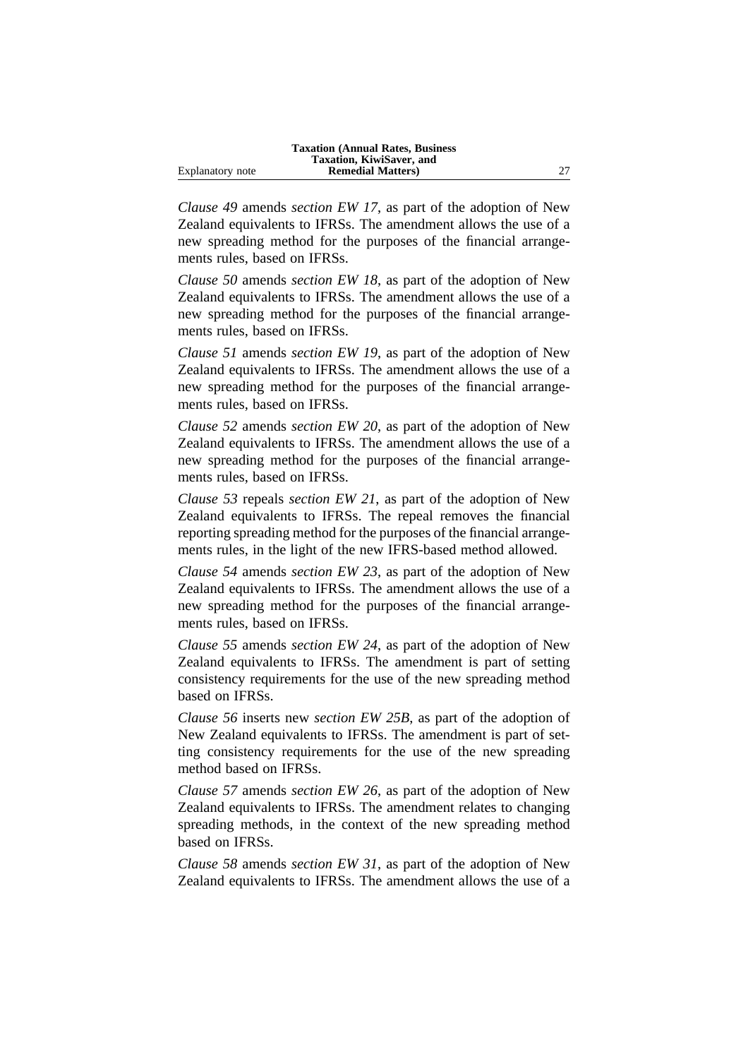*Clause 49* amends *section EW 17*, as part of the adoption of New Zealand equivalents to IFRSs. The amendment allows the use of a new spreading method for the purposes of the financial arrangements rules, based on IFRSs.

*Clause 50* amends *section EW 18*, as part of the adoption of New Zealand equivalents to IFRSs. The amendment allows the use of a new spreading method for the purposes of the financial arrangements rules, based on IFRSs.

*Clause 51* amends *section EW 19*, as part of the adoption of New Zealand equivalents to IFRSs. The amendment allows the use of a new spreading method for the purposes of the financial arrangements rules, based on IFRSs.

*Clause 52* amends *section EW 20*, as part of the adoption of New Zealand equivalents to IFRSs. The amendment allows the use of a new spreading method for the purposes of the financial arrangements rules, based on IFRSs.

*Clause 53* repeals *section EW 21*, as part of the adoption of New Zealand equivalents to IFRSs. The repeal removes the financial reporting spreading method for the purposes of the financial arrangements rules, in the light of the new IFRS-based method allowed.

*Clause 54* amends *section EW 23*, as part of the adoption of New Zealand equivalents to IFRSs. The amendment allows the use of a new spreading method for the purposes of the financial arrangements rules, based on IFRSs.

*Clause 55* amends *section EW 24*, as part of the adoption of New Zealand equivalents to IFRSs. The amendment is part of setting consistency requirements for the use of the new spreading method based on IFRSs.

*Clause 56* inserts new *section EW 25B*, as part of the adoption of New Zealand equivalents to IFRSs. The amendment is part of setting consistency requirements for the use of the new spreading method based on IFRSs.

*Clause 57* amends *section EW 26*, as part of the adoption of New Zealand equivalents to IFRSs. The amendment relates to changing spreading methods, in the context of the new spreading method based on IFRSs.

*Clause 58* amends *section EW 31*, as part of the adoption of New Zealand equivalents to IFRSs. The amendment allows the use of a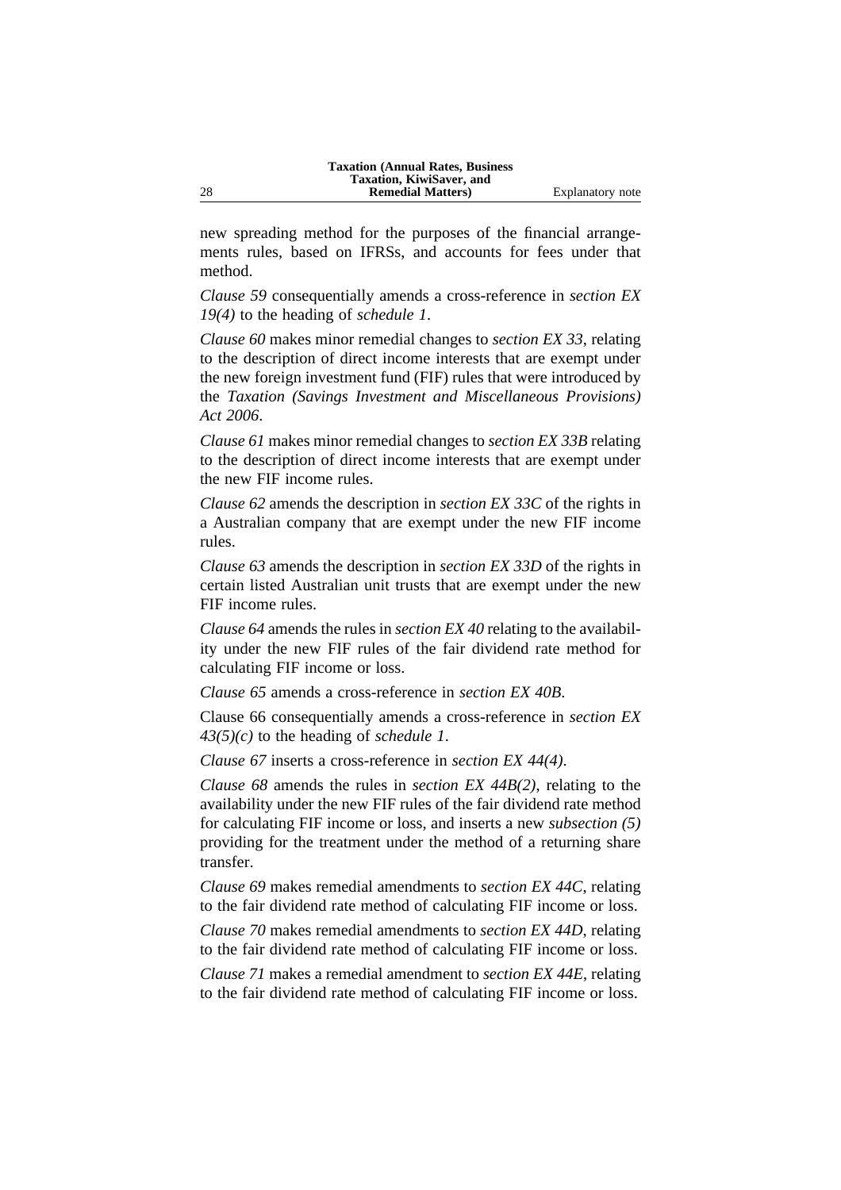new spreading method for the purposes of the financial arrangements rules, based on IFRSs, and accounts for fees under that method.

*Clause 59* consequentially amends a cross-reference in *section EX 19(4)* to the heading of *schedule 1*.

*Clause 60* makes minor remedial changes to *section EX 33*, relating to the description of direct income interests that are exempt under the new foreign investment fund (FIF) rules that were introduced by the *Taxation (Savings Investment and Miscellaneous Provisions) Act 2006*.

*Clause 61* makes minor remedial changes to *section EX 33B* relating to the description of direct income interests that are exempt under the new FIF income rules.

*Clause 62* amends the description in *section EX 33C* of the rights in a Australian company that are exempt under the new FIF income rules.

*Clause 63* amends the description in *section EX 33D* of the rights in certain listed Australian unit trusts that are exempt under the new FIF income rules.

*Clause 64* amends the rules in *section EX 40* relating to the availability under the new FIF rules of the fair dividend rate method for calculating FIF income or loss.

*Clause 65* amends a cross-reference in *section EX 40B*.

Clause 66 consequentially amends a cross-reference in *section EX 43(5)(c)* to the heading of *schedule 1*.

*Clause 67* inserts a cross-reference in *section EX 44(4)*.

*Clause 68* amends the rules in *section EX 44B(2)*, relating to the availability under the new FIF rules of the fair dividend rate method for calculating FIF income or loss, and inserts a new *subsection (5)* providing for the treatment under the method of a returning share transfer.

*Clause 69* makes remedial amendments to *section EX 44C*, relating to the fair dividend rate method of calculating FIF income or loss.

*Clause 70* makes remedial amendments to *section EX 44D*, relating to the fair dividend rate method of calculating FIF income or loss.

*Clause 71* makes a remedial amendment to *section EX 44E*, relating to the fair dividend rate method of calculating FIF income or loss.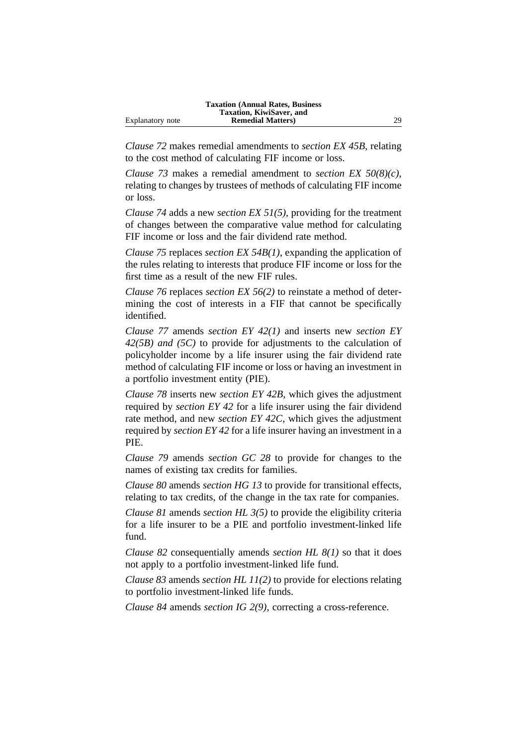*Clause 72* makes remedial amendments to *section EX 45B*, relating to the cost method of calculating FIF income or loss.

*Clause 73* makes a remedial amendment to *section EX 50(8)(c)*, relating to changes by trustees of methods of calculating FIF income or loss.

*Clause 74* adds a new *section EX 51(5)*, providing for the treatment of changes between the comparative value method for calculating FIF income or loss and the fair dividend rate method.

*Clause 75* replaces *section EX 54B(1)*, expanding the application of the rules relating to interests that produce FIF income or loss for the first time as a result of the new FIF rules.

*Clause 76* replaces *section EX 56(2)* to reinstate a method of determining the cost of interests in a FIF that cannot be specifically identified.

*Clause 77* amends *section EY 42(1)* and inserts new *section EY 42(5B) and (5C)* to provide for adjustments to the calculation of policyholder income by a life insurer using the fair dividend rate method of calculating FIF income or loss or having an investment in a portfolio investment entity (PIE).

*Clause 78* inserts new *section EY 42B*, which gives the adjustment required by *section EY 42* for a life insurer using the fair dividend rate method, and new *section EY 42C*, which gives the adjustment required by *section EY 42* for a life insurer having an investment in a PIE.

*Clause 79* amends *section GC 28* to provide for changes to the names of existing tax credits for families.

*Clause 80* amends *section HG 13* to provide for transitional effects, relating to tax credits, of the change in the tax rate for companies.

*Clause 81* amends *section HL 3(5)* to provide the eligibility criteria for a life insurer to be a PIE and portfolio investment-linked life fund.

*Clause 82* consequentially amends *section HL 8(1)* so that it does not apply to a portfolio investment-linked life fund.

*Clause 83* amends *section HL 11(2)* to provide for elections relating to portfolio investment-linked life funds.

*Clause 84* amends *section IG 2(9)*, correcting a cross-reference.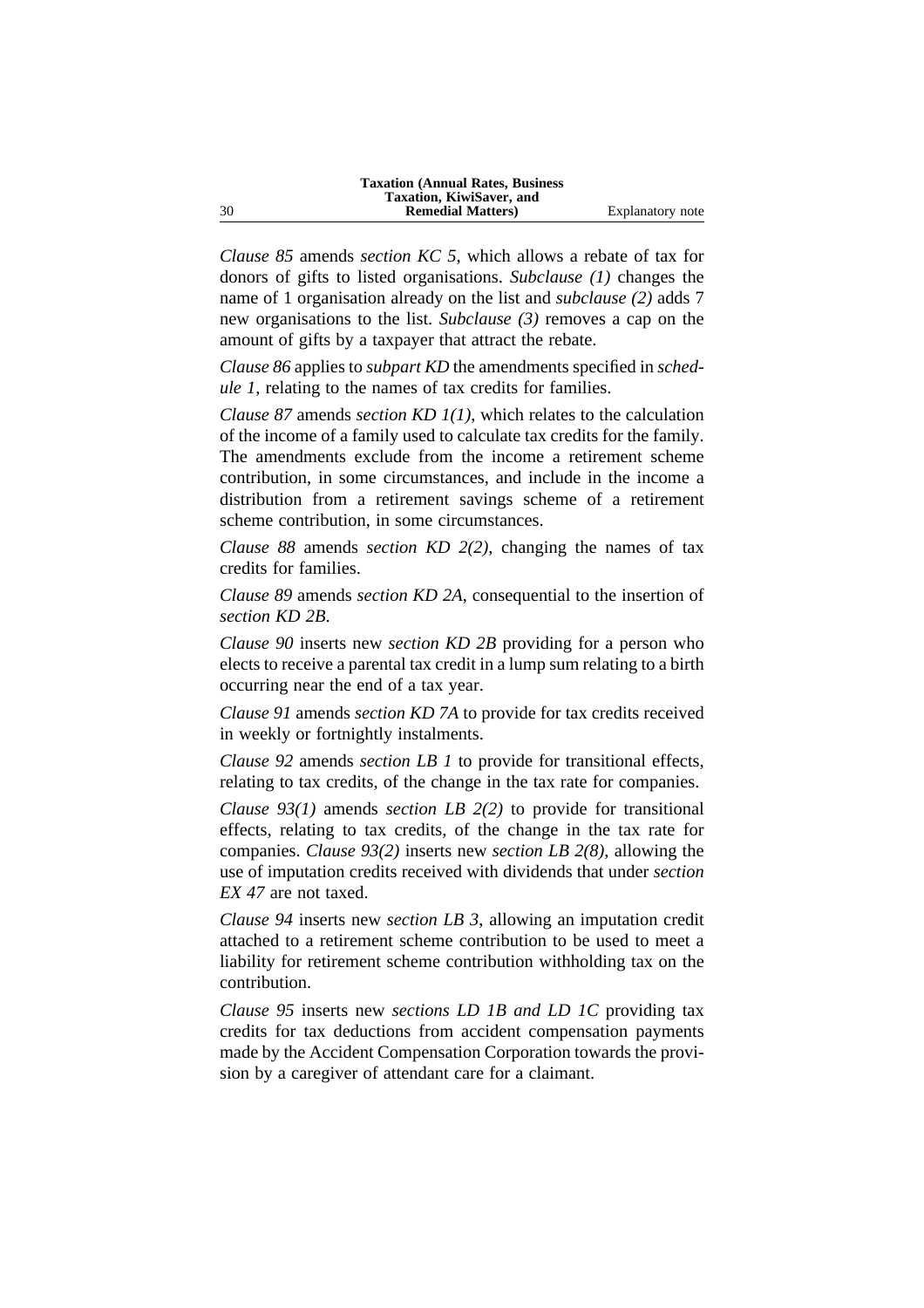*Clause 85* amends *section KC 5*, which allows a rebate of tax for donors of gifts to listed organisations. *Subclause (1)* changes the name of 1 organisation already on the list and *subclause (2)* adds 7 new organisations to the list. *Subclause (3)* removes a cap on the amount of gifts by a taxpayer that attract the rebate.

*Clause 86* applies to *subpart KD* the amendments specified in *schedule 1*, relating to the names of tax credits for families.

*Clause 87* amends *section KD 1(1)*, which relates to the calculation of the income of a family used to calculate tax credits for the family. The amendments exclude from the income a retirement scheme contribution, in some circumstances, and include in the income a distribution from a retirement savings scheme of a retirement scheme contribution, in some circumstances.

*Clause 88* amends *section KD 2(2)*, changing the names of tax credits for families.

*Clause 89* amends *section KD 2A*, consequential to the insertion of *section KD 2B*.

*Clause 90* inserts new *section KD 2B* providing for a person who elects to receive a parental tax credit in a lump sum relating to a birth occurring near the end of a tax year.

*Clause 91* amends *section KD 7A* to provide for tax credits received in weekly or fortnightly instalments.

*Clause 92* amends *section LB 1* to provide for transitional effects, relating to tax credits, of the change in the tax rate for companies.

*Clause 93(1)* amends *section LB 2(2)* to provide for transitional effects, relating to tax credits, of the change in the tax rate for companies. *Clause 93(2)* inserts new *section LB 2(8)*, allowing the use of imputation credits received with dividends that under *section EX 47* are not taxed.

*Clause 94* inserts new *section LB 3*, allowing an imputation credit attached to a retirement scheme contribution to be used to meet a liability for retirement scheme contribution withholding tax on the contribution.

*Clause 95* inserts new *sections LD 1B and LD 1C* providing tax credits for tax deductions from accident compensation payments made by the Accident Compensation Corporation towards the provision by a caregiver of attendant care for a claimant.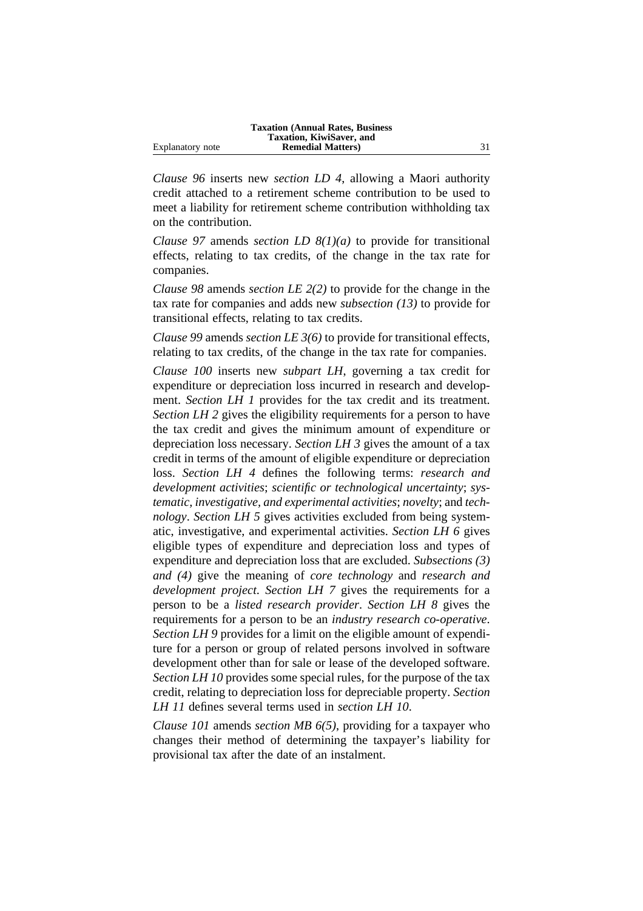*Clause 96* inserts new *section LD 4*, allowing a Maori authority credit attached to a retirement scheme contribution to be used to meet a liability for retirement scheme contribution withholding tax on the contribution.

*Clause 97* amends *section LD 8(1)(a)* to provide for transitional effects, relating to tax credits, of the change in the tax rate for companies.

*Clause 98* amends *section LE 2(2)* to provide for the change in the tax rate for companies and adds new *subsection (13)* to provide for transitional effects, relating to tax credits.

*Clause 99* amends *section LE 3(6)* to provide for transitional effects, relating to tax credits, of the change in the tax rate for companies.

*Clause 100* inserts new *subpart LH*, governing a tax credit for expenditure or depreciation loss incurred in research and development. *Section LH 1* provides for the tax credit and its treatment. *Section LH 2* gives the eligibility requirements for a person to have the tax credit and gives the minimum amount of expenditure or depreciation loss necessary. *Section LH 3* gives the amount of a tax credit in terms of the amount of eligible expenditure or depreciation loss. *Section LH 4* defines the following terms: *research and development activities*; *scientific or technological uncertainty*; *systematic, investigative, and experimental activities*; *novelty*; and *technology*. *Section LH 5* gives activities excluded from being systematic, investigative, and experimental activities. *Section LH 6* gives eligible types of expenditure and depreciation loss and types of expenditure and depreciation loss that are excluded. *Subsections (3) and (4)* give the meaning of *core technology* and *research and development project*. *Section LH 7* gives the requirements for a person to be a *listed research provider*. *Section LH 8* gives the requirements for a person to be an *industry research co-operative*. *Section LH 9* provides for a limit on the eligible amount of expenditure for a person or group of related persons involved in software development other than for sale or lease of the developed software. *Section LH 10* provides some special rules, for the purpose of the tax credit, relating to depreciation loss for depreciable property. *Section LH 11* defines several terms used in *section LH 10*.

*Clause 101* amends *section MB 6(5)*, providing for a taxpayer who changes their method of determining the taxpayer's liability for provisional tax after the date of an instalment.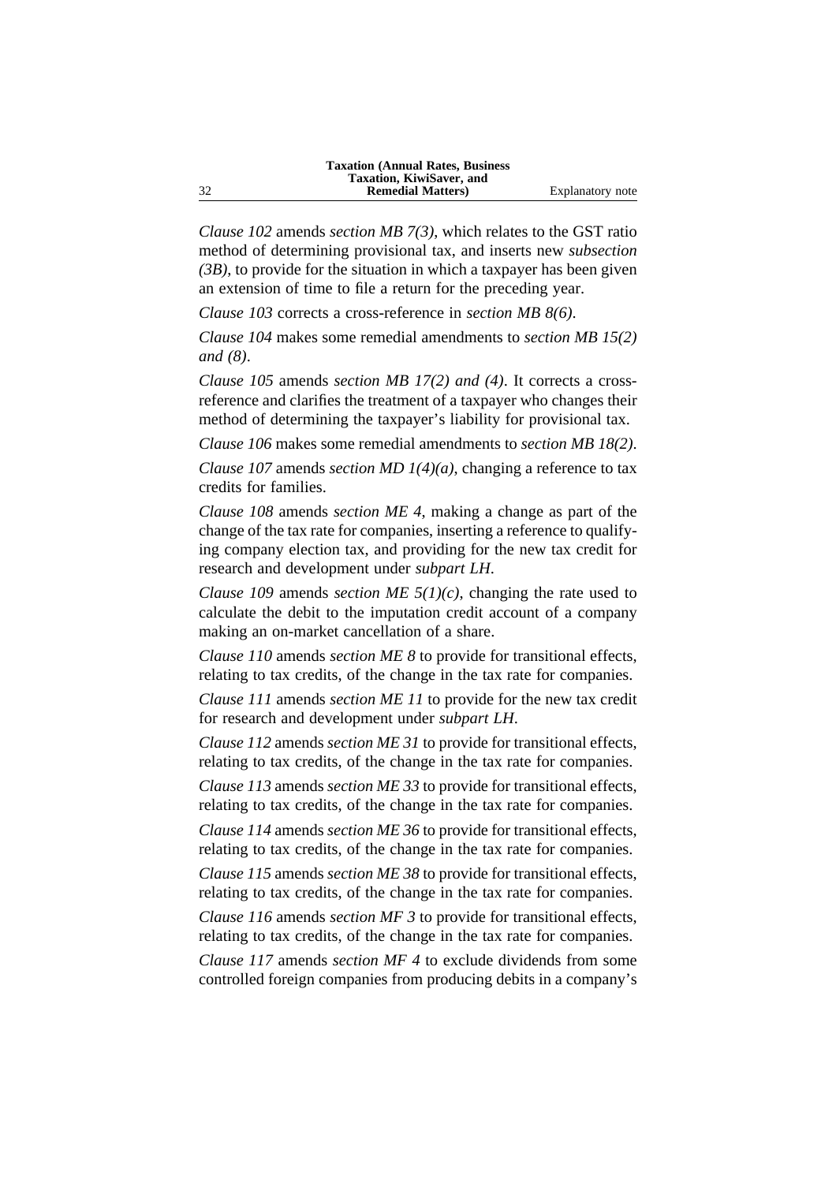*Clause 102* amends *section MB 7(3)*, which relates to the GST ratio method of determining provisional tax, and inserts new *subsection (3B)*, to provide for the situation in which a taxpayer has been given an extension of time to file a return for the preceding year.

*Clause 103* corrects a cross-reference in *section MB 8(6)*.

*Clause 104* makes some remedial amendments to *section MB 15(2) and (8)*.

*Clause 105* amends *section MB 17(2) and (4)*. It corrects a cross-reference and clarifies the treatment of a taxpayer who changes their method of determining the taxpayer's liability for provisional tax.

*Clause 106* makes some remedial amendments to *section MB 18(2)*.

*Clause 107* amends *section MD 1(4)(a)*, changing a reference to tax credits for families.

*Clause 108* amends *section ME 4*, making a change as part of the change of the tax rate for companies, inserting a reference to qualifying company election tax, and providing for the new tax credit for research and development under *subpart LH*.

*Clause 109* amends *section ME 5(1)(c)*, changing the rate used to calculate the debit to the imputation credit account of a company making an on-market cancellation of a share.

*Clause 110* amends *section ME 8* to provide for transitional effects, relating to tax credits, of the change in the tax rate for companies.

*Clause 111* amends *section ME 11* to provide for the new tax credit for research and development under *subpart LH*.

*Clause 112* amends *section ME 31* to provide for transitional effects, relating to tax credits, of the change in the tax rate for companies.

*Clause 113* amends *section ME 33* to provide for transitional effects, relating to tax credits, of the change in the tax rate for companies.

*Clause 114* amends *section ME 36* to provide for transitional effects, relating to tax credits, of the change in the tax rate for companies.

*Clause 115* amends *section ME 38* to provide for transitional effects, relating to tax credits, of the change in the tax rate for companies.

*Clause 116* amends *section MF 3* to provide for transitional effects, relating to tax credits, of the change in the tax rate for companies.

*Clause 117* amends *section MF 4* to exclude dividends from some controlled foreign companies from producing debits in a company's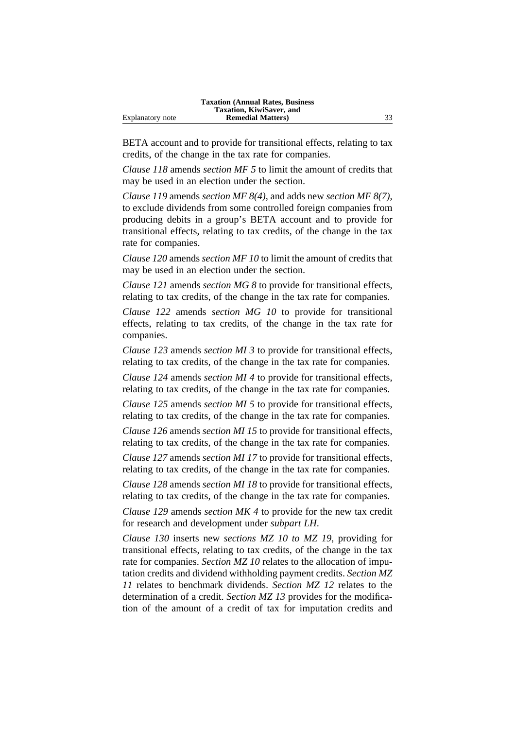BETA account and to provide for transitional effects, relating to tax credits, of the change in the tax rate for companies.

*Clause 118* amends *section MF 5* to limit the amount of credits that may be used in an election under the section.

*Clause 119* amends *section MF 8(4)*, and adds new *section MF 8(7)*, to exclude dividends from some controlled foreign companies from producing debits in a group's BETA account and to provide for transitional effects, relating to tax credits, of the change in the tax rate for companies.

*Clause 120* amends *section MF 10* to limit the amount of credits that may be used in an election under the section.

*Clause 121* amends *section MG 8* to provide for transitional effects, relating to tax credits, of the change in the tax rate for companies.

*Clause 122* amends *section MG 10* to provide for transitional effects, relating to tax credits, of the change in the tax rate for companies.

*Clause 123* amends *section MI 3* to provide for transitional effects, relating to tax credits, of the change in the tax rate for companies.

*Clause 124* amends *section MI 4* to provide for transitional effects, relating to tax credits, of the change in the tax rate for companies.

*Clause 125* amends *section MI 5* to provide for transitional effects, relating to tax credits, of the change in the tax rate for companies.

*Clause 126* amends *section MI 15* to provide for transitional effects, relating to tax credits, of the change in the tax rate for companies.

*Clause 127* amends *section MI 17* to provide for transitional effects, relating to tax credits, of the change in the tax rate for companies.

*Clause 128* amends *section MI 18* to provide for transitional effects, relating to tax credits, of the change in the tax rate for companies.

*Clause 129* amends *section MK 4* to provide for the new tax credit for research and development under *subpart LH*.

*Clause 130* inserts new *sections MZ 10 to MZ 19*, providing for transitional effects, relating to tax credits, of the change in the tax rate for companies. *Section MZ 10* relates to the allocation of imputation credits and dividend withholding payment credits. *Section MZ 11* relates to benchmark dividends. *Section MZ 12* relates to the determination of a credit. *Section MZ 13* provides for the modification of the amount of a credit of tax for imputation credits and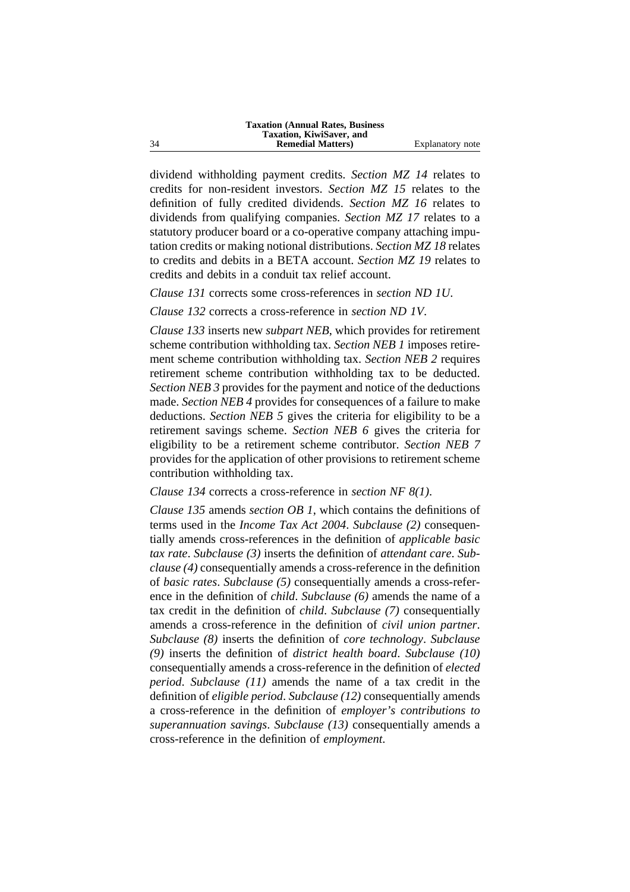dividend withholding payment credits. *Section MZ 14* relates to credits for non-resident investors. *Section MZ 15* relates to the definition of fully credited dividends. *Section MZ 16* relates to dividends from qualifying companies. *Section MZ 17* relates to a statutory producer board or a co-operative company attaching imputation credits or making notional distributions. *Section MZ 18* relates to credits and debits in a BETA account. *Section MZ 19* relates to credits and debits in a conduit tax relief account.

*Clause 131* corrects some cross-references in *section ND 1U*.

*Clause 132* corrects a cross-reference in *section ND 1V*.

*Clause 133* inserts new *subpart NEB*, which provides for retirement scheme contribution withholding tax. *Section NEB 1* imposes retirement scheme contribution withholding tax. *Section NEB 2* requires retirement scheme contribution withholding tax to be deducted. *Section NEB 3* provides for the payment and notice of the deductions made. *Section NEB 4* provides for consequences of a failure to make deductions. *Section NEB 5* gives the criteria for eligibility to be a retirement savings scheme. *Section NEB 6* gives the criteria for eligibility to be a retirement scheme contributor. *Section NEB 7* provides for the application of other provisions to retirement scheme contribution withholding tax.

*Clause 134* corrects a cross-reference in *section NF 8(1)*.

*Clause 135* amends *section OB 1*, which contains the definitions of terms used in the *Income Tax Act 2004*. *Subclause (2)* consequentially amends cross-references in the definition of *applicable basic tax rate*. *Subclause (3)* inserts the definition of *attendant care*. *Subclause (4)* consequentially amends a cross-reference in the definition of *basic rates*. *Subclause (5)* consequentially amends a cross-reference in the definition of *child*. *Subclause (6)* amends the name of a tax credit in the definition of *child*. *Subclause (7)* consequentially amends a cross-reference in the definition of *civil union partner*. *Subclause (8)* inserts the definition of *core technology*. *Subclause (9)* inserts the definition of *district health board*. *Subclause (10)* consequentially amends a cross-reference in the definition of *elected period*. *Subclause (11)* amends the name of a tax credit in the definition of *eligible period*. *Subclause (12)* consequentially amends a cross-reference in the definition of *employer's contributions to superannuation savings*. *Subclause (13)* consequentially amends a cross-reference in the definition of *employment*.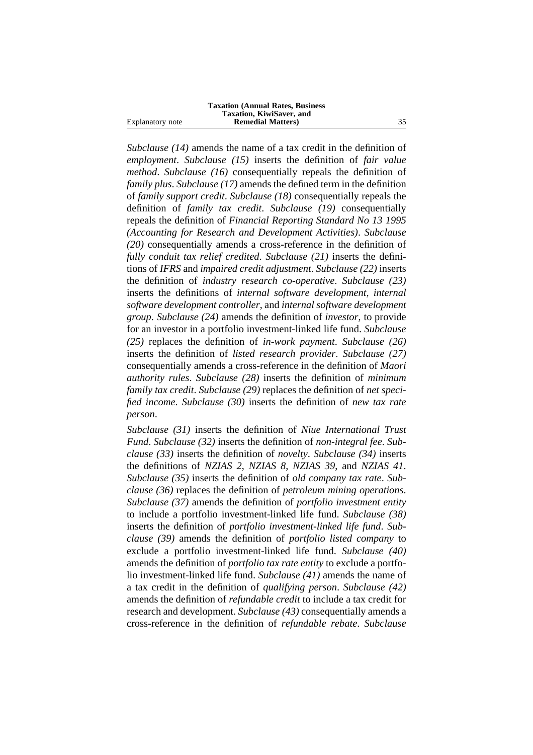*Subclause (14)* amends the name of a tax credit in the definition of *employment*. *Subclause (15)* inserts the definition of *fair value method*. *Subclause (16)* consequentially repeals the definition of *family plus*. *Subclause (17)* amends the defined term in the definition of *family support credit*. *Subclause (18)* consequentially repeals the definition of *family tax credit*. *Subclause (19)* consequentially repeals the definition of *Financial Reporting Standard No 13 1995 (Accounting for Research and Development Activities)*. *Subclause (20)* consequentially amends a cross-reference in the definition of *fully conduit tax relief credited*. *Subclause (21)* inserts the definitions of *IFRS* and *impaired credit adjustment*. *Subclause (22)* inserts the definition of *industry research co-operative*. *Subclause (23)* inserts the definitions of *internal software development*, *internal software development controller*, and *internal software development group*. *Subclause (24)* amends the definition of *investor*, to provide for an investor in a portfolio investment-linked life fund. *Subclause (25)* replaces the definition of *in-work payment*. *Subclause (26)* inserts the definition of *listed research provider*. *Subclause (27)* consequentially amends a cross-reference in the definition of *Maori authority rules*. *Subclause (28)* inserts the definition of *minimum family tax credit*. *Subclause (29)* replaces the definition of *net specified income*. *Subclause (30)* inserts the definition of *new tax rate person*.

*Subclause (31)* inserts the definition of *Niue International Trust Fund*. *Subclause (32)* inserts the definition of *non-integral fee*. *Subclause (33)* inserts the definition of *novelty*. *Subclause (34)* inserts the definitions of *NZIAS 2*, *NZIAS 8*, *NZIAS 39*, and *NZIAS 41*. *Subclause (35)* inserts the definition of *old company tax rate*. *Subclause (36)* replaces the definition of *petroleum mining operations*. *Subclause (37)* amends the definition of *portfolio investment entity* to include a portfolio investment-linked life fund. *Subclause (38)* inserts the definition of *portfolio investment-linked life fund*. *Subclause (39)* amends the definition of *portfolio listed company* to exclude a portfolio investment-linked life fund. *Subclause (40)* amends the definition of *portfolio tax rate entity* to exclude a portfolio investment-linked life fund. *Subclause (41)* amends the name of a tax credit in the definition of *qualifying person*. *Subclause (42)* amends the definition of *refundable credit* to include a tax credit for research and development. *Subclause (43)* consequentially amends a cross-reference in the definition of *refundable rebate*. *Subclause*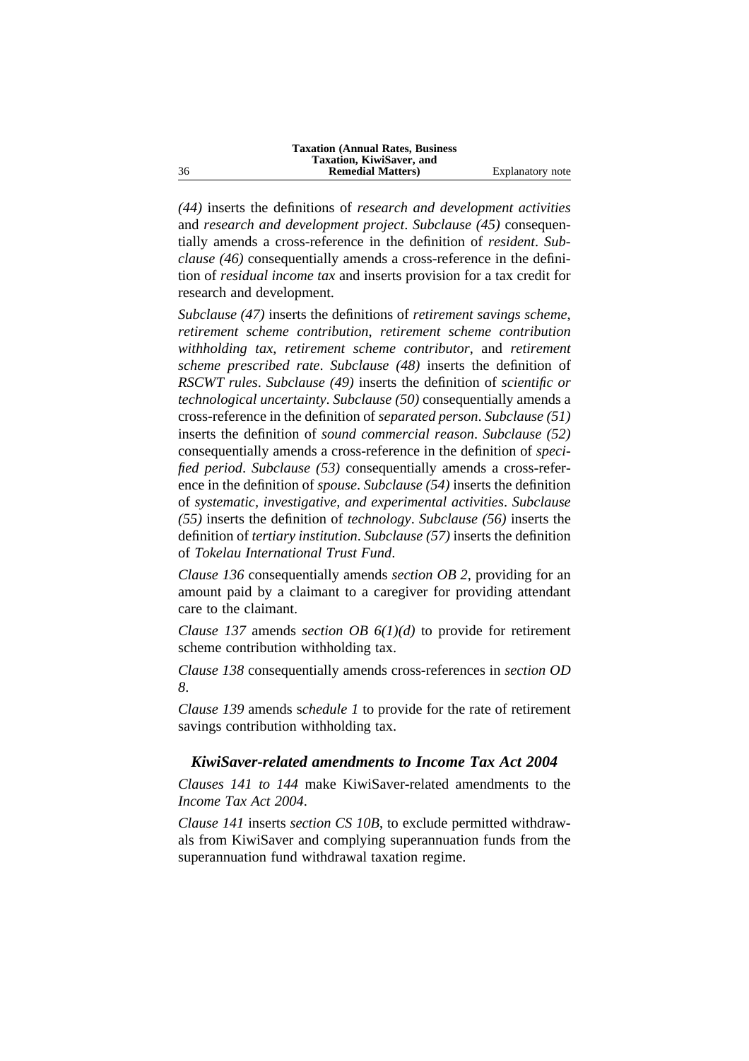*(44)* inserts the definitions of *research and development activities* and *research and development project*. *Subclause (45)* consequentially amends a cross-reference in the definition of *resident*. *Subclause (46)* consequentially amends a cross-reference in the definition of *residual income tax* and inserts provision for a tax credit for research and development.

*Subclause (47)* inserts the definitions of *retirement savings scheme*, *retirement scheme contribution*, *retirement scheme contribution withholding tax*, *retirement scheme contributor*, and *retirement scheme prescribed rate*. *Subclause (48)* inserts the definition of *RSCWT rules*. *Subclause (49)* inserts the definition of *scientific or technological uncertainty*. *Subclause (50)* consequentially amends a cross-reference in the definition of *separated person*. *Subclause (51)* inserts the definition of *sound commercial reason*. *Subclause (52)* consequentially amends a cross-reference in the definition of *specified period*. *Subclause (53)* consequentially amends a cross-reference in the definition of *spouse*. *Subclause (54)* inserts the definition of *systematic, investigative, and experimental activities*. *Subclause (55)* inserts the definition of *technology*. *Subclause (56)* inserts the definition of *tertiary institution*. *Subclause (57)* inserts the definition of *Tokelau International Trust Fund*.

*Clause 136* consequentially amends *section OB 2*, providing for an amount paid by a claimant to a caregiver for providing attendant care to the claimant.

*Clause 137* amends *section OB 6(1)(d)* to provide for retirement scheme contribution withholding tax.

*Clause 138* consequentially amends cross-references in *section OD 8*.

*Clause 139* amends s*chedule 1* to provide for the rate of retirement savings contribution withholding tax.

### *KiwiSaver-related amendments to Income Tax Act 2004*

*Clauses 141 to 144* make KiwiSaver-related amendments to the *Income Tax Act 2004*.

*Clause 141* inserts *section CS 10B*, to exclude permitted withdrawals from KiwiSaver and complying superannuation funds from the superannuation fund withdrawal taxation regime.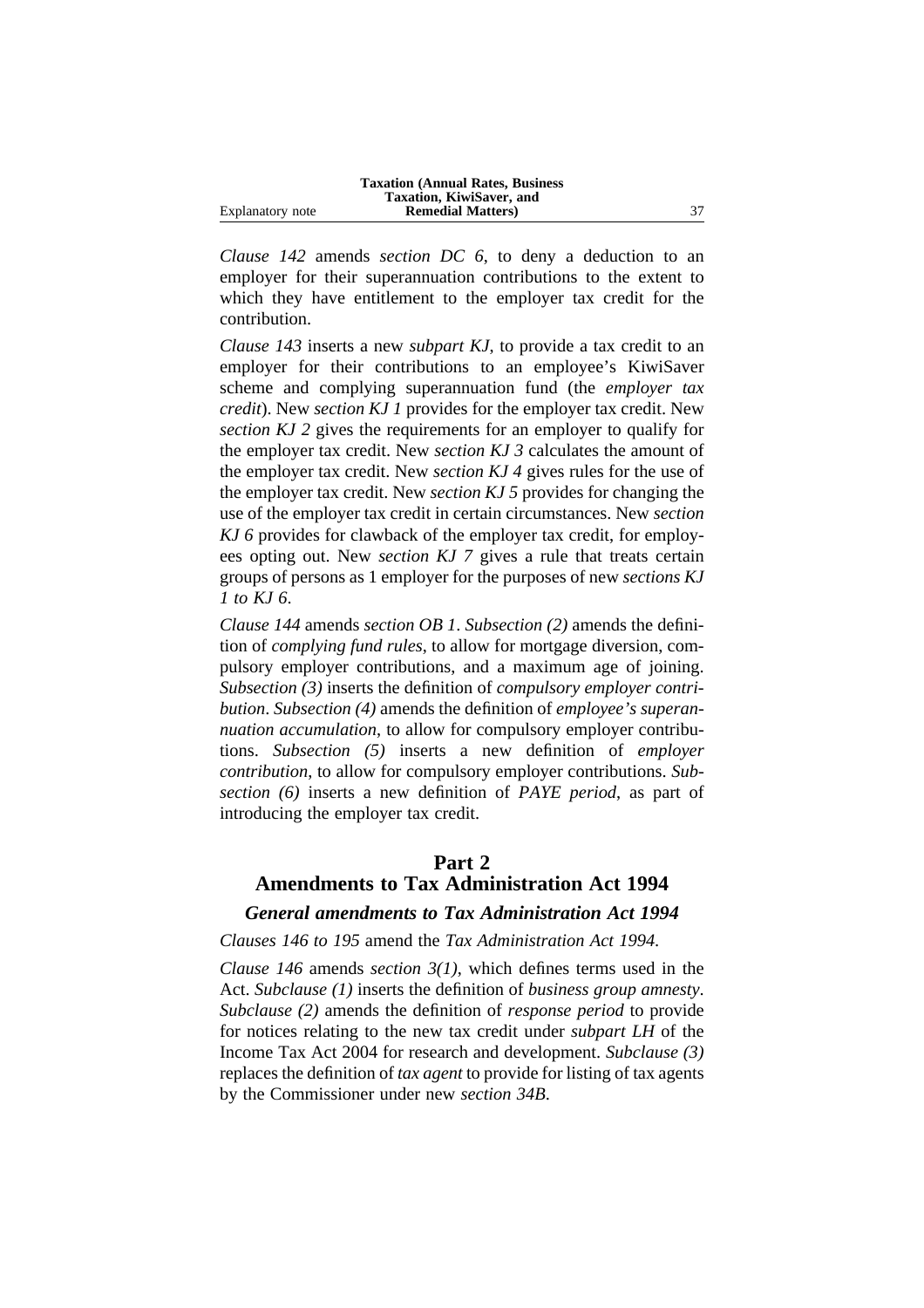*Clause 142* amends *section DC 6*, to deny a deduction to an employer for their superannuation contributions to the extent to which they have entitlement to the employer tax credit for the contribution.

*Clause 143* inserts a new *subpart KJ*, to provide a tax credit to an employer for their contributions to an employee's KiwiSaver scheme and complying superannuation fund (the *employer tax credit*). New *section KJ 1* provides for the employer tax credit. New *section KJ 2* gives the requirements for an employer to qualify for the employer tax credit. New *section KJ 3* calculates the amount of the employer tax credit. New *section KJ 4* gives rules for the use of the employer tax credit. New *section KJ 5* provides for changing the use of the employer tax credit in certain circumstances. New *section KJ 6* provides for clawback of the employer tax credit, for employees opting out. New *section KJ 7* gives a rule that treats certain groups of persons as 1 employer for the purposes of new *sections KJ 1 to KJ 6*.

*Clause 144* amends *section OB 1*. *Subsection (2)* amends the definition of *complying fund rules*, to allow for mortgage diversion, compulsory employer contributions, and a maximum age of joining. *Subsection (3)* inserts the definition of *compulsory employer contribution*. *Subsection (4)* amends the definition of *employee's superannuation accumulation*, to allow for compulsory employer contributions. *Subsection (5)* inserts a new definition of *employer contribution*, to allow for compulsory employer contributions. *Subsection (6)* inserts a new definition of *PAYE period*, as part of introducing the employer tax credit.

## Part 2
## Amendments to Tax Administration Act 1994

### *General amendments to Tax Administration Act 1994*

*Clauses 146 to 195* amend the *Tax Administration Act 1994*.

*Clause 146* amends *section 3(1)*, which defines terms used in the Act. *Subclause (1)* inserts the definition of *business group amnesty*. *Subclause (2)* amends the definition of *response period* to provide for notices relating to the new tax credit under *subpart LH* of the Income Tax Act 2004 for research and development. *Subclause (3)* replaces the definition of *tax agent* to provide for listing of tax agents by the Commissioner under new *section 34B*.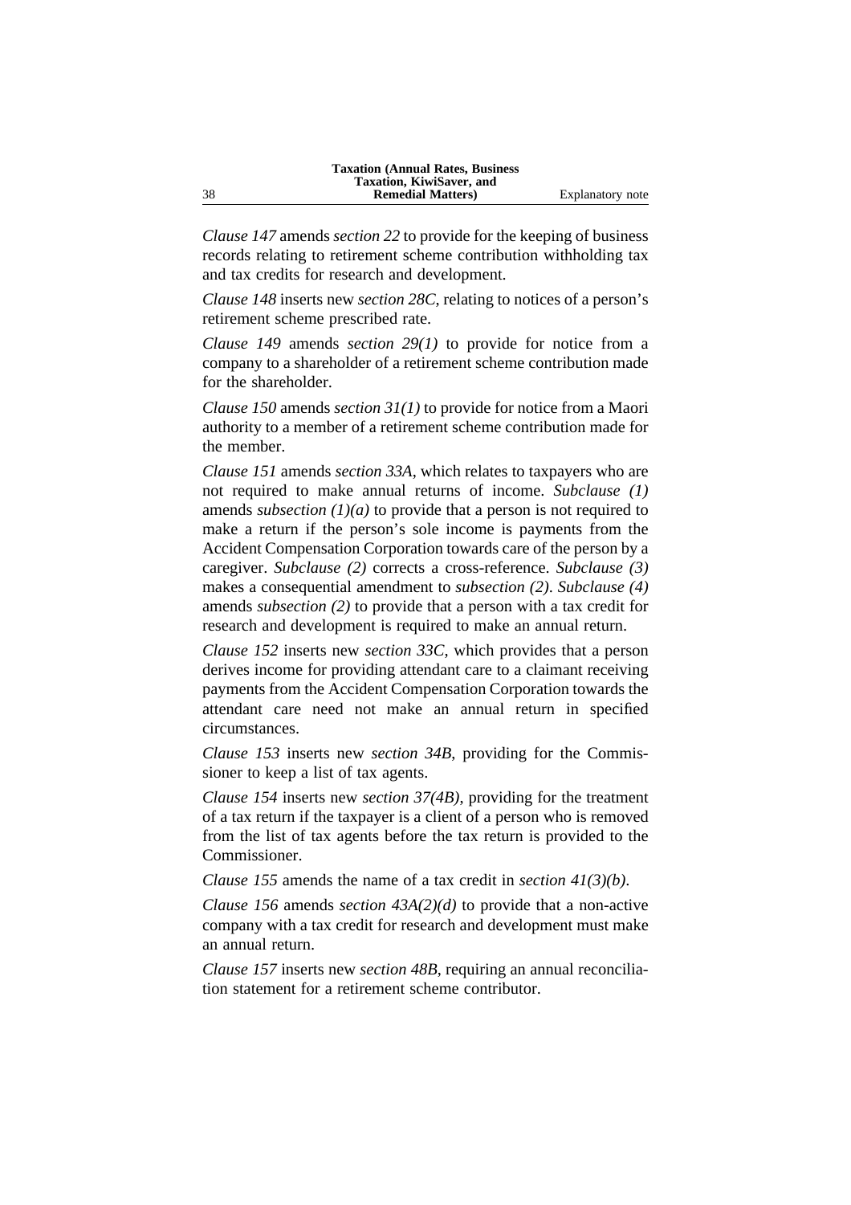*Clause 147* amends *section 22* to provide for the keeping of business records relating to retirement scheme contribution withholding tax and tax credits for research and development.

*Clause 148* inserts new *section 28C*, relating to notices of a person's retirement scheme prescribed rate.

*Clause 149* amends *section 29(1)* to provide for notice from a company to a shareholder of a retirement scheme contribution made for the shareholder.

*Clause 150* amends *section 31(1)* to provide for notice from a Maori authority to a member of a retirement scheme contribution made for the member.

*Clause 151* amends *section 33A*, which relates to taxpayers who are not required to make annual returns of income. *Subclause (1)* amends *subsection (1)(a)* to provide that a person is not required to make a return if the person's sole income is payments from the Accident Compensation Corporation towards care of the person by a caregiver. *Subclause (2)* corrects a cross-reference. *Subclause (3)* makes a consequential amendment to *subsection (2)*. *Subclause (4)* amends *subsection (2)* to provide that a person with a tax credit for research and development is required to make an annual return.

*Clause 152* inserts new *section 33C*, which provides that a person derives income for providing attendant care to a claimant receiving payments from the Accident Compensation Corporation towards the attendant care need not make an annual return in specified circumstances.

*Clause 153* inserts new *section 34B*, providing for the Commissioner to keep a list of tax agents.

*Clause 154* inserts new *section 37(4B)*, providing for the treatment of a tax return if the taxpayer is a client of a person who is removed from the list of tax agents before the tax return is provided to the Commissioner.

*Clause 155* amends the name of a tax credit in *section 41(3)(b)*.

*Clause 156* amends *section 43A(2)(d)* to provide that a non-active company with a tax credit for research and development must make an annual return.

*Clause 157* inserts new *section 48B*, requiring an annual reconciliation statement for a retirement scheme contributor.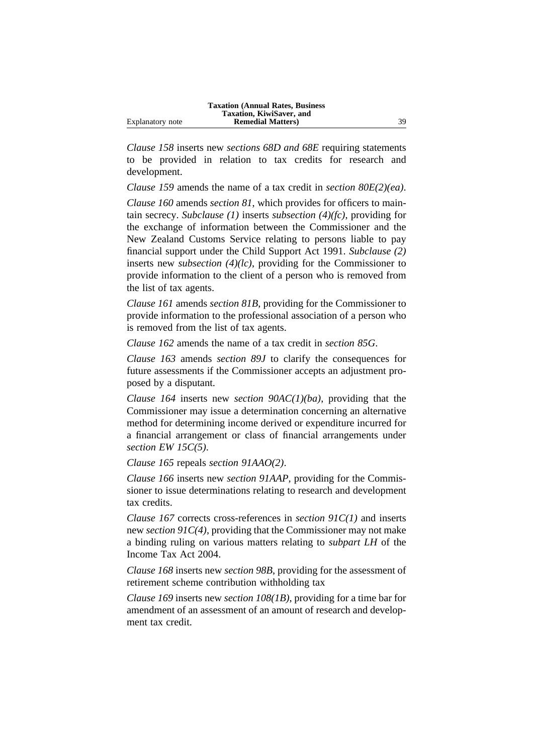*Clause 158* inserts new *sections 68D and 68E* requiring statements to be provided in relation to tax credits for research and development.

*Clause 159* amends the name of a tax credit in *section 80E(2)(ea)*.

*Clause 160* amends *section 81*, which provides for officers to maintain secrecy. *Subclause (1)* inserts *subsection (4)(fc)*, providing for the exchange of information between the Commissioner and the New Zealand Customs Service relating to persons liable to pay financial support under the Child Support Act 1991. *Subclause (2)* inserts new *subsection (4)(lc)*, providing for the Commissioner to provide information to the client of a person who is removed from the list of tax agents.

*Clause 161* amends *section 81B*, providing for the Commissioner to provide information to the professional association of a person who is removed from the list of tax agents.

*Clause 162* amends the name of a tax credit in *section 85G*.

*Clause 163* amends *section 89J* to clarify the consequences for future assessments if the Commissioner accepts an adjustment proposed by a disputant.

*Clause 164* inserts new *section 90AC(1)(ba)*, providing that the Commissioner may issue a determination concerning an alternative method for determining income derived or expenditure incurred for a financial arrangement or class of financial arrangements under *section EW 15C(5)*.

*Clause 165* repeals *section 91AAO(2)*.

*Clause 166* inserts new *section 91AAP*, providing for the Commissioner to issue determinations relating to research and development tax credits.

*Clause 167* corrects cross-references in *section 91C(1)* and inserts new *section 91C(4)*, providing that the Commissioner may not make a binding ruling on various matters relating to *subpart LH* of the Income Tax Act 2004.

*Clause 168* inserts new *section 98B*, providing for the assessment of retirement scheme contribution withholding tax

*Clause 169* inserts new *section 108(1B)*, providing for a time bar for amendment of an assessment of an amount of research and development tax credit.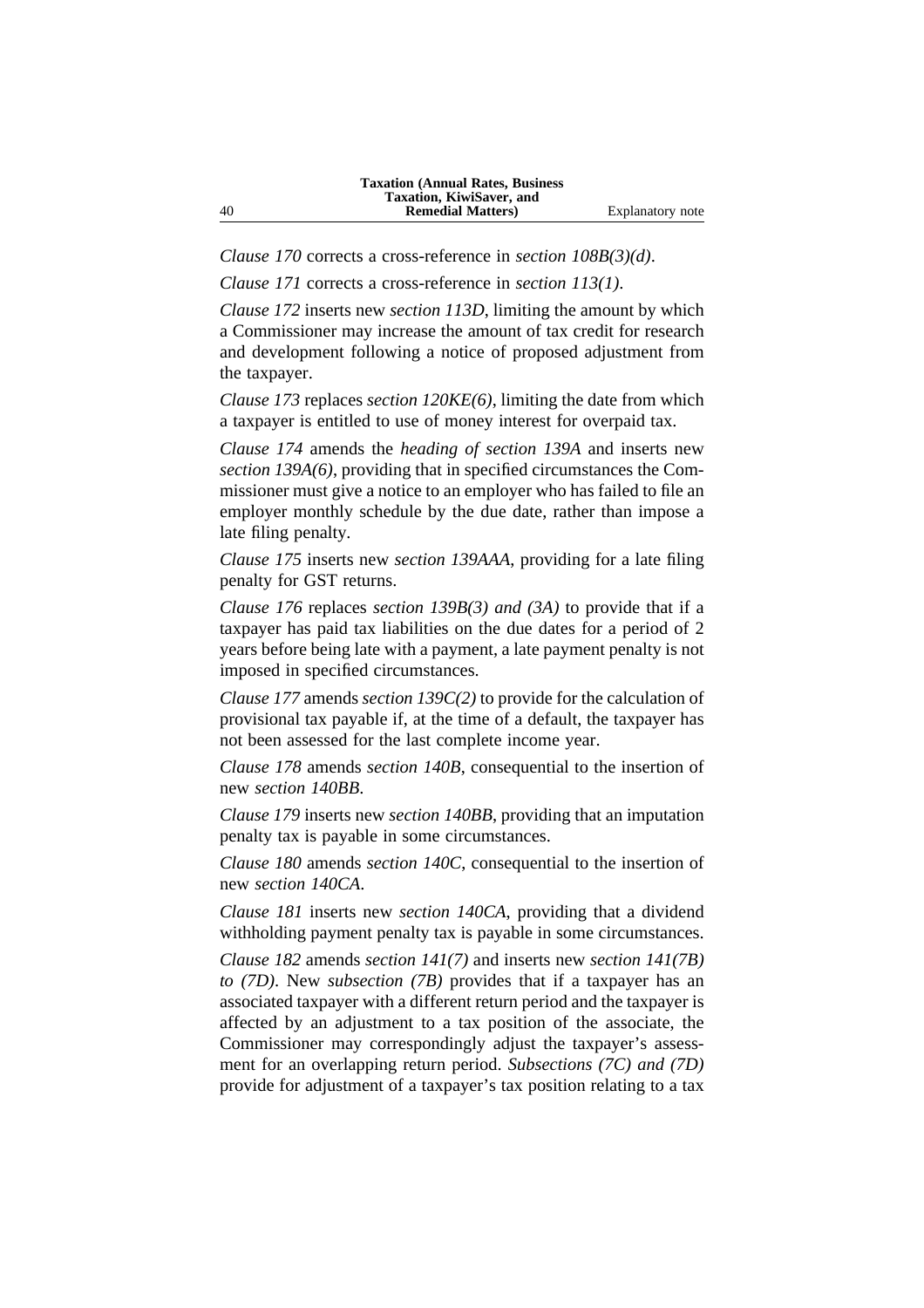*Clause 170* corrects a cross-reference in *section 108B(3)(d)*.

*Clause 171* corrects a cross-reference in *section 113(1)*.

*Clause 172* inserts new *section 113D*, limiting the amount by which a Commissioner may increase the amount of tax credit for research and development following a notice of proposed adjustment from the taxpayer.

*Clause 173* replaces *section 120KE(6)*, limiting the date from which a taxpayer is entitled to use of money interest for overpaid tax.

*Clause 174* amends the *heading of section 139A* and inserts new *section 139A(6)*, providing that in specified circumstances the Commissioner must give a notice to an employer who has failed to file an employer monthly schedule by the due date, rather than impose a late filing penalty.

*Clause 175* inserts new *section 139AAA*, providing for a late filing penalty for GST returns.

*Clause 176* replaces *section 139B(3) and (3A)* to provide that if a taxpayer has paid tax liabilities on the due dates for a period of 2 years before being late with a payment, a late payment penalty is not imposed in specified circumstances.

*Clause 177* amends *section 139C(2)* to provide for the calculation of provisional tax payable if, at the time of a default, the taxpayer has not been assessed for the last complete income year.

*Clause 178* amends *section 140B*, consequential to the insertion of new *section 140BB*.

*Clause 179* inserts new *section 140BB*, providing that an imputation penalty tax is payable in some circumstances.

*Clause 180* amends *section 140C*, consequential to the insertion of new *section 140CA*.

*Clause 181* inserts new *section 140CA*, providing that a dividend withholding payment penalty tax is payable in some circumstances.

*Clause 182* amends *section 141(7)* and inserts new *section 141(7B) to (7D)*. New *subsection (7B)* provides that if a taxpayer has an associated taxpayer with a different return period and the taxpayer is affected by an adjustment to a tax position of the associate, the Commissioner may correspondingly adjust the taxpayer's assessment for an overlapping return period. *Subsections (7C) and (7D)* provide for adjustment of a taxpayer's tax position relating to a tax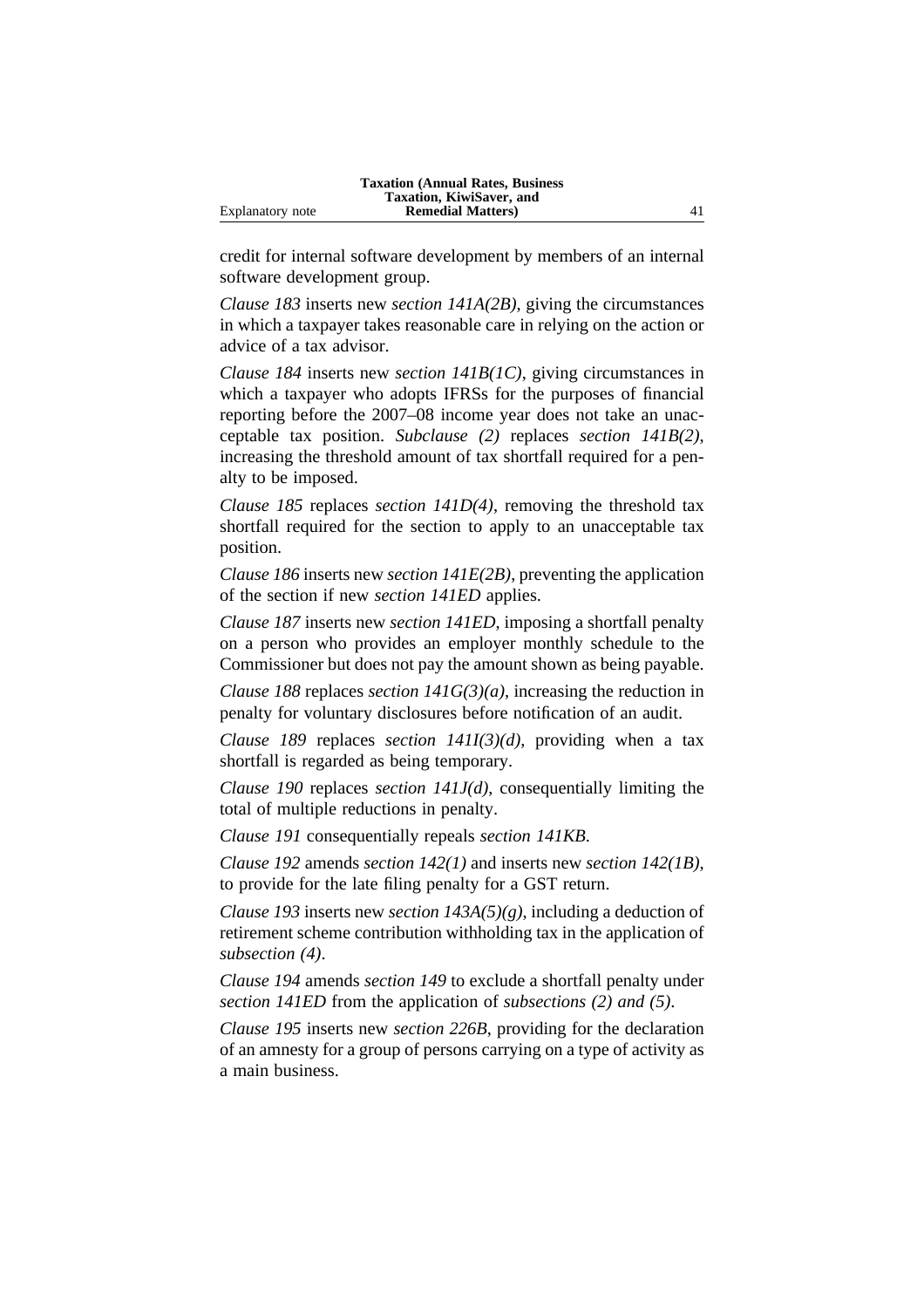credit for internal software development by members of an internal software development group.

*Clause 183* inserts new *section 141A(2B)*, giving the circumstances in which a taxpayer takes reasonable care in relying on the action or advice of a tax advisor.

*Clause 184* inserts new *section 141B(1C)*, giving circumstances in which a taxpayer who adopts IFRSs for the purposes of financial reporting before the 2007–08 income year does not take an unacceptable tax position. *Subclause (2)* replaces *section 141B(2)*, increasing the threshold amount of tax shortfall required for a penalty to be imposed.

*Clause 185* replaces *section 141D(4)*, removing the threshold tax shortfall required for the section to apply to an unacceptable tax position.

*Clause 186* inserts new *section 141E(2B)*, preventing the application of the section if new *section 141ED* applies.

*Clause 187* inserts new *section 141ED*, imposing a shortfall penalty on a person who provides an employer monthly schedule to the Commissioner but does not pay the amount shown as being payable.

*Clause 188* replaces *section 141G(3)(a)*, increasing the reduction in penalty for voluntary disclosures before notification of an audit.

*Clause 189* replaces *section 141I(3)(d)*, providing when a tax shortfall is regarded as being temporary.

*Clause 190* replaces *section 141J(d)*, consequentially limiting the total of multiple reductions in penalty.

*Clause 191* consequentially repeals *section 141KB*.

*Clause 192* amends *section 142(1)* and inserts new *section 142(1B)*, to provide for the late filing penalty for a GST return.

*Clause 193* inserts new *section 143A(5)(g)*, including a deduction of retirement scheme contribution withholding tax in the application of *subsection (4)*.

*Clause 194* amends *section 149* to exclude a shortfall penalty under *section 141ED* from the application of *subsections (2) and (5)*.

*Clause 195* inserts new *section 226B*, providing for the declaration of an amnesty for a group of persons carrying on a type of activity as a main business.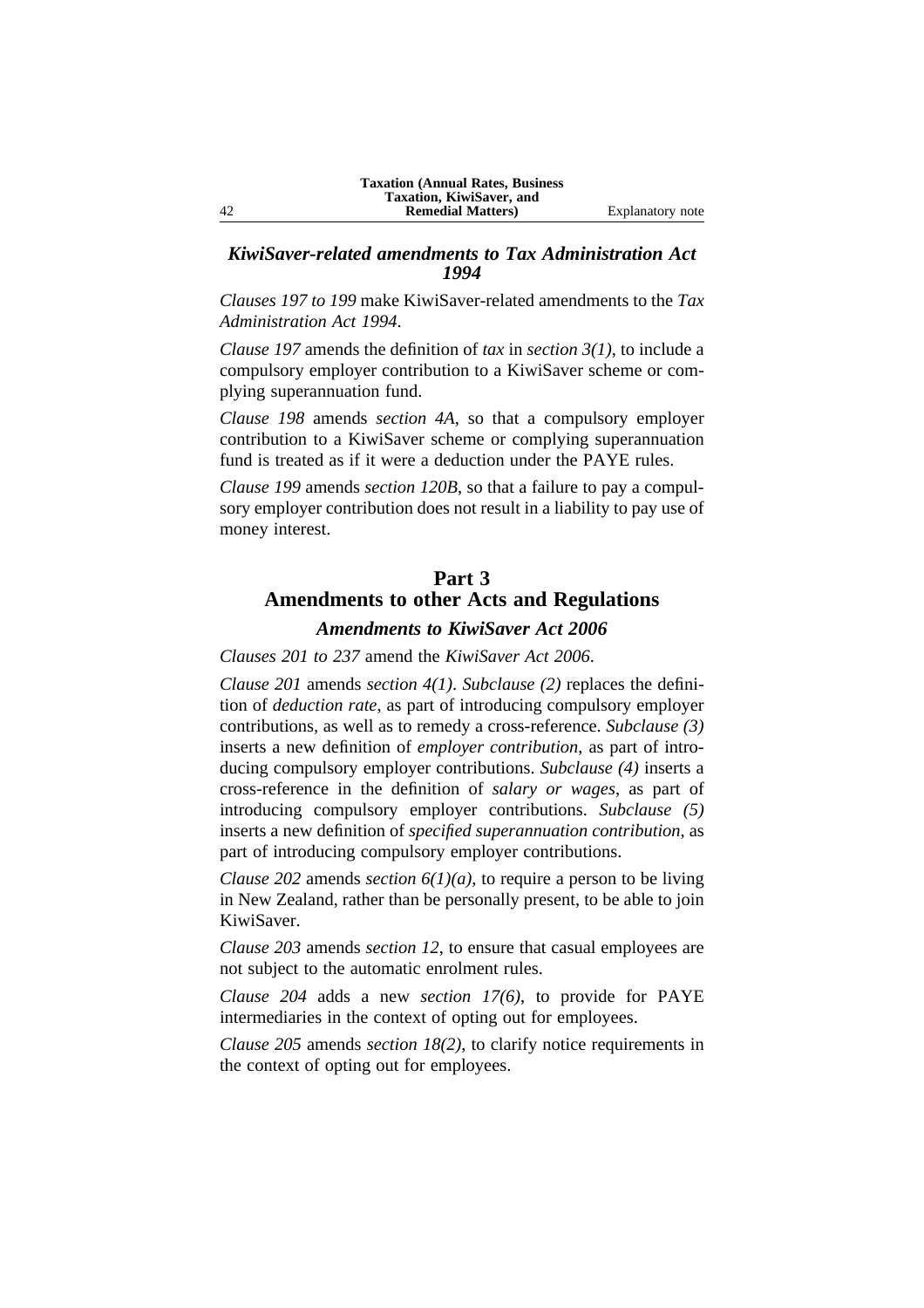### *KiwiSaver-related amendments to Tax Administration Act 1994*

*Clauses 197 to 199* make KiwiSaver-related amendments to the *Tax Administration Act 1994*.

*Clause 197* amends the definition of *tax* in *section 3(1)*, to include a compulsory employer contribution to a KiwiSaver scheme or complying superannuation fund.

*Clause 198* amends *section 4A*, so that a compulsory employer contribution to a KiwiSaver scheme or complying superannuation fund is treated as if it were a deduction under the PAYE rules.

*Clause 199* amends *section 120B*, so that a failure to pay a compulsory employer contribution does not result in a liability to pay use of money interest.

## Part 3
## Amendments to other Acts and Regulations

### *Amendments to KiwiSaver Act 2006*

*Clauses 201 to 237* amend the *KiwiSaver Act 2006*.

*Clause 201* amends *section 4(1)*. *Subclause (2)* replaces the definition of *deduction rate*, as part of introducing compulsory employer contributions, as well as to remedy a cross-reference. *Subclause (3)* inserts a new definition of *employer contribution*, as part of introducing compulsory employer contributions. *Subclause (4)* inserts a cross-reference in the definition of *salary or wages*, as part of introducing compulsory employer contributions. *Subclause (5)* inserts a new definition of *specified superannuation contribution*, as part of introducing compulsory employer contributions.

*Clause 202* amends *section 6(1)(a)*, to require a person to be living in New Zealand, rather than be personally present, to be able to join KiwiSaver.

*Clause 203* amends *section 12*, to ensure that casual employees are not subject to the automatic enrolment rules.

*Clause 204* adds a new *section 17(6)*, to provide for PAYE intermediaries in the context of opting out for employees.

*Clause 205* amends *section 18(2)*, to clarify notice requirements in the context of opting out for employees.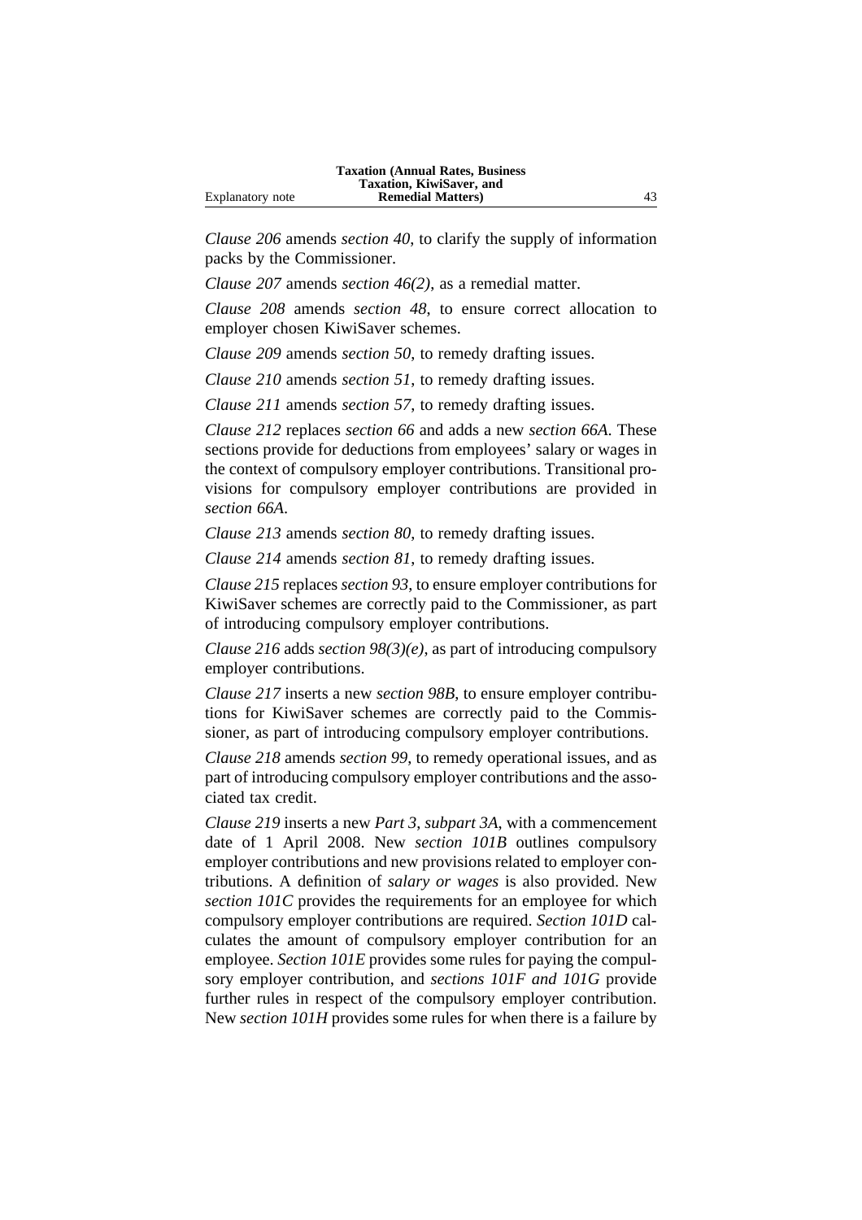*Clause 206* amends *section 40*, to clarify the supply of information packs by the Commissioner.

*Clause 207* amends *section 46(2)*, as a remedial matter.

*Clause 208* amends *section 48*, to ensure correct allocation to employer chosen KiwiSaver schemes.

*Clause 209* amends *section 50*, to remedy drafting issues.

*Clause 210* amends *section 51*, to remedy drafting issues.

*Clause 211* amends *section 57*, to remedy drafting issues.

*Clause 212* replaces *section 66* and adds a new *section 66A*. These sections provide for deductions from employees' salary or wages in the context of compulsory employer contributions. Transitional provisions for compulsory employer contributions are provided in *section 66A*.

*Clause 213* amends *section 80*, to remedy drafting issues.

*Clause 214* amends *section 81*, to remedy drafting issues.

*Clause 215* replaces *section 93*, to ensure employer contributions for KiwiSaver schemes are correctly paid to the Commissioner, as part of introducing compulsory employer contributions.

*Clause 216* adds *section 98(3)(e)*, as part of introducing compulsory employer contributions.

*Clause 217* inserts a new *section 98B*, to ensure employer contributions for KiwiSaver schemes are correctly paid to the Commissioner, as part of introducing compulsory employer contributions.

*Clause 218* amends *section 99*, to remedy operational issues, and as part of introducing compulsory employer contributions and the associated tax credit.

*Clause 219* inserts a new *Part 3, subpart 3A*, with a commencement date of 1 April 2008. New *section 101B* outlines compulsory employer contributions and new provisions related to employer contributions. A definition of *salary or wages* is also provided. New *section 101C* provides the requirements for an employee for which compulsory employer contributions are required. *Section 101D* calculates the amount of compulsory employer contribution for an employee. *Section 101E* provides some rules for paying the compulsory employer contribution, and *sections 101F and 101G* provide further rules in respect of the compulsory employer contribution. New *section 101H* provides some rules for when there is a failure by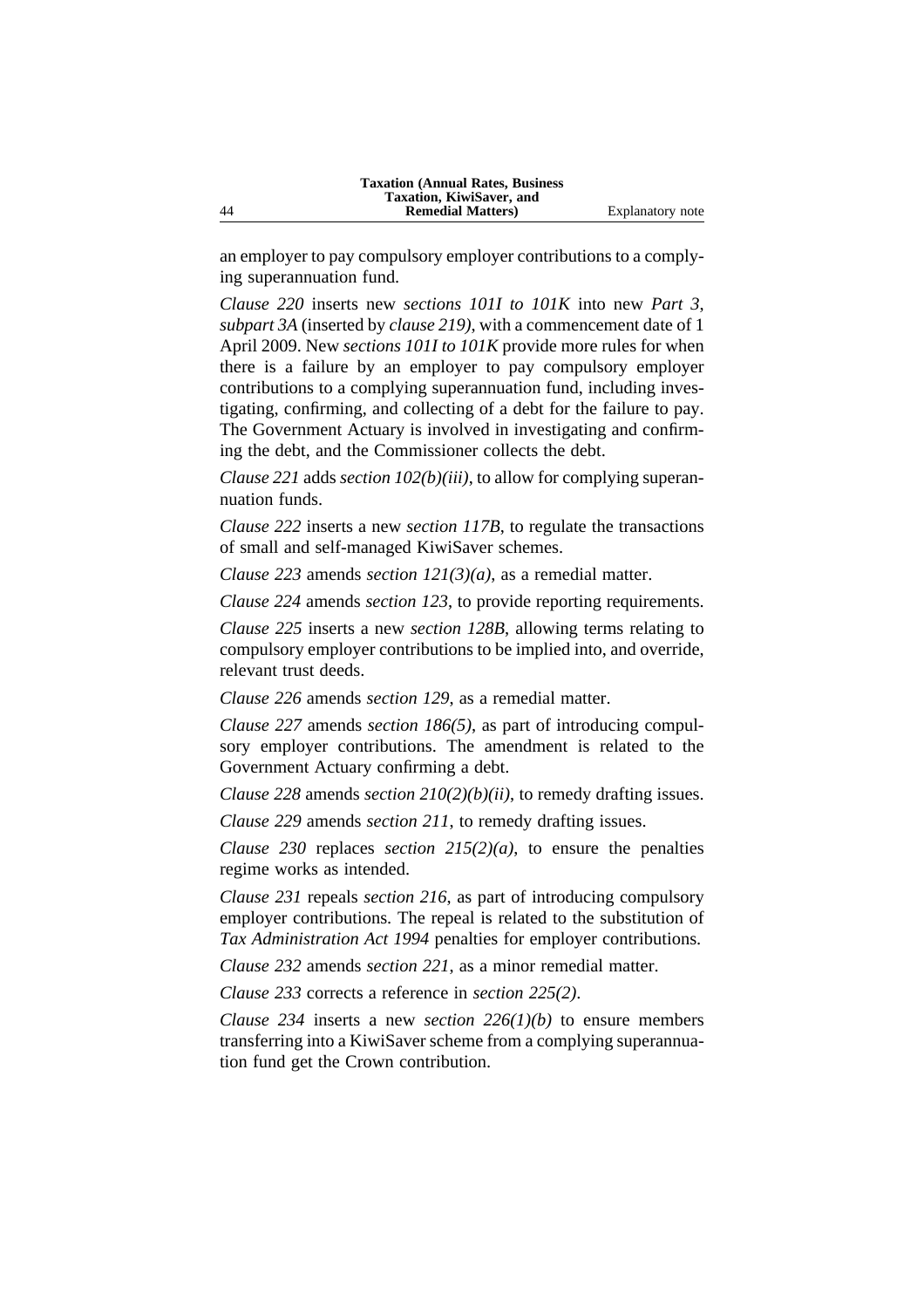an employer to pay compulsory employer contributions to a complying superannuation fund.

*Clause 220* inserts new *sections 101I to 101K* into new *Part 3, subpart 3A* (inserted by *clause 219)*, with a commencement date of 1 April 2009. New *sections 101I to 101K* provide more rules for when there is a failure by an employer to pay compulsory employer contributions to a complying superannuation fund, including investigating, confirming, and collecting of a debt for the failure to pay. The Government Actuary is involved in investigating and confirming the debt, and the Commissioner collects the debt.

*Clause 221* adds *section 102(b)(iii)*, to allow for complying superannuation funds.

*Clause 222* inserts a new *section 117B*, to regulate the transactions of small and self-managed KiwiSaver schemes.

*Clause 223* amends *section 121(3)(a)*, as a remedial matter.

*Clause 224* amends *section 123*, to provide reporting requirements.

*Clause 225* inserts a new *section 128B*, allowing terms relating to compulsory employer contributions to be implied into, and override, relevant trust deeds.

*Clause 226* amends *section 129*, as a remedial matter.

*Clause 227* amends *section 186(5)*, as part of introducing compulsory employer contributions. The amendment is related to the Government Actuary confirming a debt.

*Clause 228* amends *section 210(2)(b)(ii)*, to remedy drafting issues.

*Clause 229* amends *section 211*, to remedy drafting issues.

*Clause 230* replaces *section 215(2)(a)*, to ensure the penalties regime works as intended.

*Clause 231* repeals *section 216*, as part of introducing compulsory employer contributions. The repeal is related to the substitution of *Tax Administration Act 1994* penalties for employer contributions.

*Clause 232* amends *section 221*, as a minor remedial matter.

*Clause 233* corrects a reference in *section 225(2)*.

*Clause 234* inserts a new *section 226(1)(b)* to ensure members transferring into a KiwiSaver scheme from a complying superannuation fund get the Crown contribution.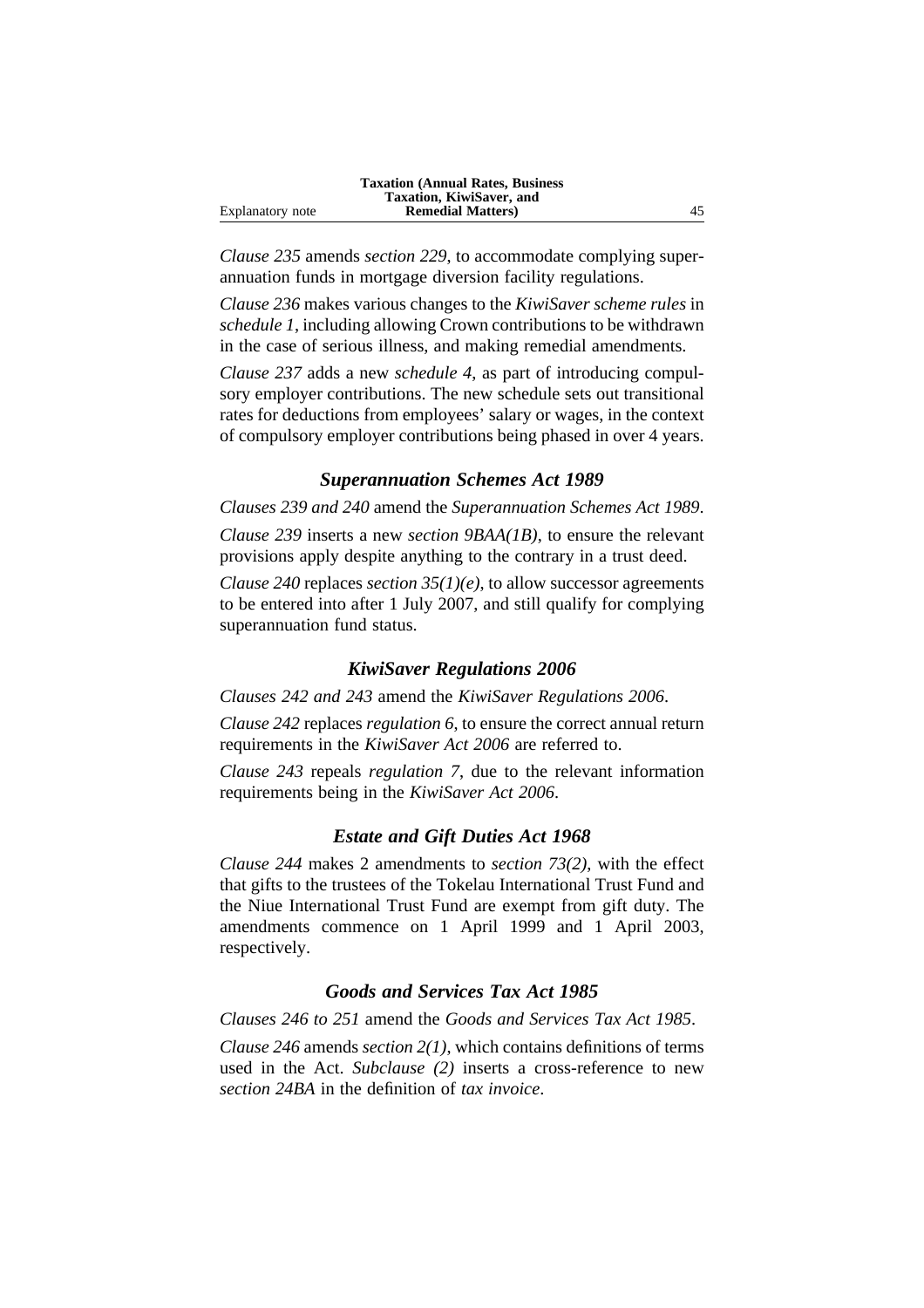*Clause 235* amends *section 229*, to accommodate complying superannuation funds in mortgage diversion facility regulations.

*Clause 236* makes various changes to the *KiwiSaver scheme rules* in *schedule 1*, including allowing Crown contributions to be withdrawn in the case of serious illness, and making remedial amendments.

*Clause 237* adds a new *schedule 4*, as part of introducing compulsory employer contributions. The new schedule sets out transitional rates for deductions from employees' salary or wages, in the context of compulsory employer contributions being phased in over 4 years.

### *Superannuation Schemes Act 1989*

*Clauses 239 and 240* amend the *Superannuation Schemes Act 1989*.

*Clause 239* inserts a new *section 9BAA(1B)*, to ensure the relevant provisions apply despite anything to the contrary in a trust deed.

*Clause 240* replaces *section 35(1)(e)*, to allow successor agreements to be entered into after 1 July 2007, and still qualify for complying superannuation fund status.

### *KiwiSaver Regulations 2006*

*Clauses 242 and 243* amend the *KiwiSaver Regulations 2006*.

*Clause 242* replaces *regulation 6*, to ensure the correct annual return requirements in the *KiwiSaver Act 2006* are referred to.

*Clause 243* repeals *regulation 7*, due to the relevant information requirements being in the *KiwiSaver Act 2006*.

### *Estate and Gift Duties Act 1968*

*Clause 244* makes 2 amendments to *section 73(2)*, with the effect that gifts to the trustees of the Tokelau International Trust Fund and the Niue International Trust Fund are exempt from gift duty. The amendments commence on 1 April 1999 and 1 April 2003, respectively.

### *Goods and Services Tax Act 1985*

*Clauses 246 to 251* amend the *Goods and Services Tax Act 1985*.

*Clause 246* amends *section 2(1)*, which contains definitions of terms used in the Act. *Subclause (2)* inserts a cross-reference to new *section 24BA* in the definition of *tax invoice*.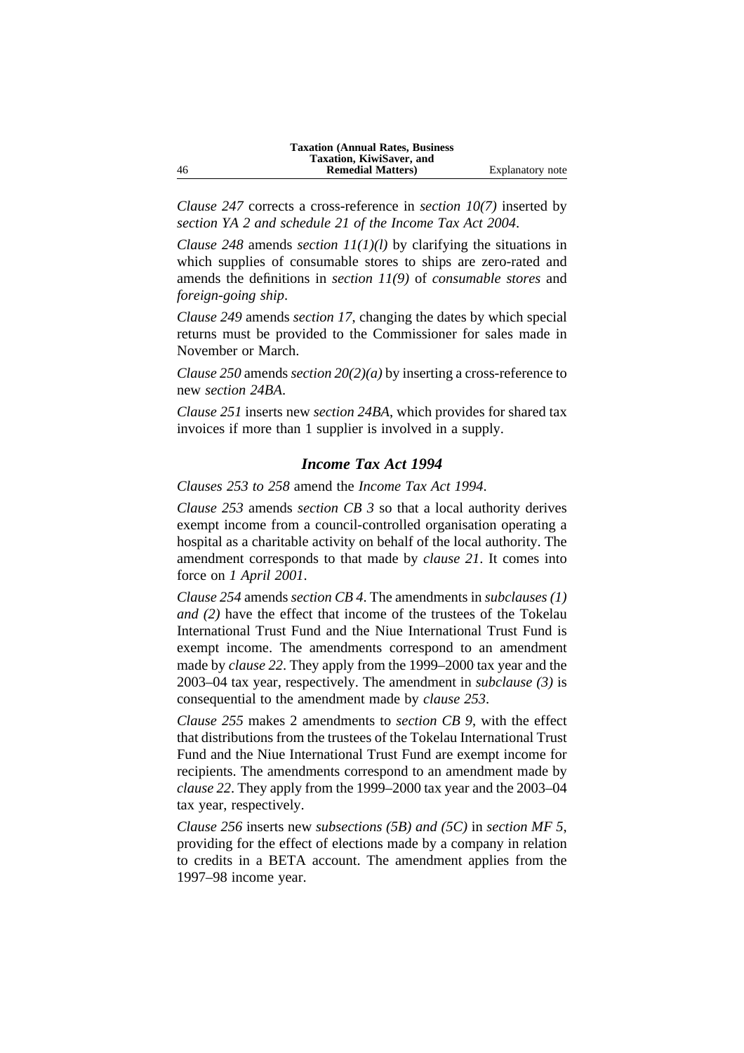*Clause 247* corrects a cross-reference in *section 10(7)* inserted by *section YA 2 and schedule 21 of the Income Tax Act 2004*.

*Clause 248* amends *section 11(1)(l)* by clarifying the situations in which supplies of consumable stores to ships are zero-rated and amends the definitions in *section 11(9)* of *consumable stores* and *foreign-going ship*.

*Clause 249* amends *section 17*, changing the dates by which special returns must be provided to the Commissioner for sales made in November or March.

*Clause 250* amends *section 20(2)(a)* by inserting a cross-reference to new *section 24BA*.

*Clause 251* inserts new *section 24BA*, which provides for shared tax invoices if more than 1 supplier is involved in a supply.

### *Income Tax Act 1994*

*Clauses 253 to 258* amend the *Income Tax Act 1994*.

*Clause 253* amends *section CB 3* so that a local authority derives exempt income from a council-controlled organisation operating a hospital as a charitable activity on behalf of the local authority. The amendment corresponds to that made by *clause 21*. It comes into force on *1 April 2001*.

*Clause 254* amends *section CB 4*. The amendments in *subclauses (1) and (2)* have the effect that income of the trustees of the Tokelau International Trust Fund and the Niue International Trust Fund is exempt income. The amendments correspond to an amendment made by *clause 22*. They apply from the 1999–2000 tax year and the 2003–04 tax year, respectively. The amendment in *subclause (3)* is consequential to the amendment made by *clause 253*.

*Clause 255* makes 2 amendments to *section CB 9*, with the effect that distributions from the trustees of the Tokelau International Trust Fund and the Niue International Trust Fund are exempt income for recipients. The amendments correspond to an amendment made by *clause 22*. They apply from the 1999–2000 tax year and the 2003–04 tax year, respectively.

*Clause 256* inserts new *subsections (5B) and (5C)* in *section MF 5*, providing for the effect of elections made by a company in relation to credits in a BETA account. The amendment applies from the 1997–98 income year.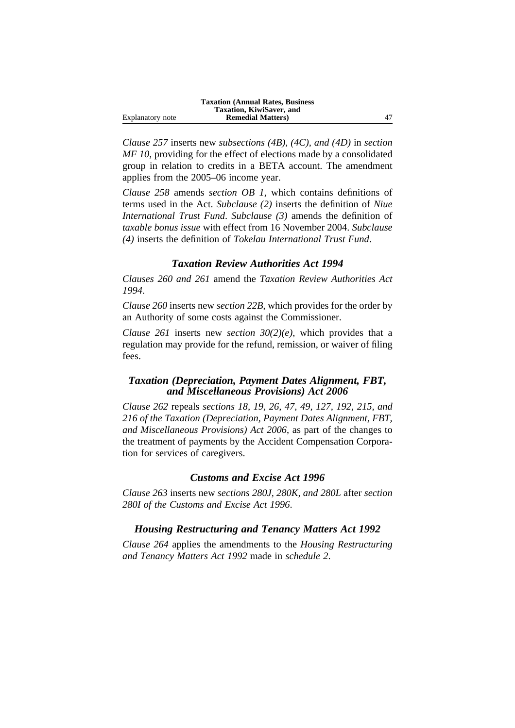*Clause 257* inserts new *subsections (4B), (4C), and (4D)* in *section MF 10*, providing for the effect of elections made by a consolidated group in relation to credits in a BETA account. The amendment applies from the 2005–06 income year.

*Clause 258* amends *section OB 1*, which contains definitions of terms used in the Act. *Subclause (2)* inserts the definition of *Niue International Trust Fund*. *Subclause (3)* amends the definition of *taxable bonus issue* with effect from 16 November 2004. *Subclause (4)* inserts the definition of *Tokelau International Trust Fund*.

### *Taxation Review Authorities Act 1994*

*Clauses 260 and 261* amend the *Taxation Review Authorities Act 1994*.

*Clause 260* inserts new *section 22B*, which provides for the order by an Authority of some costs against the Commissioner.

*Clause 261* inserts new *section 30(2)(e)*, which provides that a regulation may provide for the refund, remission, or waiver of filing fees.

### *Taxation (Depreciation, Payment Dates Alignment, FBT, and Miscellaneous Provisions) Act 2006*

*Clause 262* repeals *sections 18, 19, 26, 47, 49, 127, 192, 215, and 216 of the Taxation (Depreciation, Payment Dates Alignment, FBT, and Miscellaneous Provisions) Act 2006*, as part of the changes to the treatment of payments by the Accident Compensation Corporation for services of caregivers.

### *Customs and Excise Act 1996*

*Clause 263* inserts new *sections 280J, 280K, and 280L* after *section 280I of the Customs and Excise Act 1996*.

### *Housing Restructuring and Tenancy Matters Act 1992*

*Clause 264* applies the amendments to the *Housing Restructuring and Tenancy Matters Act 1992* made in *schedule 2*.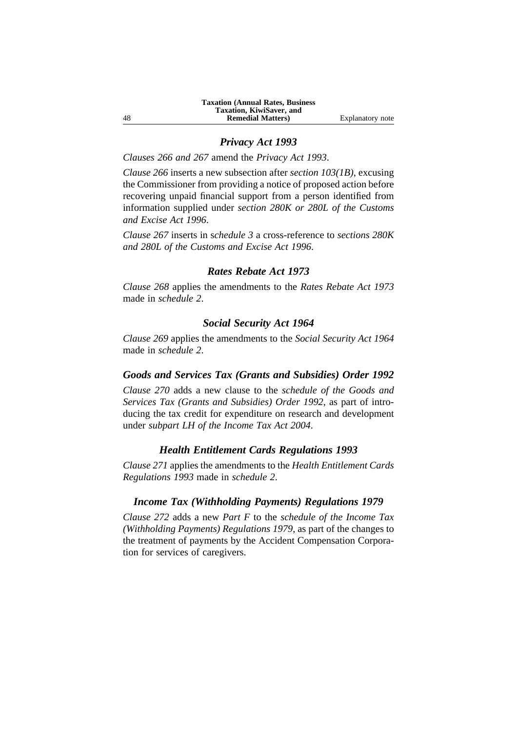### *Privacy Act 1993*

*Clauses 266 and 267* amend the *Privacy Act 1993*.

*Clause 266* inserts a new subsection after *section 103(1B)*, excusing the Commissioner from providing a notice of proposed action before recovering unpaid financial support from a person identified from information supplied under *section 280K or 280L of the Customs and Excise Act 1996*.

*Clause 267* inserts in s*chedule 3* a cross-reference to *sections 280K and 280L of the Customs and Excise Act 1996*.

### *Rates Rebate Act 1973*

*Clause 268* applies the amendments to the *Rates Rebate Act 1973* made in *schedule 2*.

### *Social Security Act 1964*

*Clause 269* applies the amendments to the *Social Security Act 1964* made in *schedule 2*.

### *Goods and Services Tax (Grants and Subsidies) Order 1992*

*Clause 270* adds a new clause to the *schedule of the Goods and Services Tax (Grants and Subsidies) Order 1992*, as part of introducing the tax credit for expenditure on research and development under *subpart LH of the Income Tax Act 2004*.

### *Health Entitlement Cards Regulations 1993*

*Clause 271* applies the amendments to the *Health Entitlement Cards Regulations 1993* made in *schedule 2*.

### *Income Tax (Withholding Payments) Regulations 1979*

*Clause 272* adds a new *Part F* to the *schedule of the Income Tax (Withholding Payments) Regulations 1979*, as part of the changes to the treatment of payments by the Accident Compensation Corporation for services of caregivers.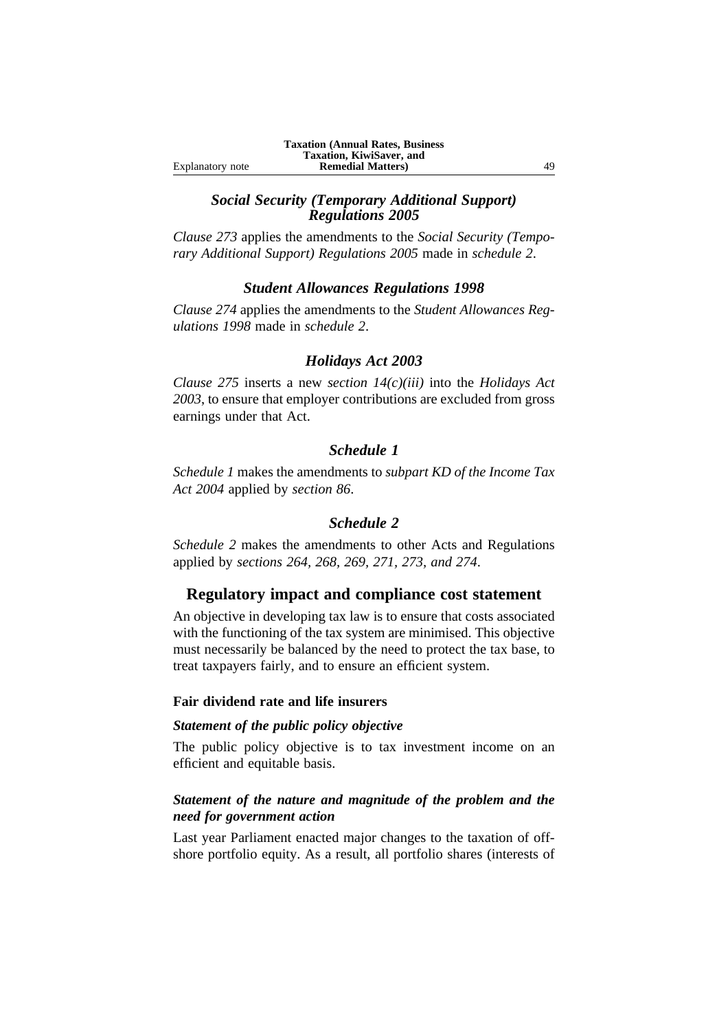### *Social Security (Temporary Additional Support) Regulations 2005*

*Clause 273* applies the amendments to the *Social Security (Temporary Additional Support) Regulations 2005* made in *schedule 2*.

### *Student Allowances Regulations 1998*

*Clause 274* applies the amendments to the *Student Allowances Regulations 1998* made in *schedule 2*.

### *Holidays Act 2003*

*Clause 275* inserts a new *section 14(c)(iii)* into the *Holidays Act 2003*, to ensure that employer contributions are excluded from gross earnings under that Act.

### *Schedule 1*

*Schedule 1* makes the amendments to *subpart KD of the Income Tax Act 2004* applied by *section 86*.

### *Schedule 2*

*Schedule 2* makes the amendments to other Acts and Regulations applied by *sections 264, 268, 269, 271, 273, and 274*.

## Regulatory impact and compliance cost statement

An objective in developing tax law is to ensure that costs associated with the functioning of the tax system are minimised. This objective must necessarily be balanced by the need to protect the tax base, to treat taxpayers fairly, and to ensure an efficient system.

#### Fair dividend rate and life insurers

##### *Statement of the public policy objective*

The public policy objective is to tax investment income on an efficient and equitable basis.

##### *Statement of the nature and magnitude of the problem and the need for government action*

Last year Parliament enacted major changes to the taxation of offshore portfolio equity. As a result, all portfolio shares (interests of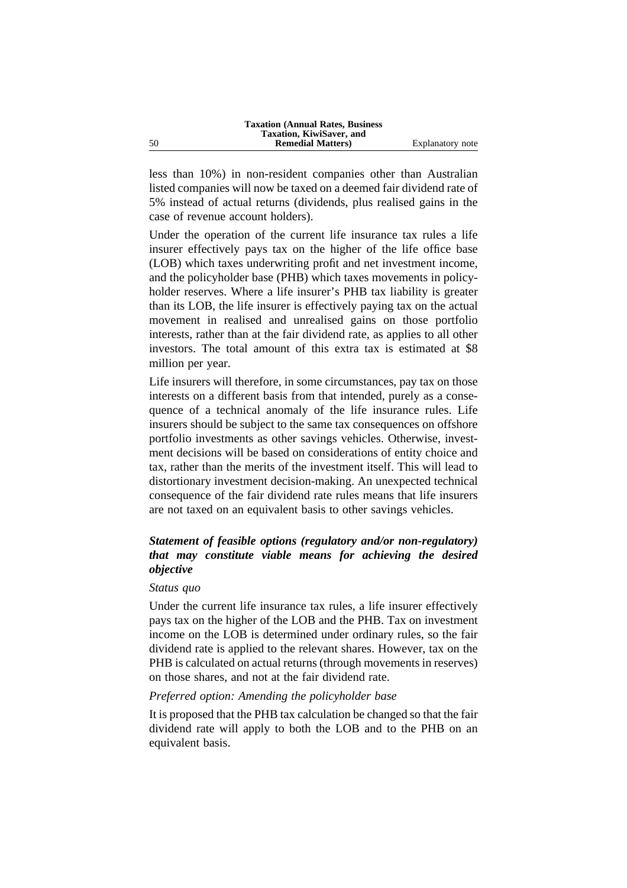less than 10%) in non-resident companies other than Australian listed companies will now be taxed on a deemed fair dividend rate of 5% instead of actual returns (dividends, plus realised gains in the case of revenue account holders).

Under the operation of the current life insurance tax rules a life insurer effectively pays tax on the higher of the life office base (LOB) which taxes underwriting profit and net investment income, and the policyholder base (PHB) which taxes movements in policyholder reserves. Where a life insurer's PHB tax liability is greater than its LOB, the life insurer is effectively paying tax on the actual movement in realised and unrealised gains on those portfolio interests, rather than at the fair dividend rate, as applies to all other investors. The total amount of this extra tax is estimated at $8 million per year.

Life insurers will therefore, in some circumstances, pay tax on those interests on a different basis from that intended, purely as a consequence of a technical anomaly of the life insurance rules. Life insurers should be subject to the same tax consequences on offshore portfolio investments as other savings vehicles. Otherwise, investment decisions will be based on considerations of entity choice and tax, rather than the merits of the investment itself. This will lead to distortionary investment decision-making. An unexpected technical consequence of the fair dividend rate rules means that life insurers are not taxed on an equivalent basis to other savings vehicles.

### ***Statement of feasible options (regulatory and/or non-regulatory) that may constitute viable means for achieving the desired objective***

*Status quo*

Under the current life insurance tax rules, a life insurer effectively pays tax on the higher of the LOB and the PHB. Tax on investment income on the LOB is determined under ordinary rules, so the fair dividend rate is applied to the relevant shares. However, tax on the PHB is calculated on actual returns (through movements in reserves) on those shares, and not at the fair dividend rate.

*Preferred option: Amending the policyholder base*

It is proposed that the PHB tax calculation be changed so that the fair dividend rate will apply to both the LOB and to the PHB on an equivalent basis.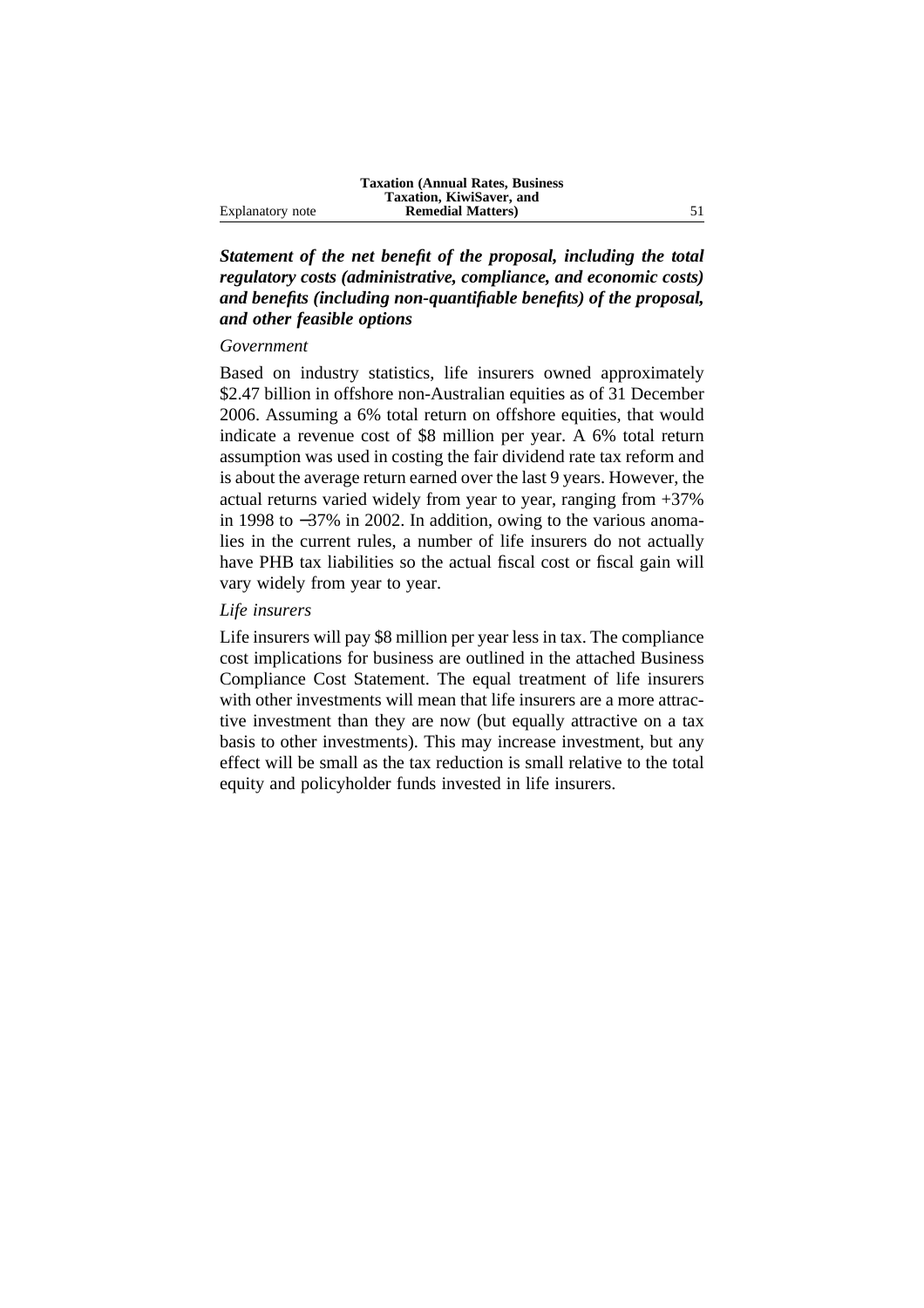***Statement of the net benefit of the proposal, including the total regulatory costs (administrative, compliance, and economic costs) and benefits (including non-quantifiable benefits) of the proposal, and other feasible options***

*Government*

Based on industry statistics, life insurers owned approximately $2.47 billion in offshore non-Australian equities as of 31 December 2006. Assuming a 6% total return on offshore equities, that would indicate a revenue cost of $8 million per year. A 6% total return assumption was used in costing the fair dividend rate tax reform and is about the average return earned over the last 9 years. However, the actual returns varied widely from year to year, ranging from +37% in 1998 to −37% in 2002. In addition, owing to the various anomalies in the current rules, a number of life insurers do not actually have PHB tax liabilities so the actual fiscal cost or fiscal gain will vary widely from year to year.

*Life insurers*

Life insurers will pay $8 million per year less in tax. The compliance cost implications for business are outlined in the attached Business Compliance Cost Statement. The equal treatment of life insurers with other investments will mean that life insurers are a more attractive investment than they are now (but equally attractive on a tax basis to other investments). This may increase investment, but any effect will be small as the tax reduction is small relative to the total equity and policyholder funds invested in life insurers.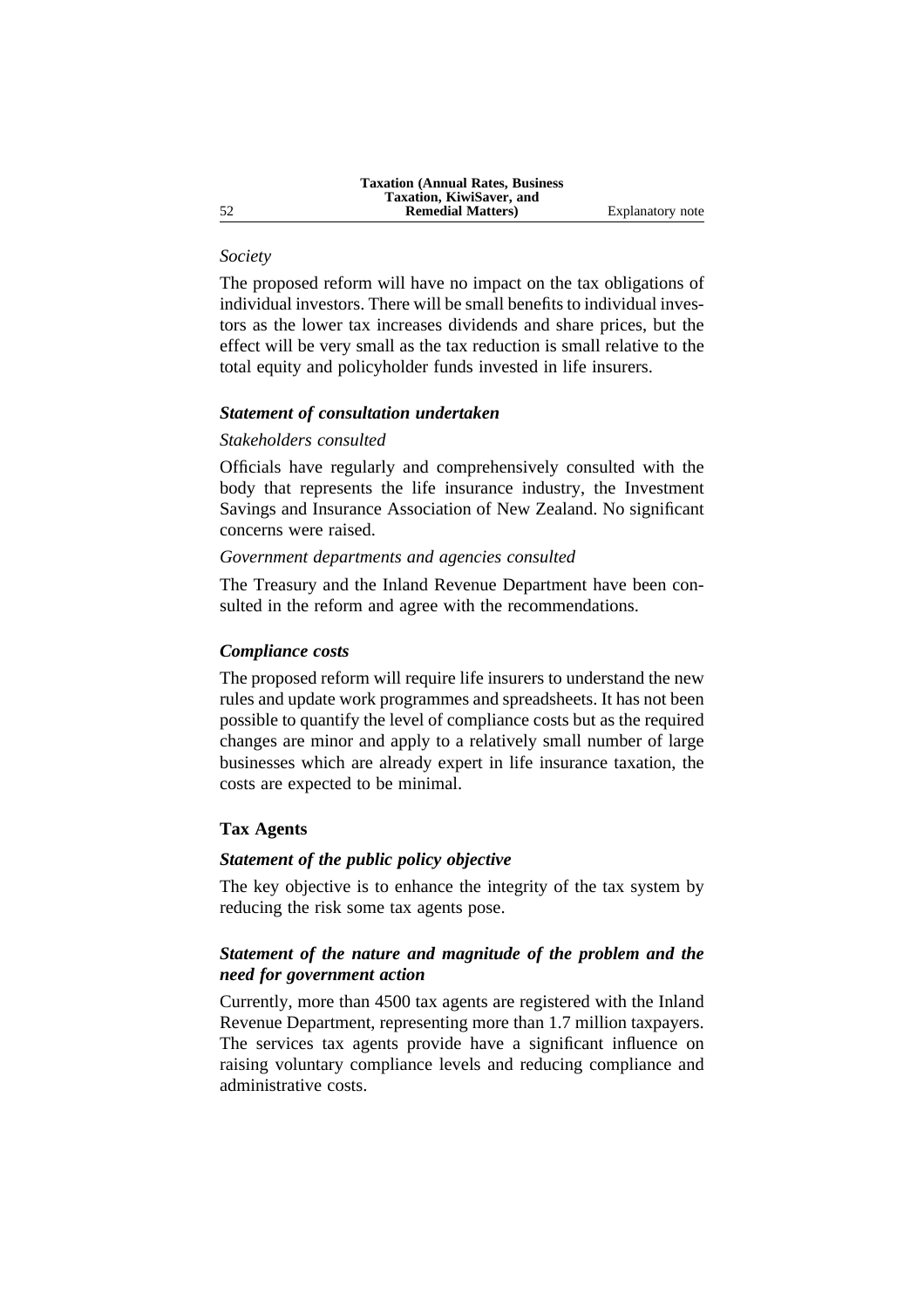*Society*

The proposed reform will have no impact on the tax obligations of individual investors. There will be small benefits to individual investors as the lower tax increases dividends and share prices, but the effect will be very small as the tax reduction is small relative to the total equity and policyholder funds invested in life insurers.

### *Statement of consultation undertaken*

*Stakeholders consulted*

Officials have regularly and comprehensively consulted with the body that represents the life insurance industry, the Investment Savings and Insurance Association of New Zealand. No significant concerns were raised.

*Government departments and agencies consulted*

The Treasury and the Inland Revenue Department have been consulted in the reform and agree with the recommendations.

### *Compliance costs*

The proposed reform will require life insurers to understand the new rules and update work programmes and spreadsheets. It has not been possible to quantify the level of compliance costs but as the required changes are minor and apply to a relatively small number of large businesses which are already expert in life insurance taxation, the costs are expected to be minimal.

## Tax Agents

### *Statement of the public policy objective*

The key objective is to enhance the integrity of the tax system by reducing the risk some tax agents pose.

### *Statement of the nature and magnitude of the problem and the need for government action*

Currently, more than 4500 tax agents are registered with the Inland Revenue Department, representing more than 1.7 million taxpayers. The services tax agents provide have a significant influence on raising voluntary compliance levels and reducing compliance and administrative costs.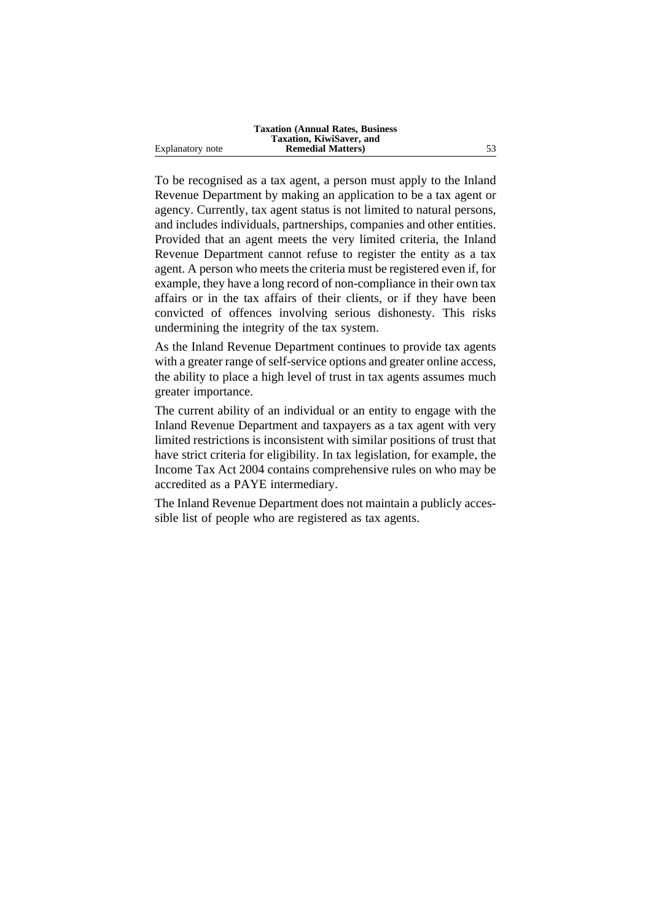To be recognised as a tax agent, a person must apply to the Inland Revenue Department by making an application to be a tax agent or agency. Currently, tax agent status is not limited to natural persons, and includes individuals, partnerships, companies and other entities. Provided that an agent meets the very limited criteria, the Inland Revenue Department cannot refuse to register the entity as a tax agent. A person who meets the criteria must be registered even if, for example, they have a long record of non-compliance in their own tax affairs or in the tax affairs of their clients, or if they have been convicted of offences involving serious dishonesty. This risks undermining the integrity of the tax system.

As the Inland Revenue Department continues to provide tax agents with a greater range of self-service options and greater online access, the ability to place a high level of trust in tax agents assumes much greater importance.

The current ability of an individual or an entity to engage with the Inland Revenue Department and taxpayers as a tax agent with very limited restrictions is inconsistent with similar positions of trust that have strict criteria for eligibility. In tax legislation, for example, the Income Tax Act 2004 contains comprehensive rules on who may be accredited as a PAYE intermediary.

The Inland Revenue Department does not maintain a publicly accessible list of people who are registered as tax agents.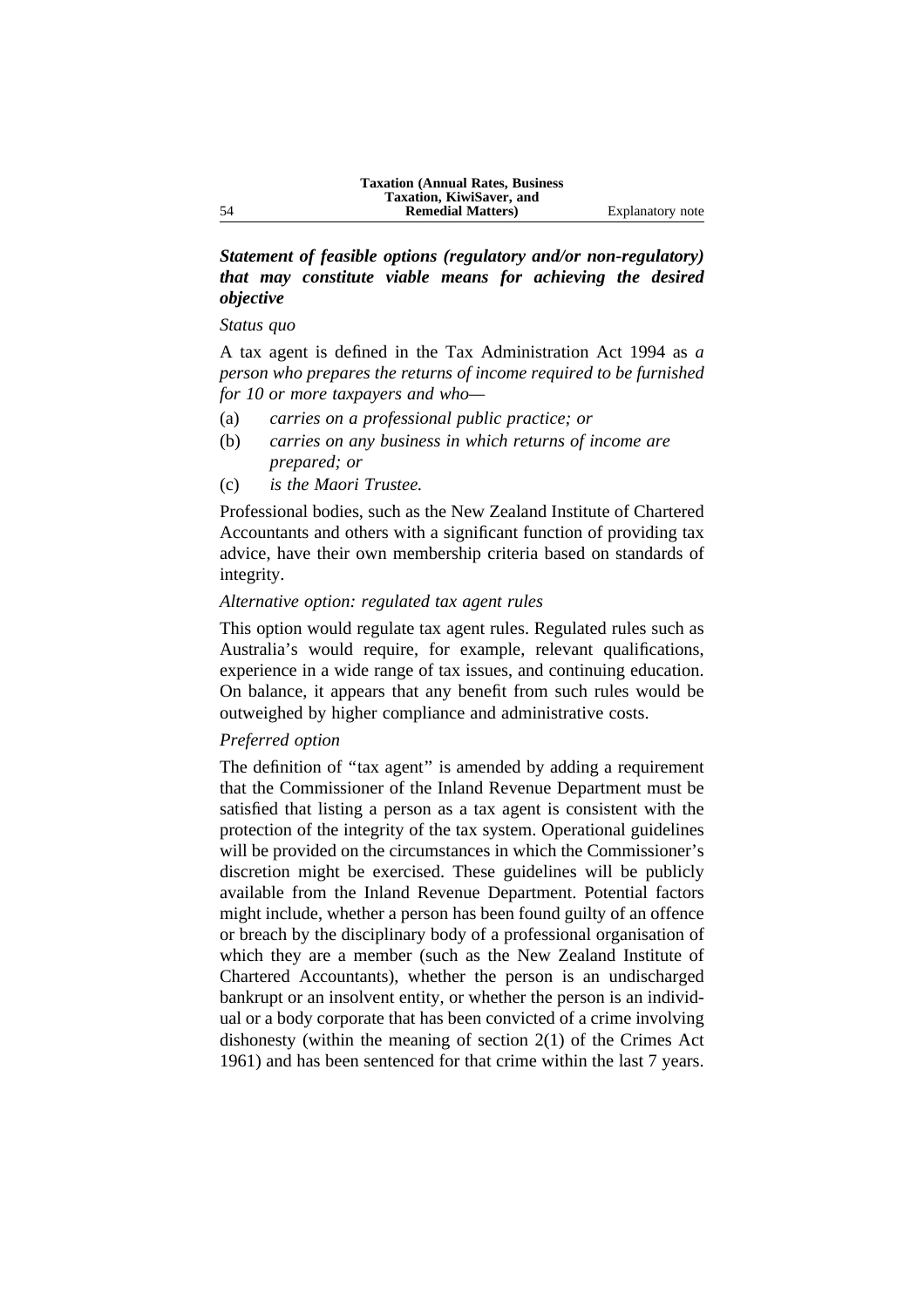***Statement of feasible options (regulatory and/or non-regulatory) that may constitute viable means for achieving the desired objective***

*Status quo*

A tax agent is defined in the Tax Administration Act 1994 as *a person who prepares the returns of income required to be furnished for 10 or more taxpayers and who—*

(a) *carries on a professional public practice; or*

(b) *carries on any business in which returns of income are prepared; or*

(c) *is the Maori Trustee.*

Professional bodies, such as the New Zealand Institute of Chartered Accountants and others with a significant function of providing tax advice, have their own membership criteria based on standards of integrity.

*Alternative option: regulated tax agent rules*

This option would regulate tax agent rules. Regulated rules such as Australia's would require, for example, relevant qualifications, experience in a wide range of tax issues, and continuing education. On balance, it appears that any benefit from such rules would be outweighed by higher compliance and administrative costs.

*Preferred option*

The definition of "tax agent" is amended by adding a requirement that the Commissioner of the Inland Revenue Department must be satisfied that listing a person as a tax agent is consistent with the protection of the integrity of the tax system. Operational guidelines will be provided on the circumstances in which the Commissioner's discretion might be exercised. These guidelines will be publicly available from the Inland Revenue Department. Potential factors might include, whether a person has been found guilty of an offence or breach by the disciplinary body of a professional organisation of which they are a member (such as the New Zealand Institute of Chartered Accountants), whether the person is an undischarged bankrupt or an insolvent entity, or whether the person is an individual or a body corporate that has been convicted of a crime involving dishonesty (within the meaning of section 2(1) of the Crimes Act 1961) and has been sentenced for that crime within the last 7 years.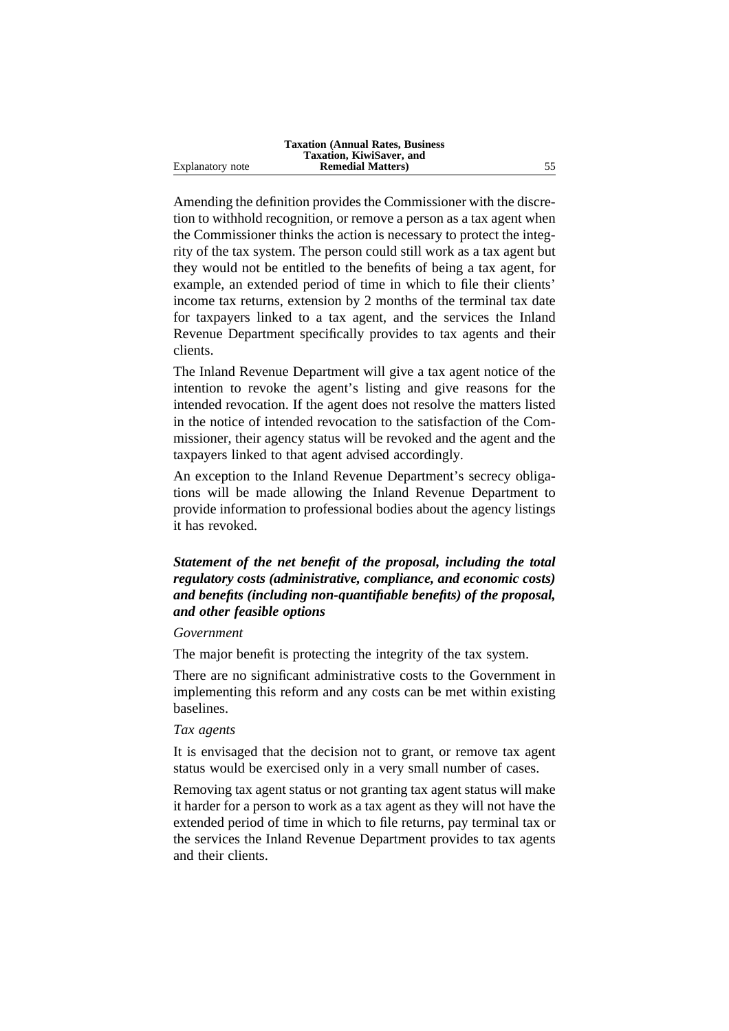Amending the definition provides the Commissioner with the discretion to withhold recognition, or remove a person as a tax agent when the Commissioner thinks the action is necessary to protect the integrity of the tax system. The person could still work as a tax agent but they would not be entitled to the benefits of being a tax agent, for example, an extended period of time in which to file their clients' income tax returns, extension by 2 months of the terminal tax date for taxpayers linked to a tax agent, and the services the Inland Revenue Department specifically provides to tax agents and their clients.

The Inland Revenue Department will give a tax agent notice of the intention to revoke the agent's listing and give reasons for the intended revocation. If the agent does not resolve the matters listed in the notice of intended revocation to the satisfaction of the Commissioner, their agency status will be revoked and the agent and the taxpayers linked to that agent advised accordingly.

An exception to the Inland Revenue Department's secrecy obligations will be made allowing the Inland Revenue Department to provide information to professional bodies about the agency listings it has revoked.

***Statement of the net benefit of the proposal, including the total regulatory costs (administrative, compliance, and economic costs) and benefits (including non-quantifiable benefits) of the proposal, and other feasible options***

*Government*

The major benefit is protecting the integrity of the tax system.

There are no significant administrative costs to the Government in implementing this reform and any costs can be met within existing baselines.

*Tax agents*

It is envisaged that the decision not to grant, or remove tax agent status would be exercised only in a very small number of cases.

Removing tax agent status or not granting tax agent status will make it harder for a person to work as a tax agent as they will not have the extended period of time in which to file returns, pay terminal tax or the services the Inland Revenue Department provides to tax agents and their clients.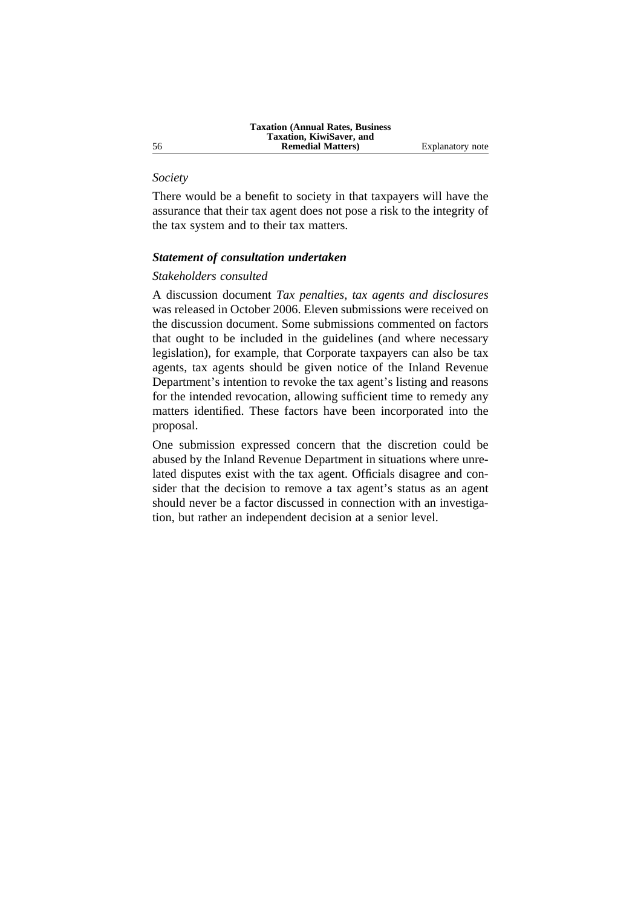*Society*

There would be a benefit to society in that taxpayers will have the assurance that their tax agent does not pose a risk to the integrity of the tax system and to their tax matters.

***Statement of consultation undertaken***

*Stakeholders consulted*

A discussion document *Tax penalties, tax agents and disclosures* was released in October 2006. Eleven submissions were received on the discussion document. Some submissions commented on factors that ought to be included in the guidelines (and where necessary legislation), for example, that Corporate taxpayers can also be tax agents, tax agents should be given notice of the Inland Revenue Department's intention to revoke the tax agent's listing and reasons for the intended revocation, allowing sufficient time to remedy any matters identified. These factors have been incorporated into the proposal.

One submission expressed concern that the discretion could be abused by the Inland Revenue Department in situations where unrelated disputes exist with the tax agent. Officials disagree and consider that the decision to remove a tax agent's status as an agent should never be a factor discussed in connection with an investigation, but rather an independent decision at a senior level.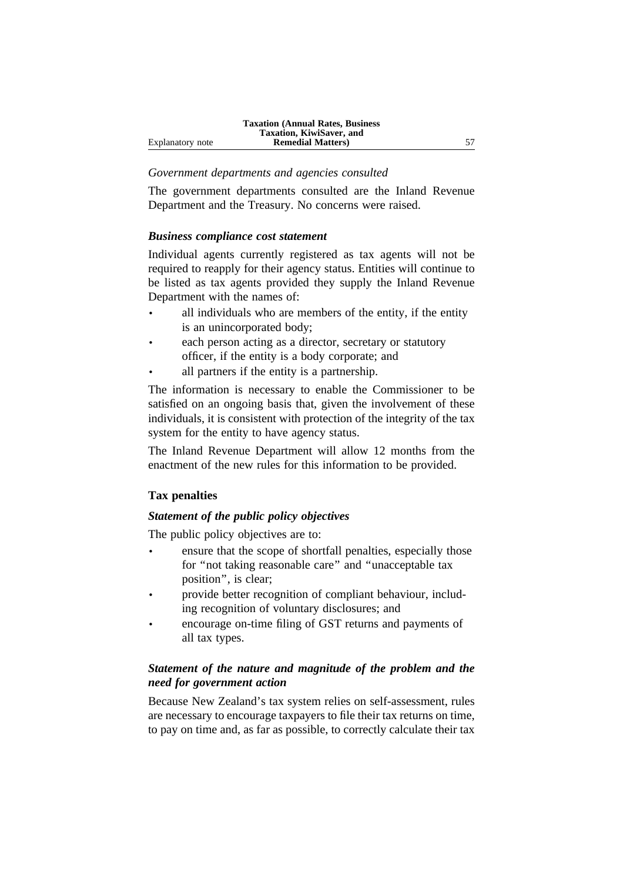*Government departments and agencies consulted*

The government departments consulted are the Inland Revenue Department and the Treasury. No concerns were raised.

***Business compliance cost statement***

Individual agents currently registered as tax agents will not be required to reapply for their agency status. Entities will continue to be listed as tax agents provided they supply the Inland Revenue Department with the names of:

- all individuals who are members of the entity, if the entity is an unincorporated body;
- each person acting as a director, secretary or statutory officer, if the entity is a body corporate; and
- all partners if the entity is a partnership.

The information is necessary to enable the Commissioner to be satisfied on an ongoing basis that, given the involvement of these individuals, it is consistent with protection of the integrity of the tax system for the entity to have agency status.

The Inland Revenue Department will allow 12 months from the enactment of the new rules for this information to be provided.

**Tax penalties**

***Statement of the public policy objectives***

The public policy objectives are to:

- ensure that the scope of shortfall penalties, especially those for "not taking reasonable care" and "unacceptable tax position", is clear;
- provide better recognition of compliant behaviour, including recognition of voluntary disclosures; and
- encourage on-time filing of GST returns and payments of all tax types.

***Statement of the nature and magnitude of the problem and the need for government action***

Because New Zealand's tax system relies on self-assessment, rules are necessary to encourage taxpayers to file their tax returns on time, to pay on time and, as far as possible, to correctly calculate their tax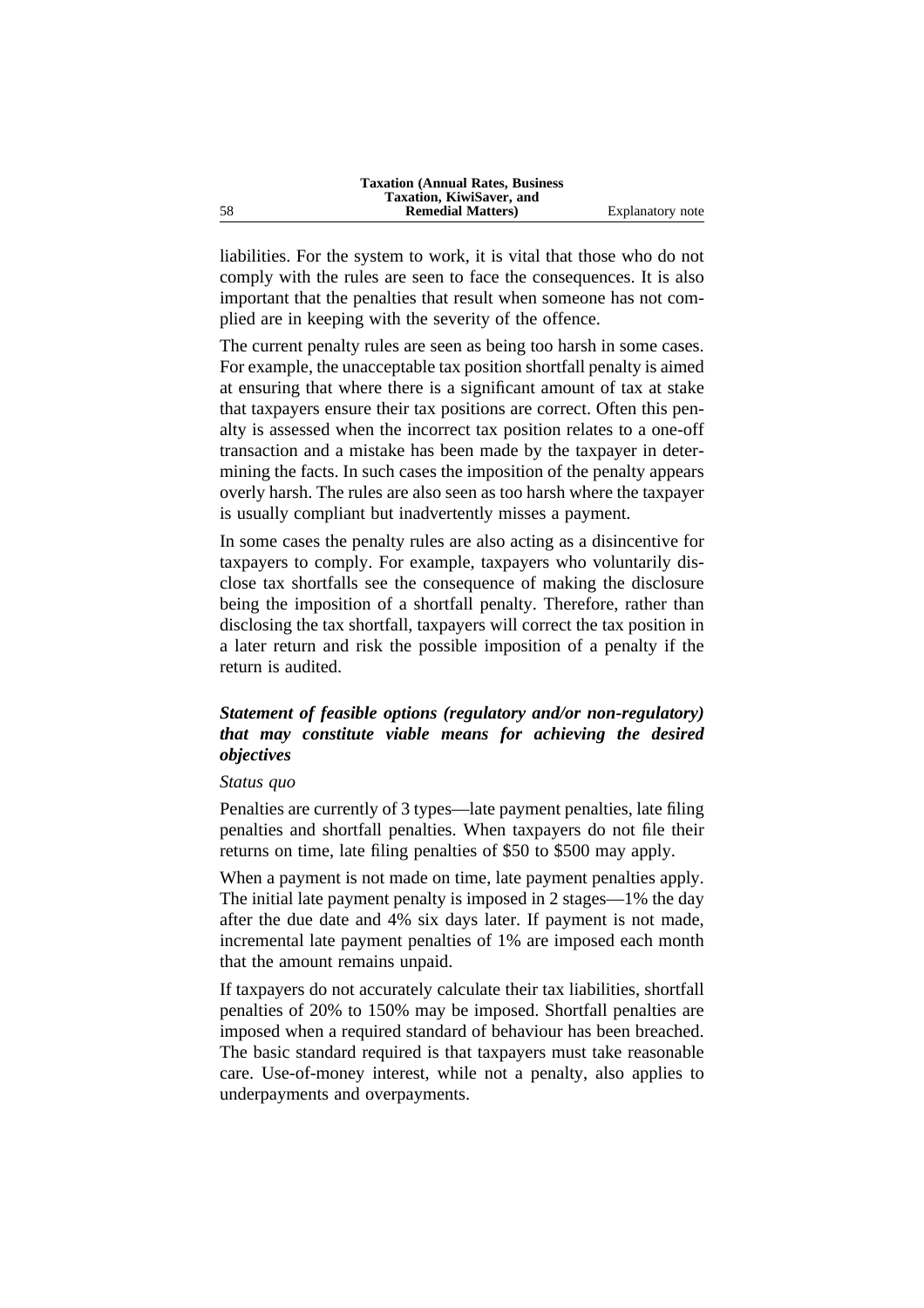liabilities. For the system to work, it is vital that those who do not comply with the rules are seen to face the consequences. It is also important that the penalties that result when someone has not complied are in keeping with the severity of the offence.

The current penalty rules are seen as being too harsh in some cases. For example, the unacceptable tax position shortfall penalty is aimed at ensuring that where there is a significant amount of tax at stake that taxpayers ensure their tax positions are correct. Often this penalty is assessed when the incorrect tax position relates to a one-off transaction and a mistake has been made by the taxpayer in determining the facts. In such cases the imposition of the penalty appears overly harsh. The rules are also seen as too harsh where the taxpayer is usually compliant but inadvertently misses a payment.

In some cases the penalty rules are also acting as a disincentive for taxpayers to comply. For example, taxpayers who voluntarily disclose tax shortfalls see the consequence of making the disclosure being the imposition of a shortfall penalty. Therefore, rather than disclosing the tax shortfall, taxpayers will correct the tax position in a later return and risk the possible imposition of a penalty if the return is audited.

***Statement of feasible options (regulatory and/or non-regulatory) that may constitute viable means for achieving the desired objectives***

*Status quo*

Penalties are currently of 3 types—late payment penalties, late filing penalties and shortfall penalties. When taxpayers do not file their returns on time, late filing penalties of $50 to $500 may apply.

When a payment is not made on time, late payment penalties apply. The initial late payment penalty is imposed in 2 stages—1% the day after the due date and 4% six days later. If payment is not made, incremental late payment penalties of 1% are imposed each month that the amount remains unpaid.

If taxpayers do not accurately calculate their tax liabilities, shortfall penalties of 20% to 150% may be imposed. Shortfall penalties are imposed when a required standard of behaviour has been breached. The basic standard required is that taxpayers must take reasonable care. Use-of-money interest, while not a penalty, also applies to underpayments and overpayments.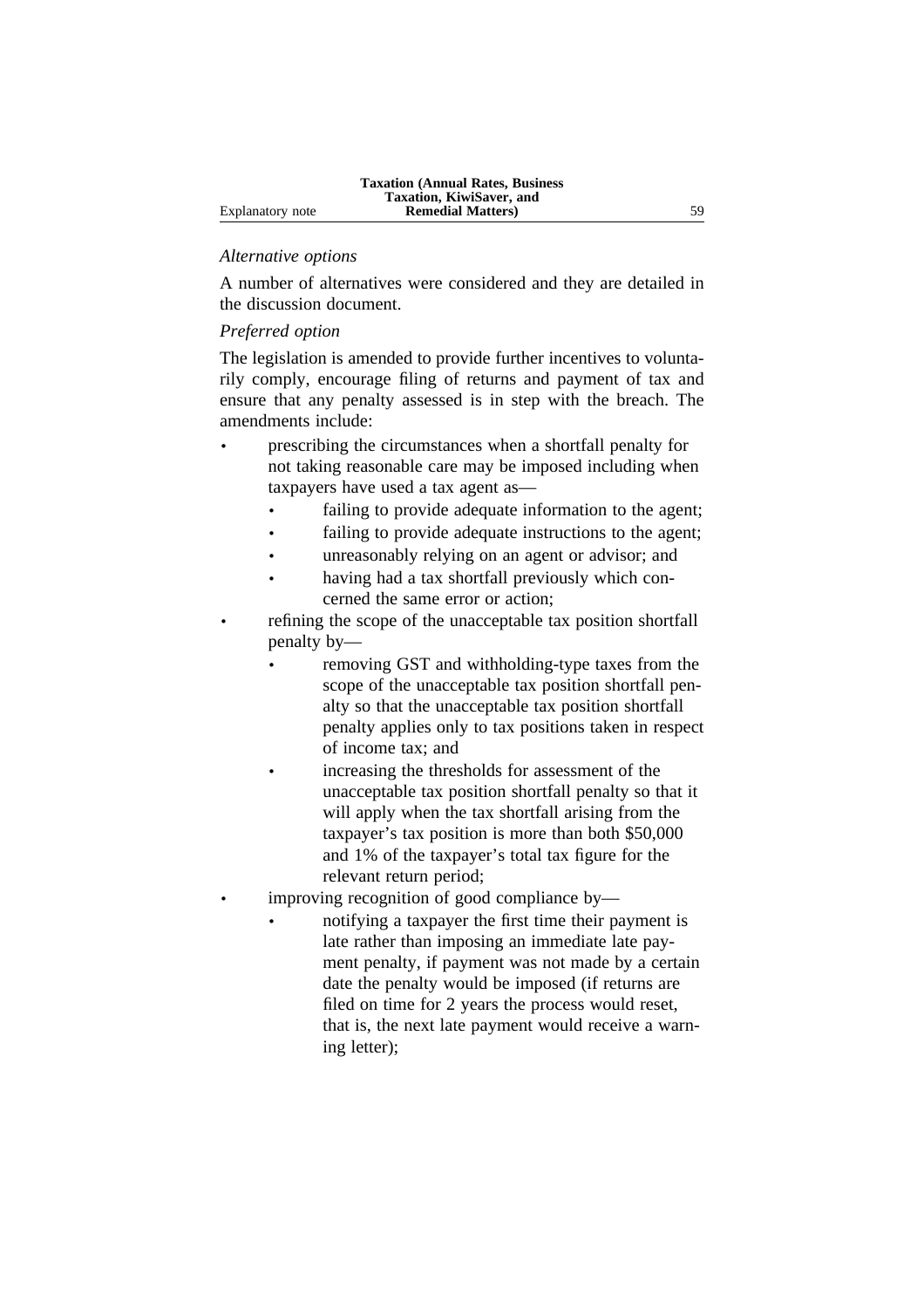*Alternative options*

A number of alternatives were considered and they are detailed in the discussion document.

*Preferred option*

The legislation is amended to provide further incentives to voluntarily comply, encourage filing of returns and payment of tax and ensure that any penalty assessed is in step with the breach. The amendments include:

- prescribing the circumstances when a shortfall penalty for not taking reasonable care may be imposed including when taxpayers have used a tax agent as—
  - failing to provide adequate information to the agent;
  - failing to provide adequate instructions to the agent;
  - unreasonably relying on an agent or advisor; and
  - having had a tax shortfall previously which concerned the same error or action;
- refining the scope of the unacceptable tax position shortfall penalty by—
  - removing GST and withholding-type taxes from the scope of the unacceptable tax position shortfall penalty so that the unacceptable tax position shortfall penalty applies only to tax positions taken in respect of income tax; and
  - increasing the thresholds for assessment of the unacceptable tax position shortfall penalty so that it will apply when the tax shortfall arising from the taxpayer's tax position is more than both $50,000 and 1% of the taxpayer's total tax figure for the relevant return period;
- improving recognition of good compliance by—
  - notifying a taxpayer the first time their payment is late rather than imposing an immediate late payment penalty, if payment was not made by a certain date the penalty would be imposed (if returns are filed on time for 2 years the process would reset, that is, the next late payment would receive a warning letter);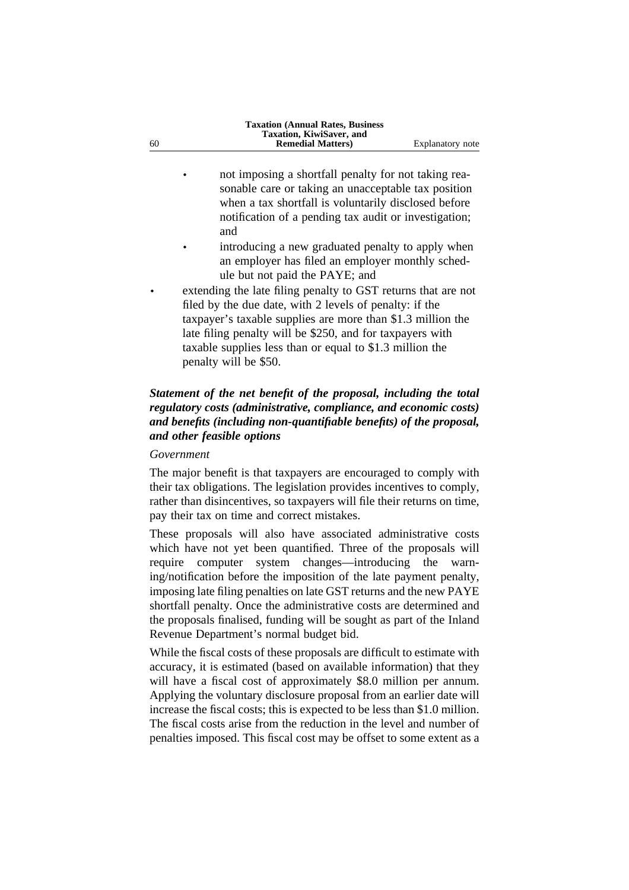- not imposing a shortfall penalty for not taking reasonable care or taking an unacceptable tax position when a tax shortfall is voluntarily disclosed before notification of a pending tax audit or investigation; and
  - introducing a new graduated penalty to apply when an employer has filed an employer monthly schedule but not paid the PAYE; and
- extending the late filing penalty to GST returns that are not filed by the due date, with 2 levels of penalty: if the taxpayer's taxable supplies are more than $1.3 million the late filing penalty will be $250, and for taxpayers with taxable supplies less than or equal to $1.3 million the penalty will be $50.

***Statement of the net benefit of the proposal, including the total regulatory costs (administrative, compliance, and economic costs) and benefits (including non-quantifiable benefits) of the proposal, and other feasible options***

*Government*

The major benefit is that taxpayers are encouraged to comply with their tax obligations. The legislation provides incentives to comply, rather than disincentives, so taxpayers will file their returns on time, pay their tax on time and correct mistakes.

These proposals will also have associated administrative costs which have not yet been quantified. Three of the proposals will require computer system changes—introducing the warning/notification before the imposition of the late payment penalty, imposing late filing penalties on late GST returns and the new PAYE shortfall penalty. Once the administrative costs are determined and the proposals finalised, funding will be sought as part of the Inland Revenue Department's normal budget bid.

While the fiscal costs of these proposals are difficult to estimate with accuracy, it is estimated (based on available information) that they will have a fiscal cost of approximately $8.0 million per annum. Applying the voluntary disclosure proposal from an earlier date will increase the fiscal costs; this is expected to be less than $1.0 million. The fiscal costs arise from the reduction in the level and number of penalties imposed. This fiscal cost may be offset to some extent as a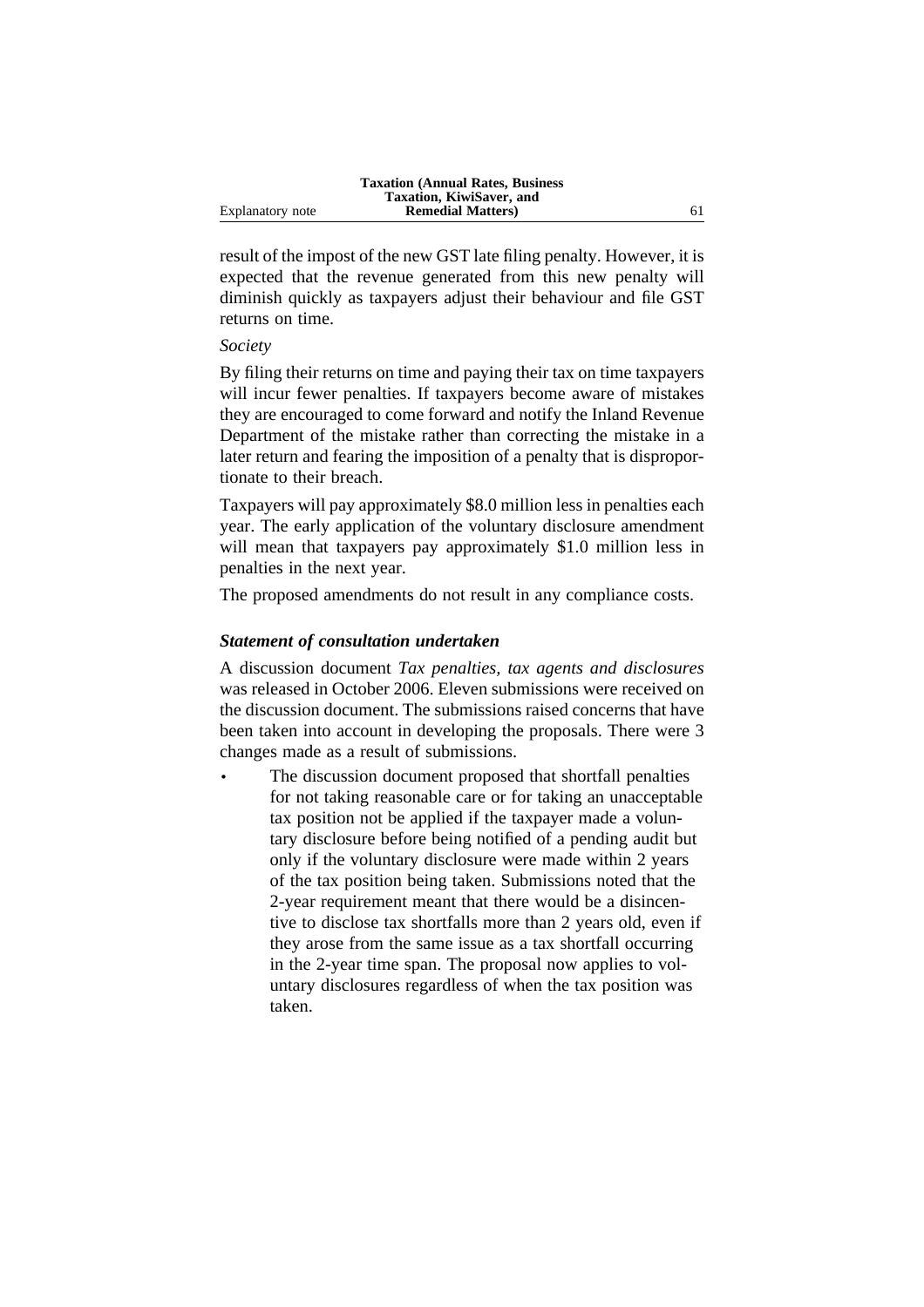result of the impost of the new GST late filing penalty. However, it is expected that the revenue generated from this new penalty will diminish quickly as taxpayers adjust their behaviour and file GST returns on time.

*Society*

By filing their returns on time and paying their tax on time taxpayers will incur fewer penalties. If taxpayers become aware of mistakes they are encouraged to come forward and notify the Inland Revenue Department of the mistake rather than correcting the mistake in a later return and fearing the imposition of a penalty that is disproportionate to their breach.

Taxpayers will pay approximately $8.0 million less in penalties each year. The early application of the voluntary disclosure amendment will mean that taxpayers pay approximately $1.0 million less in penalties in the next year.

The proposed amendments do not result in any compliance costs.

### *Statement of consultation undertaken*

A discussion document *Tax penalties, tax agents and disclosures* was released in October 2006. Eleven submissions were received on the discussion document. The submissions raised concerns that have been taken into account in developing the proposals. There were 3 changes made as a result of submissions.

- The discussion document proposed that shortfall penalties for not taking reasonable care or for taking an unacceptable tax position not be applied if the taxpayer made a voluntary disclosure before being notified of a pending audit but only if the voluntary disclosure were made within 2 years of the tax position being taken. Submissions noted that the 2-year requirement meant that there would be a disincentive to disclose tax shortfalls more than 2 years old, even if they arose from the same issue as a tax shortfall occurring in the 2-year time span. The proposal now applies to voluntary disclosures regardless of when the tax position was taken.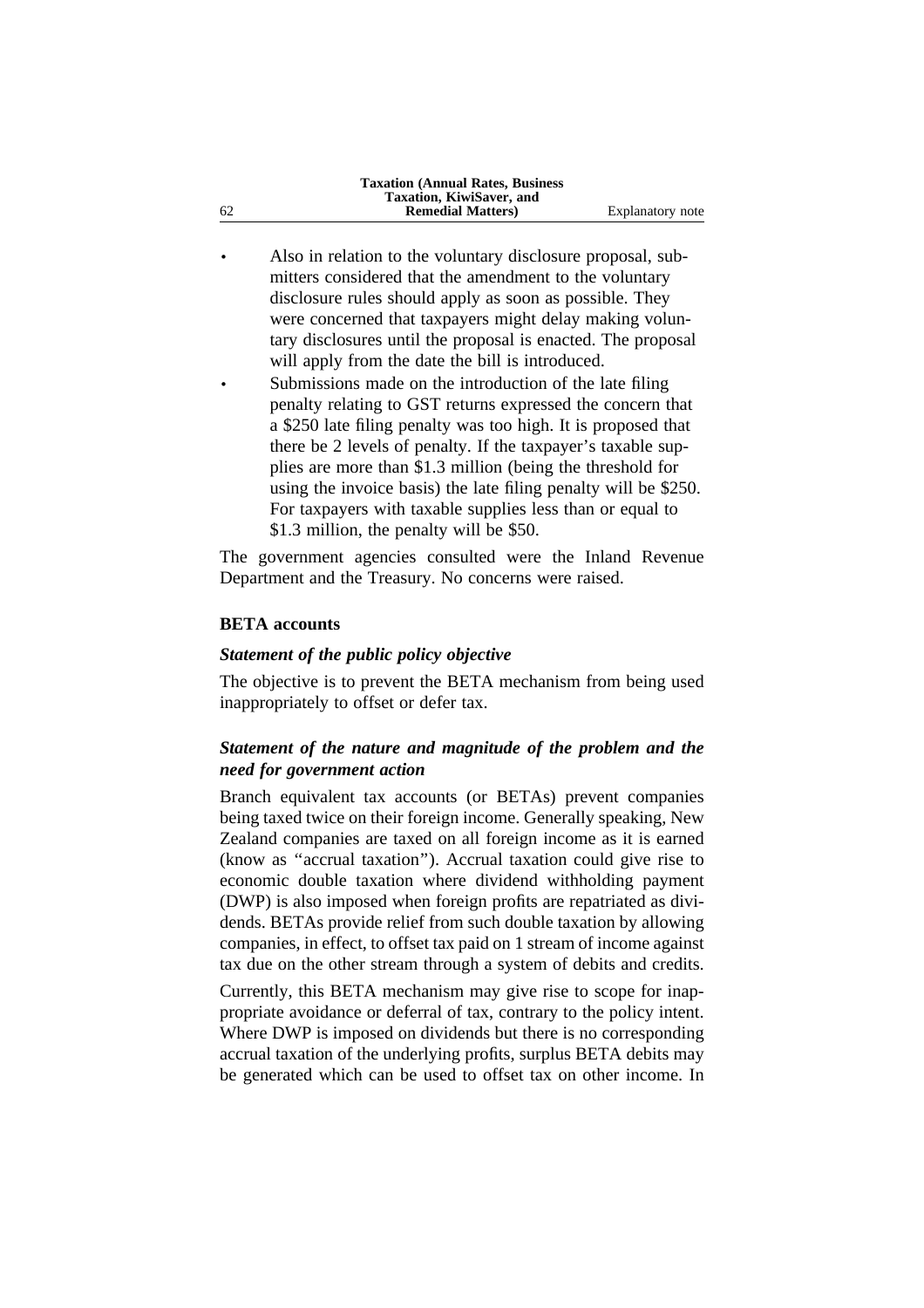- Also in relation to the voluntary disclosure proposal, submitters considered that the amendment to the voluntary disclosure rules should apply as soon as possible. They were concerned that taxpayers might delay making voluntary disclosures until the proposal is enacted. The proposal will apply from the date the bill is introduced.
- Submissions made on the introduction of the late filing penalty relating to GST returns expressed the concern that a $250 late filing penalty was too high. It is proposed that there be 2 levels of penalty. If the taxpayer's taxable supplies are more than $1.3 million (being the threshold for using the invoice basis) the late filing penalty will be $250. For taxpayers with taxable supplies less than or equal to $1.3 million, the penalty will be $50.

The government agencies consulted were the Inland Revenue Department and the Treasury. No concerns were raised.

**BETA accounts**

***Statement of the public policy objective***

The objective is to prevent the BETA mechanism from being used inappropriately to offset or defer tax.

***Statement of the nature and magnitude of the problem and the need for government action***

Branch equivalent tax accounts (or BETAs) prevent companies being taxed twice on their foreign income. Generally speaking, New Zealand companies are taxed on all foreign income as it is earned (know as "accrual taxation"). Accrual taxation could give rise to economic double taxation where dividend withholding payment (DWP) is also imposed when foreign profits are repatriated as dividends. BETAs provide relief from such double taxation by allowing companies, in effect, to offset tax paid on 1 stream of income against tax due on the other stream through a system of debits and credits.

Currently, this BETA mechanism may give rise to scope for inappropriate avoidance or deferral of tax, contrary to the policy intent. Where DWP is imposed on dividends but there is no corresponding accrual taxation of the underlying profits, surplus BETA debits may be generated which can be used to offset tax on other income. In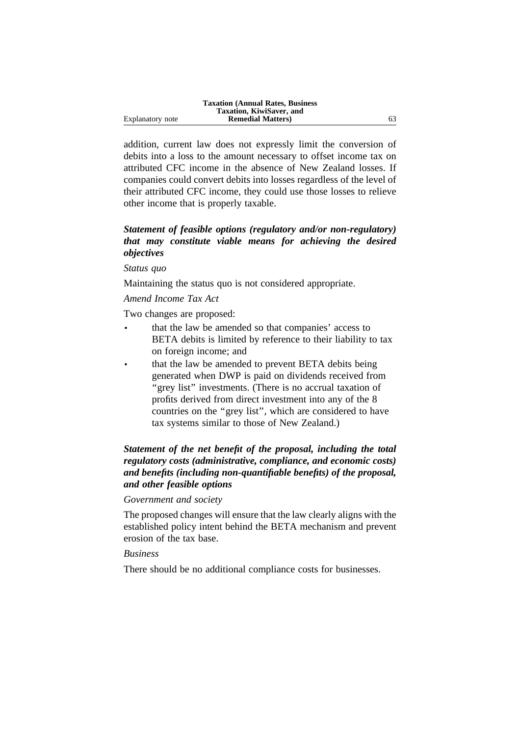addition, current law does not expressly limit the conversion of debits into a loss to the amount necessary to offset income tax on attributed CFC income in the absence of New Zealand losses. If companies could convert debits into losses regardless of the level of their attributed CFC income, they could use those losses to relieve other income that is properly taxable.

***Statement of feasible options (regulatory and/or non-regulatory) that may constitute viable means for achieving the desired objectives***

*Status quo*

Maintaining the status quo is not considered appropriate.

*Amend Income Tax Act*

Two changes are proposed:

- that the law be amended so that companies' access to BETA debits is limited by reference to their liability to tax on foreign income; and
- that the law be amended to prevent BETA debits being generated when DWP is paid on dividends received from "grey list" investments. (There is no accrual taxation of profits derived from direct investment into any of the 8 countries on the "grey list", which are considered to have tax systems similar to those of New Zealand.)

***Statement of the net benefit of the proposal, including the total regulatory costs (administrative, compliance, and economic costs) and benefits (including non-quantifiable benefits) of the proposal, and other feasible options***

*Government and society*

The proposed changes will ensure that the law clearly aligns with the established policy intent behind the BETA mechanism and prevent erosion of the tax base.

*Business*

There should be no additional compliance costs for businesses.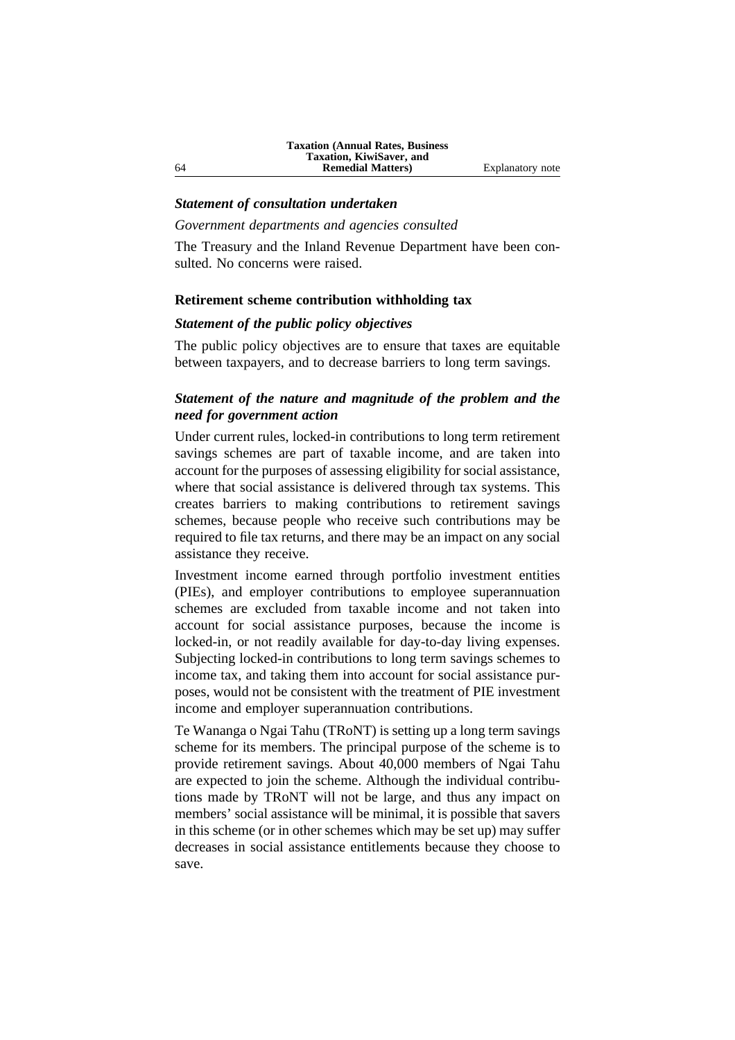***Statement of consultation undertaken***

*Government departments and agencies consulted*

The Treasury and the Inland Revenue Department have been consulted. No concerns were raised.

**Retirement scheme contribution withholding tax**

***Statement of the public policy objectives***

The public policy objectives are to ensure that taxes are equitable between taxpayers, and to decrease barriers to long term savings.

***Statement of the nature and magnitude of the problem and the need for government action***

Under current rules, locked-in contributions to long term retirement savings schemes are part of taxable income, and are taken into account for the purposes of assessing eligibility for social assistance, where that social assistance is delivered through tax systems. This creates barriers to making contributions to retirement savings schemes, because people who receive such contributions may be required to file tax returns, and there may be an impact on any social assistance they receive.

Investment income earned through portfolio investment entities (PIEs), and employer contributions to employee superannuation schemes are excluded from taxable income and not taken into account for social assistance purposes, because the income is locked-in, or not readily available for day-to-day living expenses. Subjecting locked-in contributions to long term savings schemes to income tax, and taking them into account for social assistance purposes, would not be consistent with the treatment of PIE investment income and employer superannuation contributions.

Te Wananga o Ngai Tahu (TRoNT) is setting up a long term savings scheme for its members. The principal purpose of the scheme is to provide retirement savings. About 40,000 members of Ngai Tahu are expected to join the scheme. Although the individual contributions made by TRoNT will not be large, and thus any impact on members' social assistance will be minimal, it is possible that savers in this scheme (or in other schemes which may be set up) may suffer decreases in social assistance entitlements because they choose to save.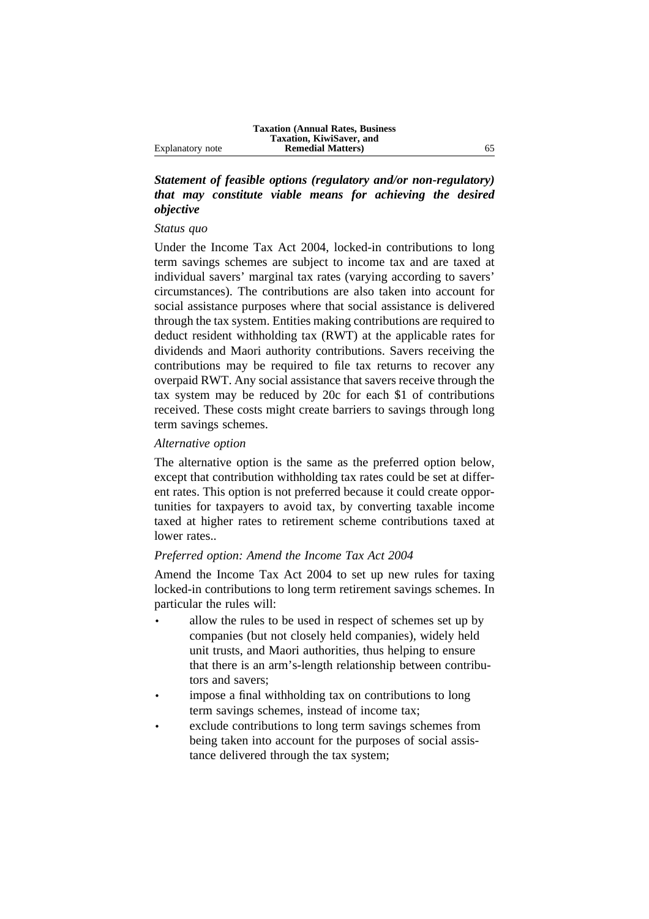***Statement of feasible options (regulatory and/or non-regulatory) that may constitute viable means for achieving the desired objective***

*Status quo*

Under the Income Tax Act 2004, locked-in contributions to long term savings schemes are subject to income tax and are taxed at individual savers' marginal tax rates (varying according to savers' circumstances). The contributions are also taken into account for social assistance purposes where that social assistance is delivered through the tax system. Entities making contributions are required to deduct resident withholding tax (RWT) at the applicable rates for dividends and Maori authority contributions. Savers receiving the contributions may be required to file tax returns to recover any overpaid RWT. Any social assistance that savers receive through the tax system may be reduced by 20c for each $1 of contributions received. These costs might create barriers to savings through long term savings schemes.

*Alternative option*

The alternative option is the same as the preferred option below, except that contribution withholding tax rates could be set at different rates. This option is not preferred because it could create opportunities for taxpayers to avoid tax, by converting taxable income taxed at higher rates to retirement scheme contributions taxed at lower rates..

*Preferred option: Amend the Income Tax Act 2004*

Amend the Income Tax Act 2004 to set up new rules for taxing locked-in contributions to long term retirement savings schemes. In particular the rules will:

- allow the rules to be used in respect of schemes set up by companies (but not closely held companies), widely held unit trusts, and Maori authorities, thus helping to ensure that there is an arm's-length relationship between contributors and savers;
- impose a final withholding tax on contributions to long term savings schemes, instead of income tax;
- exclude contributions to long term savings schemes from being taken into account for the purposes of social assistance delivered through the tax system;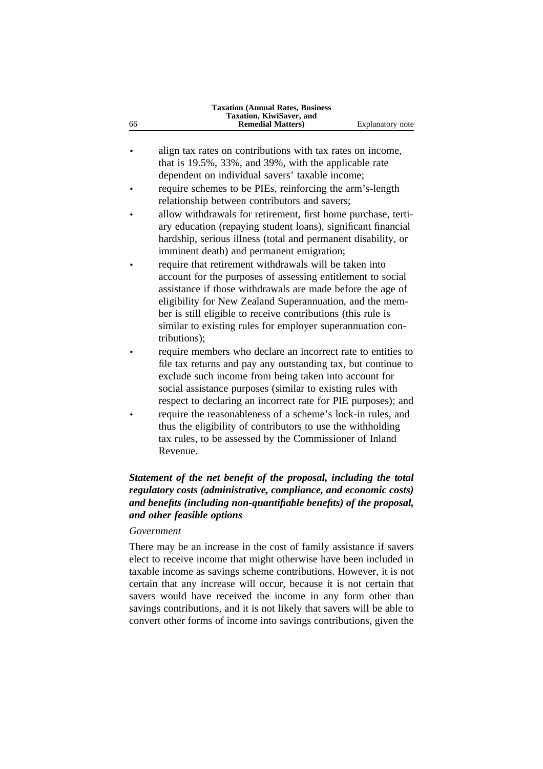- align tax rates on contributions with tax rates on income, that is 19.5%, 33%, and 39%, with the applicable rate dependent on individual savers' taxable income;
- require schemes to be PIEs, reinforcing the arm's-length relationship between contributors and savers;
- allow withdrawals for retirement, first home purchase, tertiary education (repaying student loans), significant financial hardship, serious illness (total and permanent disability, or imminent death) and permanent emigration;
- require that retirement withdrawals will be taken into account for the purposes of assessing entitlement to social assistance if those withdrawals are made before the age of eligibility for New Zealand Superannuation, and the member is still eligible to receive contributions (this rule is similar to existing rules for employer superannuation contributions);
- require members who declare an incorrect rate to entities to file tax returns and pay any outstanding tax, but continue to exclude such income from being taken into account for social assistance purposes (similar to existing rules with respect to declaring an incorrect rate for PIE purposes); and
- require the reasonableness of a scheme's lock-in rules, and thus the eligibility of contributors to use the withholding tax rules, to be assessed by the Commissioner of Inland Revenue.

***Statement of the net benefit of the proposal, including the total regulatory costs (administrative, compliance, and economic costs) and benefits (including non-quantifiable benefits) of the proposal, and other feasible options***

*Government*

There may be an increase in the cost of family assistance if savers elect to receive income that might otherwise have been included in taxable income as savings scheme contributions. However, it is not certain that any increase will occur, because it is not certain that savers would have received the income in any form other than savings contributions, and it is not likely that savers will be able to convert other forms of income into savings contributions, given the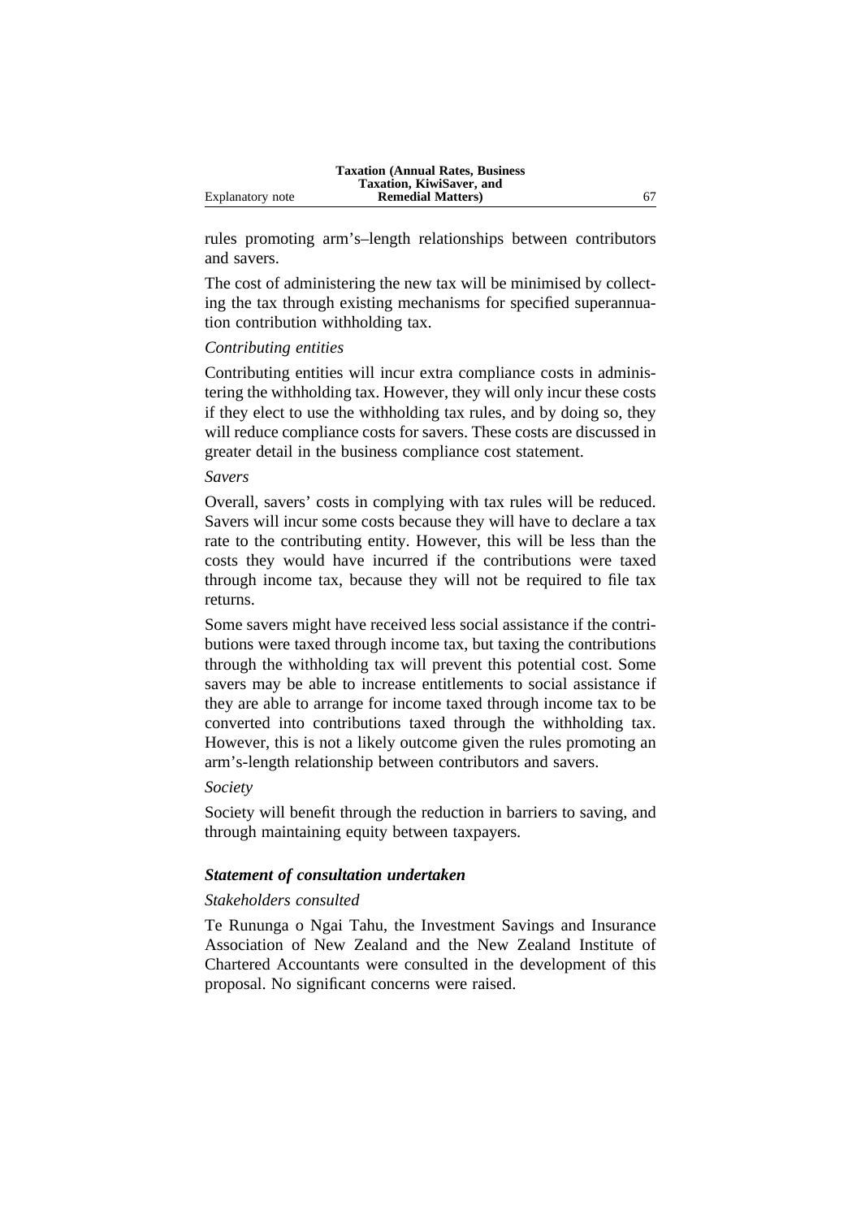rules promoting arm's–length relationships between contributors and savers.

The cost of administering the new tax will be minimised by collecting the tax through existing mechanisms for specified superannuation contribution withholding tax.

*Contributing entities*

Contributing entities will incur extra compliance costs in administering the withholding tax. However, they will only incur these costs if they elect to use the withholding tax rules, and by doing so, they will reduce compliance costs for savers. These costs are discussed in greater detail in the business compliance cost statement.

*Savers*

Overall, savers' costs in complying with tax rules will be reduced. Savers will incur some costs because they will have to declare a tax rate to the contributing entity. However, this will be less than the costs they would have incurred if the contributions were taxed through income tax, because they will not be required to file tax returns.

Some savers might have received less social assistance if the contributions were taxed through income tax, but taxing the contributions through the withholding tax will prevent this potential cost. Some savers may be able to increase entitlements to social assistance if they are able to arrange for income taxed through income tax to be converted into contributions taxed through the withholding tax. However, this is not a likely outcome given the rules promoting an arm's-length relationship between contributors and savers.

*Society*

Society will benefit through the reduction in barriers to saving, and through maintaining equity between taxpayers.

***Statement of consultation undertaken***

*Stakeholders consulted*

Te Rununga o Ngai Tahu, the Investment Savings and Insurance Association of New Zealand and the New Zealand Institute of Chartered Accountants were consulted in the development of this proposal. No significant concerns were raised.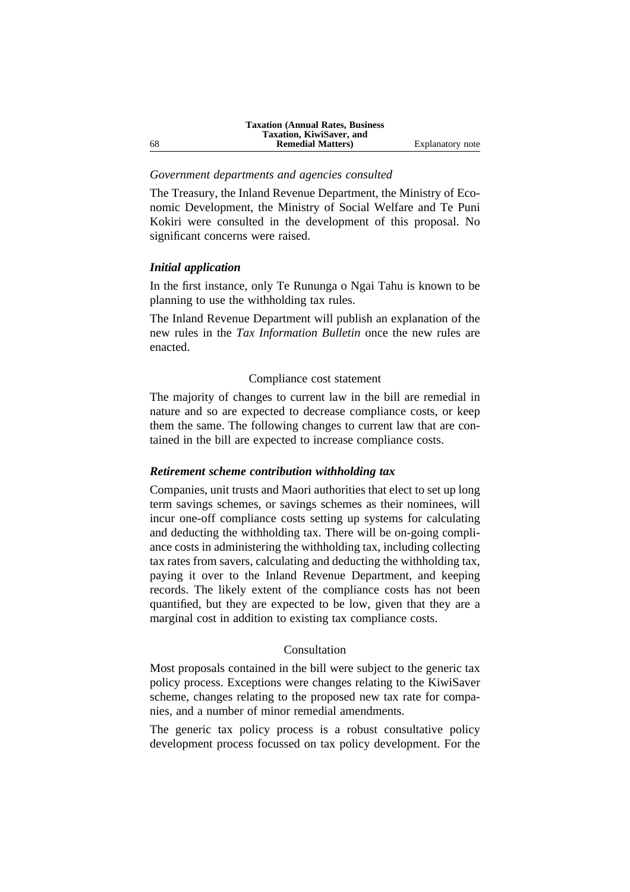*Government departments and agencies consulted*

The Treasury, the Inland Revenue Department, the Ministry of Economic Development, the Ministry of Social Welfare and Te Puni Kokiri were consulted in the development of this proposal. No significant concerns were raised.

***Initial application***

In the first instance, only Te Rununga o Ngai Tahu is known to be planning to use the withholding tax rules.

The Inland Revenue Department will publish an explanation of the new rules in the *Tax Information Bulletin* once the new rules are enacted.

## Compliance cost statement

The majority of changes to current law in the bill are remedial in nature and so are expected to decrease compliance costs, or keep them the same. The following changes to current law that are contained in the bill are expected to increase compliance costs.

***Retirement scheme contribution withholding tax***

Companies, unit trusts and Maori authorities that elect to set up long term savings schemes, or savings schemes as their nominees, will incur one-off compliance costs setting up systems for calculating and deducting the withholding tax. There will be on-going compliance costs in administering the withholding tax, including collecting tax rates from savers, calculating and deducting the withholding tax, paying it over to the Inland Revenue Department, and keeping records. The likely extent of the compliance costs has not been quantified, but they are expected to be low, given that they are a marginal cost in addition to existing tax compliance costs.

## Consultation

Most proposals contained in the bill were subject to the generic tax policy process. Exceptions were changes relating to the KiwiSaver scheme, changes relating to the proposed new tax rate for companies, and a number of minor remedial amendments.

The generic tax policy process is a robust consultative policy development process focussed on tax policy development. For the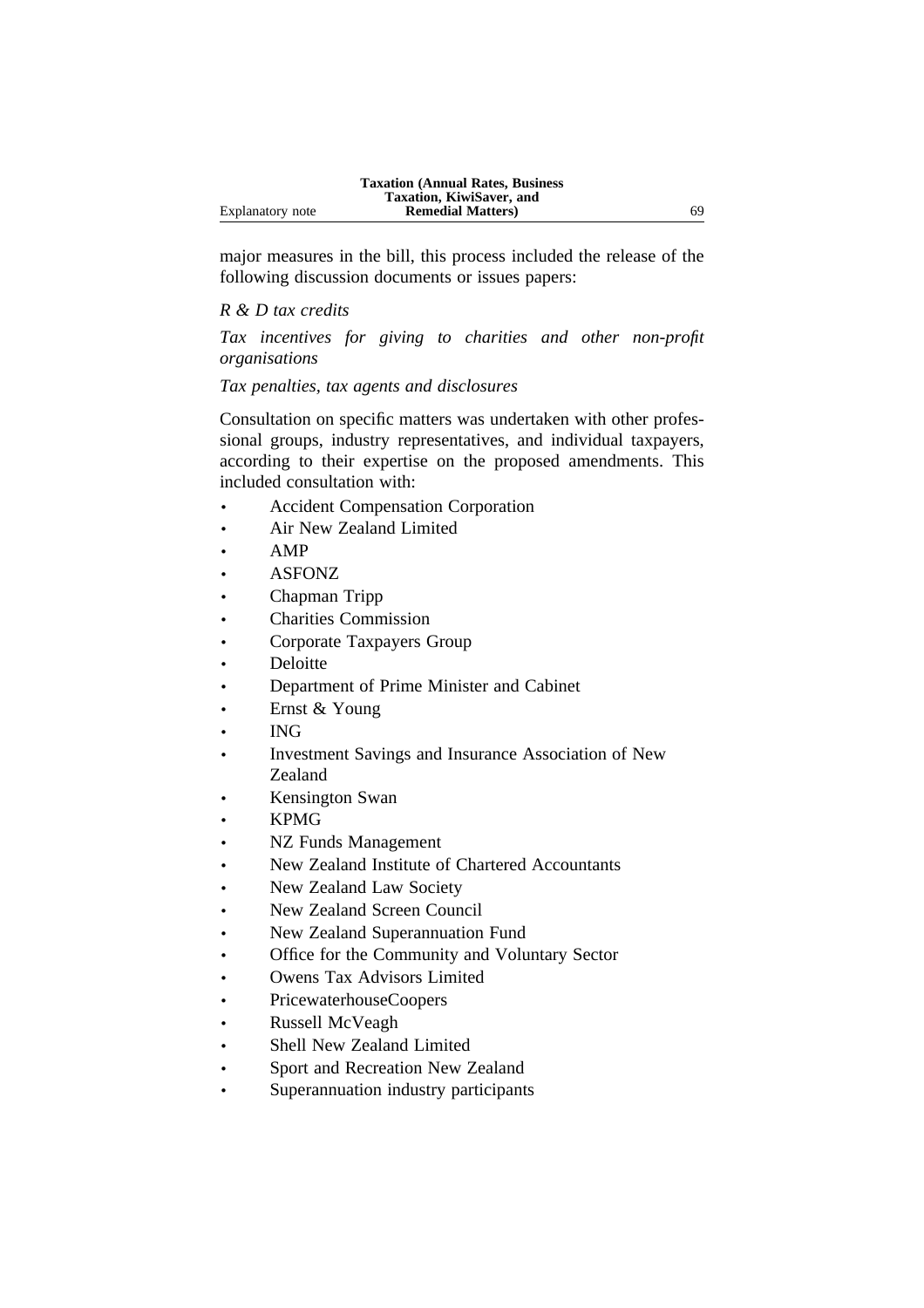major measures in the bill, this process included the release of the following discussion documents or issues papers:

*R & D tax credits*

*Tax incentives for giving to charities and other non-profit organisations*

*Tax penalties, tax agents and disclosures*

Consultation on specific matters was undertaken with other professional groups, industry representatives, and individual taxpayers, according to their expertise on the proposed amendments. This included consultation with:

- Accident Compensation Corporation
- Air New Zealand Limited
- AMP
- ASFONZ
- Chapman Tripp
- Charities Commission
- Corporate Taxpayers Group
- Deloitte
- Department of Prime Minister and Cabinet
- Ernst & Young
- ING
- Investment Savings and Insurance Association of New Zealand
- Kensington Swan
- KPMG
- NZ Funds Management
- New Zealand Institute of Chartered Accountants
- New Zealand Law Society
- New Zealand Screen Council
- New Zealand Superannuation Fund
- Office for the Community and Voluntary Sector
- Owens Tax Advisors Limited
- PricewaterhouseCoopers
- Russell McVeagh
- Shell New Zealand Limited
- Sport and Recreation New Zealand
- Superannuation industry participants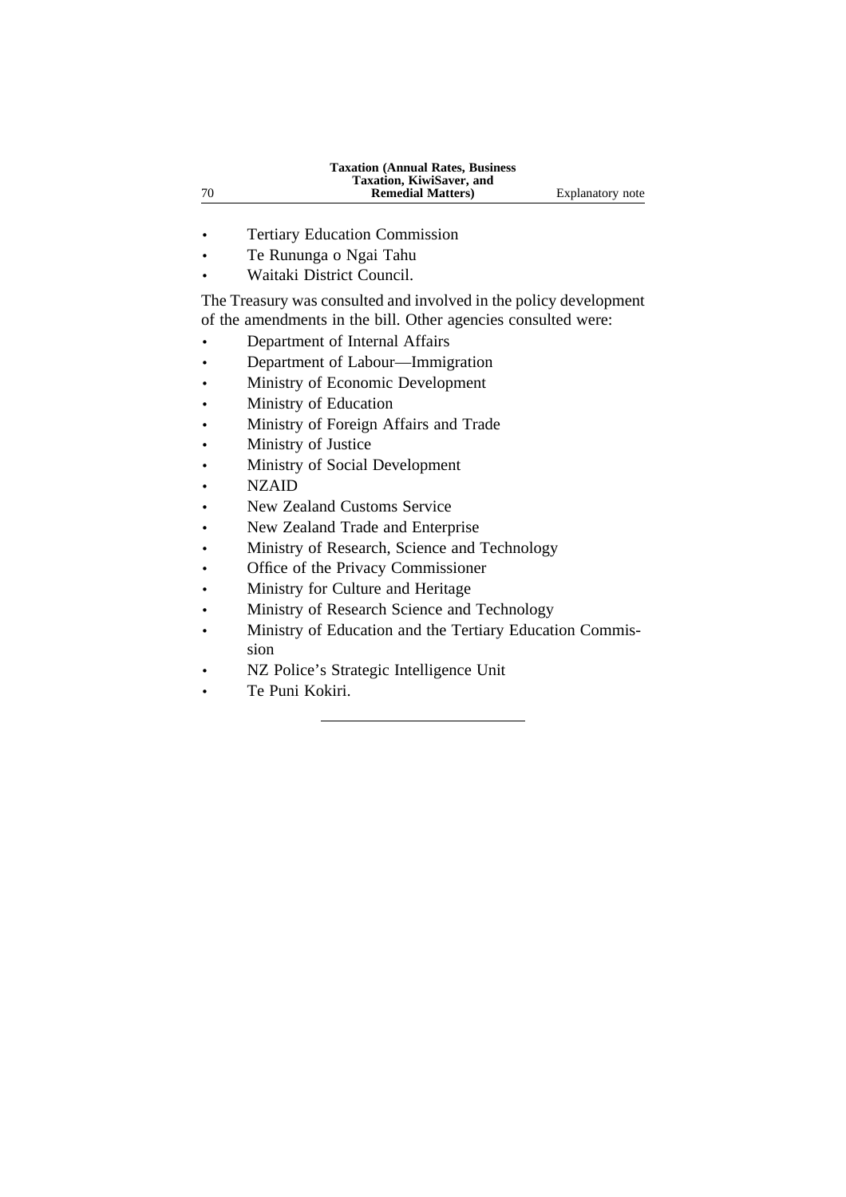- Tertiary Education Commission
- Te Rununga o Ngai Tahu
- Waitaki District Council.

The Treasury was consulted and involved in the policy development of the amendments in the bill. Other agencies consulted were:

- Department of Internal Affairs
- Department of Labour—Immigration
- Ministry of Economic Development
- Ministry of Education
- Ministry of Foreign Affairs and Trade
- Ministry of Justice
- Ministry of Social Development
- NZAID
- New Zealand Customs Service
- New Zealand Trade and Enterprise
- Ministry of Research, Science and Technology
- Office of the Privacy Commissioner
- Ministry for Culture and Heritage
- Ministry of Research Science and Technology
- Ministry of Education and the Tertiary Education Commission
- NZ Police's Strategic Intelligence Unit
- Te Puni Kokiri.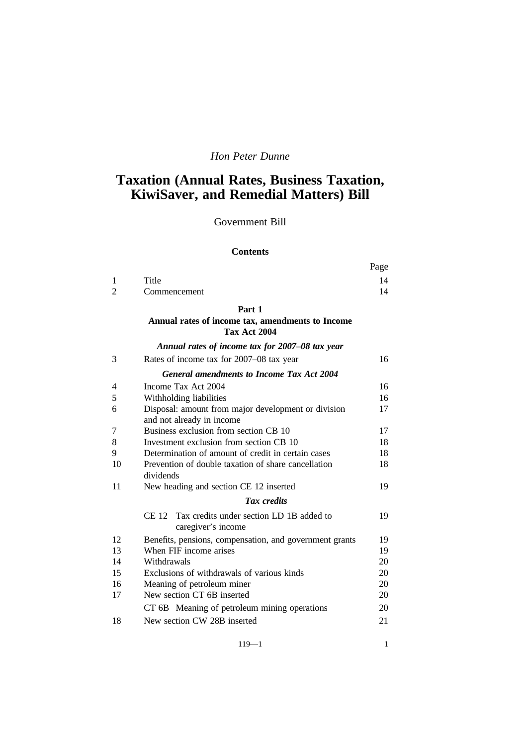*Hon Peter Dunne*

# Taxation (Annual Rates, Business Taxation, KiwiSaver, and Remedial Matters) Bill

Government Bill

## Contents

| | | Page |
|---|---|---|
| 1 | Title | 14 |
| 2 | Commencement | 14 |
| | **Part 1** **Annual rates of income tax, amendments to Income Tax Act 2004** | |
| | ***Annual rates of income tax for 2007–08 tax year*** | |
| 3 | Rates of income tax for 2007–08 tax year | 16 |
| | ***General amendments to Income Tax Act 2004*** | |
| 4 | Income Tax Act 2004 | 16 |
| 5 | Withholding liabilities | 16 |
| 6 | Disposal: amount from major development or division and not already in income | 17 |
| 7 | Business exclusion from section CB 10 | 17 |
| 8 | Investment exclusion from section CB 10 | 18 |
| 9 | Determination of amount of credit in certain cases | 18 |
| 10 | Prevention of double taxation of share cancellation dividends | 18 |
| 11 | New heading and section CE 12 inserted | 19 |
| | ***Tax credits*** | |
| | CE 12 Tax credits under section LD 1B added to caregiver's income | 19 |
| 12 | Benefits, pensions, compensation, and government grants | 19 |
| 13 | When FIF income arises | 19 |
| 14 | Withdrawals | 20 |
| 15 | Exclusions of withdrawals of various kinds | 20 |
| 16 | Meaning of petroleum miner | 20 |
| 17 | New section CT 6B inserted | 20 |
| | CT 6B Meaning of petroleum mining operations | 20 |
| 18 | New section CW 28B inserted | 21 |

119—1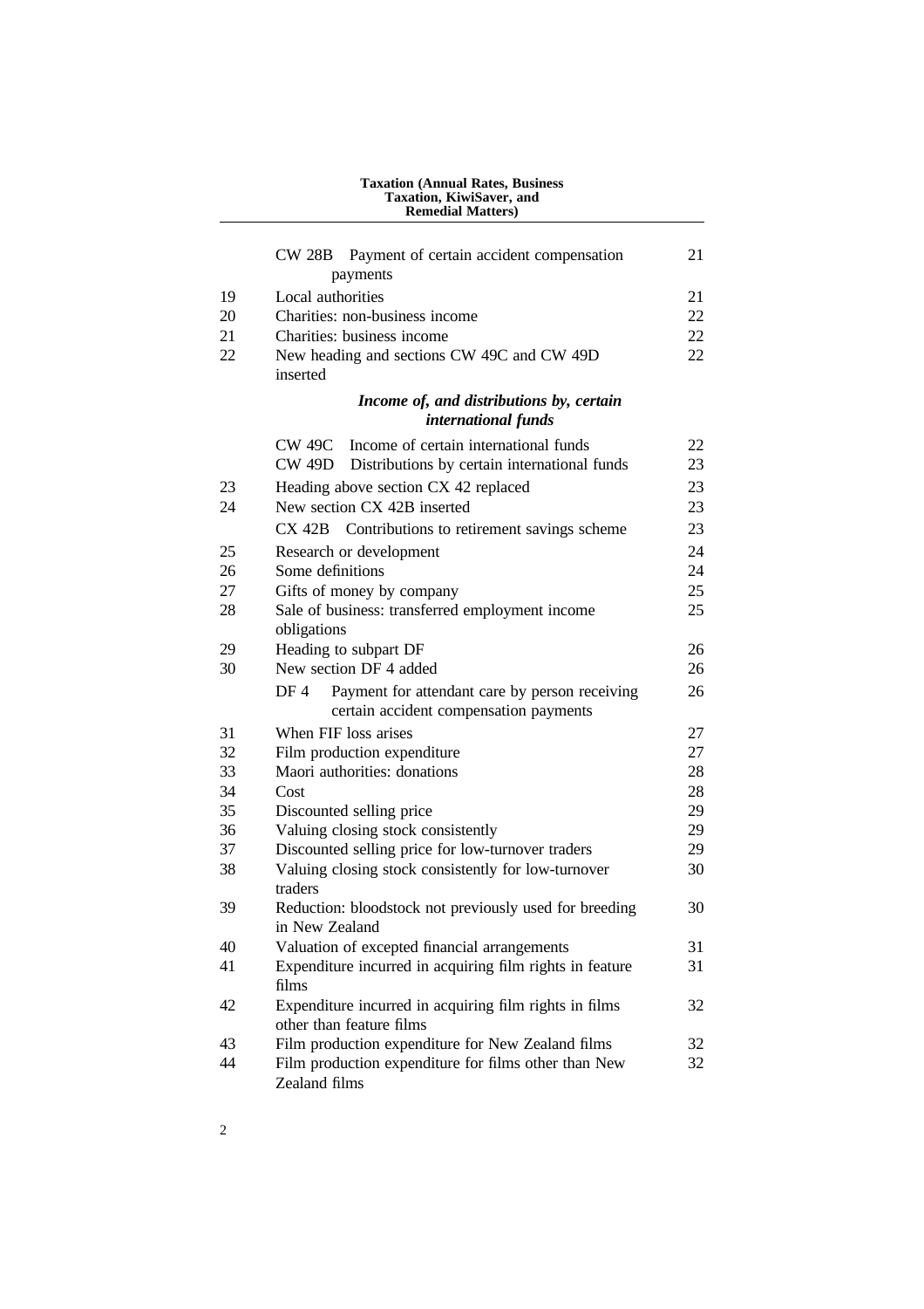| | | |
|---|---|---|
| | CW 28B Payment of certain accident compensation payments | 21 |
| 19 | Local authorities | 21 |
| 20 | Charities: non-business income | 22 |
| 21 | Charities: business income | 22 |
| 22 | New heading and sections CW 49C and CW 49D inserted | 22 |
| | ***Income of, and distributions by, certain international funds*** | |
| | CW 49C Income of certain international funds | 22 |
| | CW 49D Distributions by certain international funds | 23 |
| 23 | Heading above section CX 42 replaced | 23 |
| 24 | New section CX 42B inserted | 23 |
| | CX 42B Contributions to retirement savings scheme | 23 |
| 25 | Research or development | 24 |
| 26 | Some definitions | 24 |
| 27 | Gifts of money by company | 25 |
| 28 | Sale of business: transferred employment income obligations | 25 |
| 29 | Heading to subpart DF | 26 |
| 30 | New section DF 4 added | 26 |
| | DF 4 Payment for attendant care by person receiving certain accident compensation payments | 26 |
| 31 | When FIF loss arises | 27 |
| 32 | Film production expenditure | 27 |
| 33 | Maori authorities: donations | 28 |
| 34 | Cost | 28 |
| 35 | Discounted selling price | 29 |
| 36 | Valuing closing stock consistently | 29 |
| 37 | Discounted selling price for low-turnover traders | 29 |
| 38 | Valuing closing stock consistently for low-turnover traders | 30 |
| 39 | Reduction: bloodstock not previously used for breeding in New Zealand | 30 |
| 40 | Valuation of excepted financial arrangements | 31 |
| 41 | Expenditure incurred in acquiring film rights in feature films | 31 |
| 42 | Expenditure incurred in acquiring film rights in films other than feature films | 32 |
| 43 | Film production expenditure for New Zealand films | 32 |
| 44 | Film production expenditure for films other than New Zealand films | 32 |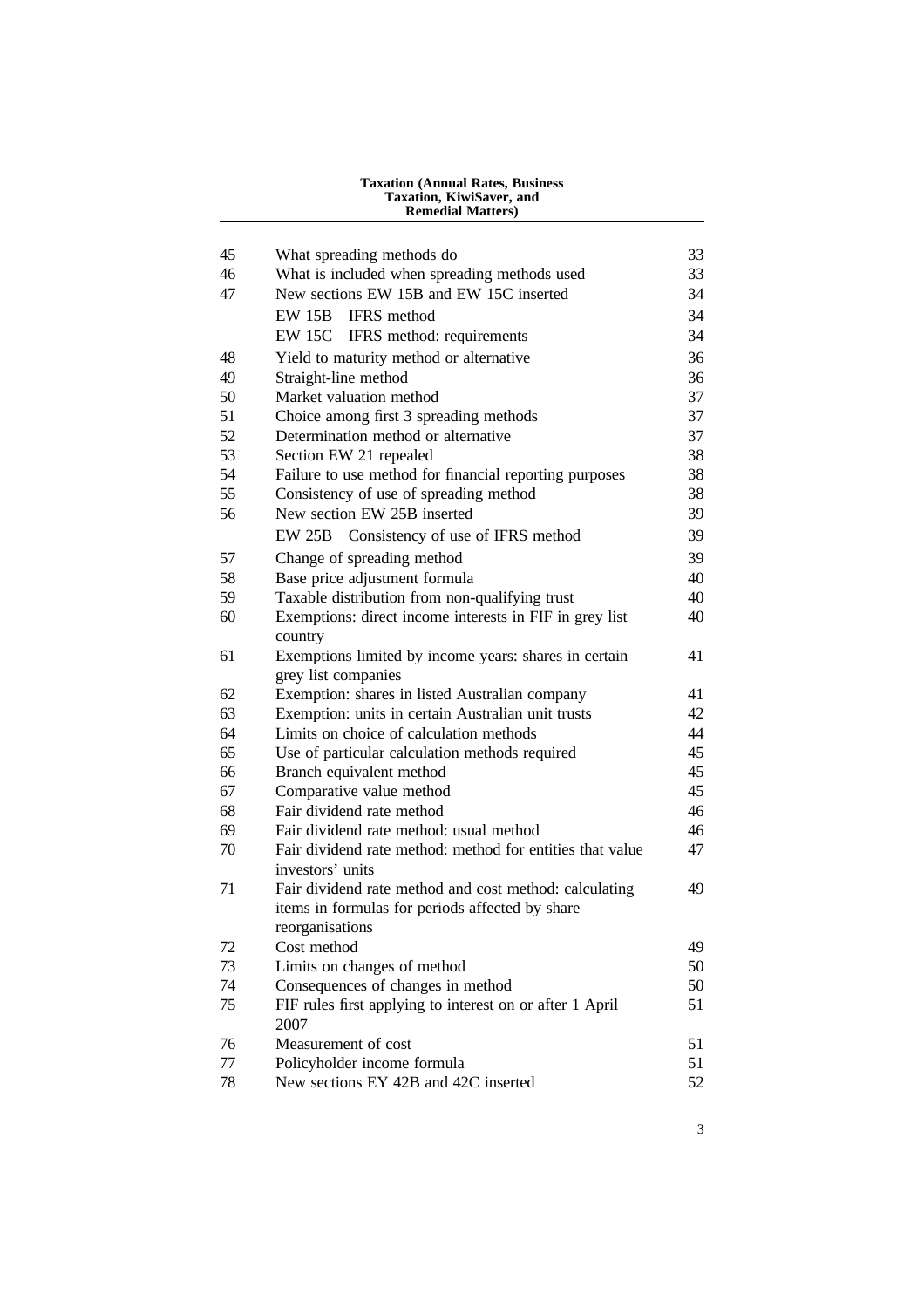| | | |
|---|---|---|
| 45 | What spreading methods do | 33 |
| 46 | What is included when spreading methods used | 33 |
| 47 | New sections EW 15B and EW 15C inserted | 34 |
| | EW 15B IFRS method | 34 |
| | EW 15C IFRS method: requirements | 34 |
| 48 | Yield to maturity method or alternative | 36 |
| 49 | Straight-line method | 36 |
| 50 | Market valuation method | 37 |
| 51 | Choice among first 3 spreading methods | 37 |
| 52 | Determination method or alternative | 37 |
| 53 | Section EW 21 repealed | 38 |
| 54 | Failure to use method for financial reporting purposes | 38 |
| 55 | Consistency of use of spreading method | 38 |
| 56 | New section EW 25B inserted | 39 |
| | EW 25B Consistency of use of IFRS method | 39 |
| 57 | Change of spreading method | 39 |
| 58 | Base price adjustment formula | 40 |
| 59 | Taxable distribution from non-qualifying trust | 40 |
| 60 | Exemptions: direct income interests in FIF in grey list country | 40 |
| 61 | Exemptions limited by income years: shares in certain grey list companies | 41 |
| 62 | Exemption: shares in listed Australian company | 41 |
| 63 | Exemption: units in certain Australian unit trusts | 42 |
| 64 | Limits on choice of calculation methods | 44 |
| 65 | Use of particular calculation methods required | 45 |
| 66 | Branch equivalent method | 45 |
| 67 | Comparative value method | 45 |
| 68 | Fair dividend rate method | 46 |
| 69 | Fair dividend rate method: usual method | 46 |
| 70 | Fair dividend rate method: method for entities that value investors' units | 47 |
| 71 | Fair dividend rate method and cost method: calculating items in formulas for periods affected by share reorganisations | 49 |
| 72 | Cost method | 49 |
| 73 | Limits on changes of method | 50 |
| 74 | Consequences of changes in method | 50 |
| 75 | FIF rules first applying to interest on or after 1 April 2007 | 51 |
| 76 | Measurement of cost | 51 |
| 77 | Policyholder income formula | 51 |
| 78 | New sections EY 42B and 42C inserted | 52 |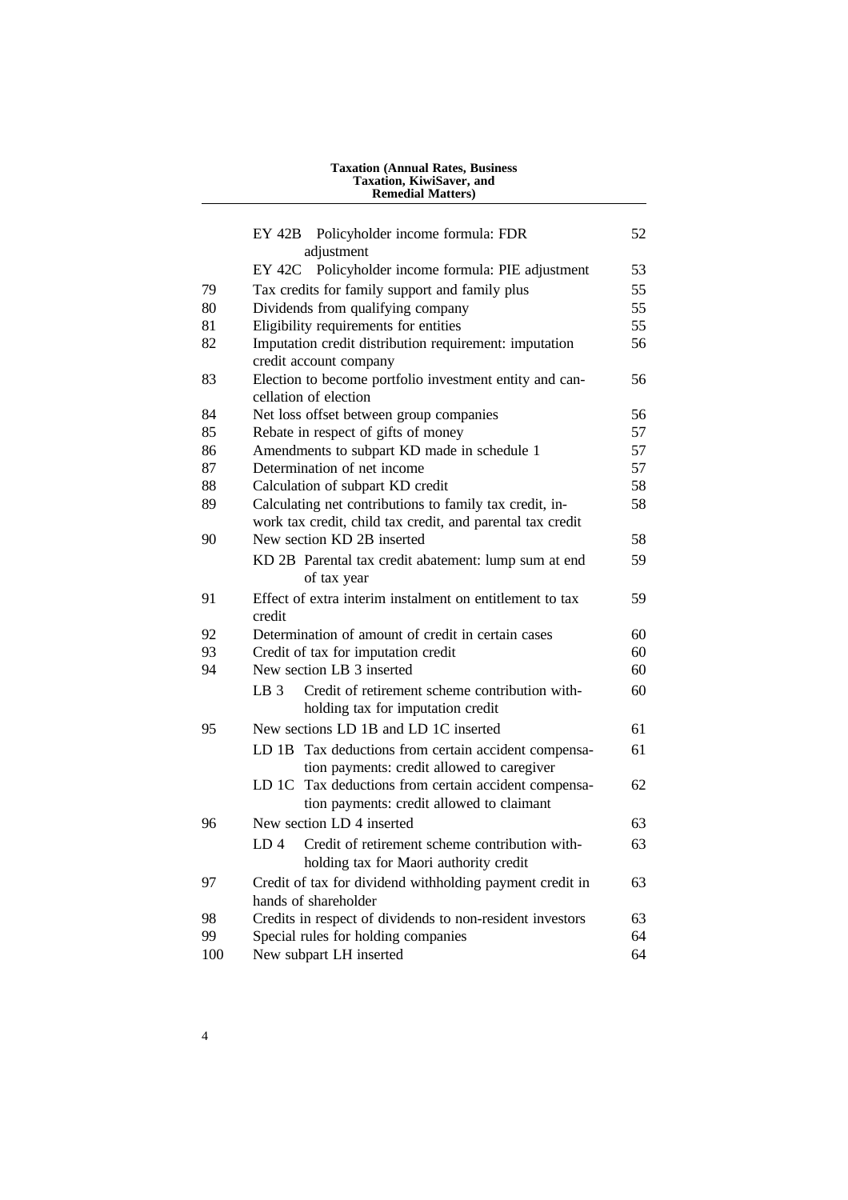| | | |
|---|---|---|
| | EY 42B Policyholder income formula: FDR adjustment | 52 |
| | EY 42C Policyholder income formula: PIE adjustment | 53 |
| 79 | Tax credits for family support and family plus | 55 |
| 80 | Dividends from qualifying company | 55 |
| 81 | Eligibility requirements for entities | 55 |
| 82 | Imputation credit distribution requirement: imputation credit account company | 56 |
| 83 | Election to become portfolio investment entity and cancellation of election | 56 |
| 84 | Net loss offset between group companies | 56 |
| 85 | Rebate in respect of gifts of money | 57 |
| 86 | Amendments to subpart KD made in schedule 1 | 57 |
| 87 | Determination of net income | 57 |
| 88 | Calculation of subpart KD credit | 58 |
| 89 | Calculating net contributions to family tax credit, in-work tax credit, child tax credit, and parental tax credit | 58 |
| 90 | New section KD 2B inserted | 58 |
| | KD 2B Parental tax credit abatement: lump sum at end of tax year | 59 |
| 91 | Effect of extra interim instalment on entitlement to tax credit | 59 |
| 92 | Determination of amount of credit in certain cases | 60 |
| 93 | Credit of tax for imputation credit | 60 |
| 94 | New section LB 3 inserted | 60 |
| | LB 3 Credit of retirement scheme contribution withholding tax for imputation credit | 60 |
| 95 | New sections LD 1B and LD 1C inserted | 61 |
| | LD 1B Tax deductions from certain accident compensation payments: credit allowed to caregiver | 61 |
| | LD 1C Tax deductions from certain accident compensation payments: credit allowed to claimant | 62 |
| 96 | New section LD 4 inserted | 63 |
| | LD 4 Credit of retirement scheme contribution withholding tax for Maori authority credit | 63 |
| 97 | Credit of tax for dividend withholding payment credit in hands of shareholder | 63 |
| 98 | Credits in respect of dividends to non-resident investors | 63 |
| 99 | Special rules for holding companies | 64 |
| 100 | New subpart LH inserted | 64 |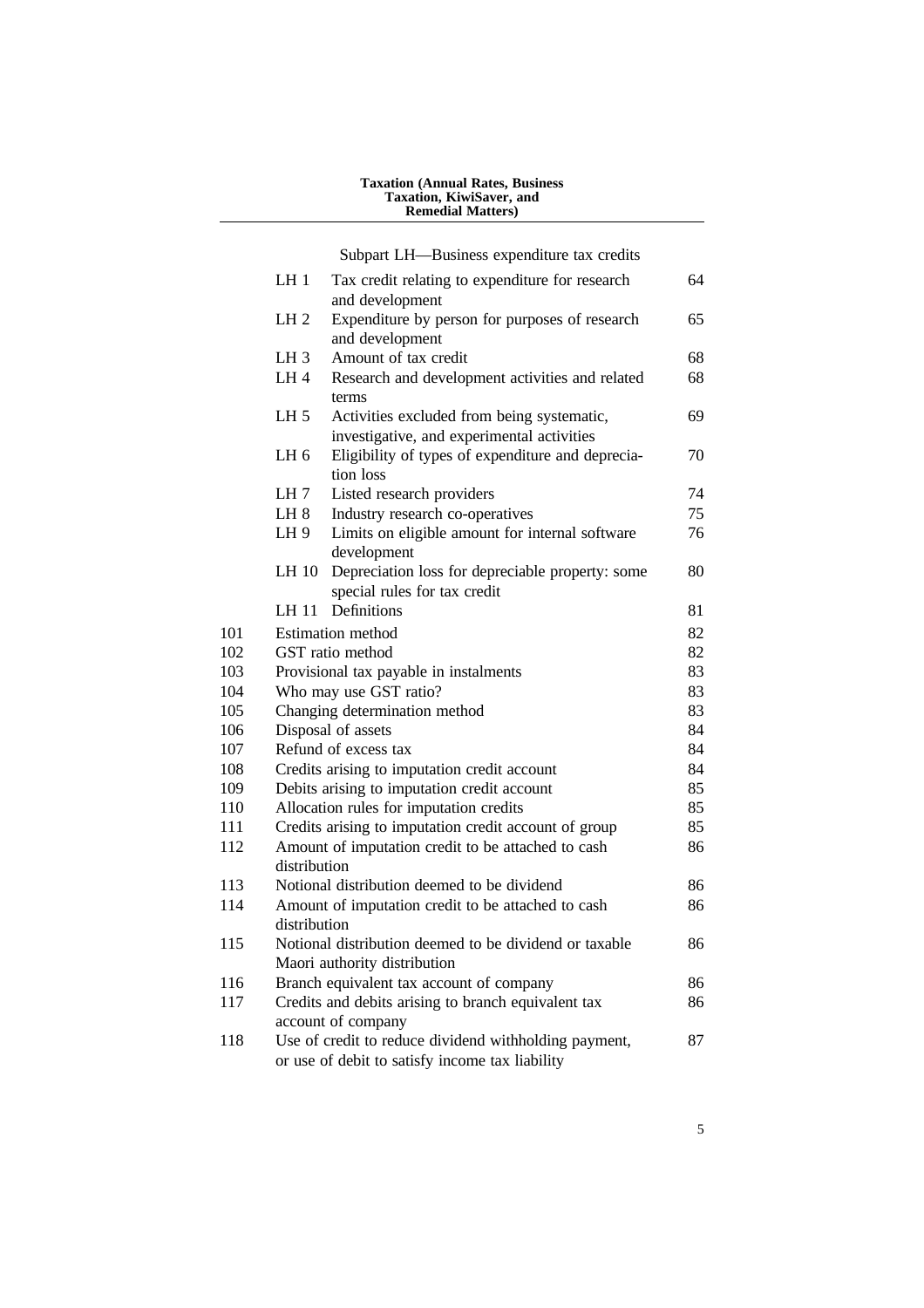Subpart LH—Business expenditure tax credits

| | | | |
|---|---|---|---|
| | LH 1 | Tax credit relating to expenditure for research and development | 64 |
| | LH 2 | Expenditure by person for purposes of research and development | 65 |
| | LH 3 | Amount of tax credit | 68 |
| | LH 4 | Research and development activities and related terms | 68 |
| | LH 5 | Activities excluded from being systematic, investigative, and experimental activities | 69 |
| | LH 6 | Eligibility of types of expenditure and depreciation loss | 70 |
| | LH 7 | Listed research providers | 74 |
| | LH 8 | Industry research co-operatives | 75 |
| | LH 9 | Limits on eligible amount for internal software development | 76 |
| | LH 10 | Depreciation loss for depreciable property: some special rules for tax credit | 80 |
| | LH 11 | Definitions | 81 |
| 101 | Estimation method | | 82 |
| 102 | GST ratio method | | 82 |
| 103 | Provisional tax payable in instalments | | 83 |
| 104 | Who may use GST ratio? | | 83 |
| 105 | Changing determination method | | 83 |
| 106 | Disposal of assets | | 84 |
| 107 | Refund of excess tax | | 84 |
| 108 | Credits arising to imputation credit account | | 84 |
| 109 | Debits arising to imputation credit account | | 85 |
| 110 | Allocation rules for imputation credits | | 85 |
| 111 | Credits arising to imputation credit account of group | | 85 |
| 112 | Amount of imputation credit to be attached to cash distribution | | 86 |
| 113 | Notional distribution deemed to be dividend | | 86 |
| 114 | Amount of imputation credit to be attached to cash distribution | | 86 |
| 115 | Notional distribution deemed to be dividend or taxable Maori authority distribution | | 86 |
| 116 | Branch equivalent tax account of company | | 86 |
| 117 | Credits and debits arising to branch equivalent tax account of company | | 86 |
| 118 | Use of credit to reduce dividend withholding payment, or use of debit to satisfy income tax liability | | 87 |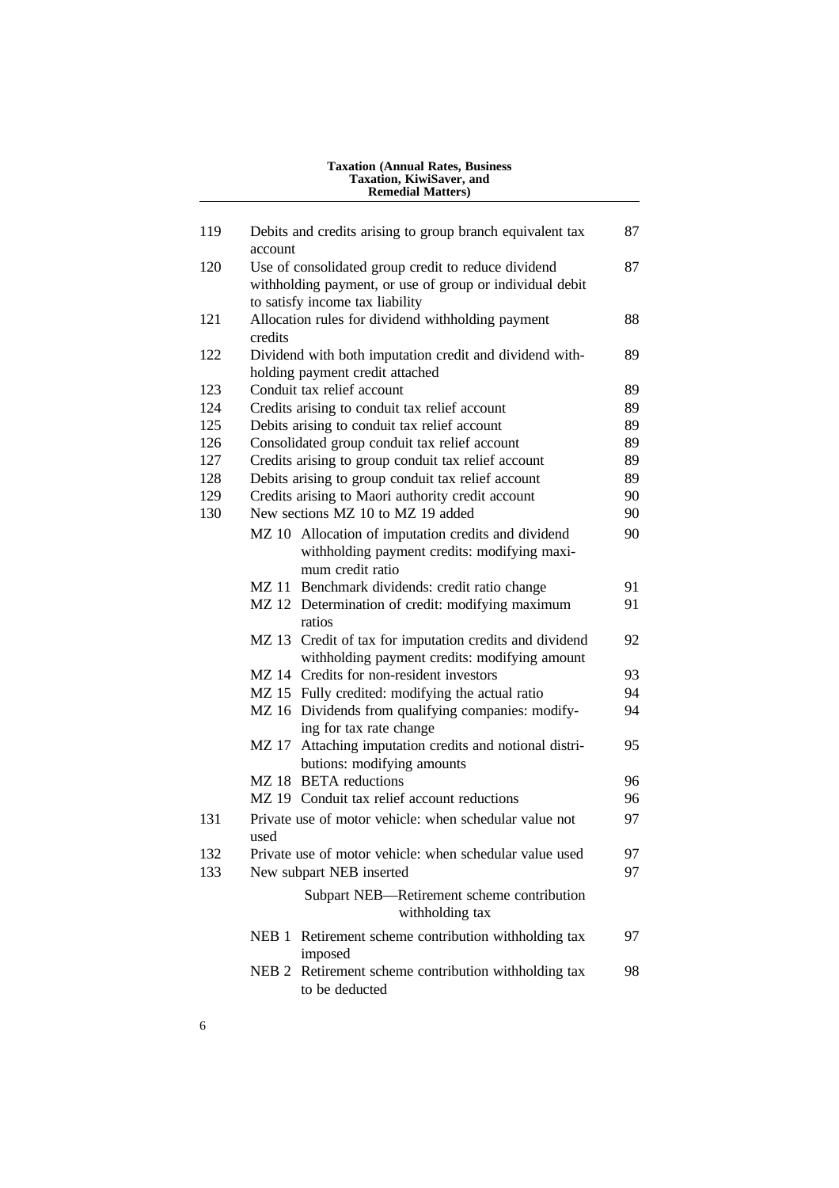| | | |
|---|---|---|
| 119 | Debits and credits arising to group branch equivalent tax account | 87 |
| 120 | Use of consolidated group credit to reduce dividend withholding payment, or use of group or individual debit to satisfy income tax liability | 87 |
| 121 | Allocation rules for dividend withholding payment credits | 88 |
| 122 | Dividend with both imputation credit and dividend withholding payment credit attached | 89 |
| 123 | Conduit tax relief account | 89 |
| 124 | Credits arising to conduit tax relief account | 89 |
| 125 | Debits arising to conduit tax relief account | 89 |
| 126 | Consolidated group conduit tax relief account | 89 |
| 127 | Credits arising to group conduit tax relief account | 89 |
| 128 | Debits arising to group conduit tax relief account | 89 |
| 129 | Credits arising to Maori authority credit account | 90 |
| 130 | New sections MZ 10 to MZ 19 added | 90 |
| | MZ 10 Allocation of imputation credits and dividend withholding payment credits: modifying maximum credit ratio | 90 |
| | MZ 11 Benchmark dividends: credit ratio change | 91 |
| | MZ 12 Determination of credit: modifying maximum ratios | 91 |
| | MZ 13 Credit of tax for imputation credits and dividend withholding payment credits: modifying amount | 92 |
| | MZ 14 Credits for non-resident investors | 93 |
| | MZ 15 Fully credited: modifying the actual ratio | 94 |
| | MZ 16 Dividends from qualifying companies: modifying for tax rate change | 94 |
| | MZ 17 Attaching imputation credits and notional distributions: modifying amounts | 95 |
| | MZ 18 BETA reductions | 96 |
| | MZ 19 Conduit tax relief account reductions | 96 |
| 131 | Private use of motor vehicle: when schedular value not used | 97 |
| 132 | Private use of motor vehicle: when schedular value used | 97 |
| 133 | New subpart NEB inserted | 97 |
| | Subpart NEB—Retirement scheme contribution withholding tax | |
| | NEB 1 Retirement scheme contribution withholding tax imposed | 97 |
| | NEB 2 Retirement scheme contribution withholding tax to be deducted | 98 |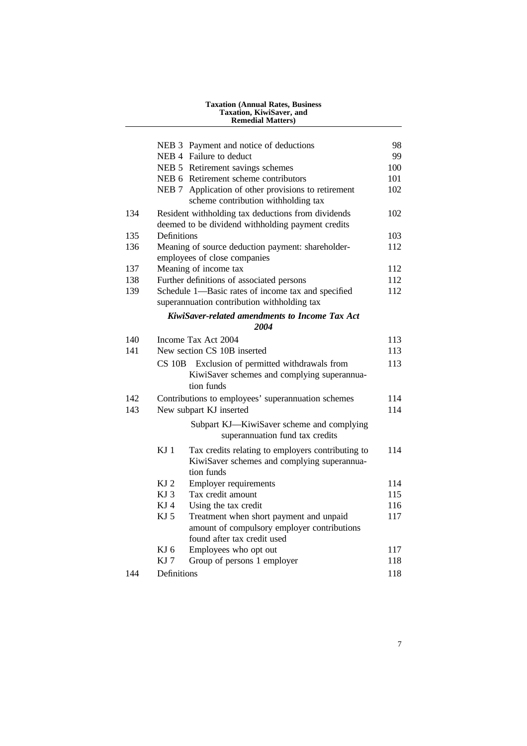| | | | |
|---|---|---|---|
| | NEB 3 | Payment and notice of deductions | 98 |
| | NEB 4 | Failure to deduct | 99 |
| | NEB 5 | Retirement savings schemes | 100 |
| | NEB 6 | Retirement scheme contributors | 101 |
| | NEB 7 | Application of other provisions to retirement scheme contribution withholding tax | 102 |
| 134 | | Resident withholding tax deductions from dividends deemed to be dividend withholding payment credits | 102 |
| 135 | | Definitions | 103 |
| 136 | | Meaning of source deduction payment: shareholder-employees of close companies | 112 |
| 137 | | Meaning of income tax | 112 |
| 138 | | Further definitions of associated persons | 112 |
| 139 | | Schedule 1—Basic rates of income tax and specified superannuation contribution withholding tax | 112 |

***KiwiSaver-related amendments to Income Tax Act 2004***

| | | | |
|---|---|---|---|
| 140 | | Income Tax Act 2004 | 113 |
| 141 | | New section CS 10B inserted | 113 |
| | CS 10B | Exclusion of permitted withdrawals from KiwiSaver schemes and complying superannuation funds | 113 |
| 142 | | Contributions to employees' superannuation schemes | 114 |
| 143 | | New subpart KJ inserted | 114 |
| | | Subpart KJ—KiwiSaver scheme and complying superannuation fund tax credits | |
| | KJ 1 | Tax credits relating to employers contributing to KiwiSaver schemes and complying superannuation funds | 114 |
| | KJ 2 | Employer requirements | 114 |
| | KJ 3 | Tax credit amount | 115 |
| | KJ 4 | Using the tax credit | 116 |
| | KJ 5 | Treatment when short payment and unpaid amount of compulsory employer contributions found after tax credit used | 117 |
| | KJ 6 | Employees who opt out | 117 |
| | KJ 7 | Group of persons 1 employer | 118 |
| 144 | | Definitions | 118 |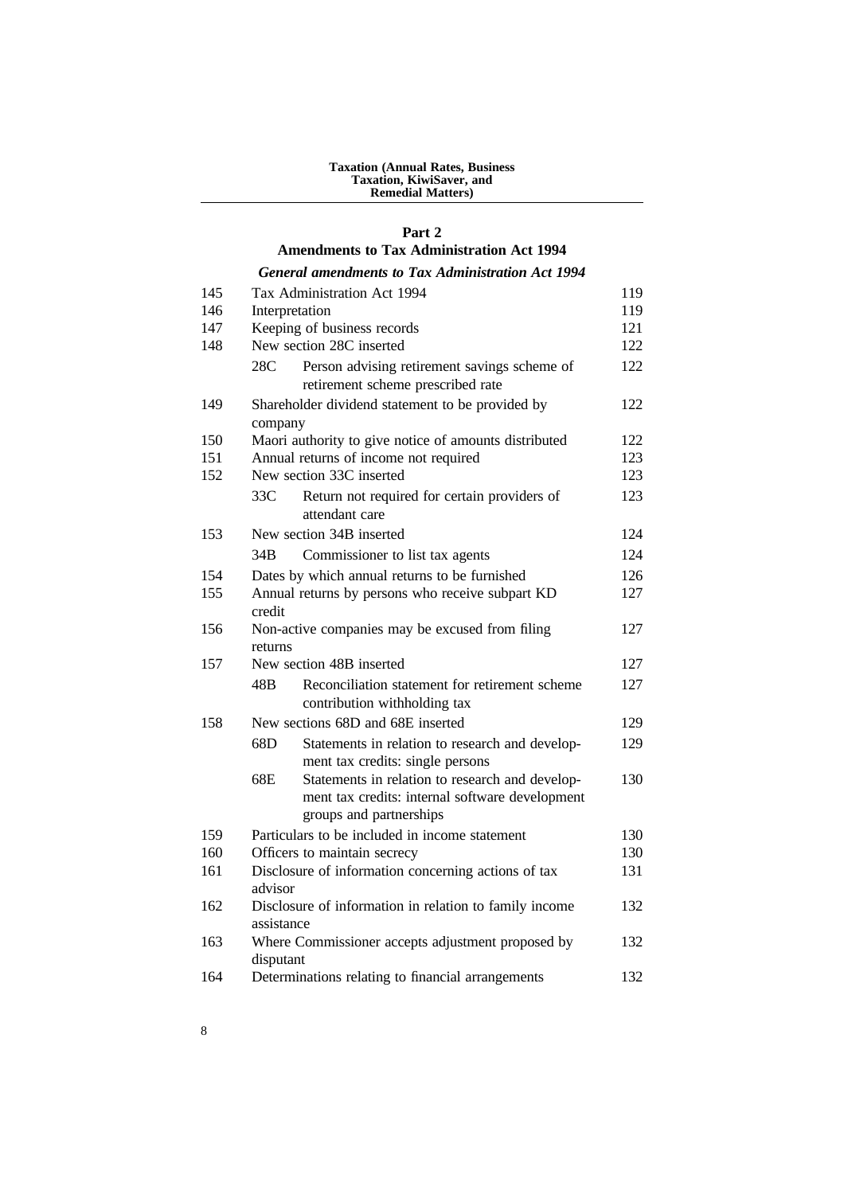## Part 2
## Amendments to Tax Administration Act 1994

### *General amendments to Tax Administration Act 1994*

| | | |
|---|---|---|
| 145 | Tax Administration Act 1994 | 119 |
| 146 | Interpretation | 119 |
| 147 | Keeping of business records | 121 |
| 148 | New section 28C inserted | 122 |
| | 28C Person advising retirement savings scheme of retirement scheme prescribed rate | 122 |
| 149 | Shareholder dividend statement to be provided by company | 122 |
| 150 | Maori authority to give notice of amounts distributed | 122 |
| 151 | Annual returns of income not required | 123 |
| 152 | New section 33C inserted | 123 |
| | 33C Return not required for certain providers of attendant care | 123 |
| 153 | New section 34B inserted | 124 |
| | 34B Commissioner to list tax agents | 124 |
| 154 | Dates by which annual returns to be furnished | 126 |
| 155 | Annual returns by persons who receive subpart KD credit | 127 |
| 156 | Non-active companies may be excused from filing returns | 127 |
| 157 | New section 48B inserted | 127 |
| | 48B Reconciliation statement for retirement scheme contribution withholding tax | 127 |
| 158 | New sections 68D and 68E inserted | 129 |
| | 68D Statements in relation to research and development tax credits: single persons | 129 |
| | 68E Statements in relation to research and development tax credits: internal software development groups and partnerships | 130 |
| 159 | Particulars to be included in income statement | 130 |
| 160 | Officers to maintain secrecy | 130 |
| 161 | Disclosure of information concerning actions of tax advisor | 131 |
| 162 | Disclosure of information in relation to family income assistance | 132 |
| 163 | Where Commissioner accepts adjustment proposed by disputant | 132 |
| 164 | Determinations relating to financial arrangements | 132 |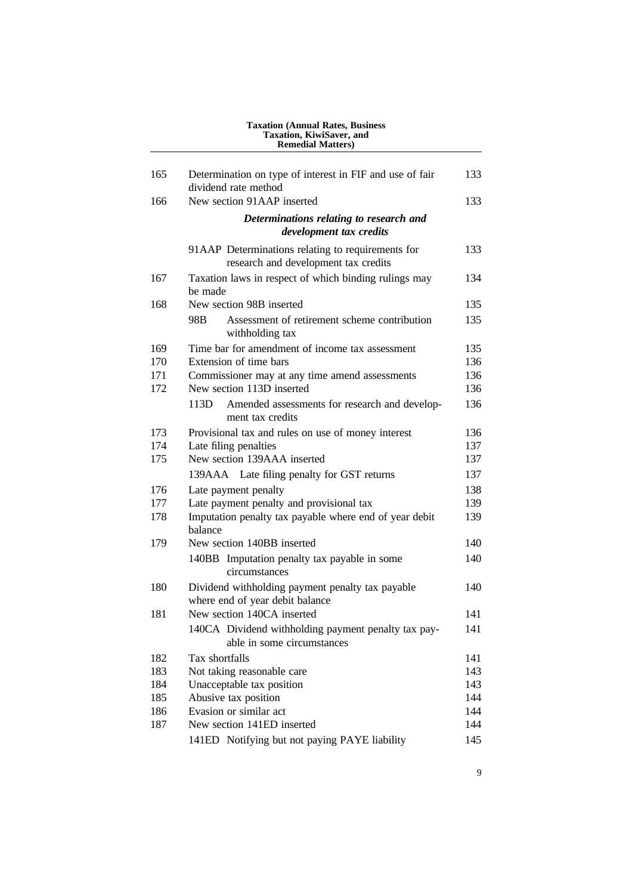| | | |
|---|---|---|
| 165 | Determination on type of interest in FIF and use of fair dividend rate method | 133 |
| 166 | New section 91AAP inserted | 133 |
| | ***Determinations relating to research and development tax credits*** | |
| | 91AAP Determinations relating to requirements for research and development tax credits | 133 |
| 167 | Taxation laws in respect of which binding rulings may be made | 134 |
| 168 | New section 98B inserted | 135 |
| | 98B Assessment of retirement scheme contribution withholding tax | 135 |
| 169 | Time bar for amendment of income tax assessment | 135 |
| 170 | Extension of time bars | 136 |
| 171 | Commissioner may at any time amend assessments | 136 |
| 172 | New section 113D inserted | 136 |
| | 113D Amended assessments for research and development tax credits | 136 |
| 173 | Provisional tax and rules on use of money interest | 136 |
| 174 | Late filing penalties | 137 |
| 175 | New section 139AAA inserted | 137 |
| | 139AAA Late filing penalty for GST returns | 137 |
| 176 | Late payment penalty | 138 |
| 177 | Late payment penalty and provisional tax | 139 |
| 178 | Imputation penalty tax payable where end of year debit balance | 139 |
| 179 | New section 140BB inserted | 140 |
| | 140BB Imputation penalty tax payable in some circumstances | 140 |
| 180 | Dividend withholding payment penalty tax payable where end of year debit balance | 140 |
| 181 | New section 140CA inserted | 141 |
| | 140CA Dividend withholding payment penalty tax payable in some circumstances | 141 |
| 182 | Tax shortfalls | 141 |
| 183 | Not taking reasonable care | 143 |
| 184 | Unacceptable tax position | 143 |
| 185 | Abusive tax position | 144 |
| 186 | Evasion or similar act | 144 |
| 187 | New section 141ED inserted | 144 |
| | 141ED Notifying but not paying PAYE liability | 145 |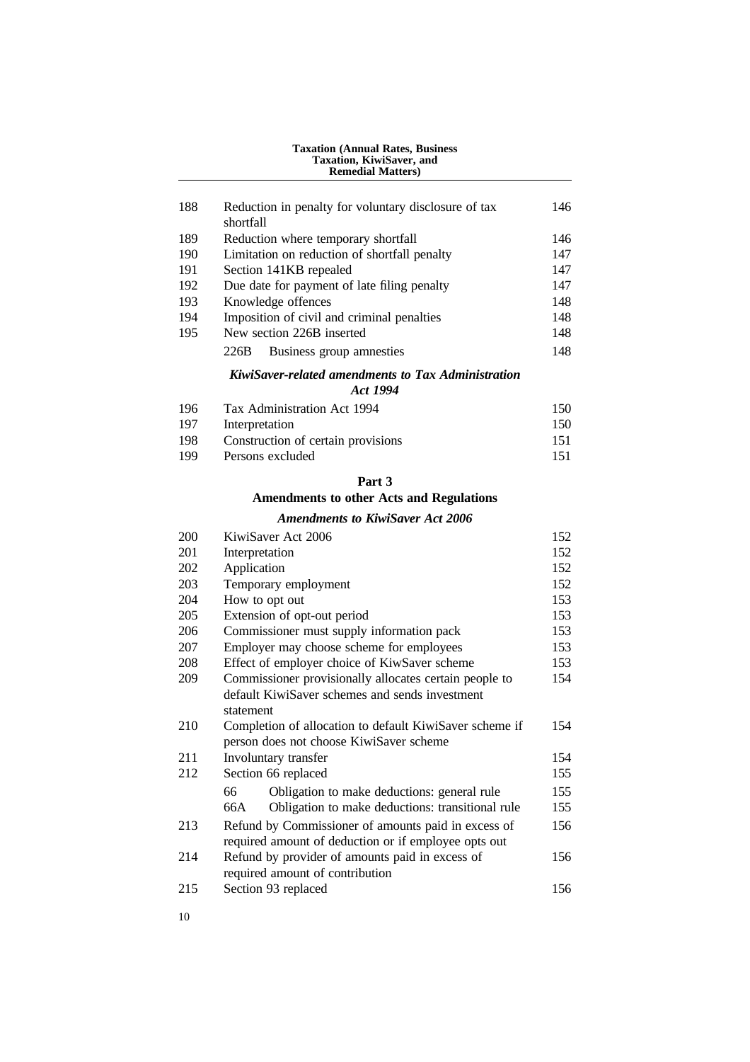| | | |
|---|---|---|
| 188 | Reduction in penalty for voluntary disclosure of tax shortfall | 146 |
| 189 | Reduction where temporary shortfall | 146 |
| 190 | Limitation on reduction of shortfall penalty | 147 |
| 191 | Section 141KB repealed | 147 |
| 192 | Due date for payment of late filing penalty | 147 |
| 193 | Knowledge offences | 148 |
| 194 | Imposition of civil and criminal penalties | 148 |
| 195 | New section 226B inserted | 148 |
| | 226B Business group amnesties | 148 |

***KiwiSaver-related amendments to Tax Administration Act 1994***

| | | |
|---|---|---|
| 196 | Tax Administration Act 1994 | 150 |
| 197 | Interpretation | 150 |
| 198 | Construction of certain provisions | 151 |
| 199 | Persons excluded | 151 |

**Part 3**

**Amendments to other Acts and Regulations**

***Amendments to KiwiSaver Act 2006***

| | | |
|---|---|---|
| 200 | KiwiSaver Act 2006 | 152 |
| 201 | Interpretation | 152 |
| 202 | Application | 152 |
| 203 | Temporary employment | 152 |
| 204 | How to opt out | 153 |
| 205 | Extension of opt-out period | 153 |
| 206 | Commissioner must supply information pack | 153 |
| 207 | Employer may choose scheme for employees | 153 |
| 208 | Effect of employer choice of KiwSaver scheme | 153 |
| 209 | Commissioner provisionally allocates certain people to default KiwiSaver schemes and sends investment statement | 154 |
| 210 | Completion of allocation to default KiwiSaver scheme if person does not choose KiwiSaver scheme | 154 |
| 211 | Involuntary transfer | 154 |
| 212 | Section 66 replaced | 155 |
| | 66 Obligation to make deductions: general rule | 155 |
| | 66A Obligation to make deductions: transitional rule | 155 |
| 213 | Refund by Commissioner of amounts paid in excess of required amount of deduction or if employee opts out | 156 |
| 214 | Refund by provider of amounts paid in excess of required amount of contribution | 156 |
| 215 | Section 93 replaced | 156 |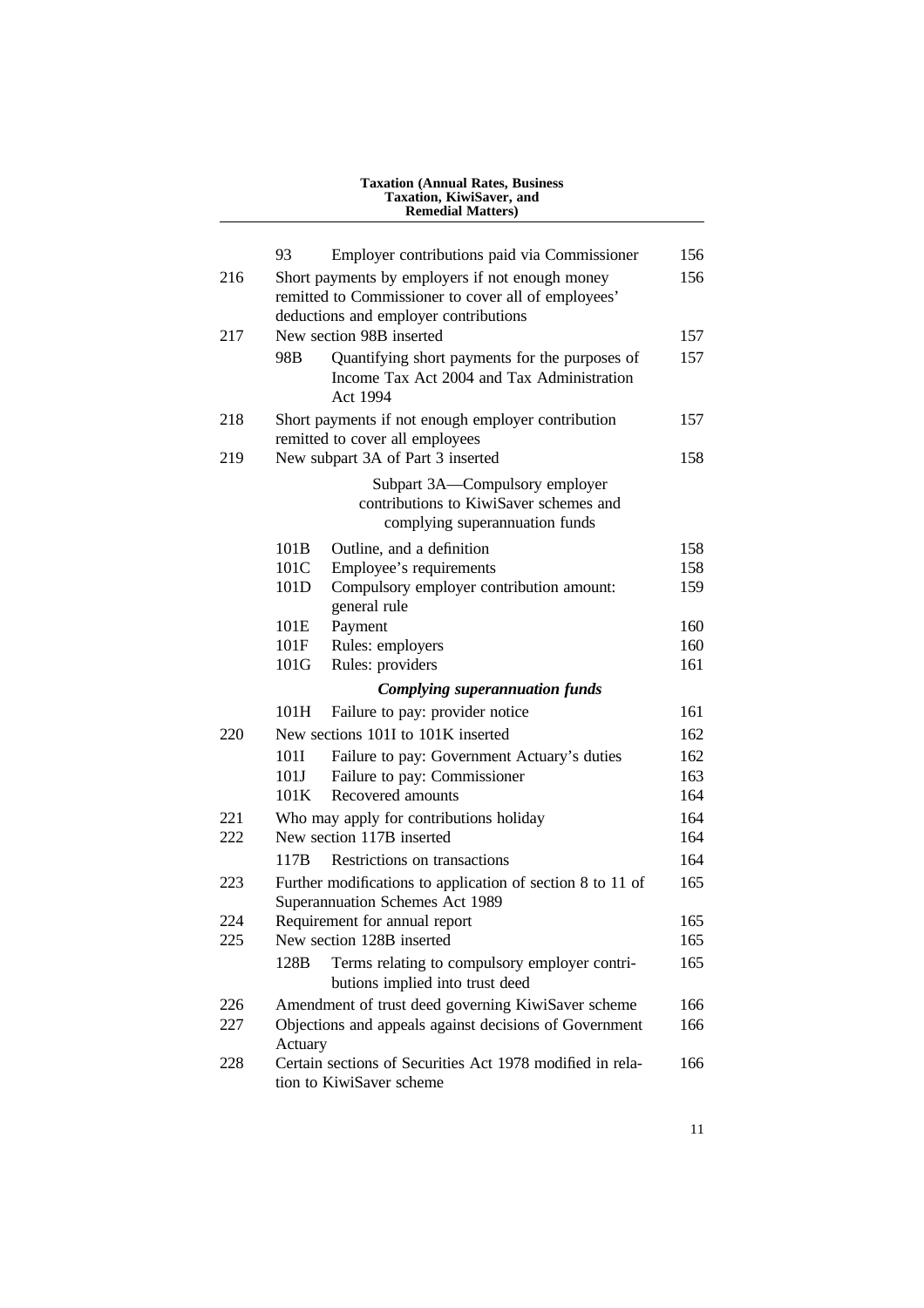| | | | |
|---|---|---|---|
| | 93 | Employer contributions paid via Commissioner | 156 |
| 216 | Short payments by employers if not enough money remitted to Commissioner to cover all of employees' deductions and employer contributions | | 156 |
| 217 | New section 98B inserted | | 157 |
| | 98B | Quantifying short payments for the purposes of Income Tax Act 2004 and Tax Administration Act 1994 | 157 |
| 218 | Short payments if not enough employer contribution remitted to cover all employees | | 157 |
| 219 | New subpart 3A of Part 3 inserted | | 158 |
| | | Subpart 3A—Compulsory employer contributions to KiwiSaver schemes and complying superannuation funds | |
| | 101B | Outline, and a definition | 158 |
| | 101C | Employee's requirements | 158 |
| | 101D | Compulsory employer contribution amount: general rule | 159 |
| | 101E | Payment | 160 |
| | 101F | Rules: employers | 160 |
| | 101G | Rules: providers | 161 |
| | | ***Complying superannuation funds*** | |
| | 101H | Failure to pay: provider notice | 161 |
| 220 | New sections 101I to 101K inserted | | 162 |
| | 101I | Failure to pay: Government Actuary's duties | 162 |
| | 101J | Failure to pay: Commissioner | 163 |
| | 101K | Recovered amounts | 164 |
| 221 | Who may apply for contributions holiday | | 164 |
| 222 | New section 117B inserted | | 164 |
| | 117B | Restrictions on transactions | 164 |
| 223 | Further modifications to application of section 8 to 11 of Superannuation Schemes Act 1989 | | 165 |
| 224 | Requirement for annual report | | 165 |
| 225 | New section 128B inserted | | 165 |
| | 128B | Terms relating to compulsory employer contributions implied into trust deed | 165 |
| 226 | Amendment of trust deed governing KiwiSaver scheme | | 166 |
| 227 | Objections and appeals against decisions of Government Actuary | | 166 |
| 228 | Certain sections of Securities Act 1978 modified in relation to KiwiSaver scheme | | 166 |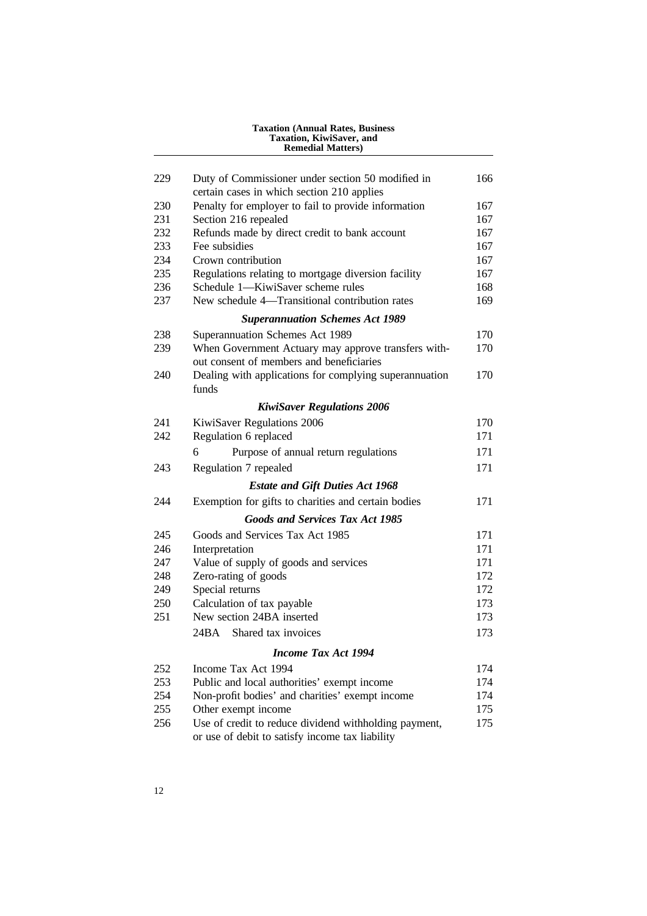| | | |
|---|---|---|
| 229 | Duty of Commissioner under section 50 modified in certain cases in which section 210 applies | 166 |
| 230 | Penalty for employer to fail to provide information | 167 |
| 231 | Section 216 repealed | 167 |
| 232 | Refunds made by direct credit to bank account | 167 |
| 233 | Fee subsidies | 167 |
| 234 | Crown contribution | 167 |
| 235 | Regulations relating to mortgage diversion facility | 167 |
| 236 | Schedule 1—KiwiSaver scheme rules | 168 |
| 237 | New schedule 4—Transitional contribution rates | 169 |

***Superannuation Schemes Act 1989***

| | | |
|---|---|---|
| 238 | Superannuation Schemes Act 1989 | 170 |
| 239 | When Government Actuary may approve transfers without consent of members and beneficiaries | 170 |
| 240 | Dealing with applications for complying superannuation funds | 170 |

***KiwiSaver Regulations 2006***

| | | |
|---|---|---|
| 241 | KiwiSaver Regulations 2006 | 170 |
| 242 | Regulation 6 replaced | 171 |
| | 6 Purpose of annual return regulations | 171 |
| 243 | Regulation 7 repealed | 171 |

***Estate and Gift Duties Act 1968***

| | | |
|---|---|---|
| 244 | Exemption for gifts to charities and certain bodies | 171 |

***Goods and Services Tax Act 1985***

| | | |
|---|---|---|
| 245 | Goods and Services Tax Act 1985 | 171 |
| 246 | Interpretation | 171 |
| 247 | Value of supply of goods and services | 171 |
| 248 | Zero-rating of goods | 172 |
| 249 | Special returns | 172 |
| 250 | Calculation of tax payable | 173 |
| 251 | New section 24BA inserted | 173 |
| | 24BA Shared tax invoices | 173 |

***Income Tax Act 1994***

| | | |
|---|---|---|
| 252 | Income Tax Act 1994 | 174 |
| 253 | Public and local authorities' exempt income | 174 |
| 254 | Non-profit bodies' and charities' exempt income | 174 |
| 255 | Other exempt income | 175 |
| 256 | Use of credit to reduce dividend withholding payment, or use of debit to satisfy income tax liability | 175 |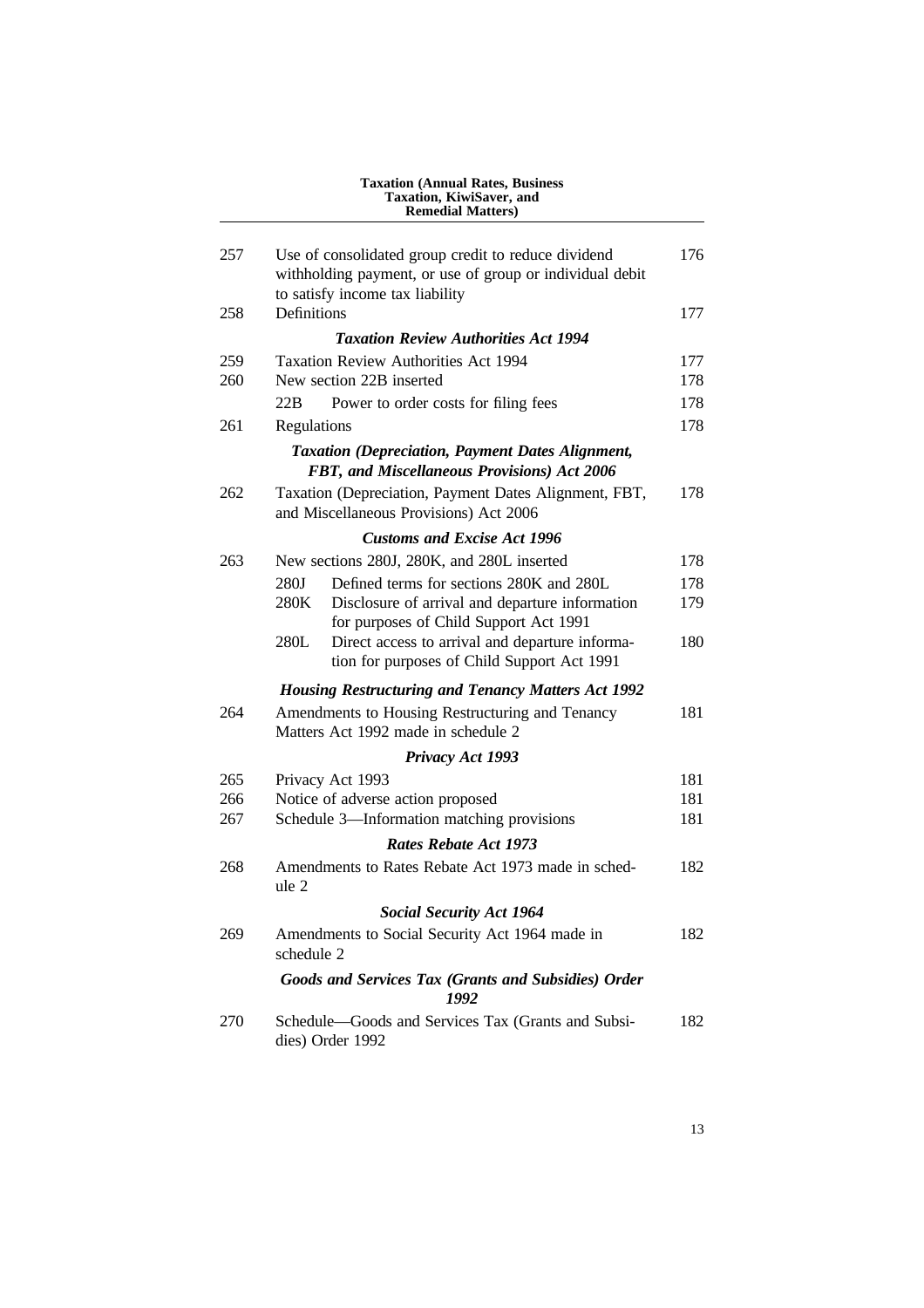| | | |
|---|---|---|
| 257 | Use of consolidated group credit to reduce dividend withholding payment, or use of group or individual debit to satisfy income tax liability | 176 |
| 258 | Definitions | 177 |
| | ***Taxation Review Authorities Act 1994*** | |
| 259 | Taxation Review Authorities Act 1994 | 177 |
| 260 | New section 22B inserted | 178 |
| | 22B Power to order costs for filing fees | 178 |
| 261 | Regulations | 178 |
| | ***Taxation (Depreciation, Payment Dates Alignment, FBT, and Miscellaneous Provisions) Act 2006*** | |
| 262 | Taxation (Depreciation, Payment Dates Alignment, FBT, and Miscellaneous Provisions) Act 2006 | 178 |
| | ***Customs and Excise Act 1996*** | |
| 263 | New sections 280J, 280K, and 280L inserted | 178 |
| | 280J Defined terms for sections 280K and 280L | 178 |
| | 280K Disclosure of arrival and departure information for purposes of Child Support Act 1991 | 179 |
| | 280L Direct access to arrival and departure information for purposes of Child Support Act 1991 | 180 |
| | ***Housing Restructuring and Tenancy Matters Act 1992*** | |
| 264 | Amendments to Housing Restructuring and Tenancy Matters Act 1992 made in schedule 2 | 181 |
| | ***Privacy Act 1993*** | |
| 265 | Privacy Act 1993 | 181 |
| 266 | Notice of adverse action proposed | 181 |
| 267 | Schedule 3—Information matching provisions | 181 |
| | ***Rates Rebate Act 1973*** | |
| 268 | Amendments to Rates Rebate Act 1973 made in schedule 2 | 182 |
| | ***Social Security Act 1964*** | |
| 269 | Amendments to Social Security Act 1964 made in schedule 2 | 182 |
| | ***Goods and Services Tax (Grants and Subsidies) Order 1992*** | |
| 270 | Schedule—Goods and Services Tax (Grants and Subsidies) Order 1992 | 182 |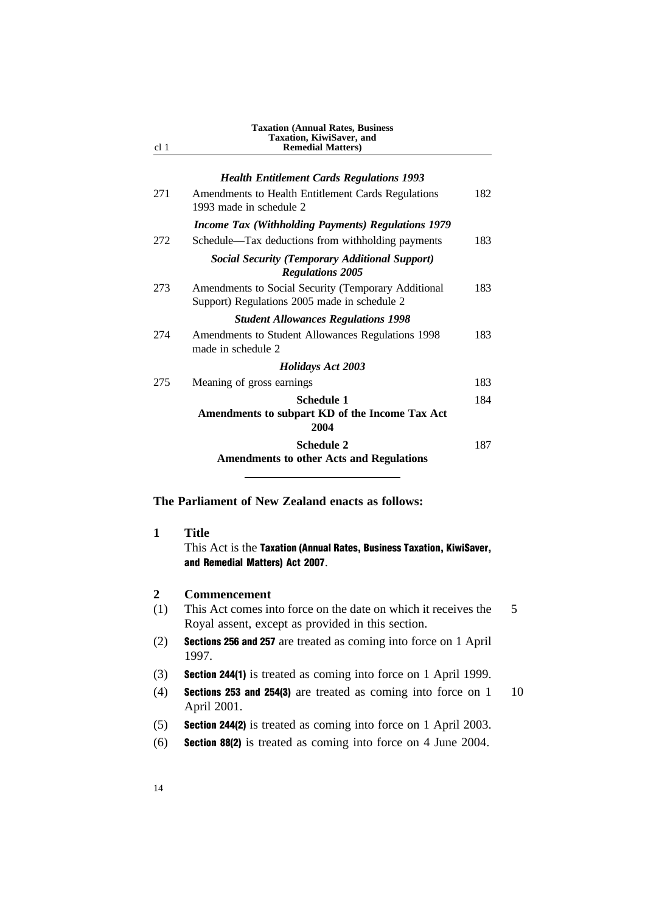| | *Health Entitlement Cards Regulations 1993* | |
|---|---|---|
| 271 | Amendments to Health Entitlement Cards Regulations 1993 made in schedule 2 | 182 |
| | *Income Tax (Withholding Payments) Regulations 1979* | |
| 272 | Schedule—Tax deductions from withholding payments | 183 |
| | *Social Security (Temporary Additional Support) Regulations 2005* | |
| 273 | Amendments to Social Security (Temporary Additional Support) Regulations 2005 made in schedule 2 | 183 |
| | *Student Allowances Regulations 1998* | |
| 274 | Amendments to Student Allowances Regulations 1998 made in schedule 2 | 183 |
| | *Holidays Act 2003* | |
| 275 | Meaning of gross earnings | 183 |
| | **Schedule 1** **Amendments to subpart KD of the Income Tax Act 2004** | 184 |
| | **Schedule 2** **Amendments to other Acts and Regulations** | 187 |

---

**The Parliament of New Zealand enacts as follows:**

**1 Title**

This Act is the **Taxation (Annual Rates, Business Taxation, KiwiSaver, and Remedial Matters) Act 2007**.

**2 Commencement**

(1) This Act comes into force on the date on which it receives the Royal assent, except as provided in this section.

(2) **Sections 256 and 257** are treated as coming into force on 1 April 1997.

(3) **Section 244(1)** is treated as coming into force on 1 April 1999.

(4) **Sections 253 and 254(3)** are treated as coming into force on 1 April 2001.

(5) **Section 244(2)** is treated as coming into force on 1 April 2003.

(6) **Section 88(2)** is treated as coming into force on 4 June 2004.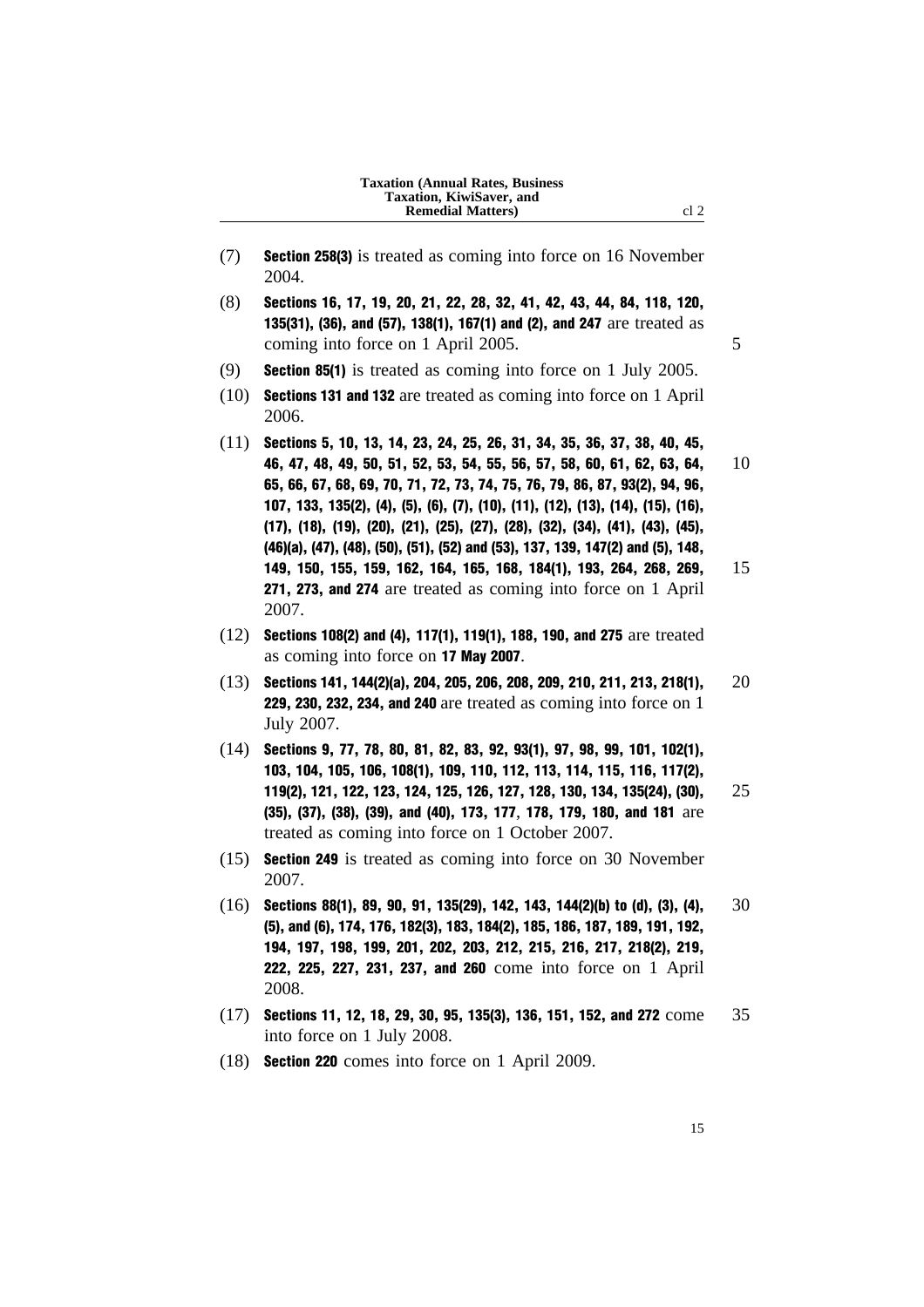(7) **Section 258(3)** is treated as coming into force on 16 November 2004.

(8) **Sections 16, 17, 19, 20, 21, 22, 28, 32, 41, 42, 43, 44, 84, 118, 120, 135(31), (36), and (57), 138(1), 167(1) and (2), and 247** are treated as coming into force on 1 April 2005.

(9) **Section 85(1)** is treated as coming into force on 1 July 2005.

(10) **Sections 131 and 132** are treated as coming into force on 1 April 2006.

(11) **Sections 5, 10, 13, 14, 23, 24, 25, 26, 31, 34, 35, 36, 37, 38, 40, 45, 46, 47, 48, 49, 50, 51, 52, 53, 54, 55, 56, 57, 58, 60, 61, 62, 63, 64, 65, 66, 67, 68, 69, 70, 71, 72, 73, 74, 75, 76, 79, 86, 87, 93(2), 94, 96, 107, 133, 135(2), (4), (5), (6), (7), (10), (11), (12), (13), (14), (15), (16), (17), (18), (19), (20), (21), (25), (27), (28), (32), (34), (41), (43), (45), (46)(a), (47), (48), (50), (51), (52) and (53), 137, 139, 147(2) and (5), 148, 149, 150, 155, 159, 162, 164, 165, 168, 184(1), 193, 264, 268, 269, 271, 273, and 274** are treated as coming into force on 1 April 2007.

(12) **Sections 108(2) and (4), 117(1), 119(1), 188, 190, and 275** are treated as coming into force on **17 May 2007**.

(13) **Sections 141, 144(2)(a), 204, 205, 206, 208, 209, 210, 211, 213, 218(1), 229, 230, 232, 234, and 240** are treated as coming into force on 1 July 2007.

(14) **Sections 9, 77, 78, 80, 81, 82, 83, 92, 93(1), 97, 98, 99, 101, 102(1), 103, 104, 105, 106, 108(1), 109, 110, 112, 113, 114, 115, 116, 117(2), 119(2), 121, 122, 123, 124, 125, 126, 127, 128, 130, 134, 135(24), (30), (35), (37), (38), (39), and (40), 173, 177, 178, 179, 180, and 181** are treated as coming into force on 1 October 2007.

(15) **Section 249** is treated as coming into force on 30 November 2007.

(16) **Sections 88(1), 89, 90, 91, 135(29), 142, 143, 144(2)(b) to (d), (3), (4), (5), and (6), 174, 176, 182(3), 183, 184(2), 185, 186, 187, 189, 191, 192, 194, 197, 198, 199, 201, 202, 203, 212, 215, 216, 217, 218(2), 219, 222, 225, 227, 231, 237, and 260** come into force on 1 April 2008.

(17) **Sections 11, 12, 18, 29, 30, 95, 135(3), 136, 151, 152, and 272** come into force on 1 July 2008.

(18) **Section 220** comes into force on 1 April 2009.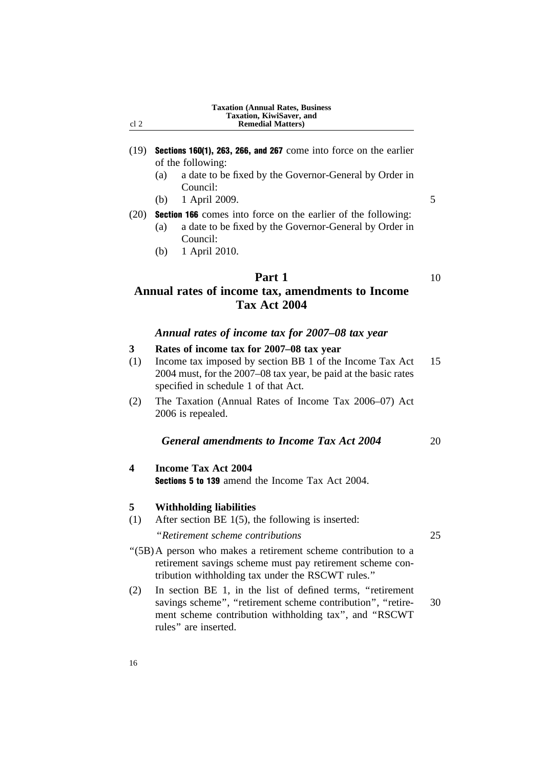(19) **Sections 160(1), 263, 266, and 267** come into force on the earlier of the following:

   (a) a date to be fixed by the Governor-General by Order in Council:

   (b) 1 April 2009.

(20) **Section 166** comes into force on the earlier of the following:

   (a) a date to be fixed by the Governor-General by Order in Council:

   (b) 1 April 2010.

# Part 1
# Annual rates of income tax, amendments to Income Tax Act 2004

### *Annual rates of income tax for 2007–08 tax year*

**3 Rates of income tax for 2007–08 tax year**

(1) Income tax imposed by section BB 1 of the Income Tax Act 2004 must, for the 2007–08 tax year, be paid at the basic rates specified in schedule 1 of that Act.

(2) The Taxation (Annual Rates of Income Tax 2006–07) Act 2006 is repealed.

### *General amendments to Income Tax Act 2004*

**4 Income Tax Act 2004**

**Sections 5 to 139** amend the Income Tax Act 2004.

**5 Withholding liabilities**

(1) After section BE 1(5), the following is inserted:

*"Retirement scheme contributions*

"(5B) A person who makes a retirement scheme contribution to a retirement savings scheme must pay retirement scheme contribution withholding tax under the RSCWT rules."

(2) In section BE 1, in the list of defined terms, "retirement savings scheme", "retirement scheme contribution", "retirement scheme contribution withholding tax", and "RSCWT rules" are inserted.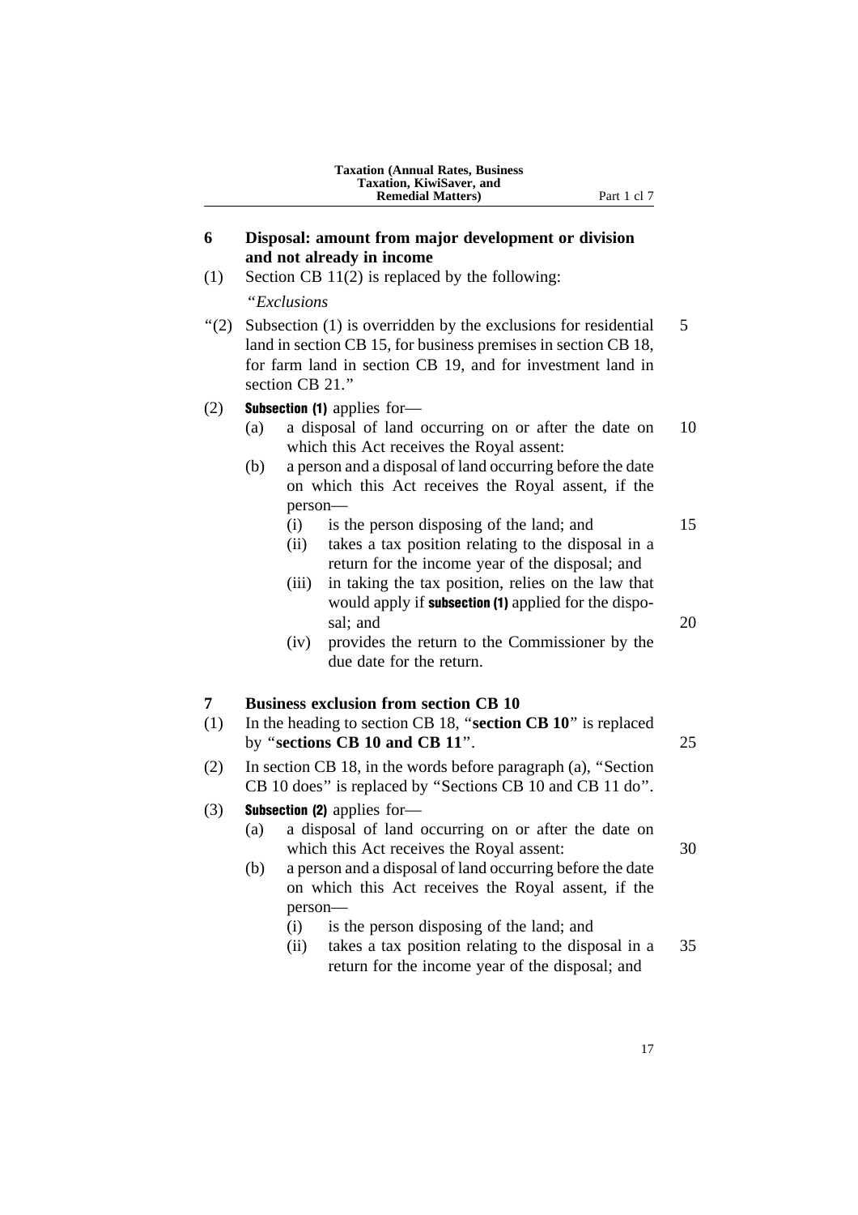## 6 Disposal: amount from major development or division and not already in income

(1) Section CB 11(2) is replaced by the following:

"*Exclusions*

"(2) Subsection (1) is overridden by the exclusions for residential land in section CB 15, for business premises in section CB 18, for farm land in section CB 19, and for investment land in section CB 21."

(2) **Subsection (1)** applies for—

- (a) a disposal of land occurring on or after the date on which this Act receives the Royal assent:
- (b) a person and a disposal of land occurring before the date on which this Act receives the Royal assent, if the person—
  - (i) is the person disposing of the land; and
  - (ii) takes a tax position relating to the disposal in a return for the income year of the disposal; and
  - (iii) in taking the tax position, relies on the law that would apply if **subsection (1)** applied for the disposal; and
  - (iv) provides the return to the Commissioner by the due date for the return.

## 7 Business exclusion from section CB 10

(1) In the heading to section CB 18, "**section CB 10**" is replaced by "**sections CB 10 and CB 11**".

(2) In section CB 18, in the words before paragraph (a), "Section CB 10 does" is replaced by "Sections CB 10 and CB 11 do".

(3) **Subsection (2)** applies for—

- (a) a disposal of land occurring on or after the date on which this Act receives the Royal assent:
- (b) a person and a disposal of land occurring before the date on which this Act receives the Royal assent, if the person—
  - (i) is the person disposing of the land; and
  - (ii) takes a tax position relating to the disposal in a return for the income year of the disposal; and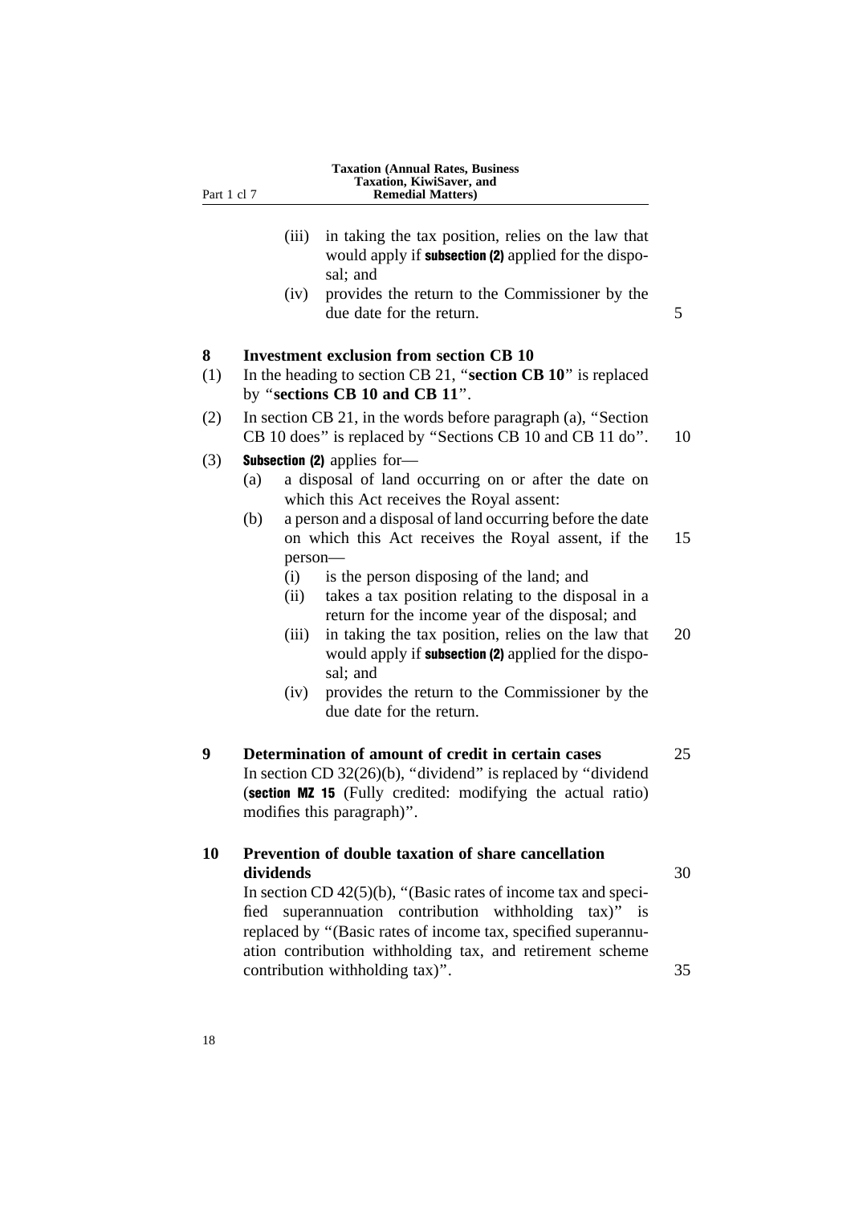(iii) in taking the tax position, relies on the law that would apply if **subsection (2)** applied for the disposal; and

(iv) provides the return to the Commissioner by the due date for the return.

## 8 Investment exclusion from section CB 10

(1) In the heading to section CB 21, "**section CB 10**" is replaced by "**sections CB 10 and CB 11**".

(2) In section CB 21, in the words before paragraph (a), "Section CB 10 does" is replaced by "Sections CB 10 and CB 11 do".

(3) **Subsection (2)** applies for—

(a) a disposal of land occurring on or after the date on which this Act receives the Royal assent:

(b) a person and a disposal of land occurring before the date on which this Act receives the Royal assent, if the person—

(i) is the person disposing of the land; and

(ii) takes a tax position relating to the disposal in a return for the income year of the disposal; and

(iii) in taking the tax position, relies on the law that would apply if **subsection (2)** applied for the disposal; and

(iv) provides the return to the Commissioner by the due date for the return.

## 9 Determination of amount of credit in certain cases

In section CD 32(26)(b), "dividend" is replaced by "dividend (**section MZ 15** (Fully credited: modifying the actual ratio) modifies this paragraph)".

## 10 Prevention of double taxation of share cancellation dividends

In section CD 42(5)(b), "(Basic rates of income tax and specified superannuation contribution withholding tax)" is replaced by "(Basic rates of income tax, specified superannuation contribution withholding tax, and retirement scheme contribution withholding tax)".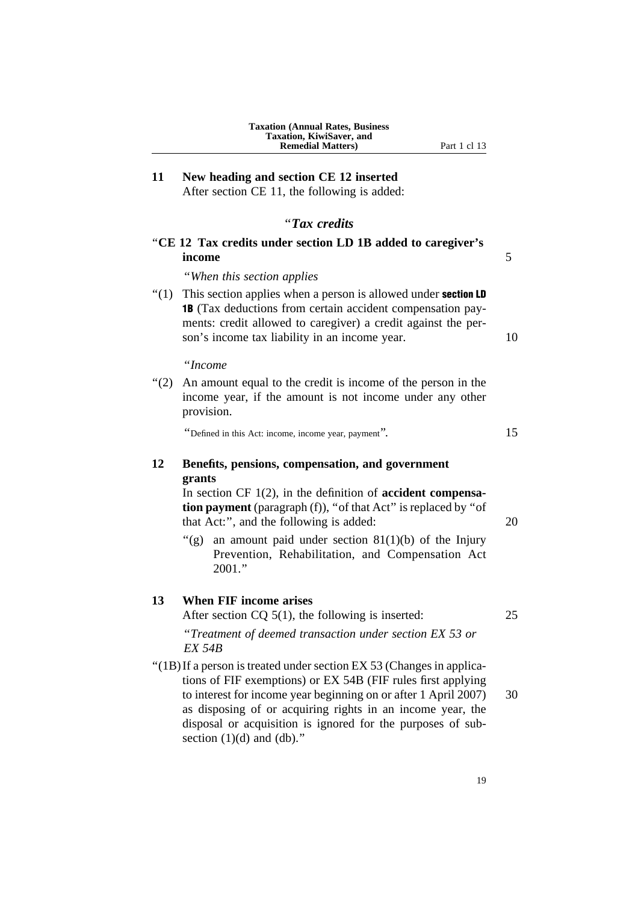## 11 New heading and section CE 12 inserted

After section CE 11, the following is added:

"*Tax credits*

"**CE 12 Tax credits under section LD 1B added to caregiver's income**

"*When this section applies*

"(1) This section applies when a person is allowed under **section LD 1B** (Tax deductions from certain accident compensation payments: credit allowed to caregiver) a credit against the person's income tax liability in an income year.

"*Income*

"(2) An amount equal to the credit is income of the person in the income year, if the amount is not income under any other provision.

"Defined in this Act: income, income year, payment".

## 12 Benefits, pensions, compensation, and government grants

In section CF 1(2), in the definition of **accident compensation payment** (paragraph (f)), "of that Act" is replaced by "of that Act:", and the following is added:

"(g) an amount paid under section 81(1)(b) of the Injury Prevention, Rehabilitation, and Compensation Act 2001."

## 13 When FIF income arises

After section CQ 5(1), the following is inserted:

"*Treatment of deemed transaction under section EX 53 or EX 54B*

"(1B) If a person is treated under section EX 53 (Changes in applications of FIF exemptions) or EX 54B (FIF rules first applying to interest for income year beginning on or after 1 April 2007) as disposing of or acquiring rights in an income year, the disposal or acquisition is ignored for the purposes of subsection (1)(d) and (db)."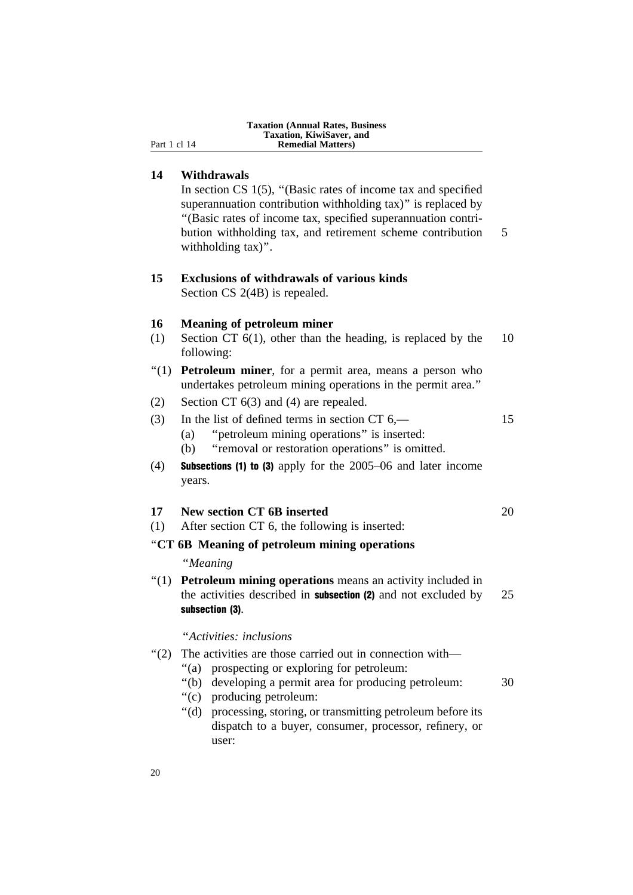## 14 Withdrawals

In section CS 1(5), "(Basic rates of income tax and specified superannuation contribution withholding tax)" is replaced by "(Basic rates of income tax, specified superannuation contribution withholding tax, and retirement scheme contribution withholding tax)".

## 15 Exclusions of withdrawals of various kinds

Section CS 2(4B) is repealed.

## 16 Meaning of petroleum miner

(1) Section CT 6(1), other than the heading, is replaced by the following:

"(1) **Petroleum miner**, for a permit area, means a person who undertakes petroleum mining operations in the permit area."

(2) Section CT 6(3) and (4) are repealed.

(3) In the list of defined terms in section CT 6,—

- (a) "petroleum mining operations" is inserted:
- (b) "removal or restoration operations" is omitted.

(4) **Subsections (1) to (3)** apply for the 2005–06 and later income years.

## 17 New section CT 6B inserted

(1) After section CT 6, the following is inserted:

"**CT 6B Meaning of petroleum mining operations**

"*Meaning*

"(1) **Petroleum mining operations** means an activity included in the activities described in **subsection (2)** and not excluded by **subsection (3)**.

"*Activities: inclusions*

"(2) The activities are those carried out in connection with—

- "(a) prospecting or exploring for petroleum:
- "(b) developing a permit area for producing petroleum:
- "(c) producing petroleum:
- "(d) processing, storing, or transmitting petroleum before its dispatch to a buyer, consumer, processor, refinery, or user: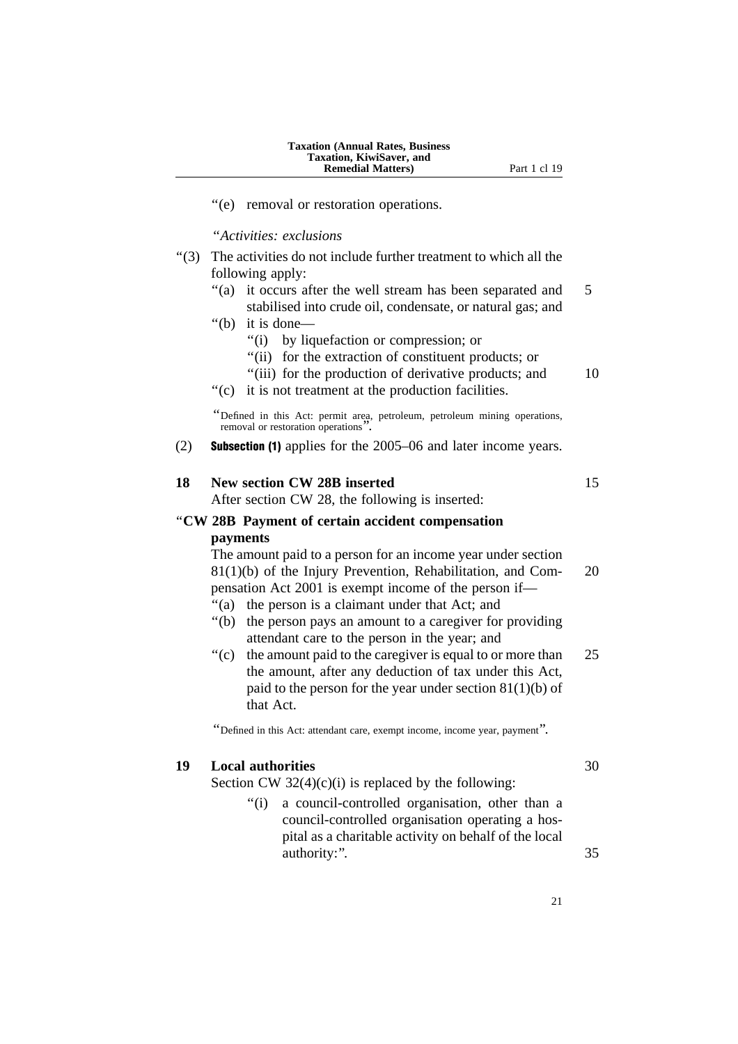"(e) removal or restoration operations.

*"Activities: exclusions*

"(3) The activities do not include further treatment to which all the following apply:

"(a) it occurs after the well stream has been separated and stabilised into crude oil, condensate, or natural gas; and

"(b) it is done—

"(i) by liquefaction or compression; or

"(ii) for the extraction of constituent products; or

"(iii) for the production of derivative products; and

"(c) it is not treatment at the production facilities.

"Defined in this Act: permit area, petroleum, petroleum mining operations, removal or restoration operations".

(2) **Subsection (1)** applies for the 2005–06 and later income years.

**18 New section CW 28B inserted**

After section CW 28, the following is inserted:

"**CW 28B Payment of certain accident compensation payments**

The amount paid to a person for an income year under section 81(1)(b) of the Injury Prevention, Rehabilitation, and Compensation Act 2001 is exempt income of the person if—

"(a) the person is a claimant under that Act; and

"(b) the person pays an amount to a caregiver for providing attendant care to the person in the year; and

"(c) the amount paid to the caregiver is equal to or more than the amount, after any deduction of tax under this Act, paid to the person for the year under section 81(1)(b) of that Act.

"Defined in this Act: attendant care, exempt income, income year, payment".

**19 Local authorities**

Section CW 32(4)(c)(i) is replaced by the following:

"(i) a council-controlled organisation, other than a council-controlled organisation operating a hospital as a charitable activity on behalf of the local authority:".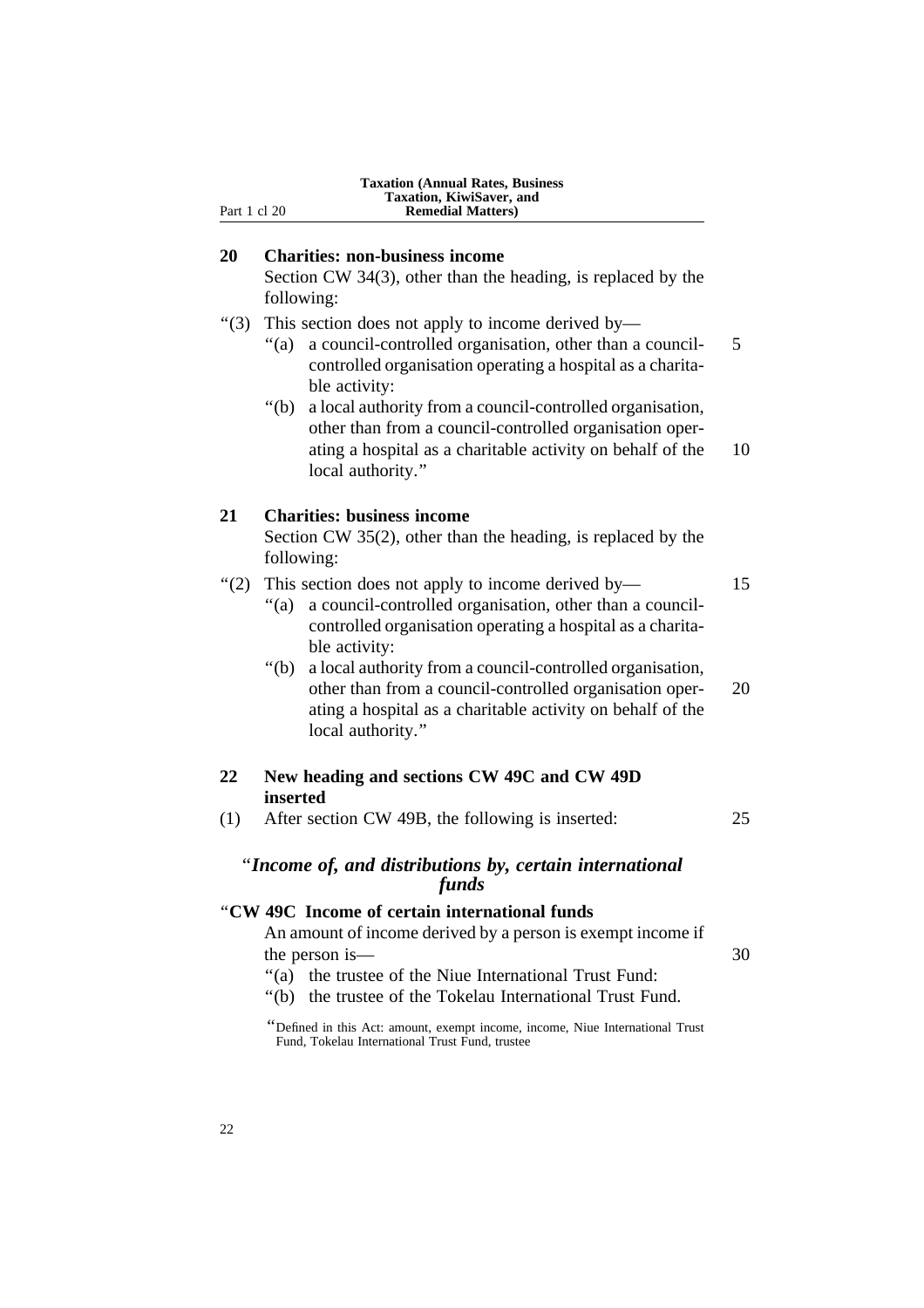## 20 Charities: non-business income

Section CW 34(3), other than the heading, is replaced by the following:

"(3) This section does not apply to income derived by—

"(a) a council-controlled organisation, other than a council-controlled organisation operating a hospital as a charitable activity:

"(b) a local authority from a council-controlled organisation, other than from a council-controlled organisation operating a hospital as a charitable activity on behalf of the local authority."

## 21 Charities: business income

Section CW 35(2), other than the heading, is replaced by the following:

"(2) This section does not apply to income derived by—

"(a) a council-controlled organisation, other than a council-controlled organisation operating a hospital as a charitable activity:

"(b) a local authority from a council-controlled organisation, other than from a council-controlled organisation operating a hospital as a charitable activity on behalf of the local authority."

## 22 New heading and sections CW 49C and CW 49D inserted

(1) After section CW 49B, the following is inserted:

### "*Income of, and distributions by, certain international funds*

**"CW 49C Income of certain international funds**

An amount of income derived by a person is exempt income if the person is—

"(a) the trustee of the Niue International Trust Fund:

"(b) the trustee of the Tokelau International Trust Fund.

"Defined in this Act: amount, exempt income, income, Niue International Trust Fund, Tokelau International Trust Fund, trustee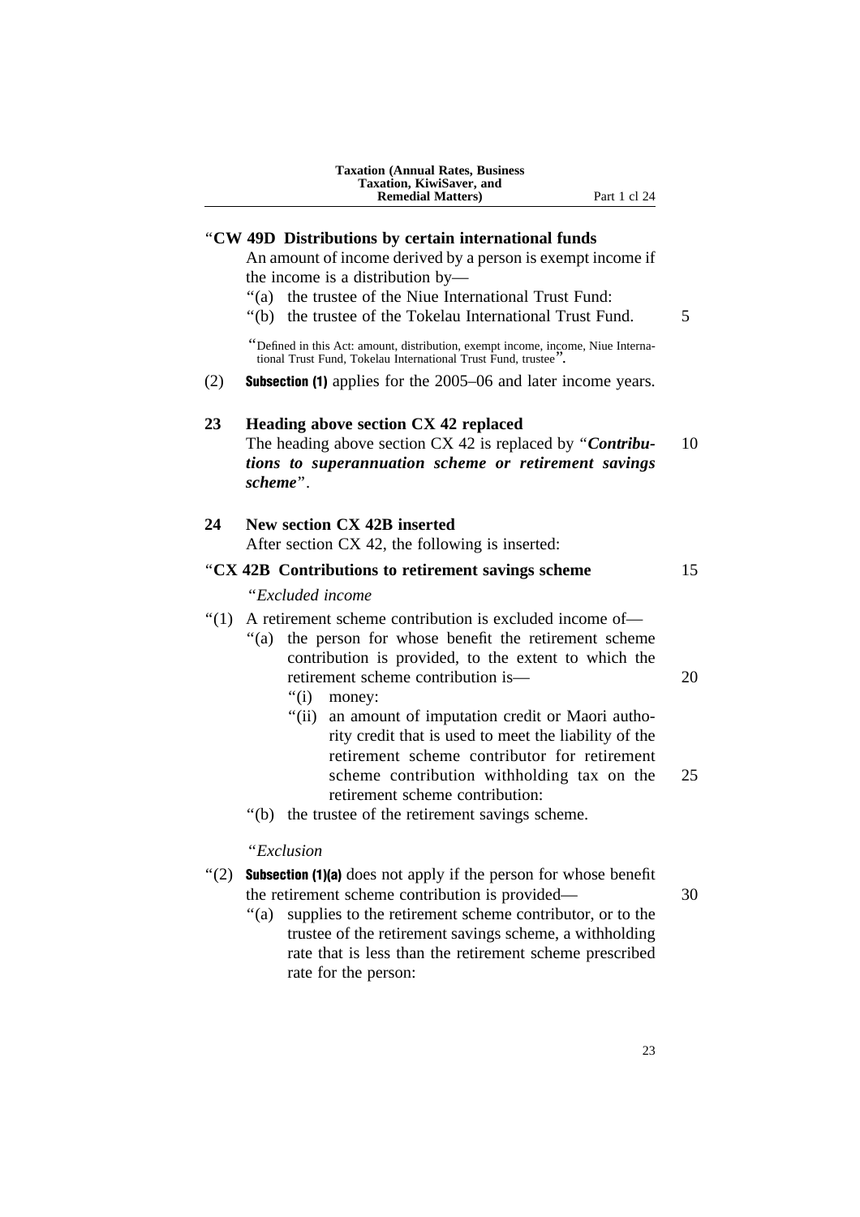"**CW 49D Distributions by certain international funds**

An amount of income derived by a person is exempt income if the income is a distribution by—

"(a) the trustee of the Niue International Trust Fund:

"(b) the trustee of the Tokelau International Trust Fund.

"Defined in this Act: amount, distribution, exempt income, income, Niue International Trust Fund, Tokelau International Trust Fund, trustee".

(2) **Subsection (1)** applies for the 2005–06 and later income years.

**23 Heading above section CX 42 replaced**

The heading above section CX 42 is replaced by "***Contributions to superannuation scheme or retirement savings scheme***".

**24 New section CX 42B inserted**

After section CX 42, the following is inserted:

"**CX 42B Contributions to retirement savings scheme**

"*Excluded income*

"(1) A retirement scheme contribution is excluded income of—

"(a) the person for whose benefit the retirement scheme contribution is provided, to the extent to which the retirement scheme contribution is—

"(i) money:

"(ii) an amount of imputation credit or Maori authority credit that is used to meet the liability of the retirement scheme contributor for retirement scheme contribution withholding tax on the retirement scheme contribution:

"(b) the trustee of the retirement savings scheme.

"*Exclusion*

"(2) **Subsection (1)(a)** does not apply if the person for whose benefit the retirement scheme contribution is provided—

"(a) supplies to the retirement scheme contributor, or to the trustee of the retirement savings scheme, a withholding rate that is less than the retirement scheme prescribed rate for the person: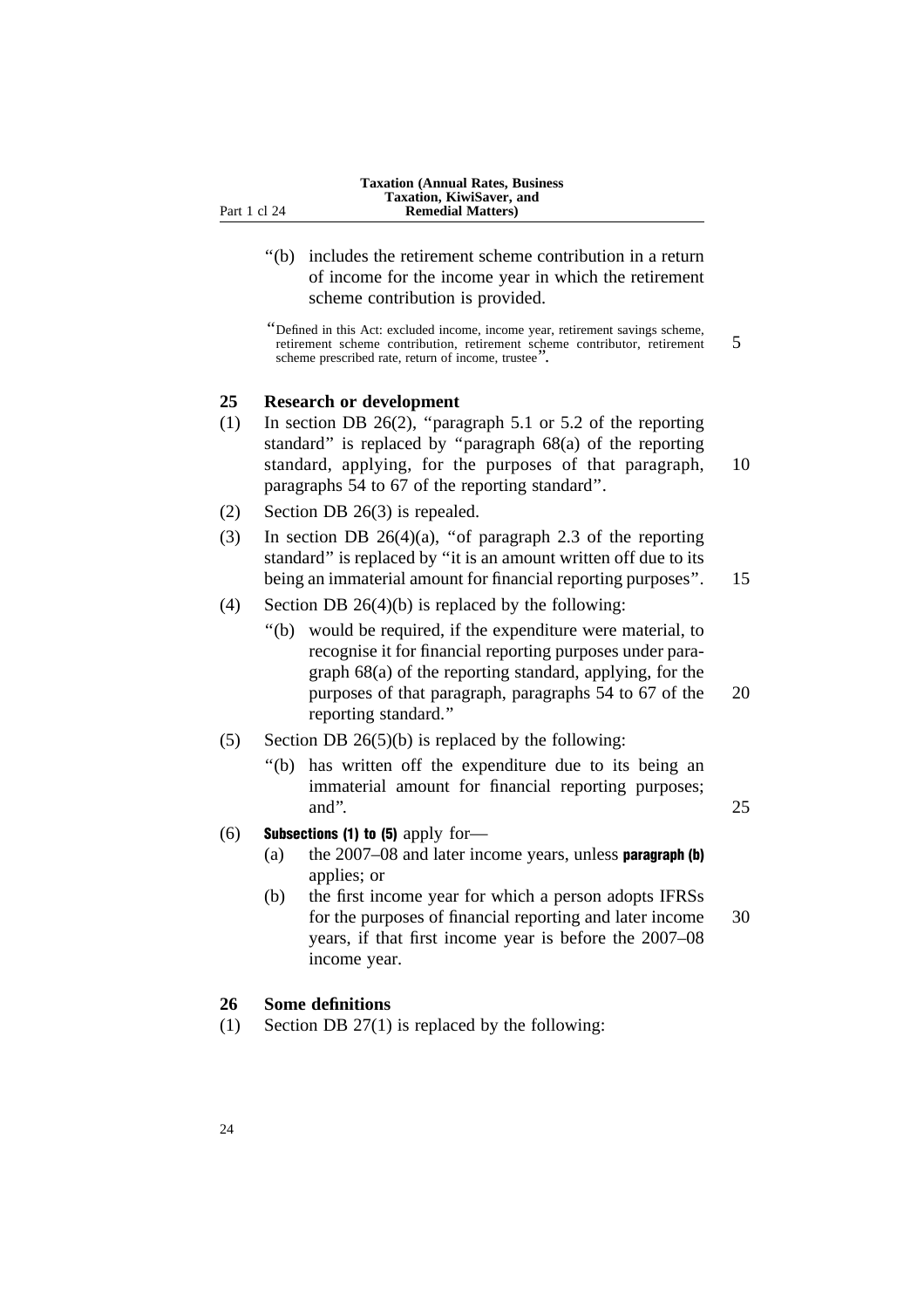"(b) includes the retirement scheme contribution in a return of income for the income year in which the retirement scheme contribution is provided.

"Defined in this Act: excluded income, income year, retirement savings scheme, retirement scheme contribution, retirement scheme contributor, retirement scheme prescribed rate, return of income, trustee".

## 25 Research or development

(1) In section DB 26(2), "paragraph 5.1 or 5.2 of the reporting standard" is replaced by "paragraph 68(a) of the reporting standard, applying, for the purposes of that paragraph, paragraphs 54 to 67 of the reporting standard".

(2) Section DB 26(3) is repealed.

(3) In section DB 26(4)(a), "of paragraph 2.3 of the reporting standard" is replaced by "it is an amount written off due to its being an immaterial amount for financial reporting purposes".

(4) Section DB 26(4)(b) is replaced by the following:

"(b) would be required, if the expenditure were material, to recognise it for financial reporting purposes under paragraph 68(a) of the reporting standard, applying, for the purposes of that paragraph, paragraphs 54 to 67 of the reporting standard."

(5) Section DB 26(5)(b) is replaced by the following:

"(b) has written off the expenditure due to its being an immaterial amount for financial reporting purposes; and".

(6) **Subsections (1) to (5)** apply for—

(a) the 2007–08 and later income years, unless **paragraph (b)** applies; or

(b) the first income year for which a person adopts IFRSs for the purposes of financial reporting and later income years, if that first income year is before the 2007–08 income year.

## 26 Some definitions

(1) Section DB 27(1) is replaced by the following: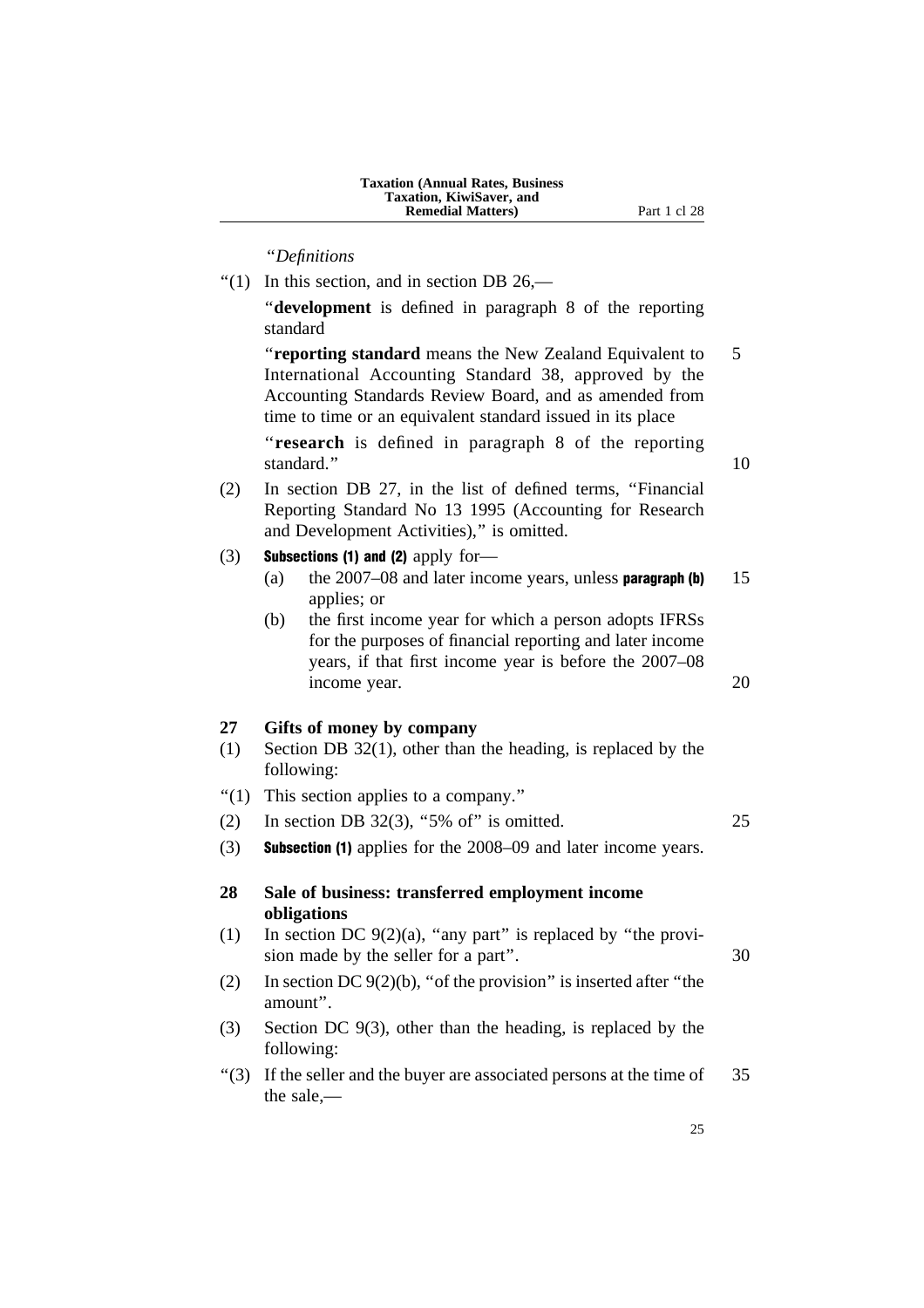*"Definitions*

"(1) In this section, and in section DB 26,—

"**development** is defined in paragraph 8 of the reporting standard

"**reporting standard** means the New Zealand Equivalent to International Accounting Standard 38, approved by the Accounting Standards Review Board, and as amended from time to time or an equivalent standard issued in its place

"**research** is defined in paragraph 8 of the reporting standard."

(2) In section DB 27, in the list of defined terms, "Financial Reporting Standard No 13 1995 (Accounting for Research and Development Activities)," is omitted.

(3) **Subsections (1) and (2)** apply for—

- (a) the 2007–08 and later income years, unless **paragraph (b)** applies; or
- (b) the first income year for which a person adopts IFRSs for the purposes of financial reporting and later income years, if that first income year is before the 2007–08 income year.

## 27 Gifts of money by company

(1) Section DB 32(1), other than the heading, is replaced by the following:

"(1) This section applies to a company."

(2) In section DB 32(3), "5% of" is omitted.

(3) **Subsection (1)** applies for the 2008–09 and later income years.

## 28 Sale of business: transferred employment income obligations

(1) In section DC 9(2)(a), "any part" is replaced by "the provision made by the seller for a part".

(2) In section DC 9(2)(b), "of the provision" is inserted after "the amount".

(3) Section DC 9(3), other than the heading, is replaced by the following:

"(3) If the seller and the buyer are associated persons at the time of the sale,—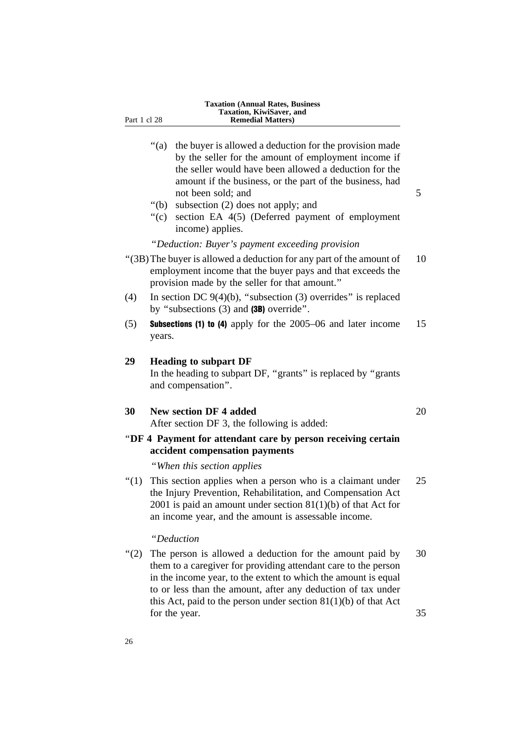"(a) the buyer is allowed a deduction for the provision made by the seller for the amount of employment income if the seller would have been allowed a deduction for the amount if the business, or the part of the business, had not been sold; and

"(b) subsection (2) does not apply; and

"(c) section EA 4(5) (Deferred payment of employment income) applies.

"*Deduction: Buyer's payment exceeding provision*

"(3B) The buyer is allowed a deduction for any part of the amount of employment income that the buyer pays and that exceeds the provision made by the seller for that amount."

(4) In section DC 9(4)(b), "subsection (3) overrides" is replaced by "subsections (3) and **(3B)** override".

(5) **Subsections (1) to (4)** apply for the 2005–06 and later income years.

### 29 Heading to subpart DF

In the heading to subpart DF, "grants" is replaced by "grants and compensation".

### 30 New section DF 4 added

After section DF 3, the following is added:

### "DF 4 Payment for attendant care by person receiving certain accident compensation payments

"*When this section applies*

"(1) This section applies when a person who is a claimant under the Injury Prevention, Rehabilitation, and Compensation Act 2001 is paid an amount under section 81(1)(b) of that Act for an income year, and the amount is assessable income.

"*Deduction*

"(2) The person is allowed a deduction for the amount paid by them to a caregiver for providing attendant care to the person in the income year, to the extent to which the amount is equal to or less than the amount, after any deduction of tax under this Act, paid to the person under section 81(1)(b) of that Act for the year.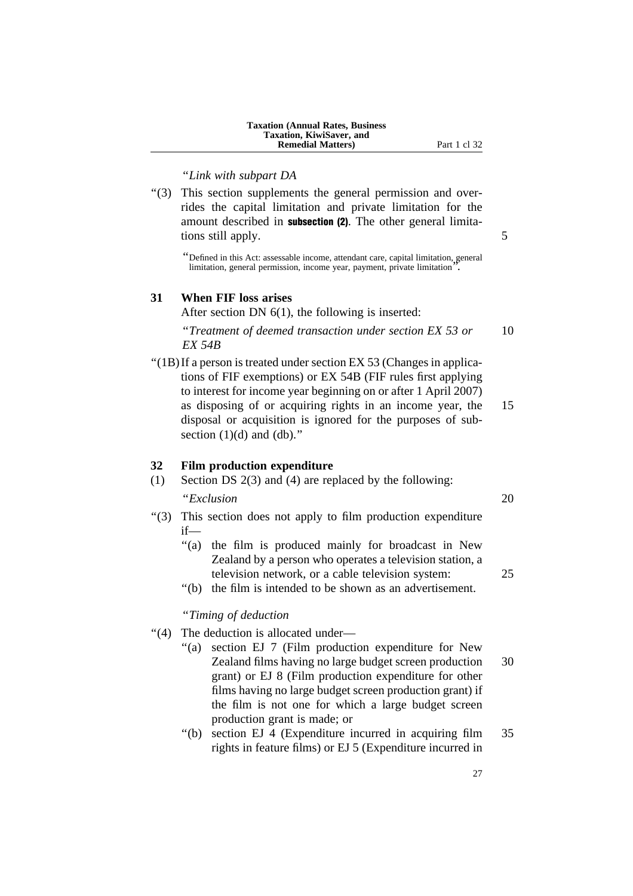*"Link with subpart DA*

"(3) This section supplements the general permission and overrides the capital limitation and private limitation for the amount described in **subsection (2)**. The other general limitations still apply.

"Defined in this Act: assessable income, attendant care, capital limitation, general limitation, general permission, income year, payment, private limitation".

### 31 When FIF loss arises

After section DN 6(1), the following is inserted:

*"Treatment of deemed transaction under section EX 53 or EX 54B*

"(1B) If a person is treated under section EX 53 (Changes in applications of FIF exemptions) or EX 54B (FIF rules first applying to interest for income year beginning on or after 1 April 2007) as disposing of or acquiring rights in an income year, the disposal or acquisition is ignored for the purposes of subsection (1)(d) and (db)."

### 32 Film production expenditure

(1) Section DS 2(3) and (4) are replaced by the following:

*"Exclusion*

"(3) This section does not apply to film production expenditure if—

"(a) the film is produced mainly for broadcast in New Zealand by a person who operates a television station, a television network, or a cable television system:

"(b) the film is intended to be shown as an advertisement.

*"Timing of deduction*

"(4) The deduction is allocated under—

"(a) section EJ 7 (Film production expenditure for New Zealand films having no large budget screen production grant) or EJ 8 (Film production expenditure for other films having no large budget screen production grant) if the film is not one for which a large budget screen production grant is made; or

"(b) section EJ 4 (Expenditure incurred in acquiring film rights in feature films) or EJ 5 (Expenditure incurred in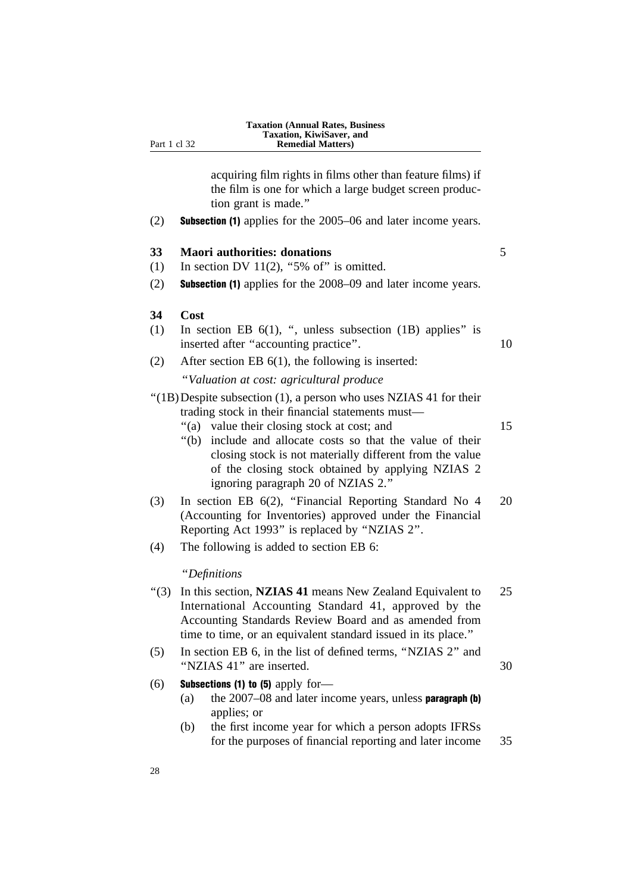acquiring film rights in films other than feature films) if the film is one for which a large budget screen production grant is made."

(2) **Subsection (1)** applies for the 2005–06 and later income years.

### 33 Maori authorities: donations

(1) In section DV 11(2), "5% of" is omitted.

(2) **Subsection (1)** applies for the 2008–09 and later income years.

### 34 Cost

(1) In section EB 6(1), ", unless subsection (1B) applies" is inserted after "accounting practice".

(2) After section EB 6(1), the following is inserted:

"*Valuation at cost: agricultural produce*

"(1B) Despite subsection (1), a person who uses NZIAS 41 for their trading stock in their financial statements must—

"(a) value their closing stock at cost; and

"(b) include and allocate costs so that the value of their closing stock is not materially different from the value of the closing stock obtained by applying NZIAS 2 ignoring paragraph 20 of NZIAS 2."

(3) In section EB 6(2), "Financial Reporting Standard No 4 (Accounting for Inventories) approved under the Financial Reporting Act 1993" is replaced by "NZIAS 2".

(4) The following is added to section EB 6:

"*Definitions*

"(3) In this section, **NZIAS 41** means New Zealand Equivalent to International Accounting Standard 41, approved by the Accounting Standards Review Board and as amended from time to time, or an equivalent standard issued in its place."

(5) In section EB 6, in the list of defined terms, "NZIAS 2" and "NZIAS 41" are inserted.

(6) **Subsections (1) to (5)** apply for—

(a) the 2007–08 and later income years, unless **paragraph (b)** applies; or

(b) the first income year for which a person adopts IFRSs for the purposes of financial reporting and later income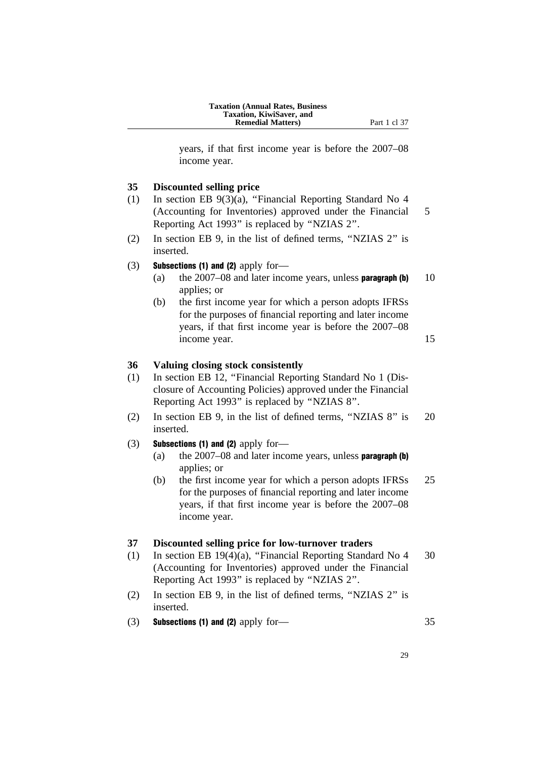years, if that first income year is before the 2007–08 income year.

### 35 Discounted selling price

(1) In section EB 9(3)(a), "Financial Reporting Standard No 4 (Accounting for Inventories) approved under the Financial Reporting Act 1993" is replaced by "NZIAS 2".

(2) In section EB 9, in the list of defined terms, "NZIAS 2" is inserted.

(3) **Subsections (1) and (2)** apply for—

- (a) the 2007–08 and later income years, unless **paragraph (b)** applies; or
- (b) the first income year for which a person adopts IFRSs for the purposes of financial reporting and later income years, if that first income year is before the 2007–08 income year.

### 36 Valuing closing stock consistently

(1) In section EB 12, "Financial Reporting Standard No 1 (Disclosure of Accounting Policies) approved under the Financial Reporting Act 1993" is replaced by "NZIAS 8".

(2) In section EB 9, in the list of defined terms, "NZIAS 8" is inserted.

(3) **Subsections (1) and (2)** apply for—

- (a) the 2007–08 and later income years, unless **paragraph (b)** applies; or
- (b) the first income year for which a person adopts IFRSs for the purposes of financial reporting and later income years, if that first income year is before the 2007–08 income year.

### 37 Discounted selling price for low-turnover traders

(1) In section EB 19(4)(a), "Financial Reporting Standard No 4 (Accounting for Inventories) approved under the Financial Reporting Act 1993" is replaced by "NZIAS 2".

(2) In section EB 9, in the list of defined terms, "NZIAS 2" is inserted.

(3) **Subsections (1) and (2)** apply for—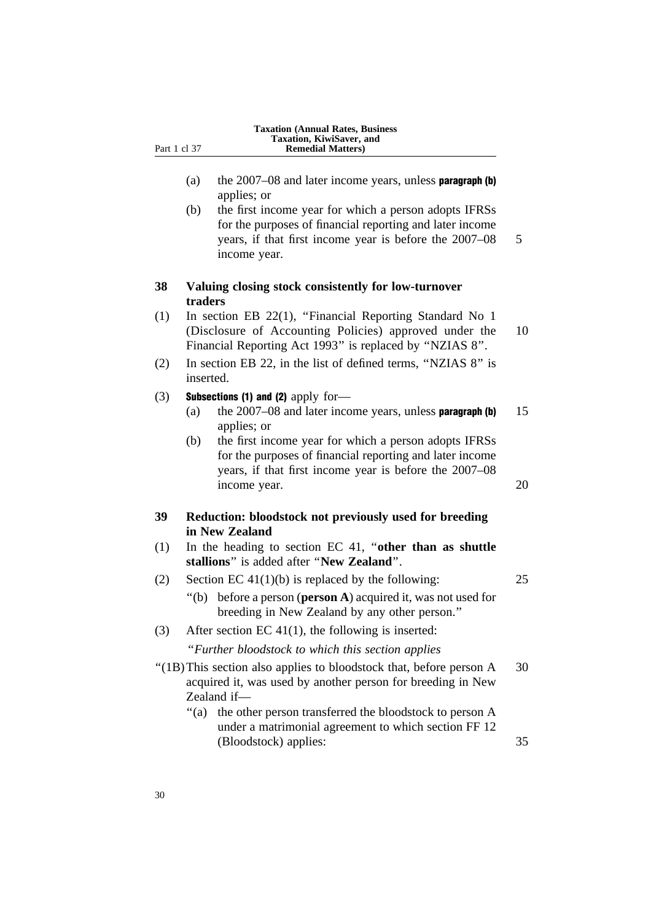(a) the 2007–08 and later income years, unless **paragraph (b)** applies; or

(b) the first income year for which a person adopts IFRSs for the purposes of financial reporting and later income years, if that first income year is before the 2007–08 income year.

**38 Valuing closing stock consistently for low-turnover traders**

(1) In section EB 22(1), "Financial Reporting Standard No 1 (Disclosure of Accounting Policies) approved under the Financial Reporting Act 1993" is replaced by "NZIAS 8".

(2) In section EB 22, in the list of defined terms, "NZIAS 8" is inserted.

(3) **Subsections (1) and (2)** apply for—

(a) the 2007–08 and later income years, unless **paragraph (b)** applies; or

(b) the first income year for which a person adopts IFRSs for the purposes of financial reporting and later income years, if that first income year is before the 2007–08 income year.

**39 Reduction: bloodstock not previously used for breeding in New Zealand**

(1) In the heading to section EC 41, "**other than as shuttle stallions**" is added after "**New Zealand**".

(2) Section EC 41(1)(b) is replaced by the following:

"(b) before a person (**person A**) acquired it, was not used for breeding in New Zealand by any other person."

(3) After section EC 41(1), the following is inserted:

"*Further bloodstock to which this section applies*

"(1B) This section also applies to bloodstock that, before person A acquired it, was used by another person for breeding in New Zealand if—

"(a) the other person transferred the bloodstock to person A under a matrimonial agreement to which section FF 12 (Bloodstock) applies: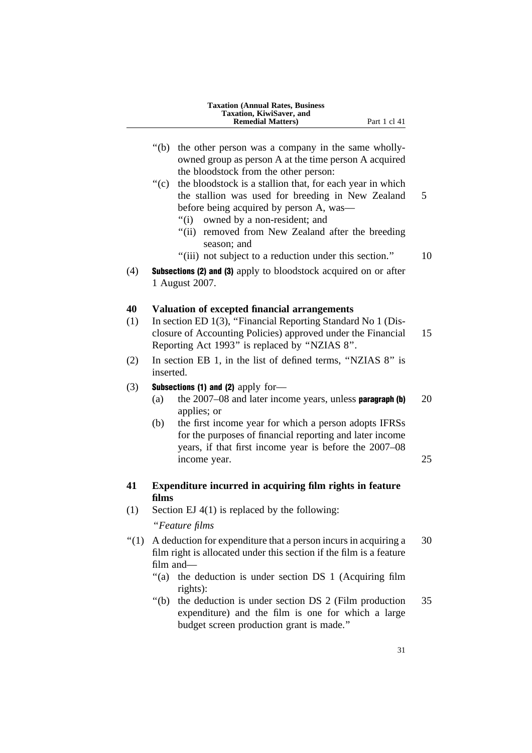"(b) the other person was a company in the same wholly-owned group as person A at the time person A acquired the bloodstock from the other person:

"(c) the bloodstock is a stallion that, for each year in which the stallion was used for breeding in New Zealand before being acquired by person A, was—

"(i) owned by a non-resident; and

"(ii) removed from New Zealand after the breeding season; and

"(iii) not subject to a reduction under this section."

(4) **Subsections (2) and (3)** apply to bloodstock acquired on or after 1 August 2007.

## 40 Valuation of excepted financial arrangements

(1) In section ED 1(3), "Financial Reporting Standard No 1 (Disclosure of Accounting Policies) approved under the Financial Reporting Act 1993" is replaced by "NZIAS 8".

(2) In section EB 1, in the list of defined terms, "NZIAS 8" is inserted.

(3) **Subsections (1) and (2)** apply for—

(a) the 2007–08 and later income years, unless **paragraph (b)** applies; or

(b) the first income year for which a person adopts IFRSs for the purposes of financial reporting and later income years, if that first income year is before the 2007–08 income year.

## 41 Expenditure incurred in acquiring film rights in feature films

(1) Section EJ 4(1) is replaced by the following:

"*Feature films*

"(1) A deduction for expenditure that a person incurs in acquiring a film right is allocated under this section if the film is a feature film and—

"(a) the deduction is under section DS 1 (Acquiring film rights):

"(b) the deduction is under section DS 2 (Film production expenditure) and the film is one for which a large budget screen production grant is made."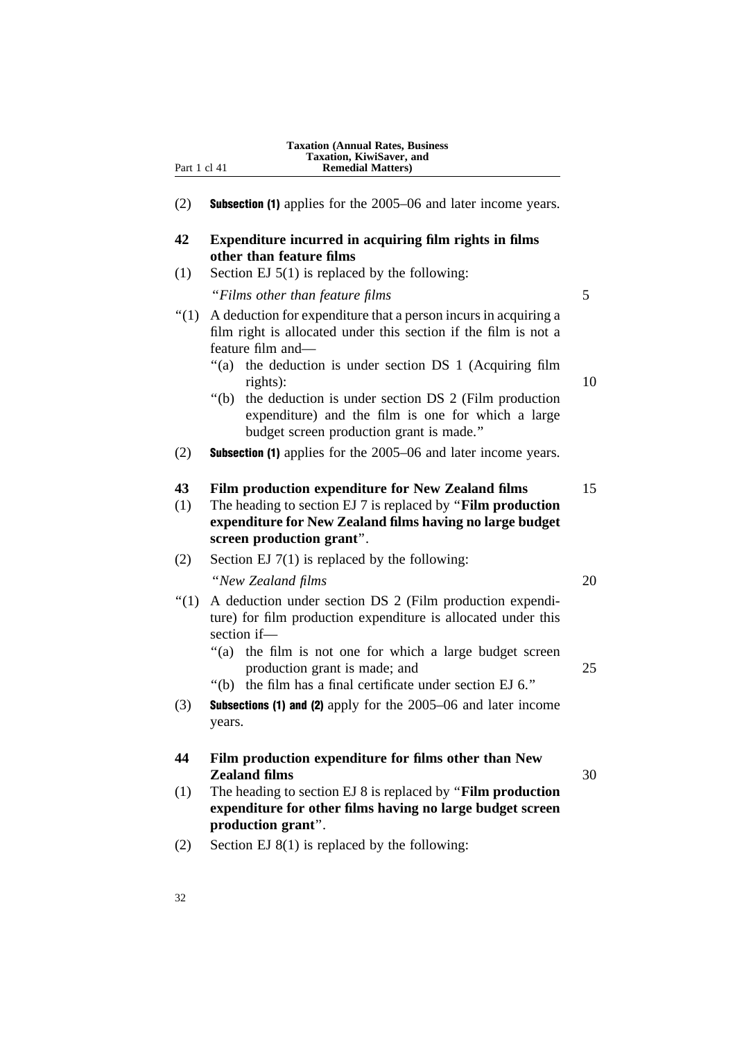(2) **Subsection (1)** applies for the 2005–06 and later income years.

### 42 Expenditure incurred in acquiring film rights in films other than feature films

(1) Section EJ 5(1) is replaced by the following:

“*Films other than feature films*

“(1) A deduction for expenditure that a person incurs in acquiring a film right is allocated under this section if the film is not a feature film and—

“(a) the deduction is under section DS 1 (Acquiring film rights):

“(b) the deduction is under section DS 2 (Film production expenditure) and the film is one for which a large budget screen production grant is made.”

(2) **Subsection (1)** applies for the 2005–06 and later income years.

### 43 Film production expenditure for New Zealand films

(1) The heading to section EJ 7 is replaced by “**Film production expenditure for New Zealand films having no large budget screen production grant**”.

(2) Section EJ 7(1) is replaced by the following:

“*New Zealand films*

“(1) A deduction under section DS 2 (Film production expenditure) for film production expenditure is allocated under this section if—

“(a) the film is not one for which a large budget screen production grant is made; and

“(b) the film has a final certificate under section EJ 6.”

(3) **Subsections (1) and (2)** apply for the 2005–06 and later income years.

### 44 Film production expenditure for films other than New Zealand films

(1) The heading to section EJ 8 is replaced by “**Film production expenditure for other films having no large budget screen production grant**”.

(2) Section EJ 8(1) is replaced by the following: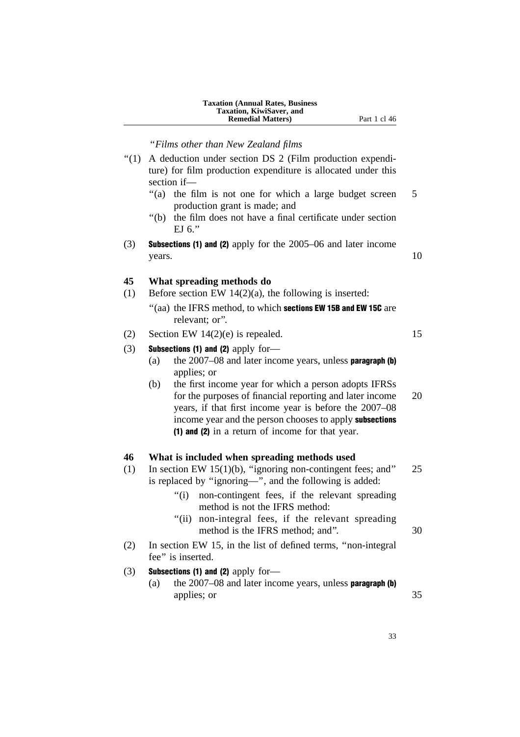*"Films other than New Zealand films*

"(1) A deduction under section DS 2 (Film production expenditure) for film production expenditure is allocated under this section if—

"(a) the film is not one for which a large budget screen production grant is made; and

"(b) the film does not have a final certificate under section EJ 6."

(3) **Subsections (1) and (2)** apply for the 2005–06 and later income years.

## 45 What spreading methods do

(1) Before section EW 14(2)(a), the following is inserted:

"(aa) the IFRS method, to which **sections EW 15B and EW 15C** are relevant; or".

(2) Section EW 14(2)(e) is repealed.

(3) **Subsections (1) and (2)** apply for—

(a) the 2007–08 and later income years, unless **paragraph (b)** applies; or

(b) the first income year for which a person adopts IFRSs for the purposes of financial reporting and later income years, if that first income year is before the 2007–08 income year and the person chooses to apply **subsections (1) and (2)** in a return of income for that year.

## 46 What is included when spreading methods used

(1) In section EW 15(1)(b), "ignoring non-contingent fees; and" is replaced by "ignoring—", and the following is added:

"(i) non-contingent fees, if the relevant spreading method is not the IFRS method:

"(ii) non-integral fees, if the relevant spreading method is the IFRS method; and".

(2) In section EW 15, in the list of defined terms, "non-integral fee" is inserted.

(3) **Subsections (1) and (2)** apply for—

(a) the 2007–08 and later income years, unless **paragraph (b)** applies; or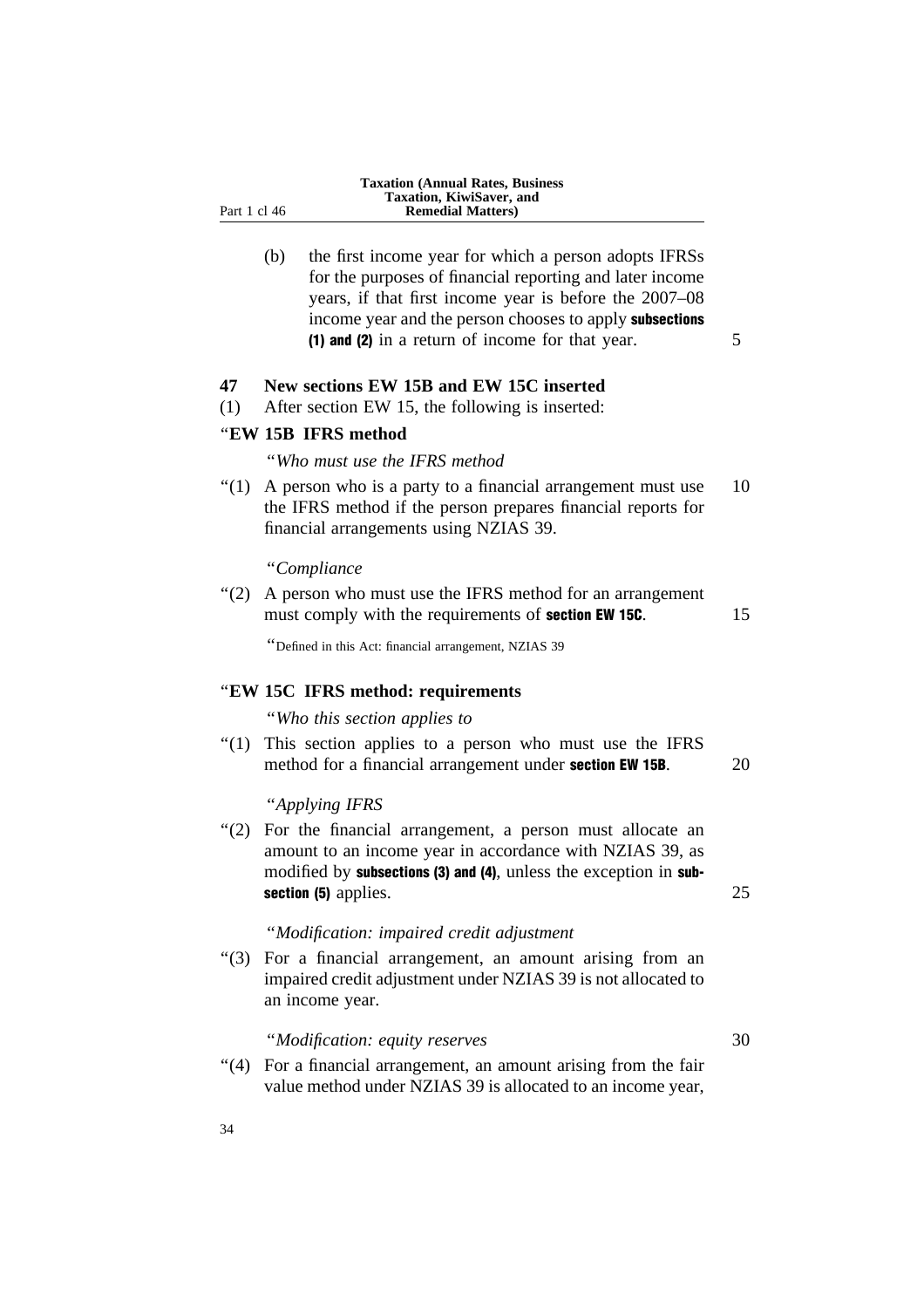(b) the first income year for which a person adopts IFRSs for the purposes of financial reporting and later income years, if that first income year is before the 2007–08 income year and the person chooses to apply **subsections (1) and (2)** in a return of income for that year.

**47 New sections EW 15B and EW 15C inserted**

(1) After section EW 15, the following is inserted:

"**EW 15B IFRS method**

"*Who must use the IFRS method*

"(1) A person who is a party to a financial arrangement must use the IFRS method if the person prepares financial reports for financial arrangements using NZIAS 39.

"*Compliance*

"(2) A person who must use the IFRS method for an arrangement must comply with the requirements of **section EW 15C**.

"Defined in this Act: financial arrangement, NZIAS 39

"**EW 15C IFRS method: requirements**

"*Who this section applies to*

"(1) This section applies to a person who must use the IFRS method for a financial arrangement under **section EW 15B**.

"*Applying IFRS*

"(2) For the financial arrangement, a person must allocate an amount to an income year in accordance with NZIAS 39, as modified by **subsections (3) and (4)**, unless the exception in **subsection (5)** applies.

"*Modification: impaired credit adjustment*

"(3) For a financial arrangement, an amount arising from an impaired credit adjustment under NZIAS 39 is not allocated to an income year.

"*Modification: equity reserves*

"(4) For a financial arrangement, an amount arising from the fair value method under NZIAS 39 is allocated to an income year,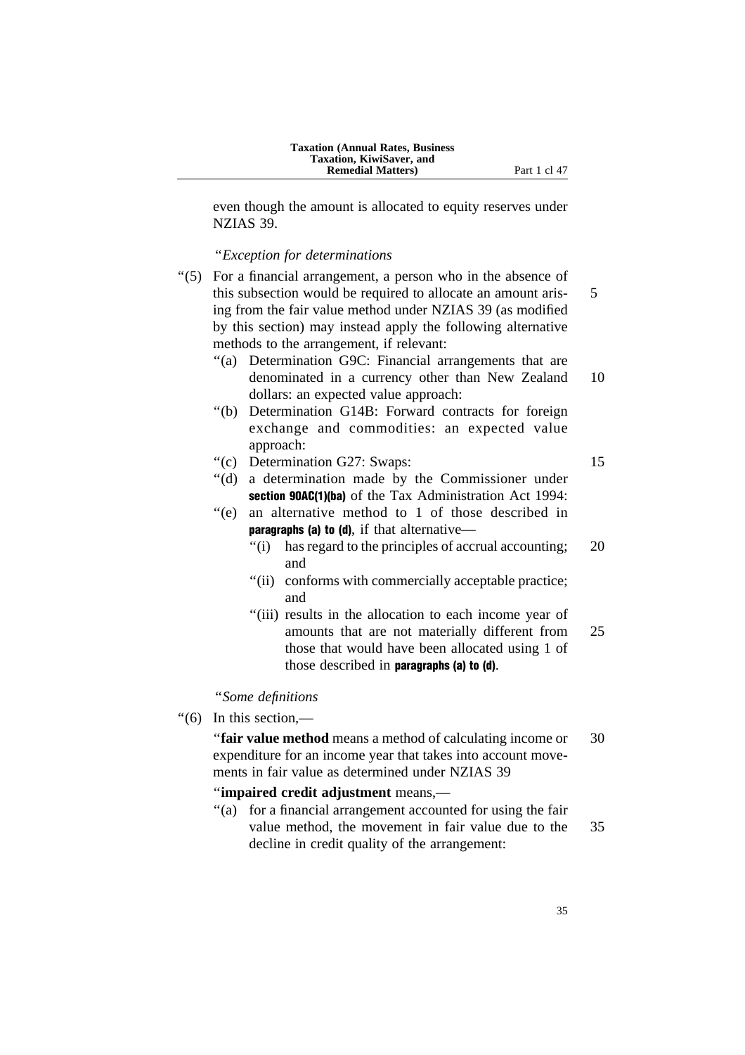even though the amount is allocated to equity reserves under NZIAS 39.

"*Exception for determinations*

"(5) For a financial arrangement, a person who in the absence of this subsection would be required to allocate an amount arising from the fair value method under NZIAS 39 (as modified by this section) may instead apply the following alternative methods to the arrangement, if relevant:

"(a) Determination G9C: Financial arrangements that are denominated in a currency other than New Zealand dollars: an expected value approach:

"(b) Determination G14B: Forward contracts for foreign exchange and commodities: an expected value approach:

"(c) Determination G27: Swaps:

"(d) a determination made by the Commissioner under **section 90AC(1)(ba)** of the Tax Administration Act 1994:

"(e) an alternative method to 1 of those described in **paragraphs (a) to (d)**, if that alternative—

"(i) has regard to the principles of accrual accounting; and

"(ii) conforms with commercially acceptable practice; and

"(iii) results in the allocation to each income year of amounts that are not materially different from those that would have been allocated using 1 of those described in **paragraphs (a) to (d)**.

"*Some definitions*

"(6) In this section,—

"**fair value method** means a method of calculating income or expenditure for an income year that takes into account movements in fair value as determined under NZIAS 39

"**impaired credit adjustment** means,—

"(a) for a financial arrangement accounted for using the fair value method, the movement in fair value due to the decline in credit quality of the arrangement: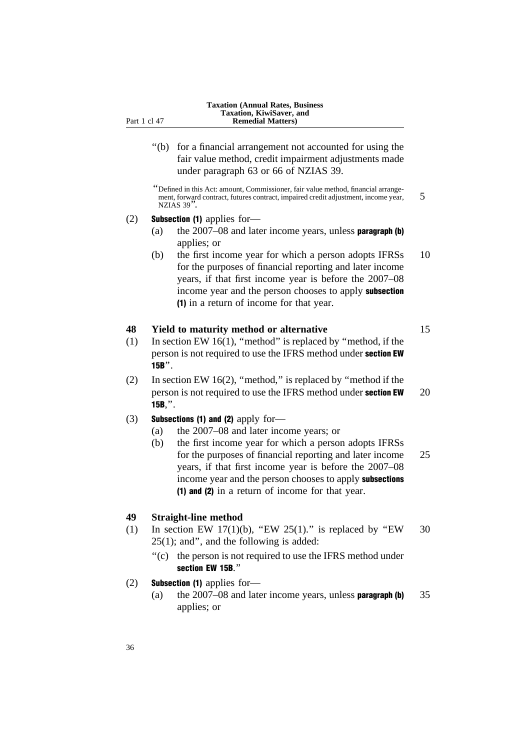"(b) for a financial arrangement not accounted for using the fair value method, credit impairment adjustments made under paragraph 63 or 66 of NZIAS 39.

"Defined in this Act: amount, Commissioner, fair value method, financial arrangement, forward contract, futures contract, impaired credit adjustment, income year, NZIAS 39".

(2) **Subsection (1)** applies for—

(a) the 2007–08 and later income years, unless **paragraph (b)** applies; or

(b) the first income year for which a person adopts IFRSs for the purposes of financial reporting and later income years, if that first income year is before the 2007–08 income year and the person chooses to apply **subsection (1)** in a return of income for that year.

### 48 Yield to maturity method or alternative

(1) In section EW 16(1), "method" is replaced by "method, if the person is not required to use the IFRS method under **section EW 15B**".

(2) In section EW 16(2), "method," is replaced by "method if the person is not required to use the IFRS method under **section EW 15B**,".

(3) **Subsections (1) and (2)** apply for—

(a) the 2007–08 and later income years; or

(b) the first income year for which a person adopts IFRSs for the purposes of financial reporting and later income years, if that first income year is before the 2007–08 income year and the person chooses to apply **subsections (1) and (2)** in a return of income for that year.

### 49 Straight-line method

(1) In section EW 17(1)(b), "EW 25(1)." is replaced by "EW 25(1); and", and the following is added:

"(c) the person is not required to use the IFRS method under **section EW 15B**."

(2) **Subsection (1)** applies for—

(a) the 2007–08 and later income years, unless **paragraph (b)** applies; or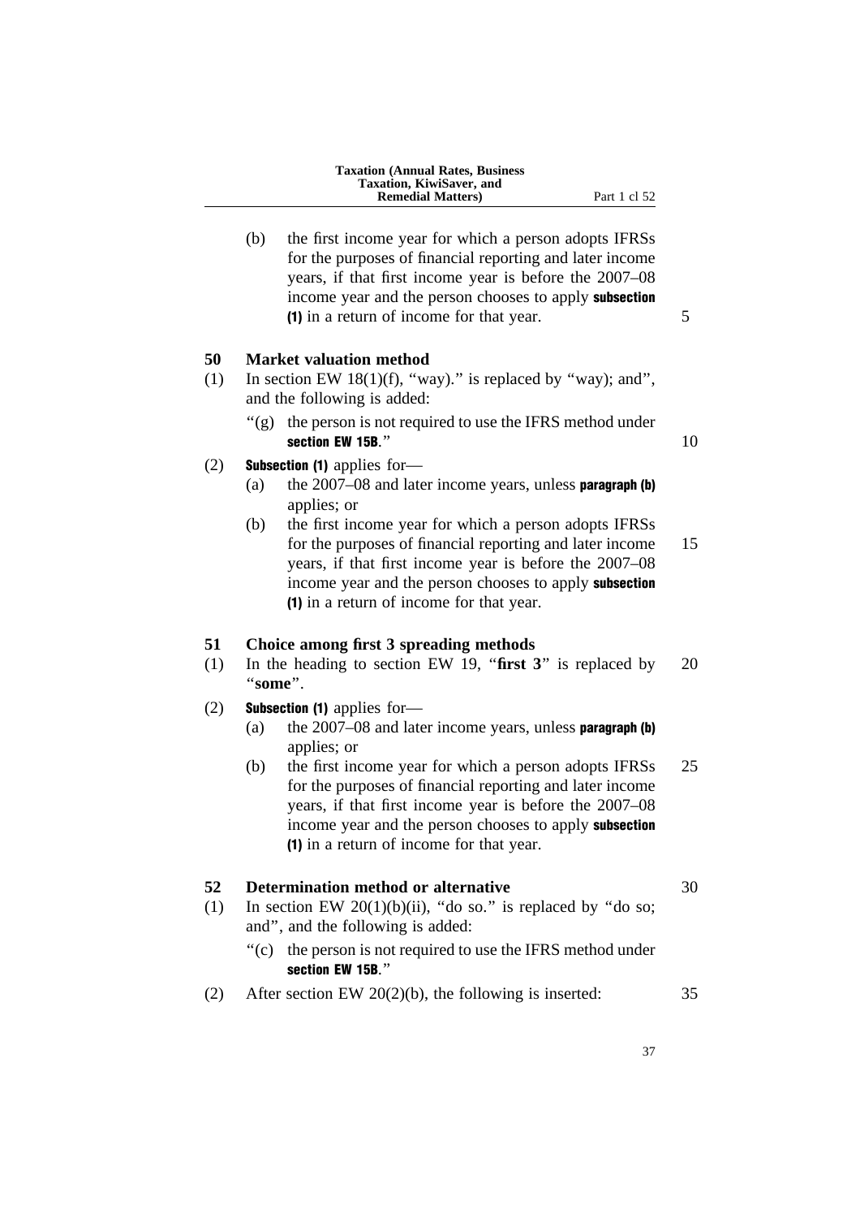(b) the first income year for which a person adopts IFRSs for the purposes of financial reporting and later income years, if that first income year is before the 2007–08 income year and the person chooses to apply **subsection (1)** in a return of income for that year.

**50 Market valuation method**

(1) In section EW 18(1)(f), "way)." is replaced by "way); and", and the following is added:

"(g) the person is not required to use the IFRS method under **section EW 15B**."

(2) **Subsection (1)** applies for—

(a) the 2007–08 and later income years, unless **paragraph (b)** applies; or

(b) the first income year for which a person adopts IFRSs for the purposes of financial reporting and later income years, if that first income year is before the 2007–08 income year and the person chooses to apply **subsection (1)** in a return of income for that year.

**51 Choice among first 3 spreading methods**

(1) In the heading to section EW 19, "**first 3**" is replaced by "**some**".

(2) **Subsection (1)** applies for—

(a) the 2007–08 and later income years, unless **paragraph (b)** applies; or

(b) the first income year for which a person adopts IFRSs for the purposes of financial reporting and later income years, if that first income year is before the 2007–08 income year and the person chooses to apply **subsection (1)** in a return of income for that year.

**52 Determination method or alternative**

(1) In section EW 20(1)(b)(ii), "do so." is replaced by "do so; and", and the following is added:

"(c) the person is not required to use the IFRS method under **section EW 15B**."

(2) After section EW 20(2)(b), the following is inserted: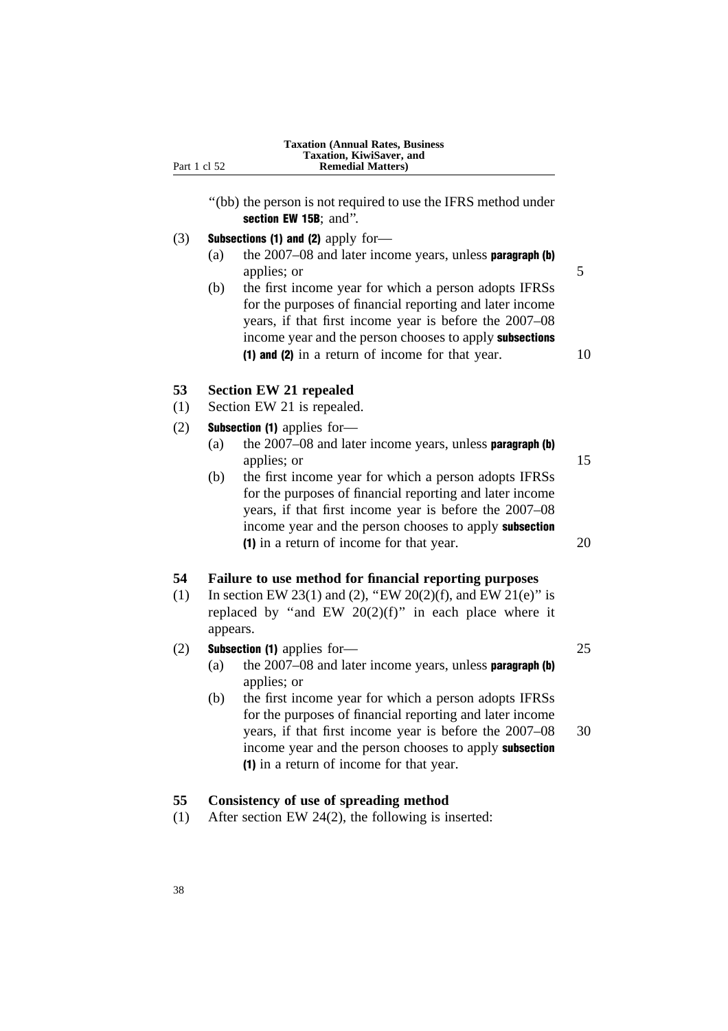"(bb) the person is not required to use the IFRS method under **section EW 15B**; and".

(3) **Subsections (1) and (2)** apply for—

(a) the 2007–08 and later income years, unless **paragraph (b)** applies; or

(b) the first income year for which a person adopts IFRSs for the purposes of financial reporting and later income years, if that first income year is before the 2007–08 income year and the person chooses to apply **subsections (1) and (2)** in a return of income for that year.

### 53 Section EW 21 repealed

(1) Section EW 21 is repealed.

(2) **Subsection (1)** applies for—

(a) the 2007–08 and later income years, unless **paragraph (b)** applies; or

(b) the first income year for which a person adopts IFRSs for the purposes of financial reporting and later income years, if that first income year is before the 2007–08 income year and the person chooses to apply **subsection (1)** in a return of income for that year.

### 54 Failure to use method for financial reporting purposes

(1) In section EW 23(1) and (2), "EW 20(2)(f), and EW 21(e)" is replaced by "and EW 20(2)(f)" in each place where it appears.

(2) **Subsection (1)** applies for—

(a) the 2007–08 and later income years, unless **paragraph (b)** applies; or

(b) the first income year for which a person adopts IFRSs for the purposes of financial reporting and later income years, if that first income year is before the 2007–08 income year and the person chooses to apply **subsection (1)** in a return of income for that year.

### 55 Consistency of use of spreading method

(1) After section EW 24(2), the following is inserted: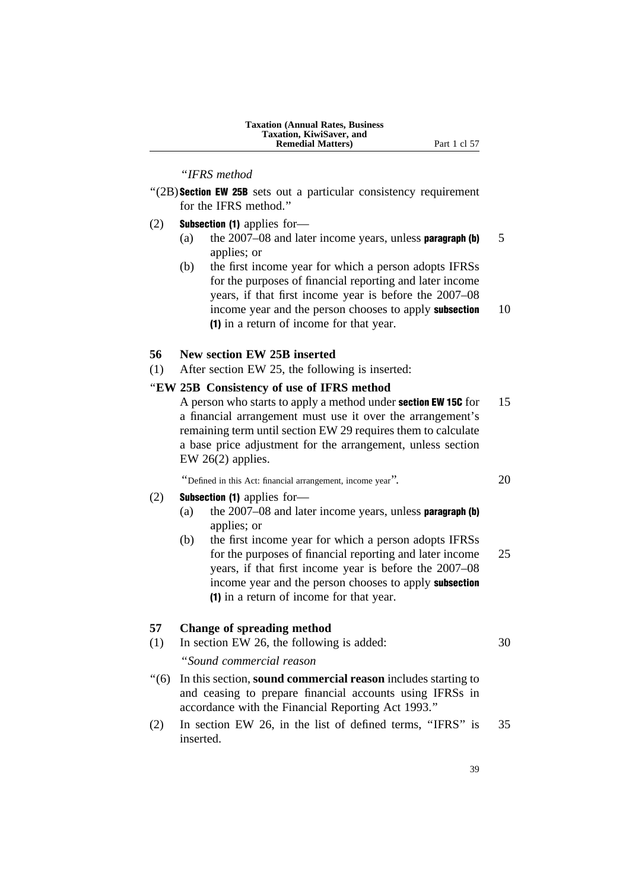"*IFRS method*

"(2B) **Section EW 25B** sets out a particular consistency requirement for the IFRS method."

(2) **Subsection (1)** applies for—

(a) the 2007–08 and later income years, unless **paragraph (b)** applies; or

(b) the first income year for which a person adopts IFRSs for the purposes of financial reporting and later income years, if that first income year is before the 2007–08 income year and the person chooses to apply **subsection (1)** in a return of income for that year.

**56 New section EW 25B inserted**

(1) After section EW 25, the following is inserted:

"**EW 25B Consistency of use of IFRS method**

A person who starts to apply a method under **section EW 15C** for a financial arrangement must use it over the arrangement's remaining term until section EW 29 requires them to calculate a base price adjustment for the arrangement, unless section EW 26(2) applies.

"Defined in this Act: financial arrangement, income year".

(2) **Subsection (1)** applies for—

(a) the 2007–08 and later income years, unless **paragraph (b)** applies; or

(b) the first income year for which a person adopts IFRSs for the purposes of financial reporting and later income years, if that first income year is before the 2007–08 income year and the person chooses to apply **subsection (1)** in a return of income for that year.

**57 Change of spreading method**

(1) In section EW 26, the following is added:

"*Sound commercial reason*

"(6) In this section, **sound commercial reason** includes starting to and ceasing to prepare financial accounts using IFRSs in accordance with the Financial Reporting Act 1993."

(2) In section EW 26, in the list of defined terms, "IFRS" is inserted.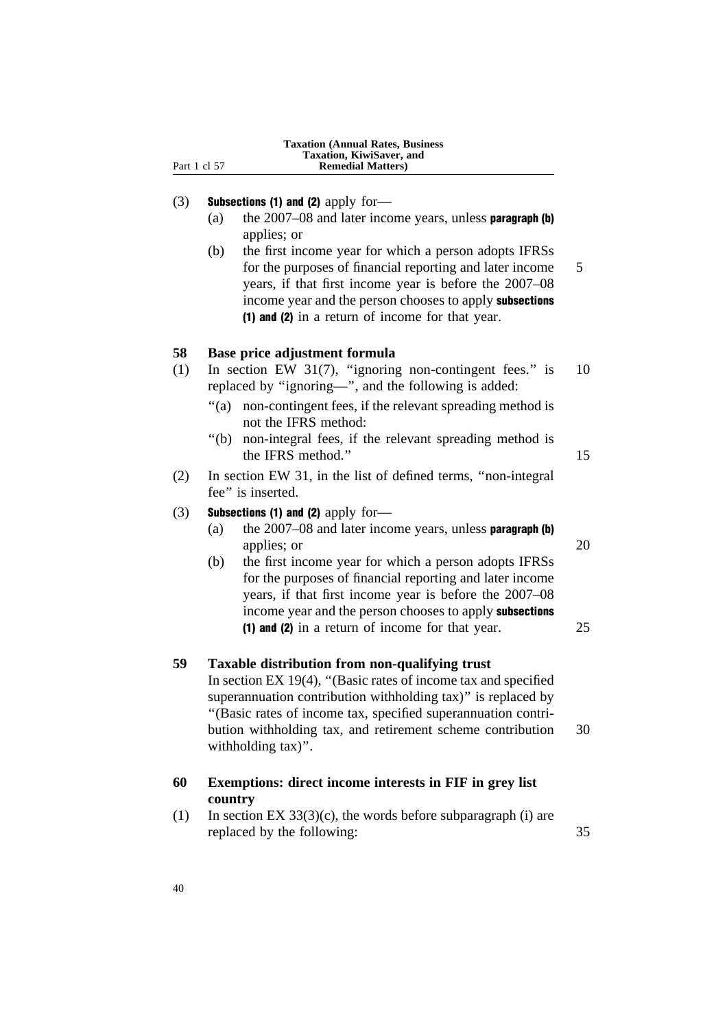(3) **Subsections (1) and (2)** apply for—

(a) the 2007–08 and later income years, unless **paragraph (b)** applies; or

(b) the first income year for which a person adopts IFRSs for the purposes of financial reporting and later income years, if that first income year is before the 2007–08 income year and the person chooses to apply **subsections (1) and (2)** in a return of income for that year.

### 58 Base price adjustment formula

(1) In section EW 31(7), "ignoring non-contingent fees." is replaced by "ignoring—", and the following is added:

"(a) non-contingent fees, if the relevant spreading method is not the IFRS method:

"(b) non-integral fees, if the relevant spreading method is the IFRS method."

(2) In section EW 31, in the list of defined terms, "non-integral fee" is inserted.

(3) **Subsections (1) and (2)** apply for—

(a) the 2007–08 and later income years, unless **paragraph (b)** applies; or

(b) the first income year for which a person adopts IFRSs for the purposes of financial reporting and later income years, if that first income year is before the 2007–08 income year and the person chooses to apply **subsections (1) and (2)** in a return of income for that year.

### 59 Taxable distribution from non-qualifying trust

In section EX 19(4), "(Basic rates of income tax and specified superannuation contribution withholding tax)" is replaced by "(Basic rates of income tax, specified superannuation contribution withholding tax, and retirement scheme contribution withholding tax)".

### 60 Exemptions: direct income interests in FIF in grey list country

(1) In section EX 33(3)(c), the words before subparagraph (i) are replaced by the following: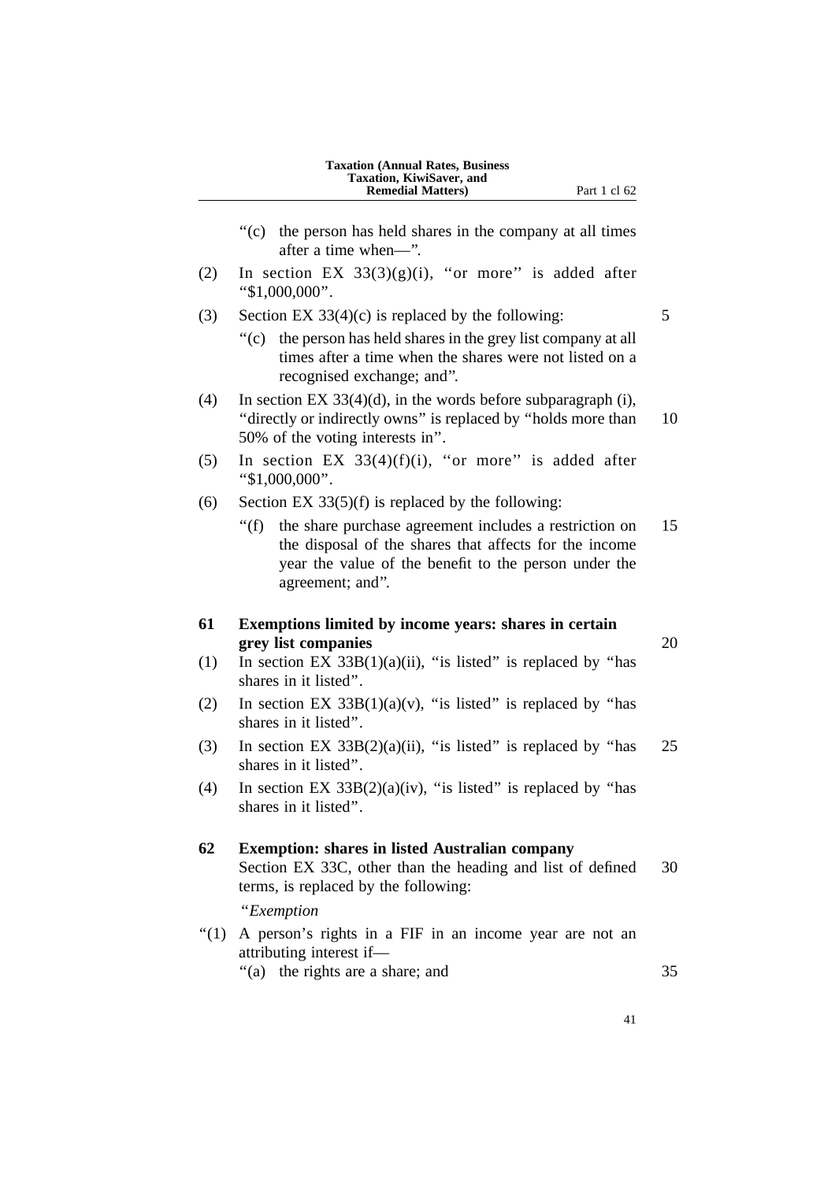"(c) the person has held shares in the company at all times after a time when—".

(2) In section EX 33(3)(g)(i), "or more" is added after "$1,000,000".

(3) Section EX 33(4)(c) is replaced by the following:

"(c) the person has held shares in the grey list company at all times after a time when the shares were not listed on a recognised exchange; and".

(4) In section EX 33(4)(d), in the words before subparagraph (i), "directly or indirectly owns" is replaced by "holds more than 50% of the voting interests in".

(5) In section EX 33(4)(f)(i), "or more" is added after "$1,000,000".

(6) Section EX 33(5)(f) is replaced by the following:

"(f) the share purchase agreement includes a restriction on the disposal of the shares that affects for the income year the value of the benefit to the person under the agreement; and".

**61 Exemptions limited by income years: shares in certain grey list companies**

(1) In section EX 33B(1)(a)(ii), "is listed" is replaced by "has shares in it listed".

(2) In section EX 33B(1)(a)(v), "is listed" is replaced by "has shares in it listed".

(3) In section EX 33B(2)(a)(ii), "is listed" is replaced by "has shares in it listed".

(4) In section EX 33B(2)(a)(iv), "is listed" is replaced by "has shares in it listed".

**62 Exemption: shares in listed Australian company**

Section EX 33C, other than the heading and list of defined terms, is replaced by the following:

"*Exemption*

"(1) A person's rights in a FIF in an income year are not an attributing interest if—

"(a) the rights are a share; and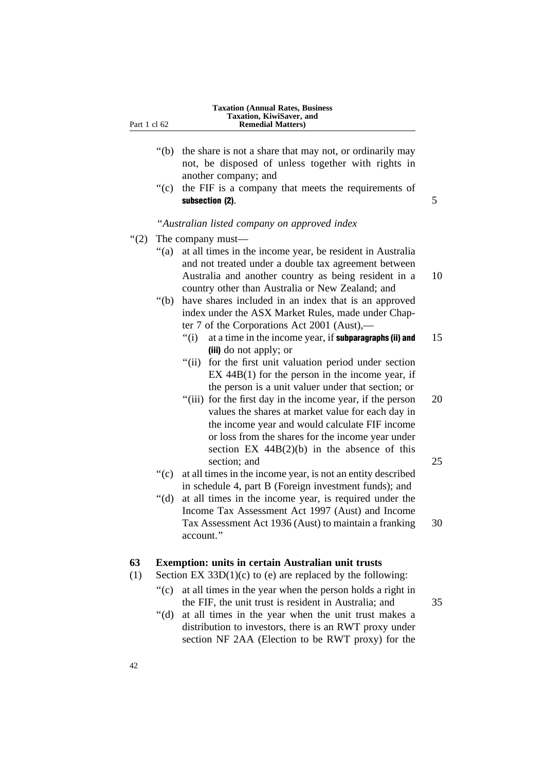"(b) the share is not a share that may not, or ordinarily may not, be disposed of unless together with rights in another company; and

"(c) the FIF is a company that meets the requirements of **subsection (2)**.

*"Australian listed company on approved index*

"(2) The company must—

"(a) at all times in the income year, be resident in Australia and not treated under a double tax agreement between Australia and another country as being resident in a country other than Australia or New Zealand; and

"(b) have shares included in an index that is an approved index under the ASX Market Rules, made under Chapter 7 of the Corporations Act 2001 (Aust),—

"(i) at a time in the income year, if **subparagraphs (ii) and (iii)** do not apply; or

"(ii) for the first unit valuation period under section EX 44B(1) for the person in the income year, if the person is a unit valuer under that section; or

"(iii) for the first day in the income year, if the person values the shares at market value for each day in the income year and would calculate FIF income or loss from the shares for the income year under section EX 44B(2)(b) in the absence of this section; and

"(c) at all times in the income year, is not an entity described in schedule 4, part B (Foreign investment funds); and

"(d) at all times in the income year, is required under the Income Tax Assessment Act 1997 (Aust) and Income Tax Assessment Act 1936 (Aust) to maintain a franking account."

**63 Exemption: units in certain Australian unit trusts**

(1) Section EX 33D(1)(c) to (e) are replaced by the following:

"(c) at all times in the year when the person holds a right in the FIF, the unit trust is resident in Australia; and

"(d) at all times in the year when the unit trust makes a distribution to investors, there is an RWT proxy under section NF 2AA (Election to be RWT proxy) for the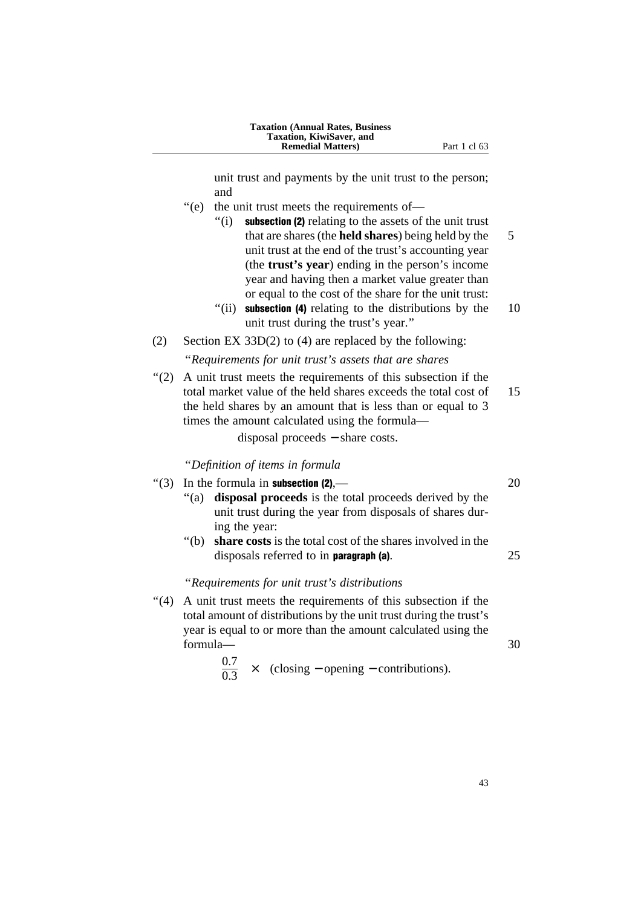unit trust and payments by the unit trust to the person; and

"(e) the unit trust meets the requirements of—

"(i) **subsection (2)** relating to the assets of the unit trust that are shares (the **held shares**) being held by the unit trust at the end of the trust's accounting year (the **trust's year**) ending in the person's income year and having then a market value greater than or equal to the cost of the share for the unit trust:

"(ii) **subsection (4)** relating to the distributions by the unit trust during the trust's year."

(2) Section EX 33D(2) to (4) are replaced by the following:

*"Requirements for unit trust's assets that are shares*

"(2) A unit trust meets the requirements of this subsection if the total market value of the held shares exceeds the total cost of the held shares by an amount that is less than or equal to 3 times the amount calculated using the formula—

$$\text{disposal proceeds} - \text{share costs.}$$

*"Definition of items in formula*

"(3) In the formula in **subsection (2)**,—

"(a) **disposal proceeds** is the total proceeds derived by the unit trust during the year from disposals of shares during the year:

"(b) **share costs** is the total cost of the shares involved in the disposals referred to in **paragraph (a)**.

*"Requirements for unit trust's distributions*

"(4) A unit trust meets the requirements of this subsection if the total amount of distributions by the unit trust during the trust's year is equal to or more than the amount calculated using the formula—

$$\frac{0.7}{0.3} \times (\text{closing} - \text{opening} - \text{contributions}).$$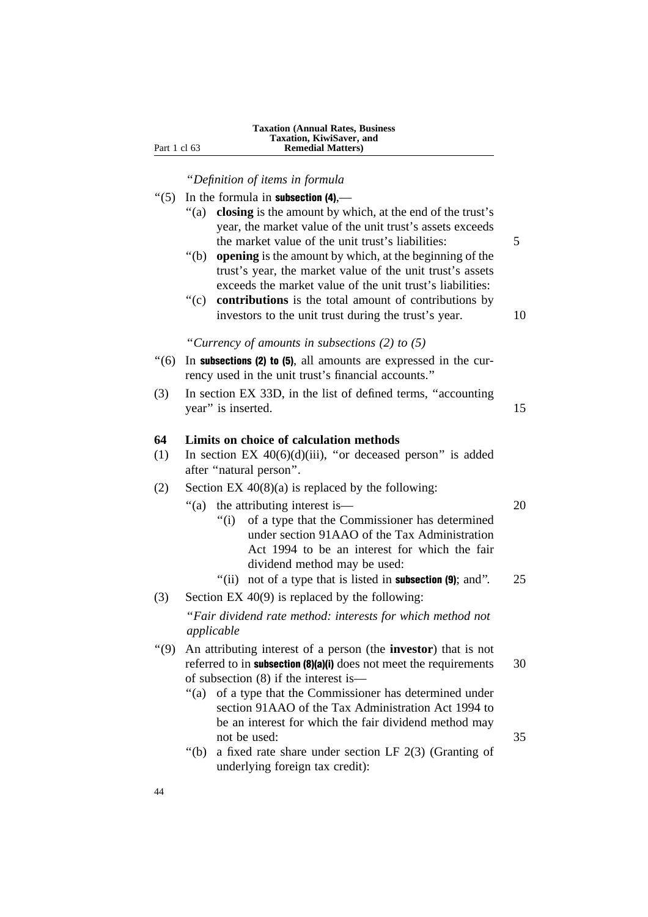*"Definition of items in formula*

"(5) In the formula in **subsection (4)**,—

"(a) **closing** is the amount by which, at the end of the trust's year, the market value of the unit trust's assets exceeds the market value of the unit trust's liabilities:

"(b) **opening** is the amount by which, at the beginning of the trust's year, the market value of the unit trust's assets exceeds the market value of the unit trust's liabilities:

"(c) **contributions** is the total amount of contributions by investors to the unit trust during the trust's year.

*"Currency of amounts in subsections (2) to (5)*

"(6) In **subsections (2) to (5)**, all amounts are expressed in the currency used in the unit trust's financial accounts."

(3) In section EX 33D, in the list of defined terms, "accounting year" is inserted.

**64 Limits on choice of calculation methods**

(1) In section EX 40(6)(d)(iii), "or deceased person" is added after "natural person".

(2) Section EX 40(8)(a) is replaced by the following:

"(a) the attributing interest is—

"(i) of a type that the Commissioner has determined under section 91AAO of the Tax Administration Act 1994 to be an interest for which the fair dividend method may be used:

"(ii) not of a type that is listed in **subsection (9)**; and".

(3) Section EX 40(9) is replaced by the following:

*"Fair dividend rate method: interests for which method not applicable*

"(9) An attributing interest of a person (the **investor**) that is not referred to in **subsection (8)(a)(i)** does not meet the requirements of subsection (8) if the interest is—

"(a) of a type that the Commissioner has determined under section 91AAO of the Tax Administration Act 1994 to be an interest for which the fair dividend method may not be used:

"(b) a fixed rate share under section LF 2(3) (Granting of underlying foreign tax credit):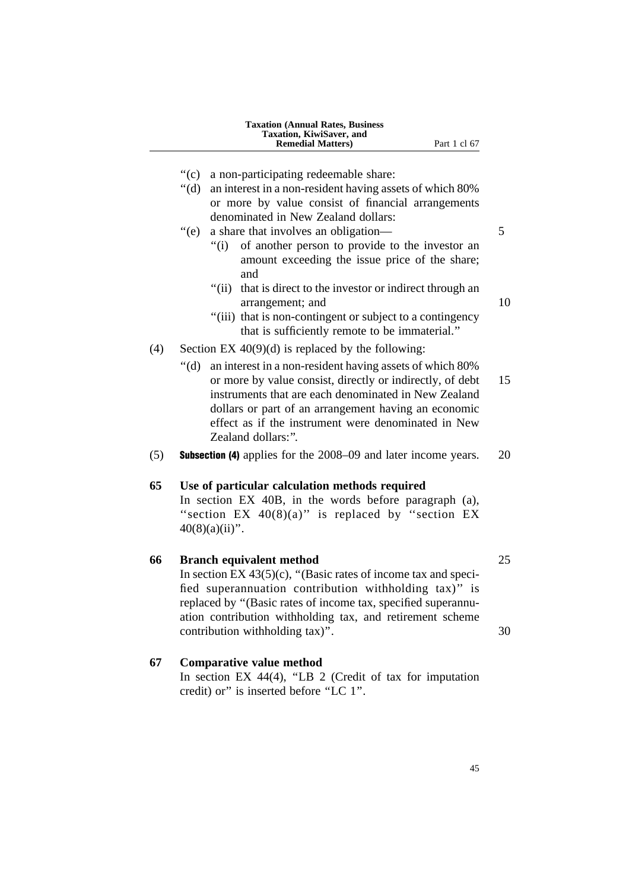"(c) a non-participating redeemable share:

"(d) an interest in a non-resident having assets of which 80% or more by value consist of financial arrangements denominated in New Zealand dollars:

"(e) a share that involves an obligation—

"(i) of another person to provide to the investor an amount exceeding the issue price of the share; and

"(ii) that is direct to the investor or indirect through an arrangement; and

"(iii) that is non-contingent or subject to a contingency that is sufficiently remote to be immaterial."

(4) Section EX 40(9)(d) is replaced by the following:

"(d) an interest in a non-resident having assets of which 80% or more by value consist, directly or indirectly, of debt instruments that are each denominated in New Zealand dollars or part of an arrangement having an economic effect as if the instrument were denominated in New Zealand dollars:".

(5) **Subsection (4)** applies for the 2008–09 and later income years.

**65 Use of particular calculation methods required**

In section EX 40B, in the words before paragraph (a), "section EX 40(8)(a)" is replaced by "section EX 40(8)(a)(ii)".

**66 Branch equivalent method**

In section EX 43(5)(c), "(Basic rates of income tax and specified superannuation contribution withholding tax)" is replaced by "(Basic rates of income tax, specified superannuation contribution withholding tax, and retirement scheme contribution withholding tax)".

**67 Comparative value method**

In section EX 44(4), "LB 2 (Credit of tax for imputation credit) or" is inserted before "LC 1".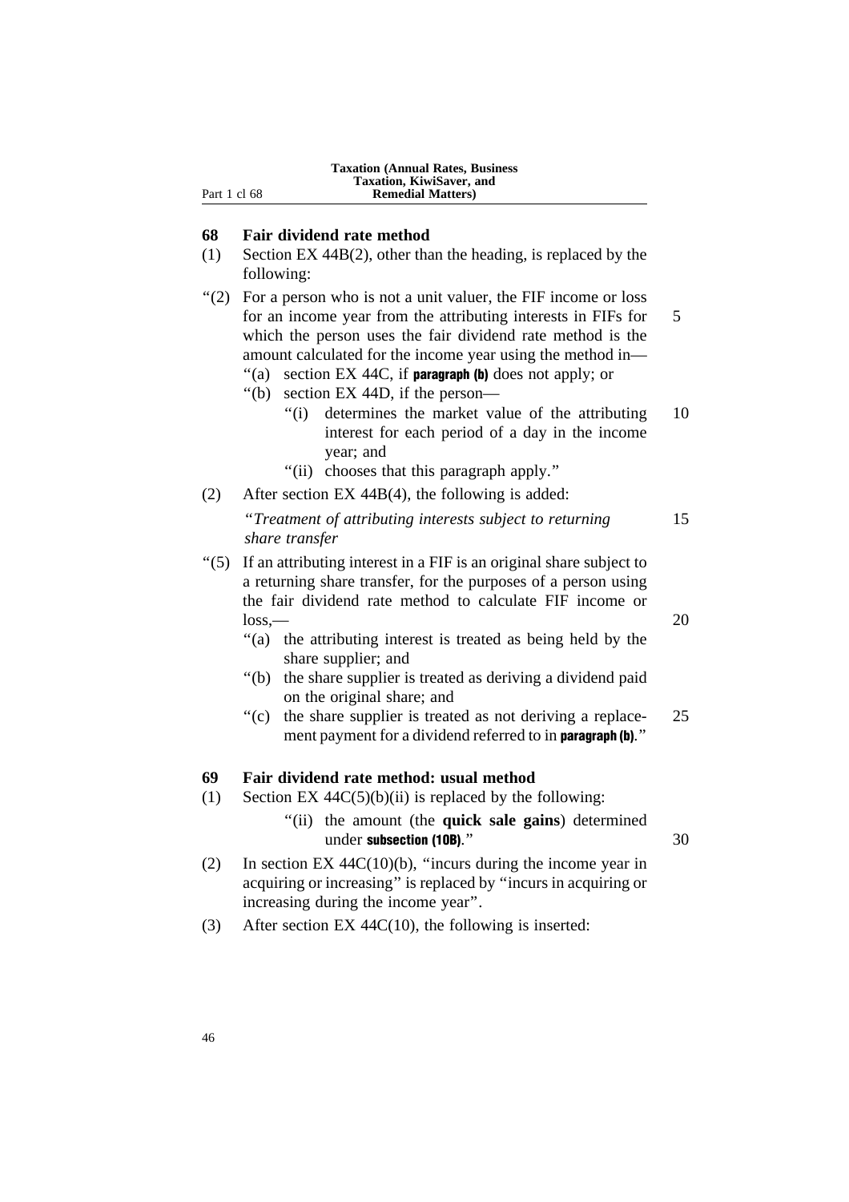## 68 Fair dividend rate method

(1) Section EX 44B(2), other than the heading, is replaced by the following:

"(2) For a person who is not a unit valuer, the FIF income or loss for an income year from the attributing interests in FIFs for which the person uses the fair dividend rate method is the amount calculated for the income year using the method in—

"(a) section EX 44C, if **paragraph (b)** does not apply; or

"(b) section EX 44D, if the person—

"(i) determines the market value of the attributing interest for each period of a day in the income year; and

"(ii) chooses that this paragraph apply."

(2) After section EX 44B(4), the following is added:

"*Treatment of attributing interests subject to returning share transfer*

"(5) If an attributing interest in a FIF is an original share subject to a returning share transfer, for the purposes of a person using the fair dividend rate method to calculate FIF income or loss,—

"(a) the attributing interest is treated as being held by the share supplier; and

"(b) the share supplier is treated as deriving a dividend paid on the original share; and

"(c) the share supplier is treated as not deriving a replacement payment for a dividend referred to in **paragraph (b)**."

## 69 Fair dividend rate method: usual method

(1) Section EX 44C(5)(b)(ii) is replaced by the following:

"(ii) the amount (the **quick sale gains**) determined under **subsection (10B)**."

(2) In section EX 44C(10)(b), "incurs during the income year in acquiring or increasing" is replaced by "incurs in acquiring or increasing during the income year".

(3) After section EX 44C(10), the following is inserted: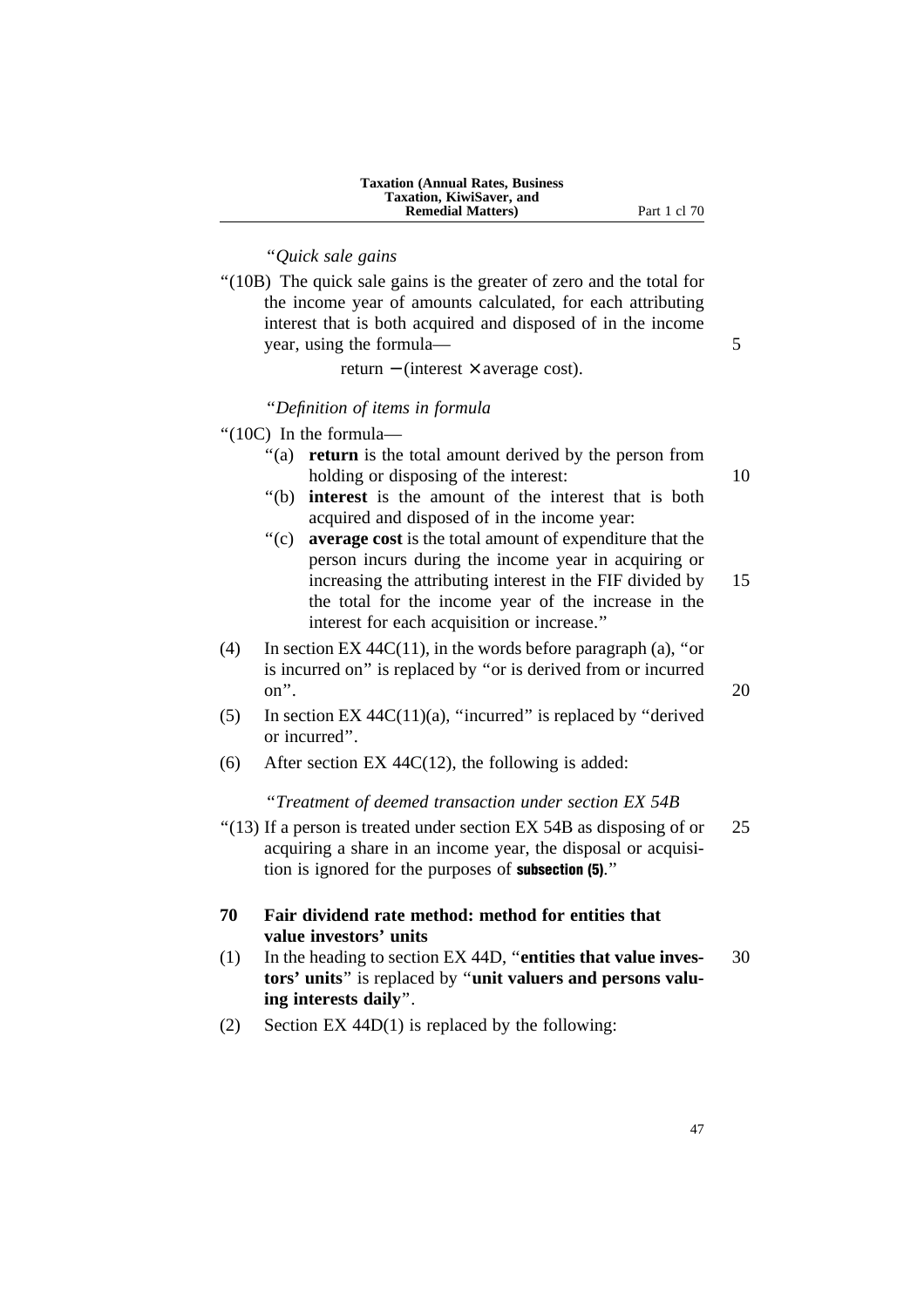*"Quick sale gains*

"(10B) The quick sale gains is the greater of zero and the total for the income year of amounts calculated, for each attributing interest that is both acquired and disposed of in the income year, using the formula—

$$\text{return} - (\text{interest} \times \text{average cost}).$$

*"Definition of items in formula*

"(10C) In the formula—

"(a) **return** is the total amount derived by the person from holding or disposing of the interest:

"(b) **interest** is the amount of the interest that is both acquired and disposed of in the income year:

"(c) **average cost** is the total amount of expenditure that the person incurs during the income year in acquiring or increasing the attributing interest in the FIF divided by the total for the income year of the increase in the interest for each acquisition or increase."

(4) In section EX 44C(11), in the words before paragraph (a), "or is incurred on" is replaced by "or is derived from or incurred on".

(5) In section EX 44C(11)(a), "incurred" is replaced by "derived or incurred".

(6) After section EX 44C(12), the following is added:

*"Treatment of deemed transaction under section EX 54B*

"(13) If a person is treated under section EX 54B as disposing of or acquiring a share in an income year, the disposal or acquisition is ignored for the purposes of **subsection (5)**."

**70 Fair dividend rate method: method for entities that value investors' units**

(1) In the heading to section EX 44D, "**entities that value investors' units**" is replaced by "**unit valuers and persons valuing interests daily**".

(2) Section EX 44D(1) is replaced by the following: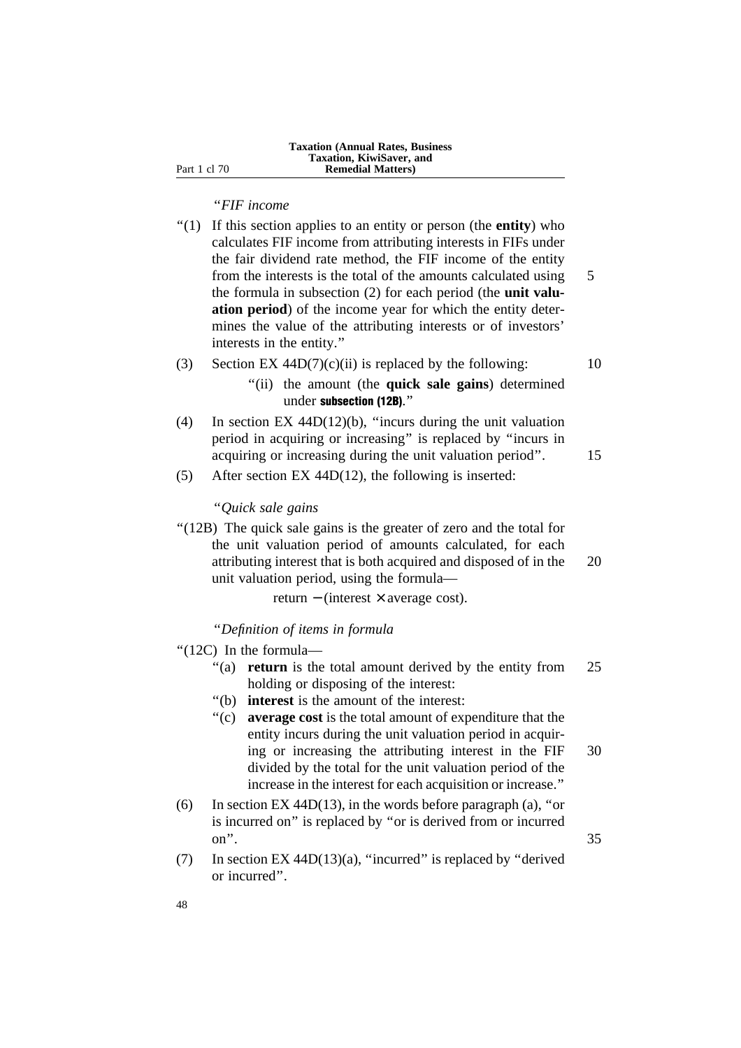*"FIF income*

"(1) If this section applies to an entity or person (the **entity**) who calculates FIF income from attributing interests in FIFs under the fair dividend rate method, the FIF income of the entity from the interests is the total of the amounts calculated using the formula in subsection (2) for each period (the **unit valuation period**) of the income year for which the entity determines the value of the attributing interests or of investors' interests in the entity."

(3) Section EX 44D(7)(c)(ii) is replaced by the following:

"(ii) the amount (the **quick sale gains**) determined under **subsection (12B)**."

(4) In section EX 44D(12)(b), "incurs during the unit valuation period in acquiring or increasing" is replaced by "incurs in acquiring or increasing during the unit valuation period".

(5) After section EX 44D(12), the following is inserted:

*"Quick sale gains*

"(12B) The quick sale gains is the greater of zero and the total for the unit valuation period of amounts calculated, for each attributing interest that is both acquired and disposed of in the unit valuation period, using the formula—

$$\text{return} - (\text{interest} \times \text{average cost}).$$

*"Definition of items in formula*

"(12C) In the formula—

"(a) **return** is the total amount derived by the entity from holding or disposing of the interest:

"(b) **interest** is the amount of the interest:

"(c) **average cost** is the total amount of expenditure that the entity incurs during the unit valuation period in acquiring or increasing the attributing interest in the FIF divided by the total for the unit valuation period of the increase in the interest for each acquisition or increase."

(6) In section EX 44D(13), in the words before paragraph (a), "or is incurred on" is replaced by "or is derived from or incurred on".

(7) In section EX 44D(13)(a), "incurred" is replaced by "derived or incurred".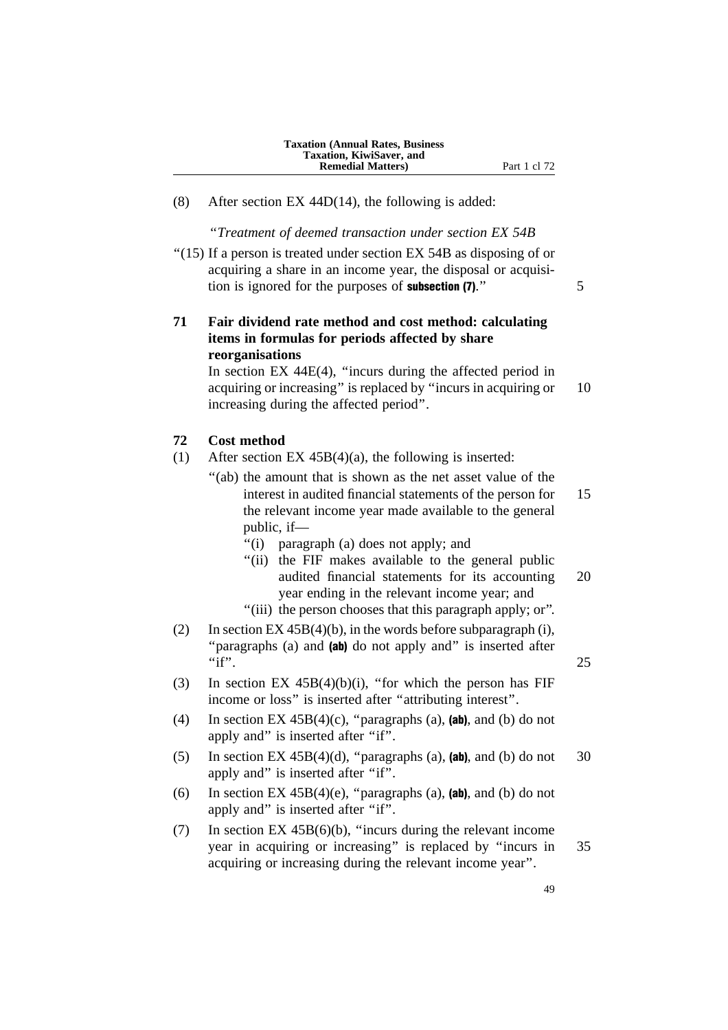(8) After section EX 44D(14), the following is added:

"*Treatment of deemed transaction under section EX 54B*

"(15) If a person is treated under section EX 54B as disposing of or acquiring a share in an income year, the disposal or acquisition is ignored for the purposes of **subsection (7)**."

### 71 Fair dividend rate method and cost method: calculating items in formulas for periods affected by share reorganisations

In section EX 44E(4), "incurs during the affected period in acquiring or increasing" is replaced by "incurs in acquiring or increasing during the affected period".

### 72 Cost method

(1) After section EX 45B(4)(a), the following is inserted:

"(ab) the amount that is shown as the net asset value of the interest in audited financial statements of the person for the relevant income year made available to the general public, if—

"(i) paragraph (a) does not apply; and

"(ii) the FIF makes available to the general public audited financial statements for its accounting year ending in the relevant income year; and

"(iii) the person chooses that this paragraph apply; or".

(2) In section EX 45B(4)(b), in the words before subparagraph (i), "paragraphs (a) and **(ab)** do not apply and" is inserted after "if".

(3) In section EX 45B(4)(b)(i), "for which the person has FIF income or loss" is inserted after "attributing interest".

(4) In section EX 45B(4)(c), "paragraphs (a), **(ab)**, and (b) do not apply and" is inserted after "if".

(5) In section EX 45B(4)(d), "paragraphs (a), **(ab)**, and (b) do not apply and" is inserted after "if".

(6) In section EX 45B(4)(e), "paragraphs (a), **(ab)**, and (b) do not apply and" is inserted after "if".

(7) In section EX 45B(6)(b), "incurs during the relevant income year in acquiring or increasing" is replaced by "incurs in acquiring or increasing during the relevant income year".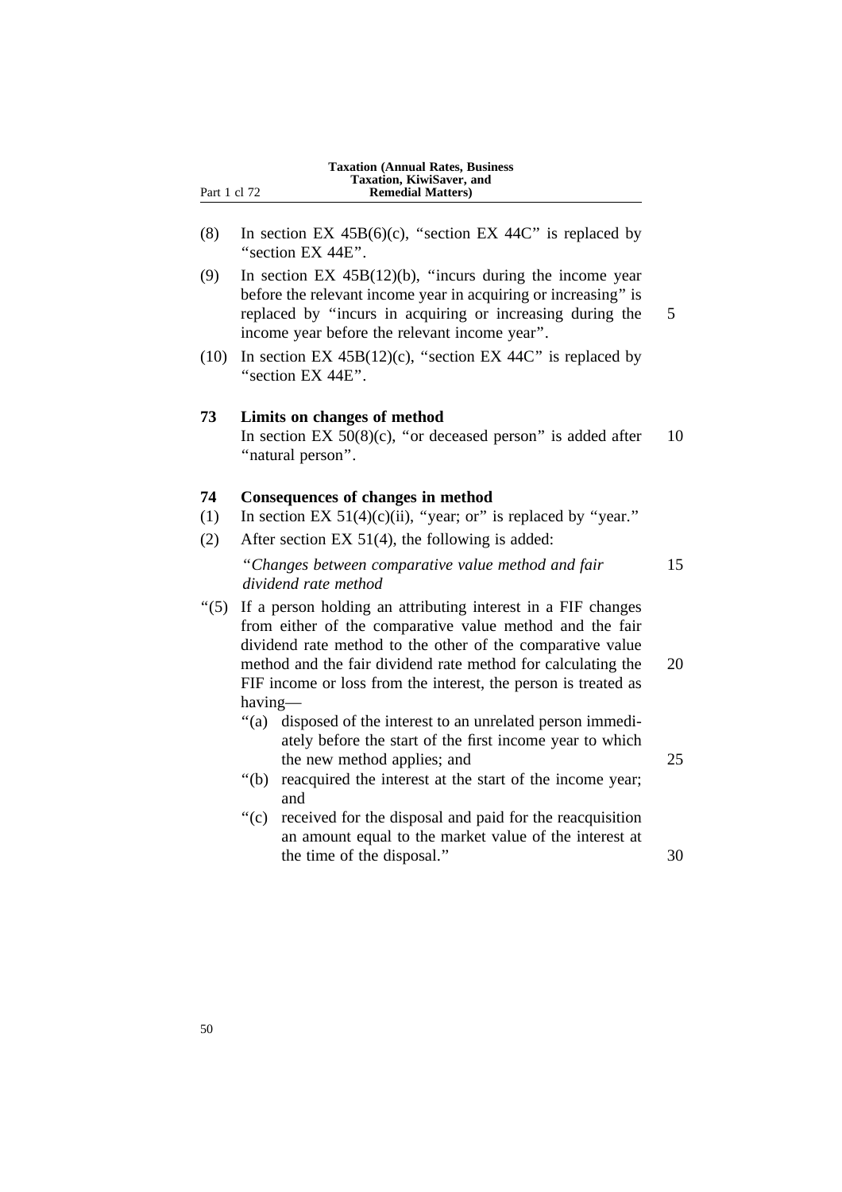(8) In section EX 45B(6)(c), "section EX 44C" is replaced by "section EX 44E".

(9) In section EX 45B(12)(b), "incurs during the income year before the relevant income year in acquiring or increasing" is replaced by "incurs in acquiring or increasing during the income year before the relevant income year".

(10) In section EX 45B(12)(c), "section EX 44C" is replaced by "section EX 44E".

**73 Limits on changes of method**

In section EX 50(8)(c), "or deceased person" is added after "natural person".

**74 Consequences of changes in method**

(1) In section EX 51(4)(c)(ii), "year; or" is replaced by "year."

(2) After section EX 51(4), the following is added:

"*Changes between comparative value method and fair dividend rate method*

"(5) If a person holding an attributing interest in a FIF changes from either of the comparative value method and the fair dividend rate method to the other of the comparative value method and the fair dividend rate method for calculating the FIF income or loss from the interest, the person is treated as having—

"(a) disposed of the interest to an unrelated person immediately before the start of the first income year to which the new method applies; and

"(b) reacquired the interest at the start of the income year; and

"(c) received for the disposal and paid for the reacquisition an amount equal to the market value of the interest at the time of the disposal."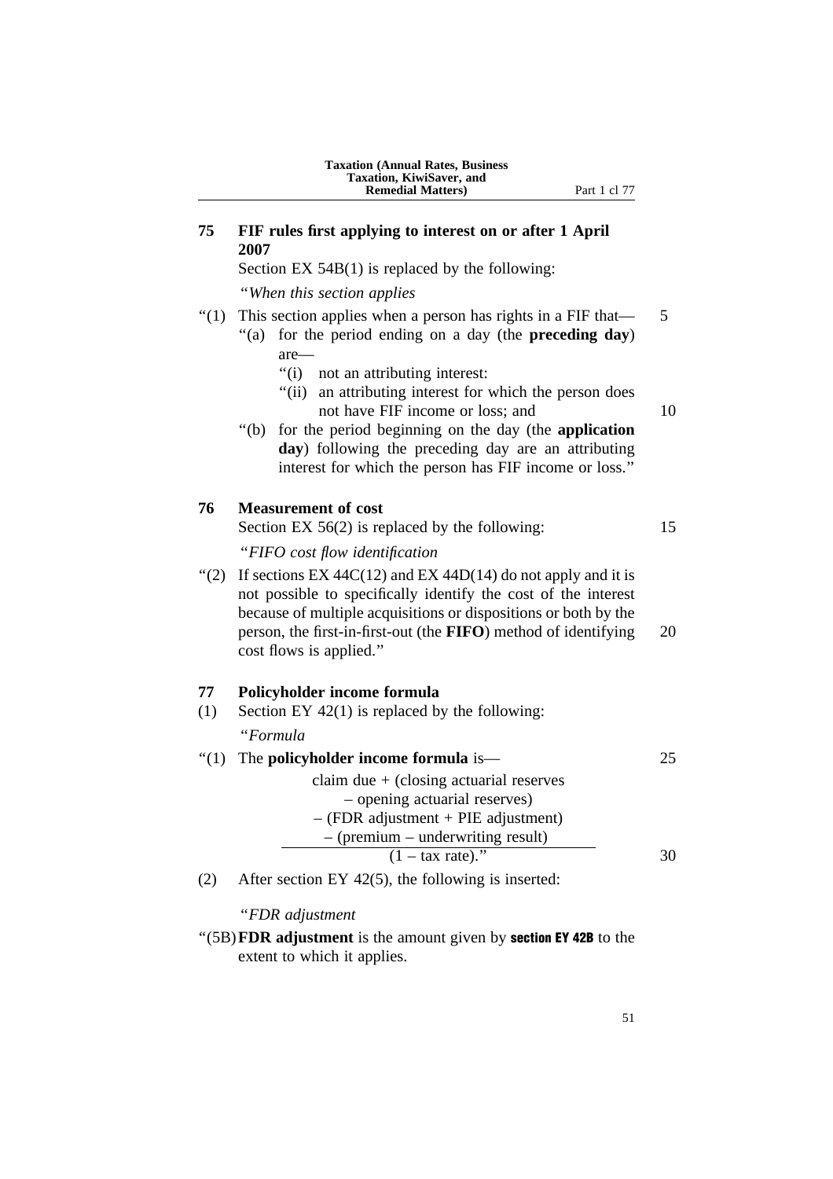## 75 FIF rules first applying to interest on or after 1 April 2007

Section EX 54B(1) is replaced by the following:

"*When this section applies*

"(1) This section applies when a person has rights in a FIF that—

"(a) for the period ending on a day (the **preceding day**) are—

"(i) not an attributing interest:

"(ii) an attributing interest for which the person does not have FIF income or loss; and

"(b) for the period beginning on the day (the **application day**) following the preceding day are an attributing interest for which the person has FIF income or loss."

## 76 Measurement of cost

Section EX 56(2) is replaced by the following:

"*FIFO cost flow identification*

"(2) If sections EX 44C(12) and EX 44D(14) do not apply and it is not possible to specifically identify the cost of the interest because of multiple acquisitions or dispositions or both by the person, the first-in-first-out (the **FIFO**) method of identifying cost flows is applied."

## 77 Policyholder income formula

(1) Section EY 42(1) is replaced by the following:

"*Formula*

"(1) The **policyholder income formula** is—

$$\frac{\text{claim due} + (\text{closing actuarial reserves} - \text{opening actuarial reserves}) - (\text{FDR adjustment} + \text{PIE adjustment}) - (\text{premium} - \text{underwriting result})}{(1 - \text{tax rate})}\text{."}$$

(2) After section EY 42(5), the following is inserted:

"*FDR adjustment*

"(5B) **FDR adjustment** is the amount given by **section EY 42B** to the extent to which it applies.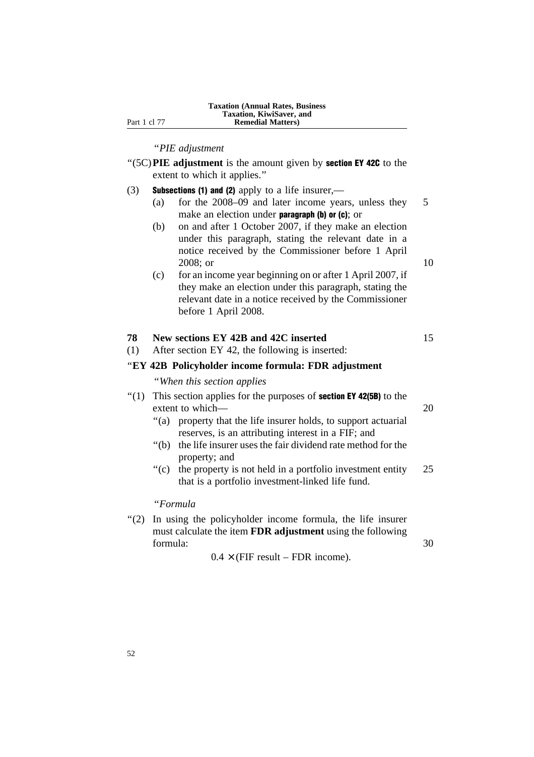"*PIE adjustment*

"(5C) **PIE adjustment** is the amount given by **section EY 42C** to the extent to which it applies."

(3) **Subsections (1) and (2)** apply to a life insurer,—

(a) for the 2008–09 and later income years, unless they make an election under **paragraph (b) or (c)**; or

(b) on and after 1 October 2007, if they make an election under this paragraph, stating the relevant date in a notice received by the Commissioner before 1 April 2008; or

(c) for an income year beginning on or after 1 April 2007, if they make an election under this paragraph, stating the relevant date in a notice received by the Commissioner before 1 April 2008.

### 78 New sections EY 42B and 42C inserted

(1) After section EY 42, the following is inserted:

"**EY 42B Policyholder income formula: FDR adjustment**

"*When this section applies*

"(1) This section applies for the purposes of **section EY 42(5B)** to the extent to which—

"(a) property that the life insurer holds, to support actuarial reserves, is an attributing interest in a FIF; and

"(b) the life insurer uses the fair dividend rate method for the property; and

"(c) the property is not held in a portfolio investment entity that is a portfolio investment-linked life fund.

"*Formula*

"(2) In using the policyholder income formula, the life insurer must calculate the item **FDR adjustment** using the following formula:

$$0.4 \times (\text{FIF result} - \text{FDR income}).$$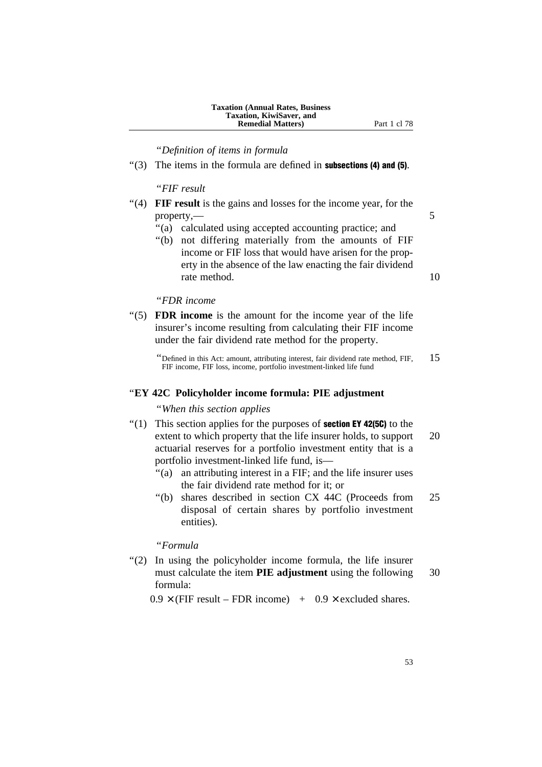"*Definition of items in formula*

"(3) The items in the formula are defined in **subsections (4) and (5)**.

"*FIF result*

"(4) **FIF result** is the gains and losses for the income year, for the property,—

"(a) calculated using accepted accounting practice; and

"(b) not differing materially from the amounts of FIF income or FIF loss that would have arisen for the property in the absence of the law enacting the fair dividend rate method.

"*FDR income*

"(5) **FDR income** is the amount for the income year of the life insurer's income resulting from calculating their FIF income under the fair dividend rate method for the property.

"Defined in this Act: amount, attributing interest, fair dividend rate method, FIF, FIF income, FIF loss, income, portfolio investment-linked life fund

### "EY 42C Policyholder income formula: PIE adjustment

"*When this section applies*

"(1) This section applies for the purposes of **section EY 42(5C)** to the extent to which property that the life insurer holds, to support actuarial reserves for a portfolio investment entity that is a portfolio investment-linked life fund, is—

"(a) an attributing interest in a FIF; and the life insurer uses the fair dividend rate method for it; or

"(b) shares described in section CX 44C (Proceeds from disposal of certain shares by portfolio investment entities).

"*Formula*

"(2) In using the policyholder income formula, the life insurer must calculate the item **PIE adjustment** using the following formula:

$$0.9 \times (\text{FIF result} - \text{FDR income}) \quad + \quad 0.9 \times \text{excluded shares}.$$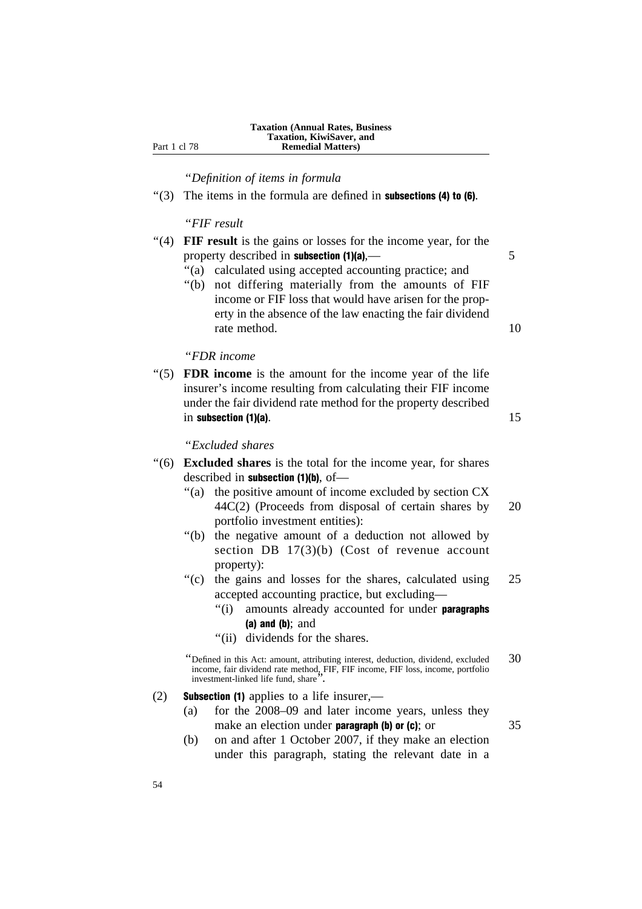*"Definition of items in formula*

"(3) The items in the formula are defined in **subsections (4) to (6)**.

*"FIF result*

"(4) **FIF result** is the gains or losses for the income year, for the property described in **subsection (1)(a)**,—

"(a) calculated using accepted accounting practice; and

"(b) not differing materially from the amounts of FIF income or FIF loss that would have arisen for the property in the absence of the law enacting the fair dividend rate method.

*"FDR income*

"(5) **FDR income** is the amount for the income year of the life insurer's income resulting from calculating their FIF income under the fair dividend rate method for the property described in **subsection (1)(a)**.

*"Excluded shares*

"(6) **Excluded shares** is the total for the income year, for shares described in **subsection (1)(b)**, of—

"(a) the positive amount of income excluded by section CX 44C(2) (Proceeds from disposal of certain shares by portfolio investment entities):

"(b) the negative amount of a deduction not allowed by section DB 17(3)(b) (Cost of revenue account property):

"(c) the gains and losses for the shares, calculated using accepted accounting practice, but excluding—

"(i) amounts already accounted for under **paragraphs (a) and (b)**; and

"(ii) dividends for the shares.

"Defined in this Act: amount, attributing interest, deduction, dividend, excluded income, fair dividend rate method, FIF, FIF income, FIF loss, income, portfolio investment-linked life fund, share".

(2) **Subsection (1)** applies to a life insurer,—

(a) for the 2008–09 and later income years, unless they make an election under **paragraph (b) or (c)**; or

(b) on and after 1 October 2007, if they make an election under this paragraph, stating the relevant date in a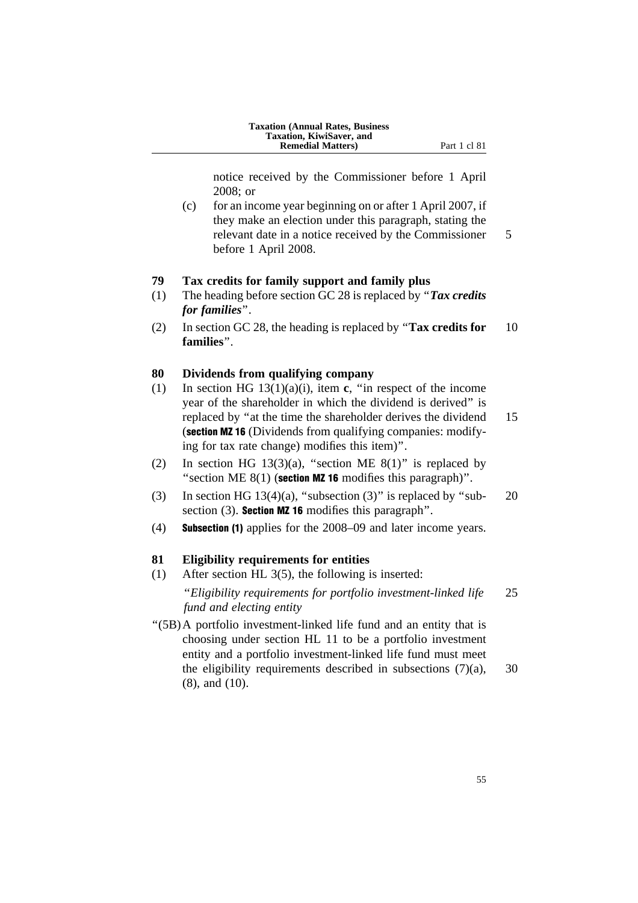notice received by the Commissioner before 1 April 2008; or

(c) for an income year beginning on or after 1 April 2007, if they make an election under this paragraph, stating the relevant date in a notice received by the Commissioner before 1 April 2008.

**79 Tax credits for family support and family plus**

(1) The heading before section GC 28 is replaced by "***Tax credits for families***".

(2) In section GC 28, the heading is replaced by "**Tax credits for families**".

**80 Dividends from qualifying company**

(1) In section HG 13(1)(a)(i), item **c**, "in respect of the income year of the shareholder in which the dividend is derived" is replaced by "at the time the shareholder derives the dividend (**section MZ 16** (Dividends from qualifying companies: modifying for tax rate change) modifies this item)".

(2) In section HG 13(3)(a), "section ME 8(1)" is replaced by "section ME 8(1) (**section MZ 16** modifies this paragraph)".

(3) In section HG 13(4)(a), "subsection (3)" is replaced by "subsection (3). **Section MZ 16** modifies this paragraph".

(4) **Subsection (1)** applies for the 2008–09 and later income years.

**81 Eligibility requirements for entities**

(1) After section HL 3(5), the following is inserted:

"*Eligibility requirements for portfolio investment-linked life fund and electing entity*

"(5B) A portfolio investment-linked life fund and an entity that is choosing under section HL 11 to be a portfolio investment entity and a portfolio investment-linked life fund must meet the eligibility requirements described in subsections (7)(a), (8), and (10).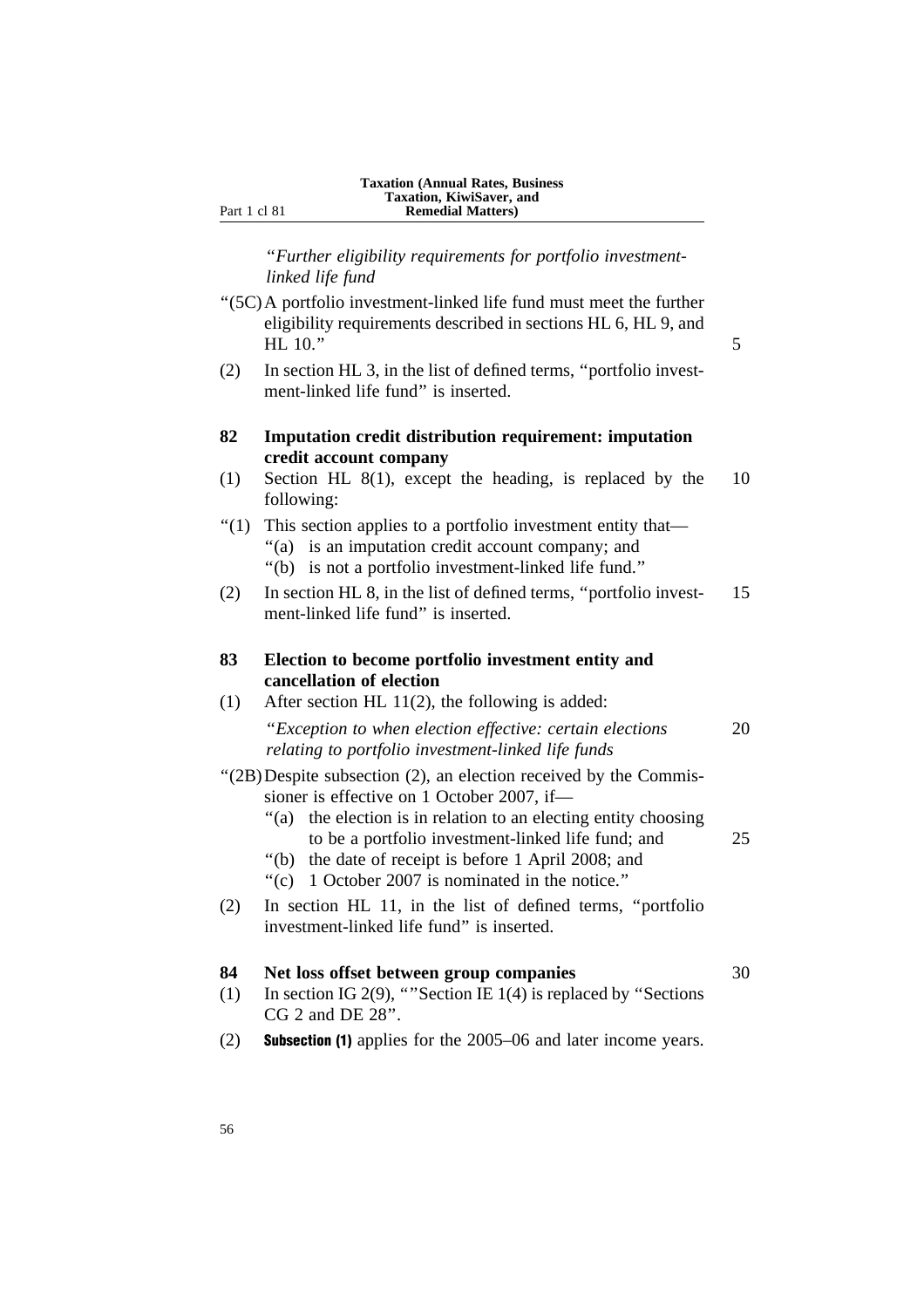*"Further eligibility requirements for portfolio investment-linked life fund*

"(5C) A portfolio investment-linked life fund must meet the further eligibility requirements described in sections HL 6, HL 9, and HL 10."

(2) In section HL 3, in the list of defined terms, "portfolio investment-linked life fund" is inserted.

**82 Imputation credit distribution requirement: imputation credit account company**

(1) Section HL 8(1), except the heading, is replaced by the following:

"(1) This section applies to a portfolio investment entity that—
"(a) is an imputation credit account company; and
"(b) is not a portfolio investment-linked life fund."

(2) In section HL 8, in the list of defined terms, "portfolio investment-linked life fund" is inserted.

**83 Election to become portfolio investment entity and cancellation of election**

(1) After section HL 11(2), the following is added:

*"Exception to when election effective: certain elections relating to portfolio investment-linked life funds*

"(2B) Despite subsection (2), an election received by the Commissioner is effective on 1 October 2007, if—
"(a) the election is in relation to an electing entity choosing to be a portfolio investment-linked life fund; and
"(b) the date of receipt is before 1 April 2008; and
"(c) 1 October 2007 is nominated in the notice."

(2) In section HL 11, in the list of defined terms, "portfolio investment-linked life fund" is inserted.

**84 Net loss offset between group companies**

(1) In section IG 2(9), ""Section IE 1(4) is replaced by "Sections CG 2 and DE 28".

(2) **Subsection (1)** applies for the 2005–06 and later income years.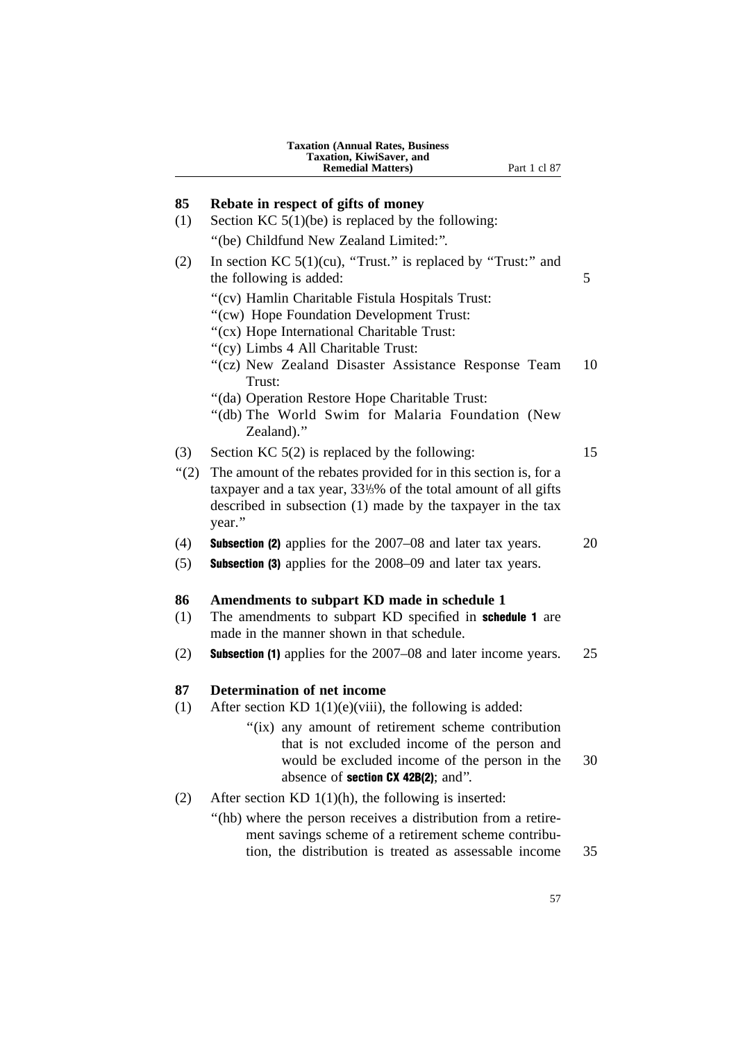## 85 Rebate in respect of gifts of money

(1) Section KC 5(1)(be) is replaced by the following:

"(be) Childfund New Zealand Limited:".

(2) In section KC 5(1)(cu), "Trust." is replaced by "Trust:" and the following is added:

"(cv) Hamlin Charitable Fistula Hospitals Trust:

"(cw) Hope Foundation Development Trust:

"(cx) Hope International Charitable Trust:

"(cy) Limbs 4 All Charitable Trust:

"(cz) New Zealand Disaster Assistance Response Team Trust:

"(da) Operation Restore Hope Charitable Trust:

"(db) The World Swim for Malaria Foundation (New Zealand)."

(3) Section KC 5(2) is replaced by the following:

"(2) The amount of the rebates provided for in this section is, for a taxpayer and a tax year, 33⅓% of the total amount of all gifts described in subsection (1) made by the taxpayer in the tax year."

(4) **Subsection (2)** applies for the 2007–08 and later tax years.

(5) **Subsection (3)** applies for the 2008–09 and later tax years.

## 86 Amendments to subpart KD made in schedule 1

(1) The amendments to subpart KD specified in **schedule 1** are made in the manner shown in that schedule.

(2) **Subsection (1)** applies for the 2007–08 and later income years.

## 87 Determination of net income

(1) After section KD 1(1)(e)(viii), the following is added:

"(ix) any amount of retirement scheme contribution that is not excluded income of the person and would be excluded income of the person in the absence of **section CX 42B(2)**; and".

(2) After section KD 1(1)(h), the following is inserted:

"(hb) where the person receives a distribution from a retirement savings scheme of a retirement scheme contribution, the distribution is treated as assessable income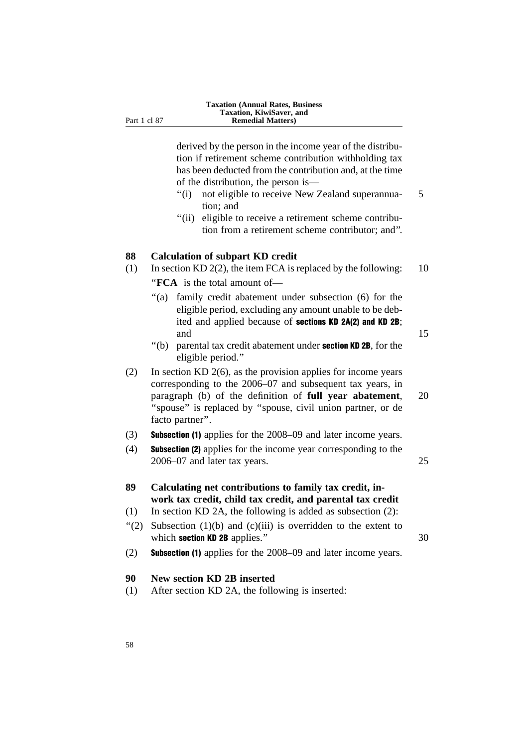derived by the person in the income year of the distribution if retirement scheme contribution withholding tax has been deducted from the contribution and, at the time of the distribution, the person is—

"(i) not eligible to receive New Zealand superannuation; and

"(ii) eligible to receive a retirement scheme contribution from a retirement scheme contributor; and".

## 88 Calculation of subpart KD credit

(1) In section KD 2(2), the item FCA is replaced by the following:

"**FCA** is the total amount of—

"(a) family credit abatement under subsection (6) for the eligible period, excluding any amount unable to be debited and applied because of **sections KD 2A(2) and KD 2B**; and

"(b) parental tax credit abatement under **section KD 2B**, for the eligible period."

(2) In section KD 2(6), as the provision applies for income years corresponding to the 2006–07 and subsequent tax years, in paragraph (b) of the definition of **full year abatement**, "spouse" is replaced by "spouse, civil union partner, or de facto partner".

(3) **Subsection (1)** applies for the 2008–09 and later income years.

(4) **Subsection (2)** applies for the income year corresponding to the 2006–07 and later tax years.

## 89 Calculating net contributions to family tax credit, in-work tax credit, child tax credit, and parental tax credit

(1) In section KD 2A, the following is added as subsection (2):

"(2) Subsection (1)(b) and (c)(iii) is overridden to the extent to which **section KD 2B** applies."

(2) **Subsection (1)** applies for the 2008–09 and later income years.

## 90 New section KD 2B inserted

(1) After section KD 2A, the following is inserted: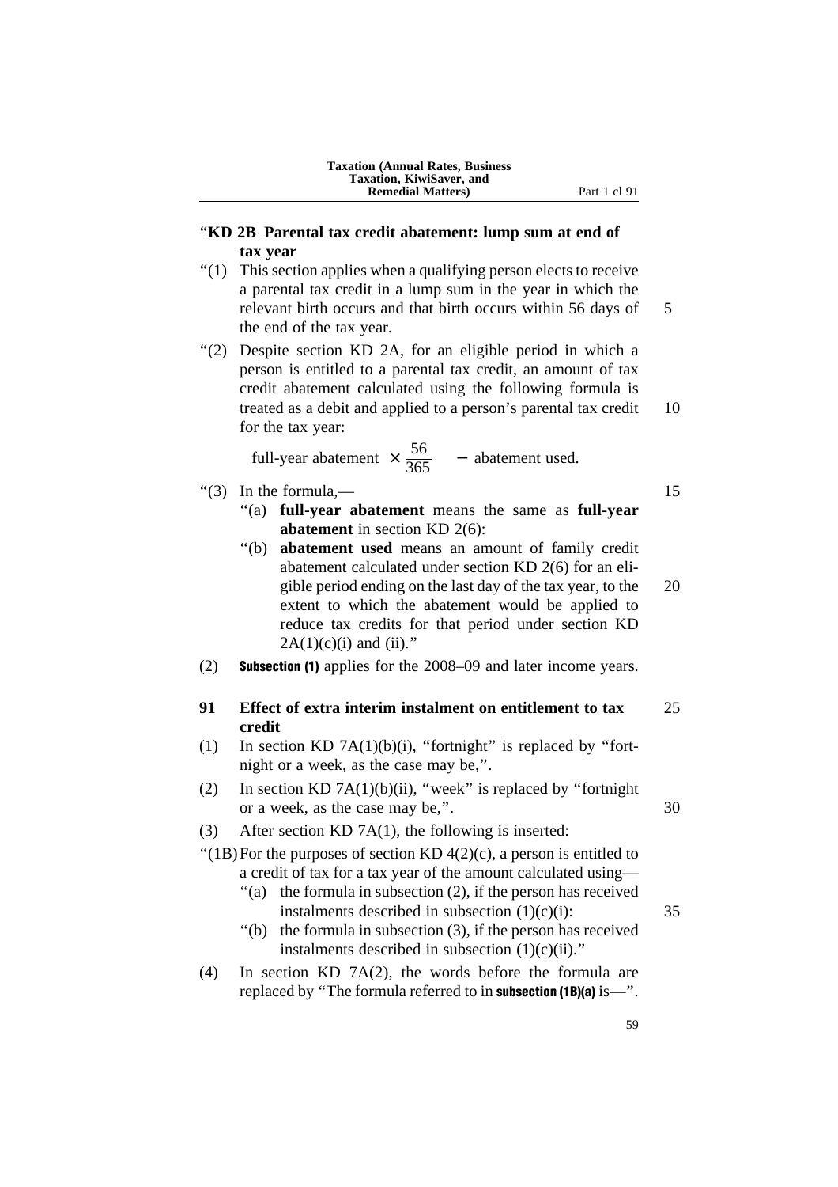"**KD 2B Parental tax credit abatement: lump sum at end of tax year**

"(1) This section applies when a qualifying person elects to receive a parental tax credit in a lump sum in the year in which the relevant birth occurs and that birth occurs within 56 days of the end of the tax year.

"(2) Despite section KD 2A, for an eligible period in which a person is entitled to a parental tax credit, an amount of tax credit abatement calculated using the following formula is treated as a debit and applied to a person's parental tax credit for the tax year:

$$\text{full-year abatement} \times \frac{56}{365} - \text{abatement used.}$$

"(3) In the formula,—

"(a) **full-year abatement** means the same as **full-year abatement** in section KD 2(6):

"(b) **abatement used** means an amount of family credit abatement calculated under section KD 2(6) for an eligible period ending on the last day of the tax year, to the extent to which the abatement would be applied to reduce tax credits for that period under section KD 2A(1)(c)(i) and (ii)."

(2) **Subsection (1)** applies for the 2008–09 and later income years.

**91 Effect of extra interim instalment on entitlement to tax credit**

(1) In section KD 7A(1)(b)(i), "fortnight" is replaced by "fortnight or a week, as the case may be,".

(2) In section KD 7A(1)(b)(ii), "week" is replaced by "fortnight or a week, as the case may be,".

(3) After section KD 7A(1), the following is inserted:

"(1B) For the purposes of section KD 4(2)(c), a person is entitled to a credit of tax for a tax year of the amount calculated using—

"(a) the formula in subsection (2), if the person has received instalments described in subsection (1)(c)(i):

"(b) the formula in subsection (3), if the person has received instalments described in subsection (1)(c)(ii)."

(4) In section KD 7A(2), the words before the formula are replaced by "The formula referred to in **subsection (1B)(a)** is—".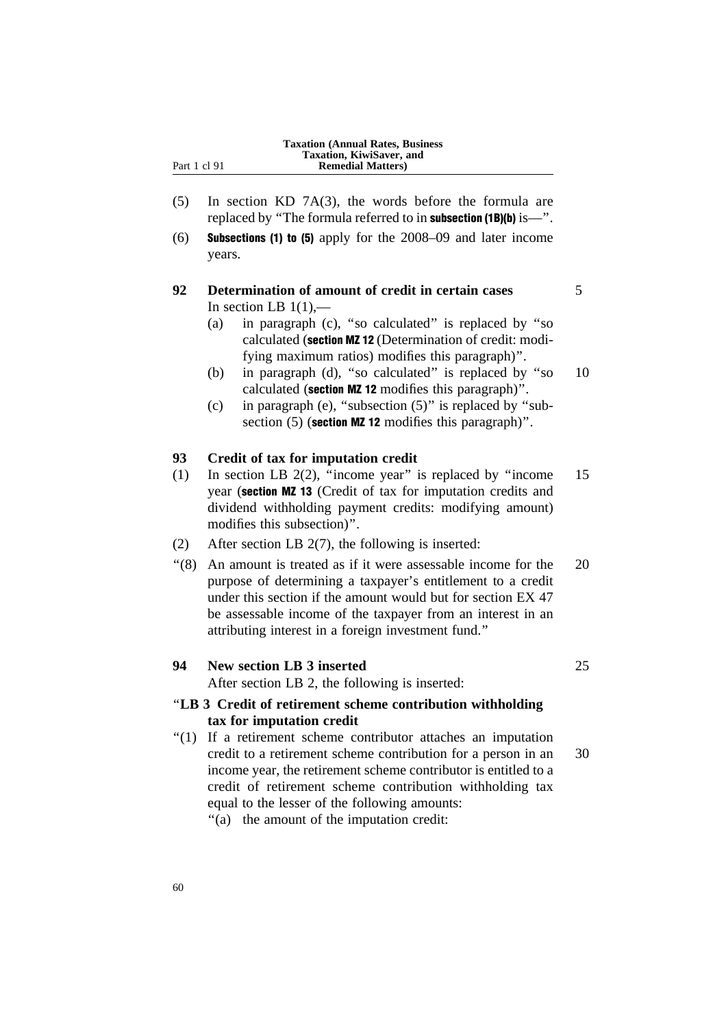(5) In section KD 7A(3), the words before the formula are replaced by "The formula referred to in **subsection (1B)(b)** is—".

(6) **Subsections (1) to (5)** apply for the 2008–09 and later income years.

**92 Determination of amount of credit in certain cases**

In section LB 1(1),—

(a) in paragraph (c), "so calculated" is replaced by "so calculated (**section MZ 12** (Determination of credit: modifying maximum ratios) modifies this paragraph)".

(b) in paragraph (d), "so calculated" is replaced by "so calculated (**section MZ 12** modifies this paragraph)".

(c) in paragraph (e), "subsection (5)" is replaced by "subsection (5) (**section MZ 12** modifies this paragraph)".

**93 Credit of tax for imputation credit**

(1) In section LB 2(2), "income year" is replaced by "income year (**section MZ 13** (Credit of tax for imputation credits and dividend withholding payment credits: modifying amount) modifies this subsection)".

(2) After section LB 2(7), the following is inserted:

"(8) An amount is treated as if it were assessable income for the purpose of determining a taxpayer's entitlement to a credit under this section if the amount would but for section EX 47 be assessable income of the taxpayer from an interest in an attributing interest in a foreign investment fund."

**94 New section LB 3 inserted**

After section LB 2, the following is inserted:

"**LB 3 Credit of retirement scheme contribution withholding tax for imputation credit**

"(1) If a retirement scheme contributor attaches an imputation credit to a retirement scheme contribution for a person in an income year, the retirement scheme contributor is entitled to a credit of retirement scheme contribution withholding tax equal to the lesser of the following amounts:

"(a) the amount of the imputation credit: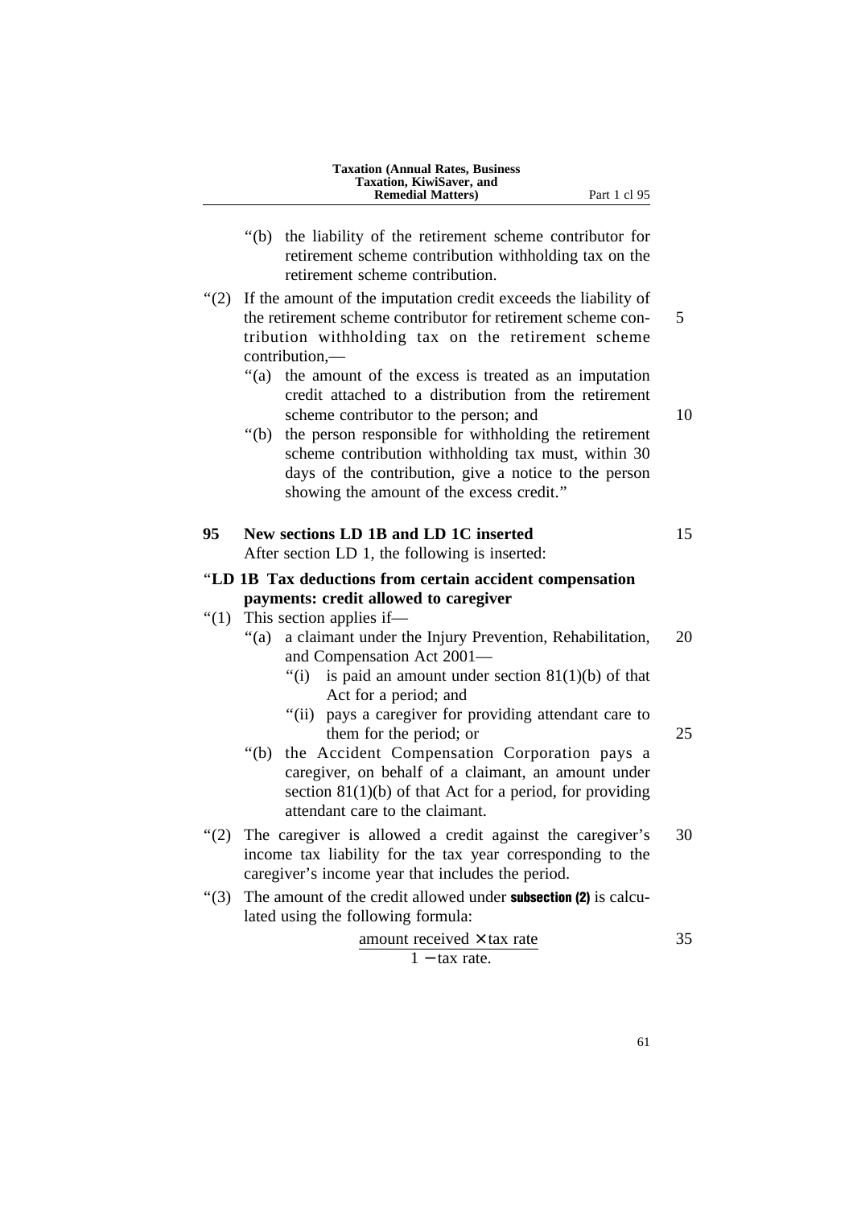"(b) the liability of the retirement scheme contributor for retirement scheme contribution withholding tax on the retirement scheme contribution.

"(2) If the amount of the imputation credit exceeds the liability of the retirement scheme contributor for retirement scheme contribution withholding tax on the retirement scheme contribution,—

"(a) the amount of the excess is treated as an imputation credit attached to a distribution from the retirement scheme contributor to the person; and

"(b) the person responsible for withholding the retirement scheme contribution withholding tax must, within 30 days of the contribution, give a notice to the person showing the amount of the excess credit."

**95 New sections LD 1B and LD 1C inserted**

After section LD 1, the following is inserted:

"**LD 1B Tax deductions from certain accident compensation payments: credit allowed to caregiver**

"(1) This section applies if—

"(a) a claimant under the Injury Prevention, Rehabilitation, and Compensation Act 2001—

"(i) is paid an amount under section 81(1)(b) of that Act for a period; and

"(ii) pays a caregiver for providing attendant care to them for the period; or

"(b) the Accident Compensation Corporation pays a caregiver, on behalf of a claimant, an amount under section 81(1)(b) of that Act for a period, for providing attendant care to the claimant.

"(2) The caregiver is allowed a credit against the caregiver's income tax liability for the tax year corresponding to the caregiver's income year that includes the period.

"(3) The amount of the credit allowed under **subsection (2)** is calculated using the following formula:

$$\frac{\text{amount received} \times \text{tax rate}}{1 - \text{tax rate}}.$$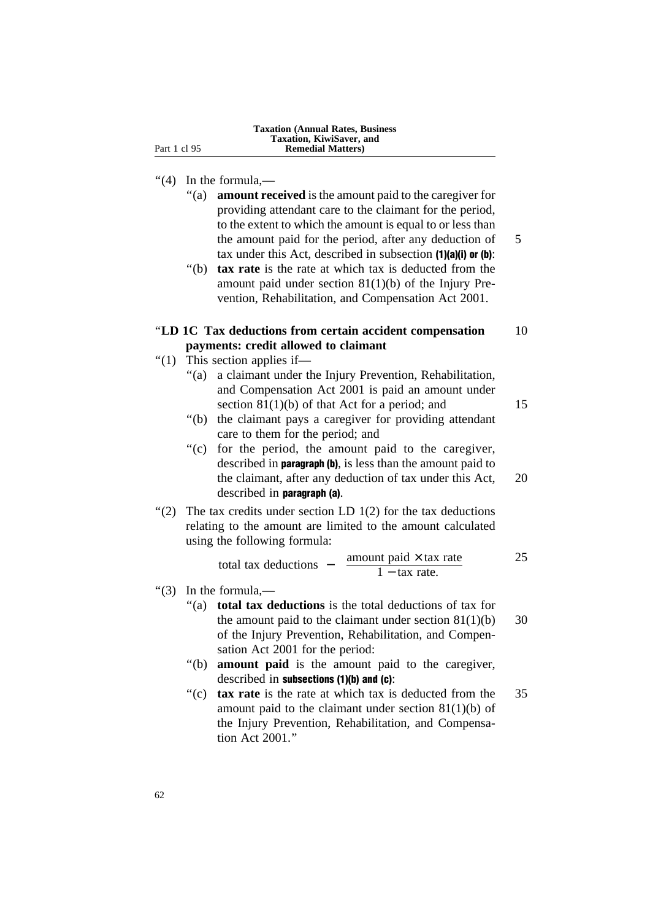"(4) In the formula,—

"(a) **amount received** is the amount paid to the caregiver for providing attendant care to the claimant for the period, to the extent to which the amount is equal to or less than the amount paid for the period, after any deduction of tax under this Act, described in subsection **(1)(a)(i) or (b)**:

"(b) **tax rate** is the rate at which tax is deducted from the amount paid under section 81(1)(b) of the Injury Prevention, Rehabilitation, and Compensation Act 2001.

### "LD 1C Tax deductions from certain accident compensation payments: credit allowed to claimant

"(1) This section applies if—

"(a) a claimant under the Injury Prevention, Rehabilitation, and Compensation Act 2001 is paid an amount under section 81(1)(b) of that Act for a period; and

"(b) the claimant pays a caregiver for providing attendant care to them for the period; and

"(c) for the period, the amount paid to the caregiver, described in **paragraph (b)**, is less than the amount paid to the claimant, after any deduction of tax under this Act, described in **paragraph (a)**.

"(2) The tax credits under section LD 1(2) for the tax deductions relating to the amount are limited to the amount calculated using the following formula:

$$\text{total tax deductions} - \frac{\text{amount paid} \times \text{tax rate}}{1 - \text{tax rate.}}$$

"(3) In the formula,—

"(a) **total tax deductions** is the total deductions of tax for the amount paid to the claimant under section 81(1)(b) of the Injury Prevention, Rehabilitation, and Compensation Act 2001 for the period:

"(b) **amount paid** is the amount paid to the caregiver, described in **subsections (1)(b) and (c)**:

"(c) **tax rate** is the rate at which tax is deducted from the amount paid to the claimant under section 81(1)(b) of the Injury Prevention, Rehabilitation, and Compensation Act 2001."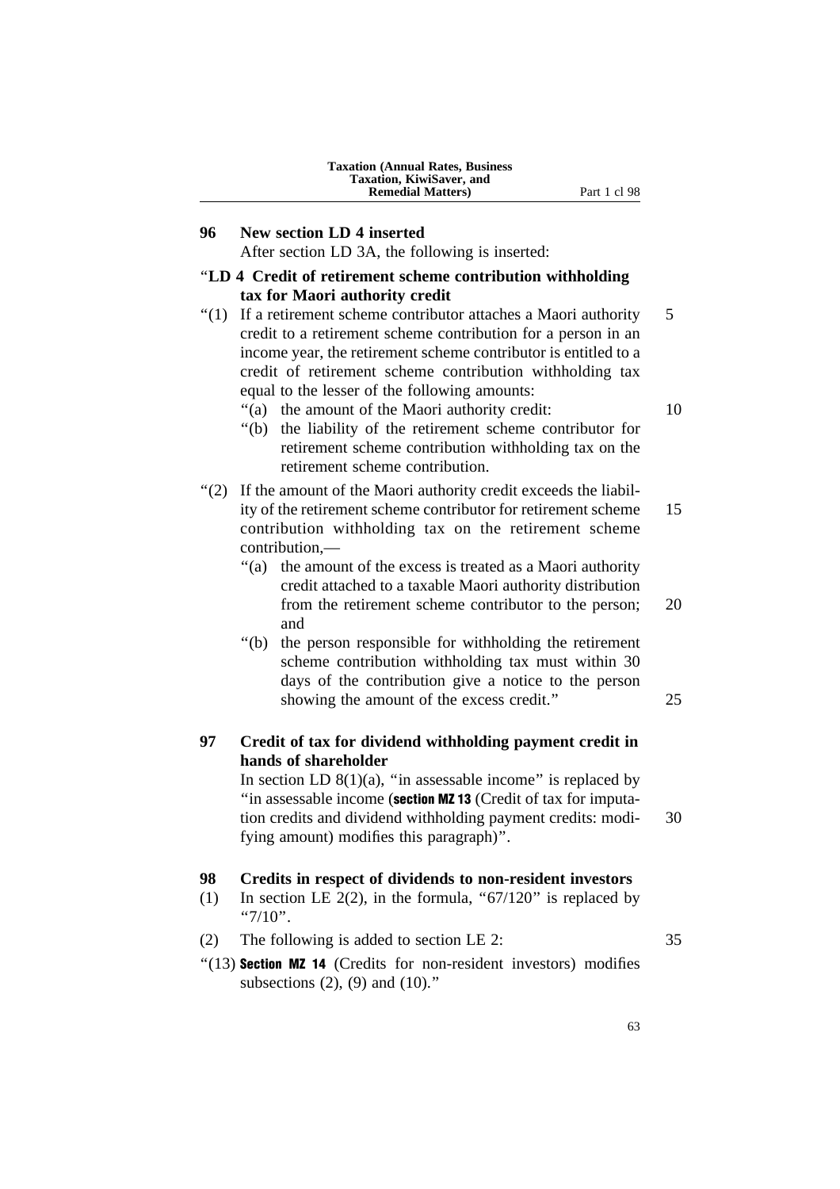**96 New section LD 4 inserted**

After section LD 3A, the following is inserted:

"**LD 4 Credit of retirement scheme contribution withholding tax for Maori authority credit**

"(1) If a retirement scheme contributor attaches a Maori authority credit to a retirement scheme contribution for a person in an income year, the retirement scheme contributor is entitled to a credit of retirement scheme contribution withholding tax equal to the lesser of the following amounts:

"(a) the amount of the Maori authority credit:

"(b) the liability of the retirement scheme contributor for retirement scheme contribution withholding tax on the retirement scheme contribution.

"(2) If the amount of the Maori authority credit exceeds the liability of the retirement scheme contributor for retirement scheme contribution withholding tax on the retirement scheme contribution,—

"(a) the amount of the excess is treated as a Maori authority credit attached to a taxable Maori authority distribution from the retirement scheme contributor to the person; and

"(b) the person responsible for withholding the retirement scheme contribution withholding tax must within 30 days of the contribution give a notice to the person showing the amount of the excess credit."

**97 Credit of tax for dividend withholding payment credit in hands of shareholder**

In section LD 8(1)(a), "in assessable income" is replaced by "in assessable income (**section MZ 13** (Credit of tax for imputation credits and dividend withholding payment credits: modifying amount) modifies this paragraph)".

**98 Credits in respect of dividends to non-resident investors**

(1) In section LE 2(2), in the formula, "67/120" is replaced by "7/10".

(2) The following is added to section LE 2:

"(13) **Section MZ 14** (Credits for non-resident investors) modifies subsections (2), (9) and (10)."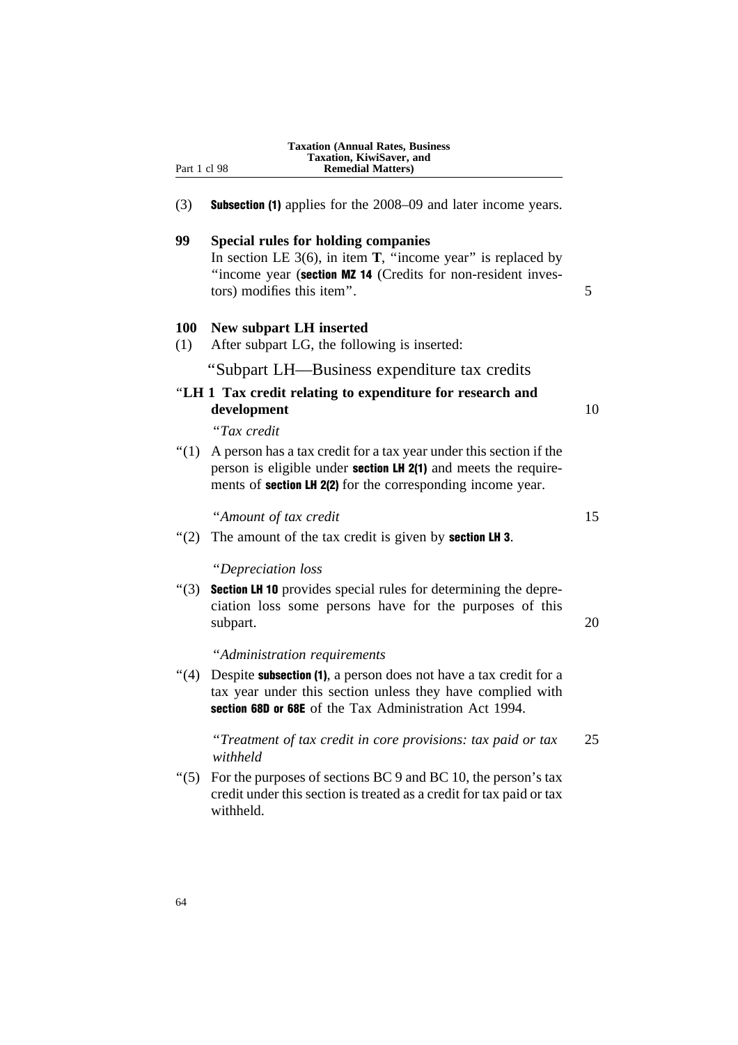(3) **Subsection (1)** applies for the 2008–09 and later income years.

**99 Special rules for holding companies**

In section LE 3(6), in item **T**, "income year" is replaced by "income year (**section MZ 14** (Credits for non-resident investors) modifies this item".

**100 New subpart LH inserted**

(1) After subpart LG, the following is inserted:

"Subpart LH—Business expenditure tax credits

"**LH 1 Tax credit relating to expenditure for research and development**

"*Tax credit*

"(1) A person has a tax credit for a tax year under this section if the person is eligible under **section LH 2(1)** and meets the requirements of **section LH 2(2)** for the corresponding income year.

"*Amount of tax credit*

"(2) The amount of the tax credit is given by **section LH 3**.

"*Depreciation loss*

"(3) **Section LH 10** provides special rules for determining the depreciation loss some persons have for the purposes of this subpart.

"*Administration requirements*

"(4) Despite **subsection (1)**, a person does not have a tax credit for a tax year under this section unless they have complied with **section 68D or 68E** of the Tax Administration Act 1994.

"*Treatment of tax credit in core provisions: tax paid or tax withheld*

"(5) For the purposes of sections BC 9 and BC 10, the person's tax credit under this section is treated as a credit for tax paid or tax withheld.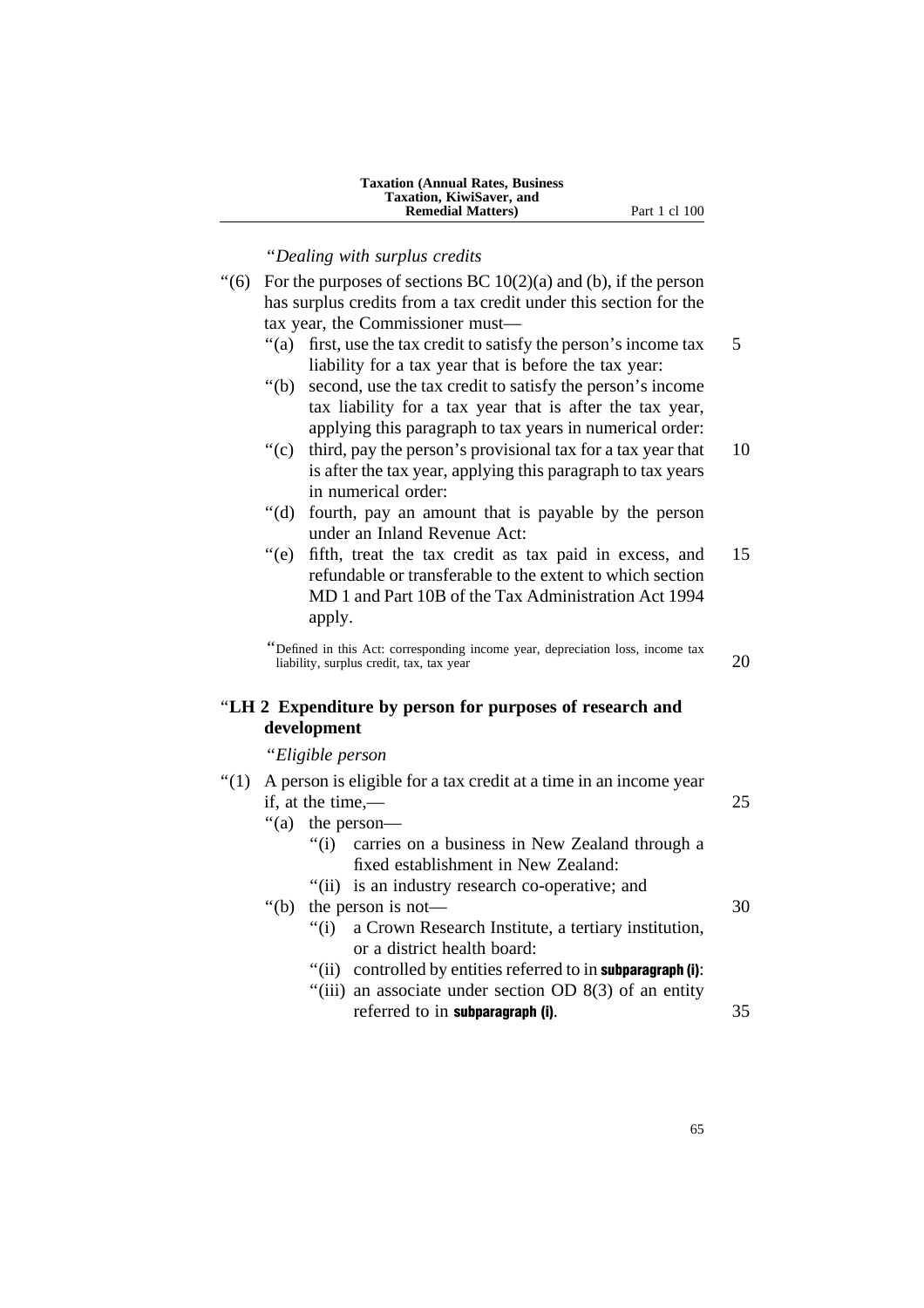"*Dealing with surplus credits*

"(6) For the purposes of sections BC 10(2)(a) and (b), if the person has surplus credits from a tax credit under this section for the tax year, the Commissioner must—

"(a) first, use the tax credit to satisfy the person's income tax liability for a tax year that is before the tax year:

"(b) second, use the tax credit to satisfy the person's income tax liability for a tax year that is after the tax year, applying this paragraph to tax years in numerical order:

"(c) third, pay the person's provisional tax for a tax year that is after the tax year, applying this paragraph to tax years in numerical order:

"(d) fourth, pay an amount that is payable by the person under an Inland Revenue Act:

"(e) fifth, treat the tax credit as tax paid in excess, and refundable or transferable to the extent to which section MD 1 and Part 10B of the Tax Administration Act 1994 apply.

"Defined in this Act: corresponding income year, depreciation loss, income tax liability, surplus credit, tax, tax year

### "LH 2 Expenditure by person for purposes of research and development

"*Eligible person*

"(1) A person is eligible for a tax credit at a time in an income year if, at the time,—

"(a) the person—

"(i) carries on a business in New Zealand through a fixed establishment in New Zealand:

"(ii) is an industry research co-operative; and

"(b) the person is not—

"(i) a Crown Research Institute, a tertiary institution, or a district health board:

"(ii) controlled by entities referred to in **subparagraph (i)**:

"(iii) an associate under section OD 8(3) of an entity referred to in **subparagraph (i)**.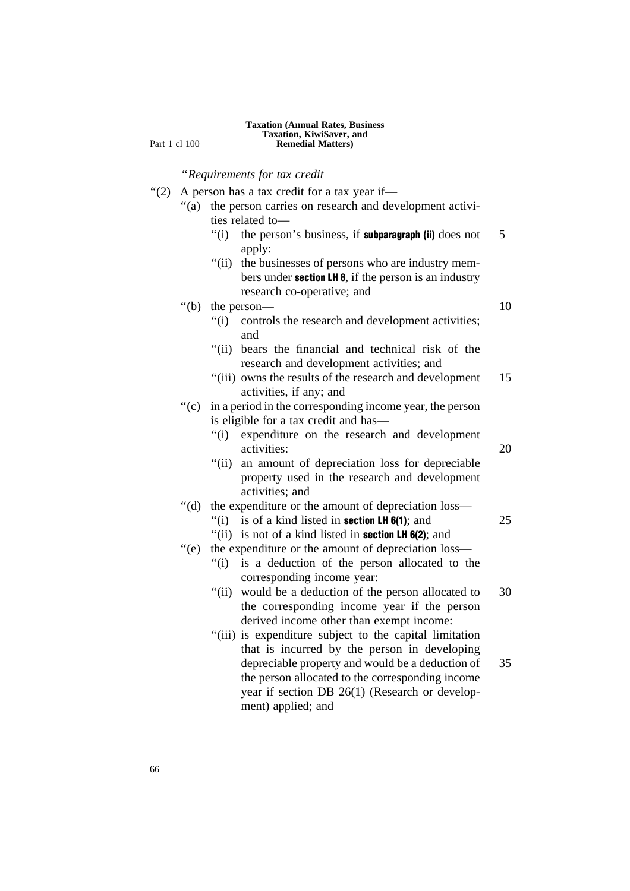*"Requirements for tax credit*

"(2) A person has a tax credit for a tax year if—

"(a) the person carries on research and development activities related to—

"(i) the person's business, if **subparagraph (ii)** does not apply:

"(ii) the businesses of persons who are industry members under **section LH 8**, if the person is an industry research co-operative; and

"(b) the person—

"(i) controls the research and development activities; and

"(ii) bears the financial and technical risk of the research and development activities; and

"(iii) owns the results of the research and development activities, if any; and

"(c) in a period in the corresponding income year, the person is eligible for a tax credit and has—

"(i) expenditure on the research and development activities:

"(ii) an amount of depreciation loss for depreciable property used in the research and development activities; and

"(d) the expenditure or the amount of depreciation loss—

"(i) is of a kind listed in **section LH 6(1)**; and

"(ii) is not of a kind listed in **section LH 6(2)**; and

"(e) the expenditure or the amount of depreciation loss—

"(i) is a deduction of the person allocated to the corresponding income year:

"(ii) would be a deduction of the person allocated to the corresponding income year if the person derived income other than exempt income:

"(iii) is expenditure subject to the capital limitation that is incurred by the person in developing depreciable property and would be a deduction of the person allocated to the corresponding income year if section DB 26(1) (Research or development) applied; and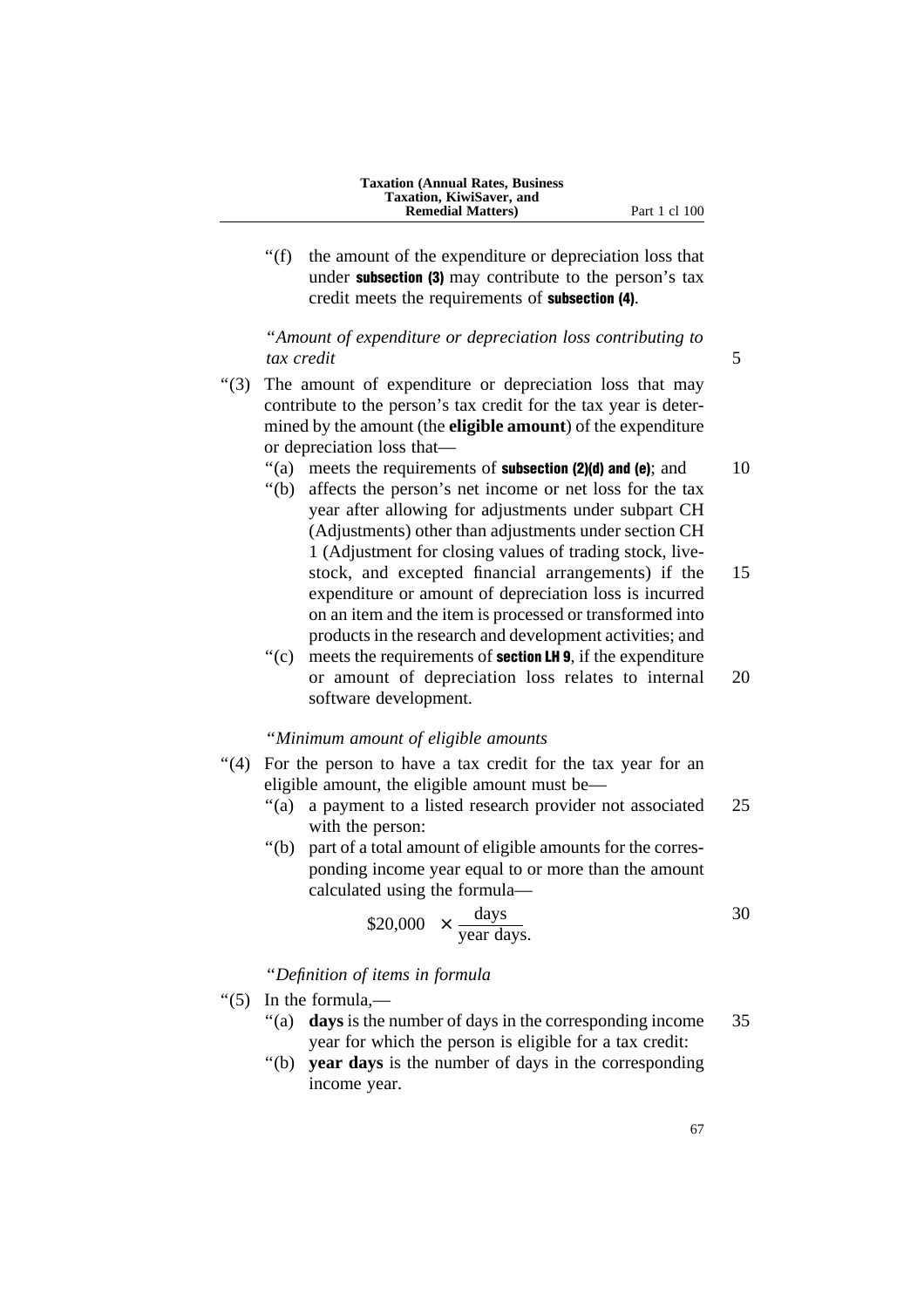"(f) the amount of the expenditure or depreciation loss that under **subsection (3)** may contribute to the person's tax credit meets the requirements of **subsection (4)**.

*"Amount of expenditure or depreciation loss contributing to tax credit*

"(3) The amount of expenditure or depreciation loss that may contribute to the person's tax credit for the tax year is determined by the amount (the **eligible amount**) of the expenditure or depreciation loss that—

"(a) meets the requirements of **subsection (2)(d) and (e)**; and

"(b) affects the person's net income or net loss for the tax year after allowing for adjustments under subpart CH (Adjustments) other than adjustments under section CH 1 (Adjustment for closing values of trading stock, livestock, and excepted financial arrangements) if the expenditure or amount of depreciation loss is incurred on an item and the item is processed or transformed into products in the research and development activities; and

"(c) meets the requirements of **section LH 9**, if the expenditure or amount of depreciation loss relates to internal software development.

*"Minimum amount of eligible amounts*

"(4) For the person to have a tax credit for the tax year for an eligible amount, the eligible amount must be—

"(a) a payment to a listed research provider not associated with the person:

"(b) part of a total amount of eligible amounts for the corresponding income year equal to or more than the amount calculated using the formula—

$$\$20{,}000 \times \frac{\text{days}}{\text{year days}}.$$

*"Definition of items in formula*

"(5) In the formula,—

"(a) **days** is the number of days in the corresponding income year for which the person is eligible for a tax credit:

"(b) **year days** is the number of days in the corresponding income year.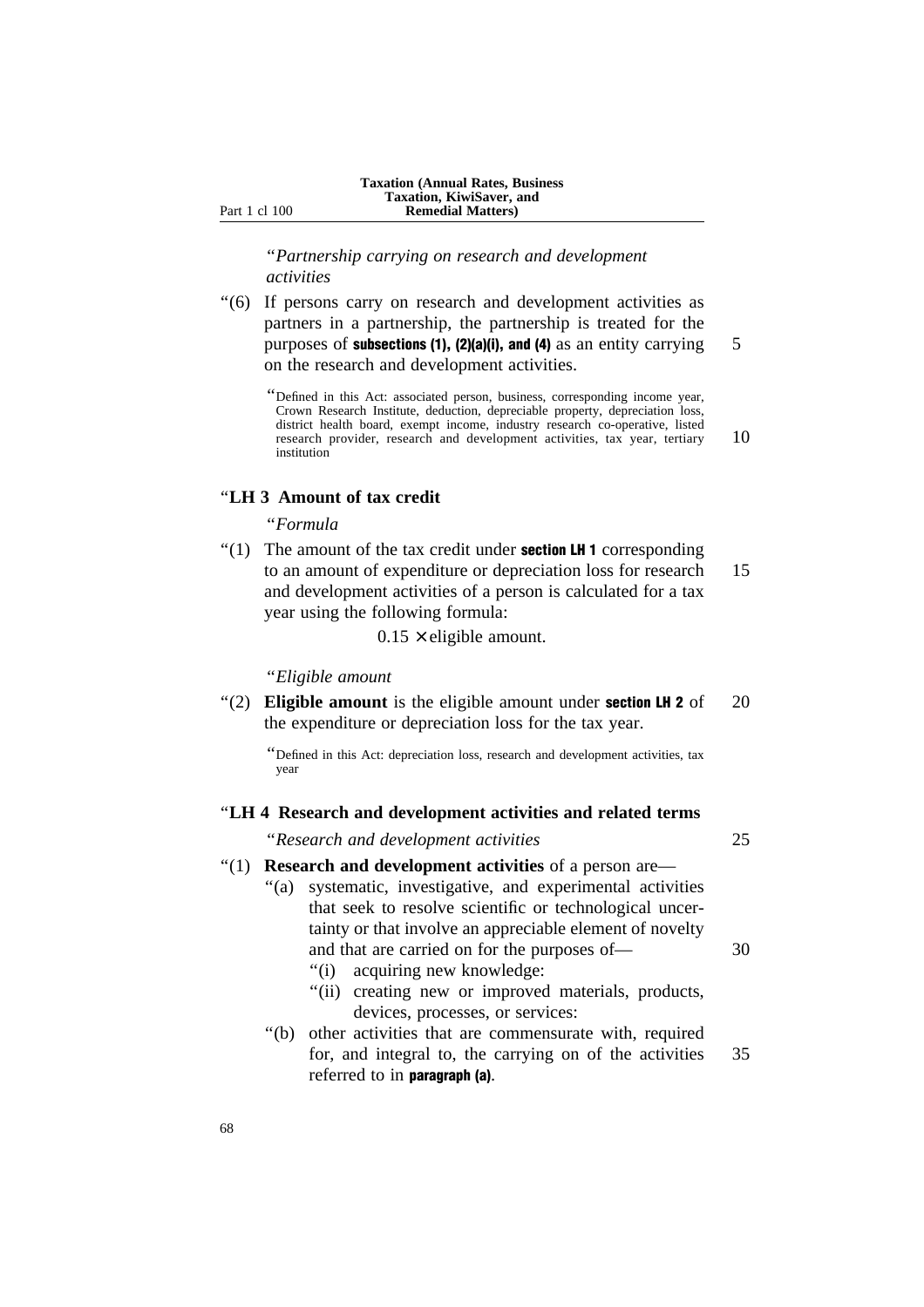"*Partnership carrying on research and development activities*

"(6) If persons carry on research and development activities as partners in a partnership, the partnership is treated for the purposes of **subsections (1), (2)(a)(i), and (4)** as an entity carrying on the research and development activities.

"Defined in this Act: associated person, business, corresponding income year, Crown Research Institute, deduction, depreciable property, depreciation loss, district health board, exempt income, industry research co-operative, listed research provider, research and development activities, tax year, tertiary institution

### "LH 3 Amount of tax credit

"*Formula*

"(1) The amount of the tax credit under **section LH 1** corresponding to an amount of expenditure or depreciation loss for research and development activities of a person is calculated for a tax year using the following formula:

$$0.15 \times \text{eligible amount.}$$

"*Eligible amount*

"(2) **Eligible amount** is the eligible amount under **section LH 2** of the expenditure or depreciation loss for the tax year.

"Defined in this Act: depreciation loss, research and development activities, tax year

### "LH 4 Research and development activities and related terms

"*Research and development activities*

"(1) **Research and development activities** of a person are—

"(a) systematic, investigative, and experimental activities that seek to resolve scientific or technological uncertainty or that involve an appreciable element of novelty and that are carried on for the purposes of—

"(i) acquiring new knowledge:

"(ii) creating new or improved materials, products, devices, processes, or services:

"(b) other activities that are commensurate with, required for, and integral to, the carrying on of the activities referred to in **paragraph (a)**.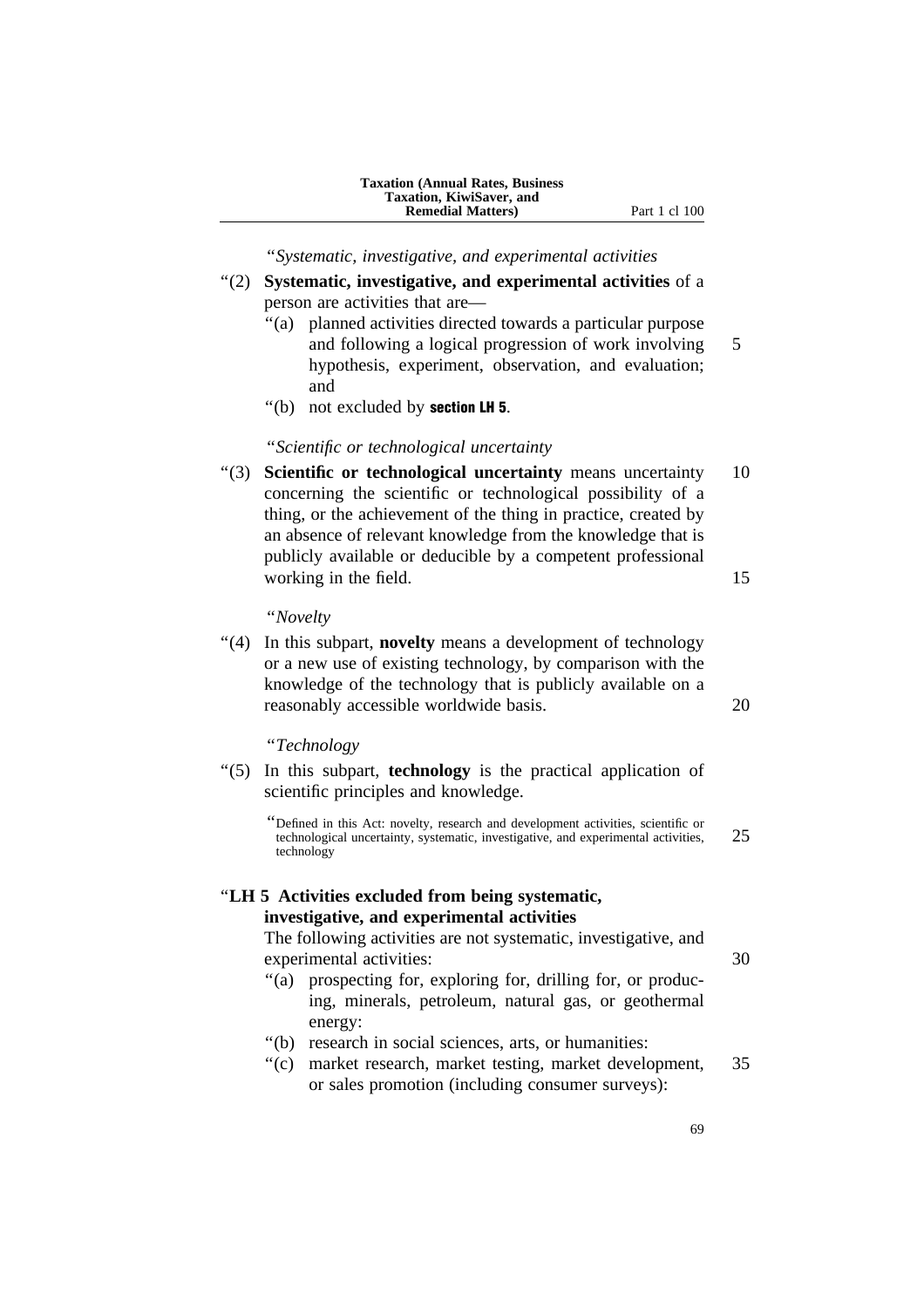"*Systematic, investigative, and experimental activities*

"(2) **Systematic, investigative, and experimental activities** of a person are activities that are—

"(a) planned activities directed towards a particular purpose and following a logical progression of work involving hypothesis, experiment, observation, and evaluation; and

"(b) not excluded by **section LH 5**.

"*Scientific or technological uncertainty*

"(3) **Scientific or technological uncertainty** means uncertainty concerning the scientific or technological possibility of a thing, or the achievement of the thing in practice, created by an absence of relevant knowledge from the knowledge that is publicly available or deducible by a competent professional working in the field.

"*Novelty*

"(4) In this subpart, **novelty** means a development of technology or a new use of existing technology, by comparison with the knowledge of the technology that is publicly available on a reasonably accessible worldwide basis.

"*Technology*

"(5) In this subpart, **technology** is the practical application of scientific principles and knowledge.

"Defined in this Act: novelty, research and development activities, scientific or technological uncertainty, systematic, investigative, and experimental activities, technology

"**LH 5 Activities excluded from being systematic, investigative, and experimental activities**

The following activities are not systematic, investigative, and experimental activities:

"(a) prospecting for, exploring for, drilling for, or producing, minerals, petroleum, natural gas, or geothermal energy:

"(b) research in social sciences, arts, or humanities:

"(c) market research, market testing, market development, or sales promotion (including consumer surveys):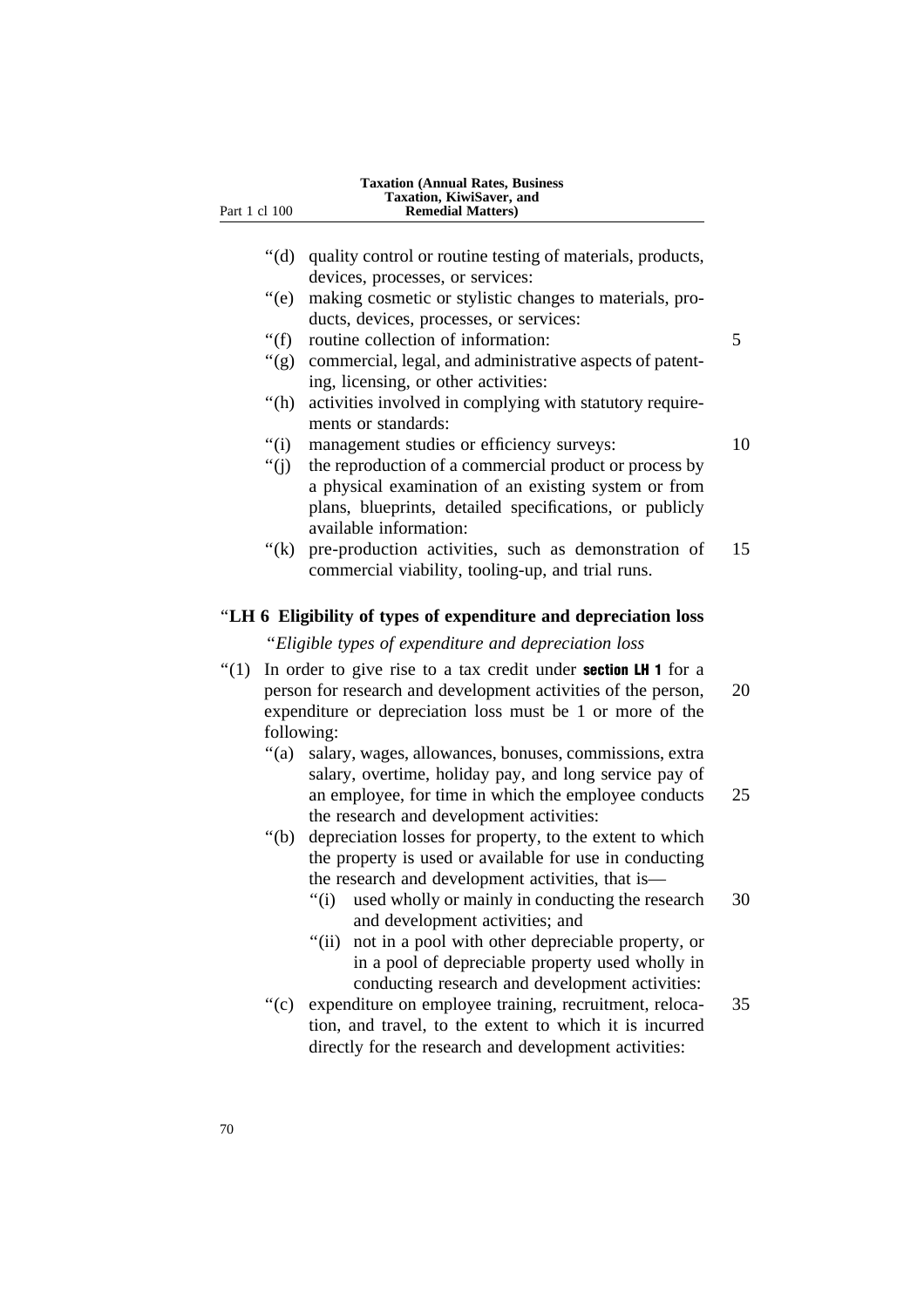"(d) quality control or routine testing of materials, products, devices, processes, or services:

"(e) making cosmetic or stylistic changes to materials, products, devices, processes, or services:

"(f) routine collection of information:

"(g) commercial, legal, and administrative aspects of patenting, licensing, or other activities:

"(h) activities involved in complying with statutory requirements or standards:

"(i) management studies or efficiency surveys:

"(j) the reproduction of a commercial product or process by a physical examination of an existing system or from plans, blueprints, detailed specifications, or publicly available information:

"(k) pre-production activities, such as demonstration of commercial viability, tooling-up, and trial runs.

### "LH 6 Eligibility of types of expenditure and depreciation loss

"*Eligible types of expenditure and depreciation loss*

"(1) In order to give rise to a tax credit under **section LH 1** for a person for research and development activities of the person, expenditure or depreciation loss must be 1 or more of the following:

"(a) salary, wages, allowances, bonuses, commissions, extra salary, overtime, holiday pay, and long service pay of an employee, for time in which the employee conducts the research and development activities:

"(b) depreciation losses for property, to the extent to which the property is used or available for use in conducting the research and development activities, that is—

"(i) used wholly or mainly in conducting the research and development activities; and

"(ii) not in a pool with other depreciable property, or in a pool of depreciable property used wholly in conducting research and development activities:

"(c) expenditure on employee training, recruitment, relocation, and travel, to the extent to which it is incurred directly for the research and development activities: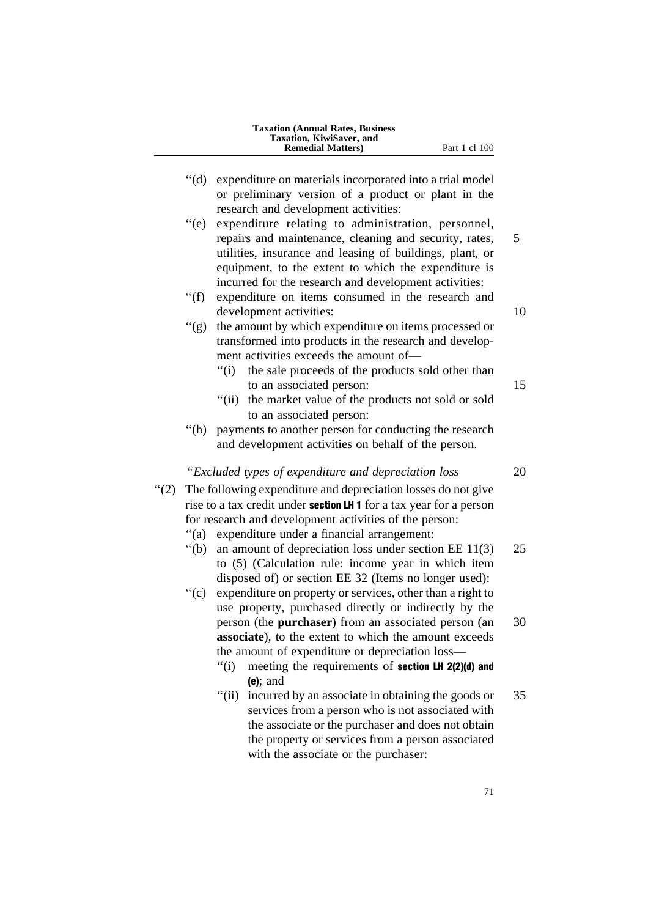"(d) expenditure on materials incorporated into a trial model or preliminary version of a product or plant in the research and development activities:

"(e) expenditure relating to administration, personnel, repairs and maintenance, cleaning and security, rates, utilities, insurance and leasing of buildings, plant, or equipment, to the extent to which the expenditure is incurred for the research and development activities:

"(f) expenditure on items consumed in the research and development activities:

"(g) the amount by which expenditure on items processed or transformed into products in the research and development activities exceeds the amount of—

"(i) the sale proceeds of the products sold other than to an associated person:

"(ii) the market value of the products not sold or sold to an associated person:

"(h) payments to another person for conducting the research and development activities on behalf of the person.

*"Excluded types of expenditure and depreciation loss*

"(2) The following expenditure and depreciation losses do not give rise to a tax credit under **section LH 1** for a tax year for a person for research and development activities of the person:

"(a) expenditure under a financial arrangement:

"(b) an amount of depreciation loss under section EE 11(3) to (5) (Calculation rule: income year in which item disposed of) or section EE 32 (Items no longer used):

"(c) expenditure on property or services, other than a right to use property, purchased directly or indirectly by the person (the **purchaser**) from an associated person (an **associate**), to the extent to which the amount exceeds the amount of expenditure or depreciation loss—

"(i) meeting the requirements of **section LH 2(2)(d) and (e)**; and

"(ii) incurred by an associate in obtaining the goods or services from a person who is not associated with the associate or the purchaser and does not obtain the property or services from a person associated with the associate or the purchaser: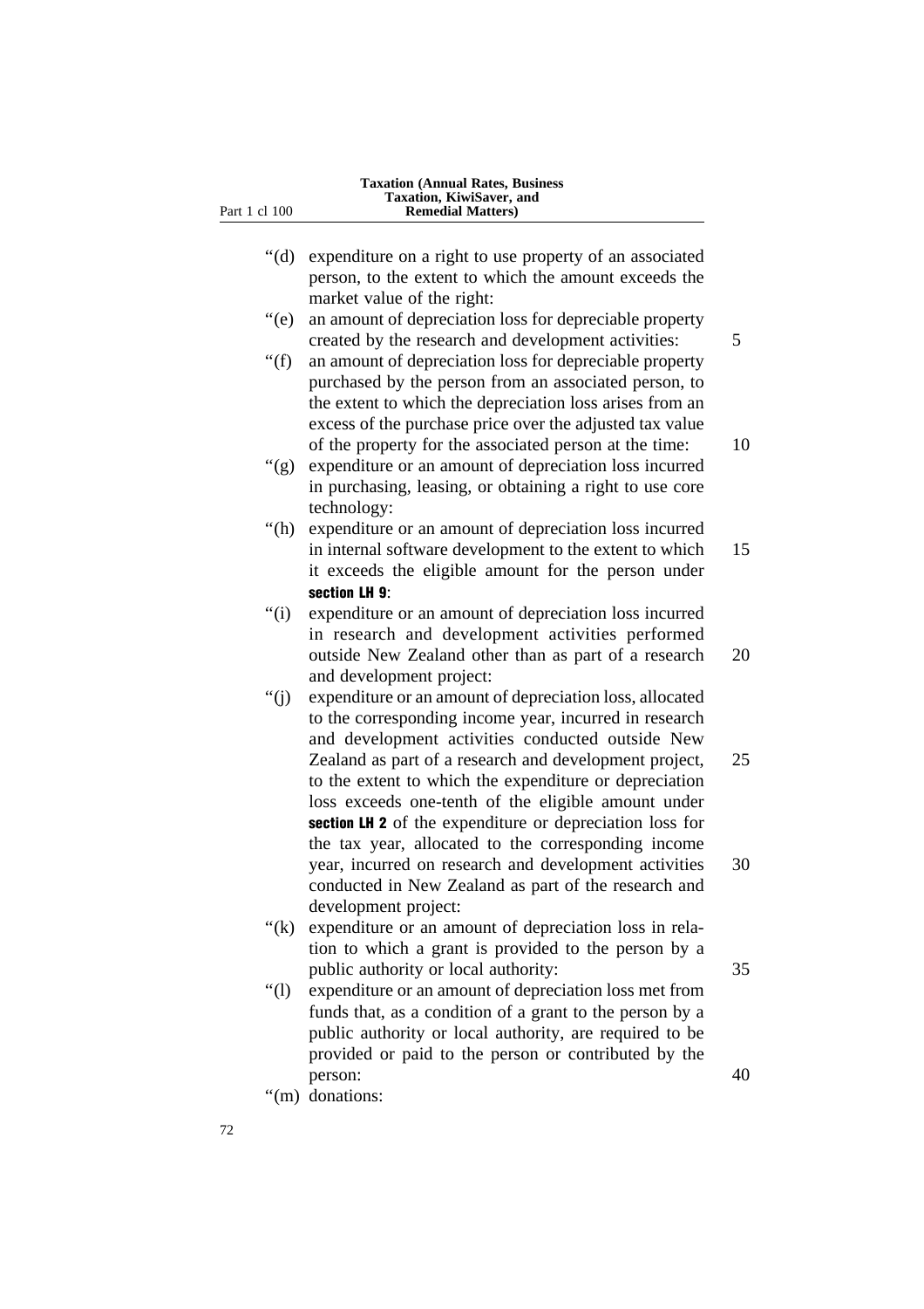"(d) expenditure on a right to use property of an associated person, to the extent to which the amount exceeds the market value of the right:

"(e) an amount of depreciation loss for depreciable property created by the research and development activities:

"(f) an amount of depreciation loss for depreciable property purchased by the person from an associated person, to the extent to which the depreciation loss arises from an excess of the purchase price over the adjusted tax value of the property for the associated person at the time:

"(g) expenditure or an amount of depreciation loss incurred in purchasing, leasing, or obtaining a right to use core technology:

"(h) expenditure or an amount of depreciation loss incurred in internal software development to the extent to which it exceeds the eligible amount for the person under **section LH 9**:

"(i) expenditure or an amount of depreciation loss incurred in research and development activities performed outside New Zealand other than as part of a research and development project:

"(j) expenditure or an amount of depreciation loss, allocated to the corresponding income year, incurred in research and development activities conducted outside New Zealand as part of a research and development project, to the extent to which the expenditure or depreciation loss exceeds one-tenth of the eligible amount under **section LH 2** of the expenditure or depreciation loss for the tax year, allocated to the corresponding income year, incurred on research and development activities conducted in New Zealand as part of the research and development project:

"(k) expenditure or an amount of depreciation loss in relation to which a grant is provided to the person by a public authority or local authority:

"(l) expenditure or an amount of depreciation loss met from funds that, as a condition of a grant to the person by a public authority or local authority, are required to be provided or paid to the person or contributed by the person:

"(m) donations: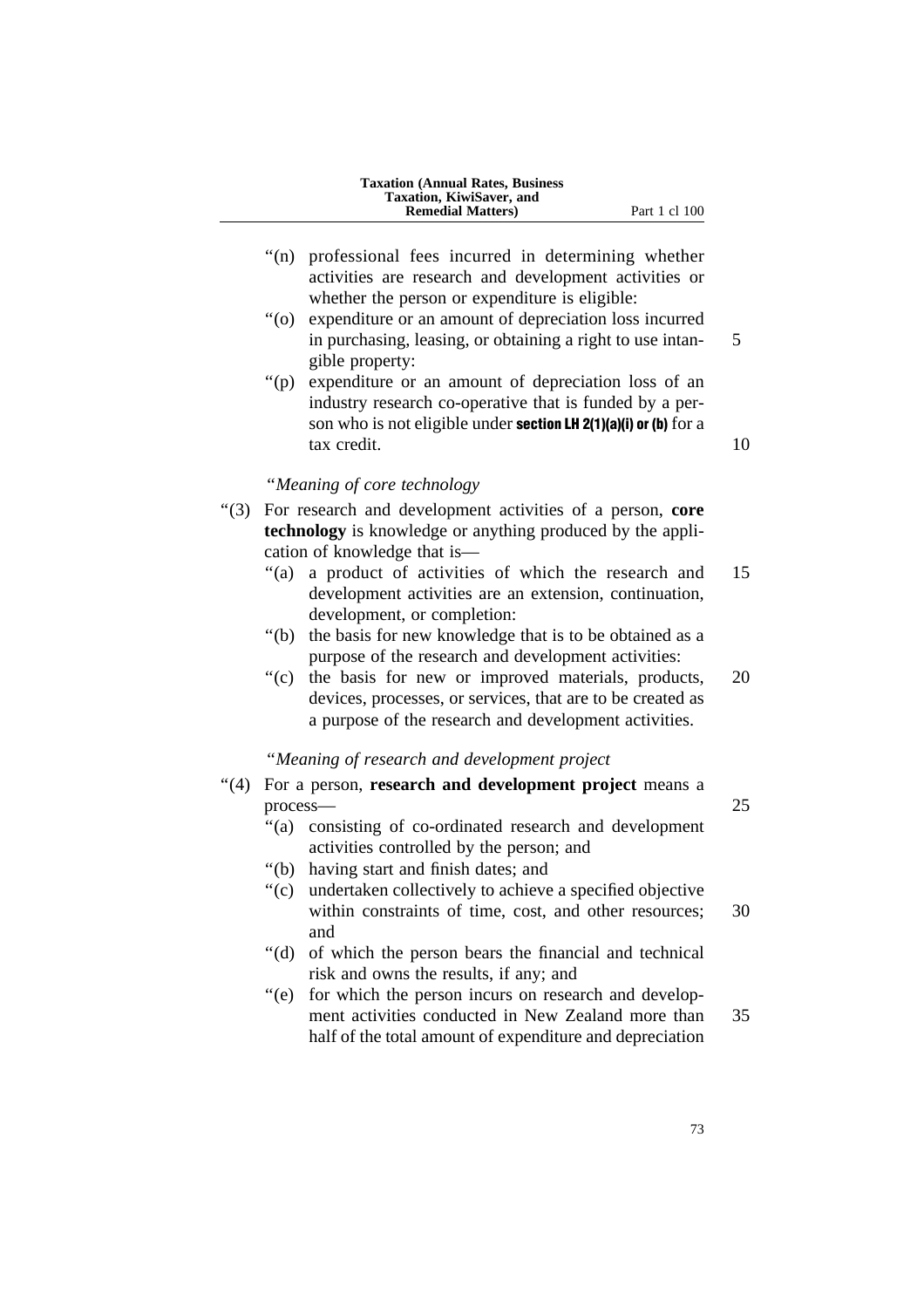"(n) professional fees incurred in determining whether activities are research and development activities or whether the person or expenditure is eligible:

"(o) expenditure or an amount of depreciation loss incurred in purchasing, leasing, or obtaining a right to use intangible property:

"(p) expenditure or an amount of depreciation loss of an industry research co-operative that is funded by a person who is not eligible under **section LH 2(1)(a)(i) or (b)** for a tax credit.

*"Meaning of core technology*

"(3) For research and development activities of a person, **core technology** is knowledge or anything produced by the application of knowledge that is—

"(a) a product of activities of which the research and development activities are an extension, continuation, development, or completion:

"(b) the basis for new knowledge that is to be obtained as a purpose of the research and development activities:

"(c) the basis for new or improved materials, products, devices, processes, or services, that are to be created as a purpose of the research and development activities.

*"Meaning of research and development project*

"(4) For a person, **research and development project** means a process—

"(a) consisting of co-ordinated research and development activities controlled by the person; and

"(b) having start and finish dates; and

"(c) undertaken collectively to achieve a specified objective within constraints of time, cost, and other resources; and

"(d) of which the person bears the financial and technical risk and owns the results, if any; and

"(e) for which the person incurs on research and development activities conducted in New Zealand more than half of the total amount of expenditure and depreciation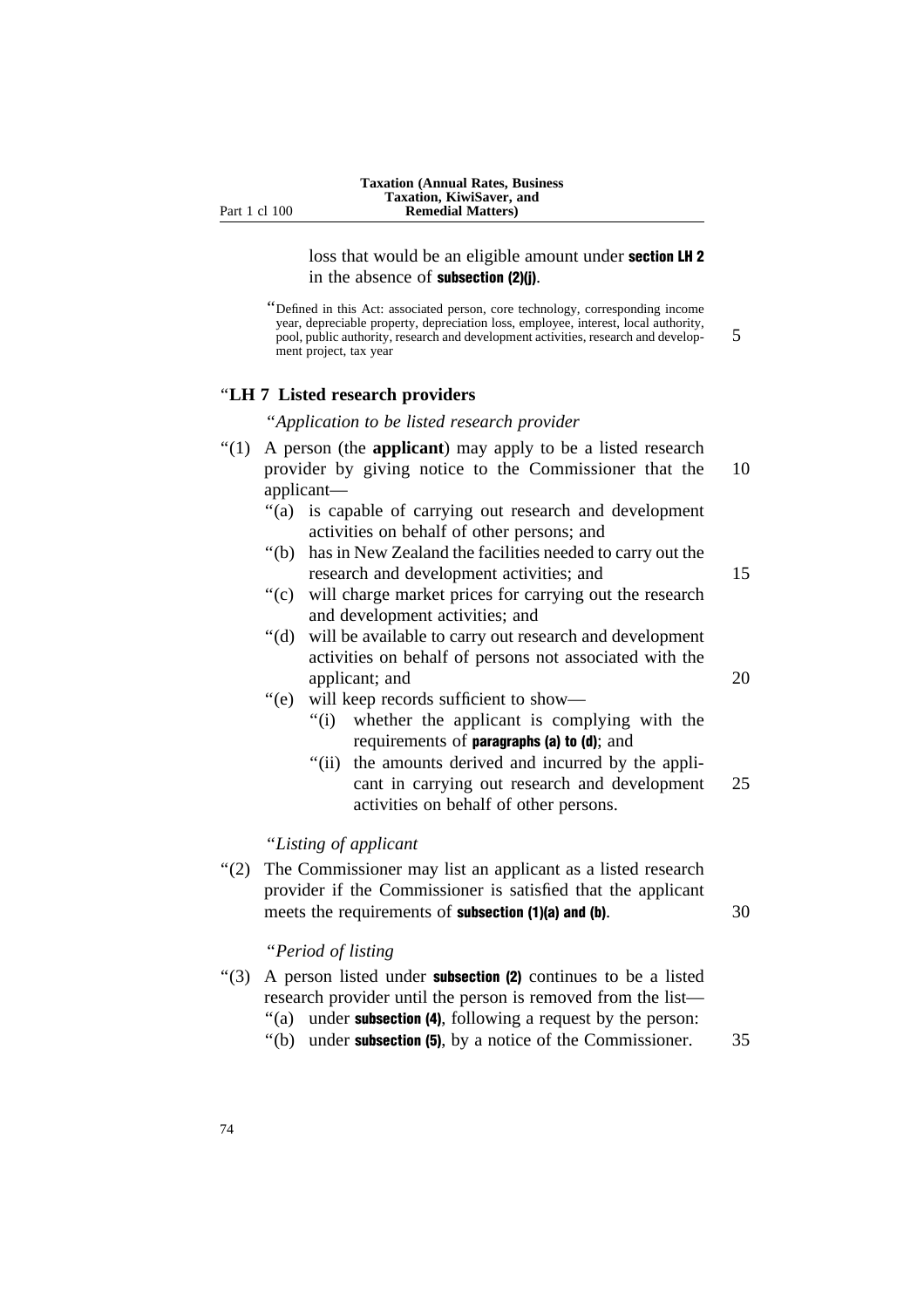loss that would be an eligible amount under **section LH 2** in the absence of **subsection (2)(j)**.

"Defined in this Act: associated person, core technology, corresponding income year, depreciable property, depreciation loss, employee, interest, local authority, pool, public authority, research and development activities, research and development project, tax year

### "LH 7 Listed research providers

*"Application to be listed research provider*

"(1) A person (the **applicant**) may apply to be a listed research provider by giving notice to the Commissioner that the applicant—

"(a) is capable of carrying out research and development activities on behalf of other persons; and

"(b) has in New Zealand the facilities needed to carry out the research and development activities; and

"(c) will charge market prices for carrying out the research and development activities; and

"(d) will be available to carry out research and development activities on behalf of persons not associated with the applicant; and

"(e) will keep records sufficient to show—

"(i) whether the applicant is complying with the requirements of **paragraphs (a) to (d)**; and

"(ii) the amounts derived and incurred by the applicant in carrying out research and development activities on behalf of other persons.

*"Listing of applicant*

"(2) The Commissioner may list an applicant as a listed research provider if the Commissioner is satisfied that the applicant meets the requirements of **subsection (1)(a) and (b)**.

*"Period of listing*

"(3) A person listed under **subsection (2)** continues to be a listed research provider until the person is removed from the list—

"(a) under **subsection (4)**, following a request by the person:

"(b) under **subsection (5)**, by a notice of the Commissioner.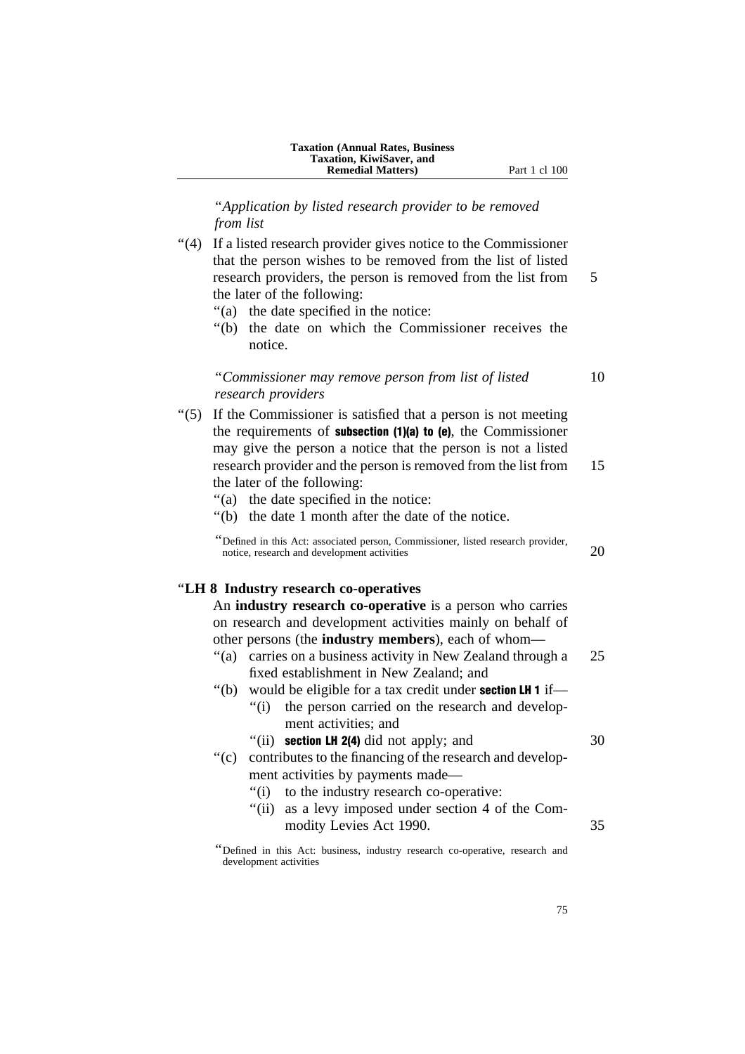"*Application by listed research provider to be removed from list*

"(4) If a listed research provider gives notice to the Commissioner that the person wishes to be removed from the list of listed research providers, the person is removed from the list from the later of the following:

"(a) the date specified in the notice:

"(b) the date on which the Commissioner receives the notice.

"*Commissioner may remove person from list of listed research providers*

"(5) If the Commissioner is satisfied that a person is not meeting the requirements of **subsection (1)(a) to (e)**, the Commissioner may give the person a notice that the person is not a listed research provider and the person is removed from the list from the later of the following:

"(a) the date specified in the notice:

"(b) the date 1 month after the date of the notice.

"Defined in this Act: associated person, Commissioner, listed research provider, notice, research and development activities

"**LH 8 Industry research co-operatives**

An **industry research co-operative** is a person who carries on research and development activities mainly on behalf of other persons (the **industry members**), each of whom—

"(a) carries on a business activity in New Zealand through a fixed establishment in New Zealand; and

"(b) would be eligible for a tax credit under **section LH 1** if—

"(i) the person carried on the research and development activities; and

"(ii) **section LH 2(4)** did not apply; and

"(c) contributes to the financing of the research and development activities by payments made—

"(i) to the industry research co-operative:

"(ii) as a levy imposed under section 4 of the Commodity Levies Act 1990.

"Defined in this Act: business, industry research co-operative, research and development activities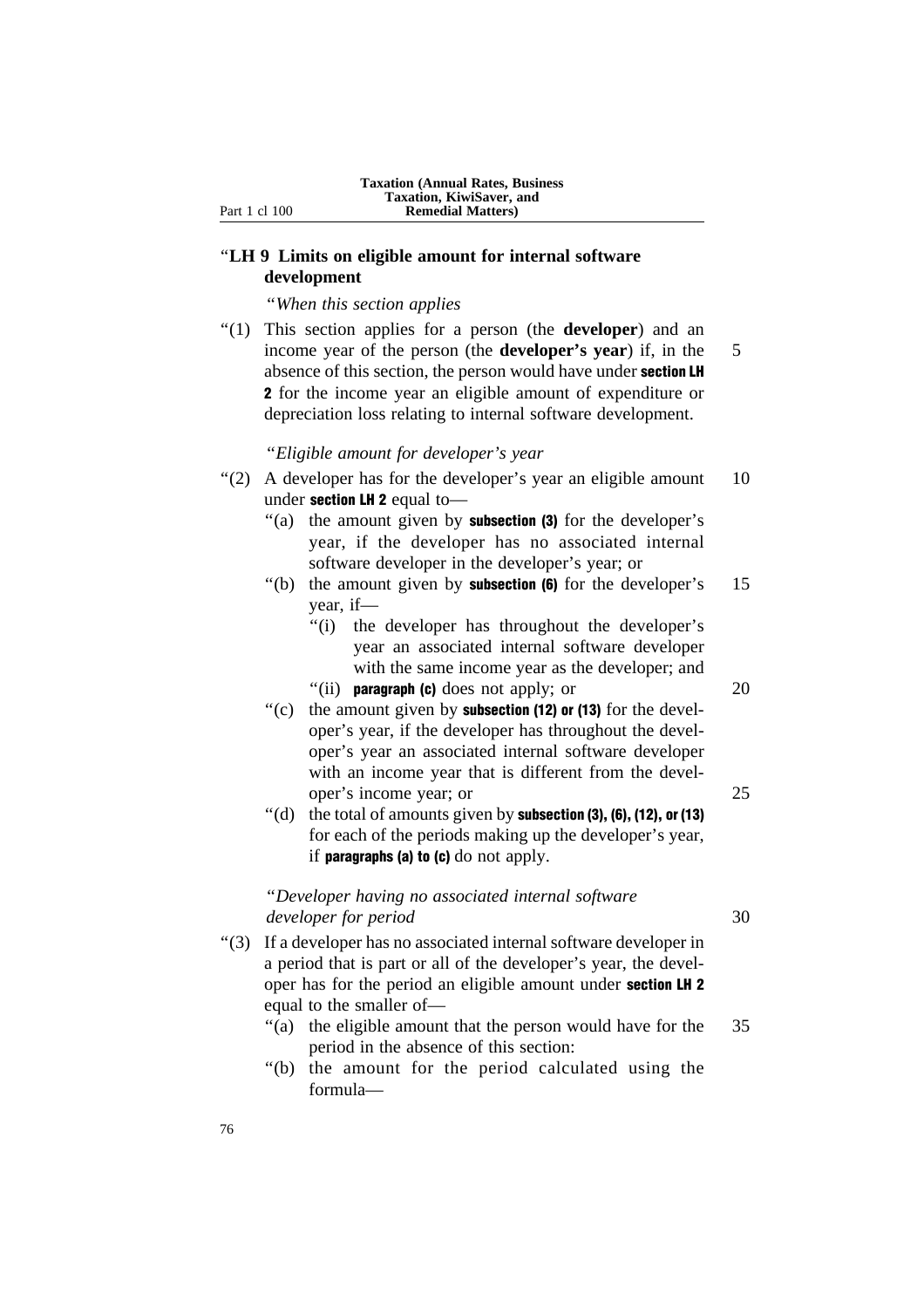"**LH 9 Limits on eligible amount for internal software development**

"*When this section applies*

"(1) This section applies for a person (the **developer**) and an income year of the person (the **developer's year**) if, in the absence of this section, the person would have under **section LH 2** for the income year an eligible amount of expenditure or depreciation loss relating to internal software development.

"*Eligible amount for developer's year*

"(2) A developer has for the developer's year an eligible amount under **section LH 2** equal to—

"(a) the amount given by **subsection (3)** for the developer's year, if the developer has no associated internal software developer in the developer's year; or

"(b) the amount given by **subsection (6)** for the developer's year, if—

"(i) the developer has throughout the developer's year an associated internal software developer with the same income year as the developer; and

"(ii) **paragraph (c)** does not apply; or

"(c) the amount given by **subsection (12) or (13)** for the developer's year, if the developer has throughout the developer's year an associated internal software developer with an income year that is different from the developer's income year; or

"(d) the total of amounts given by **subsection (3), (6), (12), or (13)** for each of the periods making up the developer's year, if **paragraphs (a) to (c)** do not apply.

"*Developer having no associated internal software developer for period*

"(3) If a developer has no associated internal software developer in a period that is part or all of the developer's year, the developer has for the period an eligible amount under **section LH 2** equal to the smaller of—

"(a) the eligible amount that the person would have for the period in the absence of this section:

"(b) the amount for the period calculated using the formula—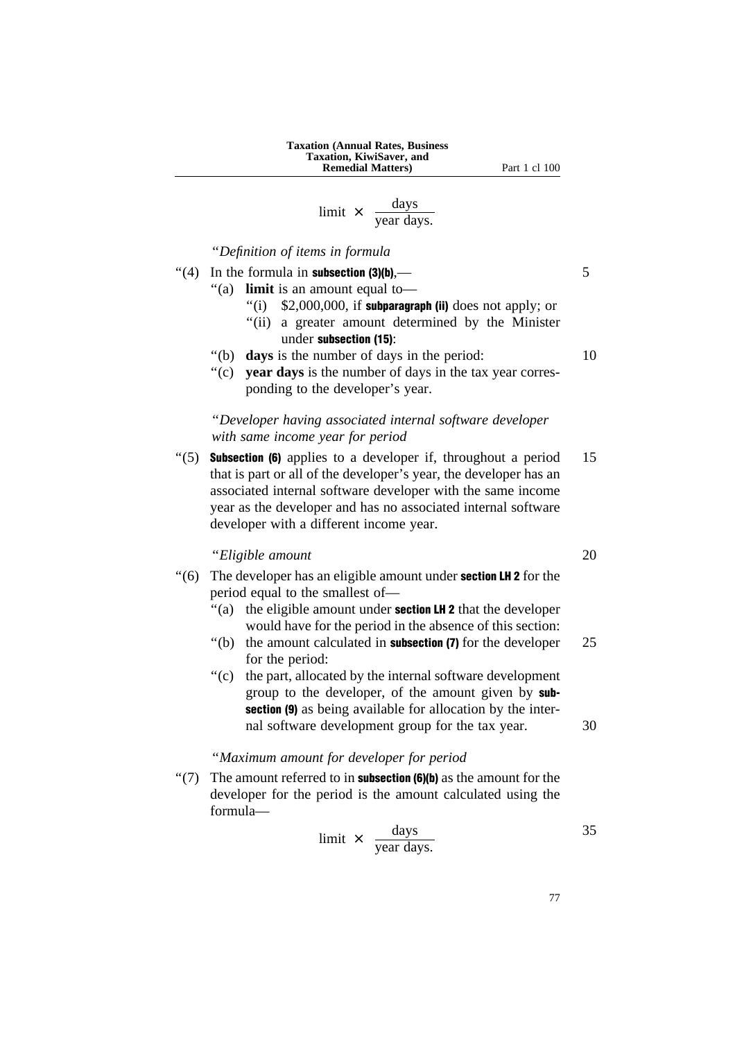$$\text{limit} \times \frac{\text{days}}{\text{year days.}}$$

*"Definition of items in formula*

"(4) In the formula in **subsection (3)(b)**,—

"(a) **limit** is an amount equal to—

"(i) $2,000,000, if **subparagraph (ii)** does not apply; or

"(ii) a greater amount determined by the Minister under **subsection (15)**:

"(b) **days** is the number of days in the period:

"(c) **year days** is the number of days in the tax year corresponding to the developer's year.

*"Developer having associated internal software developer with same income year for period*

"(5) **Subsection (6)** applies to a developer if, throughout a period that is part or all of the developer's year, the developer has an associated internal software developer with the same income year as the developer and has no associated internal software developer with a different income year.

*"Eligible amount*

"(6) The developer has an eligible amount under **section LH 2** for the period equal to the smallest of—

"(a) the eligible amount under **section LH 2** that the developer would have for the period in the absence of this section:

"(b) the amount calculated in **subsection (7)** for the developer for the period:

"(c) the part, allocated by the internal software development group to the developer, of the amount given by **subsection (9)** as being available for allocation by the internal software development group for the tax year.

*"Maximum amount for developer for period*

"(7) The amount referred to in **subsection (6)(b)** as the amount for the developer for the period is the amount calculated using the formula—

$$\text{limit} \times \frac{\text{days}}{\text{year days.}}$$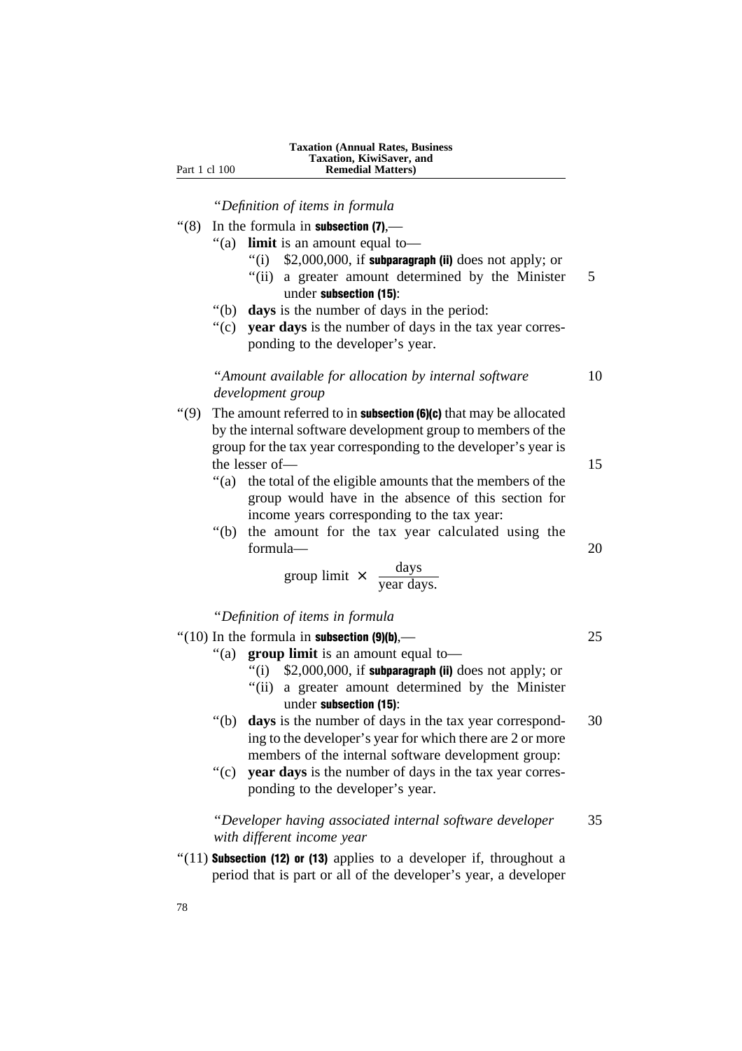"*Definition of items in formula*

"(8) In the formula in **subsection (7)**,—

"(a) **limit** is an amount equal to—

"(i) $2,000,000, if **subparagraph (ii)** does not apply; or

"(ii) a greater amount determined by the Minister under **subsection (15)**:

"(b) **days** is the number of days in the period:

"(c) **year days** is the number of days in the tax year corresponding to the developer's year.

"*Amount available for allocation by internal software development group*

"(9) The amount referred to in **subsection (6)(c)** that may be allocated by the internal software development group to members of the group for the tax year corresponding to the developer's year is the lesser of—

"(a) the total of the eligible amounts that the members of the group would have in the absence of this section for income years corresponding to the tax year:

"(b) the amount for the tax year calculated using the formula—

$$\text{group limit} \times \frac{\text{days}}{\text{year days.}}$$

"*Definition of items in formula*

"(10) In the formula in **subsection (9)(b)**,—

"(a) **group limit** is an amount equal to—

"(i) $2,000,000, if **subparagraph (ii)** does not apply; or

"(ii) a greater amount determined by the Minister under **subsection (15)**:

"(b) **days** is the number of days in the tax year corresponding to the developer's year for which there are 2 or more members of the internal software development group:

"(c) **year days** is the number of days in the tax year corresponding to the developer's year.

"*Developer having associated internal software developer with different income year*

"(11) **Subsection (12) or (13)** applies to a developer if, throughout a period that is part or all of the developer's year, a developer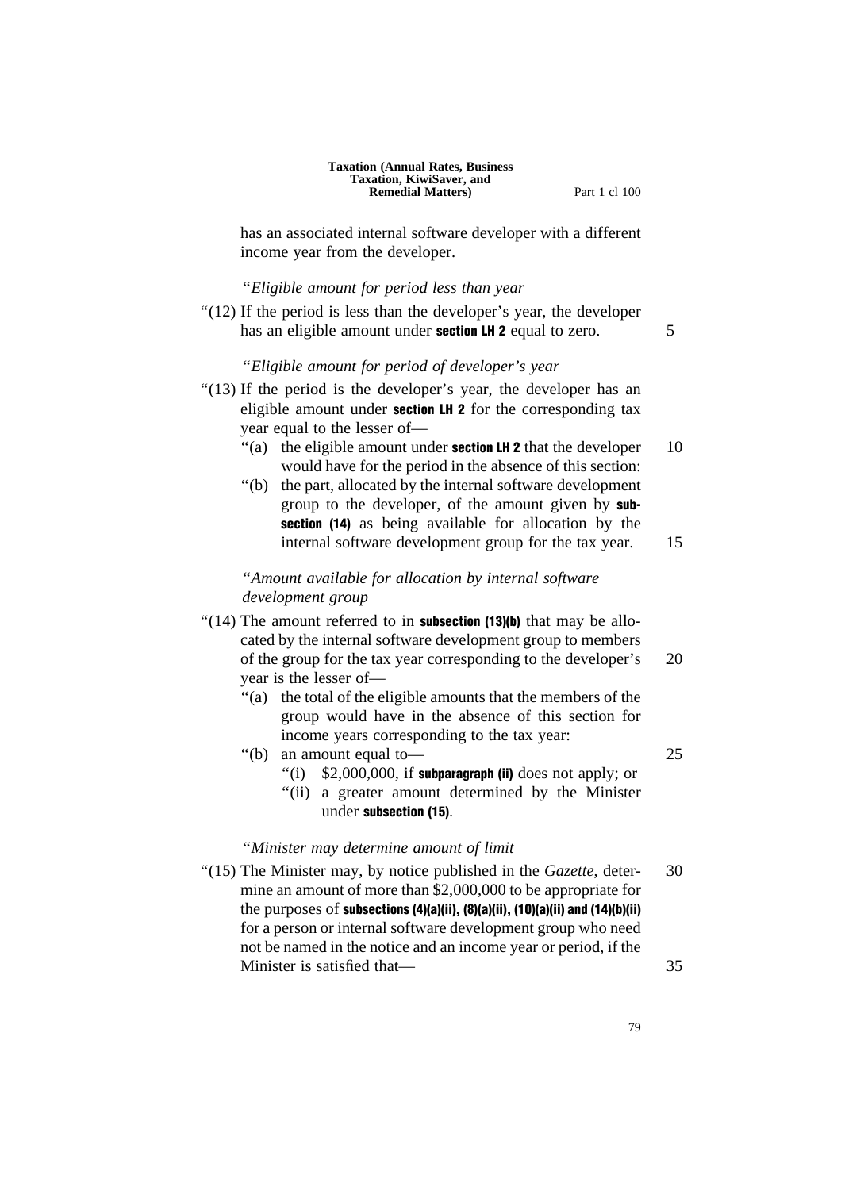has an associated internal software developer with a different income year from the developer.

*"Eligible amount for period less than year*

"(12) If the period is less than the developer's year, the developer has an eligible amount under **section LH 2** equal to zero.

*"Eligible amount for period of developer's year*

"(13) If the period is the developer's year, the developer has an eligible amount under **section LH 2** for the corresponding tax year equal to the lesser of—

"(a) the eligible amount under **section LH 2** that the developer would have for the period in the absence of this section:

"(b) the part, allocated by the internal software development group to the developer, of the amount given by **subsection (14)** as being available for allocation by the internal software development group for the tax year.

*"Amount available for allocation by internal software development group*

"(14) The amount referred to in **subsection (13)(b)** that may be allocated by the internal software development group to members of the group for the tax year corresponding to the developer's year is the lesser of—

"(a) the total of the eligible amounts that the members of the group would have in the absence of this section for income years corresponding to the tax year:

"(b) an amount equal to—

"(i) $2,000,000, if **subparagraph (ii)** does not apply; or

"(ii) a greater amount determined by the Minister under **subsection (15)**.

*"Minister may determine amount of limit*

"(15) The Minister may, by notice published in the *Gazette*, determine an amount of more than $2,000,000 to be appropriate for the purposes of **subsections (4)(a)(ii), (8)(a)(ii), (10)(a)(ii) and (14)(b)(ii)** for a person or internal software development group who need not be named in the notice and an income year or period, if the Minister is satisfied that—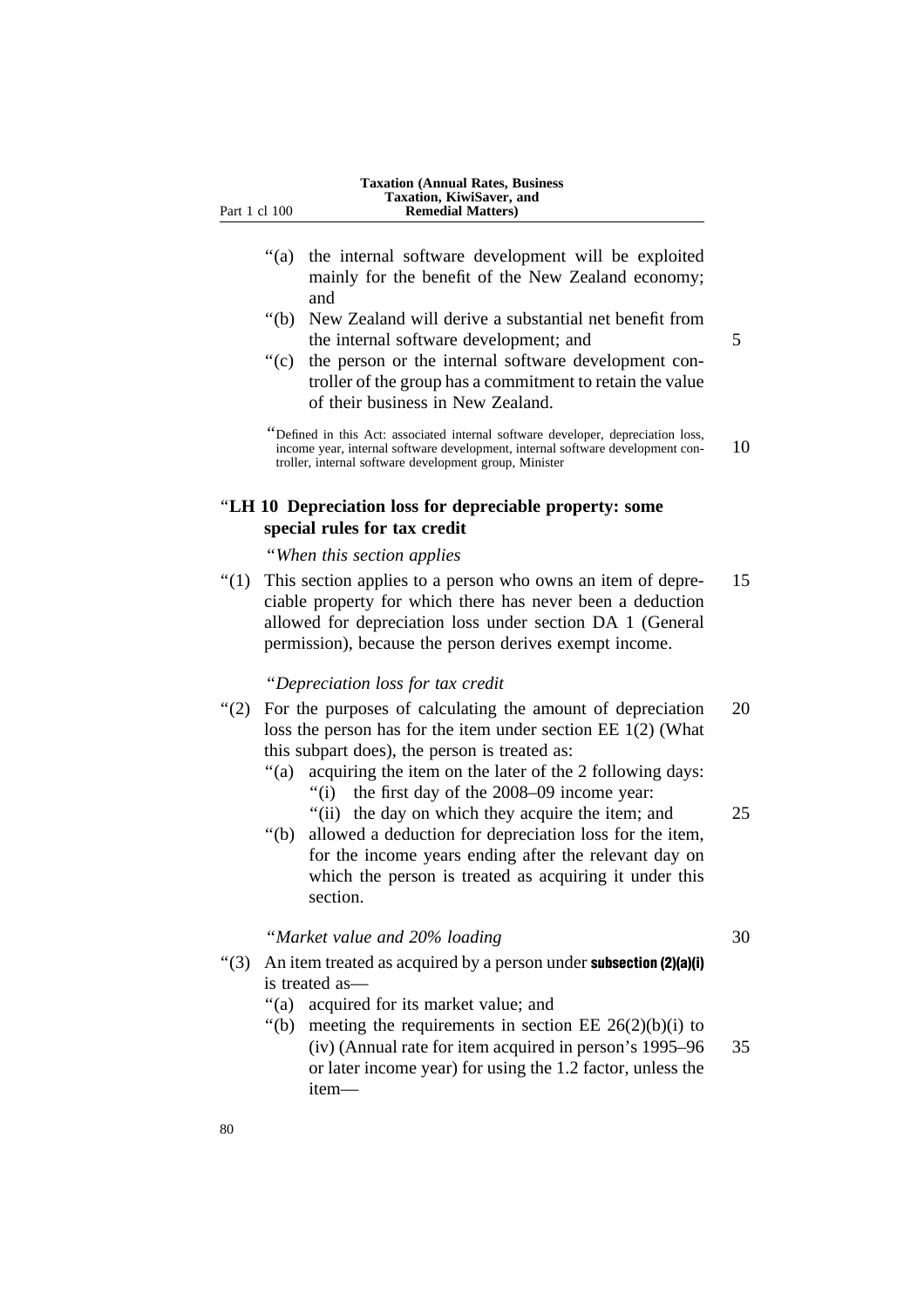"(a) the internal software development will be exploited mainly for the benefit of the New Zealand economy; and

"(b) New Zealand will derive a substantial net benefit from the internal software development; and

"(c) the person or the internal software development controller of the group has a commitment to retain the value of their business in New Zealand.

"Defined in this Act: associated internal software developer, depreciation loss, income year, internal software development, internal software development controller, internal software development group, Minister

### "LH 10 Depreciation loss for depreciable property: some special rules for tax credit

*"When this section applies*

"(1) This section applies to a person who owns an item of depreciable property for which there has never been a deduction allowed for depreciation loss under section DA 1 (General permission), because the person derives exempt income.

*"Depreciation loss for tax credit*

"(2) For the purposes of calculating the amount of depreciation loss the person has for the item under section EE 1(2) (What this subpart does), the person is treated as:

"(a) acquiring the item on the later of the 2 following days:

"(i) the first day of the 2008–09 income year:

"(ii) the day on which they acquire the item; and

"(b) allowed a deduction for depreciation loss for the item, for the income years ending after the relevant day on which the person is treated as acquiring it under this section.

*"Market value and 20% loading*

"(3) An item treated as acquired by a person under **subsection (2)(a)(i)** is treated as—

"(a) acquired for its market value; and

"(b) meeting the requirements in section EE 26(2)(b)(i) to (iv) (Annual rate for item acquired in person's 1995–96 or later income year) for using the 1.2 factor, unless the item—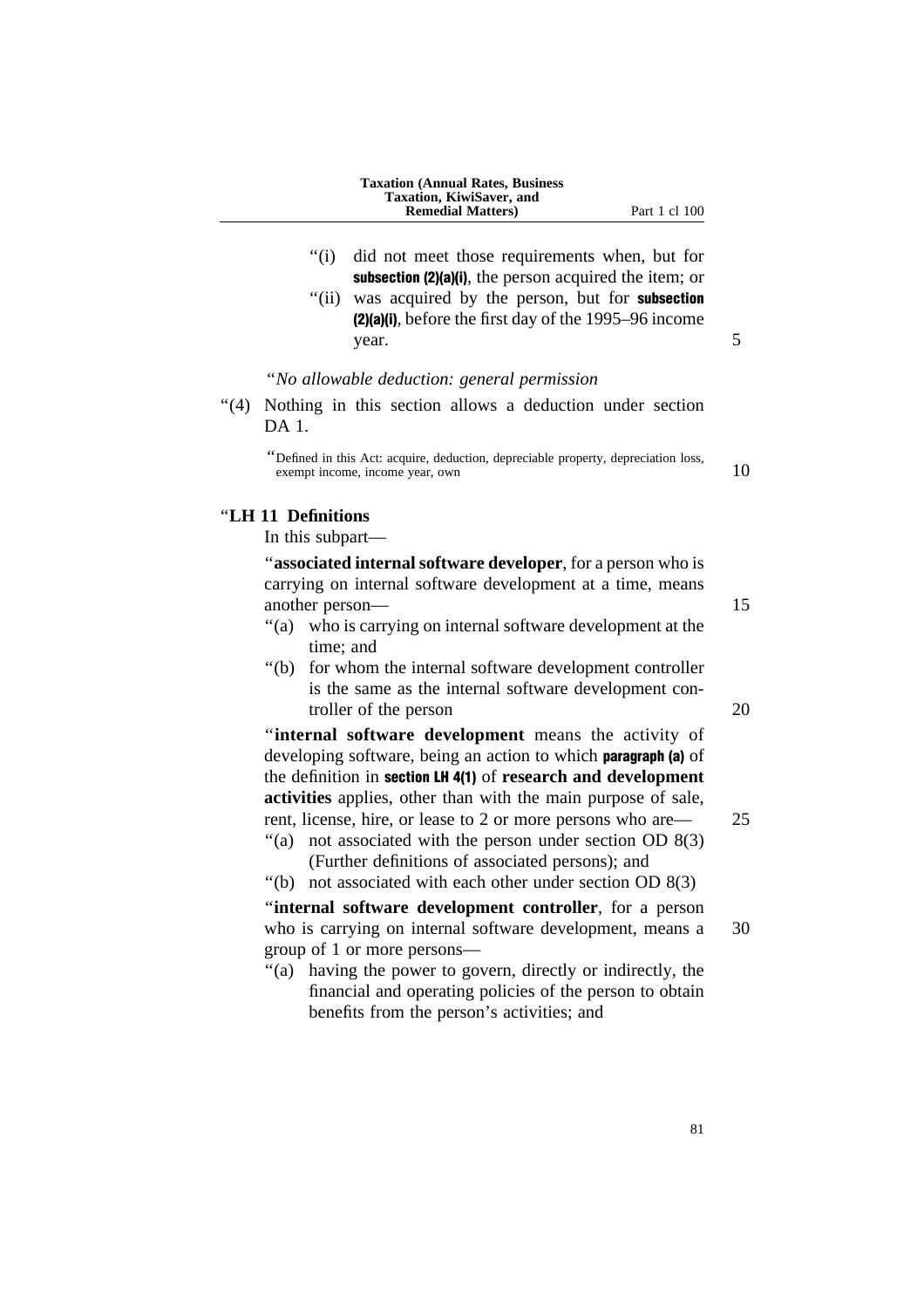“(i) did not meet those requirements when, but for **subsection (2)(a)(i)**, the person acquired the item; or

“(ii) was acquired by the person, but for **subsection (2)(a)(i)**, before the first day of the 1995–96 income year.

*“No allowable deduction: general permission*

“(4) Nothing in this section allows a deduction under section DA 1.

“Defined in this Act: acquire, deduction, depreciable property, depreciation loss, exempt income, income year, own

### “LH 11 Definitions

In this subpart—

“**associated internal software developer**, for a person who is carrying on internal software development at a time, means another person—

“(a) who is carrying on internal software development at the time; and

“(b) for whom the internal software development controller is the same as the internal software development controller of the person

“**internal software development** means the activity of developing software, being an action to which **paragraph (a)** of the definition in **section LH 4(1)** of **research and development activities** applies, other than with the main purpose of sale, rent, license, hire, or lease to 2 or more persons who are—

“(a) not associated with the person under section OD 8(3) (Further definitions of associated persons); and

“(b) not associated with each other under section OD 8(3)

“**internal software development controller**, for a person who is carrying on internal software development, means a group of 1 or more persons—

“(a) having the power to govern, directly or indirectly, the financial and operating policies of the person to obtain benefits from the person’s activities; and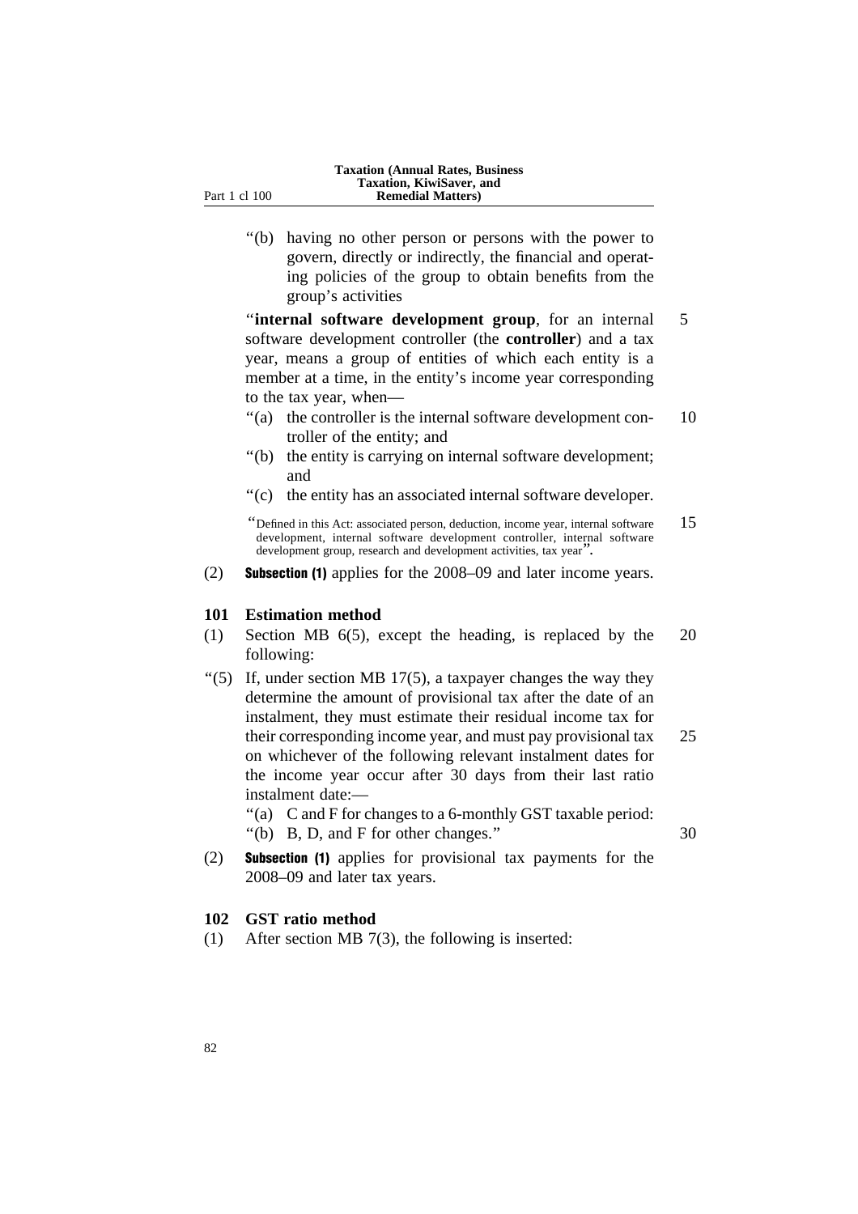"(b) having no other person or persons with the power to govern, directly or indirectly, the financial and operating policies of the group to obtain benefits from the group's activities

"**internal software development group**, for an internal software development controller (the **controller**) and a tax year, means a group of entities of which each entity is a member at a time, in the entity's income year corresponding to the tax year, when—

"(a) the controller is the internal software development controller of the entity; and

"(b) the entity is carrying on internal software development; and

"(c) the entity has an associated internal software developer.

"Defined in this Act: associated person, deduction, income year, internal software development, internal software development controller, internal software development group, research and development activities, tax year".

(2) **Subsection (1)** applies for the 2008–09 and later income years.

### 101 Estimation method

(1) Section MB 6(5), except the heading, is replaced by the following:

"(5) If, under section MB 17(5), a taxpayer changes the way they determine the amount of provisional tax after the date of an instalment, they must estimate their residual income tax for their corresponding income year, and must pay provisional tax on whichever of the following relevant instalment dates for the income year occur after 30 days from their last ratio instalment date:—

"(a) C and F for changes to a 6-monthly GST taxable period:

"(b) B, D, and F for other changes."

(2) **Subsection (1)** applies for provisional tax payments for the 2008–09 and later tax years.

### 102 GST ratio method

(1) After section MB 7(3), the following is inserted: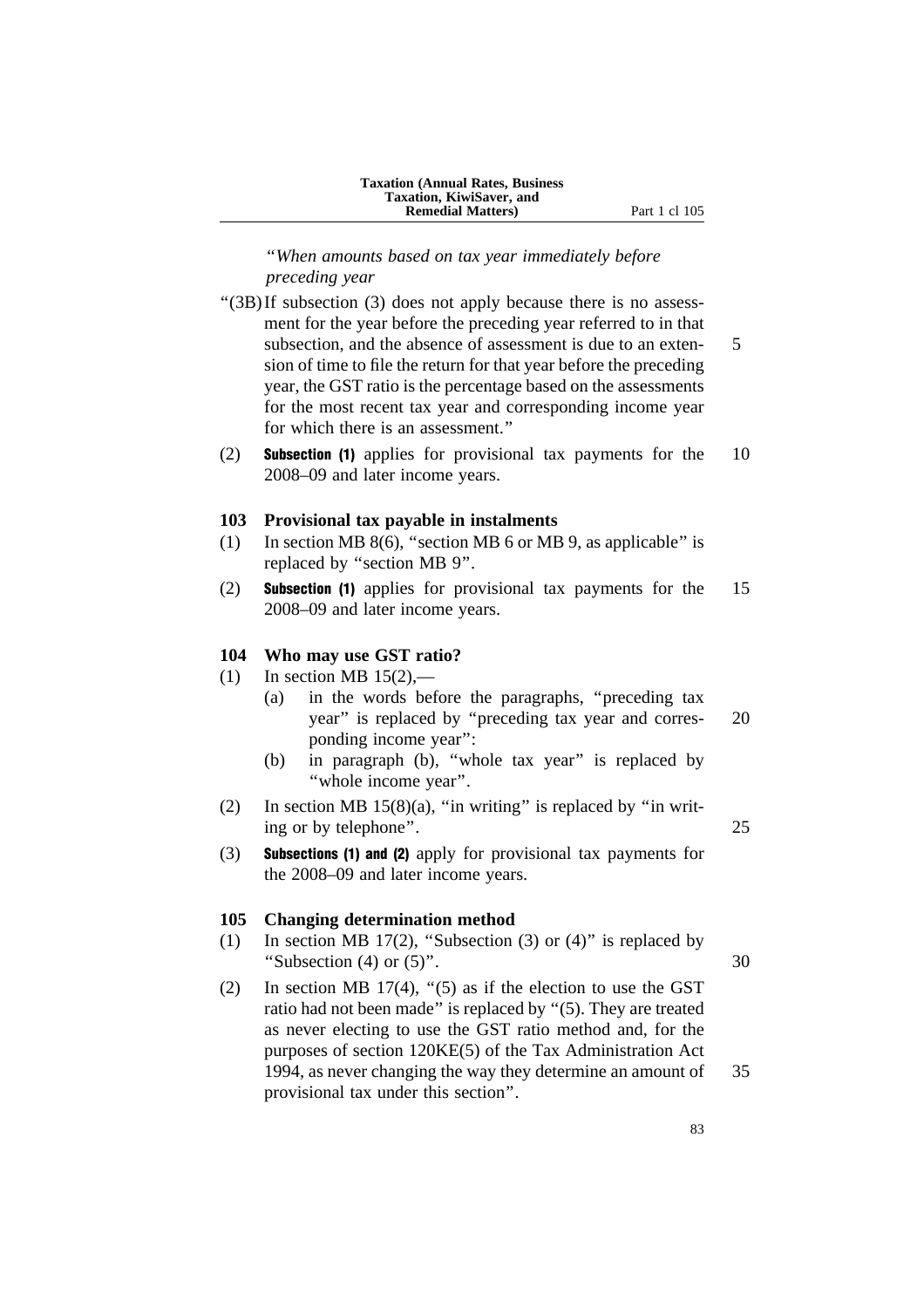*"When amounts based on tax year immediately before preceding year*

"(3B) If subsection (3) does not apply because there is no assessment for the year before the preceding year referred to in that subsection, and the absence of assessment is due to an extension of time to file the return for that year before the preceding year, the GST ratio is the percentage based on the assessments for the most recent tax year and corresponding income year for which there is an assessment."

(2) **Subsection (1)** applies for provisional tax payments for the 2008–09 and later income years.

### 103 Provisional tax payable in instalments

(1) In section MB 8(6), "section MB 6 or MB 9, as applicable" is replaced by "section MB 9".

(2) **Subsection (1)** applies for provisional tax payments for the 2008–09 and later income years.

### 104 Who may use GST ratio?

(1) In section MB 15(2),—

   (a) in the words before the paragraphs, "preceding tax year" is replaced by "preceding tax year and corresponding income year":

   (b) in paragraph (b), "whole tax year" is replaced by "whole income year".

(2) In section MB 15(8)(a), "in writing" is replaced by "in writing or by telephone".

(3) **Subsections (1) and (2)** apply for provisional tax payments for the 2008–09 and later income years.

### 105 Changing determination method

(1) In section MB 17(2), "Subsection (3) or (4)" is replaced by "Subsection (4) or (5)".

(2) In section MB 17(4), "(5) as if the election to use the GST ratio had not been made" is replaced by "(5). They are treated as never electing to use the GST ratio method and, for the purposes of section 120KE(5) of the Tax Administration Act 1994, as never changing the way they determine an amount of provisional tax under this section".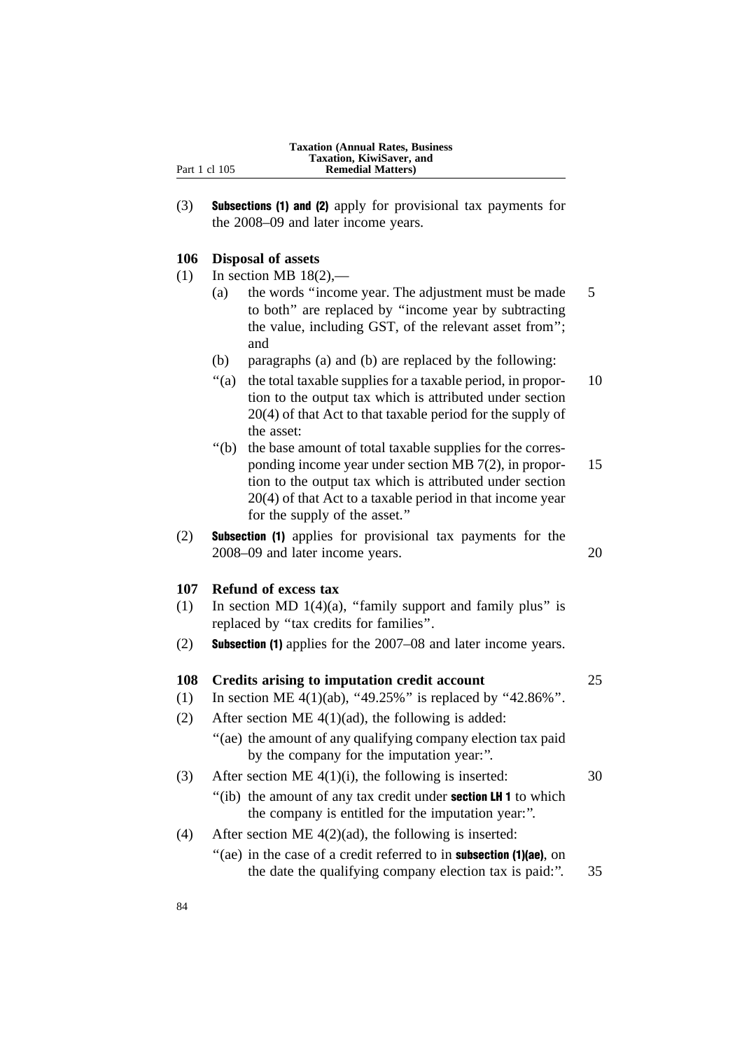(3) **Subsections (1) and (2)** apply for provisional tax payments for the 2008–09 and later income years.

### 106 Disposal of assets

(1) In section MB 18(2),—

(a) the words "income year. The adjustment must be made to both" are replaced by "income year by subtracting the value, including GST, of the relevant asset from"; and

(b) paragraphs (a) and (b) are replaced by the following:

"(a) the total taxable supplies for a taxable period, in proportion to the output tax which is attributed under section 20(4) of that Act to that taxable period for the supply of the asset:

"(b) the base amount of total taxable supplies for the corresponding income year under section MB 7(2), in proportion to the output tax which is attributed under section 20(4) of that Act to a taxable period in that income year for the supply of the asset."

(2) **Subsection (1)** applies for provisional tax payments for the 2008–09 and later income years.

### 107 Refund of excess tax

(1) In section MD 1(4)(a), "family support and family plus" is replaced by "tax credits for families".

(2) **Subsection (1)** applies for the 2007–08 and later income years.

### 108 Credits arising to imputation credit account

(1) In section ME 4(1)(ab), "49.25%" is replaced by "42.86%".

(2) After section ME 4(1)(ad), the following is added:

"(ae) the amount of any qualifying company election tax paid by the company for the imputation year:".

(3) After section ME 4(1)(i), the following is inserted:

"(ib) the amount of any tax credit under **section LH 1** to which the company is entitled for the imputation year:".

(4) After section ME 4(2)(ad), the following is inserted:

"(ae) in the case of a credit referred to in **subsection (1)(ae)**, on the date the qualifying company election tax is paid:".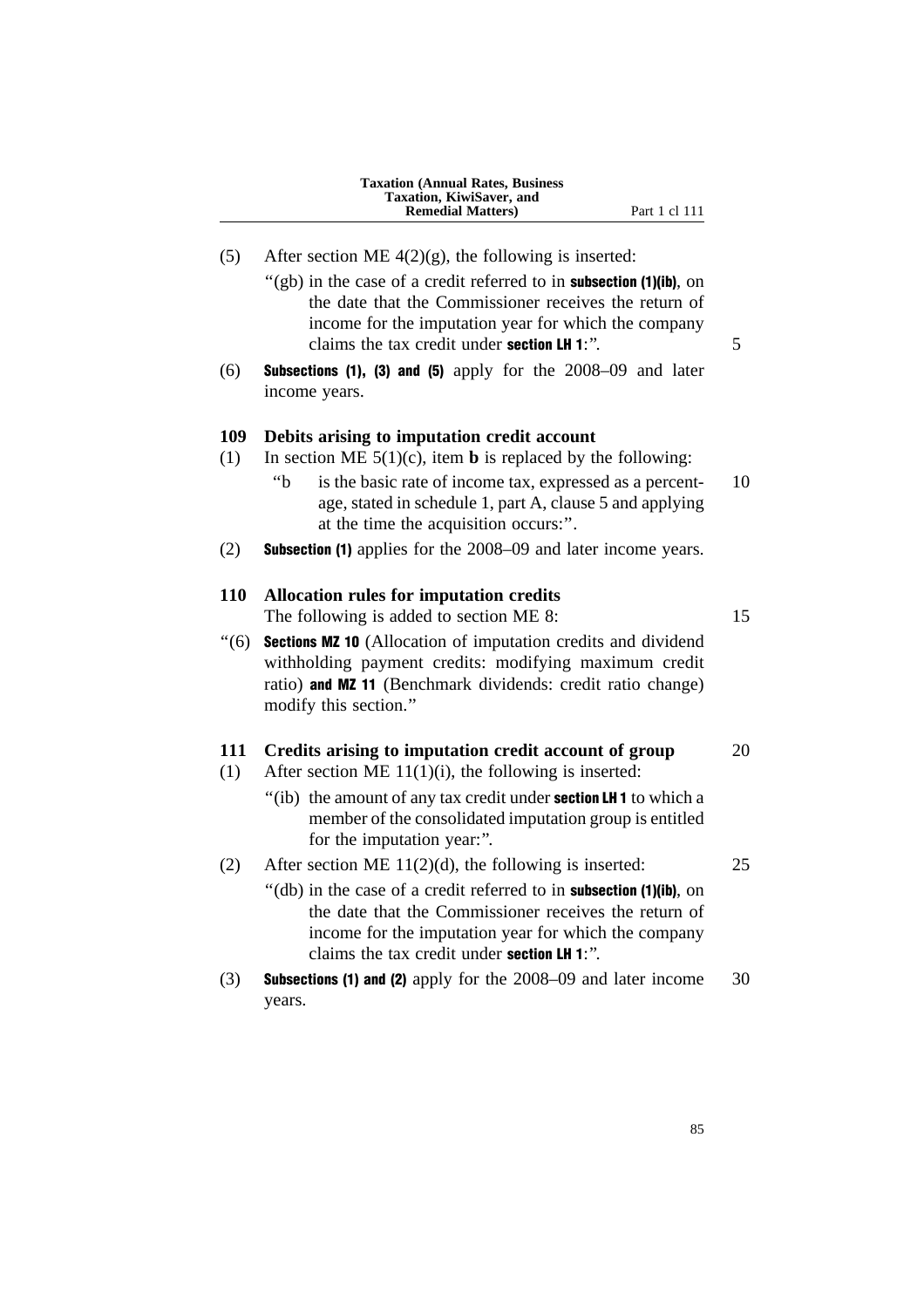(5) After section ME 4(2)(g), the following is inserted:

"(gb) in the case of a credit referred to in **subsection (1)(ib)**, on the date that the Commissioner receives the return of income for the imputation year for which the company claims the tax credit under **section LH 1**:".

(6) **Subsections (1), (3) and (5)** apply for the 2008–09 and later income years.

### 109 Debits arising to imputation credit account

(1) In section ME 5(1)(c), item **b** is replaced by the following:

"b is the basic rate of income tax, expressed as a percentage, stated in schedule 1, part A, clause 5 and applying at the time the acquisition occurs:".

(2) **Subsection (1)** applies for the 2008–09 and later income years.

### 110 Allocation rules for imputation credits

The following is added to section ME 8:

"(6) **Sections MZ 10** (Allocation of imputation credits and dividend withholding payment credits: modifying maximum credit ratio) **and MZ 11** (Benchmark dividends: credit ratio change) modify this section."

### 111 Credits arising to imputation credit account of group

(1) After section ME 11(1)(i), the following is inserted:

"(ib) the amount of any tax credit under **section LH 1** to which a member of the consolidated imputation group is entitled for the imputation year:".

(2) After section ME 11(2)(d), the following is inserted:

"(db) in the case of a credit referred to in **subsection (1)(ib)**, on the date that the Commissioner receives the return of income for the imputation year for which the company claims the tax credit under **section LH 1**:".

(3) **Subsections (1) and (2)** apply for the 2008–09 and later income years.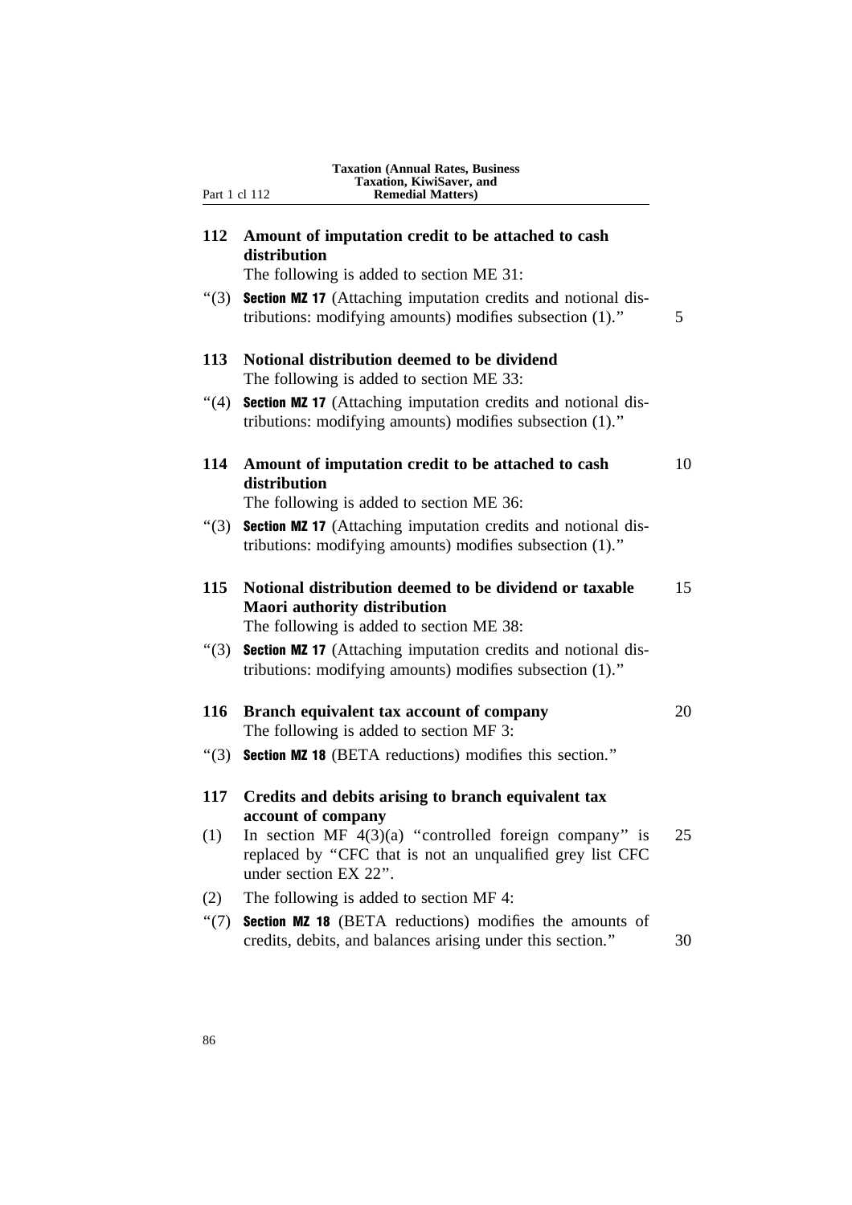## 112 Amount of imputation credit to be attached to cash distribution

The following is added to section ME 31:

"(3) **Section MZ 17** (Attaching imputation credits and notional distributions: modifying amounts) modifies subsection (1)."

## 113 Notional distribution deemed to be dividend

The following is added to section ME 33:

"(4) **Section MZ 17** (Attaching imputation credits and notional distributions: modifying amounts) modifies subsection (1)."

## 114 Amount of imputation credit to be attached to cash distribution

The following is added to section ME 36:

"(3) **Section MZ 17** (Attaching imputation credits and notional distributions: modifying amounts) modifies subsection (1)."

## 115 Notional distribution deemed to be dividend or taxable Maori authority distribution

The following is added to section ME 38:

"(3) **Section MZ 17** (Attaching imputation credits and notional distributions: modifying amounts) modifies subsection (1)."

## 116 Branch equivalent tax account of company

The following is added to section MF 3:

"(3) **Section MZ 18** (BETA reductions) modifies this section."

## 117 Credits and debits arising to branch equivalent tax account of company

(1) In section MF 4(3)(a) "controlled foreign company" is replaced by "CFC that is not an unqualified grey list CFC under section EX 22".

(2) The following is added to section MF 4:

"(7) **Section MZ 18** (BETA reductions) modifies the amounts of credits, debits, and balances arising under this section."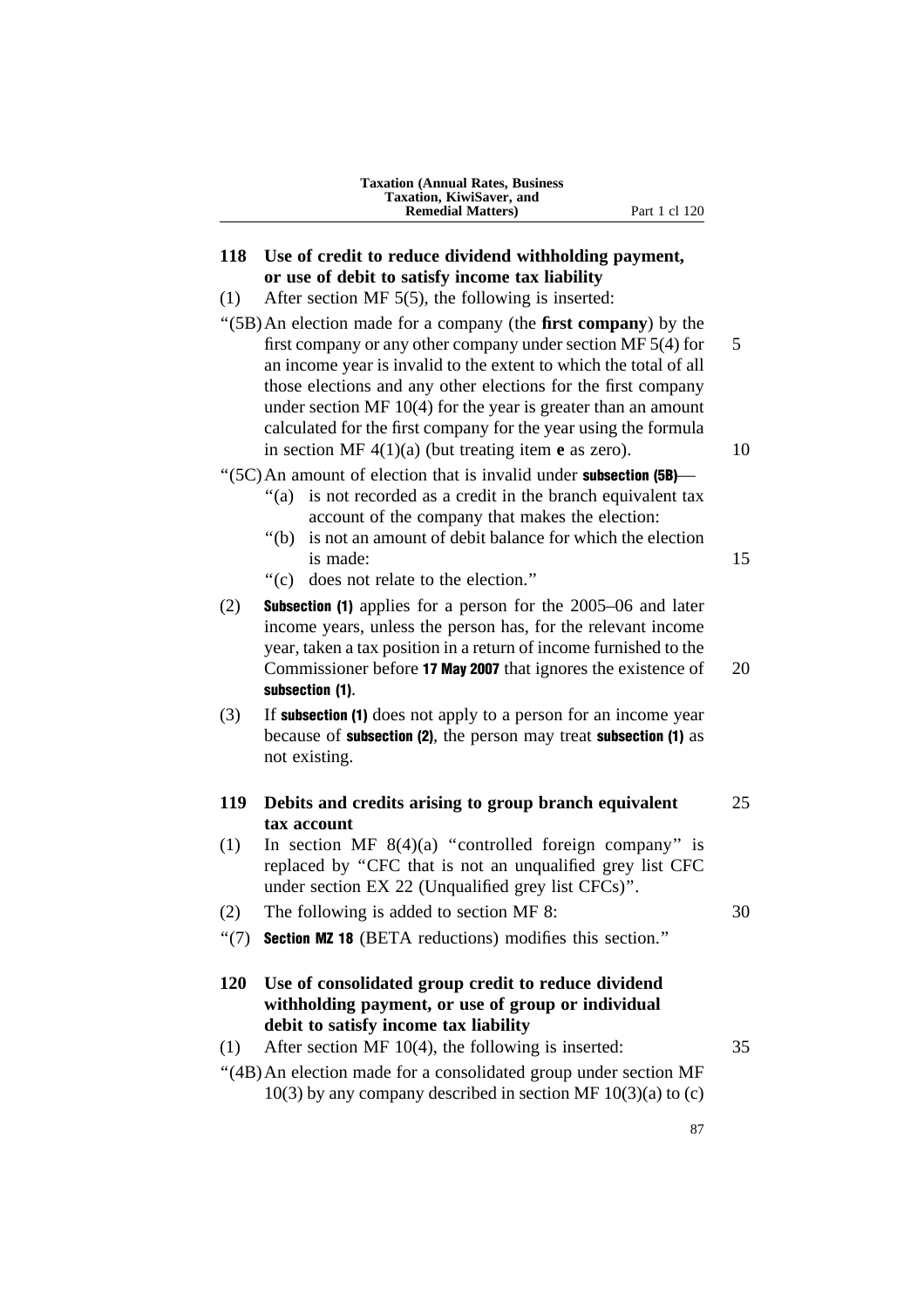## 118 Use of credit to reduce dividend withholding payment, or use of debit to satisfy income tax liability

(1) After section MF 5(5), the following is inserted:

"(5B) An election made for a company (the **first company**) by the first company or any other company under section MF 5(4) for an income year is invalid to the extent to which the total of all those elections and any other elections for the first company under section MF 10(4) for the year is greater than an amount calculated for the first company for the year using the formula in section MF 4(1)(a) (but treating item **e** as zero).

"(5C) An amount of election that is invalid under **subsection (5B)**—

"(a) is not recorded as a credit in the branch equivalent tax account of the company that makes the election:

"(b) is not an amount of debit balance for which the election is made:

"(c) does not relate to the election."

(2) **Subsection (1)** applies for a person for the 2005–06 and later income years, unless the person has, for the relevant income year, taken a tax position in a return of income furnished to the Commissioner before **17 May 2007** that ignores the existence of **subsection (1)**.

(3) If **subsection (1)** does not apply to a person for an income year because of **subsection (2)**, the person may treat **subsection (1)** as not existing.

## 119 Debits and credits arising to group branch equivalent tax account

(1) In section MF 8(4)(a) "controlled foreign company" is replaced by "CFC that is not an unqualified grey list CFC under section EX 22 (Unqualified grey list CFCs)".

(2) The following is added to section MF 8:

"(7) **Section MZ 18** (BETA reductions) modifies this section."

## 120 Use of consolidated group credit to reduce dividend withholding payment, or use of group or individual debit to satisfy income tax liability

(1) After section MF 10(4), the following is inserted:

"(4B) An election made for a consolidated group under section MF 10(3) by any company described in section MF 10(3)(a) to (c)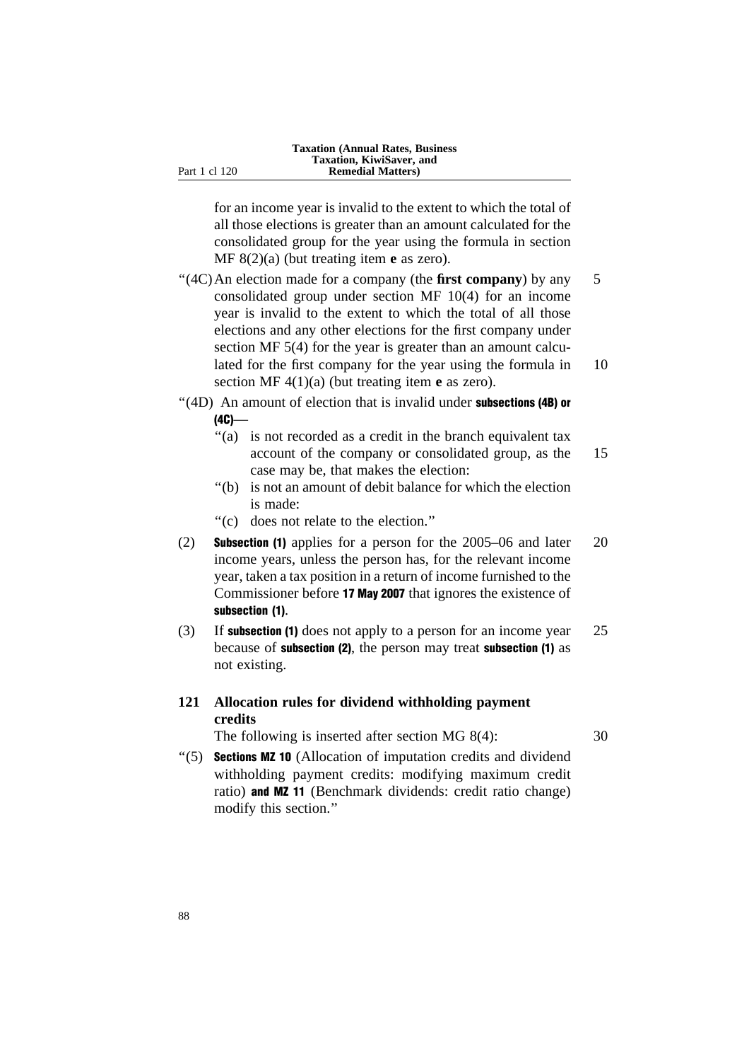for an income year is invalid to the extent to which the total of all those elections is greater than an amount calculated for the consolidated group for the year using the formula in section MF 8(2)(a) (but treating item **e** as zero).

"(4C) An election made for a company (the **first company**) by any consolidated group under section MF 10(4) for an income year is invalid to the extent to which the total of all those elections and any other elections for the first company under section MF 5(4) for the year is greater than an amount calculated for the first company for the year using the formula in section MF 4(1)(a) (but treating item **e** as zero).

"(4D) An amount of election that is invalid under **subsections (4B) or (4C)**—

"(a) is not recorded as a credit in the branch equivalent tax account of the company or consolidated group, as the case may be, that makes the election:

"(b) is not an amount of debit balance for which the election is made:

"(c) does not relate to the election."

(2) **Subsection (1)** applies for a person for the 2005–06 and later income years, unless the person has, for the relevant income year, taken a tax position in a return of income furnished to the Commissioner before **17 May 2007** that ignores the existence of **subsection (1)**.

(3) If **subsection (1)** does not apply to a person for an income year because of **subsection (2)**, the person may treat **subsection (1)** as not existing.

### 121 Allocation rules for dividend withholding payment credits

The following is inserted after section MG 8(4):

"(5) **Sections MZ 10** (Allocation of imputation credits and dividend withholding payment credits: modifying maximum credit ratio) **and MZ 11** (Benchmark dividends: credit ratio change) modify this section."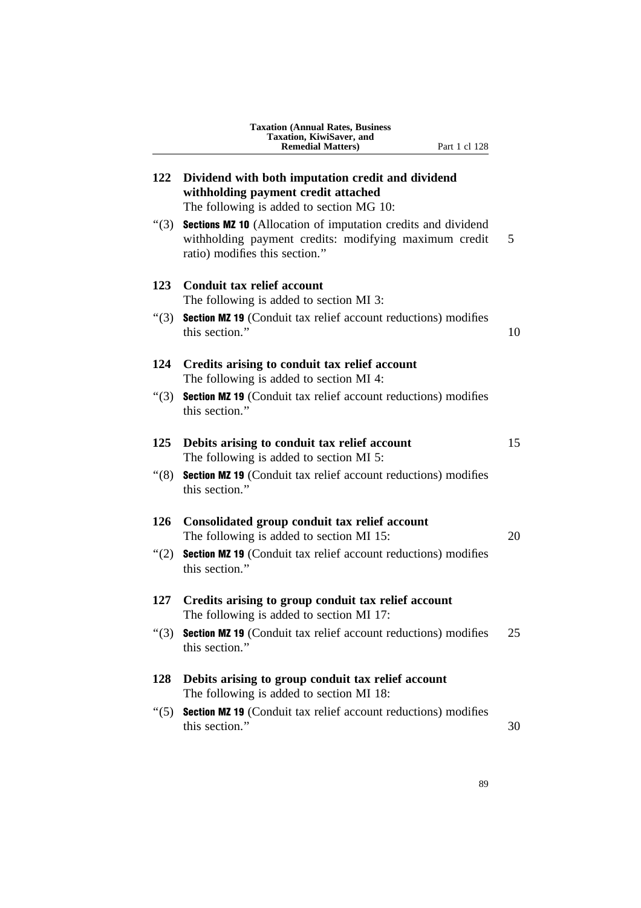## 122 Dividend with both imputation credit and dividend withholding payment credit attached

The following is added to section MG 10:

"(3) **Sections MZ 10** (Allocation of imputation credits and dividend withholding payment credits: modifying maximum credit ratio) modifies this section."

## 123 Conduit tax relief account

The following is added to section MI 3:

"(3) **Section MZ 19** (Conduit tax relief account reductions) modifies this section."

## 124 Credits arising to conduit tax relief account

The following is added to section MI 4:

"(3) **Section MZ 19** (Conduit tax relief account reductions) modifies this section."

## 125 Debits arising to conduit tax relief account

The following is added to section MI 5:

"(8) **Section MZ 19** (Conduit tax relief account reductions) modifies this section."

## 126 Consolidated group conduit tax relief account

The following is added to section MI 15:

"(2) **Section MZ 19** (Conduit tax relief account reductions) modifies this section."

## 127 Credits arising to group conduit tax relief account

The following is added to section MI 17:

"(3) **Section MZ 19** (Conduit tax relief account reductions) modifies this section."

## 128 Debits arising to group conduit tax relief account

The following is added to section MI 18:

"(5) **Section MZ 19** (Conduit tax relief account reductions) modifies this section."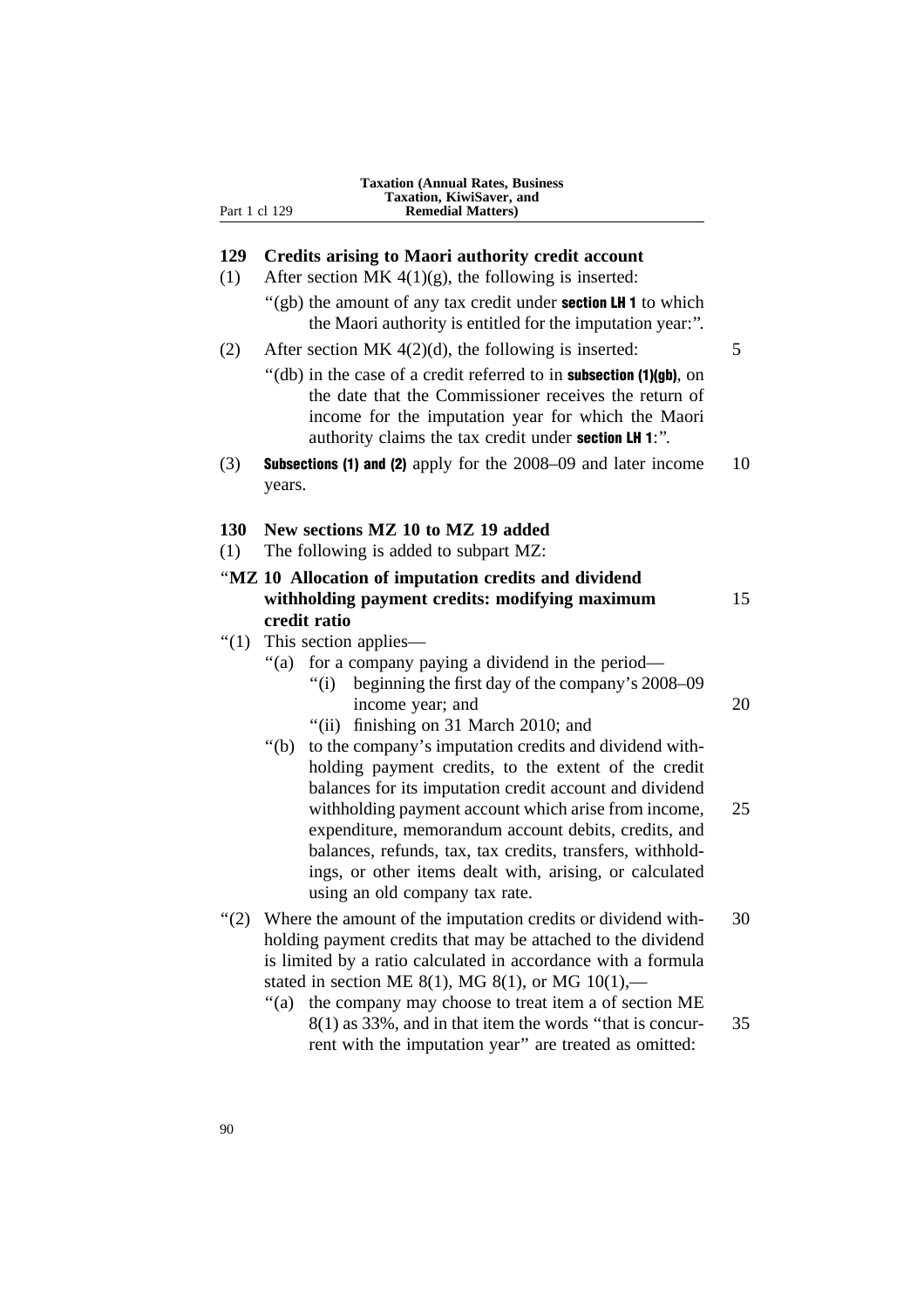## 129 Credits arising to Maori authority credit account

(1) After section MK 4(1)(g), the following is inserted:

"(gb) the amount of any tax credit under **section LH 1** to which the Maori authority is entitled for the imputation year:".

(2) After section MK 4(2)(d), the following is inserted:

"(db) in the case of a credit referred to in **subsection (1)(gb)**, on the date that the Commissioner receives the return of income for the imputation year for which the Maori authority claims the tax credit under **section LH 1**:".

(3) **Subsections (1) and (2)** apply for the 2008–09 and later income years.

## 130 New sections MZ 10 to MZ 19 added

(1) The following is added to subpart MZ:

### "MZ 10 Allocation of imputation credits and dividend withholding payment credits: modifying maximum credit ratio

"(1) This section applies—

"(a) for a company paying a dividend in the period—

"(i) beginning the first day of the company's 2008–09 income year; and

"(ii) finishing on 31 March 2010; and

"(b) to the company's imputation credits and dividend withholding payment credits, to the extent of the credit balances for its imputation credit account and dividend withholding payment account which arise from income, expenditure, memorandum account debits, credits, and balances, refunds, tax, tax credits, transfers, withholdings, or other items dealt with, arising, or calculated using an old company tax rate.

"(2) Where the amount of the imputation credits or dividend withholding payment credits that may be attached to the dividend is limited by a ratio calculated in accordance with a formula stated in section ME 8(1), MG 8(1), or MG 10(1),—

"(a) the company may choose to treat item a of section ME 8(1) as 33%, and in that item the words "that is concurrent with the imputation year" are treated as omitted: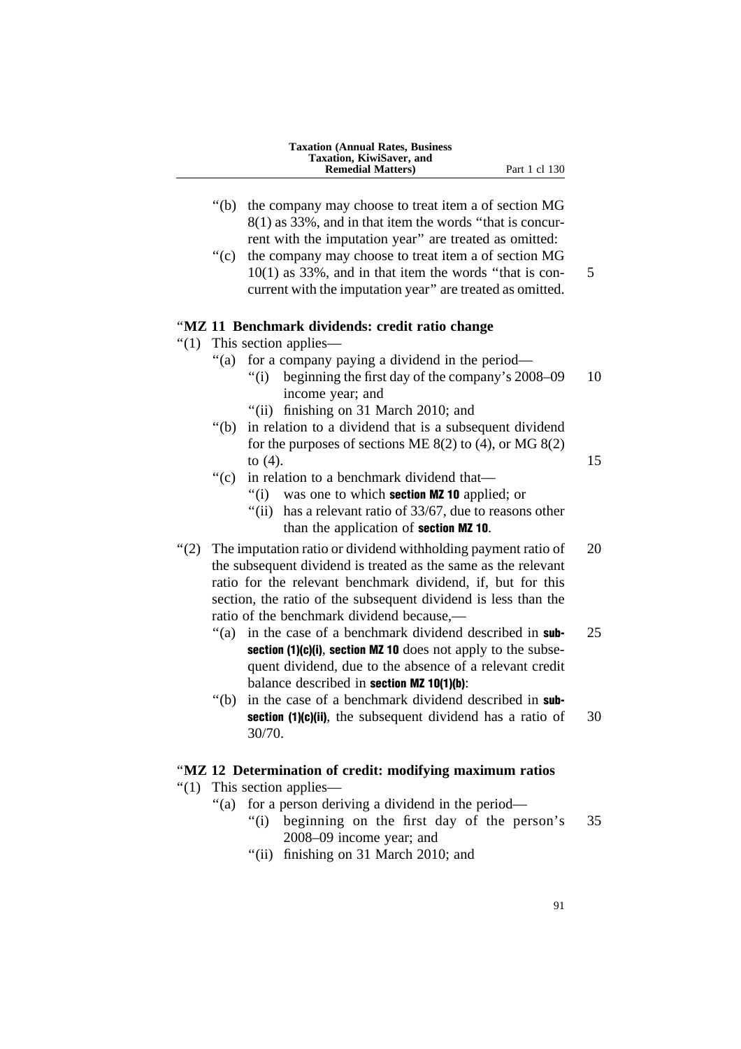“(b) the company may choose to treat item a of section MG 8(1) as 33%, and in that item the words “that is concurrent with the imputation year” are treated as omitted:

“(c) the company may choose to treat item a of section MG 10(1) as 33%, and in that item the words “that is concurrent with the imputation year” are treated as omitted.

### “MZ 11 Benchmark dividends: credit ratio change

“(1) This section applies—

“(a) for a company paying a dividend in the period—

“(i) beginning the first day of the company’s 2008–09 income year; and

“(ii) finishing on 31 March 2010; and

“(b) in relation to a dividend that is a subsequent dividend for the purposes of sections ME 8(2) to (4), or MG 8(2) to (4).

“(c) in relation to a benchmark dividend that—

“(i) was one to which **section MZ 10** applied; or

“(ii) has a relevant ratio of 33/67, due to reasons other than the application of **section MZ 10**.

“(2) The imputation ratio or dividend withholding payment ratio of the subsequent dividend is treated as the same as the relevant ratio for the relevant benchmark dividend, if, but for this section, the ratio of the subsequent dividend is less than the ratio of the benchmark dividend because,—

“(a) in the case of a benchmark dividend described in **subsection (1)(c)(i)**, **section MZ 10** does not apply to the subsequent dividend, due to the absence of a relevant credit balance described in **section MZ 10(1)(b)**:

“(b) in the case of a benchmark dividend described in **subsection (1)(c)(ii)**, the subsequent dividend has a ratio of 30/70.

### “MZ 12 Determination of credit: modifying maximum ratios

“(1) This section applies—

“(a) for a person deriving a dividend in the period—

“(i) beginning on the first day of the person’s 2008–09 income year; and

“(ii) finishing on 31 March 2010; and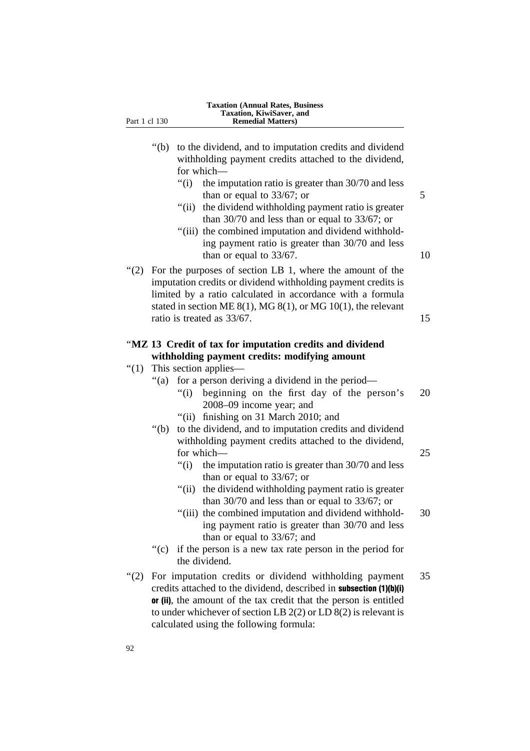“(b) to the dividend, and to imputation credits and dividend withholding payment credits attached to the dividend, for which—

“(i) the imputation ratio is greater than 30/70 and less than or equal to 33/67; or

“(ii) the dividend withholding payment ratio is greater than 30/70 and less than or equal to 33/67; or

“(iii) the combined imputation and dividend withholding payment ratio is greater than 30/70 and less than or equal to 33/67.

“(2) For the purposes of section LB 1, where the amount of the imputation credits or dividend withholding payment credits is limited by a ratio calculated in accordance with a formula stated in section ME 8(1), MG 8(1), or MG 10(1), the relevant ratio is treated as 33/67.

### “MZ 13 Credit of tax for imputation credits and dividend withholding payment credits: modifying amount

“(1) This section applies—

“(a) for a person deriving a dividend in the period—

“(i) beginning on the first day of the person’s 2008–09 income year; and

“(ii) finishing on 31 March 2010; and

“(b) to the dividend, and to imputation credits and dividend withholding payment credits attached to the dividend, for which—

“(i) the imputation ratio is greater than 30/70 and less than or equal to 33/67; or

“(ii) the dividend withholding payment ratio is greater than 30/70 and less than or equal to 33/67; or

“(iii) the combined imputation and dividend withholding payment ratio is greater than 30/70 and less than or equal to 33/67; and

“(c) if the person is a new tax rate person in the period for the dividend.

“(2) For imputation credits or dividend withholding payment credits attached to the dividend, described in **subsection (1)(b)(i) or (ii)**, the amount of the tax credit that the person is entitled to under whichever of section LB 2(2) or LD 8(2) is relevant is calculated using the following formula: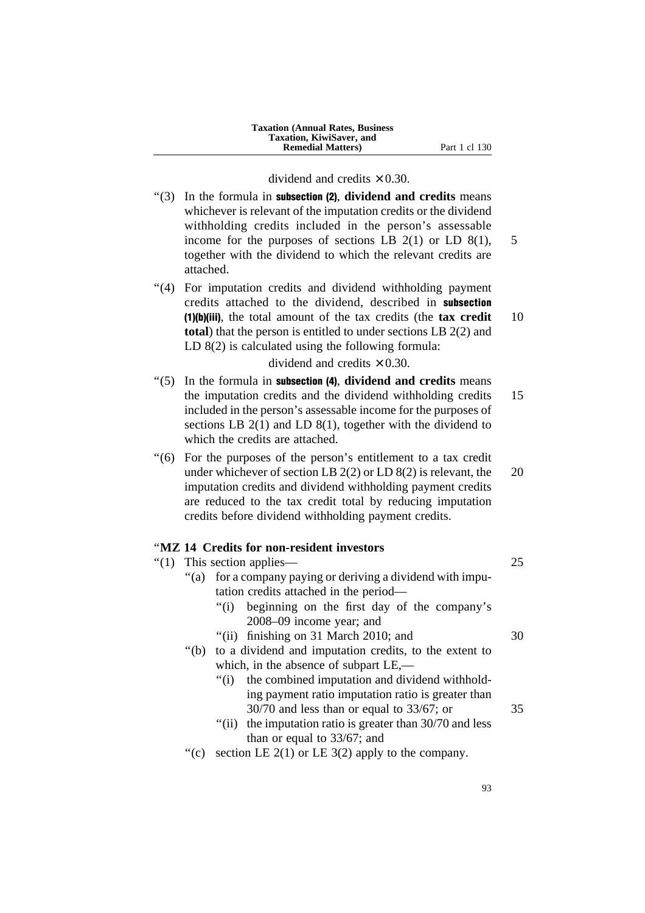dividend and credits × 0.30.

“(3) In the formula in **subsection (2)**, **dividend and credits** means whichever is relevant of the imputation credits or the dividend withholding credits included in the person’s assessable income for the purposes of sections LB 2(1) or LD 8(1), together with the dividend to which the relevant credits are attached.

“(4) For imputation credits and dividend withholding payment credits attached to the dividend, described in **subsection (1)(b)(iii)**, the total amount of the tax credits (the **tax credit total**) that the person is entitled to under sections LB 2(2) and LD 8(2) is calculated using the following formula:

dividend and credits × 0.30.

“(5) In the formula in **subsection (4)**, **dividend and credits** means the imputation credits and the dividend withholding credits included in the person’s assessable income for the purposes of sections LB 2(1) and LD 8(1), together with the dividend to which the credits are attached.

“(6) For the purposes of the person’s entitlement to a tax credit under whichever of section LB 2(2) or LD 8(2) is relevant, the imputation credits and dividend withholding payment credits are reduced to the tax credit total by reducing imputation credits before dividend withholding payment credits.

### “MZ 14 Credits for non-resident investors

“(1) This section applies—

“(a) for a company paying or deriving a dividend with imputation credits attached in the period—

“(i) beginning on the first day of the company’s 2008–09 income year; and

“(ii) finishing on 31 March 2010; and

“(b) to a dividend and imputation credits, to the extent to which, in the absence of subpart LE,—

“(i) the combined imputation and dividend withholding payment ratio imputation ratio is greater than 30/70 and less than or equal to 33/67; or

“(ii) the imputation ratio is greater than 30/70 and less than or equal to 33/67; and

“(c) section LE 2(1) or LE 3(2) apply to the company.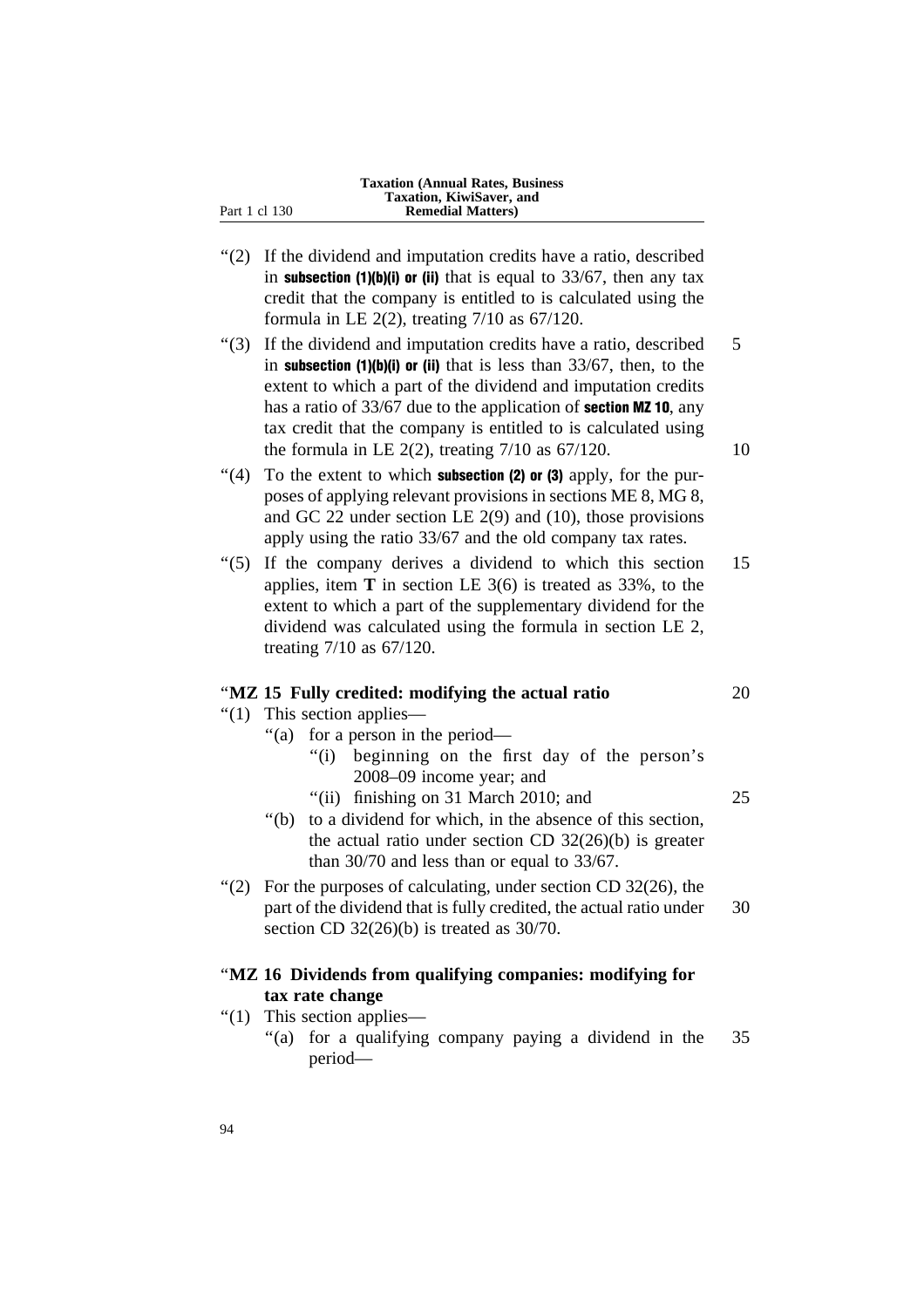"(2) If the dividend and imputation credits have a ratio, described in **subsection (1)(b)(i) or (ii)** that is equal to 33/67, then any tax credit that the company is entitled to is calculated using the formula in LE 2(2), treating 7/10 as 67/120.

"(3) If the dividend and imputation credits have a ratio, described in **subsection (1)(b)(i) or (ii)** that is less than 33/67, then, to the extent to which a part of the dividend and imputation credits has a ratio of 33/67 due to the application of **section MZ 10**, any tax credit that the company is entitled to is calculated using the formula in LE 2(2), treating 7/10 as 67/120.

"(4) To the extent to which **subsection (2) or (3)** apply, for the purposes of applying relevant provisions in sections ME 8, MG 8, and GC 22 under section LE 2(9) and (10), those provisions apply using the ratio 33/67 and the old company tax rates.

"(5) If the company derives a dividend to which this section applies, item **T** in section LE 3(6) is treated as 33%, to the extent to which a part of the supplementary dividend for the dividend was calculated using the formula in section LE 2, treating 7/10 as 67/120.

### "MZ 15 Fully credited: modifying the actual ratio

"(1) This section applies—

"(a) for a person in the period—

"(i) beginning on the first day of the person's 2008–09 income year; and

"(ii) finishing on 31 March 2010; and

"(b) to a dividend for which, in the absence of this section, the actual ratio under section CD 32(26)(b) is greater than 30/70 and less than or equal to 33/67.

"(2) For the purposes of calculating, under section CD 32(26), the part of the dividend that is fully credited, the actual ratio under section CD 32(26)(b) is treated as 30/70.

### "MZ 16 Dividends from qualifying companies: modifying for tax rate change

"(1) This section applies—

"(a) for a qualifying company paying a dividend in the period—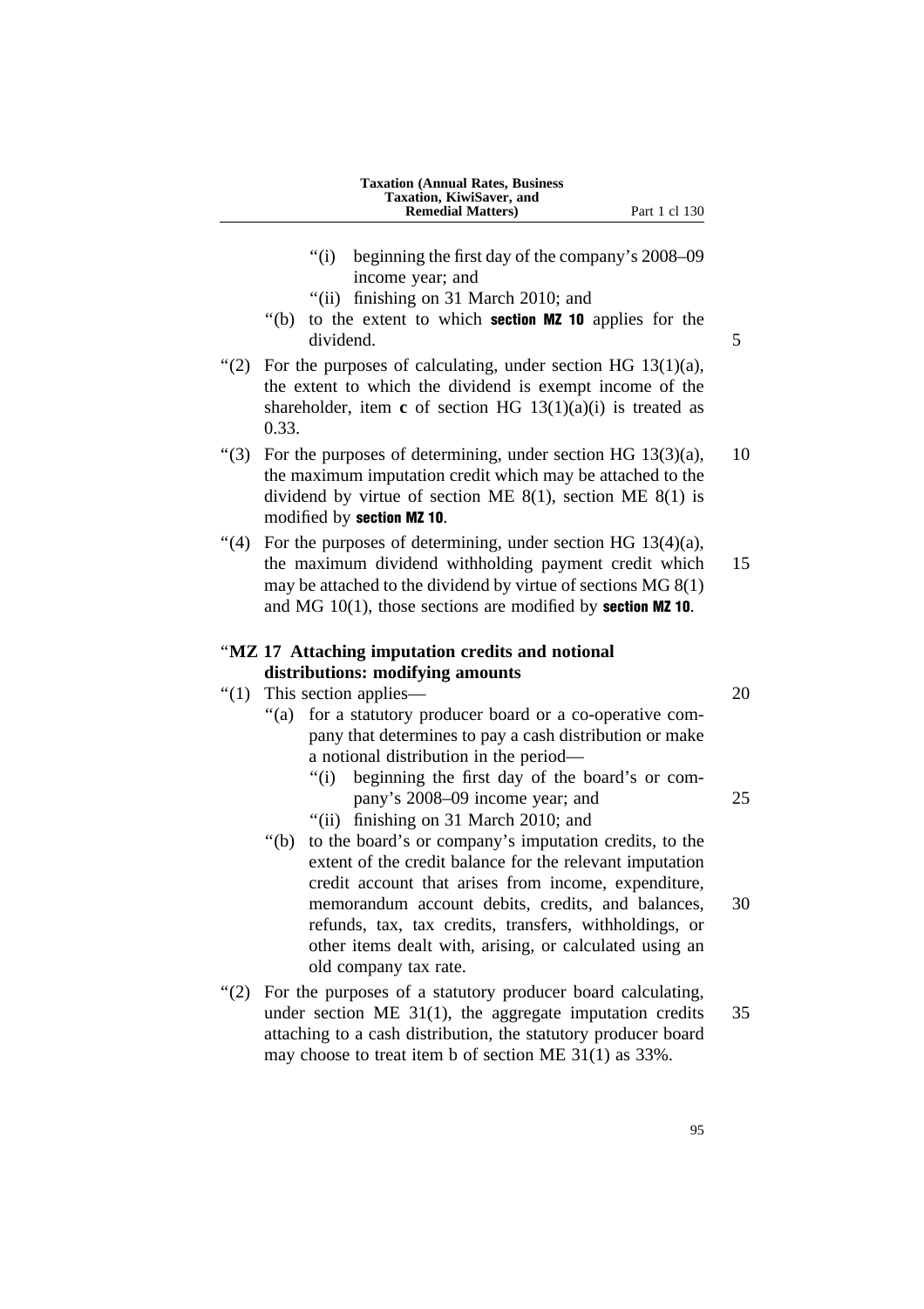"(i) beginning the first day of the company's 2008–09 income year; and

"(ii) finishing on 31 March 2010; and

"(b) to the extent to which **section MZ 10** applies for the dividend.

"(2) For the purposes of calculating, under section HG 13(1)(a), the extent to which the dividend is exempt income of the shareholder, item **c** of section HG 13(1)(a)(i) is treated as 0.33.

"(3) For the purposes of determining, under section HG 13(3)(a), the maximum imputation credit which may be attached to the dividend by virtue of section ME 8(1), section ME 8(1) is modified by **section MZ 10**.

"(4) For the purposes of determining, under section HG 13(4)(a), the maximum dividend withholding payment credit which may be attached to the dividend by virtue of sections MG 8(1) and MG 10(1), those sections are modified by **section MZ 10**.

### "MZ 17 Attaching imputation credits and notional distributions: modifying amounts

"(1) This section applies—

"(a) for a statutory producer board or a co-operative company that determines to pay a cash distribution or make a notional distribution in the period—

"(i) beginning the first day of the board's or company's 2008–09 income year; and

"(ii) finishing on 31 March 2010; and

"(b) to the board's or company's imputation credits, to the extent of the credit balance for the relevant imputation credit account that arises from income, expenditure, memorandum account debits, credits, and balances, refunds, tax, tax credits, transfers, withholdings, or other items dealt with, arising, or calculated using an old company tax rate.

"(2) For the purposes of a statutory producer board calculating, under section ME 31(1), the aggregate imputation credits attaching to a cash distribution, the statutory producer board may choose to treat item b of section ME 31(1) as 33%.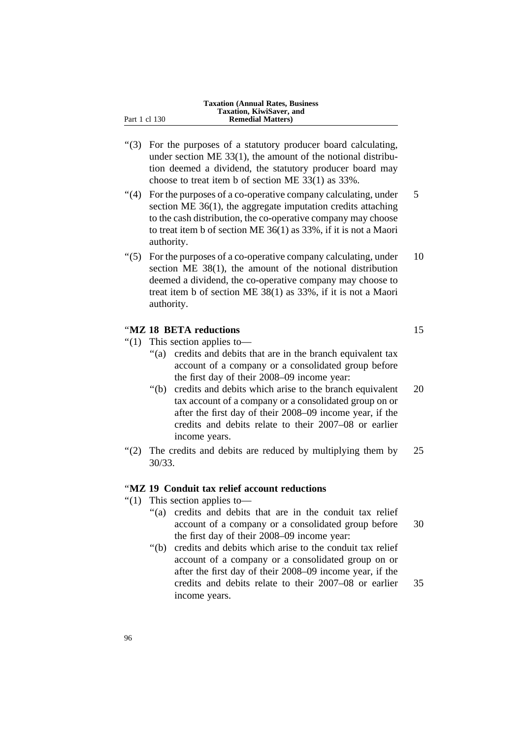"(3) For the purposes of a statutory producer board calculating, under section ME 33(1), the amount of the notional distribution deemed a dividend, the statutory producer board may choose to treat item b of section ME 33(1) as 33%.

"(4) For the purposes of a co-operative company calculating, under section ME 36(1), the aggregate imputation credits attaching to the cash distribution, the co-operative company may choose to treat item b of section ME 36(1) as 33%, if it is not a Maori authority.

"(5) For the purposes of a co-operative company calculating, under section ME 38(1), the amount of the notional distribution deemed a dividend, the co-operative company may choose to treat item b of section ME 38(1) as 33%, if it is not a Maori authority.

"**MZ 18 BETA reductions**

"(1) This section applies to—

"(a) credits and debits that are in the branch equivalent tax account of a company or a consolidated group before the first day of their 2008–09 income year:

"(b) credits and debits which arise to the branch equivalent tax account of a company or a consolidated group on or after the first day of their 2008–09 income year, if the credits and debits relate to their 2007–08 or earlier income years.

"(2) The credits and debits are reduced by multiplying them by 30/33.

"**MZ 19 Conduit tax relief account reductions**

"(1) This section applies to—

"(a) credits and debits that are in the conduit tax relief account of a company or a consolidated group before the first day of their 2008–09 income year:

"(b) credits and debits which arise to the conduit tax relief account of a company or a consolidated group on or after the first day of their 2008–09 income year, if the credits and debits relate to their 2007–08 or earlier income years.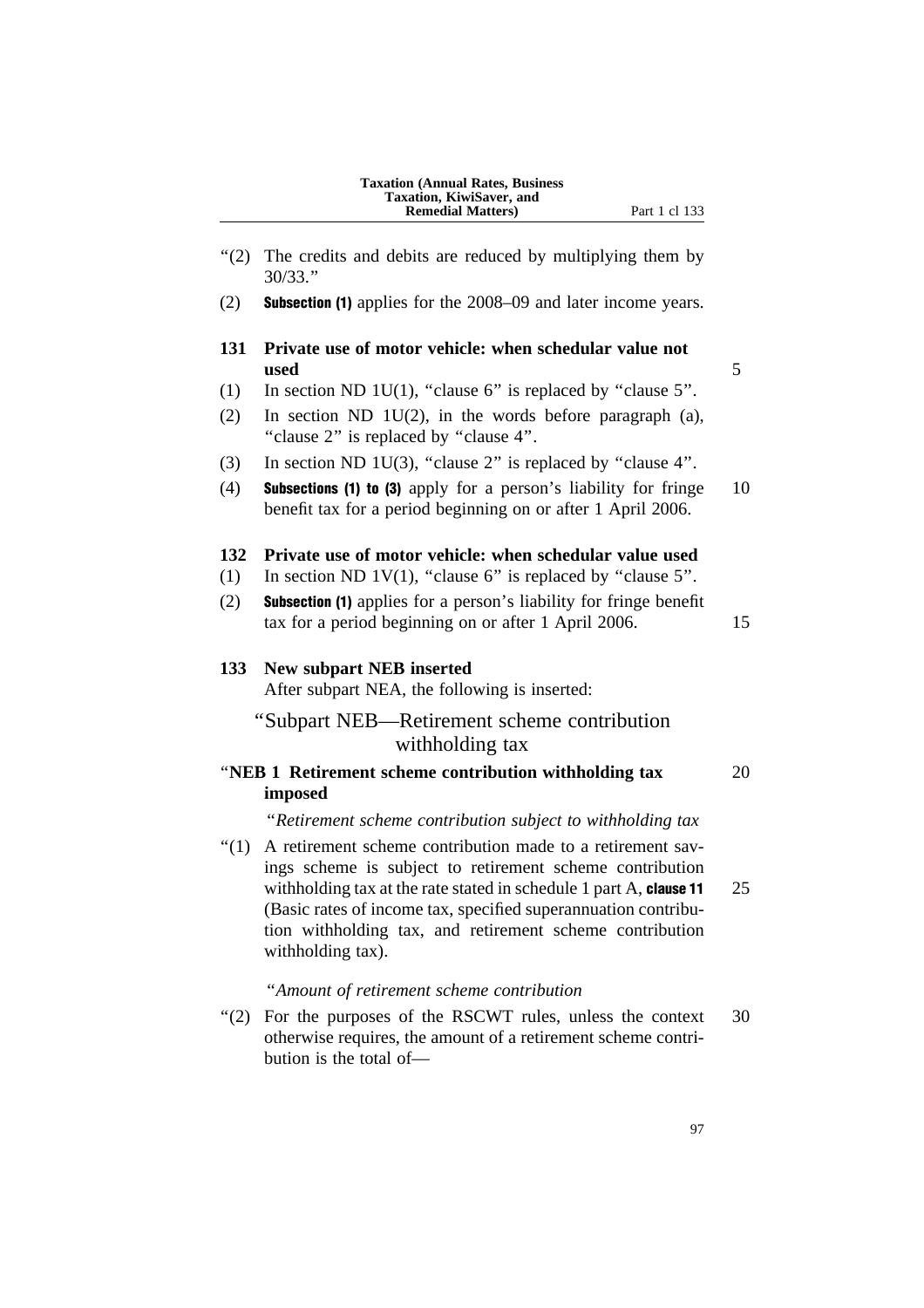"(2) The credits and debits are reduced by multiplying them by 30/33."

(2) **Subsection (1)** applies for the 2008–09 and later income years.

### 131 Private use of motor vehicle: when schedular value not used

(1) In section ND 1U(1), "clause 6" is replaced by "clause 5".

(2) In section ND 1U(2), in the words before paragraph (a), "clause 2" is replaced by "clause 4".

(3) In section ND 1U(3), "clause 2" is replaced by "clause 4".

(4) **Subsections (1) to (3)** apply for a person's liability for fringe benefit tax for a period beginning on or after 1 April 2006.

### 132 Private use of motor vehicle: when schedular value used

(1) In section ND 1V(1), "clause 6" is replaced by "clause 5".

(2) **Subsection (1)** applies for a person's liability for fringe benefit tax for a period beginning on or after 1 April 2006.

### 133 New subpart NEB inserted

After subpart NEA, the following is inserted:

"Subpart NEB—Retirement scheme contribution withholding tax

**"NEB 1 Retirement scheme contribution withholding tax imposed**

*"Retirement scheme contribution subject to withholding tax*

"(1) A retirement scheme contribution made to a retirement savings scheme is subject to retirement scheme contribution withholding tax at the rate stated in schedule 1 part A, **clause 11** (Basic rates of income tax, specified superannuation contribution withholding tax, and retirement scheme contribution withholding tax).

*"Amount of retirement scheme contribution*

"(2) For the purposes of the RSCWT rules, unless the context otherwise requires, the amount of a retirement scheme contribution is the total of—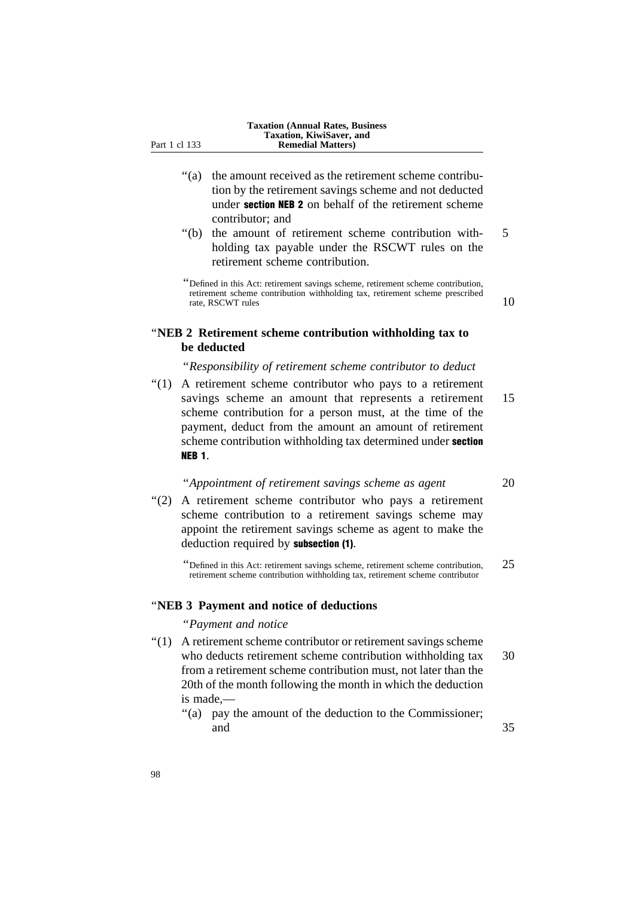“(a) the amount received as the retirement scheme contribution by the retirement savings scheme and not deducted under **section NEB 2** on behalf of the retirement scheme contributor; and

“(b) the amount of retirement scheme contribution withholding tax payable under the RSCWT rules on the retirement scheme contribution.

“Defined in this Act: retirement savings scheme, retirement scheme contribution, retirement scheme contribution withholding tax, retirement scheme prescribed rate, RSCWT rules

### “NEB 2 Retirement scheme contribution withholding tax to be deducted

“*Responsibility of retirement scheme contributor to deduct*

“(1) A retirement scheme contributor who pays to a retirement savings scheme an amount that represents a retirement scheme contribution for a person must, at the time of the payment, deduct from the amount an amount of retirement scheme contribution withholding tax determined under **section NEB 1**.

“*Appointment of retirement savings scheme as agent*

“(2) A retirement scheme contributor who pays a retirement scheme contribution to a retirement savings scheme may appoint the retirement savings scheme as agent to make the deduction required by **subsection (1)**.

“Defined in this Act: retirement savings scheme, retirement scheme contribution, retirement scheme contribution withholding tax, retirement scheme contributor

### “NEB 3 Payment and notice of deductions

“*Payment and notice*

“(1) A retirement scheme contributor or retirement savings scheme who deducts retirement scheme contribution withholding tax from a retirement scheme contribution must, not later than the 20th of the month following the month in which the deduction is made,—

“(a) pay the amount of the deduction to the Commissioner; and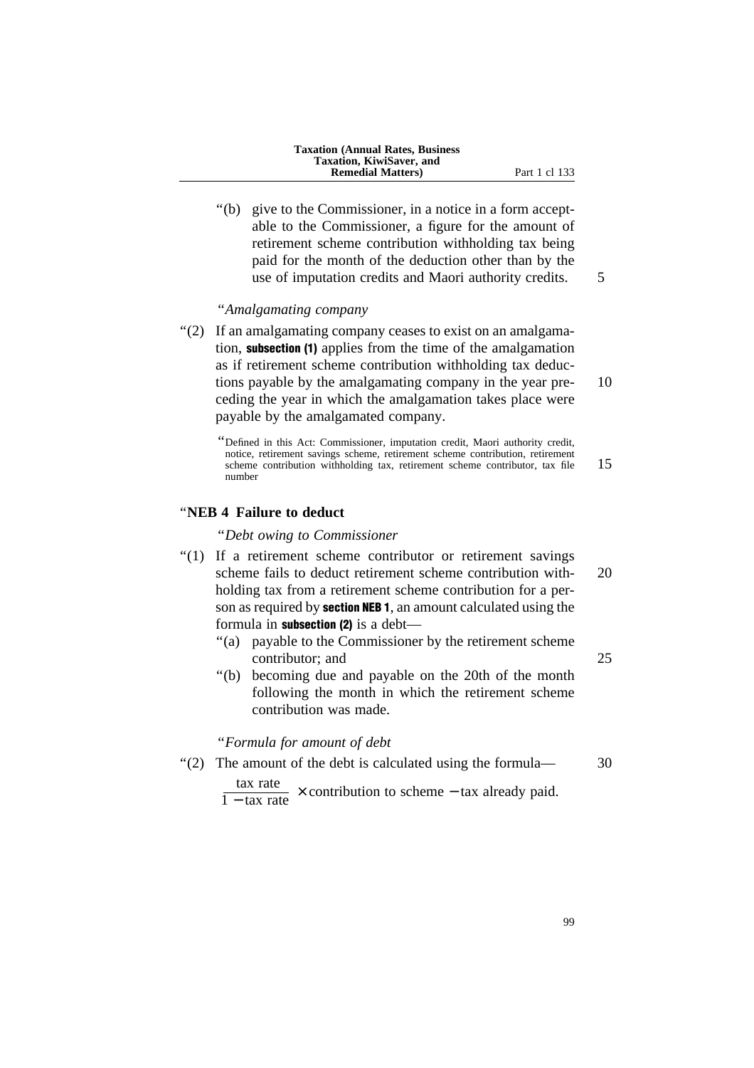“(b) give to the Commissioner, in a notice in a form acceptable to the Commissioner, a figure for the amount of retirement scheme contribution withholding tax being paid for the month of the deduction other than by the use of imputation credits and Maori authority credits.

*“Amalgamating company*

“(2) If an amalgamating company ceases to exist on an amalgamation, **subsection (1)** applies from the time of the amalgamation as if retirement scheme contribution withholding tax deductions payable by the amalgamating company in the year preceding the year in which the amalgamation takes place were payable by the amalgamated company.

“Defined in this Act: Commissioner, imputation credit, Maori authority credit, notice, retirement savings scheme, retirement scheme contribution, retirement scheme contribution withholding tax, retirement scheme contributor, tax file number

### “NEB 4 Failure to deduct

*“Debt owing to Commissioner*

“(1) If a retirement scheme contributor or retirement savings scheme fails to deduct retirement scheme contribution withholding tax from a retirement scheme contribution for a person as required by **section NEB 1**, an amount calculated using the formula in **subsection (2)** is a debt—

“(a) payable to the Commissioner by the retirement scheme contributor; and

“(b) becoming due and payable on the 20th of the month following the month in which the retirement scheme contribution was made.

*“Formula for amount of debt*

“(2) The amount of the debt is calculated using the formula—

$$\frac{\text{tax rate}}{1 - \text{tax rate}} \times \text{contribution to scheme} - \text{tax already paid.}$$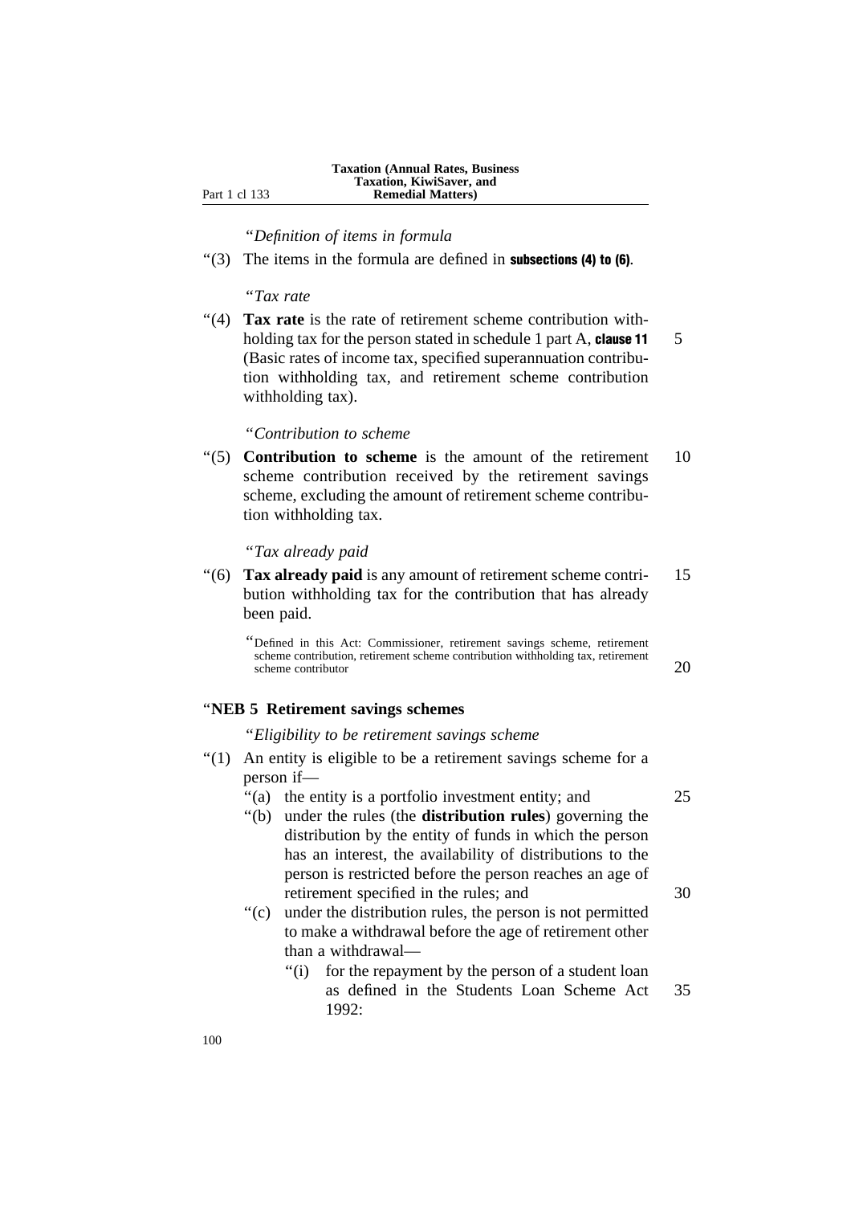"*Definition of items in formula*

"(3) The items in the formula are defined in **subsections (4) to (6)**.

"*Tax rate*

"(4) **Tax rate** is the rate of retirement scheme contribution withholding tax for the person stated in schedule 1 part A, **clause 11** (Basic rates of income tax, specified superannuation contribution withholding tax, and retirement scheme contribution withholding tax).

"*Contribution to scheme*

"(5) **Contribution to scheme** is the amount of the retirement scheme contribution received by the retirement savings scheme, excluding the amount of retirement scheme contribution withholding tax.

"*Tax already paid*

"(6) **Tax already paid** is any amount of retirement scheme contribution withholding tax for the contribution that has already been paid.

"Defined in this Act: Commissioner, retirement savings scheme, retirement scheme contribution, retirement scheme contribution withholding tax, retirement scheme contributor

"**NEB 5 Retirement savings schemes**

"*Eligibility to be retirement savings scheme*

"(1) An entity is eligible to be a retirement savings scheme for a person if—

"(a) the entity is a portfolio investment entity; and

"(b) under the rules (the **distribution rules**) governing the distribution by the entity of funds in which the person has an interest, the availability of distributions to the person is restricted before the person reaches an age of retirement specified in the rules; and

"(c) under the distribution rules, the person is not permitted to make a withdrawal before the age of retirement other than a withdrawal—

"(i) for the repayment by the person of a student loan as defined in the Students Loan Scheme Act 1992: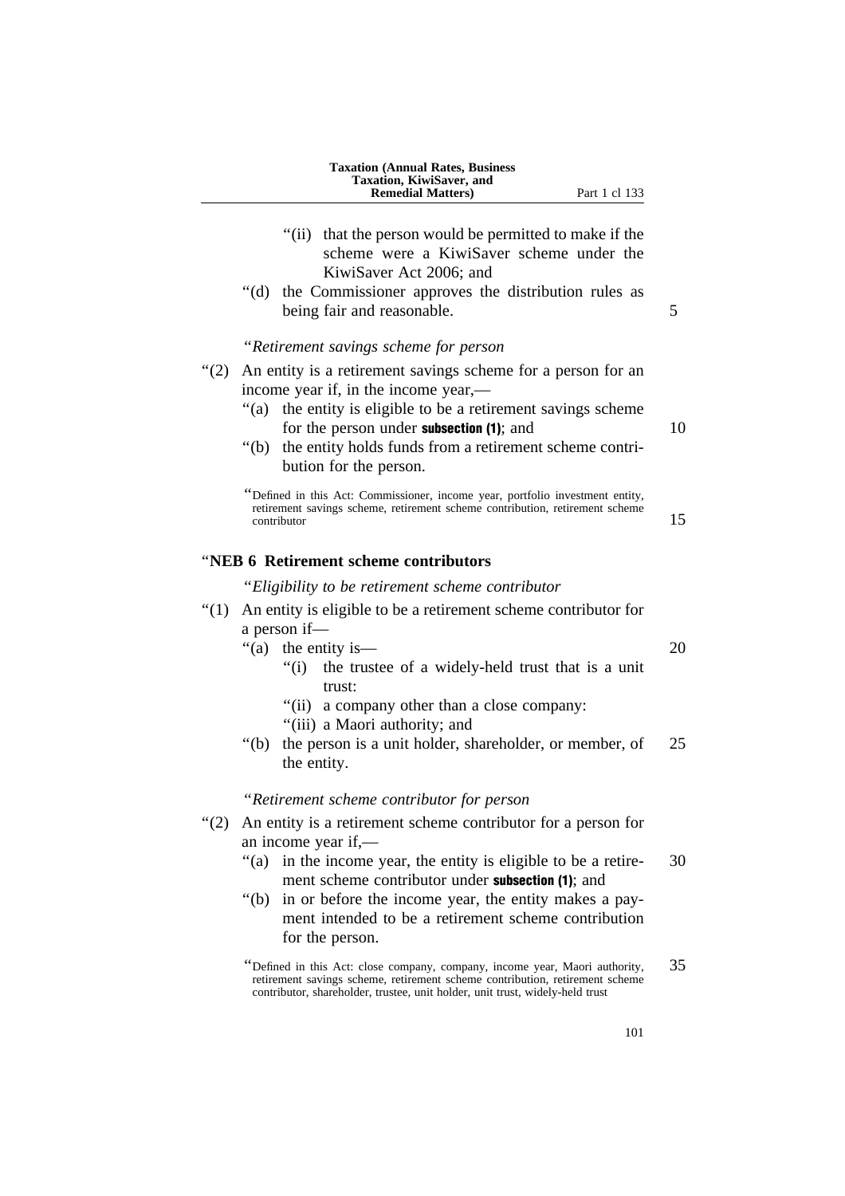“(ii) that the person would be permitted to make if the scheme were a KiwiSaver scheme under the KiwiSaver Act 2006; and

“(d) the Commissioner approves the distribution rules as being fair and reasonable.

*“Retirement savings scheme for person*

“(2) An entity is a retirement savings scheme for a person for an income year if, in the income year,—

“(a) the entity is eligible to be a retirement savings scheme for the person under **subsection (1)**; and

“(b) the entity holds funds from a retirement scheme contribution for the person.

“Defined in this Act: Commissioner, income year, portfolio investment entity, retirement savings scheme, retirement scheme contribution, retirement scheme contributor

### “NEB 6 Retirement scheme contributors

*“Eligibility to be retirement scheme contributor*

“(1) An entity is eligible to be a retirement scheme contributor for a person if—

“(a) the entity is—

“(i) the trustee of a widely-held trust that is a unit trust:

“(ii) a company other than a close company:

“(iii) a Maori authority; and

“(b) the person is a unit holder, shareholder, or member, of the entity.

*“Retirement scheme contributor for person*

“(2) An entity is a retirement scheme contributor for a person for an income year if,—

“(a) in the income year, the entity is eligible to be a retirement scheme contributor under **subsection (1)**; and

“(b) in or before the income year, the entity makes a payment intended to be a retirement scheme contribution for the person.

“Defined in this Act: close company, company, income year, Maori authority, retirement savings scheme, retirement scheme contribution, retirement scheme contributor, shareholder, trustee, unit holder, unit trust, widely-held trust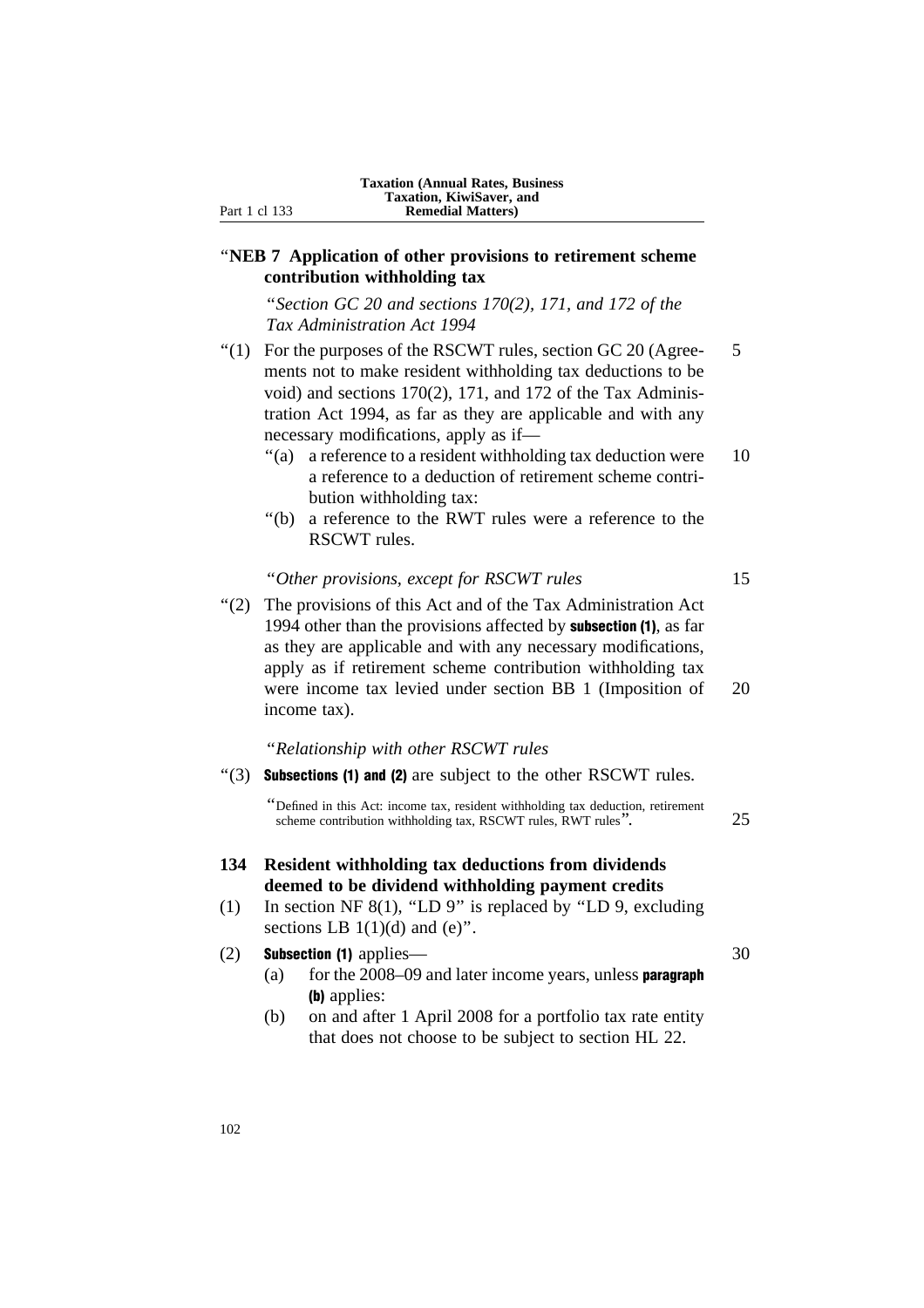"**NEB 7 Application of other provisions to retirement scheme contribution withholding tax**

"*Section GC 20 and sections 170(2), 171, and 172 of the Tax Administration Act 1994*

"(1) For the purposes of the RSCWT rules, section GC 20 (Agreements not to make resident withholding tax deductions to be void) and sections 170(2), 171, and 172 of the Tax Administration Act 1994, as far as they are applicable and with any necessary modifications, apply as if—

"(a) a reference to a resident withholding tax deduction were a reference to a deduction of retirement scheme contribution withholding tax:

"(b) a reference to the RWT rules were a reference to the RSCWT rules.

"*Other provisions, except for RSCWT rules*

"(2) The provisions of this Act and of the Tax Administration Act 1994 other than the provisions affected by **subsection (1)**, as far as they are applicable and with any necessary modifications, apply as if retirement scheme contribution withholding tax were income tax levied under section BB 1 (Imposition of income tax).

"*Relationship with other RSCWT rules*

"(3) **Subsections (1) and (2)** are subject to the other RSCWT rules.

"Defined in this Act: income tax, resident withholding tax deduction, retirement scheme contribution withholding tax, RSCWT rules, RWT rules".

**134 Resident withholding tax deductions from dividends deemed to be dividend withholding payment credits**

(1) In section NF 8(1), "LD 9" is replaced by "LD 9, excluding sections LB 1(1)(d) and (e)".

(2) **Subsection (1)** applies—

(a) for the 2008–09 and later income years, unless **paragraph (b)** applies:

(b) on and after 1 April 2008 for a portfolio tax rate entity that does not choose to be subject to section HL 22.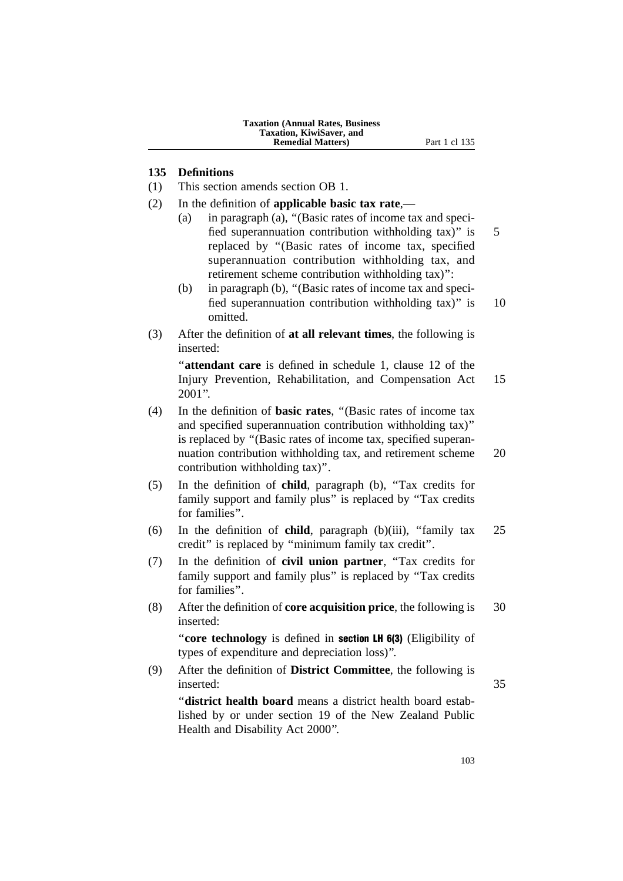## 135 Definitions

(1) This section amends section OB 1.

(2) In the definition of **applicable basic tax rate**,—

  (a) in paragraph (a), "(Basic rates of income tax and specified superannuation contribution withholding tax)" is replaced by "(Basic rates of income tax, specified superannuation contribution withholding tax, and retirement scheme contribution withholding tax)":

  (b) in paragraph (b), "(Basic rates of income tax and specified superannuation contribution withholding tax)" is omitted.

(3) After the definition of **at all relevant times**, the following is inserted:

  "**attendant care** is defined in schedule 1, clause 12 of the Injury Prevention, Rehabilitation, and Compensation Act 2001".

(4) In the definition of **basic rates**, "(Basic rates of income tax and specified superannuation contribution withholding tax)" is replaced by "(Basic rates of income tax, specified superannuation contribution withholding tax, and retirement scheme contribution withholding tax)".

(5) In the definition of **child**, paragraph (b), "Tax credits for family support and family plus" is replaced by "Tax credits for families".

(6) In the definition of **child**, paragraph (b)(iii), "family tax credit" is replaced by "minimum family tax credit".

(7) In the definition of **civil union partner**, "Tax credits for family support and family plus" is replaced by "Tax credits for families".

(8) After the definition of **core acquisition price**, the following is inserted:

  "**core technology** is defined in **section LH 6(3)** (Eligibility of types of expenditure and depreciation loss)".

(9) After the definition of **District Committee**, the following is inserted:

  "**district health board** means a district health board established by or under section 19 of the New Zealand Public Health and Disability Act 2000".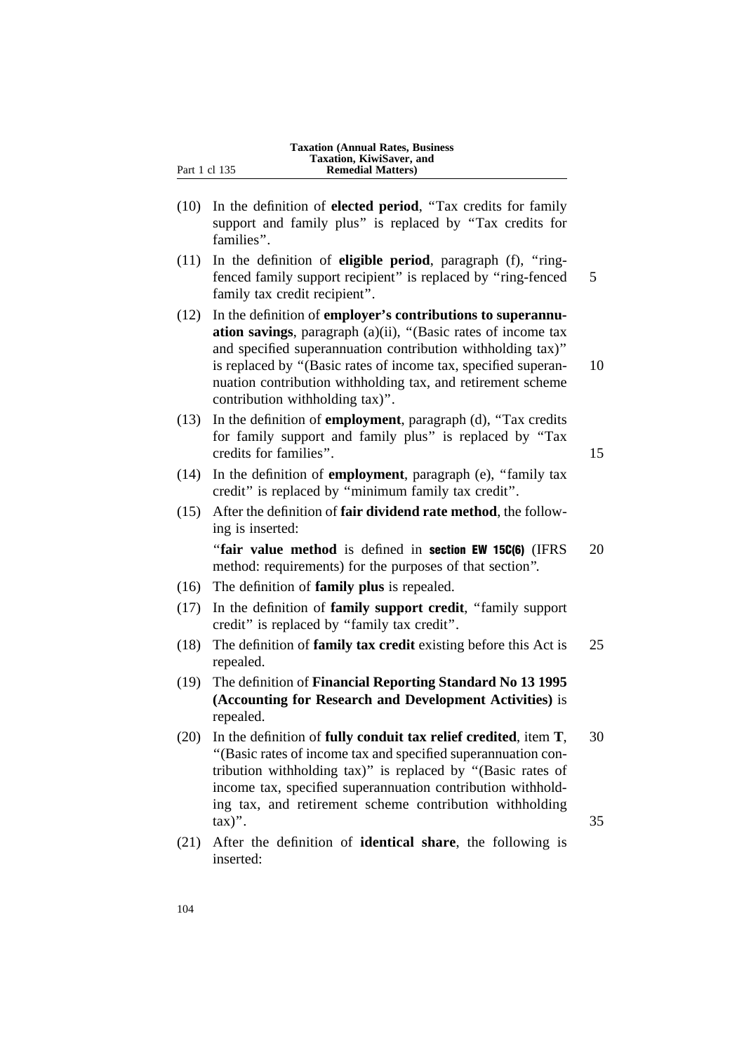(10) In the definition of **elected period**, "Tax credits for family support and family plus" is replaced by "Tax credits for families".

(11) In the definition of **eligible period**, paragraph (f), "ring-fenced family support recipient" is replaced by "ring-fenced family tax credit recipient".

(12) In the definition of **employer's contributions to superannuation savings**, paragraph (a)(ii), "(Basic rates of income tax and specified superannuation contribution withholding tax)" is replaced by "(Basic rates of income tax, specified superannuation contribution withholding tax, and retirement scheme contribution withholding tax)".

(13) In the definition of **employment**, paragraph (d), "Tax credits for family support and family plus" is replaced by "Tax credits for families".

(14) In the definition of **employment**, paragraph (e), "family tax credit" is replaced by "minimum family tax credit".

(15) After the definition of **fair dividend rate method**, the following is inserted:

"**fair value method** is defined in **section EW 15C(6)** (IFRS method: requirements) for the purposes of that section".

(16) The definition of **family plus** is repealed.

(17) In the definition of **family support credit**, "family support credit" is replaced by "family tax credit".

(18) The definition of **family tax credit** existing before this Act is repealed.

(19) The definition of **Financial Reporting Standard No 13 1995 (Accounting for Research and Development Activities)** is repealed.

(20) In the definition of **fully conduit tax relief credited**, item **T**, "(Basic rates of income tax and specified superannuation contribution withholding tax)" is replaced by "(Basic rates of income tax, specified superannuation contribution withholding tax, and retirement scheme contribution withholding tax)".

(21) After the definition of **identical share**, the following is inserted: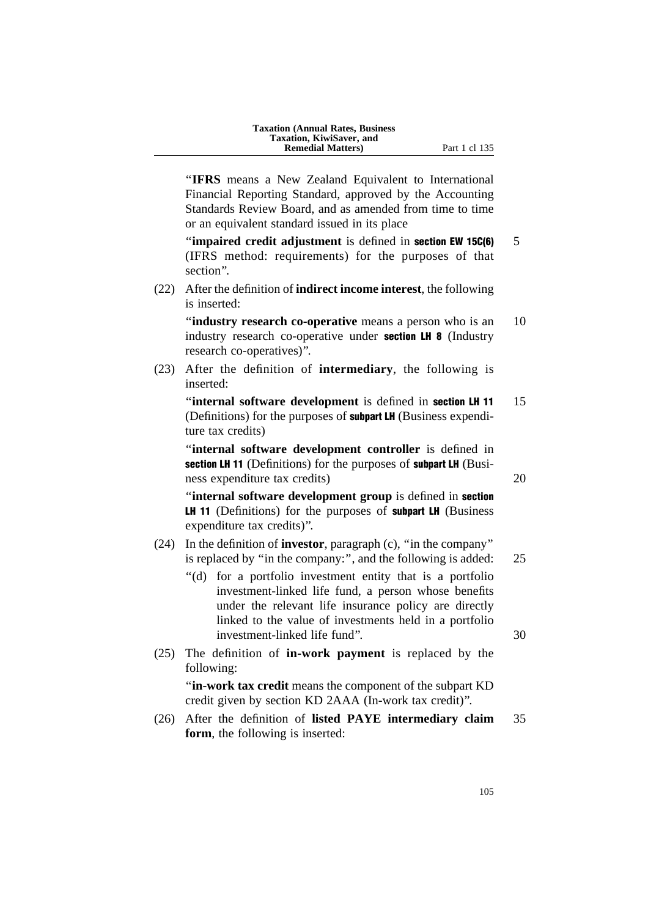"**IFRS** means a New Zealand Equivalent to International Financial Reporting Standard, approved by the Accounting Standards Review Board, and as amended from time to time or an equivalent standard issued in its place

"**impaired credit adjustment** is defined in **section EW 15C(6)** (IFRS method: requirements) for the purposes of that section".

(22) After the definition of **indirect income interest**, the following is inserted:

"**industry research co-operative** means a person who is an industry research co-operative under **section LH 8** (Industry research co-operatives)".

(23) After the definition of **intermediary**, the following is inserted:

"**internal software development** is defined in **section LH 11** (Definitions) for the purposes of **subpart LH** (Business expenditure tax credits)

"**internal software development controller** is defined in **section LH 11** (Definitions) for the purposes of **subpart LH** (Business expenditure tax credits)

"**internal software development group** is defined in **section LH 11** (Definitions) for the purposes of **subpart LH** (Business expenditure tax credits)".

(24) In the definition of **investor**, paragraph (c), "in the company" is replaced by "in the company:", and the following is added:

"(d) for a portfolio investment entity that is a portfolio investment-linked life fund, a person whose benefits under the relevant life insurance policy are directly linked to the value of investments held in a portfolio investment-linked life fund".

(25) The definition of **in-work payment** is replaced by the following:

"**in-work tax credit** means the component of the subpart KD credit given by section KD 2AAA (In-work tax credit)".

(26) After the definition of **listed PAYE intermediary claim form**, the following is inserted: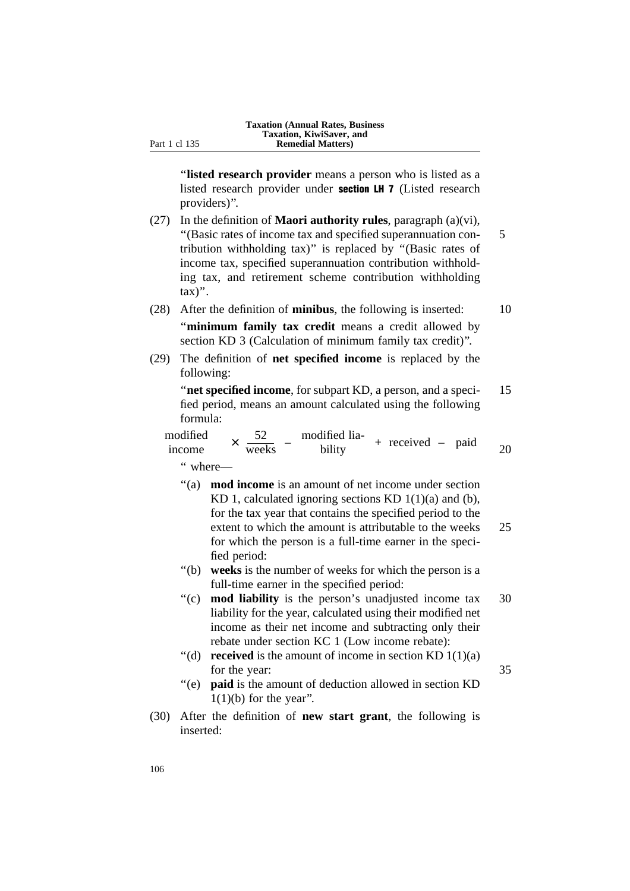“**listed research provider** means a person who is listed as a listed research provider under **section LH 7** (Listed research providers)”.

(27) In the definition of **Maori authority rules**, paragraph (a)(vi), “(Basic rates of income tax and specified superannuation contribution withholding tax)” is replaced by “(Basic rates of income tax, specified superannuation contribution withholding tax, and retirement scheme contribution withholding tax)”.

(28) After the definition of **minibus**, the following is inserted:

“**minimum family tax credit** means a credit allowed by section KD 3 (Calculation of minimum family tax credit)”.

(29) The definition of **net specified income** is replaced by the following:

“**net specified income**, for subpart KD, a person, and a specified period, means an amount calculated using the following formula:

$$\text{modified income} \times \frac{52}{\text{weeks}} - \text{modified liability} + \text{received} - \text{paid}$$

“ where—

“(a) **mod income** is an amount of net income under section KD 1, calculated ignoring sections KD 1(1)(a) and (b), for the tax year that contains the specified period to the extent to which the amount is attributable to the weeks for which the person is a full-time earner in the specified period:

“(b) **weeks** is the number of weeks for which the person is a full-time earner in the specified period:

“(c) **mod liability** is the person’s unadjusted income tax liability for the year, calculated using their modified net income as their net income and subtracting only their rebate under section KC 1 (Low income rebate):

“(d) **received** is the amount of income in section KD 1(1)(a) for the year:

“(e) **paid** is the amount of deduction allowed in section KD 1(1)(b) for the year”.

(30) After the definition of **new start grant**, the following is inserted: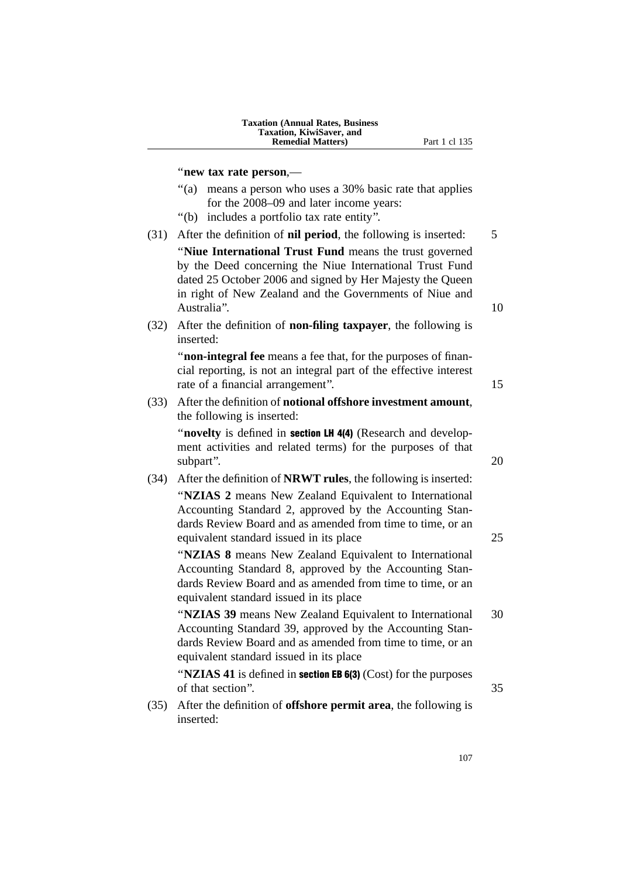"**new tax rate person**,—

"(a) means a person who uses a 30% basic rate that applies for the 2008–09 and later income years:

"(b) includes a portfolio tax rate entity".

(31) After the definition of **nil period**, the following is inserted:

"**Niue International Trust Fund** means the trust governed by the Deed concerning the Niue International Trust Fund dated 25 October 2006 and signed by Her Majesty the Queen in right of New Zealand and the Governments of Niue and Australia".

(32) After the definition of **non-filing taxpayer**, the following is inserted:

"**non-integral fee** means a fee that, for the purposes of financial reporting, is not an integral part of the effective interest rate of a financial arrangement".

(33) After the definition of **notional offshore investment amount**, the following is inserted:

"**novelty** is defined in **section LH 4(4)** (Research and development activities and related terms) for the purposes of that subpart".

(34) After the definition of **NRWT rules**, the following is inserted:

"**NZIAS 2** means New Zealand Equivalent to International Accounting Standard 2, approved by the Accounting Standards Review Board and as amended from time to time, or an equivalent standard issued in its place

"**NZIAS 8** means New Zealand Equivalent to International Accounting Standard 8, approved by the Accounting Standards Review Board and as amended from time to time, or an equivalent standard issued in its place

"**NZIAS 39** means New Zealand Equivalent to International Accounting Standard 39, approved by the Accounting Standards Review Board and as amended from time to time, or an equivalent standard issued in its place

"**NZIAS 41** is defined in **section EB 6(3)** (Cost) for the purposes of that section".

(35) After the definition of **offshore permit area**, the following is inserted: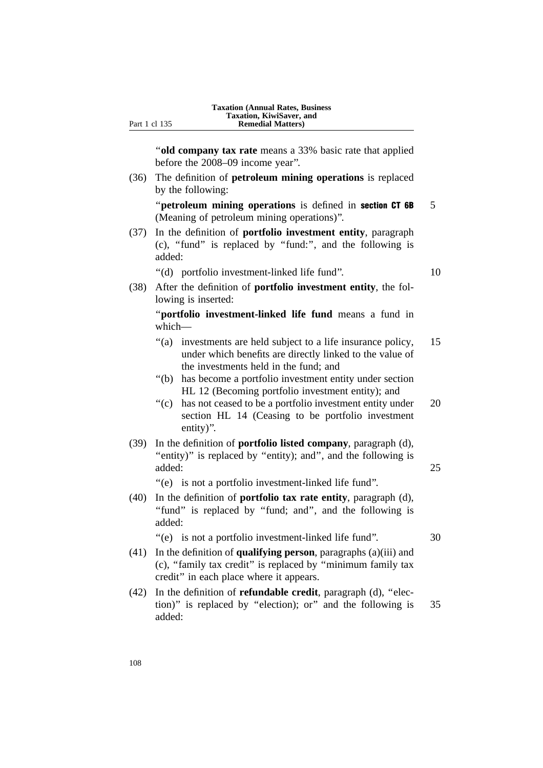"**old company tax rate** means a 33% basic rate that applied before the 2008–09 income year".

(36) The definition of **petroleum mining operations** is replaced by the following:

"**petroleum mining operations** is defined in **section CT 6B** (Meaning of petroleum mining operations)".

(37) In the definition of **portfolio investment entity**, paragraph (c), "fund" is replaced by "fund:", and the following is added:

"(d) portfolio investment-linked life fund".

(38) After the definition of **portfolio investment entity**, the following is inserted:

"**portfolio investment-linked life fund** means a fund in which—

"(a) investments are held subject to a life insurance policy, under which benefits are directly linked to the value of the investments held in the fund; and

"(b) has become a portfolio investment entity under section HL 12 (Becoming portfolio investment entity); and

"(c) has not ceased to be a portfolio investment entity under section HL 14 (Ceasing to be portfolio investment entity)".

(39) In the definition of **portfolio listed company**, paragraph (d), "entity)" is replaced by "entity); and", and the following is added:

"(e) is not a portfolio investment-linked life fund".

(40) In the definition of **portfolio tax rate entity**, paragraph (d), "fund" is replaced by "fund; and", and the following is added:

"(e) is not a portfolio investment-linked life fund".

(41) In the definition of **qualifying person**, paragraphs (a)(iii) and (c), "family tax credit" is replaced by "minimum family tax credit" in each place where it appears.

(42) In the definition of **refundable credit**, paragraph (d), "election)" is replaced by "election); or" and the following is added: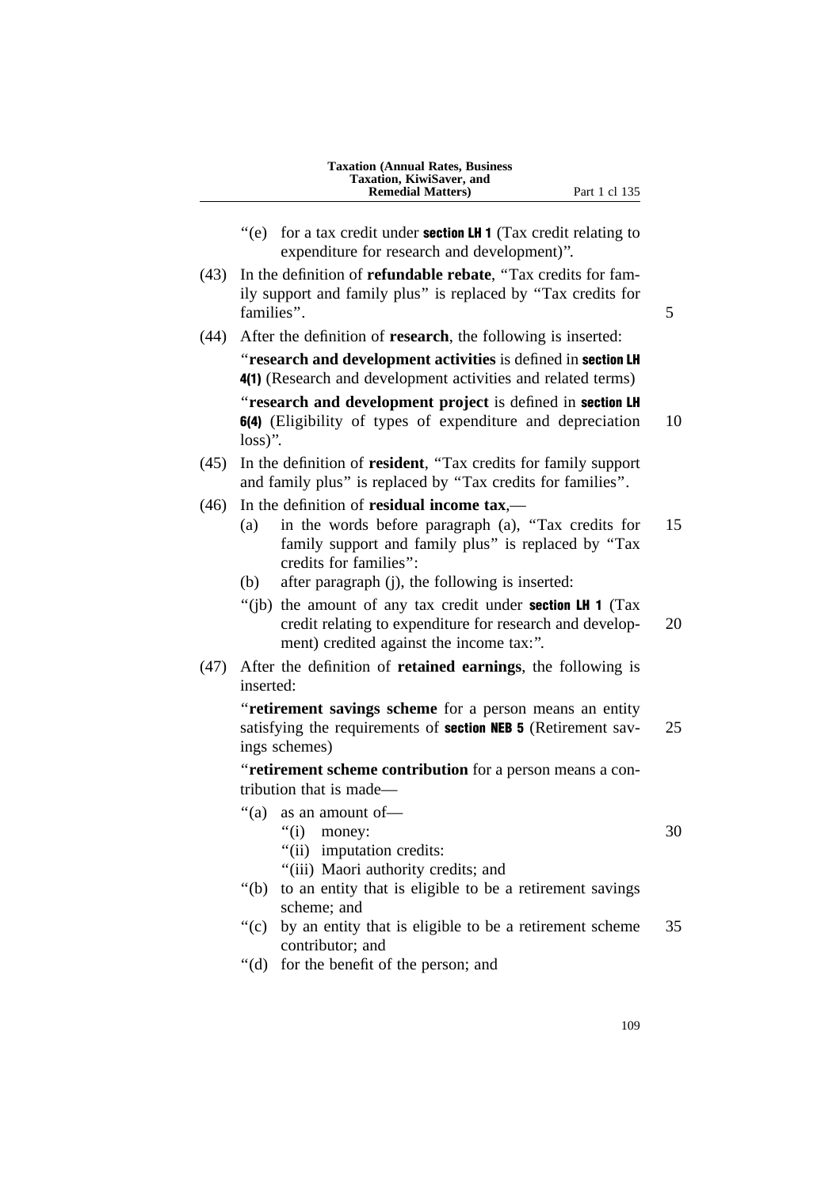“(e) for a tax credit under **section LH 1** (Tax credit relating to expenditure for research and development)”.

(43) In the definition of **refundable rebate**, “Tax credits for family support and family plus” is replaced by “Tax credits for families”.

(44) After the definition of **research**, the following is inserted:

“**research and development activities** is defined in **section LH 4(1)** (Research and development activities and related terms)

“**research and development project** is defined in **section LH 6(4)** (Eligibility of types of expenditure and depreciation loss)”.

(45) In the definition of **resident**, “Tax credits for family support and family plus” is replaced by “Tax credits for families”.

(46) In the definition of **residual income tax**,—

- (a) in the words before paragraph (a), “Tax credits for family support and family plus” is replaced by “Tax credits for families”:
- (b) after paragraph (j), the following is inserted:

“(jb) the amount of any tax credit under **section LH 1** (Tax credit relating to expenditure for research and development) credited against the income tax:”.

(47) After the definition of **retained earnings**, the following is inserted:

“**retirement savings scheme** for a person means an entity satisfying the requirements of **section NEB 5** (Retirement savings schemes)

“**retirement scheme contribution** for a person means a contribution that is made—

“(a) as an amount of—
 “(i) money:
 “(ii) imputation credits:
 “(iii) Maori authority credits; and

“(b) to an entity that is eligible to be a retirement savings scheme; and

“(c) by an entity that is eligible to be a retirement scheme contributor; and

“(d) for the benefit of the person; and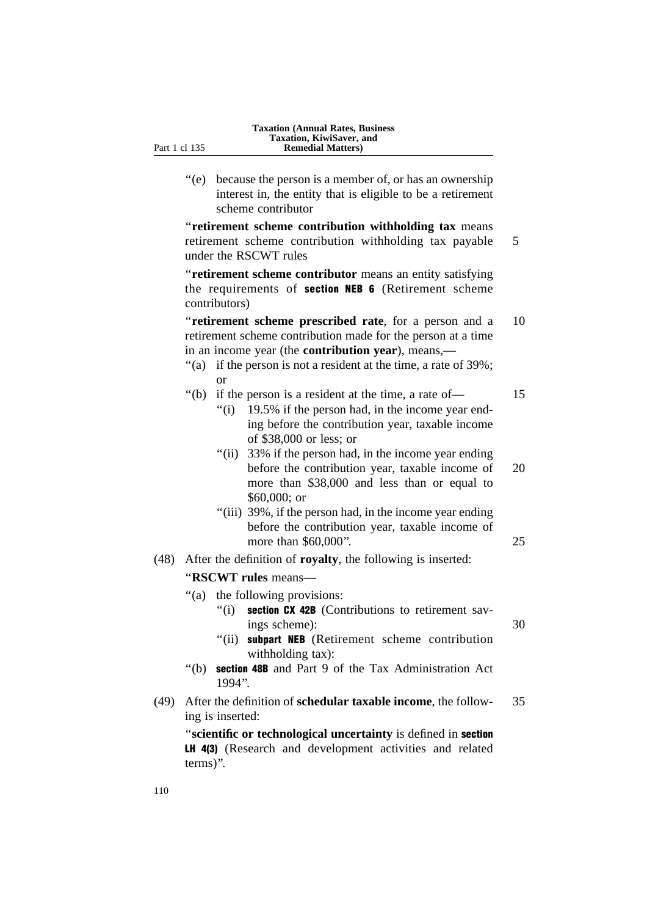“(e) because the person is a member of, or has an ownership interest in, the entity that is eligible to be a retirement scheme contributor

“**retirement scheme contribution withholding tax** means retirement scheme contribution withholding tax payable under the RSCWT rules

“**retirement scheme contributor** means an entity satisfying the requirements of **section NEB 6** (Retirement scheme contributors)

“**retirement scheme prescribed rate**, for a person and a retirement scheme contribution made for the person at a time in an income year (the **contribution year**), means,—

- “(a) if the person is not a resident at the time, a rate of 39%; or
- “(b) if the person is a resident at the time, a rate of—
  - “(i) 19.5% if the person had, in the income year ending before the contribution year, taxable income of $38,000 or less; or
  - “(ii) 33% if the person had, in the income year ending before the contribution year, taxable income of more than $38,000 and less than or equal to $60,000; or
  - “(iii) 39%, if the person had, in the income year ending before the contribution year, taxable income of more than $60,000”.

(48) After the definition of **royalty**, the following is inserted:

“**RSCWT rules** means—

- “(a) the following provisions:
  - “(i) **section CX 42B** (Contributions to retirement savings scheme):
  - “(ii) **subpart NEB** (Retirement scheme contribution withholding tax):
- “(b) **section 48B** and Part 9 of the Tax Administration Act 1994”.

(49) After the definition of **schedular taxable income**, the following is inserted:

“**scientific or technological uncertainty** is defined in **section LH 4(3)** (Research and development activities and related terms)”.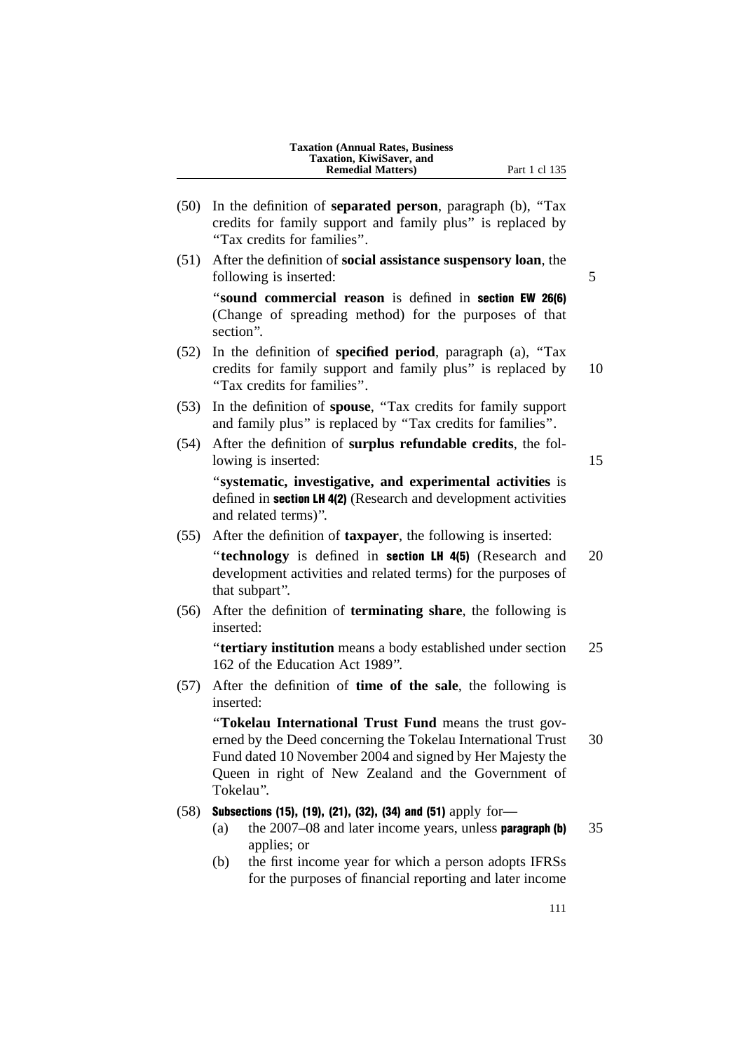(50) In the definition of **separated person**, paragraph (b), "Tax credits for family support and family plus" is replaced by "Tax credits for families".

(51) After the definition of **social assistance suspensory loan**, the following is inserted:

"**sound commercial reason** is defined in **section EW 26(6)** (Change of spreading method) for the purposes of that section".

(52) In the definition of **specified period**, paragraph (a), "Tax credits for family support and family plus" is replaced by "Tax credits for families".

(53) In the definition of **spouse**, "Tax credits for family support and family plus" is replaced by "Tax credits for families".

(54) After the definition of **surplus refundable credits**, the following is inserted:

"**systematic, investigative, and experimental activities** is defined in **section LH 4(2)** (Research and development activities and related terms)".

(55) After the definition of **taxpayer**, the following is inserted:

"**technology** is defined in **section LH 4(5)** (Research and development activities and related terms) for the purposes of that subpart".

(56) After the definition of **terminating share**, the following is inserted:

"**tertiary institution** means a body established under section 162 of the Education Act 1989".

(57) After the definition of **time of the sale**, the following is inserted:

"**Tokelau International Trust Fund** means the trust governed by the Deed concerning the Tokelau International Trust Fund dated 10 November 2004 and signed by Her Majesty the Queen in right of New Zealand and the Government of Tokelau".

(58) **Subsections (15), (19), (21), (32), (34) and (51)** apply for—

(a) the 2007–08 and later income years, unless **paragraph (b)** applies; or

(b) the first income year for which a person adopts IFRSs for the purposes of financial reporting and later income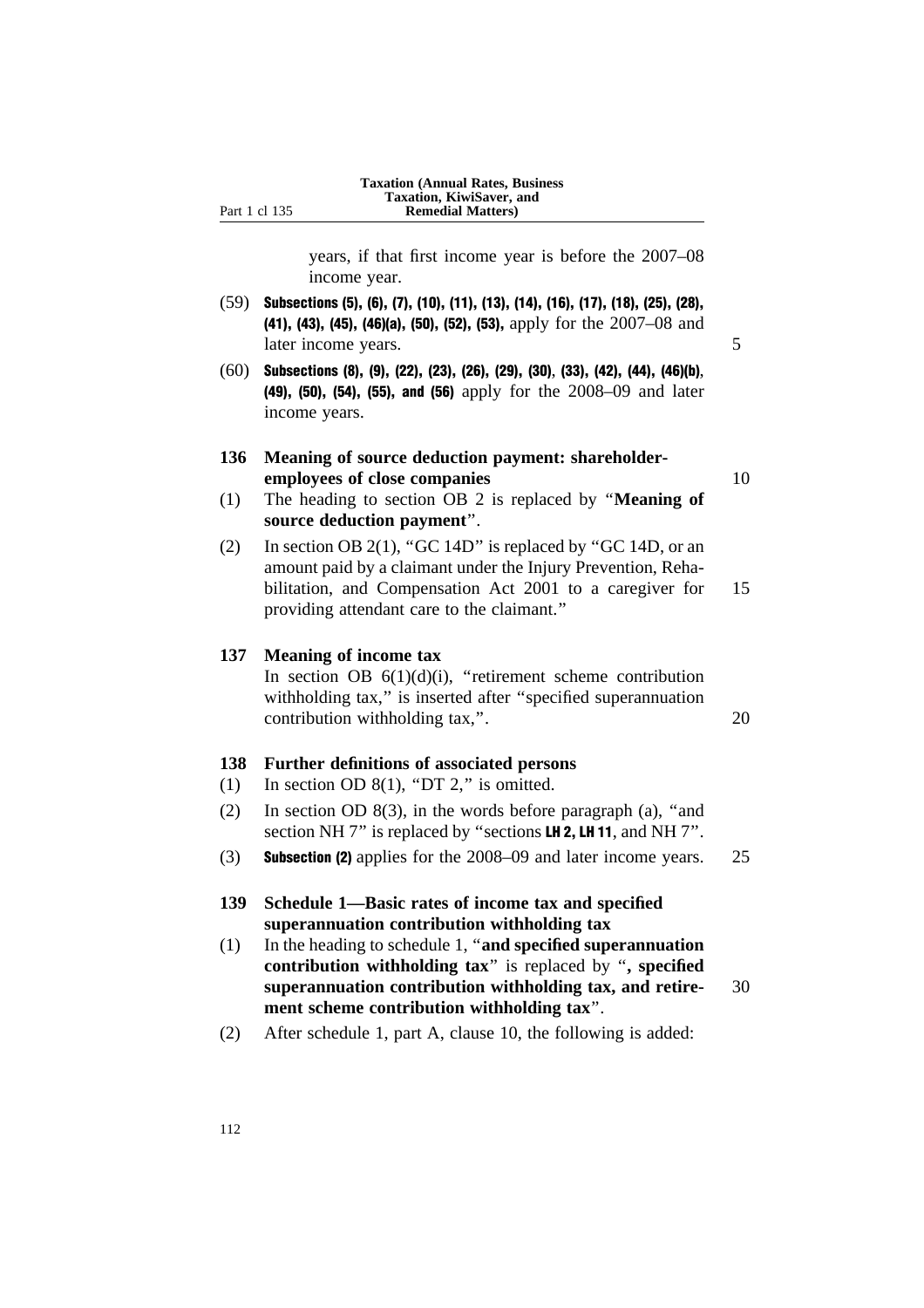years, if that first income year is before the 2007–08 income year.

(59) **Subsections (5), (6), (7), (10), (11), (13), (14), (16), (17), (18), (25), (28), (41), (43), (45), (46)(a), (50), (52), (53),** apply for the 2007–08 and later income years.

(60) **Subsections (8), (9), (22), (23), (26), (29), (30), (33), (42), (44), (46)(b), (49), (50), (54), (55), and (56)** apply for the 2008–09 and later income years.

### 136 Meaning of source deduction payment: shareholder-employees of close companies

(1) The heading to section OB 2 is replaced by "**Meaning of source deduction payment**".

(2) In section OB 2(1), "GC 14D" is replaced by "GC 14D, or an amount paid by a claimant under the Injury Prevention, Rehabilitation, and Compensation Act 2001 to a caregiver for providing attendant care to the claimant."

### 137 Meaning of income tax

In section OB 6(1)(d)(i), "retirement scheme contribution withholding tax," is inserted after "specified superannuation contribution withholding tax,".

### 138 Further definitions of associated persons

(1) In section OD 8(1), "DT 2," is omitted.

(2) In section OD 8(3), in the words before paragraph (a), "and section NH 7" is replaced by "sections **LH 2, LH 11**, and NH 7".

(3) **Subsection (2)** applies for the 2008–09 and later income years.

### 139 Schedule 1—Basic rates of income tax and specified superannuation contribution withholding tax

(1) In the heading to schedule 1, "**and specified superannuation contribution withholding tax**" is replaced by "**, specified superannuation contribution withholding tax, and retirement scheme contribution withholding tax**".

(2) After schedule 1, part A, clause 10, the following is added: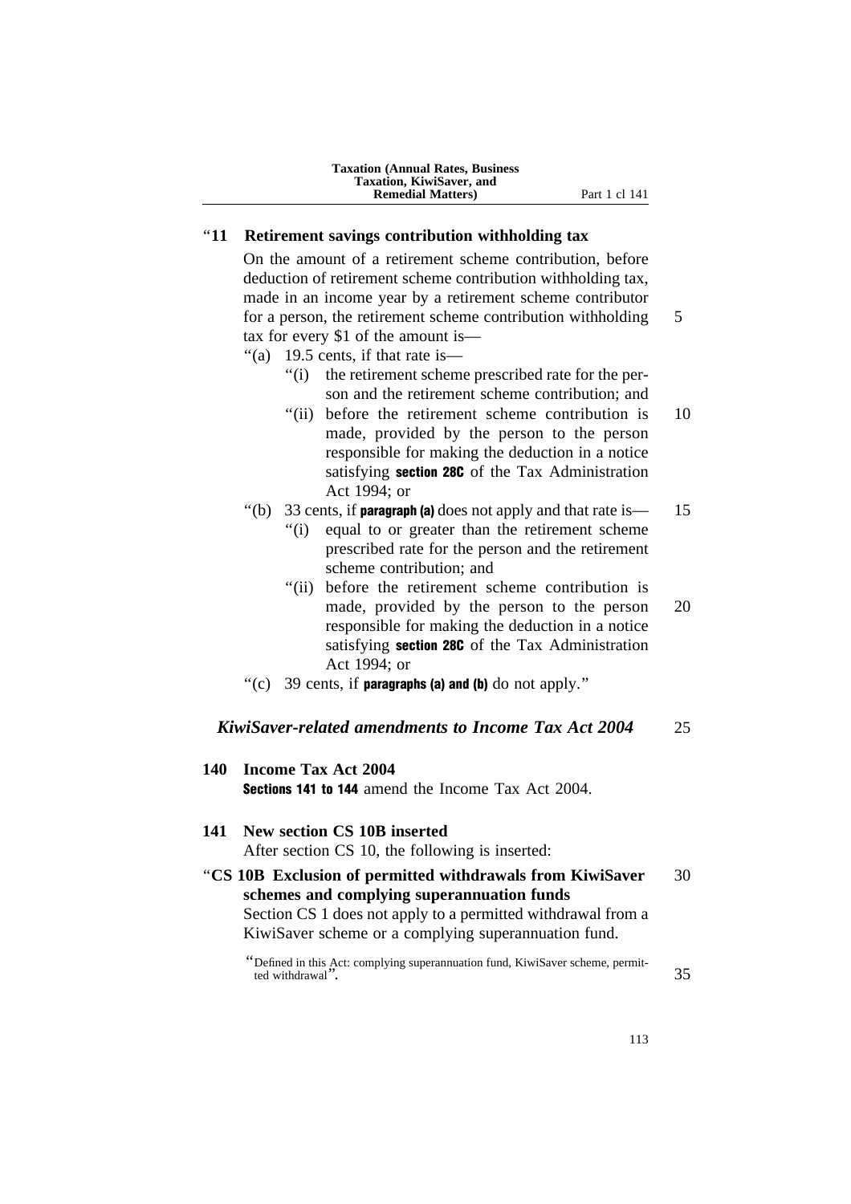"**11 Retirement savings contribution withholding tax**

On the amount of a retirement scheme contribution, before deduction of retirement scheme contribution withholding tax, made in an income year by a retirement scheme contributor for a person, the retirement scheme contribution withholding tax for every $1 of the amount is—

"(a) 19.5 cents, if that rate is—

"(i) the retirement scheme prescribed rate for the person and the retirement scheme contribution; and

"(ii) before the retirement scheme contribution is made, provided by the person to the person responsible for making the deduction in a notice satisfying **section 28C** of the Tax Administration Act 1994; or

"(b) 33 cents, if **paragraph (a)** does not apply and that rate is—

"(i) equal to or greater than the retirement scheme prescribed rate for the person and the retirement scheme contribution; and

"(ii) before the retirement scheme contribution is made, provided by the person to the person responsible for making the deduction in a notice satisfying **section 28C** of the Tax Administration Act 1994; or

"(c) 39 cents, if **paragraphs (a) and (b)** do not apply."

### *KiwiSaver-related amendments to Income Tax Act 2004*

**140 Income Tax Act 2004**

**Sections 141 to 144** amend the Income Tax Act 2004.

**141 New section CS 10B inserted**

After section CS 10, the following is inserted:

"**CS 10B Exclusion of permitted withdrawals from KiwiSaver schemes and complying superannuation funds**

Section CS 1 does not apply to a permitted withdrawal from a KiwiSaver scheme or a complying superannuation fund.

"Defined in this Act: complying superannuation fund, KiwiSaver scheme, permitted withdrawal".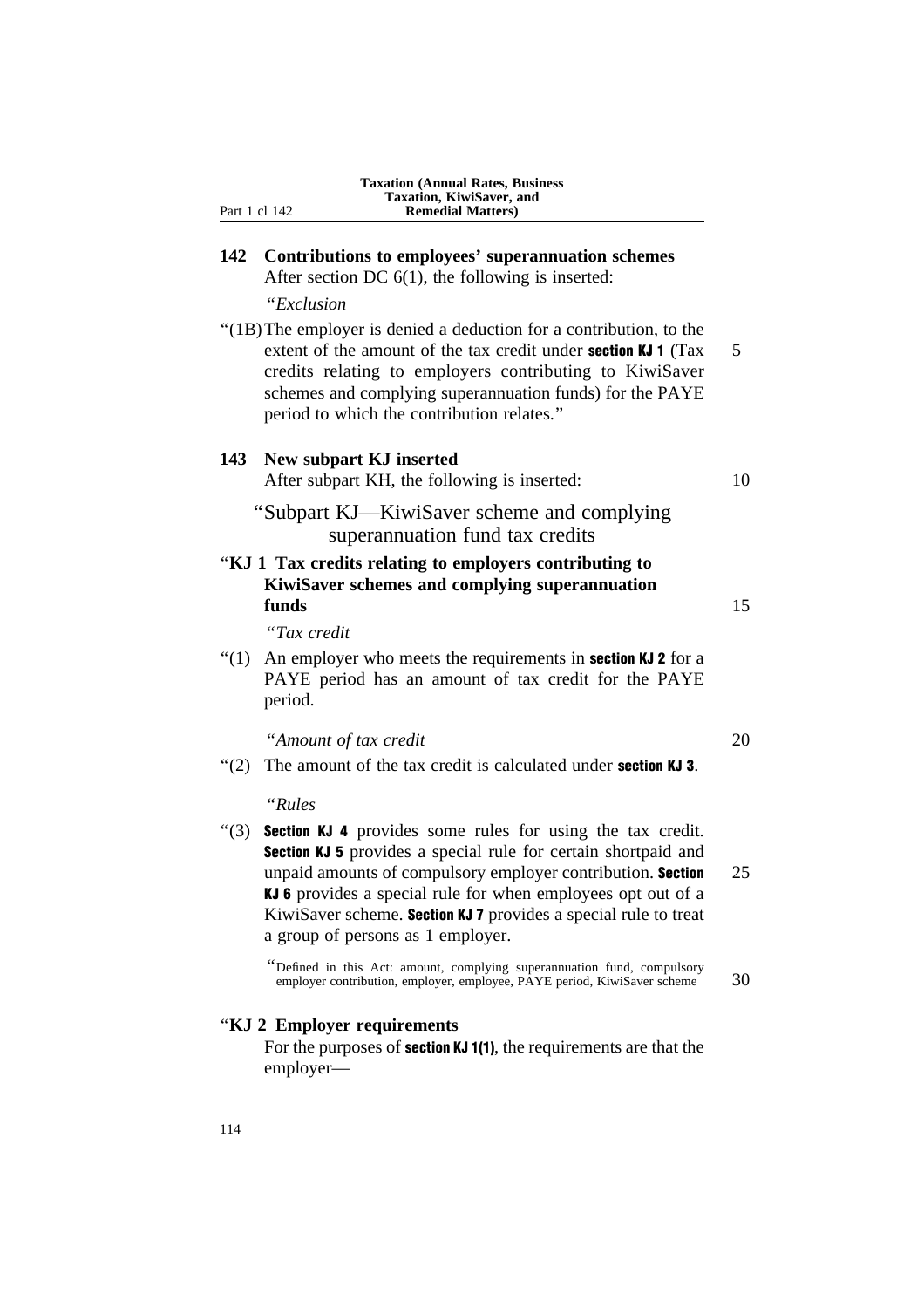## 142 Contributions to employees' superannuation schemes

After section DC 6(1), the following is inserted:

"*Exclusion*

"(1B) The employer is denied a deduction for a contribution, to the extent of the amount of the tax credit under **section KJ 1** (Tax credits relating to employers contributing to KiwiSaver schemes and complying superannuation funds) for the PAYE period to which the contribution relates."

## 143 New subpart KJ inserted

After subpart KH, the following is inserted:

### "Subpart KJ—KiwiSaver scheme and complying superannuation fund tax credits

### "KJ 1 Tax credits relating to employers contributing to KiwiSaver schemes and complying superannuation funds

"*Tax credit*

"(1) An employer who meets the requirements in **section KJ 2** for a PAYE period has an amount of tax credit for the PAYE period.

"*Amount of tax credit*

"(2) The amount of the tax credit is calculated under **section KJ 3**.

"*Rules*

"(3) **Section KJ 4** provides some rules for using the tax credit. **Section KJ 5** provides a special rule for certain shortpaid and unpaid amounts of compulsory employer contribution. **Section KJ 6** provides a special rule for when employees opt out of a KiwiSaver scheme. **Section KJ 7** provides a special rule to treat a group of persons as 1 employer.

"Defined in this Act: amount, complying superannuation fund, compulsory employer contribution, employer, employee, PAYE period, KiwiSaver scheme

### "KJ 2 Employer requirements

For the purposes of **section KJ 1(1)**, the requirements are that the employer—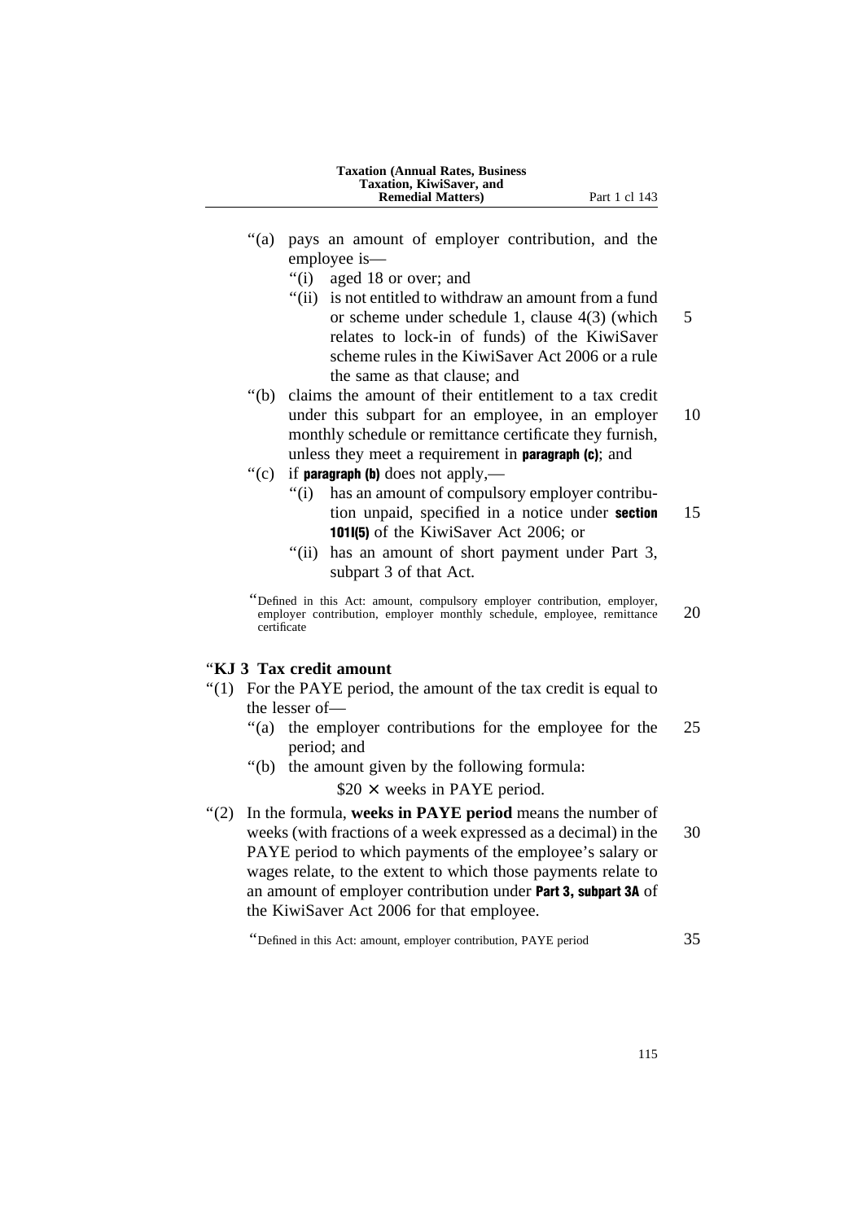“(a) pays an amount of employer contribution, and the employee is—

  “(i) aged 18 or over; and

  “(ii) is not entitled to withdraw an amount from a fund or scheme under schedule 1, clause 4(3) (which relates to lock-in of funds) of the KiwiSaver scheme rules in the KiwiSaver Act 2006 or a rule the same as that clause; and

“(b) claims the amount of their entitlement to a tax credit under this subpart for an employee, in an employer monthly schedule or remittance certificate they furnish, unless they meet a requirement in **paragraph (c)**; and

“(c) if **paragraph (b)** does not apply,—

  “(i) has an amount of compulsory employer contribution unpaid, specified in a notice under **section 101I(5)** of the KiwiSaver Act 2006; or

  “(ii) has an amount of short payment under Part 3, subpart 3 of that Act.

“Defined in this Act: amount, compulsory employer contribution, employer, employer contribution, employer monthly schedule, employee, remittance certificate

### “KJ 3 Tax credit amount

“(1) For the PAYE period, the amount of the tax credit is equal to the lesser of—

  “(a) the employer contributions for the employee for the period; and

  “(b) the amount given by the following formula:

$$\$20 \times \text{weeks in PAYE period.}$$

“(2) In the formula, **weeks in PAYE period** means the number of weeks (with fractions of a week expressed as a decimal) in the PAYE period to which payments of the employee’s salary or wages relate, to the extent to which those payments relate to an amount of employer contribution under **Part 3, subpart 3A** of the KiwiSaver Act 2006 for that employee.

“Defined in this Act: amount, employer contribution, PAYE period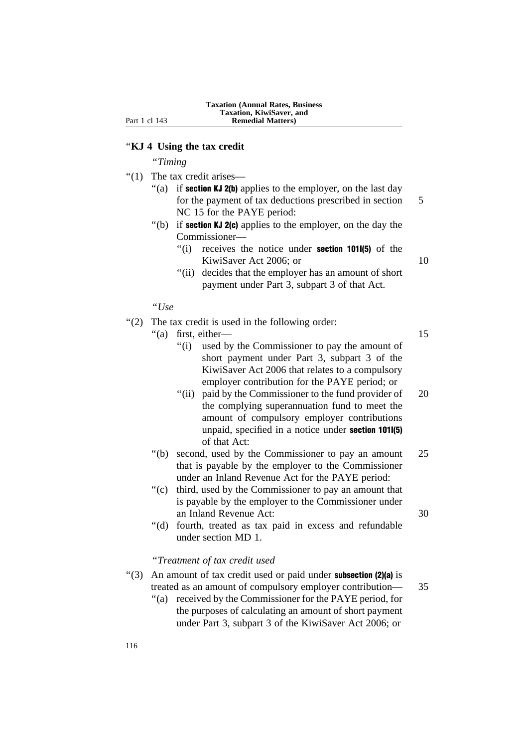“**KJ 4 Using the tax credit**

“*Timing*

“(1) The tax credit arises—

“(a) if **section KJ 2(b)** applies to the employer, on the last day for the payment of tax deductions prescribed in section NC 15 for the PAYE period:

“(b) if **section KJ 2(c)** applies to the employer, on the day the Commissioner—

“(i) receives the notice under **section 101I(5)** of the KiwiSaver Act 2006; or

“(ii) decides that the employer has an amount of short payment under Part 3, subpart 3 of that Act.

“*Use*

“(2) The tax credit is used in the following order:

“(a) first, either—

“(i) used by the Commissioner to pay the amount of short payment under Part 3, subpart 3 of the KiwiSaver Act 2006 that relates to a compulsory employer contribution for the PAYE period; or

“(ii) paid by the Commissioner to the fund provider of the complying superannuation fund to meet the amount of compulsory employer contributions unpaid, specified in a notice under **section 101I(5)** of that Act:

“(b) second, used by the Commissioner to pay an amount that is payable by the employer to the Commissioner under an Inland Revenue Act for the PAYE period:

“(c) third, used by the Commissioner to pay an amount that is payable by the employer to the Commissioner under an Inland Revenue Act:

“(d) fourth, treated as tax paid in excess and refundable under section MD 1.

“*Treatment of tax credit used*

“(3) An amount of tax credit used or paid under **subsection (2)(a)** is treated as an amount of compulsory employer contribution—

“(a) received by the Commissioner for the PAYE period, for the purposes of calculating an amount of short payment under Part 3, subpart 3 of the KiwiSaver Act 2006; or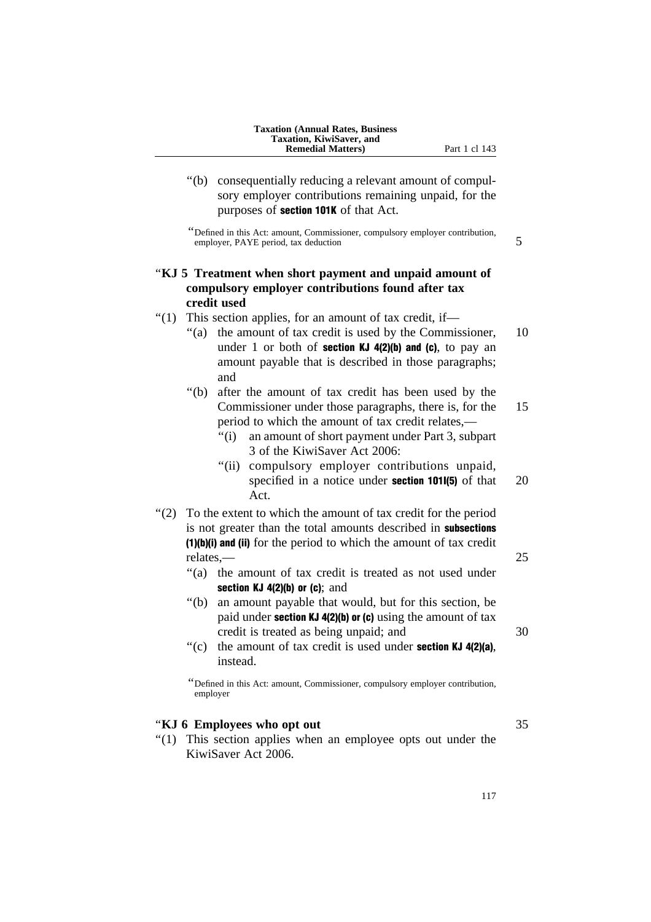"(b) consequentially reducing a relevant amount of compulsory employer contributions remaining unpaid, for the purposes of **section 101K** of that Act.

"Defined in this Act: amount, Commissioner, compulsory employer contribution, employer, PAYE period, tax deduction

### "KJ 5 Treatment when short payment and unpaid amount of compulsory employer contributions found after tax credit used

"(1) This section applies, for an amount of tax credit, if—

"(a) the amount of tax credit is used by the Commissioner, under 1 or both of **section KJ 4(2)(b) and (c)**, to pay an amount payable that is described in those paragraphs; and

"(b) after the amount of tax credit has been used by the Commissioner under those paragraphs, there is, for the period to which the amount of tax credit relates,—

"(i) an amount of short payment under Part 3, subpart 3 of the KiwiSaver Act 2006:

"(ii) compulsory employer contributions unpaid, specified in a notice under **section 101I(5)** of that Act.

"(2) To the extent to which the amount of tax credit for the period is not greater than the total amounts described in **subsections (1)(b)(i) and (ii)** for the period to which the amount of tax credit relates,—

"(a) the amount of tax credit is treated as not used under **section KJ 4(2)(b) or (c)**; and

"(b) an amount payable that would, but for this section, be paid under **section KJ 4(2)(b) or (c)** using the amount of tax credit is treated as being unpaid; and

"(c) the amount of tax credit is used under **section KJ 4(2)(a)**, instead.

"Defined in this Act: amount, Commissioner, compulsory employer contribution, employer

### "KJ 6 Employees who opt out

"(1) This section applies when an employee opts out under the KiwiSaver Act 2006.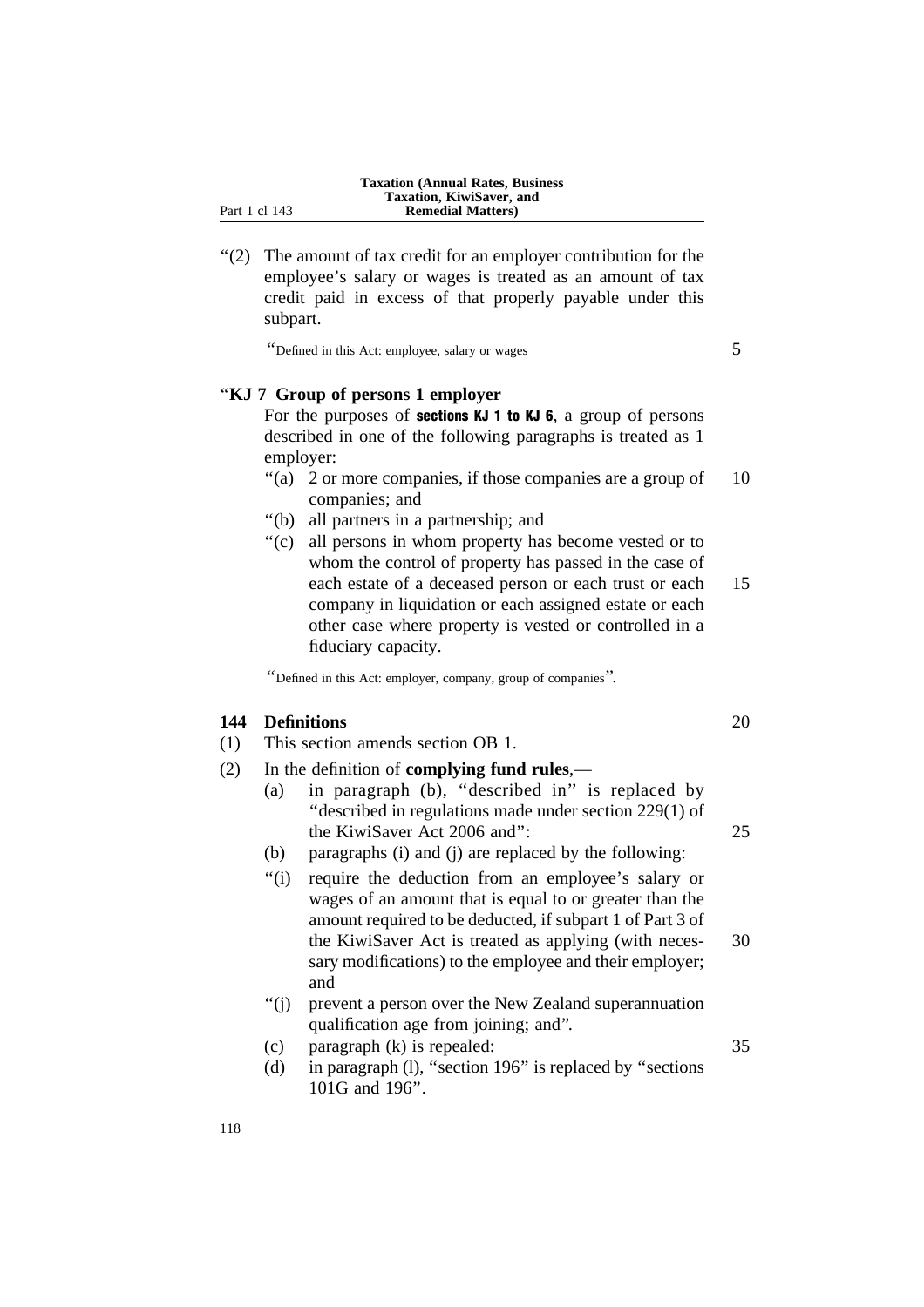“(2) The amount of tax credit for an employer contribution for the employee’s salary or wages is treated as an amount of tax credit paid in excess of that properly payable under this subpart.

“Defined in this Act: employee, salary or wages

“**KJ 7 Group of persons 1 employer**

For the purposes of **sections KJ 1 to KJ 6**, a group of persons described in one of the following paragraphs is treated as 1 employer:

“(a) 2 or more companies, if those companies are a group of companies; and

“(b) all partners in a partnership; and

“(c) all persons in whom property has become vested or to whom the control of property has passed in the case of each estate of a deceased person or each trust or each company in liquidation or each assigned estate or each other case where property is vested or controlled in a fiduciary capacity.

“Defined in this Act: employer, company, group of companies”.

**144 Definitions**

(1) This section amends section OB 1.

(2) In the definition of **complying fund rules**,—

(a) in paragraph (b), “described in” is replaced by “described in regulations made under section 229(1) of the KiwiSaver Act 2006 and”:

(b) paragraphs (i) and (j) are replaced by the following:

“(i) require the deduction from an employee’s salary or wages of an amount that is equal to or greater than the amount required to be deducted, if subpart 1 of Part 3 of the KiwiSaver Act is treated as applying (with necessary modifications) to the employee and their employer; and

“(j) prevent a person over the New Zealand superannuation qualification age from joining; and”.

(c) paragraph (k) is repealed:

(d) in paragraph (l), “section 196” is replaced by “sections 101G and 196”.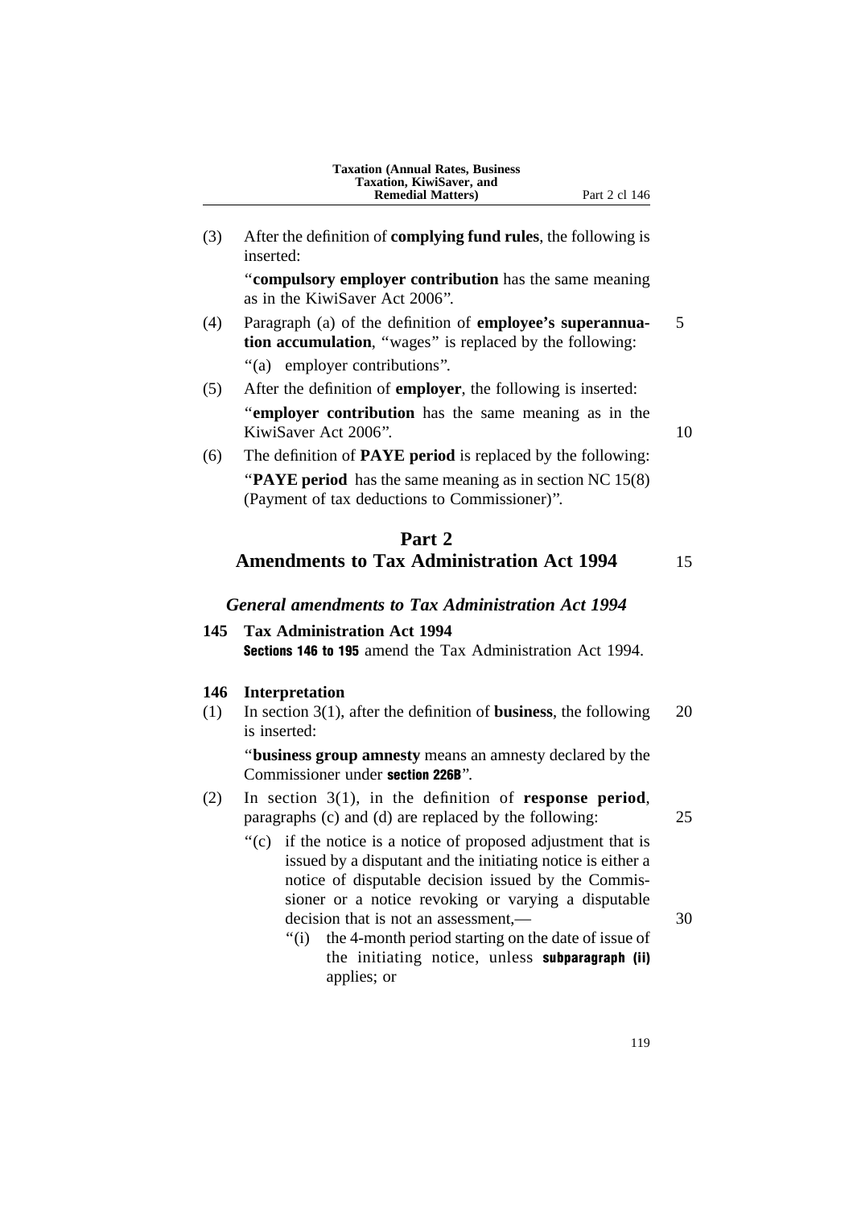(3) After the definition of **complying fund rules**, the following is inserted:

"**compulsory employer contribution** has the same meaning as in the KiwiSaver Act 2006".

(4) Paragraph (a) of the definition of **employee's superannuation accumulation**, "wages" is replaced by the following:

"(a) employer contributions".

(5) After the definition of **employer**, the following is inserted:

"**employer contribution** has the same meaning as in the KiwiSaver Act 2006".

(6) The definition of **PAYE period** is replaced by the following:

"**PAYE period** has the same meaning as in section NC 15(8) (Payment of tax deductions to Commissioner)".

## Part 2
## Amendments to Tax Administration Act 1994

### *General amendments to Tax Administration Act 1994*

**145 Tax Administration Act 1994**

**Sections 146 to 195** amend the Tax Administration Act 1994.

**146 Interpretation**

(1) In section 3(1), after the definition of **business**, the following is inserted:

"**business group amnesty** means an amnesty declared by the Commissioner under **section 226B**".

(2) In section 3(1), in the definition of **response period**, paragraphs (c) and (d) are replaced by the following:

"(c) if the notice is a notice of proposed adjustment that is issued by a disputant and the initiating notice is either a notice of disputable decision issued by the Commissioner or a notice revoking or varying a disputable decision that is not an assessment,—

"(i) the 4-month period starting on the date of issue of the initiating notice, unless **subparagraph (ii)** applies; or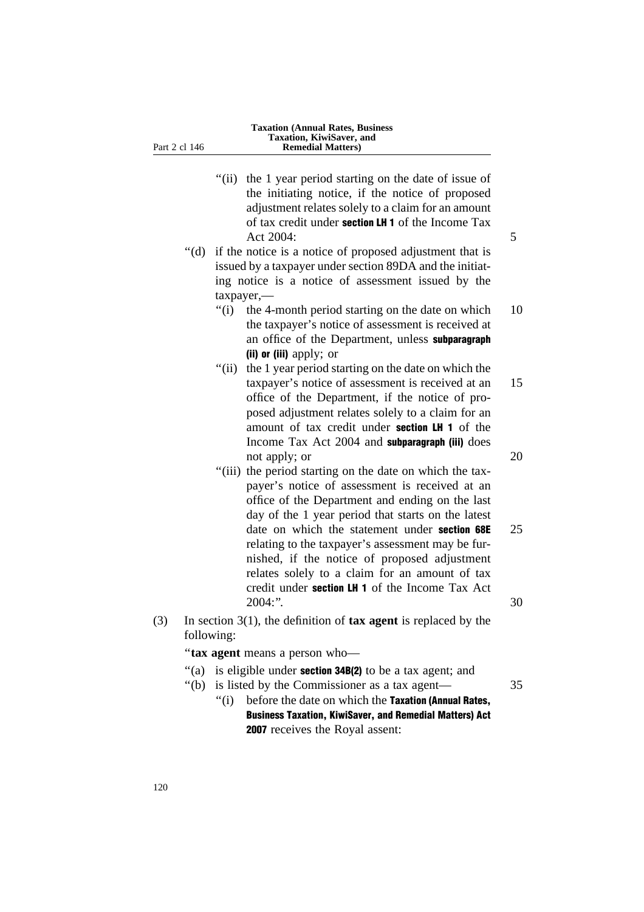"(ii) the 1 year period starting on the date of issue of the initiating notice, if the notice of proposed adjustment relates solely to a claim for an amount of tax credit under **section LH 1** of the Income Tax Act 2004:

"(d) if the notice is a notice of proposed adjustment that is issued by a taxpayer under section 89DA and the initiating notice is a notice of assessment issued by the taxpayer,—

"(i) the 4-month period starting on the date on which the taxpayer's notice of assessment is received at an office of the Department, unless **subparagraph (ii) or (iii)** apply; or

"(ii) the 1 year period starting on the date on which the taxpayer's notice of assessment is received at an office of the Department, if the notice of proposed adjustment relates solely to a claim for an amount of tax credit under **section LH 1** of the Income Tax Act 2004 and **subparagraph (iii)** does not apply; or

"(iii) the period starting on the date on which the taxpayer's notice of assessment is received at an office of the Department and ending on the last day of the 1 year period that starts on the latest date on which the statement under **section 68E** relating to the taxpayer's assessment may be furnished, if the notice of proposed adjustment relates solely to a claim for an amount of tax credit under **section LH 1** of the Income Tax Act 2004:".

(3) In section 3(1), the definition of **tax agent** is replaced by the following:

"**tax agent** means a person who—

"(a) is eligible under **section 34B(2)** to be a tax agent; and

"(b) is listed by the Commissioner as a tax agent—

"(i) before the date on which the **Taxation (Annual Rates, Business Taxation, KiwiSaver, and Remedial Matters) Act 2007** receives the Royal assent: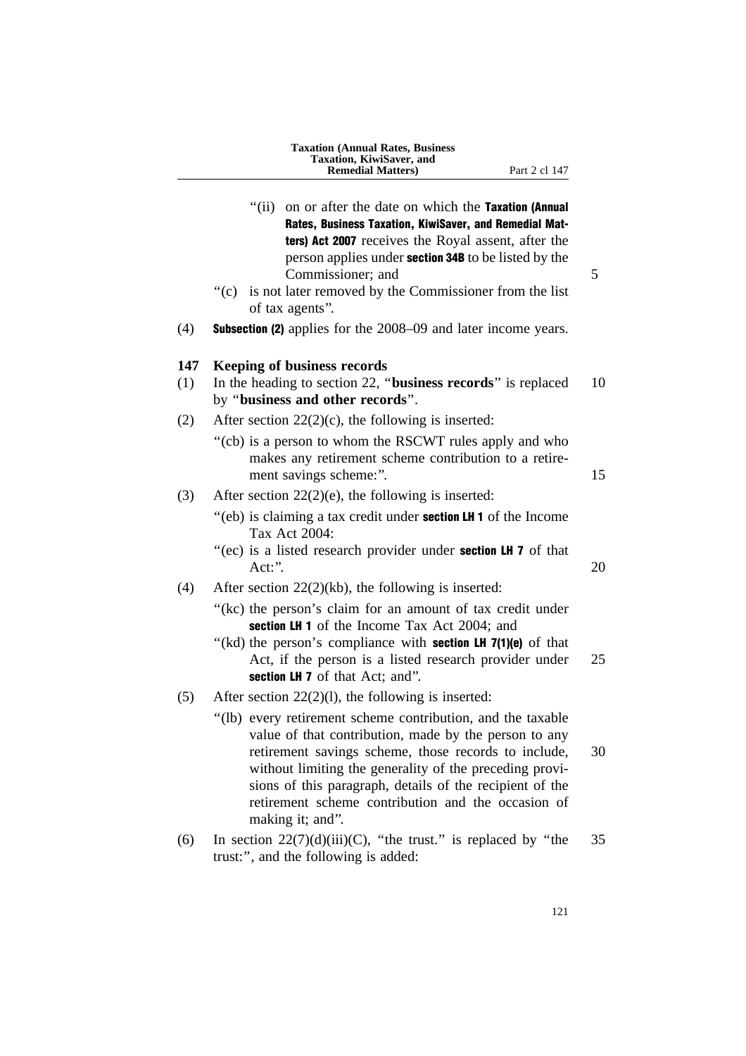"(ii) on or after the date on which the **Taxation (Annual Rates, Business Taxation, KiwiSaver, and Remedial Matters) Act 2007** receives the Royal assent, after the person applies under **section 34B** to be listed by the Commissioner; and

"(c) is not later removed by the Commissioner from the list of tax agents".

(4) **Subsection (2)** applies for the 2008–09 and later income years.

### 147 Keeping of business records

(1) In the heading to section 22, "**business records**" is replaced by "**business and other records**".

(2) After section 22(2)(c), the following is inserted:

"(cb) is a person to whom the RSCWT rules apply and who makes any retirement scheme contribution to a retirement savings scheme:".

(3) After section 22(2)(e), the following is inserted:

"(eb) is claiming a tax credit under **section LH 1** of the Income Tax Act 2004:

"(ec) is a listed research provider under **section LH 7** of that Act:".

(4) After section 22(2)(kb), the following is inserted:

"(kc) the person's claim for an amount of tax credit under **section LH 1** of the Income Tax Act 2004; and

"(kd) the person's compliance with **section LH 7(1)(e)** of that Act, if the person is a listed research provider under **section LH 7** of that Act; and".

(5) After section 22(2)(l), the following is inserted:

"(lb) every retirement scheme contribution, and the taxable value of that contribution, made by the person to any retirement savings scheme, those records to include, without limiting the generality of the preceding provisions of this paragraph, details of the recipient of the retirement scheme contribution and the occasion of making it; and".

(6) In section 22(7)(d)(iii)(C), "the trust." is replaced by "the trust:", and the following is added: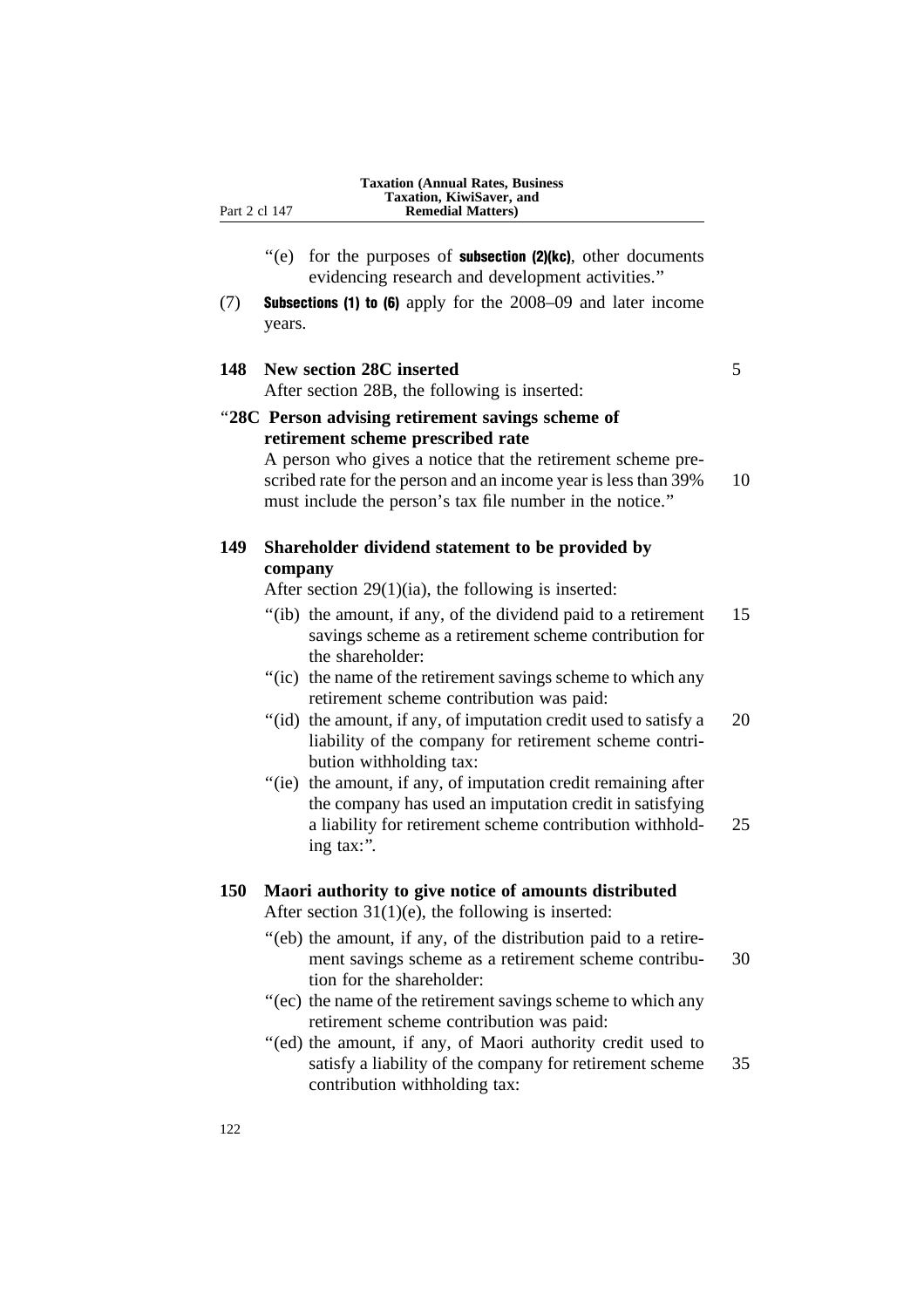"(e) for the purposes of **subsection (2)(kc)**, other documents evidencing research and development activities."

(7) **Subsections (1) to (6)** apply for the 2008–09 and later income years.

## 148 New section 28C inserted

After section 28B, the following is inserted:

### "28C Person advising retirement savings scheme of retirement scheme prescribed rate

A person who gives a notice that the retirement scheme prescribed rate for the person and an income year is less than 39% must include the person's tax file number in the notice."

## 149 Shareholder dividend statement to be provided by company

After section 29(1)(ia), the following is inserted:

"(ib) the amount, if any, of the dividend paid to a retirement savings scheme as a retirement scheme contribution for the shareholder:

"(ic) the name of the retirement savings scheme to which any retirement scheme contribution was paid:

"(id) the amount, if any, of imputation credit used to satisfy a liability of the company for retirement scheme contribution withholding tax:

"(ie) the amount, if any, of imputation credit remaining after the company has used an imputation credit in satisfying a liability for retirement scheme contribution withholding tax:".

## 150 Maori authority to give notice of amounts distributed

After section 31(1)(e), the following is inserted:

"(eb) the amount, if any, of the distribution paid to a retirement savings scheme as a retirement scheme contribution for the shareholder:

"(ec) the name of the retirement savings scheme to which any retirement scheme contribution was paid:

"(ed) the amount, if any, of Maori authority credit used to satisfy a liability of the company for retirement scheme contribution withholding tax: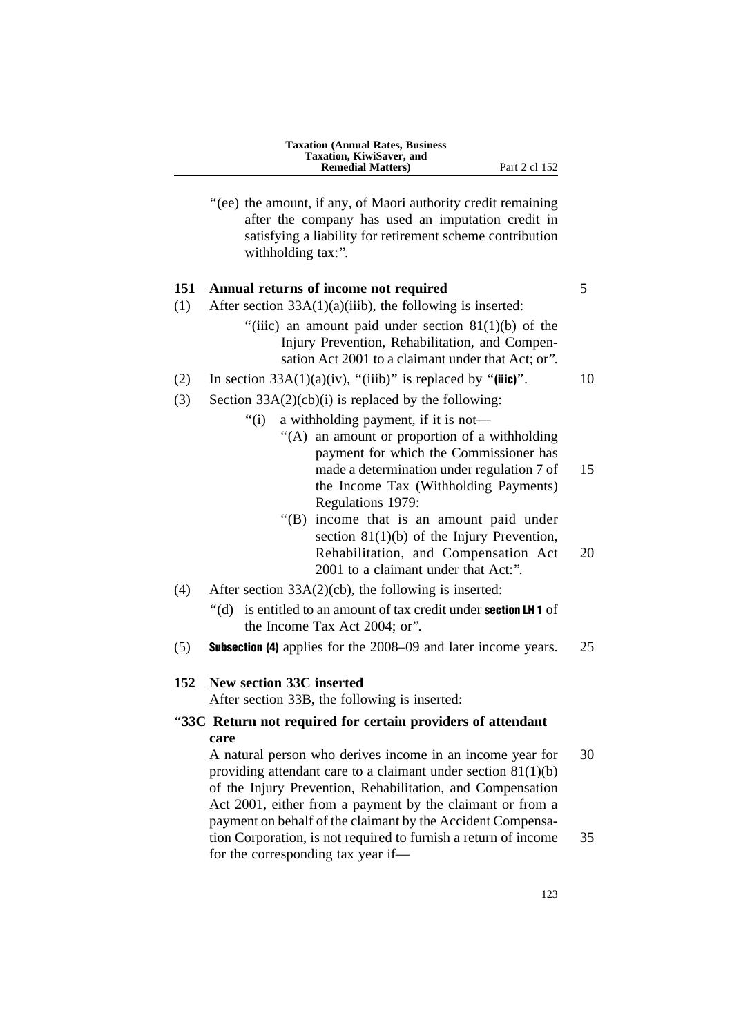"(ee) the amount, if any, of Maori authority credit remaining after the company has used an imputation credit in satisfying a liability for retirement scheme contribution withholding tax:".

## 151 Annual returns of income not required

(1) After section 33A(1)(a)(iiib), the following is inserted:

"(iiic) an amount paid under section 81(1)(b) of the Injury Prevention, Rehabilitation, and Compensation Act 2001 to a claimant under that Act; or".

(2) In section 33A(1)(a)(iv), "(iiib)" is replaced by "**(iiic)**".

(3) Section 33A(2)(cb)(i) is replaced by the following:

"(i) a withholding payment, if it is not—

"(A) an amount or proportion of a withholding payment for which the Commissioner has made a determination under regulation 7 of the Income Tax (Withholding Payments) Regulations 1979:

"(B) income that is an amount paid under section 81(1)(b) of the Injury Prevention, Rehabilitation, and Compensation Act 2001 to a claimant under that Act:".

(4) After section 33A(2)(cb), the following is inserted:

"(d) is entitled to an amount of tax credit under **section LH 1** of the Income Tax Act 2004; or".

(5) **Subsection (4)** applies for the 2008–09 and later income years.

## 152 New section 33C inserted

After section 33B, the following is inserted:

"**33C Return not required for certain providers of attendant care**

A natural person who derives income in an income year for providing attendant care to a claimant under section 81(1)(b) of the Injury Prevention, Rehabilitation, and Compensation Act 2001, either from a payment by the claimant or from a payment on behalf of the claimant by the Accident Compensation Corporation, is not required to furnish a return of income for the corresponding tax year if—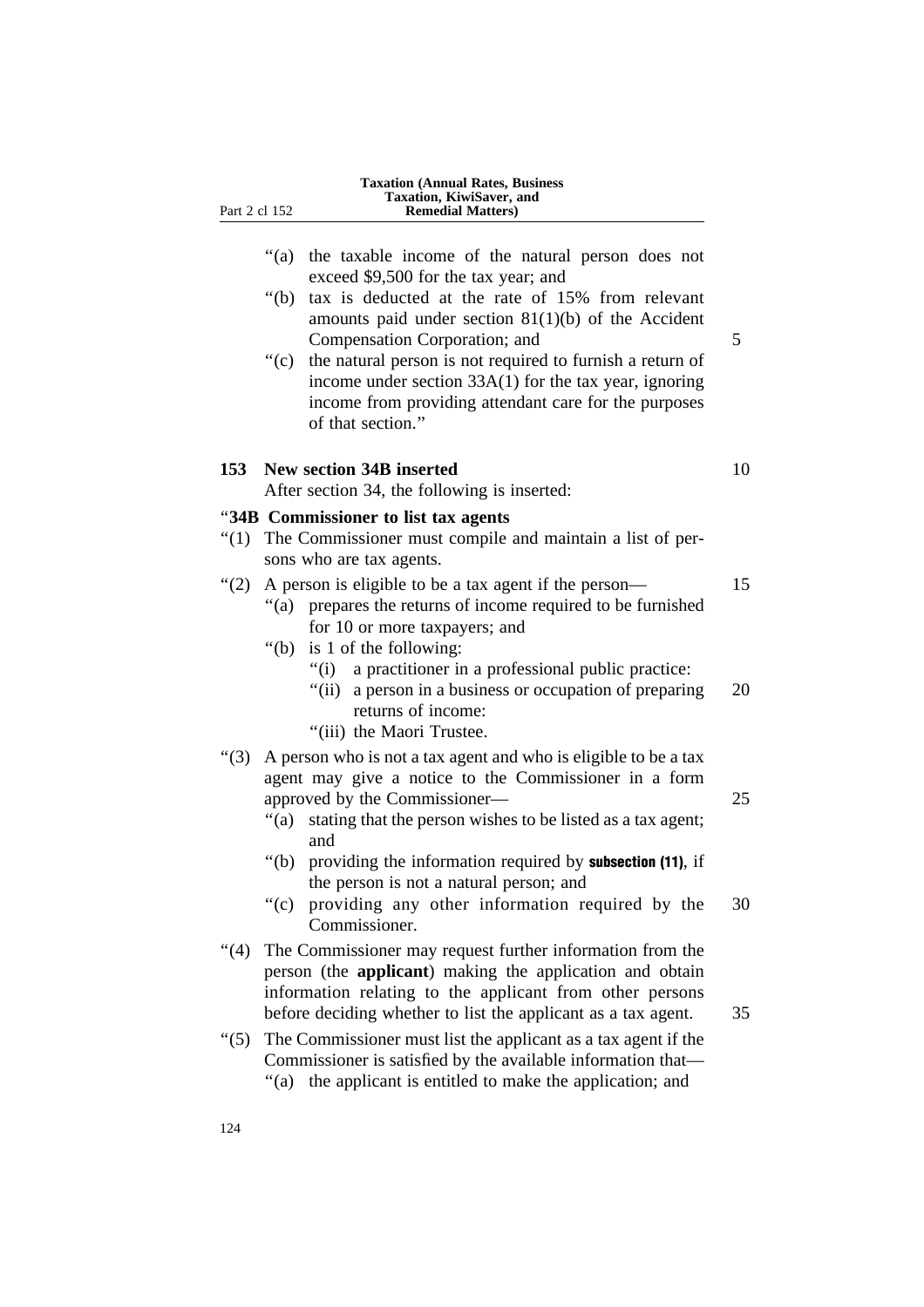"(a) the taxable income of the natural person does not exceed $9,500 for the tax year; and

"(b) tax is deducted at the rate of 15% from relevant amounts paid under section 81(1)(b) of the Accident Compensation Corporation; and

"(c) the natural person is not required to furnish a return of income under section 33A(1) for the tax year, ignoring income from providing attendant care for the purposes of that section."

**153 New section 34B inserted**

After section 34, the following is inserted:

"**34B Commissioner to list tax agents**

"(1) The Commissioner must compile and maintain a list of persons who are tax agents.

"(2) A person is eligible to be a tax agent if the person—

"(a) prepares the returns of income required to be furnished for 10 or more taxpayers; and

"(b) is 1 of the following:

"(i) a practitioner in a professional public practice:

"(ii) a person in a business or occupation of preparing returns of income:

"(iii) the Maori Trustee.

"(3) A person who is not a tax agent and who is eligible to be a tax agent may give a notice to the Commissioner in a form approved by the Commissioner—

"(a) stating that the person wishes to be listed as a tax agent; and

"(b) providing the information required by **subsection (11)**, if the person is not a natural person; and

"(c) providing any other information required by the Commissioner.

"(4) The Commissioner may request further information from the person (the **applicant**) making the application and obtain information relating to the applicant from other persons before deciding whether to list the applicant as a tax agent.

"(5) The Commissioner must list the applicant as a tax agent if the Commissioner is satisfied by the available information that—

"(a) the applicant is entitled to make the application; and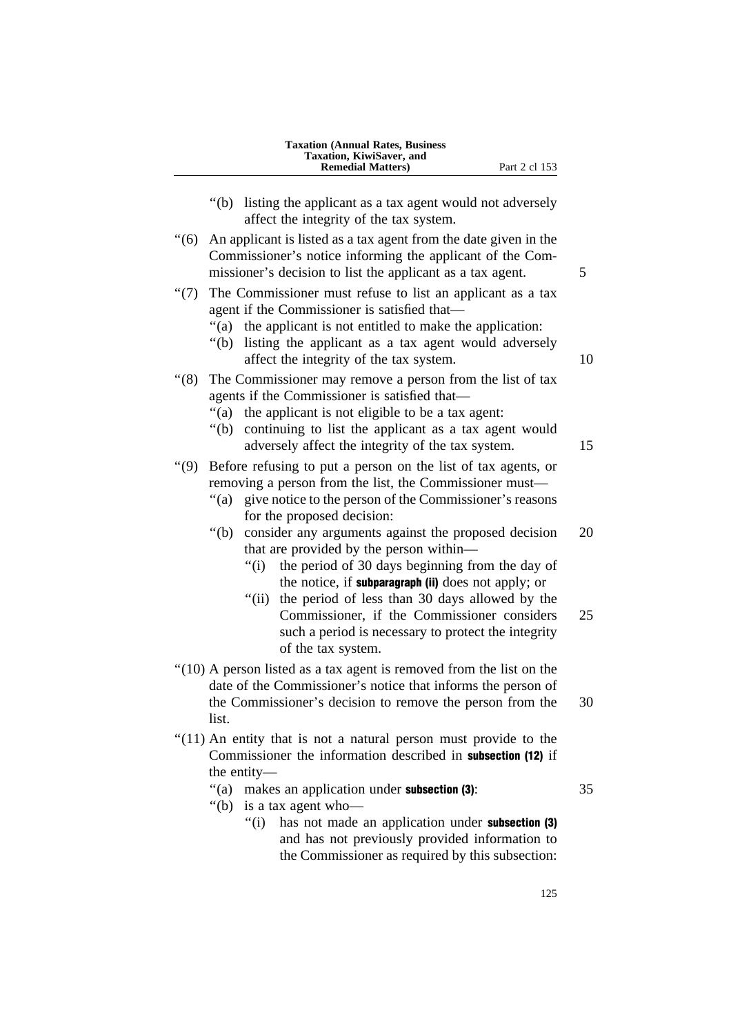“(b) listing the applicant as a tax agent would not adversely affect the integrity of the tax system.

“(6) An applicant is listed as a tax agent from the date given in the Commissioner’s notice informing the applicant of the Commissioner’s decision to list the applicant as a tax agent.

“(7) The Commissioner must refuse to list an applicant as a tax agent if the Commissioner is satisfied that—

“(a) the applicant is not entitled to make the application:

“(b) listing the applicant as a tax agent would adversely affect the integrity of the tax system.

“(8) The Commissioner may remove a person from the list of tax agents if the Commissioner is satisfied that—

“(a) the applicant is not eligible to be a tax agent:

“(b) continuing to list the applicant as a tax agent would adversely affect the integrity of the tax system.

“(9) Before refusing to put a person on the list of tax agents, or removing a person from the list, the Commissioner must—

“(a) give notice to the person of the Commissioner’s reasons for the proposed decision:

“(b) consider any arguments against the proposed decision that are provided by the person within—

“(i) the period of 30 days beginning from the day of the notice, if **subparagraph (ii)** does not apply; or

“(ii) the period of less than 30 days allowed by the Commissioner, if the Commissioner considers such a period is necessary to protect the integrity of the tax system.

“(10) A person listed as a tax agent is removed from the list on the date of the Commissioner’s notice that informs the person of the Commissioner’s decision to remove the person from the list.

“(11) An entity that is not a natural person must provide to the Commissioner the information described in **subsection (12)** if the entity—

“(a) makes an application under **subsection (3)**:

“(b) is a tax agent who—

“(i) has not made an application under **subsection (3)** and has not previously provided information to the Commissioner as required by this subsection: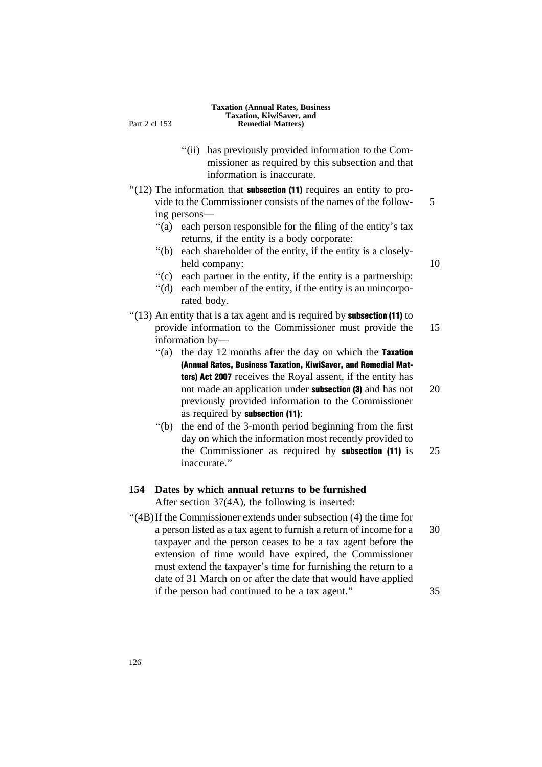"(ii) has previously provided information to the Commissioner as required by this subsection and that information is inaccurate.

"(12) The information that **subsection (11)** requires an entity to provide to the Commissioner consists of the names of the following persons—

"(a) each person responsible for the filing of the entity's tax returns, if the entity is a body corporate:

"(b) each shareholder of the entity, if the entity is a closely-held company:

"(c) each partner in the entity, if the entity is a partnership:

"(d) each member of the entity, if the entity is an unincorporated body.

"(13) An entity that is a tax agent and is required by **subsection (11)** to provide information to the Commissioner must provide the information by—

"(a) the day 12 months after the day on which the **Taxation (Annual Rates, Business Taxation, KiwiSaver, and Remedial Matters) Act 2007** receives the Royal assent, if the entity has not made an application under **subsection (3)** and has not previously provided information to the Commissioner as required by **subsection (11)**:

"(b) the end of the 3-month period beginning from the first day on which the information most recently provided to the Commissioner as required by **subsection (11)** is inaccurate."

## 154 Dates by which annual returns to be furnished

After section 37(4A), the following is inserted:

"(4B) If the Commissioner extends under subsection (4) the time for a person listed as a tax agent to furnish a return of income for a taxpayer and the person ceases to be a tax agent before the extension of time would have expired, the Commissioner must extend the taxpayer's time for furnishing the return to a date of 31 March on or after the date that would have applied if the person had continued to be a tax agent."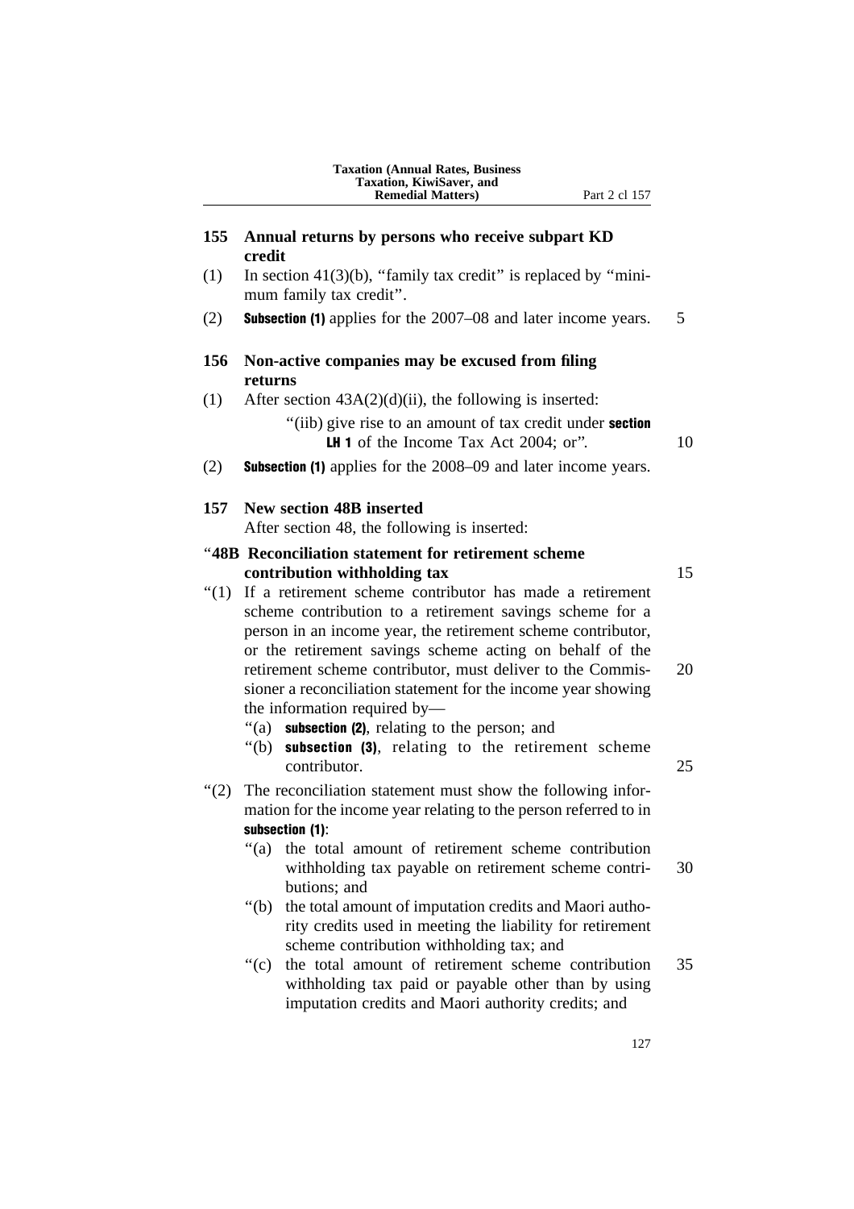### 155 Annual returns by persons who receive subpart KD credit

(1) In section 41(3)(b), "family tax credit" is replaced by "minimum family tax credit".

(2) **Subsection (1)** applies for the 2007–08 and later income years.

### 156 Non-active companies may be excused from filing returns

(1) After section 43A(2)(d)(ii), the following is inserted:

"(iib) give rise to an amount of tax credit under **section LH 1** of the Income Tax Act 2004; or".

(2) **Subsection (1)** applies for the 2008–09 and later income years.

### 157 New section 48B inserted

After section 48, the following is inserted:

**"48B Reconciliation statement for retirement scheme contribution withholding tax**

"(1) If a retirement scheme contributor has made a retirement scheme contribution to a retirement savings scheme for a person in an income year, the retirement scheme contributor, or the retirement savings scheme acting on behalf of the retirement scheme contributor, must deliver to the Commissioner a reconciliation statement for the income year showing the information required by—

"(a) **subsection (2)**, relating to the person; and

"(b) **subsection (3)**, relating to the retirement scheme contributor.

"(2) The reconciliation statement must show the following information for the income year relating to the person referred to in **subsection (1)**:

"(a) the total amount of retirement scheme contribution withholding tax payable on retirement scheme contributions; and

"(b) the total amount of imputation credits and Maori authority credits used in meeting the liability for retirement scheme contribution withholding tax; and

"(c) the total amount of retirement scheme contribution withholding tax paid or payable other than by using imputation credits and Maori authority credits; and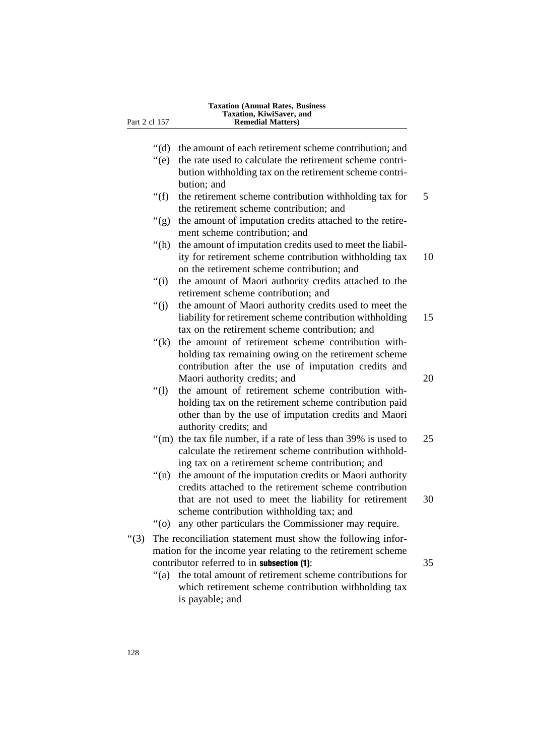"(d) the amount of each retirement scheme contribution; and

"(e) the rate used to calculate the retirement scheme contribution withholding tax on the retirement scheme contribution; and

"(f) the retirement scheme contribution withholding tax for the retirement scheme contribution; and

"(g) the amount of imputation credits attached to the retirement scheme contribution; and

"(h) the amount of imputation credits used to meet the liability for retirement scheme contribution withholding tax on the retirement scheme contribution; and

"(i) the amount of Maori authority credits attached to the retirement scheme contribution; and

"(j) the amount of Maori authority credits used to meet the liability for retirement scheme contribution withholding tax on the retirement scheme contribution; and

"(k) the amount of retirement scheme contribution withholding tax remaining owing on the retirement scheme contribution after the use of imputation credits and Maori authority credits; and

"(l) the amount of retirement scheme contribution withholding tax on the retirement scheme contribution paid other than by the use of imputation credits and Maori authority credits; and

"(m) the tax file number, if a rate of less than 39% is used to calculate the retirement scheme contribution withholding tax on a retirement scheme contribution; and

"(n) the amount of the imputation credits or Maori authority credits attached to the retirement scheme contribution that are not used to meet the liability for retirement scheme contribution withholding tax; and

"(o) any other particulars the Commissioner may require.

"(3) The reconciliation statement must show the following information for the income year relating to the retirement scheme contributor referred to in **subsection (1)**:

"(a) the total amount of retirement scheme contributions for which retirement scheme contribution withholding tax is payable; and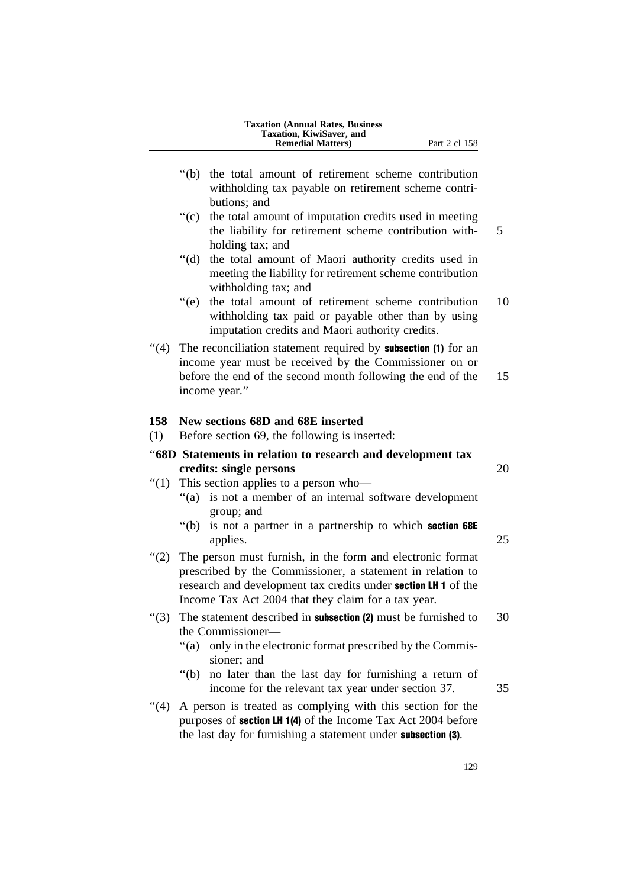"(b) the total amount of retirement scheme contribution withholding tax payable on retirement scheme contributions; and

"(c) the total amount of imputation credits used in meeting the liability for retirement scheme contribution withholding tax; and

"(d) the total amount of Maori authority credits used in meeting the liability for retirement scheme contribution withholding tax; and

"(e) the total amount of retirement scheme contribution withholding tax paid or payable other than by using imputation credits and Maori authority credits.

"(4) The reconciliation statement required by **subsection (1)** for an income year must be received by the Commissioner on or before the end of the second month following the end of the income year."

### 158 New sections 68D and 68E inserted

(1) Before section 69, the following is inserted:

**"68D Statements in relation to research and development tax credits: single persons**

"(1) This section applies to a person who—

"(a) is not a member of an internal software development group; and

"(b) is not a partner in a partnership to which **section 68E** applies.

"(2) The person must furnish, in the form and electronic format prescribed by the Commissioner, a statement in relation to research and development tax credits under **section LH 1** of the Income Tax Act 2004 that they claim for a tax year.

"(3) The statement described in **subsection (2)** must be furnished to the Commissioner—

"(a) only in the electronic format prescribed by the Commissioner; and

"(b) no later than the last day for furnishing a return of income for the relevant tax year under section 37.

"(4) A person is treated as complying with this section for the purposes of **section LH 1(4)** of the Income Tax Act 2004 before the last day for furnishing a statement under **subsection (3)**.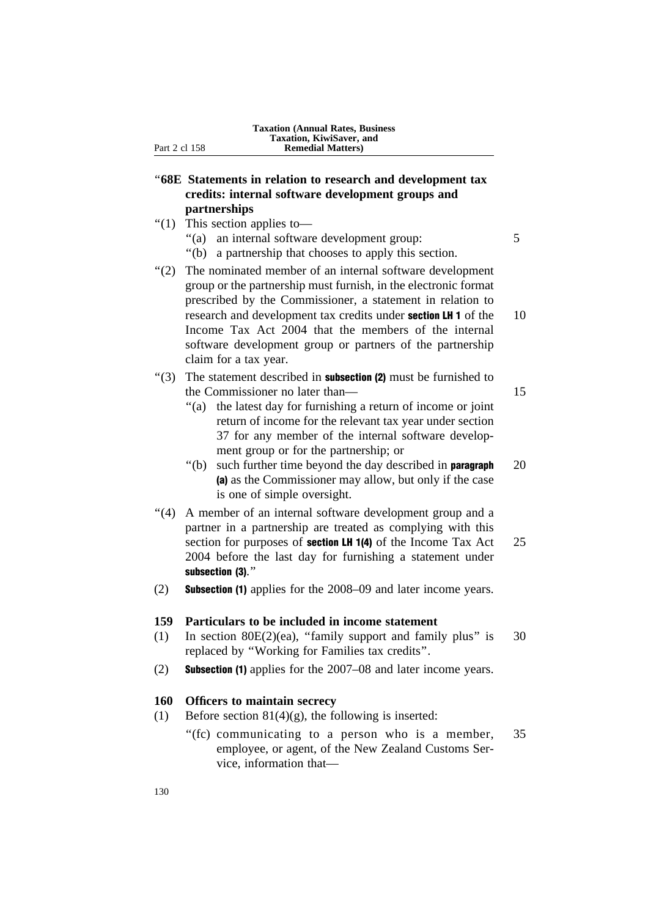“**68E Statements in relation to research and development tax credits: internal software development groups and partnerships**

“(1) This section applies to—

“(a) an internal software development group:

“(b) a partnership that chooses to apply this section.

“(2) The nominated member of an internal software development group or the partnership must furnish, in the electronic format prescribed by the Commissioner, a statement in relation to research and development tax credits under **section LH 1** of the Income Tax Act 2004 that the members of the internal software development group or partners of the partnership claim for a tax year.

“(3) The statement described in **subsection (2)** must be furnished to the Commissioner no later than—

“(a) the latest day for furnishing a return of income or joint return of income for the relevant tax year under section 37 for any member of the internal software development group or for the partnership; or

“(b) such further time beyond the day described in **paragraph (a)** as the Commissioner may allow, but only if the case is one of simple oversight.

“(4) A member of an internal software development group and a partner in a partnership are treated as complying with this section for purposes of **section LH 1(4)** of the Income Tax Act 2004 before the last day for furnishing a statement under **subsection (3)**.”

(2) **Subsection (1)** applies for the 2008–09 and later income years.

**159 Particulars to be included in income statement**

(1) In section 80E(2)(ea), “family support and family plus” is replaced by “Working for Families tax credits”.

(2) **Subsection (1)** applies for the 2007–08 and later income years.

**160 Officers to maintain secrecy**

(1) Before section 81(4)(g), the following is inserted:

“(fc) communicating to a person who is a member, employee, or agent, of the New Zealand Customs Service, information that—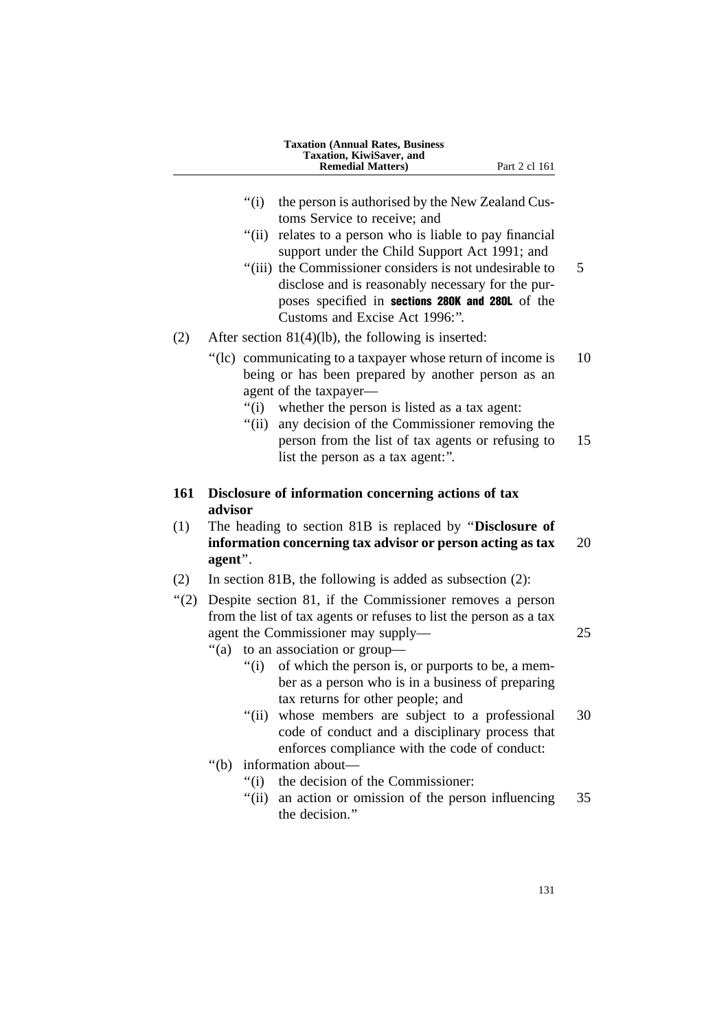"(i) the person is authorised by the New Zealand Customs Service to receive; and

"(ii) relates to a person who is liable to pay financial support under the Child Support Act 1991; and

"(iii) the Commissioner considers is not undesirable to disclose and is reasonably necessary for the purposes specified in **sections 280K and 280L** of the Customs and Excise Act 1996:".

(2) After section 81(4)(lb), the following is inserted:

"(lc) communicating to a taxpayer whose return of income is being or has been prepared by another person as an agent of the taxpayer—

"(i) whether the person is listed as a tax agent:

"(ii) any decision of the Commissioner removing the person from the list of tax agents or refusing to list the person as a tax agent:".

**161 Disclosure of information concerning actions of tax advisor**

(1) The heading to section 81B is replaced by "**Disclosure of information concerning tax advisor or person acting as tax agent**".

(2) In section 81B, the following is added as subsection (2):

"(2) Despite section 81, if the Commissioner removes a person from the list of tax agents or refuses to list the person as a tax agent the Commissioner may supply—

"(a) to an association or group—

"(i) of which the person is, or purports to be, a member as a person who is in a business of preparing tax returns for other people; and

"(ii) whose members are subject to a professional code of conduct and a disciplinary process that enforces compliance with the code of conduct:

"(b) information about—

"(i) the decision of the Commissioner:

"(ii) an action or omission of the person influencing the decision."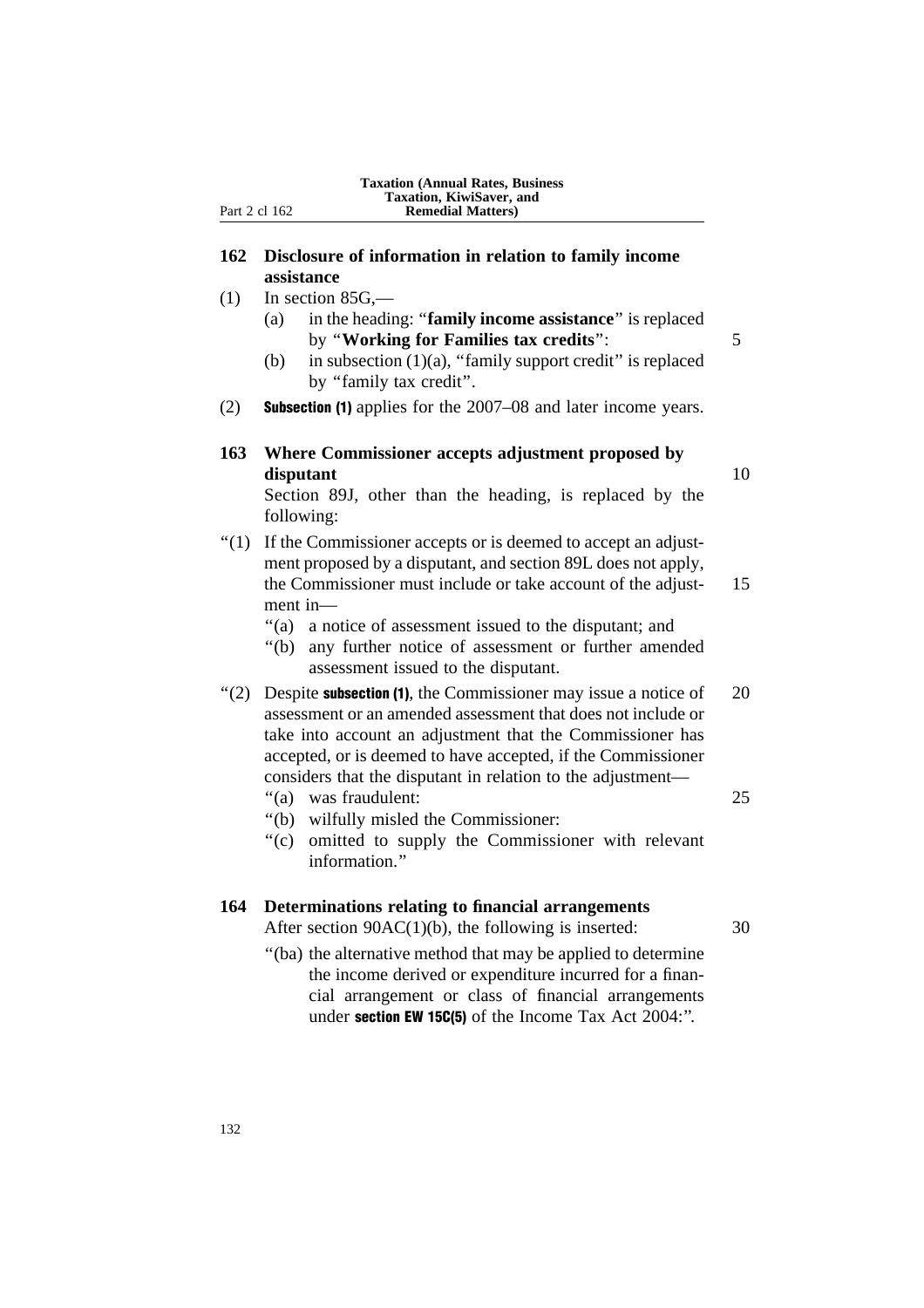## 162 Disclosure of information in relation to family income assistance

(1) In section 85G,—

(a) in the heading: "**family income assistance**" is replaced by "**Working for Families tax credits**":

(b) in subsection (1)(a), "family support credit" is replaced by "family tax credit".

(2) **Subsection (1)** applies for the 2007–08 and later income years.

## 163 Where Commissioner accepts adjustment proposed by disputant

Section 89J, other than the heading, is replaced by the following:

"(1) If the Commissioner accepts or is deemed to accept an adjustment proposed by a disputant, and section 89L does not apply, the Commissioner must include or take account of the adjustment in—

"(a) a notice of assessment issued to the disputant; and

"(b) any further notice of assessment or further amended assessment issued to the disputant.

"(2) Despite **subsection (1)**, the Commissioner may issue a notice of assessment or an amended assessment that does not include or take into account an adjustment that the Commissioner has accepted, or is deemed to have accepted, if the Commissioner considers that the disputant in relation to the adjustment—

"(a) was fraudulent:

"(b) wilfully misled the Commissioner:

"(c) omitted to supply the Commissioner with relevant information."

## 164 Determinations relating to financial arrangements

After section 90AC(1)(b), the following is inserted:

"(ba) the alternative method that may be applied to determine the income derived or expenditure incurred for a financial arrangement or class of financial arrangements under **section EW 15C(5)** of the Income Tax Act 2004:".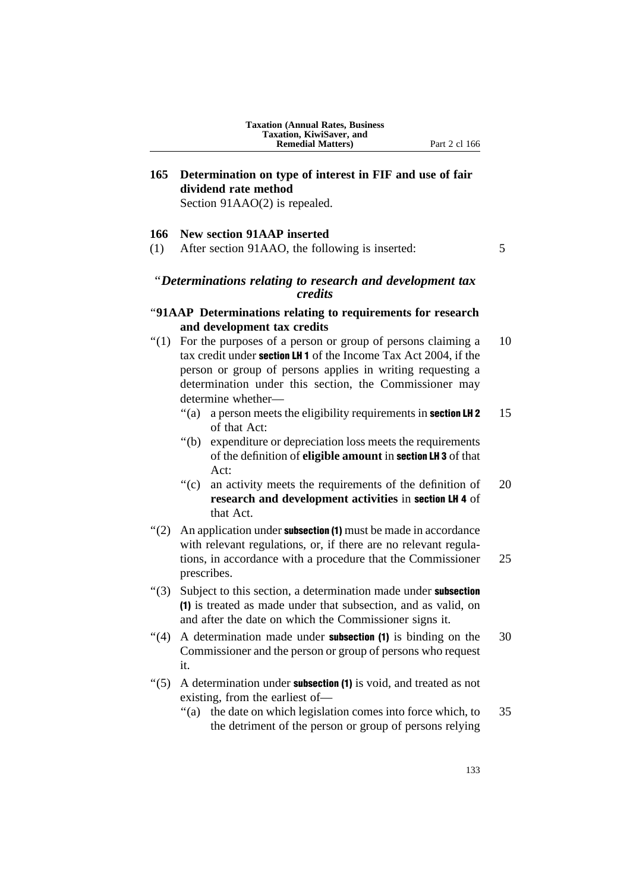## 165 Determination on type of interest in FIF and use of fair dividend rate method

Section 91AAO(2) is repealed.

## 166 New section 91AAP inserted

(1) After section 91AAO, the following is inserted:

### "*Determinations relating to research and development tax credits*

### "91AAP Determinations relating to requirements for research and development tax credits

"(1) For the purposes of a person or group of persons claiming a tax credit under **section LH 1** of the Income Tax Act 2004, if the person or group of persons applies in writing requesting a determination under this section, the Commissioner may determine whether—

"(a) a person meets the eligibility requirements in **section LH 2** of that Act:

"(b) expenditure or depreciation loss meets the requirements of the definition of **eligible amount** in **section LH 3** of that Act:

"(c) an activity meets the requirements of the definition of **research and development activities** in **section LH 4** of that Act.

"(2) An application under **subsection (1)** must be made in accordance with relevant regulations, or, if there are no relevant regulations, in accordance with a procedure that the Commissioner prescribes.

"(3) Subject to this section, a determination made under **subsection (1)** is treated as made under that subsection, and as valid, on and after the date on which the Commissioner signs it.

"(4) A determination made under **subsection (1)** is binding on the Commissioner and the person or group of persons who request it.

"(5) A determination under **subsection (1)** is void, and treated as not existing, from the earliest of—

"(a) the date on which legislation comes into force which, to the detriment of the person or group of persons relying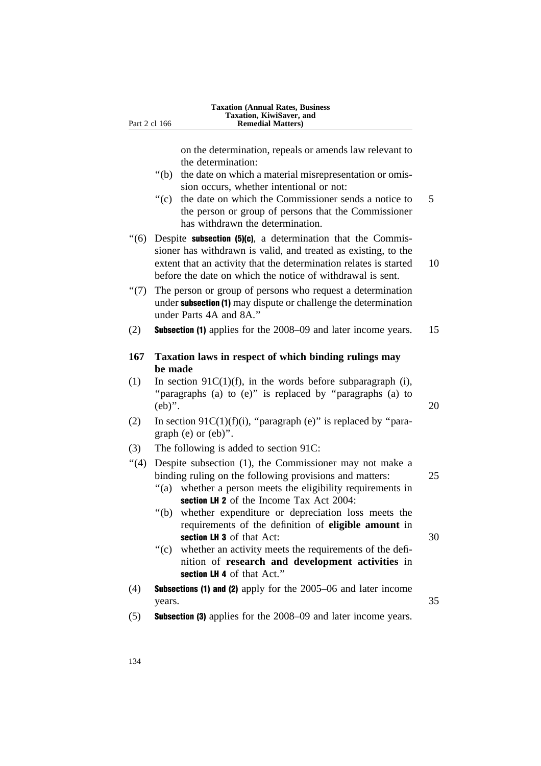on the determination, repeals or amends law relevant to the determination:

"(b) the date on which a material misrepresentation or omission occurs, whether intentional or not:

"(c) the date on which the Commissioner sends a notice to the person or group of persons that the Commissioner has withdrawn the determination.

"(6) Despite **subsection (5)(c)**, a determination that the Commissioner has withdrawn is valid, and treated as existing, to the extent that an activity that the determination relates is started before the date on which the notice of withdrawal is sent.

"(7) The person or group of persons who request a determination under **subsection (1)** may dispute or challenge the determination under Parts 4A and 8A."

(2) **Subsection (1)** applies for the 2008–09 and later income years.

### 167 Taxation laws in respect of which binding rulings may be made

(1) In section 91C(1)(f), in the words before subparagraph (i), "paragraphs (a) to (e)" is replaced by "paragraphs (a) to (eb)".

(2) In section 91C(1)(f)(i), "paragraph (e)" is replaced by "paragraph (e) or (eb)".

(3) The following is added to section 91C:

"(4) Despite subsection (1), the Commissioner may not make a binding ruling on the following provisions and matters:

"(a) whether a person meets the eligibility requirements in **section LH 2** of the Income Tax Act 2004:

"(b) whether expenditure or depreciation loss meets the requirements of the definition of **eligible amount** in **section LH 3** of that Act:

"(c) whether an activity meets the requirements of the definition of **research and development activities** in **section LH 4** of that Act."

(4) **Subsections (1) and (2)** apply for the 2005–06 and later income years.

(5) **Subsection (3)** applies for the 2008–09 and later income years.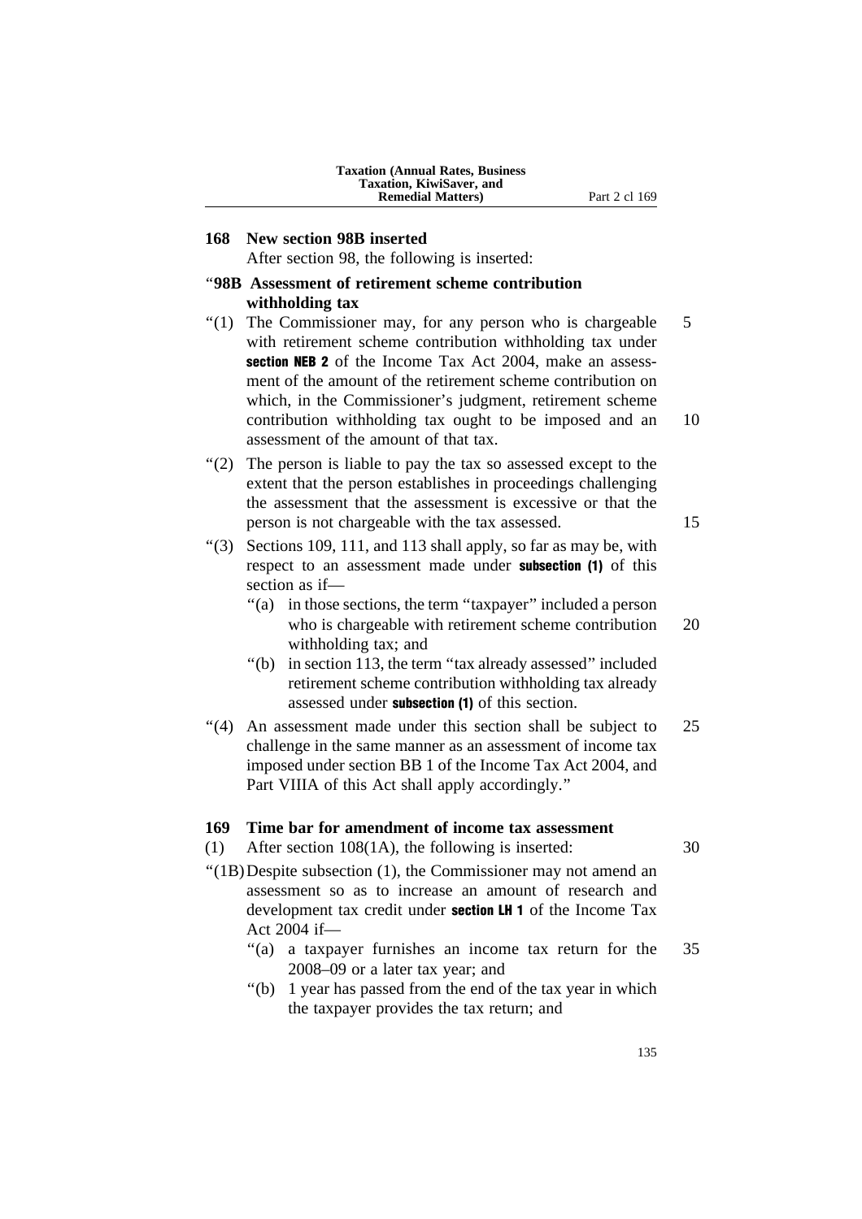### 168 New section 98B inserted

After section 98, the following is inserted:

"**98B Assessment of retirement scheme contribution withholding tax**

"(1) The Commissioner may, for any person who is chargeable with retirement scheme contribution withholding tax under **section NEB 2** of the Income Tax Act 2004, make an assessment of the amount of the retirement scheme contribution on which, in the Commissioner's judgment, retirement scheme contribution withholding tax ought to be imposed and an assessment of the amount of that tax.

"(2) The person is liable to pay the tax so assessed except to the extent that the person establishes in proceedings challenging the assessment that the assessment is excessive or that the person is not chargeable with the tax assessed.

"(3) Sections 109, 111, and 113 shall apply, so far as may be, with respect to an assessment made under **subsection (1)** of this section as if—

"(a) in those sections, the term "taxpayer" included a person who is chargeable with retirement scheme contribution withholding tax; and

"(b) in section 113, the term "tax already assessed" included retirement scheme contribution withholding tax already assessed under **subsection (1)** of this section.

"(4) An assessment made under this section shall be subject to challenge in the same manner as an assessment of income tax imposed under section BB 1 of the Income Tax Act 2004, and Part VIIIA of this Act shall apply accordingly."

### 169 Time bar for amendment of income tax assessment

(1) After section 108(1A), the following is inserted:

"(1B) Despite subsection (1), the Commissioner may not amend an assessment so as to increase an amount of research and development tax credit under **section LH 1** of the Income Tax Act 2004 if—

"(a) a taxpayer furnishes an income tax return for the 2008–09 or a later tax year; and

"(b) 1 year has passed from the end of the tax year in which the taxpayer provides the tax return; and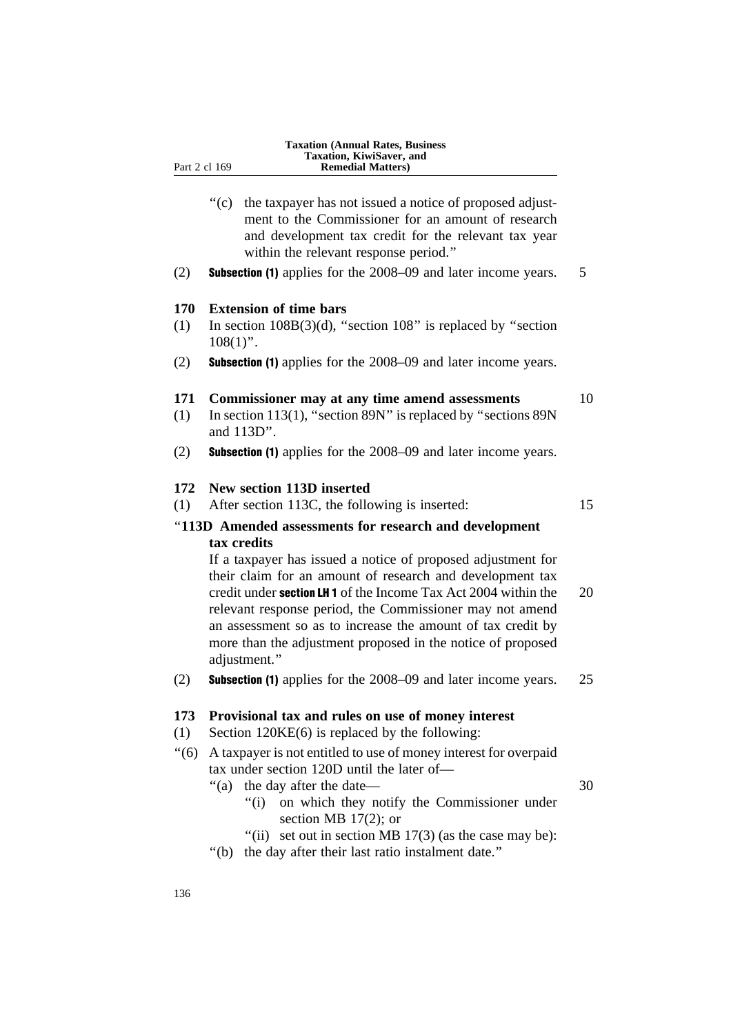"(c) the taxpayer has not issued a notice of proposed adjustment to the Commissioner for an amount of research and development tax credit for the relevant tax year within the relevant response period."

(2) **Subsection (1)** applies for the 2008–09 and later income years.

**170 Extension of time bars**

(1) In section 108B(3)(d), "section 108" is replaced by "section 108(1)".

(2) **Subsection (1)** applies for the 2008–09 and later income years.

**171 Commissioner may at any time amend assessments**

(1) In section 113(1), "section 89N" is replaced by "sections 89N and 113D".

(2) **Subsection (1)** applies for the 2008–09 and later income years.

**172 New section 113D inserted**

(1) After section 113C, the following is inserted:

"**113D Amended assessments for research and development tax credits**

If a taxpayer has issued a notice of proposed adjustment for their claim for an amount of research and development tax credit under **section LH 1** of the Income Tax Act 2004 within the relevant response period, the Commissioner may not amend an assessment so as to increase the amount of tax credit by more than the adjustment proposed in the notice of proposed adjustment."

(2) **Subsection (1)** applies for the 2008–09 and later income years.

**173 Provisional tax and rules on use of money interest**

(1) Section 120KE(6) is replaced by the following:

"(6) A taxpayer is not entitled to use of money interest for overpaid tax under section 120D until the later of—

"(a) the day after the date—

"(i) on which they notify the Commissioner under section MB 17(2); or

"(ii) set out in section MB 17(3) (as the case may be):

"(b) the day after their last ratio instalment date."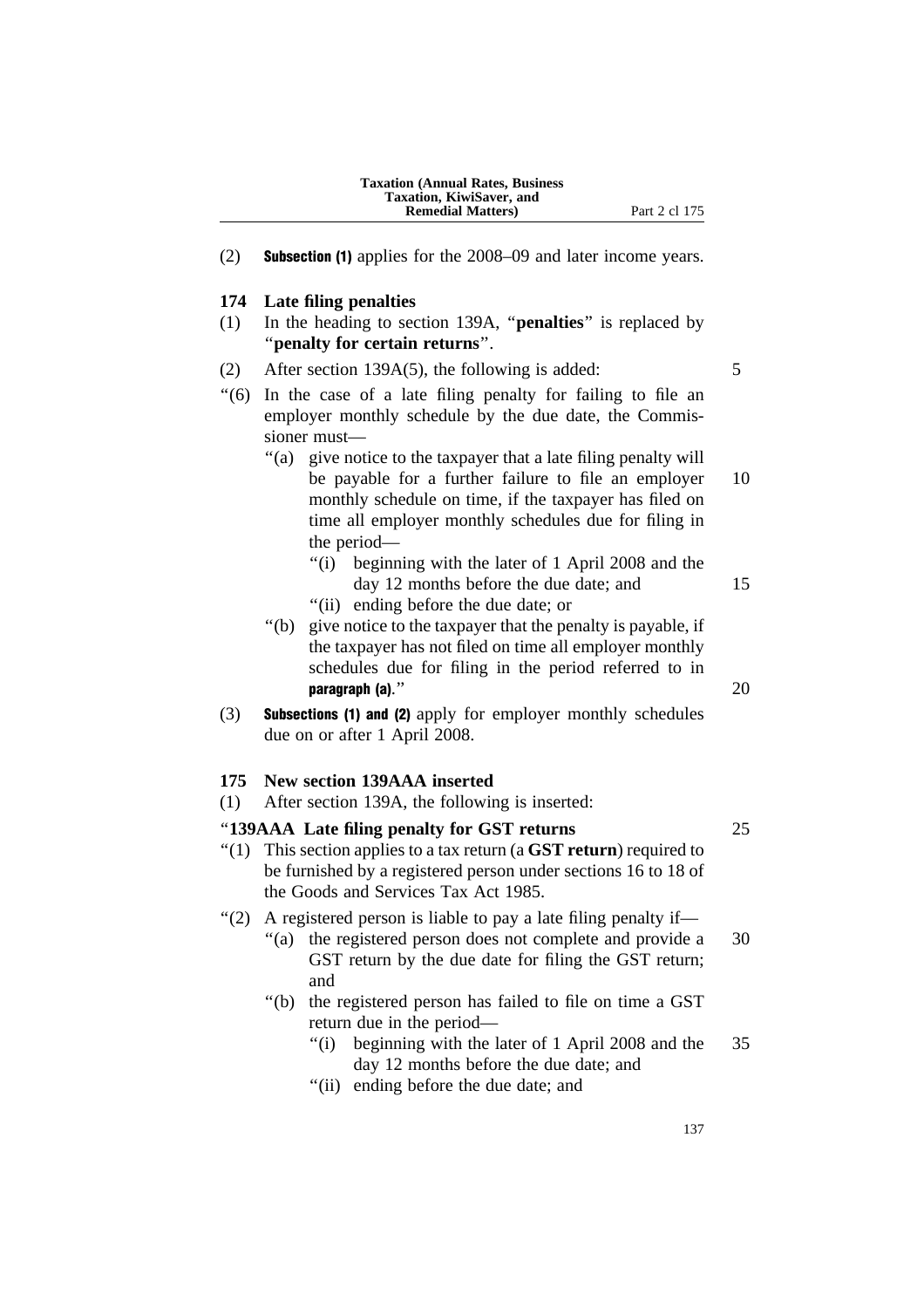(2) **Subsection (1)** applies for the 2008–09 and later income years.

### 174 Late filing penalties

(1) In the heading to section 139A, "**penalties**" is replaced by "**penalty for certain returns**".

(2) After section 139A(5), the following is added:

"(6) In the case of a late filing penalty for failing to file an employer monthly schedule by the due date, the Commissioner must—

"(a) give notice to the taxpayer that a late filing penalty will be payable for a further failure to file an employer monthly schedule on time, if the taxpayer has filed on time all employer monthly schedules due for filing in the period—

"(i) beginning with the later of 1 April 2008 and the day 12 months before the due date; and

"(ii) ending before the due date; or

"(b) give notice to the taxpayer that the penalty is payable, if the taxpayer has not filed on time all employer monthly schedules due for filing in the period referred to in **paragraph (a)**."

(3) **Subsections (1) and (2)** apply for employer monthly schedules due on or after 1 April 2008.

### 175 New section 139AAA inserted

(1) After section 139A, the following is inserted:

"**139AAA Late filing penalty for GST returns**

"(1) This section applies to a tax return (a **GST return**) required to be furnished by a registered person under sections 16 to 18 of the Goods and Services Tax Act 1985.

"(2) A registered person is liable to pay a late filing penalty if—

"(a) the registered person does not complete and provide a GST return by the due date for filing the GST return; and

"(b) the registered person has failed to file on time a GST return due in the period—

"(i) beginning with the later of 1 April 2008 and the day 12 months before the due date; and

"(ii) ending before the due date; and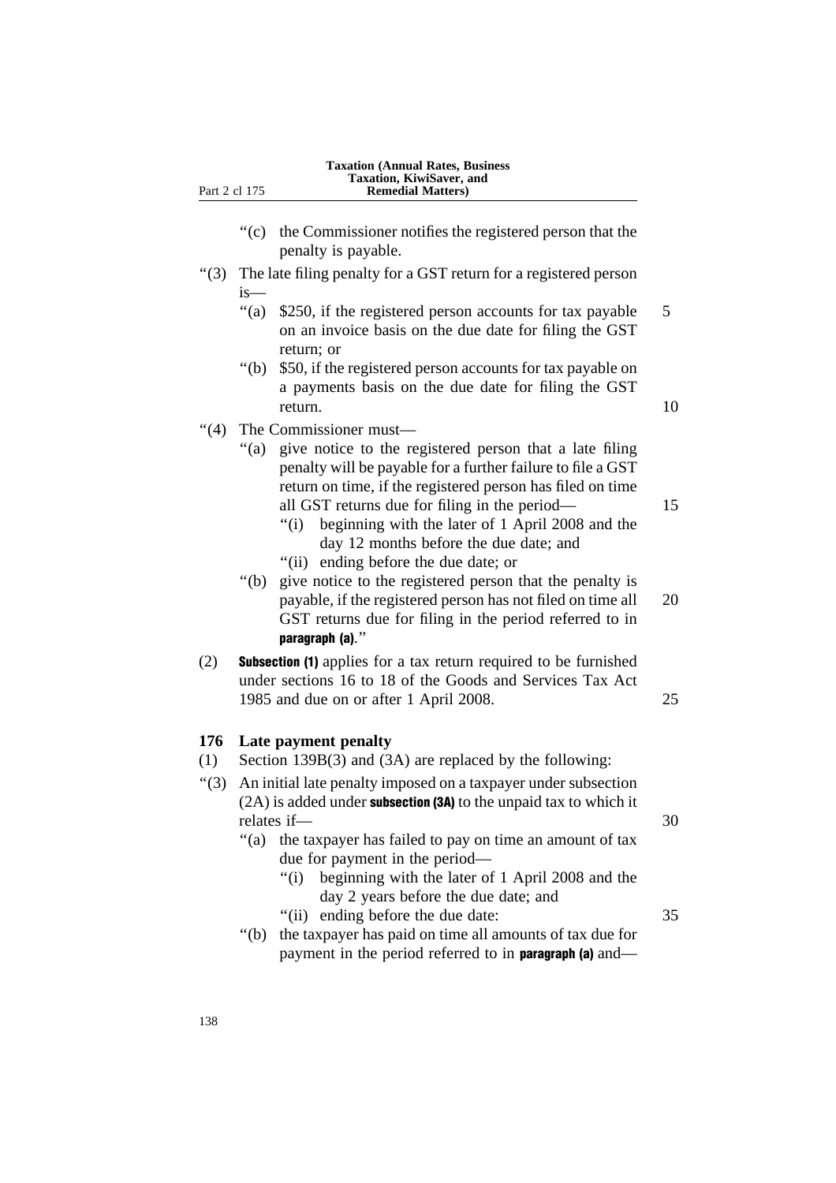“(c) the Commissioner notifies the registered person that the penalty is payable.

“(3) The late filing penalty for a GST return for a registered person is—

“(a) $250, if the registered person accounts for tax payable on an invoice basis on the due date for filing the GST return; or

“(b) $50, if the registered person accounts for tax payable on a payments basis on the due date for filing the GST return.

“(4) The Commissioner must—

“(a) give notice to the registered person that a late filing penalty will be payable for a further failure to file a GST return on time, if the registered person has filed on time all GST returns due for filing in the period—

“(i) beginning with the later of 1 April 2008 and the day 12 months before the due date; and

“(ii) ending before the due date; or

“(b) give notice to the registered person that the penalty is payable, if the registered person has not filed on time all GST returns due for filing in the period referred to in **paragraph (a)**.”

(2) **Subsection (1)** applies for a tax return required to be furnished under sections 16 to 18 of the Goods and Services Tax Act 1985 and due on or after 1 April 2008.

**176 Late payment penalty**

(1) Section 139B(3) and (3A) are replaced by the following:

“(3) An initial late penalty imposed on a taxpayer under subsection (2A) is added under **subsection (3A)** to the unpaid tax to which it relates if—

“(a) the taxpayer has failed to pay on time an amount of tax due for payment in the period—

“(i) beginning with the later of 1 April 2008 and the day 2 years before the due date; and

“(ii) ending before the due date:

“(b) the taxpayer has paid on time all amounts of tax due for payment in the period referred to in **paragraph (a)** and—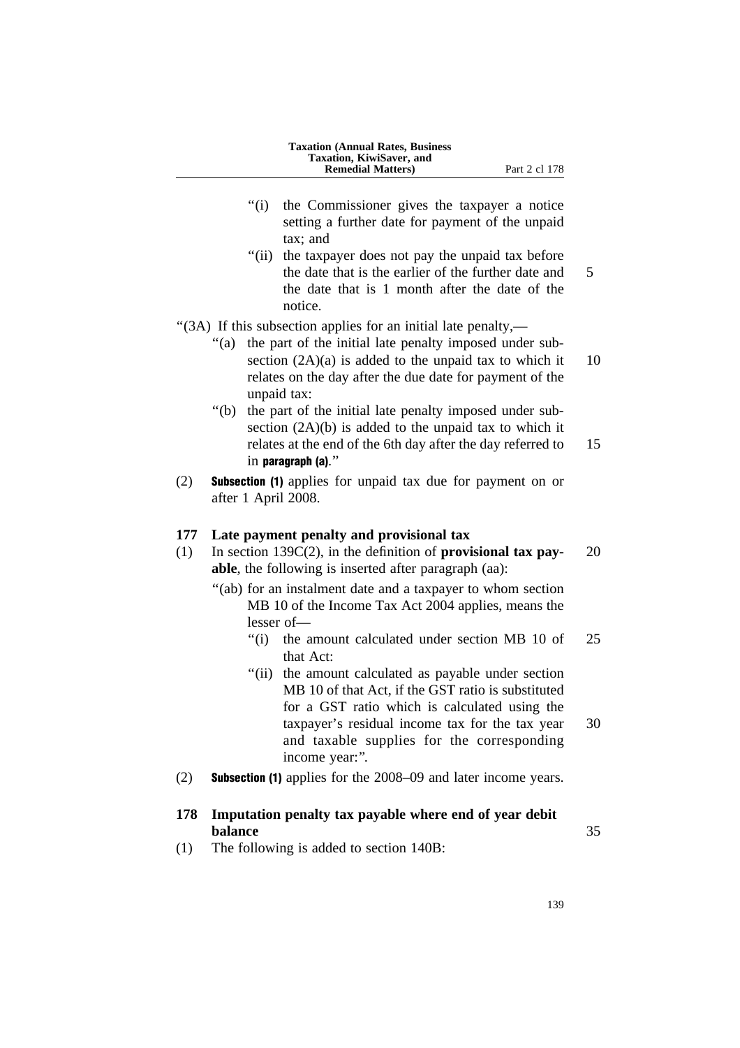"(i) the Commissioner gives the taxpayer a notice setting a further date for payment of the unpaid tax; and

"(ii) the taxpayer does not pay the unpaid tax before the date that is the earlier of the further date and the date that is 1 month after the date of the notice.

"(3A) If this subsection applies for an initial late penalty,—

"(a) the part of the initial late penalty imposed under subsection (2A)(a) is added to the unpaid tax to which it relates on the day after the due date for payment of the unpaid tax:

"(b) the part of the initial late penalty imposed under subsection (2A)(b) is added to the unpaid tax to which it relates at the end of the 6th day after the day referred to in **paragraph (a)**."

(2) **Subsection (1)** applies for unpaid tax due for payment on or after 1 April 2008.

**177 Late payment penalty and provisional tax**

(1) In section 139C(2), in the definition of **provisional tax payable**, the following is inserted after paragraph (aa):

"(ab) for an instalment date and a taxpayer to whom section MB 10 of the Income Tax Act 2004 applies, means the lesser of—

"(i) the amount calculated under section MB 10 of that Act:

"(ii) the amount calculated as payable under section MB 10 of that Act, if the GST ratio is substituted for a GST ratio which is calculated using the taxpayer's residual income tax for the tax year and taxable supplies for the corresponding income year:".

(2) **Subsection (1)** applies for the 2008–09 and later income years.

**178 Imputation penalty tax payable where end of year debit balance**

(1) The following is added to section 140B: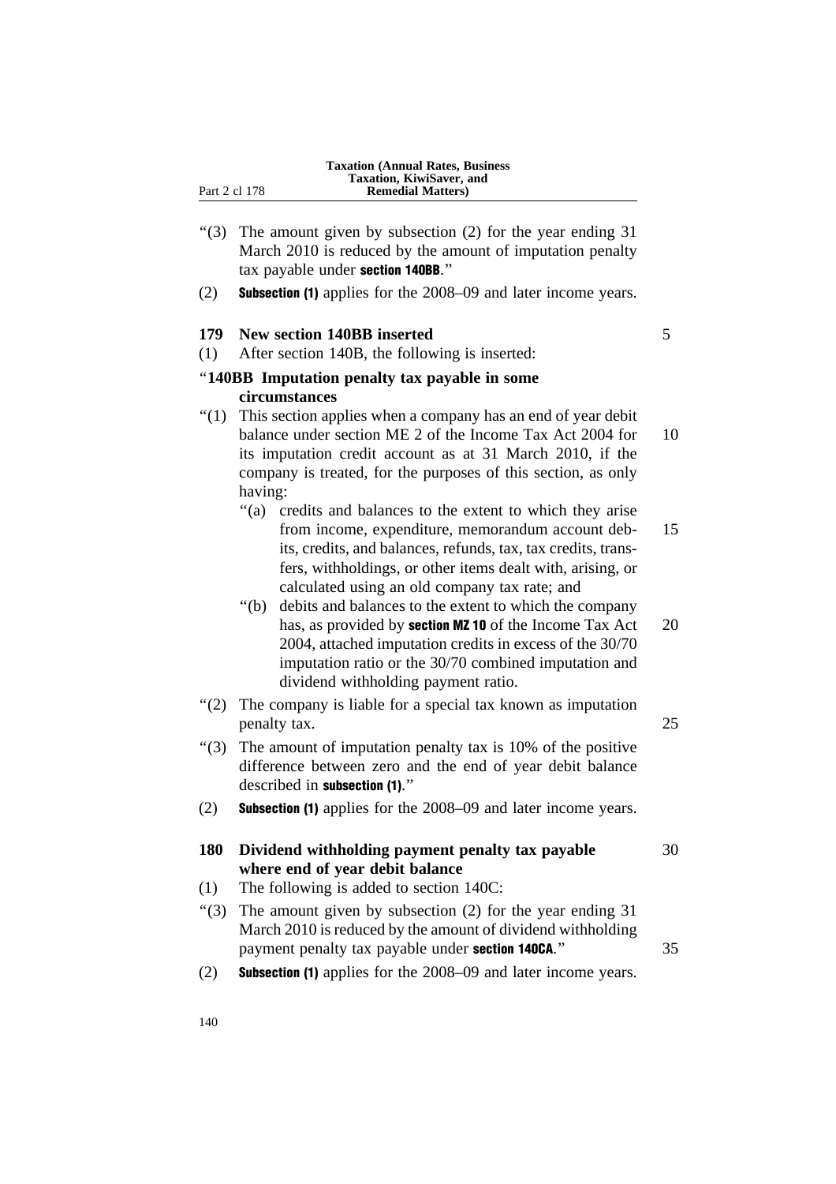"(3) The amount given by subsection (2) for the year ending 31 March 2010 is reduced by the amount of imputation penalty tax payable under **section 140BB**."

(2) **Subsection (1)** applies for the 2008–09 and later income years.

### 179 New section 140BB inserted

(1) After section 140B, the following is inserted:

"**140BB Imputation penalty tax payable in some circumstances**

"(1) This section applies when a company has an end of year debit balance under section ME 2 of the Income Tax Act 2004 for its imputation credit account as at 31 March 2010, if the company is treated, for the purposes of this section, as only having:

"(a) credits and balances to the extent to which they arise from income, expenditure, memorandum account debits, credits, and balances, refunds, tax, tax credits, transfers, withholdings, or other items dealt with, arising, or calculated using an old company tax rate; and

"(b) debits and balances to the extent to which the company has, as provided by **section MZ 10** of the Income Tax Act 2004, attached imputation credits in excess of the 30/70 imputation ratio or the 30/70 combined imputation and dividend withholding payment ratio.

"(2) The company is liable for a special tax known as imputation penalty tax.

"(3) The amount of imputation penalty tax is 10% of the positive difference between zero and the end of year debit balance described in **subsection (1)**."

(2) **Subsection (1)** applies for the 2008–09 and later income years.

### 180 Dividend withholding payment penalty tax payable where end of year debit balance

(1) The following is added to section 140C:

"(3) The amount given by subsection (2) for the year ending 31 March 2010 is reduced by the amount of dividend withholding payment penalty tax payable under **section 140CA**."

(2) **Subsection (1)** applies for the 2008–09 and later income years.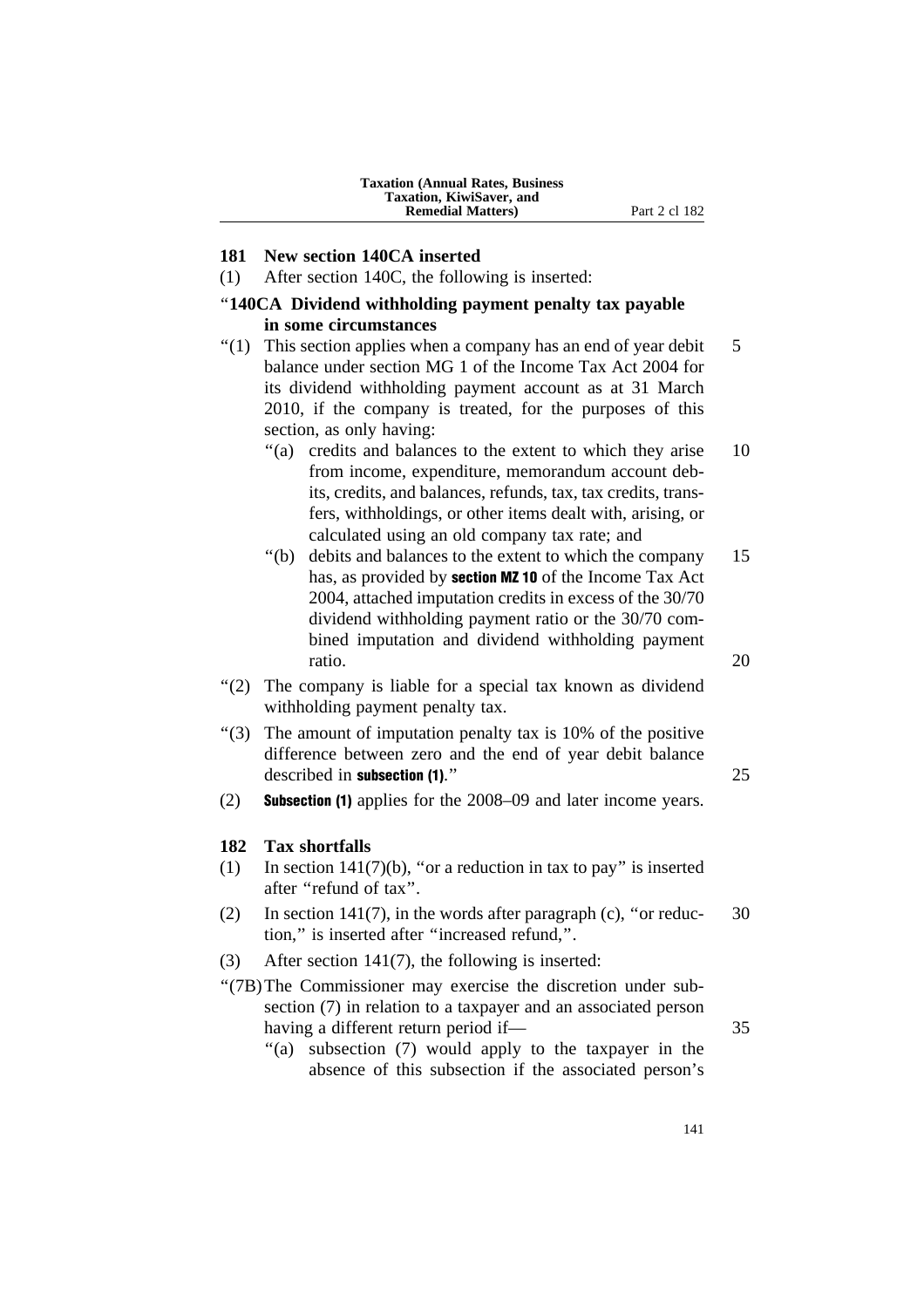## 181 New section 140CA inserted

(1) After section 140C, the following is inserted:

"**140CA Dividend withholding payment penalty tax payable in some circumstances**

"(1) This section applies when a company has an end of year debit balance under section MG 1 of the Income Tax Act 2004 for its dividend withholding payment account as at 31 March 2010, if the company is treated, for the purposes of this section, as only having:

"(a) credits and balances to the extent to which they arise from income, expenditure, memorandum account debits, credits, and balances, refunds, tax, tax credits, transfers, withholdings, or other items dealt with, arising, or calculated using an old company tax rate; and

"(b) debits and balances to the extent to which the company has, as provided by **section MZ 10** of the Income Tax Act 2004, attached imputation credits in excess of the 30/70 dividend withholding payment ratio or the 30/70 combined imputation and dividend withholding payment ratio.

"(2) The company is liable for a special tax known as dividend withholding payment penalty tax.

"(3) The amount of imputation penalty tax is 10% of the positive difference between zero and the end of year debit balance described in **subsection (1)**."

(2) **Subsection (1)** applies for the 2008–09 and later income years.

## 182 Tax shortfalls

(1) In section 141(7)(b), "or a reduction in tax to pay" is inserted after "refund of tax".

(2) In section 141(7), in the words after paragraph (c), "or reduction," is inserted after "increased refund,".

(3) After section 141(7), the following is inserted:

"(7B) The Commissioner may exercise the discretion under subsection (7) in relation to a taxpayer and an associated person having a different return period if—

"(a) subsection (7) would apply to the taxpayer in the absence of this subsection if the associated person's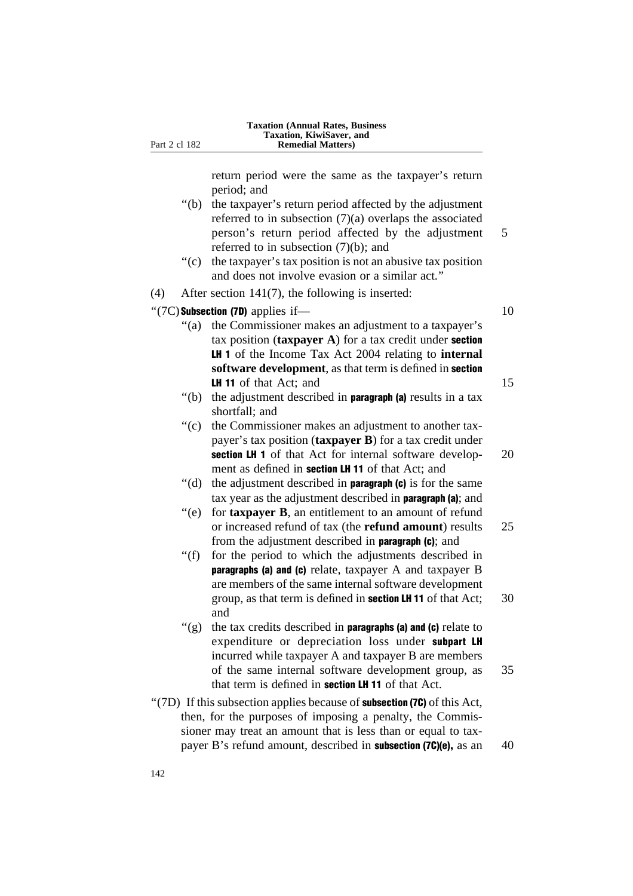return period were the same as the taxpayer's return period; and

"(b) the taxpayer's return period affected by the adjustment referred to in subsection (7)(a) overlaps the associated person's return period affected by the adjustment referred to in subsection (7)(b); and

"(c) the taxpayer's tax position is not an abusive tax position and does not involve evasion or a similar act."

(4) After section 141(7), the following is inserted:

"(7C) **Subsection (7D)** applies if—

"(a) the Commissioner makes an adjustment to a taxpayer's tax position (**taxpayer A**) for a tax credit under **section LH 1** of the Income Tax Act 2004 relating to **internal software development**, as that term is defined in **section LH 11** of that Act; and

"(b) the adjustment described in **paragraph (a)** results in a tax shortfall; and

"(c) the Commissioner makes an adjustment to another taxpayer's tax position (**taxpayer B**) for a tax credit under **section LH 1** of that Act for internal software development as defined in **section LH 11** of that Act; and

"(d) the adjustment described in **paragraph (c)** is for the same tax year as the adjustment described in **paragraph (a)**; and

"(e) for **taxpayer B**, an entitlement to an amount of refund or increased refund of tax (the **refund amount**) results from the adjustment described in **paragraph (c)**; and

"(f) for the period to which the adjustments described in **paragraphs (a) and (c)** relate, taxpayer A and taxpayer B are members of the same internal software development group, as that term is defined in **section LH 11** of that Act; and

"(g) the tax credits described in **paragraphs (a) and (c)** relate to expenditure or depreciation loss under **subpart LH** incurred while taxpayer A and taxpayer B are members of the same internal software development group, as that term is defined in **section LH 11** of that Act.

"(7D) If this subsection applies because of **subsection (7C)** of this Act, then, for the purposes of imposing a penalty, the Commissioner may treat an amount that is less than or equal to taxpayer B's refund amount, described in **subsection (7C)(e)**, as an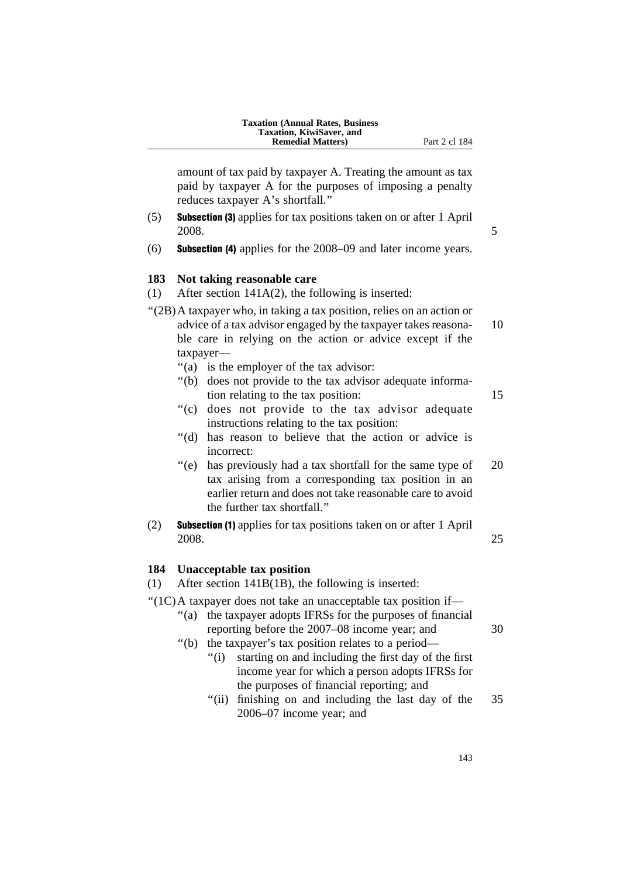amount of tax paid by taxpayer A. Treating the amount as tax paid by taxpayer A for the purposes of imposing a penalty reduces taxpayer A's shortfall."

(5) **Subsection (3)** applies for tax positions taken on or after 1 April 2008.

(6) **Subsection (4)** applies for the 2008–09 and later income years.

### 183 Not taking reasonable care

(1) After section 141A(2), the following is inserted:

"(2B) A taxpayer who, in taking a tax position, relies on an action or advice of a tax advisor engaged by the taxpayer takes reasonable care in relying on the action or advice except if the taxpayer—

"(a) is the employer of the tax advisor:

"(b) does not provide to the tax advisor adequate information relating to the tax position:

"(c) does not provide to the tax advisor adequate instructions relating to the tax position:

"(d) has reason to believe that the action or advice is incorrect:

"(e) has previously had a tax shortfall for the same type of tax arising from a corresponding tax position in an earlier return and does not take reasonable care to avoid the further tax shortfall."

(2) **Subsection (1)** applies for tax positions taken on or after 1 April 2008.

### 184 Unacceptable tax position

(1) After section 141B(1B), the following is inserted:

"(1C) A taxpayer does not take an unacceptable tax position if—

"(a) the taxpayer adopts IFRSs for the purposes of financial reporting before the 2007–08 income year; and

"(b) the taxpayer's tax position relates to a period—

"(i) starting on and including the first day of the first income year for which a person adopts IFRSs for the purposes of financial reporting; and

"(ii) finishing on and including the last day of the 2006–07 income year; and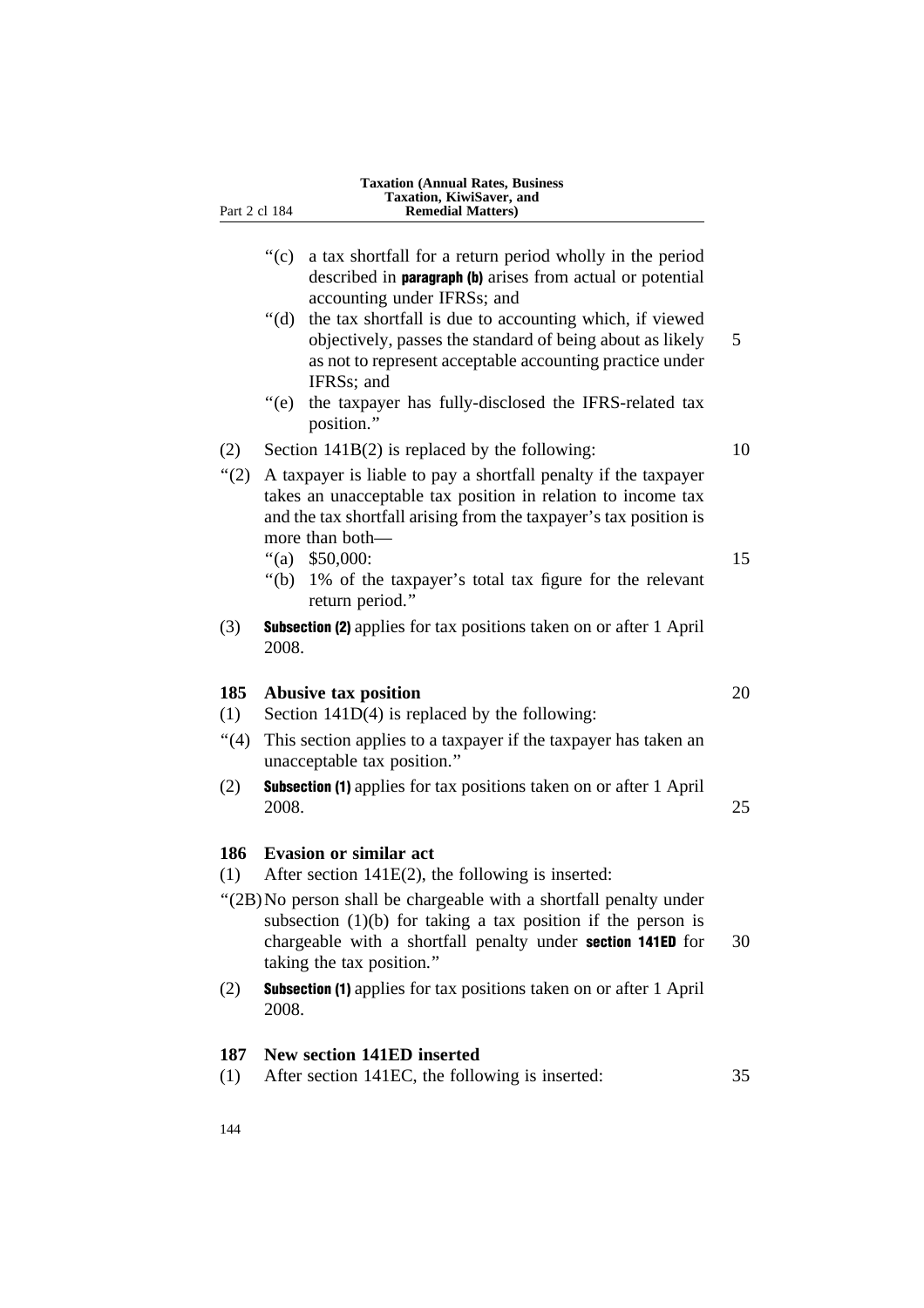"(c) a tax shortfall for a return period wholly in the period described in **paragraph (b)** arises from actual or potential accounting under IFRSs; and

"(d) the tax shortfall is due to accounting which, if viewed objectively, passes the standard of being about as likely as not to represent acceptable accounting practice under IFRSs; and

"(e) the taxpayer has fully-disclosed the IFRS-related tax position."

(2) Section 141B(2) is replaced by the following:

"(2) A taxpayer is liable to pay a shortfall penalty if the taxpayer takes an unacceptable tax position in relation to income tax and the tax shortfall arising from the taxpayer's tax position is more than both—

"(a) $50,000:

"(b) 1% of the taxpayer's total tax figure for the relevant return period."

(3) **Subsection (2)** applies for tax positions taken on or after 1 April 2008.

### 185 Abusive tax position

(1) Section 141D(4) is replaced by the following:

"(4) This section applies to a taxpayer if the taxpayer has taken an unacceptable tax position."

(2) **Subsection (1)** applies for tax positions taken on or after 1 April 2008.

### 186 Evasion or similar act

(1) After section 141E(2), the following is inserted:

"(2B) No person shall be chargeable with a shortfall penalty under subsection (1)(b) for taking a tax position if the person is chargeable with a shortfall penalty under **section 141ED** for taking the tax position."

(2) **Subsection (1)** applies for tax positions taken on or after 1 April 2008.

### 187 New section 141ED inserted

(1) After section 141EC, the following is inserted: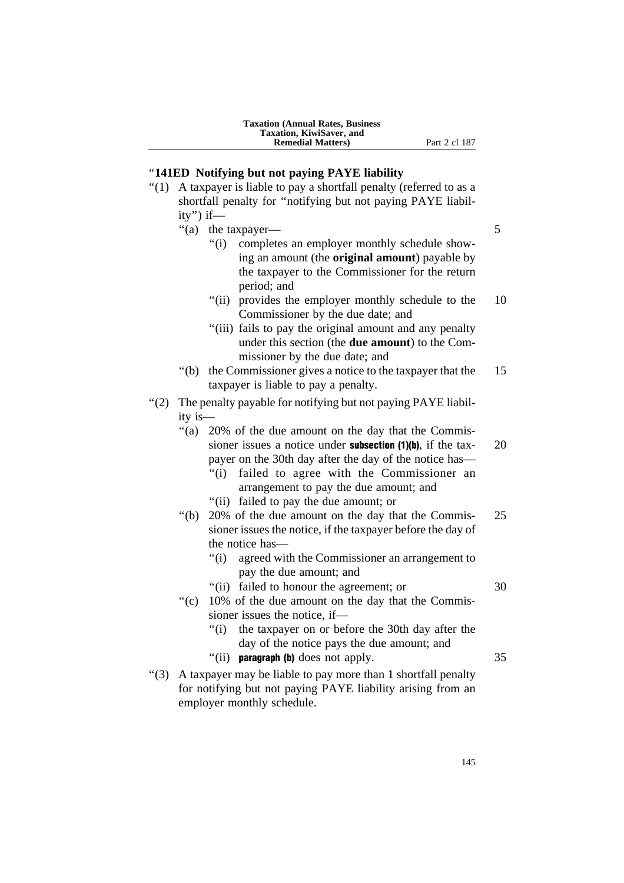### "141ED Notifying but not paying PAYE liability

"(1) A taxpayer is liable to pay a shortfall penalty (referred to as a shortfall penalty for "notifying but not paying PAYE liability") if—

"(a) the taxpayer—

"(i) completes an employer monthly schedule showing an amount (the **original amount**) payable by the taxpayer to the Commissioner for the return period; and

"(ii) provides the employer monthly schedule to the Commissioner by the due date; and

"(iii) fails to pay the original amount and any penalty under this section (the **due amount**) to the Commissioner by the due date; and

"(b) the Commissioner gives a notice to the taxpayer that the taxpayer is liable to pay a penalty.

"(2) The penalty payable for notifying but not paying PAYE liability is—

"(a) 20% of the due amount on the day that the Commissioner issues a notice under **subsection (1)(b)**, if the taxpayer on the 30th day after the day of the notice has—

"(i) failed to agree with the Commissioner an arrangement to pay the due amount; and

"(ii) failed to pay the due amount; or

"(b) 20% of the due amount on the day that the Commissioner issues the notice, if the taxpayer before the day of the notice has—

"(i) agreed with the Commissioner an arrangement to pay the due amount; and

"(ii) failed to honour the agreement; or

"(c) 10% of the due amount on the day that the Commissioner issues the notice, if—

"(i) the taxpayer on or before the 30th day after the day of the notice pays the due amount; and

"(ii) **paragraph (b)** does not apply.

"(3) A taxpayer may be liable to pay more than 1 shortfall penalty for notifying but not paying PAYE liability arising from an employer monthly schedule.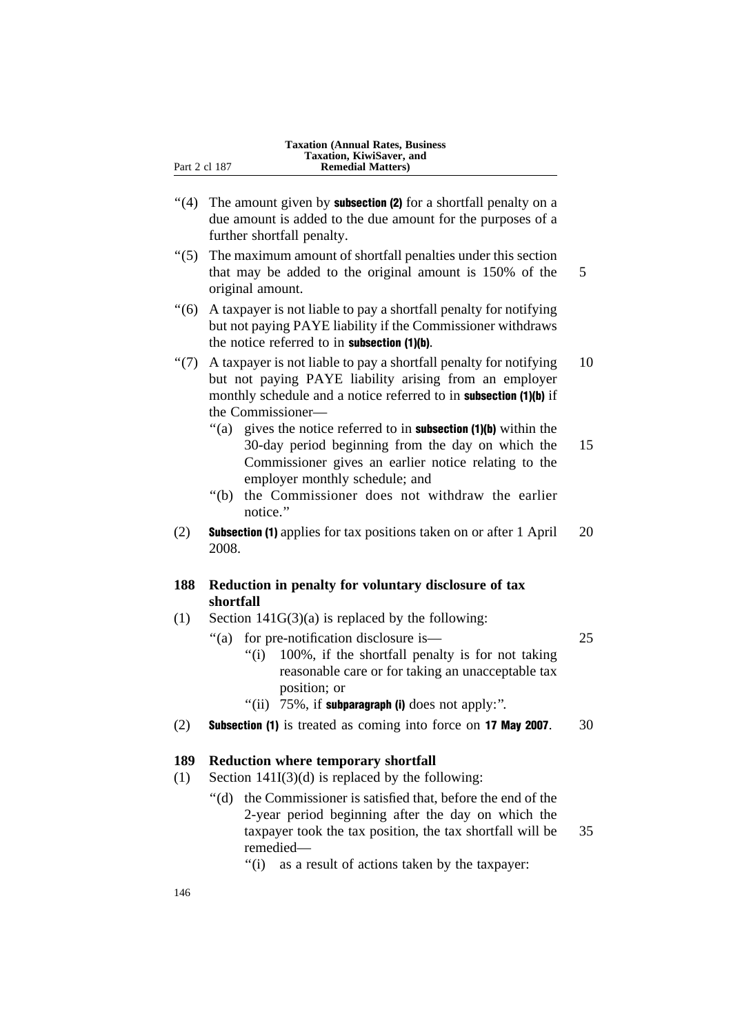"(4) The amount given by **subsection (2)** for a shortfall penalty on a due amount is added to the due amount for the purposes of a further shortfall penalty.

"(5) The maximum amount of shortfall penalties under this section that may be added to the original amount is 150% of the original amount.

"(6) A taxpayer is not liable to pay a shortfall penalty for notifying but not paying PAYE liability if the Commissioner withdraws the notice referred to in **subsection (1)(b)**.

"(7) A taxpayer is not liable to pay a shortfall penalty for notifying but not paying PAYE liability arising from an employer monthly schedule and a notice referred to in **subsection (1)(b)** if the Commissioner—

"(a) gives the notice referred to in **subsection (1)(b)** within the 30-day period beginning from the day on which the Commissioner gives an earlier notice relating to the employer monthly schedule; and

"(b) the Commissioner does not withdraw the earlier notice."

(2) **Subsection (1)** applies for tax positions taken on or after 1 April 2008.

### 188 Reduction in penalty for voluntary disclosure of tax shortfall

(1) Section 141G(3)(a) is replaced by the following:

"(a) for pre-notification disclosure is—

"(i) 100%, if the shortfall penalty is for not taking reasonable care or for taking an unacceptable tax position; or

"(ii) 75%, if **subparagraph (i)** does not apply:".

(2) **Subsection (1)** is treated as coming into force on **17 May 2007**.

### 189 Reduction where temporary shortfall

(1) Section 141I(3)(d) is replaced by the following:

"(d) the Commissioner is satisfied that, before the end of the 2-year period beginning after the day on which the taxpayer took the tax position, the tax shortfall will be remedied—

"(i) as a result of actions taken by the taxpayer: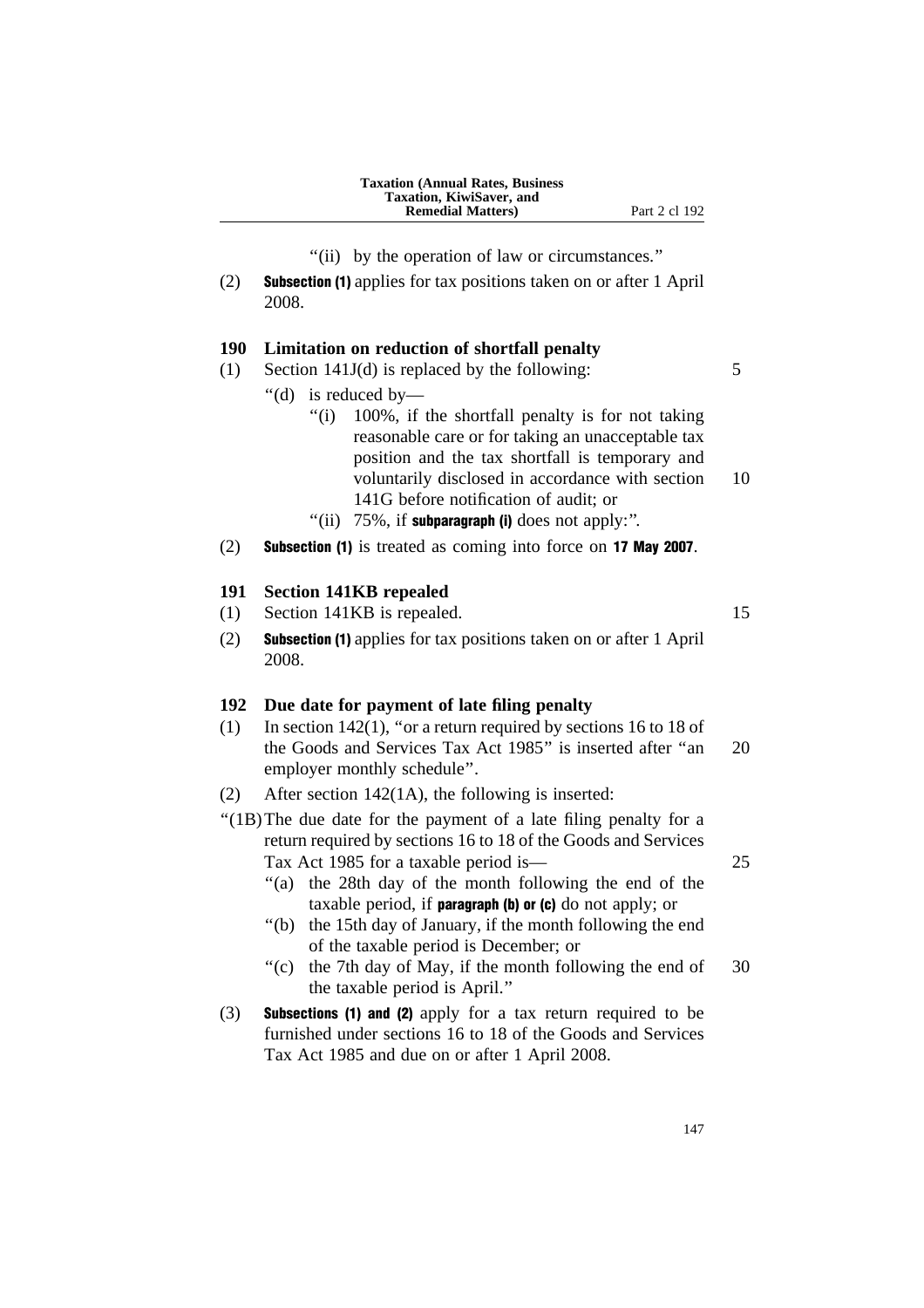"(ii) by the operation of law or circumstances."

(2) **Subsection (1)** applies for tax positions taken on or after 1 April 2008.

### 190 Limitation on reduction of shortfall penalty

(1) Section 141J(d) is replaced by the following:

"(d) is reduced by—

"(i) 100%, if the shortfall penalty is for not taking reasonable care or for taking an unacceptable tax position and the tax shortfall is temporary and voluntarily disclosed in accordance with section 141G before notification of audit; or

"(ii) 75%, if **subparagraph (i)** does not apply:".

(2) **Subsection (1)** is treated as coming into force on **17 May 2007**.

### 191 Section 141KB repealed

(1) Section 141KB is repealed.

(2) **Subsection (1)** applies for tax positions taken on or after 1 April 2008.

### 192 Due date for payment of late filing penalty

(1) In section 142(1), "or a return required by sections 16 to 18 of the Goods and Services Tax Act 1985" is inserted after "an employer monthly schedule".

(2) After section 142(1A), the following is inserted:

"(1B) The due date for the payment of a late filing penalty for a return required by sections 16 to 18 of the Goods and Services Tax Act 1985 for a taxable period is—

"(a) the 28th day of the month following the end of the taxable period, if **paragraph (b) or (c)** do not apply; or

"(b) the 15th day of January, if the month following the end of the taxable period is December; or

"(c) the 7th day of May, if the month following the end of the taxable period is April."

(3) **Subsections (1) and (2)** apply for a tax return required to be furnished under sections 16 to 18 of the Goods and Services Tax Act 1985 and due on or after 1 April 2008.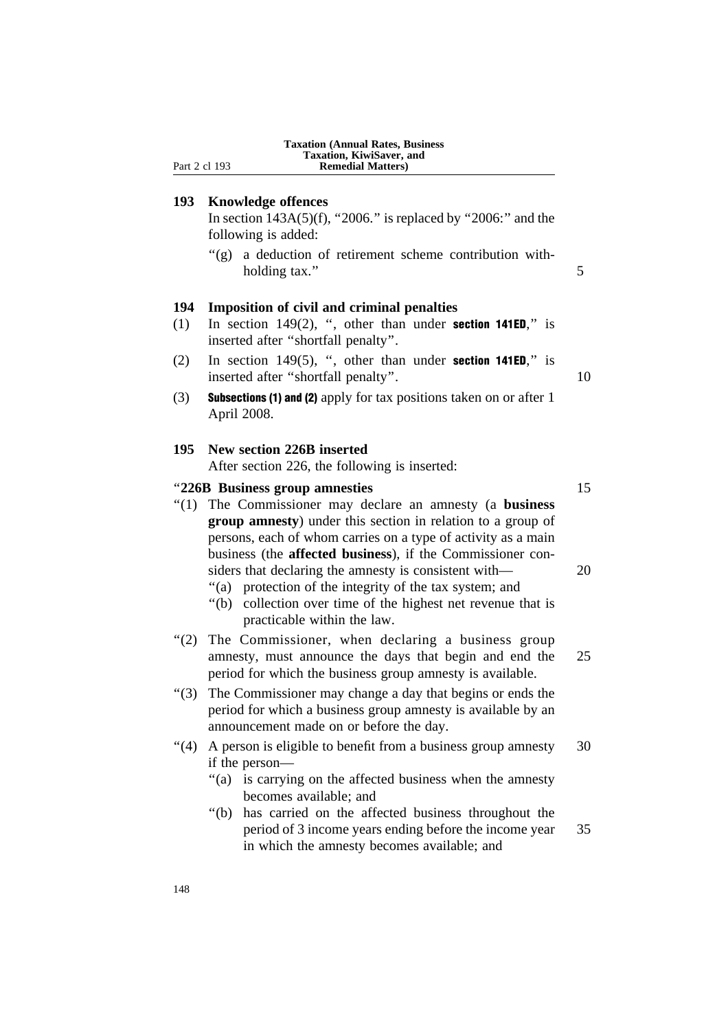### 193 Knowledge offences

In section 143A(5)(f), "2006." is replaced by "2006:" and the following is added:

"(g) a deduction of retirement scheme contribution withholding tax."

### 194 Imposition of civil and criminal penalties

(1) In section 149(2), ", other than under **section 141ED**," is inserted after "shortfall penalty".

(2) In section 149(5), ", other than under **section 141ED**," is inserted after "shortfall penalty".

(3) **Subsections (1) and (2)** apply for tax positions taken on or after 1 April 2008.

### 195 New section 226B inserted

After section 226, the following is inserted:

"**226B Business group amnesties**

"(1) The Commissioner may declare an amnesty (a **business group amnesty**) under this section in relation to a group of persons, each of whom carries on a type of activity as a main business (the **affected business**), if the Commissioner considers that declaring the amnesty is consistent with—

"(a) protection of the integrity of the tax system; and

"(b) collection over time of the highest net revenue that is practicable within the law.

"(2) The Commissioner, when declaring a business group amnesty, must announce the days that begin and end the period for which the business group amnesty is available.

"(3) The Commissioner may change a day that begins or ends the period for which a business group amnesty is available by an announcement made on or before the day.

"(4) A person is eligible to benefit from a business group amnesty if the person—

"(a) is carrying on the affected business when the amnesty becomes available; and

"(b) has carried on the affected business throughout the period of 3 income years ending before the income year in which the amnesty becomes available; and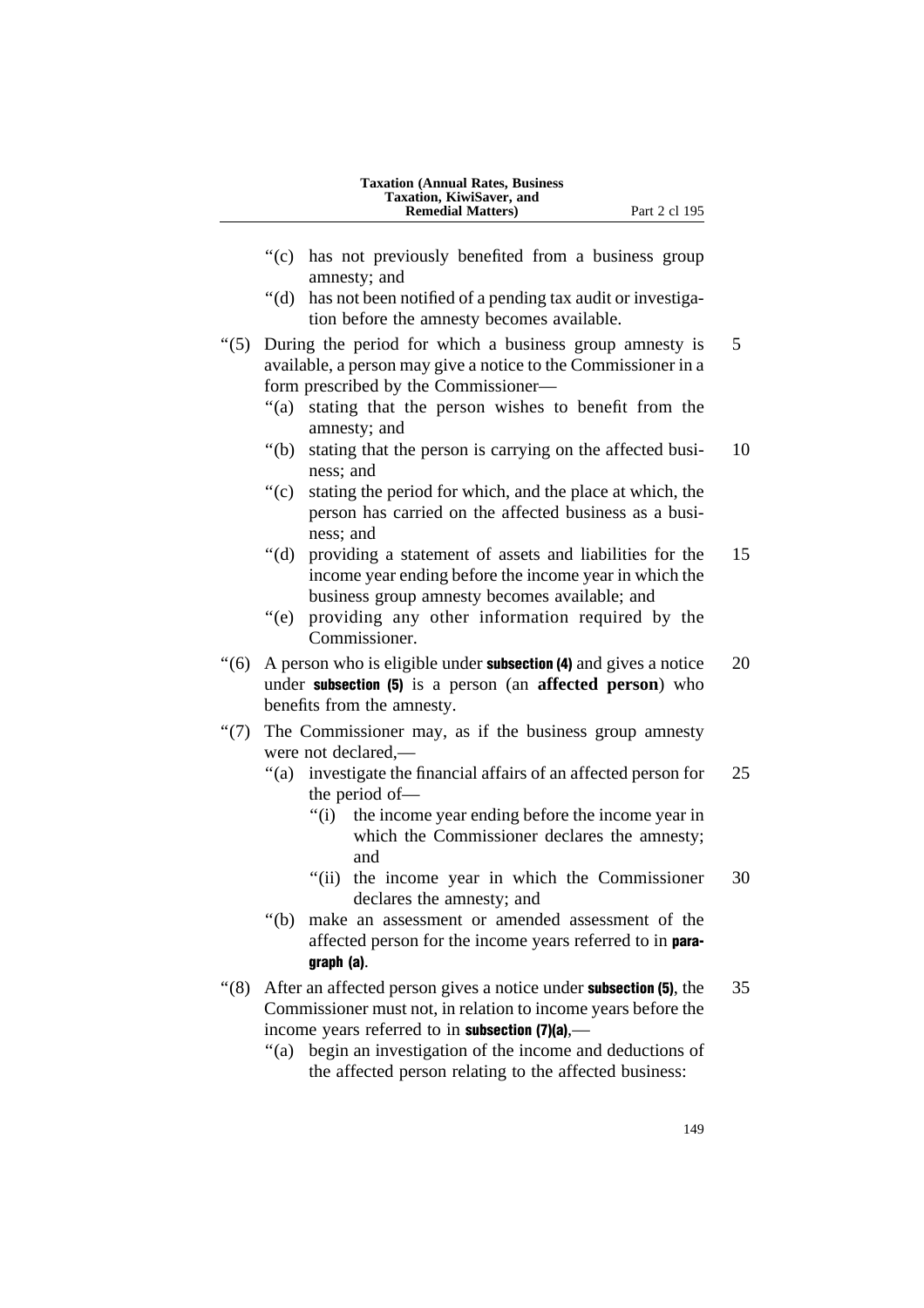"(c) has not previously benefited from a business group amnesty; and

"(d) has not been notified of a pending tax audit or investigation before the amnesty becomes available.

"(5) During the period for which a business group amnesty is available, a person may give a notice to the Commissioner in a form prescribed by the Commissioner—

"(a) stating that the person wishes to benefit from the amnesty; and

"(b) stating that the person is carrying on the affected business; and

"(c) stating the period for which, and the place at which, the person has carried on the affected business as a business; and

"(d) providing a statement of assets and liabilities for the income year ending before the income year in which the business group amnesty becomes available; and

"(e) providing any other information required by the Commissioner.

"(6) A person who is eligible under **subsection (4)** and gives a notice under **subsection (5)** is a person (an **affected person**) who benefits from the amnesty.

"(7) The Commissioner may, as if the business group amnesty were not declared,—

"(a) investigate the financial affairs of an affected person for the period of—

"(i) the income year ending before the income year in which the Commissioner declares the amnesty; and

"(ii) the income year in which the Commissioner declares the amnesty; and

"(b) make an assessment or amended assessment of the affected person for the income years referred to in **paragraph (a)**.

"(8) After an affected person gives a notice under **subsection (5)**, the Commissioner must not, in relation to income years before the income years referred to in **subsection (7)(a)**,—

"(a) begin an investigation of the income and deductions of the affected person relating to the affected business: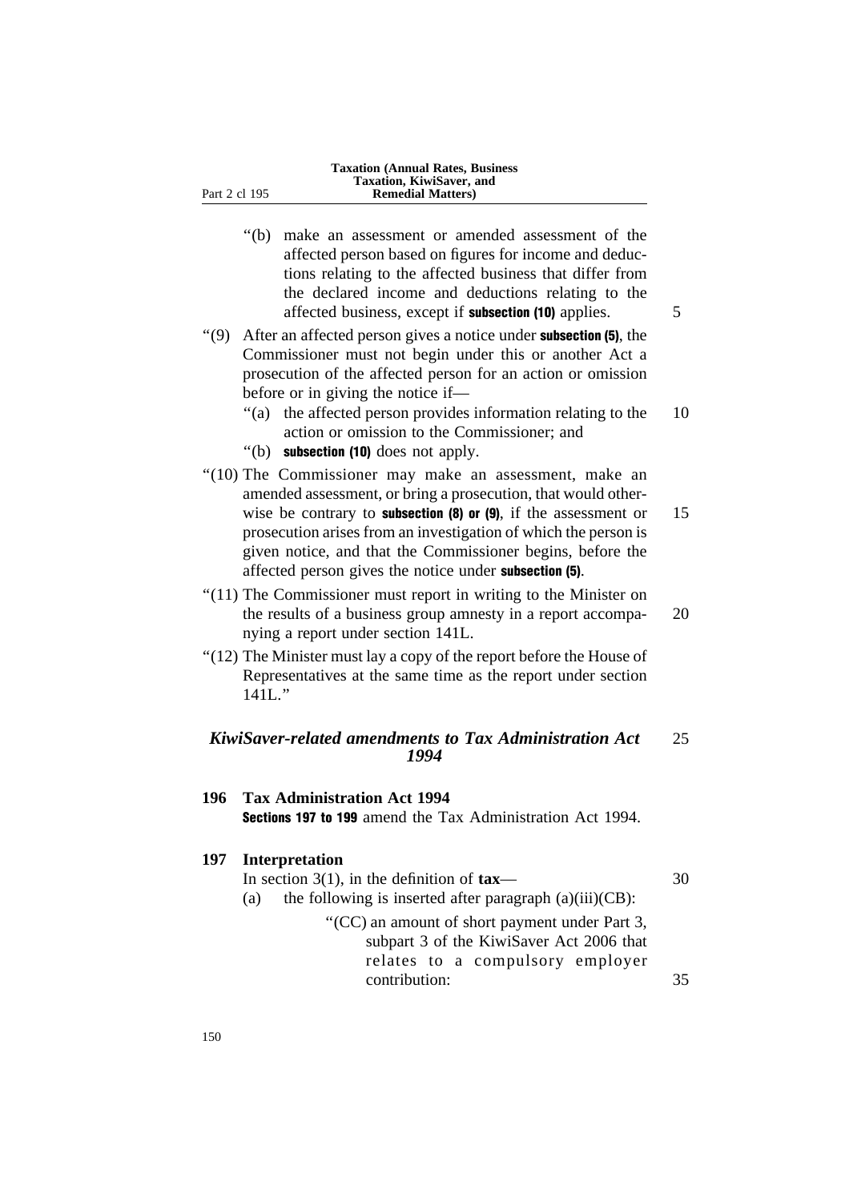“(b) make an assessment or amended assessment of the affected person based on figures for income and deductions relating to the affected business that differ from the declared income and deductions relating to the affected business, except if **subsection (10)** applies.

“(9) After an affected person gives a notice under **subsection (5)**, the Commissioner must not begin under this or another Act a prosecution of the affected person for an action or omission before or in giving the notice if—

“(a) the affected person provides information relating to the action or omission to the Commissioner; and

“(b) **subsection (10)** does not apply.

“(10) The Commissioner may make an assessment, make an amended assessment, or bring a prosecution, that would otherwise be contrary to **subsection (8) or (9)**, if the assessment or prosecution arises from an investigation of which the person is given notice, and that the Commissioner begins, before the affected person gives the notice under **subsection (5)**.

“(11) The Commissioner must report in writing to the Minister on the results of a business group amnesty in a report accompanying a report under section 141L.

“(12) The Minister must lay a copy of the report before the House of Representatives at the same time as the report under section 141L.”

### *KiwiSaver-related amendments to Tax Administration Act 1994*

**196 Tax Administration Act 1994**

**Sections 197 to 199** amend the Tax Administration Act 1994.

**197 Interpretation**

In section 3(1), in the definition of **tax**—

(a) the following is inserted after paragraph (a)(iii)(CB):

“(CC) an amount of short payment under Part 3, subpart 3 of the KiwiSaver Act 2006 that relates to a compulsory employer contribution: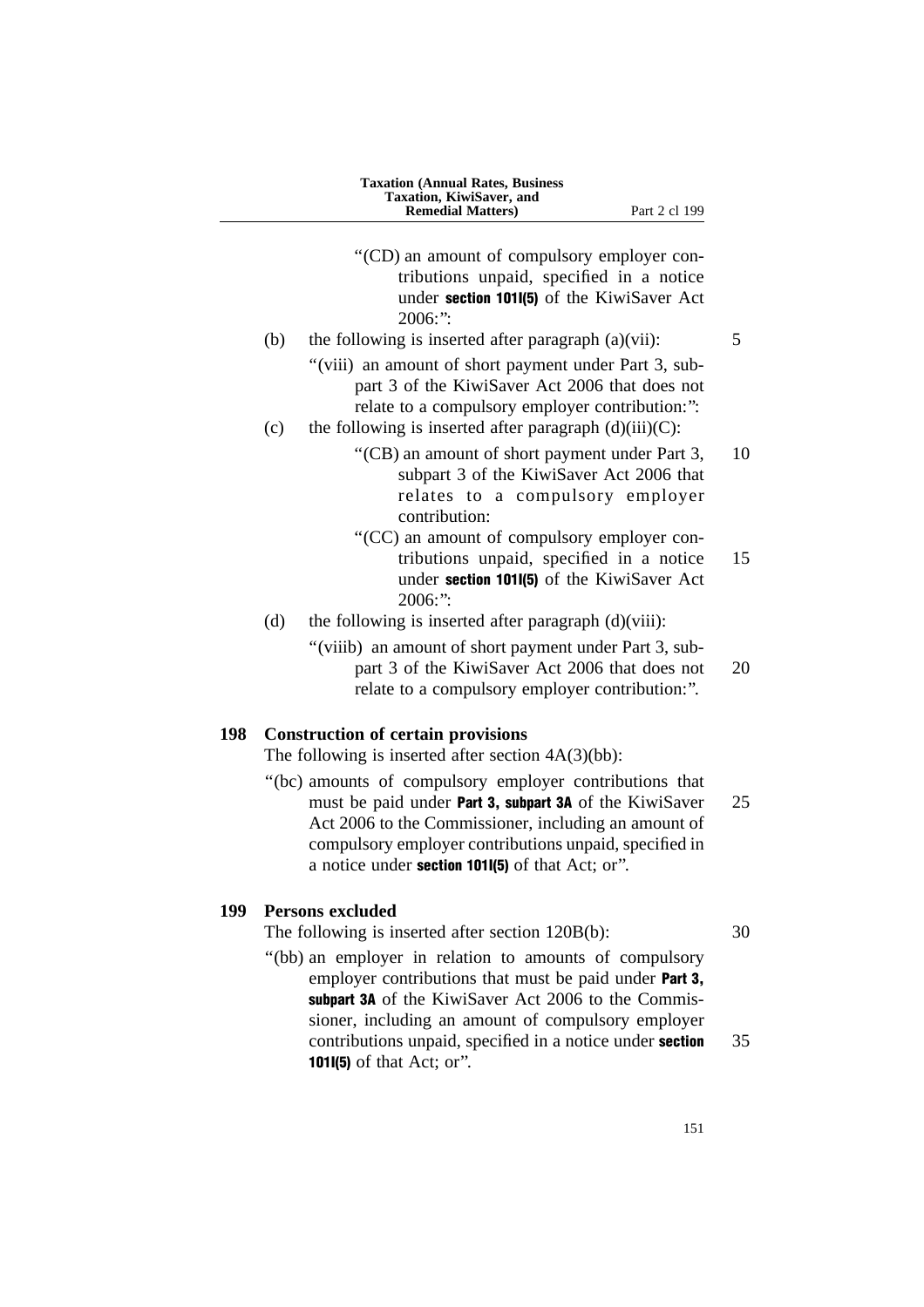"(CD) an amount of compulsory employer contributions unpaid, specified in a notice under **section 101I(5)** of the KiwiSaver Act 2006:":

(b) the following is inserted after paragraph (a)(vii):

"(viii) an amount of short payment under Part 3, subpart 3 of the KiwiSaver Act 2006 that does not relate to a compulsory employer contribution:":

(c) the following is inserted after paragraph (d)(iii)(C):

"(CB) an amount of short payment under Part 3, subpart 3 of the KiwiSaver Act 2006 that relates to a compulsory employer contribution:

"(CC) an amount of compulsory employer contributions unpaid, specified in a notice under **section 101I(5)** of the KiwiSaver Act 2006:":

(d) the following is inserted after paragraph (d)(viii):

"(viiib) an amount of short payment under Part 3, subpart 3 of the KiwiSaver Act 2006 that does not relate to a compulsory employer contribution:".

**198 Construction of certain provisions**

The following is inserted after section 4A(3)(bb):

"(bc) amounts of compulsory employer contributions that must be paid under **Part 3, subpart 3A** of the KiwiSaver Act 2006 to the Commissioner, including an amount of compulsory employer contributions unpaid, specified in a notice under **section 101I(5)** of that Act; or".

**199 Persons excluded**

The following is inserted after section 120B(b):

"(bb) an employer in relation to amounts of compulsory employer contributions that must be paid under **Part 3, subpart 3A** of the KiwiSaver Act 2006 to the Commissioner, including an amount of compulsory employer contributions unpaid, specified in a notice under **section 101I(5)** of that Act; or".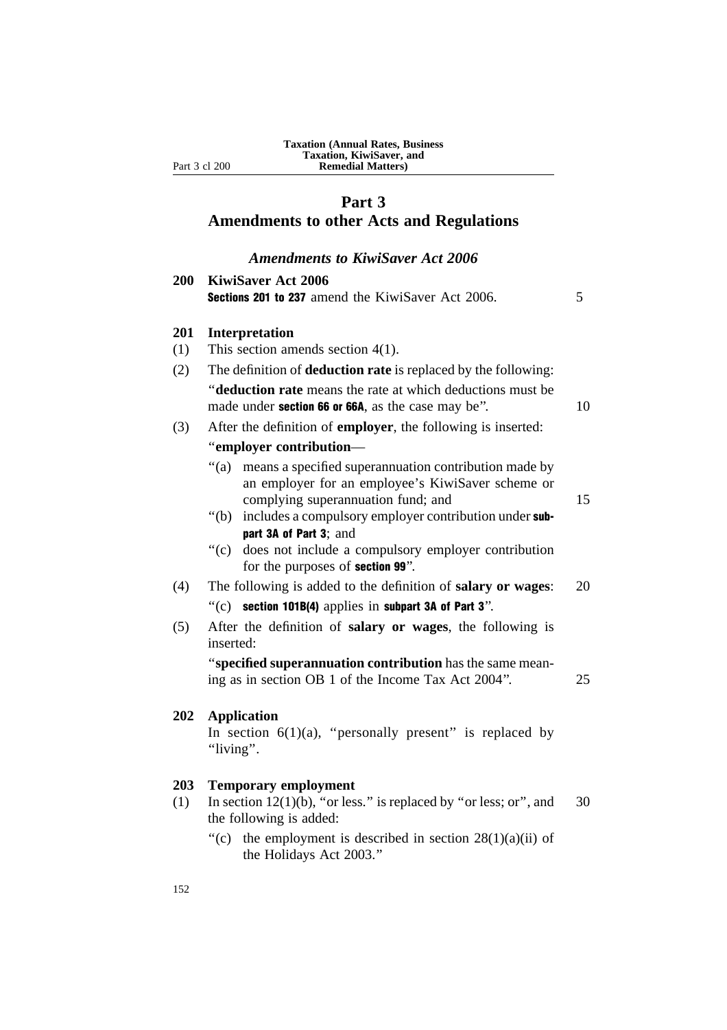# Part 3
# Amendments to other Acts and Regulations

### *Amendments to KiwiSaver Act 2006*

**200 KiwiSaver Act 2006**

**Sections 201 to 237** amend the KiwiSaver Act 2006.

**201 Interpretation**

(1) This section amends section 4(1).

(2) The definition of **deduction rate** is replaced by the following:

"**deduction rate** means the rate at which deductions must be made under **section 66 or 66A**, as the case may be".

(3) After the definition of **employer**, the following is inserted:

"**employer contribution**—

"(a) means a specified superannuation contribution made by an employer for an employee's KiwiSaver scheme or complying superannuation fund; and

"(b) includes a compulsory employer contribution under **subpart 3A of Part 3**; and

"(c) does not include a compulsory employer contribution for the purposes of **section 99**".

(4) The following is added to the definition of **salary or wages**:

"(c) **section 101B(4)** applies in **subpart 3A of Part 3**".

(5) After the definition of **salary or wages**, the following is inserted:

"**specified superannuation contribution** has the same meaning as in section OB 1 of the Income Tax Act 2004".

**202 Application**

In section 6(1)(a), "personally present" is replaced by "living".

**203 Temporary employment**

(1) In section 12(1)(b), "or less." is replaced by "or less; or", and the following is added:

"(c) the employment is described in section 28(1)(a)(ii) of the Holidays Act 2003."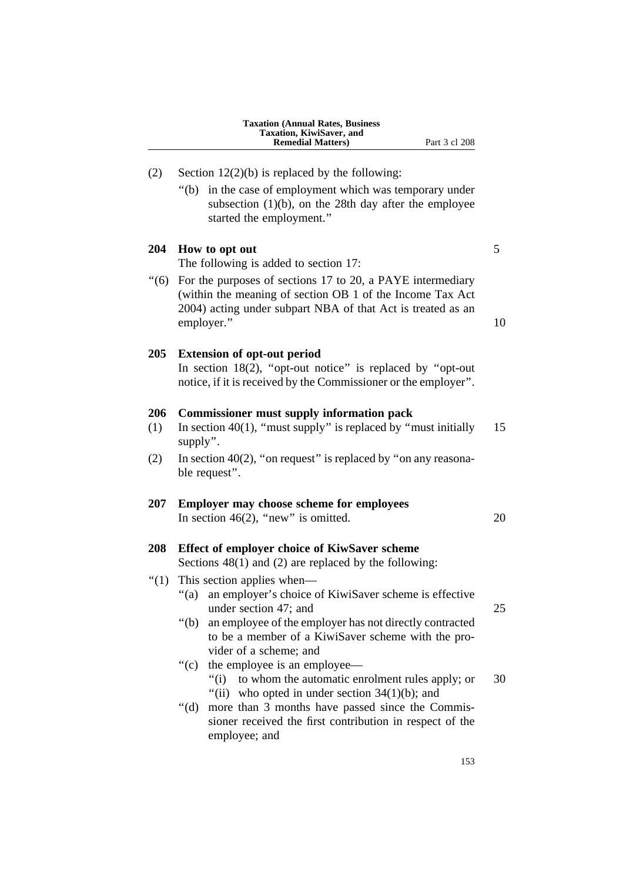(2) Section 12(2)(b) is replaced by the following:

"(b) in the case of employment which was temporary under subsection (1)(b), on the 28th day after the employee started the employment."

**204 How to opt out**

The following is added to section 17:

"(6) For the purposes of sections 17 to 20, a PAYE intermediary (within the meaning of section OB 1 of the Income Tax Act 2004) acting under subpart NBA of that Act is treated as an employer."

**205 Extension of opt-out period**

In section 18(2), "opt-out notice" is replaced by "opt-out notice, if it is received by the Commissioner or the employer".

**206 Commissioner must supply information pack**

(1) In section 40(1), "must supply" is replaced by "must initially supply".

(2) In section 40(2), "on request" is replaced by "on any reasonable request".

**207 Employer may choose scheme for employees**

In section 46(2), "new" is omitted.

**208 Effect of employer choice of KiwSaver scheme**

Sections 48(1) and (2) are replaced by the following:

"(1) This section applies when—

"(a) an employer's choice of KiwiSaver scheme is effective under section 47; and

"(b) an employee of the employer has not directly contracted to be a member of a KiwiSaver scheme with the provider of a scheme; and

"(c) the employee is an employee—

"(i) to whom the automatic enrolment rules apply; or

"(ii) who opted in under section 34(1)(b); and

"(d) more than 3 months have passed since the Commissioner received the first contribution in respect of the employee; and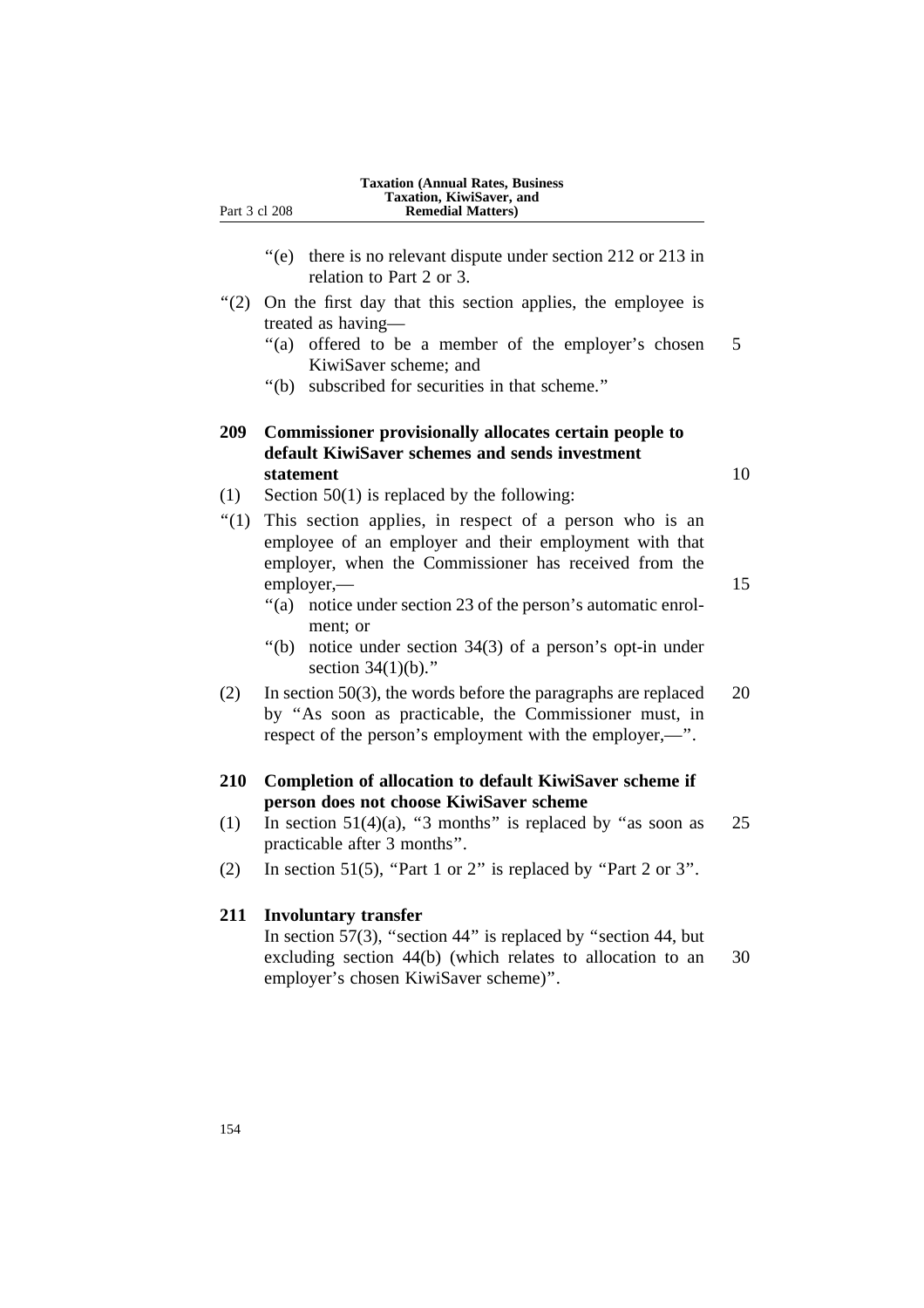"(e) there is no relevant dispute under section 212 or 213 in relation to Part 2 or 3.

"(2) On the first day that this section applies, the employee is treated as having—

"(a) offered to be a member of the employer's chosen KiwiSaver scheme; and

"(b) subscribed for securities in that scheme."

**209 Commissioner provisionally allocates certain people to default KiwiSaver schemes and sends investment statement**

(1) Section 50(1) is replaced by the following:

"(1) This section applies, in respect of a person who is an employee of an employer and their employment with that employer, when the Commissioner has received from the employer,—

"(a) notice under section 23 of the person's automatic enrolment; or

"(b) notice under section 34(3) of a person's opt-in under section 34(1)(b)."

(2) In section 50(3), the words before the paragraphs are replaced by "As soon as practicable, the Commissioner must, in respect of the person's employment with the employer,—".

**210 Completion of allocation to default KiwiSaver scheme if person does not choose KiwiSaver scheme**

(1) In section 51(4)(a), "3 months" is replaced by "as soon as practicable after 3 months".

(2) In section 51(5), "Part 1 or 2" is replaced by "Part 2 or 3".

**211 Involuntary transfer**

In section 57(3), "section 44" is replaced by "section 44, but excluding section 44(b) (which relates to allocation to an employer's chosen KiwiSaver scheme)".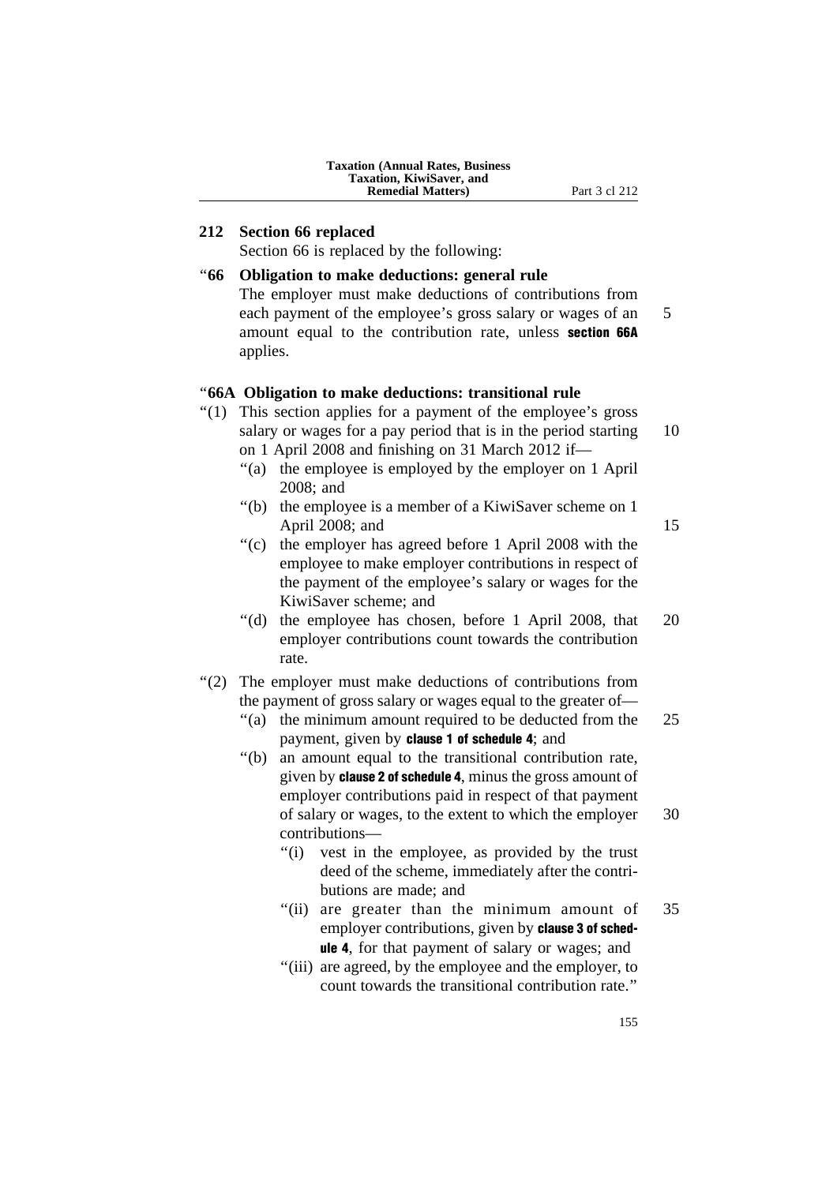## 212 Section 66 replaced

Section 66 is replaced by the following:

### "66 Obligation to make deductions: general rule

The employer must make deductions of contributions from each payment of the employee's gross salary or wages of an amount equal to the contribution rate, unless **section 66A** applies.

### "66A Obligation to make deductions: transitional rule

"(1) This section applies for a payment of the employee's gross salary or wages for a pay period that is in the period starting on 1 April 2008 and finishing on 31 March 2012 if—

- "(a) the employee is employed by the employer on 1 April 2008; and
- "(b) the employee is a member of a KiwiSaver scheme on 1 April 2008; and
- "(c) the employer has agreed before 1 April 2008 with the employee to make employer contributions in respect of the payment of the employee's salary or wages for the KiwiSaver scheme; and
- "(d) the employee has chosen, before 1 April 2008, that employer contributions count towards the contribution rate.

"(2) The employer must make deductions of contributions from the payment of gross salary or wages equal to the greater of—

- "(a) the minimum amount required to be deducted from the payment, given by **clause 1 of schedule 4**; and
- "(b) an amount equal to the transitional contribution rate, given by **clause 2 of schedule 4**, minus the gross amount of employer contributions paid in respect of that payment of salary or wages, to the extent to which the employer contributions—
  - "(i) vest in the employee, as provided by the trust deed of the scheme, immediately after the contributions are made; and
  - "(ii) are greater than the minimum amount of employer contributions, given by **clause 3 of schedule 4**, for that payment of salary or wages; and
  - "(iii) are agreed, by the employee and the employer, to count towards the transitional contribution rate."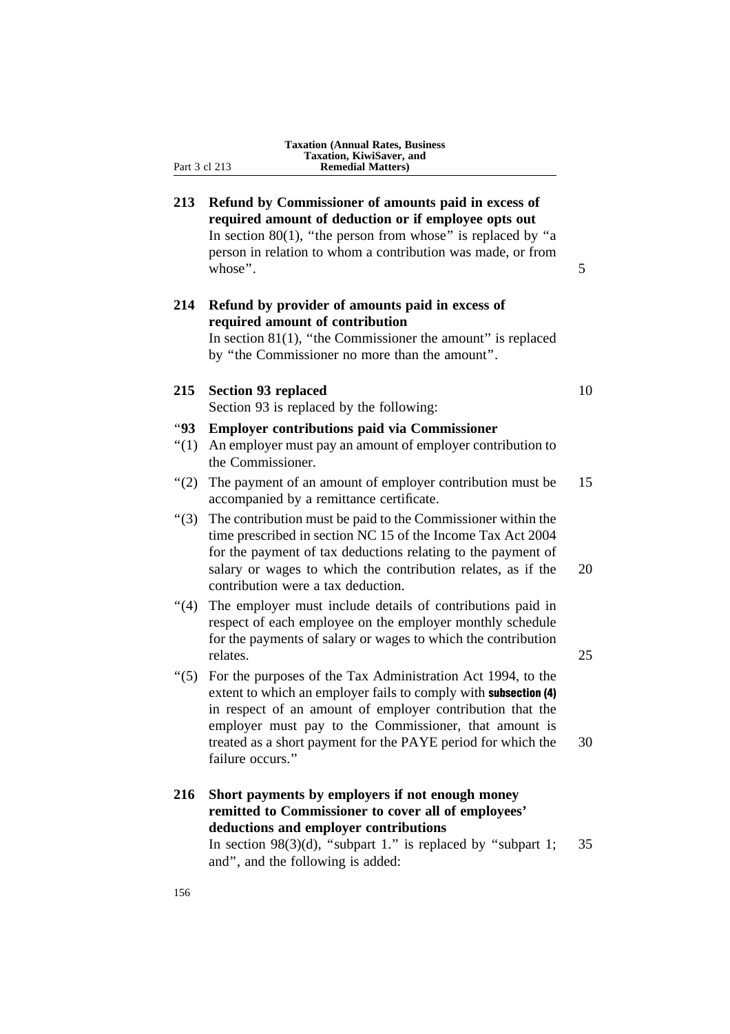**213 Refund by Commissioner of amounts paid in excess of required amount of deduction or if employee opts out**

In section 80(1), "the person from whose" is replaced by "a person in relation to whom a contribution was made, or from whose".

**214 Refund by provider of amounts paid in excess of required amount of contribution**

In section 81(1), "the Commissioner the amount" is replaced by "the Commissioner no more than the amount".

**215 Section 93 replaced**

Section 93 is replaced by the following:

"**93 Employer contributions paid via Commissioner**

"(1) An employer must pay an amount of employer contribution to the Commissioner.

"(2) The payment of an amount of employer contribution must be accompanied by a remittance certificate.

"(3) The contribution must be paid to the Commissioner within the time prescribed in section NC 15 of the Income Tax Act 2004 for the payment of tax deductions relating to the payment of salary or wages to which the contribution relates, as if the contribution were a tax deduction.

"(4) The employer must include details of contributions paid in respect of each employee on the employer monthly schedule for the payments of salary or wages to which the contribution relates.

"(5) For the purposes of the Tax Administration Act 1994, to the extent to which an employer fails to comply with **subsection (4)** in respect of an amount of employer contribution that the employer must pay to the Commissioner, that amount is treated as a short payment for the PAYE period for which the failure occurs."

**216 Short payments by employers if not enough money remitted to Commissioner to cover all of employees' deductions and employer contributions**

In section 98(3)(d), "subpart 1." is replaced by "subpart 1; and", and the following is added: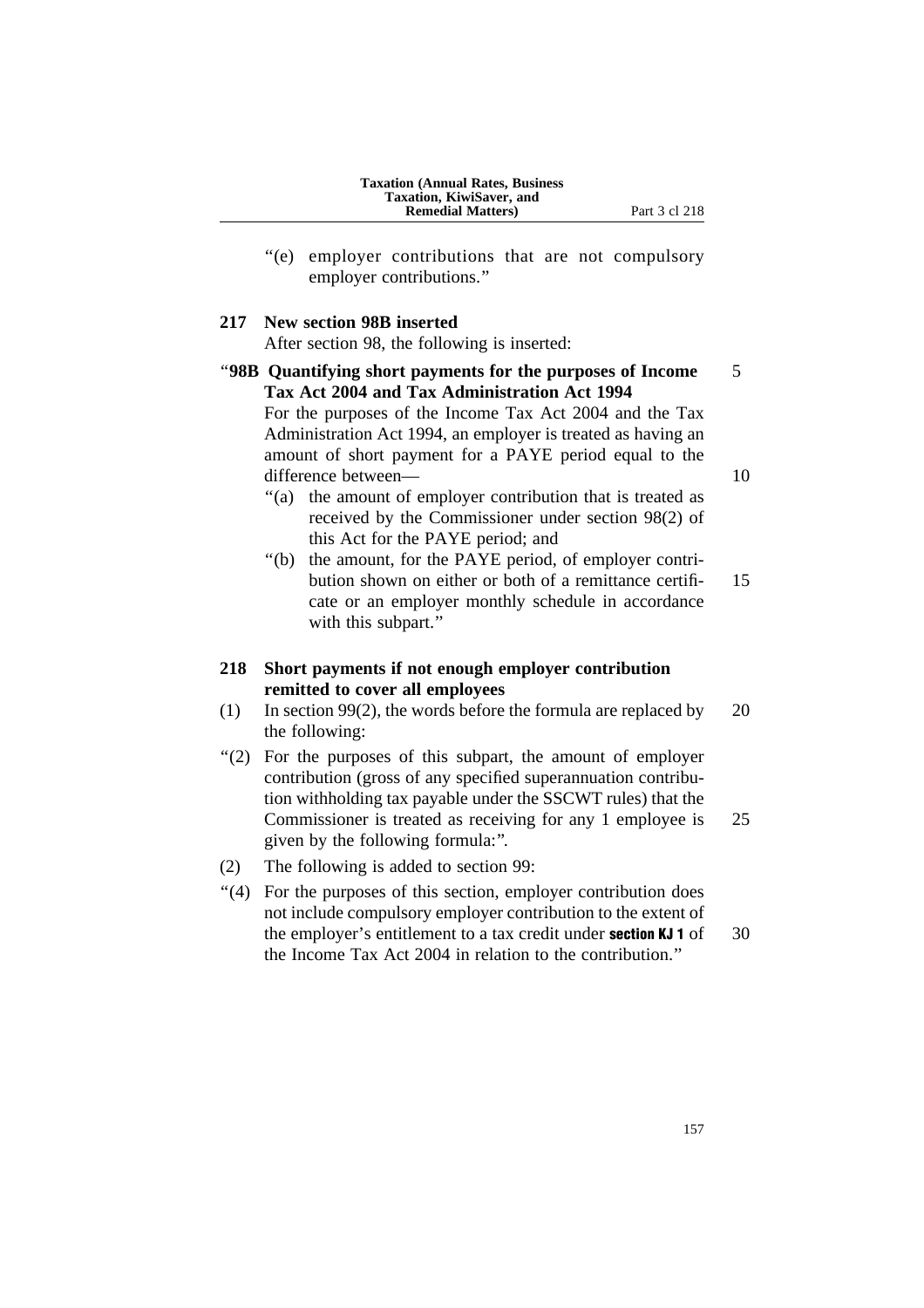"(e) employer contributions that are not compulsory employer contributions."

**217 New section 98B inserted**

After section 98, the following is inserted:

"**98B Quantifying short payments for the purposes of Income Tax Act 2004 and Tax Administration Act 1994**

For the purposes of the Income Tax Act 2004 and the Tax Administration Act 1994, an employer is treated as having an amount of short payment for a PAYE period equal to the difference between—

"(a) the amount of employer contribution that is treated as received by the Commissioner under section 98(2) of this Act for the PAYE period; and

"(b) the amount, for the PAYE period, of employer contribution shown on either or both of a remittance certificate or an employer monthly schedule in accordance with this subpart."

**218 Short payments if not enough employer contribution remitted to cover all employees**

(1) In section 99(2), the words before the formula are replaced by the following:

"(2) For the purposes of this subpart, the amount of employer contribution (gross of any specified superannuation contribution withholding tax payable under the SSCWT rules) that the Commissioner is treated as receiving for any 1 employee is given by the following formula:".

(2) The following is added to section 99:

"(4) For the purposes of this section, employer contribution does not include compulsory employer contribution to the extent of the employer's entitlement to a tax credit under **section KJ 1** of the Income Tax Act 2004 in relation to the contribution."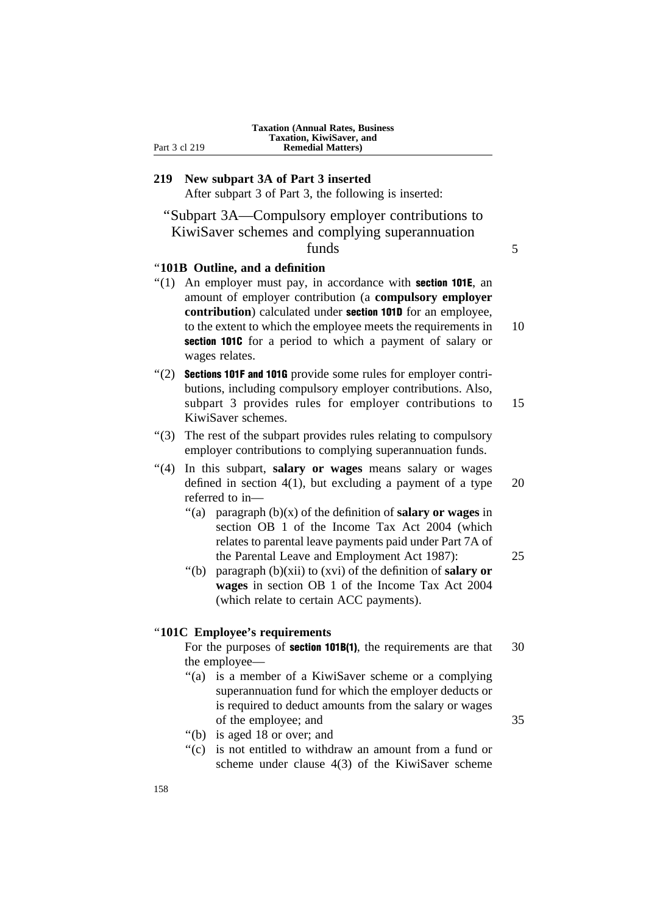## 219 New subpart 3A of Part 3 inserted

After subpart 3 of Part 3, the following is inserted:

### “Subpart 3A—Compulsory employer contributions to KiwiSaver schemes and complying superannuation funds

#### “101B Outline, and a definition

“(1) An employer must pay, in accordance with **section 101E**, an amount of employer contribution (a **compulsory employer contribution**) calculated under **section 101D** for an employee, to the extent to which the employee meets the requirements in **section 101C** for a period to which a payment of salary or wages relates.

“(2) **Sections 101F and 101G** provide some rules for employer contributions, including compulsory employer contributions. Also, subpart 3 provides rules for employer contributions to KiwiSaver schemes.

“(3) The rest of the subpart provides rules relating to compulsory employer contributions to complying superannuation funds.

“(4) In this subpart, **salary or wages** means salary or wages defined in section 4(1), but excluding a payment of a type referred to in—

“(a) paragraph (b)(x) of the definition of **salary or wages** in section OB 1 of the Income Tax Act 2004 (which relates to parental leave payments paid under Part 7A of the Parental Leave and Employment Act 1987):

“(b) paragraph (b)(xii) to (xvi) of the definition of **salary or wages** in section OB 1 of the Income Tax Act 2004 (which relate to certain ACC payments).

#### “101C Employee’s requirements

For the purposes of **section 101B(1)**, the requirements are that the employee—

“(a) is a member of a KiwiSaver scheme or a complying superannuation fund for which the employer deducts or is required to deduct amounts from the salary or wages of the employee; and

“(b) is aged 18 or over; and

“(c) is not entitled to withdraw an amount from a fund or scheme under clause 4(3) of the KiwiSaver scheme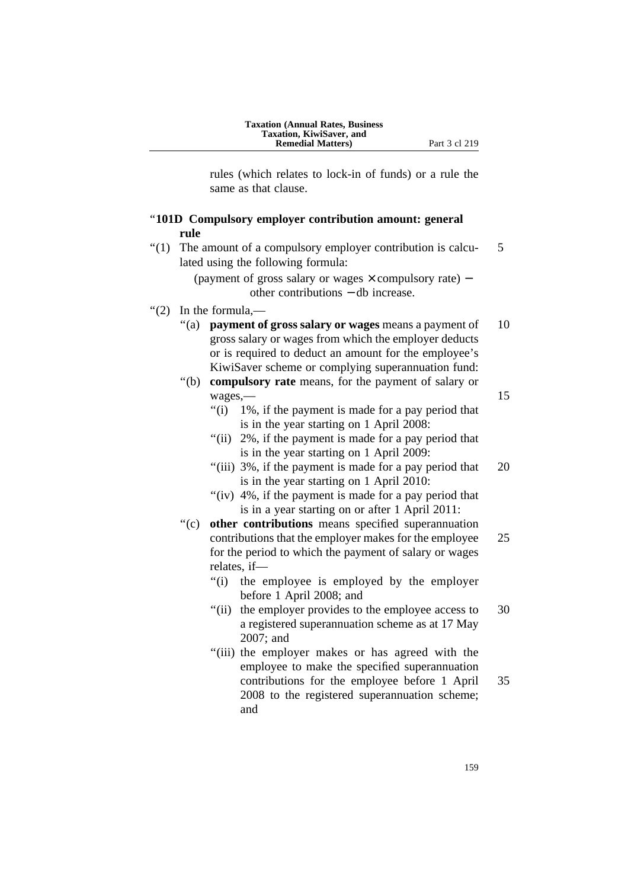rules (which relates to lock-in of funds) or a rule the same as that clause.

### "101D Compulsory employer contribution amount: general rule

"(1) The amount of a compulsory employer contribution is calculated using the following formula:

$$(\text{payment of gross salary or wages} \times \text{compulsory rate}) - \text{other contributions} - \text{db increase}.$$

"(2) In the formula,—

"(a) **payment of gross salary or wages** means a payment of gross salary or wages from which the employer deducts or is required to deduct an amount for the employee's KiwiSaver scheme or complying superannuation fund:

"(b) **compulsory rate** means, for the payment of salary or wages,—

"(i) 1%, if the payment is made for a pay period that is in the year starting on 1 April 2008:

"(ii) 2%, if the payment is made for a pay period that is in the year starting on 1 April 2009:

"(iii) 3%, if the payment is made for a pay period that is in the year starting on 1 April 2010:

"(iv) 4%, if the payment is made for a pay period that is in a year starting on or after 1 April 2011:

"(c) **other contributions** means specified superannuation contributions that the employer makes for the employee for the period to which the payment of salary or wages relates, if—

"(i) the employee is employed by the employer before 1 April 2008; and

"(ii) the employer provides to the employee access to a registered superannuation scheme as at 17 May 2007; and

"(iii) the employer makes or has agreed with the employee to make the specified superannuation contributions for the employee before 1 April 2008 to the registered superannuation scheme; and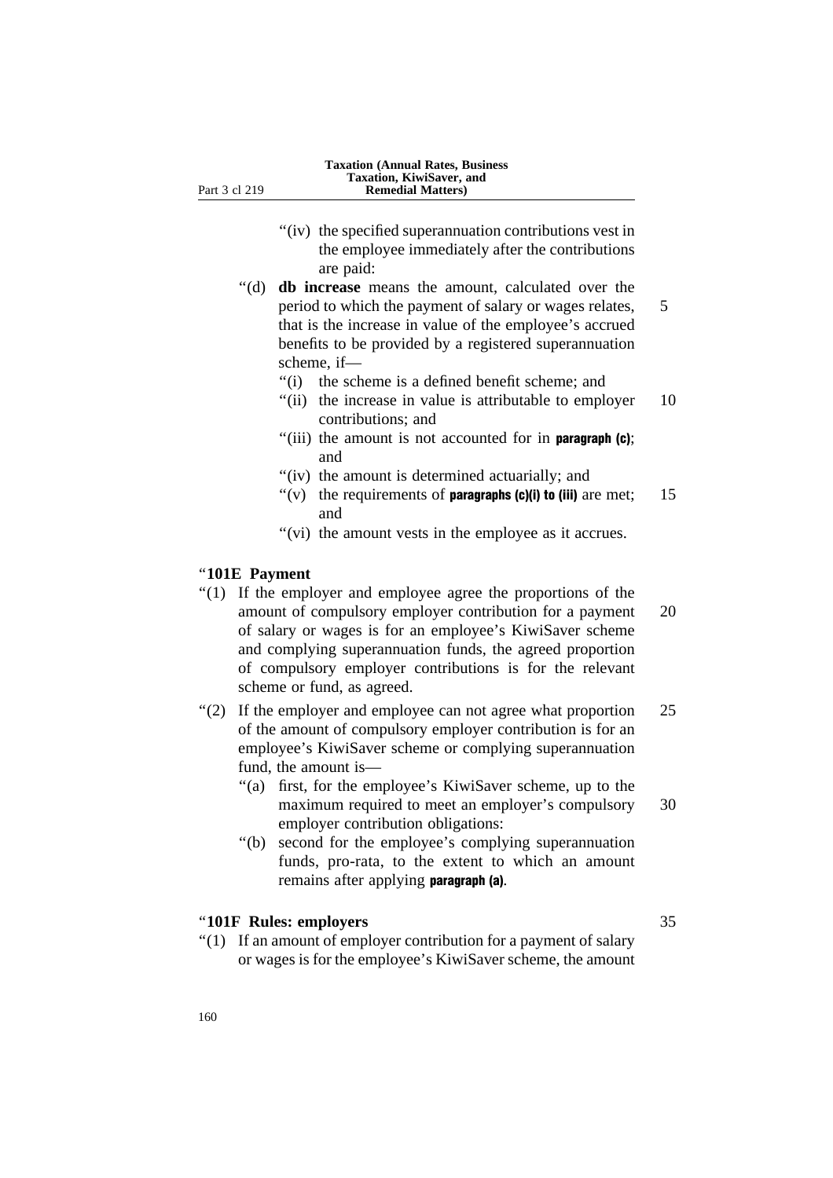“(iv) the specified superannuation contributions vest in the employee immediately after the contributions are paid:

“(d) **db increase** means the amount, calculated over the period to which the payment of salary or wages relates, that is the increase in value of the employee’s accrued benefits to be provided by a registered superannuation scheme, if—

“(i) the scheme is a defined benefit scheme; and

“(ii) the increase in value is attributable to employer contributions; and

“(iii) the amount is not accounted for in **paragraph (c)**; and

“(iv) the amount is determined actuarially; and

“(v) the requirements of **paragraphs (c)(i) to (iii)** are met; and

“(vi) the amount vests in the employee as it accrues.

“**101E Payment**

“(1) If the employer and employee agree the proportions of the amount of compulsory employer contribution for a payment of salary or wages is for an employee’s KiwiSaver scheme and complying superannuation funds, the agreed proportion of compulsory employer contributions is for the relevant scheme or fund, as agreed.

“(2) If the employer and employee can not agree what proportion of the amount of compulsory employer contribution is for an employee’s KiwiSaver scheme or complying superannuation fund, the amount is—

“(a) first, for the employee’s KiwiSaver scheme, up to the maximum required to meet an employer’s compulsory employer contribution obligations:

“(b) second for the employee’s complying superannuation funds, pro-rata, to the extent to which an amount remains after applying **paragraph (a)**.

“**101F Rules: employers**

“(1) If an amount of employer contribution for a payment of salary or wages is for the employee’s KiwiSaver scheme, the amount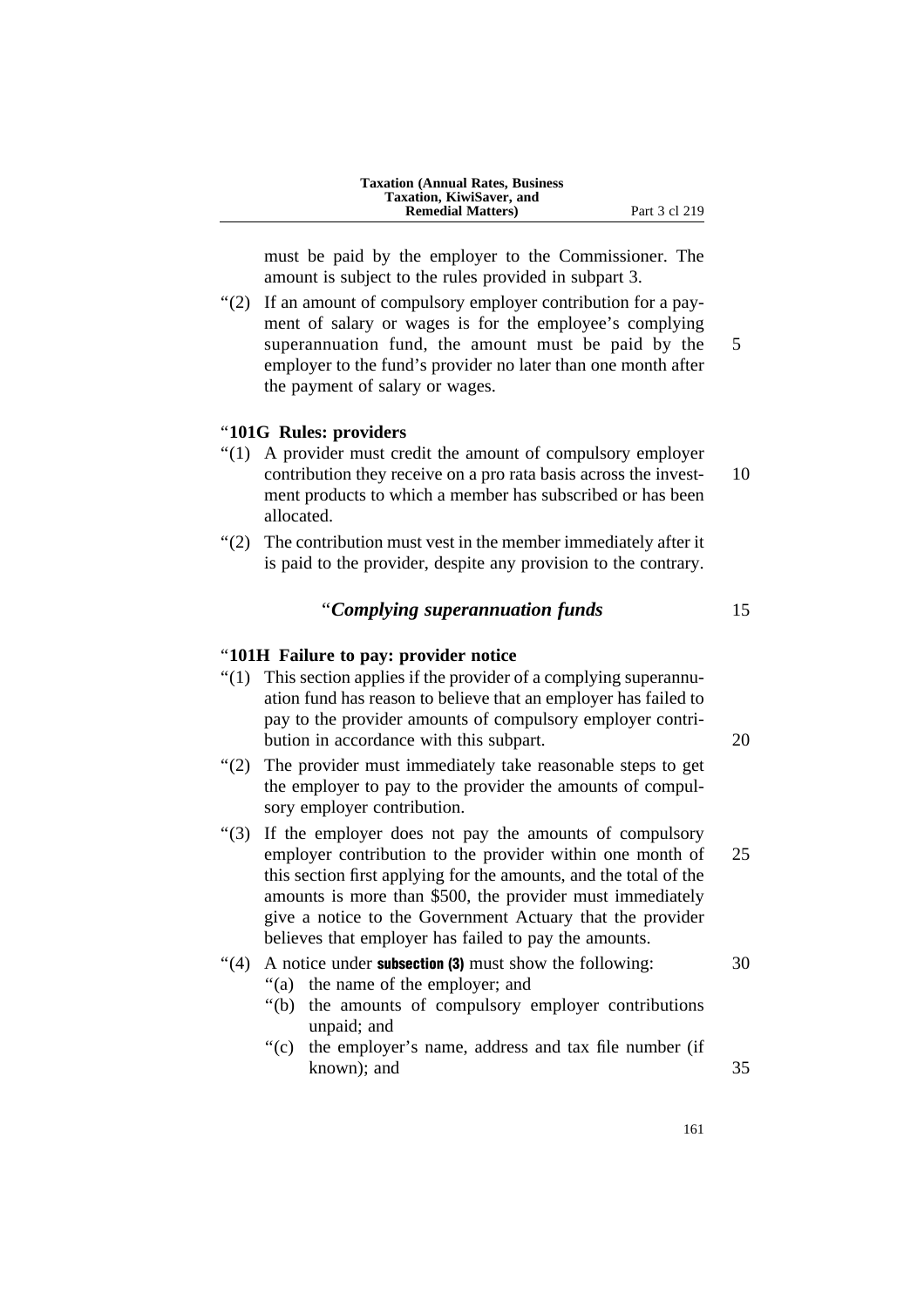must be paid by the employer to the Commissioner. The amount is subject to the rules provided in subpart 3.

“(2) If an amount of compulsory employer contribution for a payment of salary or wages is for the employee’s complying superannuation fund, the amount must be paid by the employer to the fund’s provider no later than one month after the payment of salary or wages.

“**101G Rules: providers**

“(1) A provider must credit the amount of compulsory employer contribution they receive on a pro rata basis across the investment products to which a member has subscribed or has been allocated.

“(2) The contribution must vest in the member immediately after it is paid to the provider, despite any provision to the contrary.

### “*Complying superannuation funds*

“**101H Failure to pay: provider notice**

“(1) This section applies if the provider of a complying superannuation fund has reason to believe that an employer has failed to pay to the provider amounts of compulsory employer contribution in accordance with this subpart.

“(2) The provider must immediately take reasonable steps to get the employer to pay to the provider the amounts of compulsory employer contribution.

“(3) If the employer does not pay the amounts of compulsory employer contribution to the provider within one month of this section first applying for the amounts, and the total of the amounts is more than $500, the provider must immediately give a notice to the Government Actuary that the provider believes that employer has failed to pay the amounts.

“(4) A notice under **subsection (3)** must show the following:

“(a) the name of the employer; and

“(b) the amounts of compulsory employer contributions unpaid; and

“(c) the employer’s name, address and tax file number (if known); and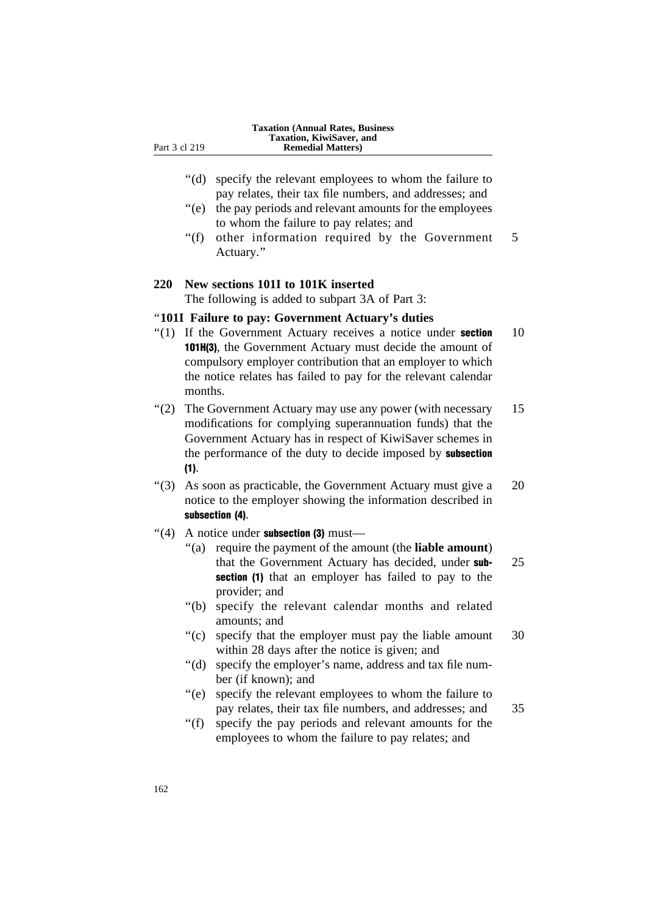“(d) specify the relevant employees to whom the failure to pay relates, their tax file numbers, and addresses; and

“(e) the pay periods and relevant amounts for the employees to whom the failure to pay relates; and

“(f) other information required by the Government Actuary.”

**220 New sections 101I to 101K inserted**

The following is added to subpart 3A of Part 3:

“**101I Failure to pay: Government Actuary’s duties**

“(1) If the Government Actuary receives a notice under **section 101H(3)**, the Government Actuary must decide the amount of compulsory employer contribution that an employer to which the notice relates has failed to pay for the relevant calendar months.

“(2) The Government Actuary may use any power (with necessary modifications for complying superannuation funds) that the Government Actuary has in respect of KiwiSaver schemes in the performance of the duty to decide imposed by **subsection (1)**.

“(3) As soon as practicable, the Government Actuary must give a notice to the employer showing the information described in **subsection (4)**.

“(4) A notice under **subsection (3)** must—

“(a) require the payment of the amount (the **liable amount**) that the Government Actuary has decided, under **subsection (1)** that an employer has failed to pay to the provider; and

“(b) specify the relevant calendar months and related amounts; and

“(c) specify that the employer must pay the liable amount within 28 days after the notice is given; and

“(d) specify the employer’s name, address and tax file number (if known); and

“(e) specify the relevant employees to whom the failure to pay relates, their tax file numbers, and addresses; and

“(f) specify the pay periods and relevant amounts for the employees to whom the failure to pay relates; and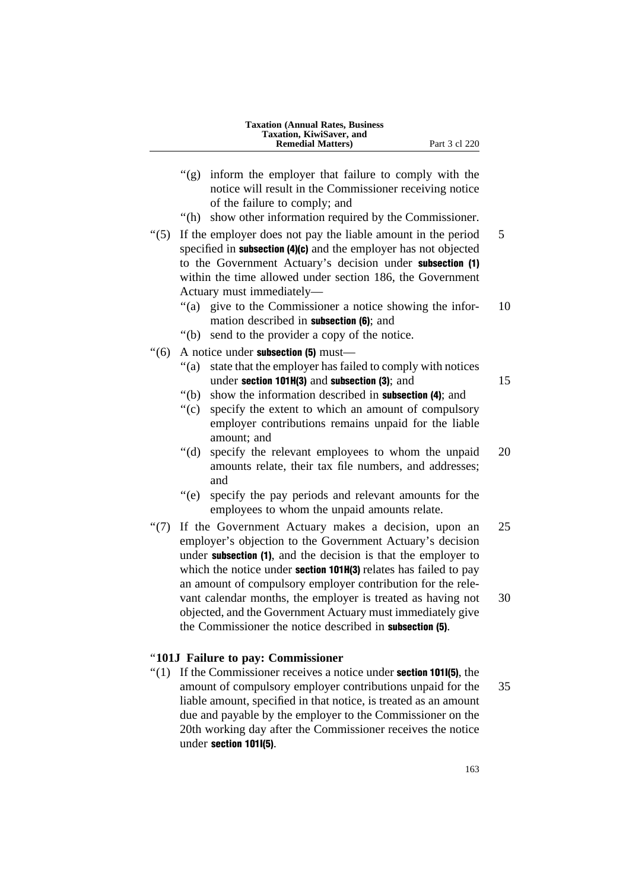"(g) inform the employer that failure to comply with the notice will result in the Commissioner receiving notice of the failure to comply; and

"(h) show other information required by the Commissioner.

"(5) If the employer does not pay the liable amount in the period specified in **subsection (4)(c)** and the employer has not objected to the Government Actuary's decision under **subsection (1)** within the time allowed under section 186, the Government Actuary must immediately—

"(a) give to the Commissioner a notice showing the information described in **subsection (6)**; and

"(b) send to the provider a copy of the notice.

"(6) A notice under **subsection (5)** must—

"(a) state that the employer has failed to comply with notices under **section 101H(3)** and **subsection (3)**; and

"(b) show the information described in **subsection (4)**; and

"(c) specify the extent to which an amount of compulsory employer contributions remains unpaid for the liable amount; and

"(d) specify the relevant employees to whom the unpaid amounts relate, their tax file numbers, and addresses; and

"(e) specify the pay periods and relevant amounts for the employees to whom the unpaid amounts relate.

"(7) If the Government Actuary makes a decision, upon an employer's objection to the Government Actuary's decision under **subsection (1)**, and the decision is that the employer to which the notice under **section 101H(3)** relates has failed to pay an amount of compulsory employer contribution for the relevant calendar months, the employer is treated as having not objected, and the Government Actuary must immediately give the Commissioner the notice described in **subsection (5)**.

"**101J Failure to pay: Commissioner**

"(1) If the Commissioner receives a notice under **section 101I(5)**, the amount of compulsory employer contributions unpaid for the liable amount, specified in that notice, is treated as an amount due and payable by the employer to the Commissioner on the 20th working day after the Commissioner receives the notice under **section 101I(5)**.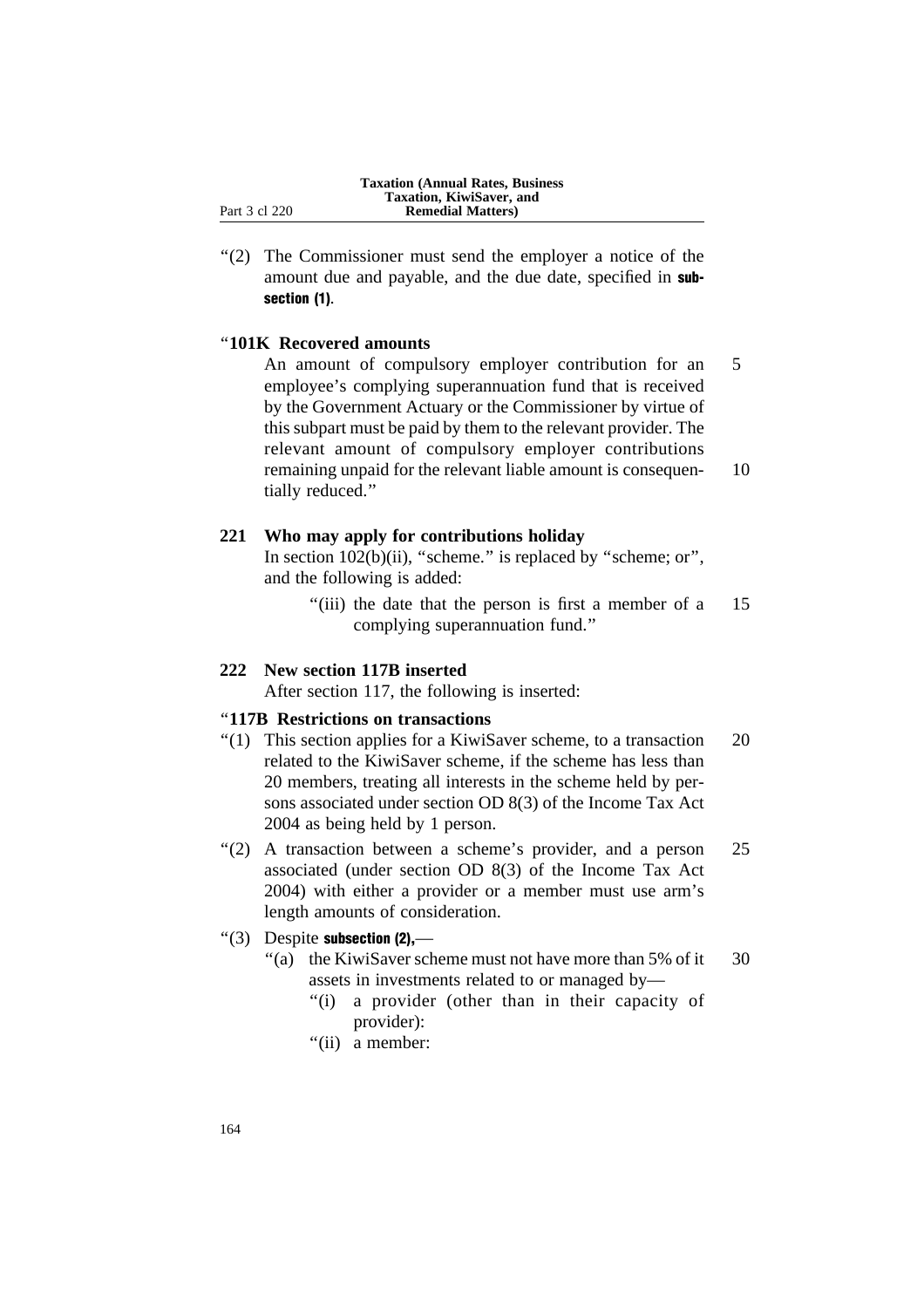"(2) The Commissioner must send the employer a notice of the amount due and payable, and the due date, specified in **subsection (1)**.

"**101K Recovered amounts**

An amount of compulsory employer contribution for an employee's complying superannuation fund that is received by the Government Actuary or the Commissioner by virtue of this subpart must be paid by them to the relevant provider. The relevant amount of compulsory employer contributions remaining unpaid for the relevant liable amount is consequentially reduced."

**221 Who may apply for contributions holiday**

In section 102(b)(ii), "scheme." is replaced by "scheme; or", and the following is added:

"(iii) the date that the person is first a member of a complying superannuation fund."

**222 New section 117B inserted**

After section 117, the following is inserted:

"**117B Restrictions on transactions**

"(1) This section applies for a KiwiSaver scheme, to a transaction related to the KiwiSaver scheme, if the scheme has less than 20 members, treating all interests in the scheme held by persons associated under section OD 8(3) of the Income Tax Act 2004 as being held by 1 person.

"(2) A transaction between a scheme's provider, and a person associated (under section OD 8(3) of the Income Tax Act 2004) with either a provider or a member must use arm's length amounts of consideration.

"(3) Despite **subsection (2)**,—

"(a) the KiwiSaver scheme must not have more than 5% of it assets in investments related to or managed by—

"(i) a provider (other than in their capacity of provider):

"(ii) a member: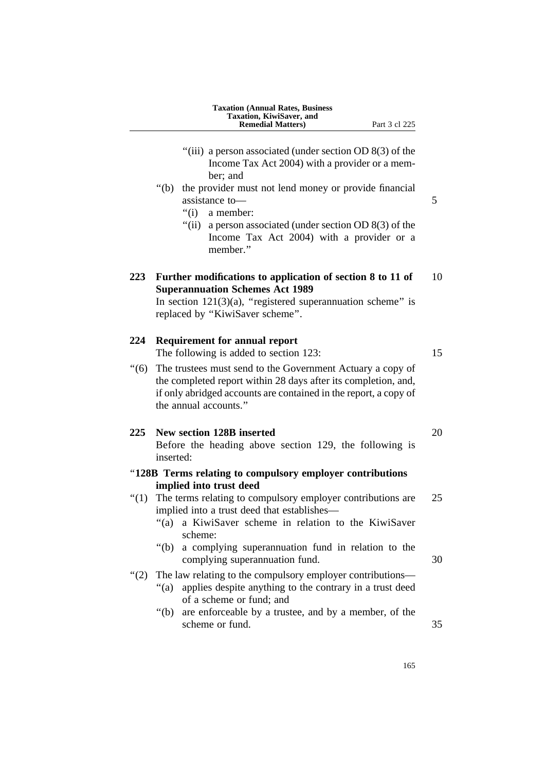"(iii) a person associated (under section OD 8(3) of the Income Tax Act 2004) with a provider or a member; and

"(b) the provider must not lend money or provide financial assistance to—

"(i) a member:

"(ii) a person associated (under section OD 8(3) of the Income Tax Act 2004) with a provider or a member."

**223 Further modifications to application of section 8 to 11 of Superannuation Schemes Act 1989**

In section 121(3)(a), "registered superannuation scheme" is replaced by "KiwiSaver scheme".

**224 Requirement for annual report**

The following is added to section 123:

"(6) The trustees must send to the Government Actuary a copy of the completed report within 28 days after its completion, and, if only abridged accounts are contained in the report, a copy of the annual accounts."

**225 New section 128B inserted**

Before the heading above section 129, the following is inserted:

"**128B Terms relating to compulsory employer contributions implied into trust deed**

"(1) The terms relating to compulsory employer contributions are implied into a trust deed that establishes—

"(a) a KiwiSaver scheme in relation to the KiwiSaver scheme:

"(b) a complying superannuation fund in relation to the complying superannuation fund.

"(2) The law relating to the compulsory employer contributions—

"(a) applies despite anything to the contrary in a trust deed of a scheme or fund; and

"(b) are enforceable by a trustee, and by a member, of the scheme or fund.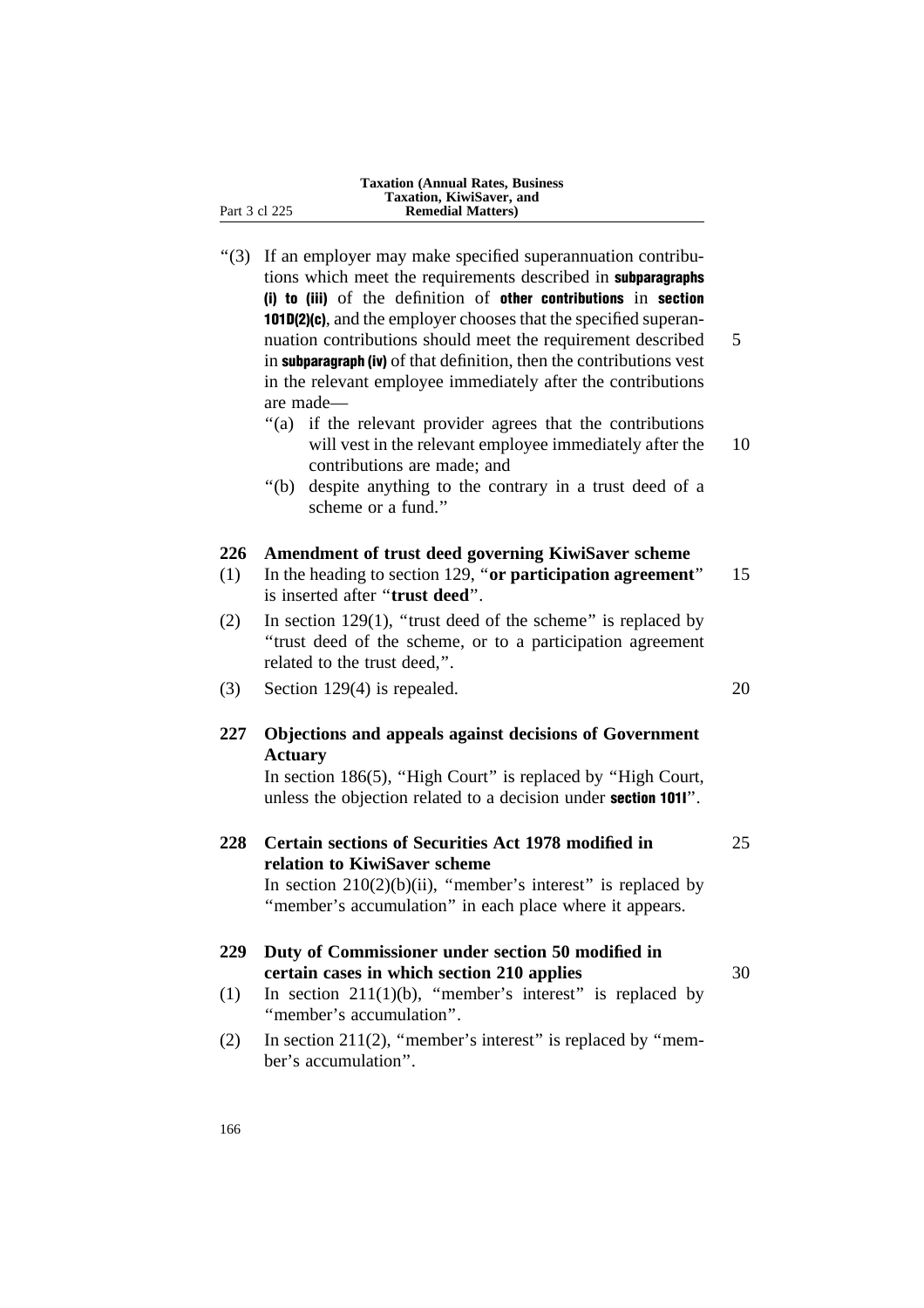"(3) If an employer may make specified superannuation contributions which meet the requirements described in **subparagraphs (i) to (iii)** of the definition of **other contributions** in **section 101D(2)(c)**, and the employer chooses that the specified superannuation contributions should meet the requirement described in **subparagraph (iv)** of that definition, then the contributions vest in the relevant employee immediately after the contributions are made—

"(a) if the relevant provider agrees that the contributions will vest in the relevant employee immediately after the contributions are made; and

"(b) despite anything to the contrary in a trust deed of a scheme or a fund."

**226 Amendment of trust deed governing KiwiSaver scheme**

(1) In the heading to section 129, "**or participation agreement**" is inserted after "**trust deed**".

(2) In section 129(1), "trust deed of the scheme" is replaced by "trust deed of the scheme, or to a participation agreement related to the trust deed,".

(3) Section 129(4) is repealed.

**227 Objections and appeals against decisions of Government Actuary**

In section 186(5), "High Court" is replaced by "High Court, unless the objection related to a decision under **section 101I**".

**228 Certain sections of Securities Act 1978 modified in relation to KiwiSaver scheme**

In section 210(2)(b)(ii), "member's interest" is replaced by "member's accumulation" in each place where it appears.

**229 Duty of Commissioner under section 50 modified in certain cases in which section 210 applies**

(1) In section 211(1)(b), "member's interest" is replaced by "member's accumulation".

(2) In section 211(2), "member's interest" is replaced by "member's accumulation".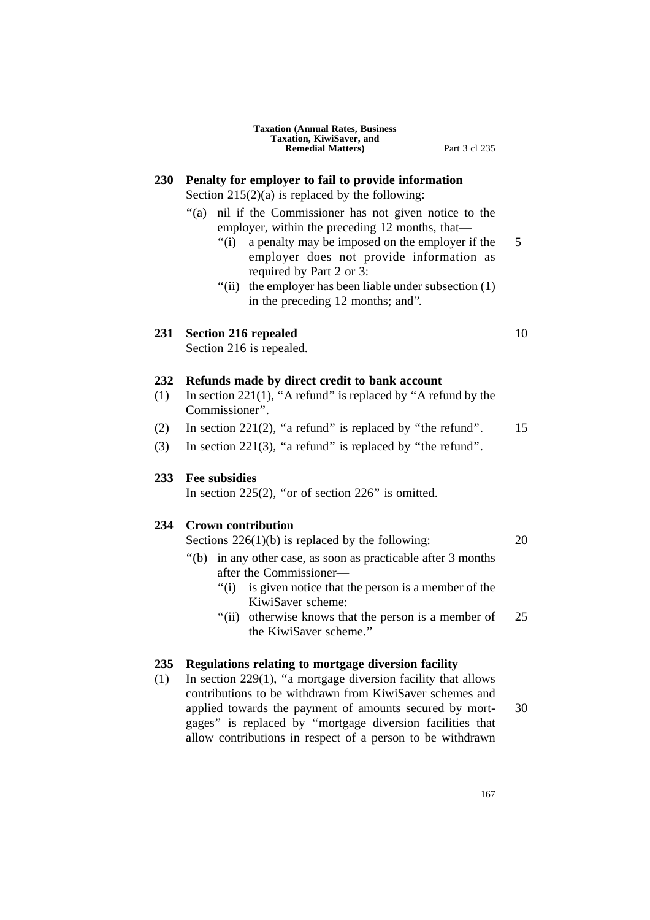## 230 Penalty for employer to fail to provide information

Section 215(2)(a) is replaced by the following:

"(a) nil if the Commissioner has not given notice to the employer, within the preceding 12 months, that—

"(i) a penalty may be imposed on the employer if the employer does not provide information as required by Part 2 or 3:

"(ii) the employer has been liable under subsection (1) in the preceding 12 months; and".

## 231 Section 216 repealed

Section 216 is repealed.

## 232 Refunds made by direct credit to bank account

(1) In section 221(1), "A refund" is replaced by "A refund by the Commissioner".

(2) In section 221(2), "a refund" is replaced by "the refund".

(3) In section 221(3), "a refund" is replaced by "the refund".

## 233 Fee subsidies

In section 225(2), "or of section 226" is omitted.

## 234 Crown contribution

Sections 226(1)(b) is replaced by the following:

"(b) in any other case, as soon as practicable after 3 months after the Commissioner—

"(i) is given notice that the person is a member of the KiwiSaver scheme:

"(ii) otherwise knows that the person is a member of the KiwiSaver scheme."

## 235 Regulations relating to mortgage diversion facility

(1) In section 229(1), "a mortgage diversion facility that allows contributions to be withdrawn from KiwiSaver schemes and applied towards the payment of amounts secured by mortgages" is replaced by "mortgage diversion facilities that allow contributions in respect of a person to be withdrawn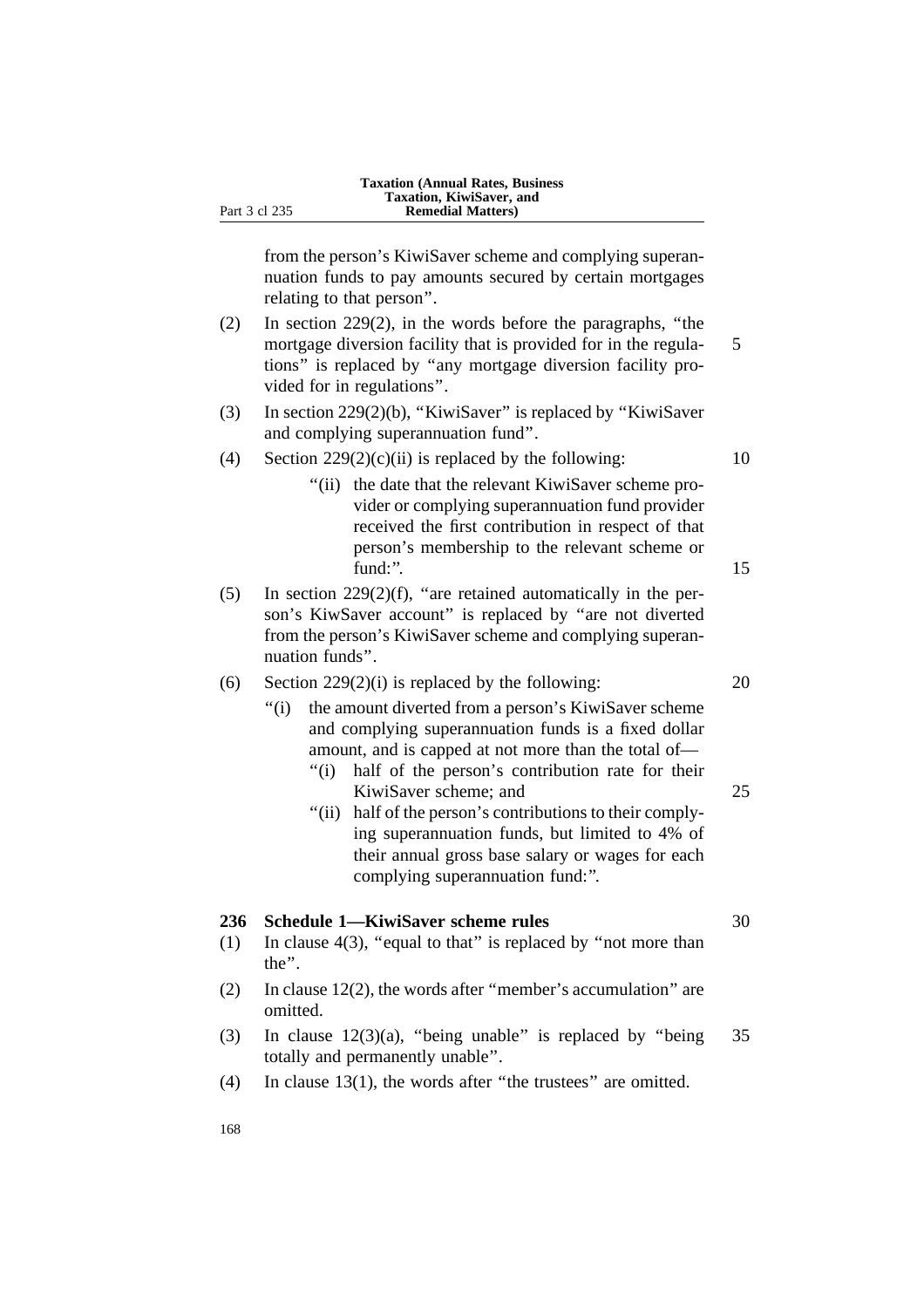from the person's KiwiSaver scheme and complying superannuation funds to pay amounts secured by certain mortgages relating to that person".

(2) In section 229(2), in the words before the paragraphs, "the mortgage diversion facility that is provided for in the regulations" is replaced by "any mortgage diversion facility provided for in regulations".

(3) In section 229(2)(b), "KiwiSaver" is replaced by "KiwiSaver and complying superannuation fund".

(4) Section 229(2)(c)(ii) is replaced by the following:

"(ii) the date that the relevant KiwiSaver scheme provider or complying superannuation fund provider received the first contribution in respect of that person's membership to the relevant scheme or fund:".

(5) In section 229(2)(f), "are retained automatically in the person's KiwSaver account" is replaced by "are not diverted from the person's KiwiSaver scheme and complying superannuation funds".

(6) Section 229(2)(i) is replaced by the following:

"(i) the amount diverted from a person's KiwiSaver scheme and complying superannuation funds is a fixed dollar amount, and is capped at not more than the total of—

"(i) half of the person's contribution rate for their KiwiSaver scheme; and

"(ii) half of the person's contributions to their complying superannuation funds, but limited to 4% of their annual gross base salary or wages for each complying superannuation fund:".

**236 Schedule 1—KiwiSaver scheme rules**

(1) In clause 4(3), "equal to that" is replaced by "not more than the".

(2) In clause 12(2), the words after "member's accumulation" are omitted.

(3) In clause 12(3)(a), "being unable" is replaced by "being totally and permanently unable".

(4) In clause 13(1), the words after "the trustees" are omitted.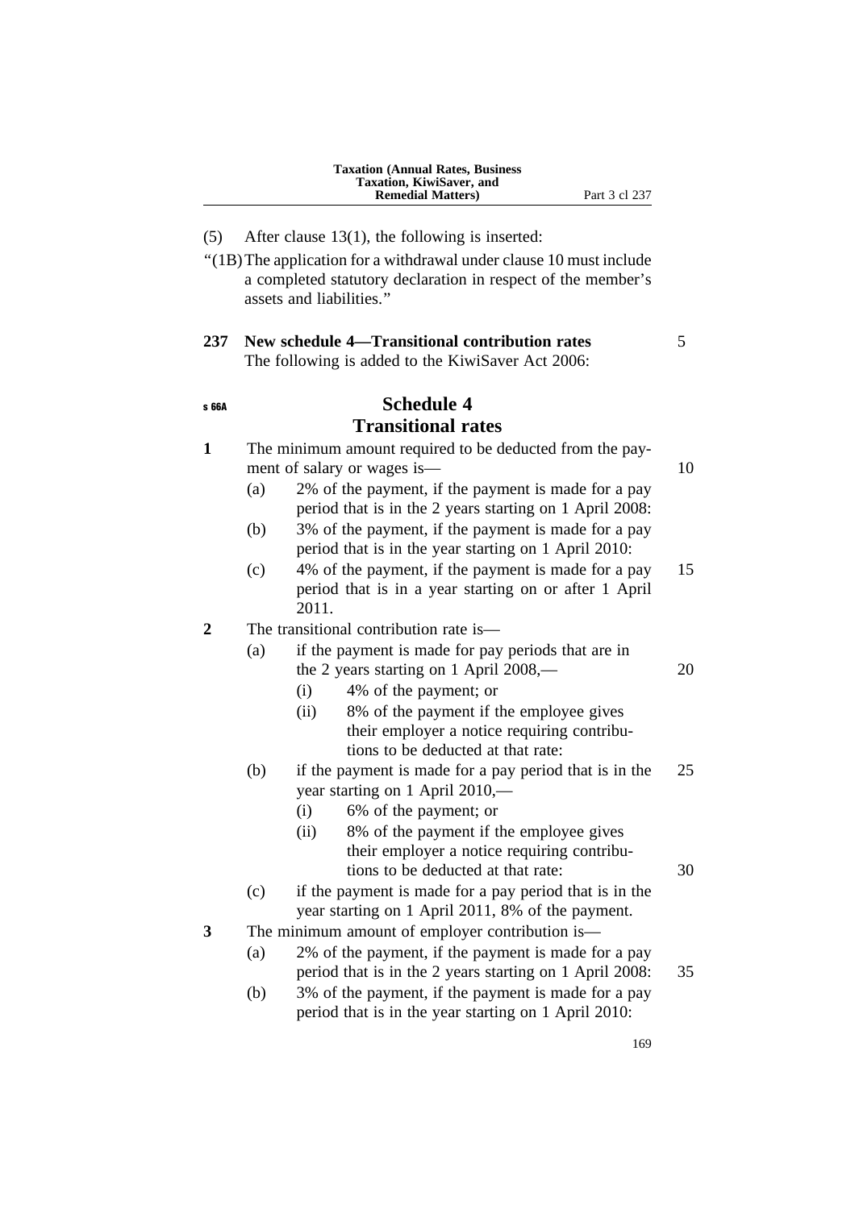(5) After clause 13(1), the following is inserted:

"(1B) The application for a withdrawal under clause 10 must include a completed statutory declaration in respect of the member's assets and liabilities."

**237 New schedule 4—Transitional contribution rates**

The following is added to the KiwiSaver Act 2006:

s 66A

## Schedule 4
## Transitional rates

**1** The minimum amount required to be deducted from the payment of salary or wages is—

- (a) 2% of the payment, if the payment is made for a pay period that is in the 2 years starting on 1 April 2008:
- (b) 3% of the payment, if the payment is made for a pay period that is in the year starting on 1 April 2010:
- (c) 4% of the payment, if the payment is made for a pay period that is in a year starting on or after 1 April 2011.

**2** The transitional contribution rate is—

- (a) if the payment is made for pay periods that are in the 2 years starting on 1 April 2008,—
  - (i) 4% of the payment; or
  - (ii) 8% of the payment if the employee gives their employer a notice requiring contributions to be deducted at that rate:
- (b) if the payment is made for a pay period that is in the year starting on 1 April 2010,—
  - (i) 6% of the payment; or
  - (ii) 8% of the payment if the employee gives their employer a notice requiring contributions to be deducted at that rate:
- (c) if the payment is made for a pay period that is in the year starting on 1 April 2011, 8% of the payment.

**3** The minimum amount of employer contribution is—

- (a) 2% of the payment, if the payment is made for a pay period that is in the 2 years starting on 1 April 2008:
- (b) 3% of the payment, if the payment is made for a pay period that is in the year starting on 1 April 2010: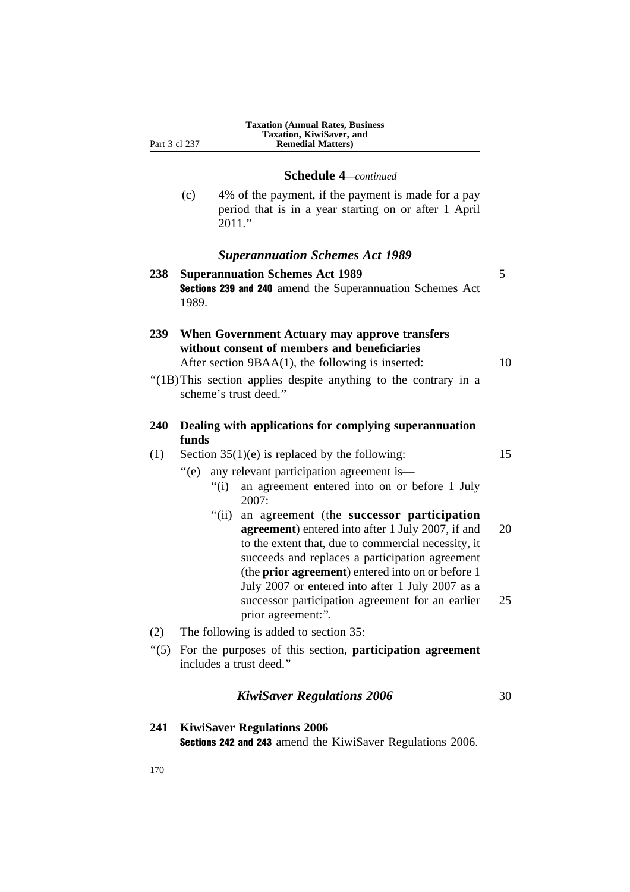**Schedule 4**—*continued*

(c) 4% of the payment, if the payment is made for a pay period that is in a year starting on or after 1 April 2011."

### *Superannuation Schemes Act 1989*

**238 Superannuation Schemes Act 1989**

**Sections 239 and 240** amend the Superannuation Schemes Act 1989.

**239 When Government Actuary may approve transfers without consent of members and beneficiaries**

After section 9BAA(1), the following is inserted:

"(1B) This section applies despite anything to the contrary in a scheme's trust deed."

**240 Dealing with applications for complying superannuation funds**

(1) Section 35(1)(e) is replaced by the following:

"(e) any relevant participation agreement is—

"(i) an agreement entered into on or before 1 July 2007:

"(ii) an agreement (the **successor participation agreement**) entered into after 1 July 2007, if and to the extent that, due to commercial necessity, it succeeds and replaces a participation agreement (the **prior agreement**) entered into on or before 1 July 2007 or entered into after 1 July 2007 as a successor participation agreement for an earlier prior agreement:".

(2) The following is added to section 35:

"(5) For the purposes of this section, **participation agreement** includes a trust deed."

### *KiwiSaver Regulations 2006*

**241 KiwiSaver Regulations 2006**

**Sections 242 and 243** amend the KiwiSaver Regulations 2006.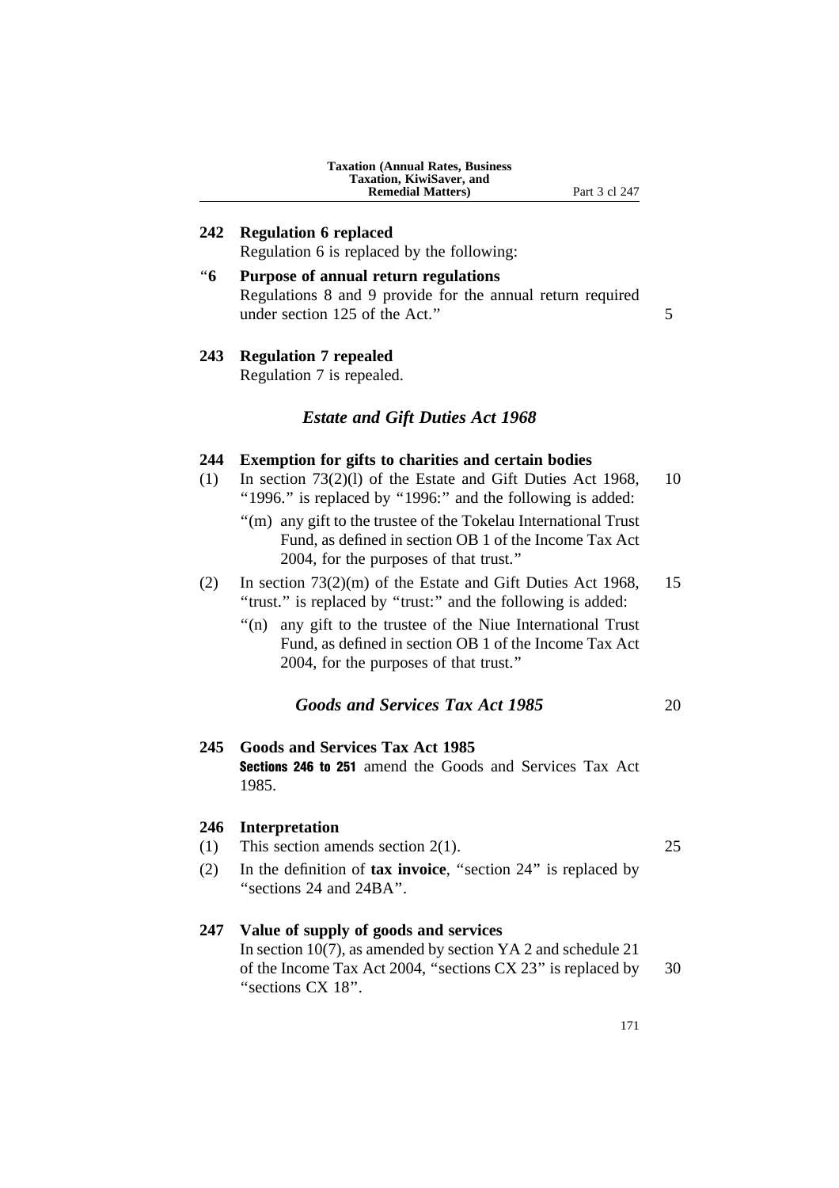**242 Regulation 6 replaced**

Regulation 6 is replaced by the following:

"**6 Purpose of annual return regulations**

Regulations 8 and 9 provide for the annual return required under section 125 of the Act."

**243 Regulation 7 repealed**

Regulation 7 is repealed.

### *Estate and Gift Duties Act 1968*

**244 Exemption for gifts to charities and certain bodies**

(1) In section 73(2)(l) of the Estate and Gift Duties Act 1968, "1996." is replaced by "1996:" and the following is added:

"(m) any gift to the trustee of the Tokelau International Trust Fund, as defined in section OB 1 of the Income Tax Act 2004, for the purposes of that trust."

(2) In section 73(2)(m) of the Estate and Gift Duties Act 1968, "trust." is replaced by "trust:" and the following is added:

"(n) any gift to the trustee of the Niue International Trust Fund, as defined in section OB 1 of the Income Tax Act 2004, for the purposes of that trust."

### *Goods and Services Tax Act 1985*

**245 Goods and Services Tax Act 1985**

**Sections 246 to 251** amend the Goods and Services Tax Act 1985.

**246 Interpretation**

(1) This section amends section 2(1).

(2) In the definition of **tax invoice**, "section 24" is replaced by "sections 24 and 24BA".

**247 Value of supply of goods and services**

In section 10(7), as amended by section YA 2 and schedule 21 of the Income Tax Act 2004, "sections CX 23" is replaced by "sections CX 18".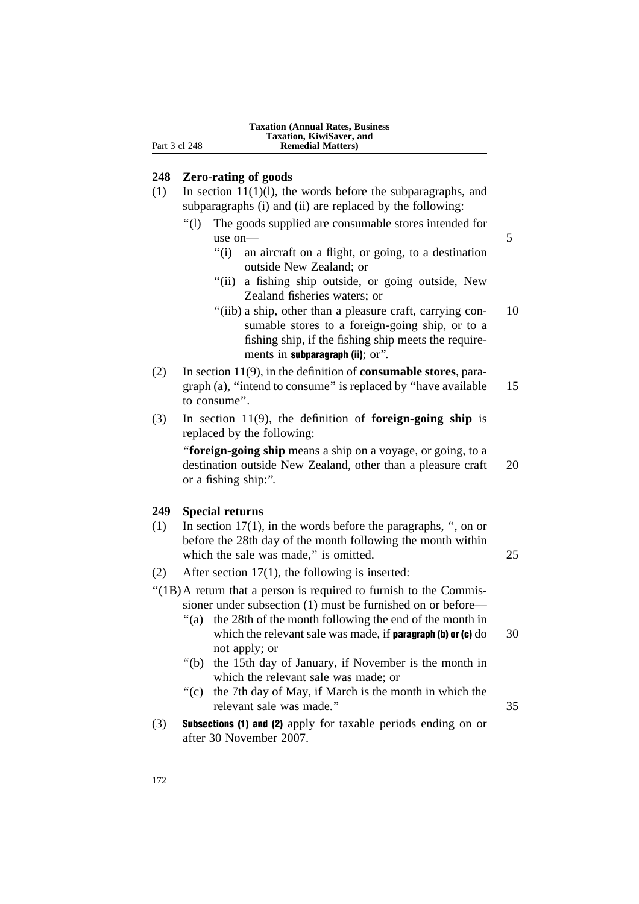### 248 Zero-rating of goods

(1) In section 11(1)(l), the words before the subparagraphs, and subparagraphs (i) and (ii) are replaced by the following:

> "(l) The goods supplied are consumable stores intended for use on—
>
> "(i) an aircraft on a flight, or going, to a destination outside New Zealand; or
>
> "(ii) a fishing ship outside, or going outside, New Zealand fisheries waters; or
>
> "(iib) a ship, other than a pleasure craft, carrying consumable stores to a foreign-going ship, or to a fishing ship, if the fishing ship meets the requirements in **subparagraph (ii)**; or".

(2) In section 11(9), in the definition of **consumable stores**, paragraph (a), "intend to consume" is replaced by "have available to consume".

(3) In section 11(9), the definition of **foreign-going ship** is replaced by the following:

> "**foreign-going ship** means a ship on a voyage, or going, to a destination outside New Zealand, other than a pleasure craft or a fishing ship:".

### 249 Special returns

(1) In section 17(1), in the words before the paragraphs, ", on or before the 28th day of the month following the month within which the sale was made," is omitted.

(2) After section 17(1), the following is inserted:

> "(1B) A return that a person is required to furnish to the Commissioner under subsection (1) must be furnished on or before—
>
> "(a) the 28th of the month following the end of the month in which the relevant sale was made, if **paragraph (b) or (c)** do not apply; or
>
> "(b) the 15th day of January, if November is the month in which the relevant sale was made; or
>
> "(c) the 7th day of May, if March is the month in which the relevant sale was made."

(3) **Subsections (1) and (2)** apply for taxable periods ending on or after 30 November 2007.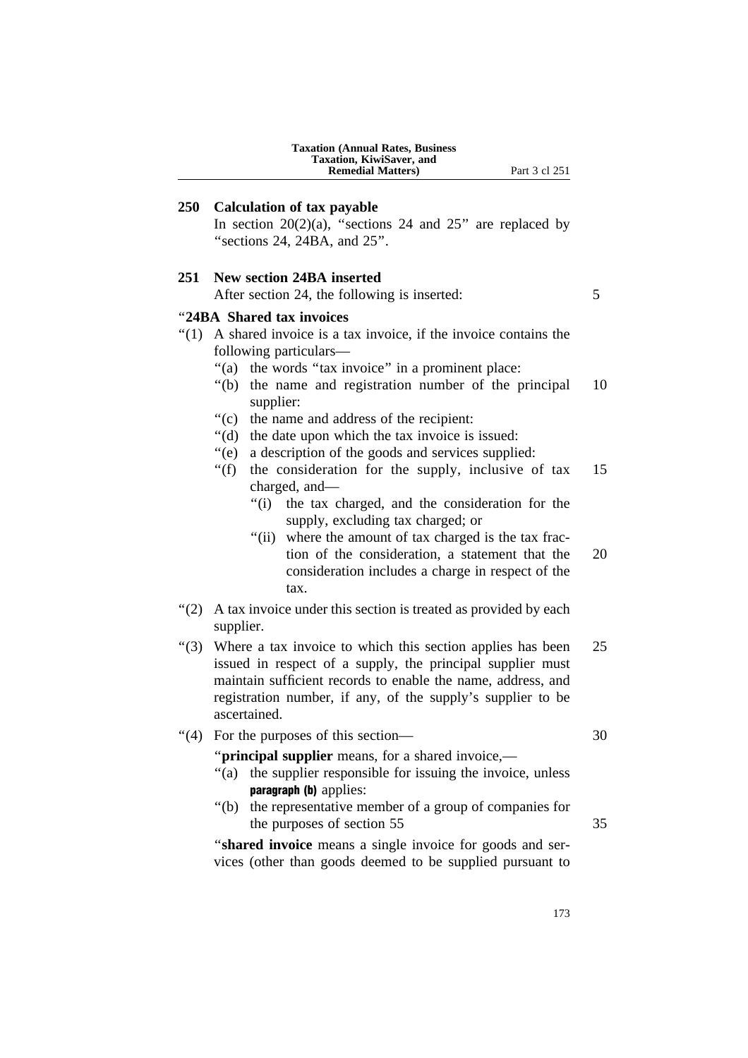## 250 Calculation of tax payable

In section 20(2)(a), "sections 24 and 25" are replaced by "sections 24, 24BA, and 25".

## 251 New section 24BA inserted

After section 24, the following is inserted:

"**24BA Shared tax invoices**

"(1) A shared invoice is a tax invoice, if the invoice contains the following particulars—

"(a) the words "tax invoice" in a prominent place:

"(b) the name and registration number of the principal supplier:

"(c) the name and address of the recipient:

"(d) the date upon which the tax invoice is issued:

"(e) a description of the goods and services supplied:

"(f) the consideration for the supply, inclusive of tax charged, and—

"(i) the tax charged, and the consideration for the supply, excluding tax charged; or

"(ii) where the amount of tax charged is the tax fraction of the consideration, a statement that the consideration includes a charge in respect of the tax.

"(2) A tax invoice under this section is treated as provided by each supplier.

"(3) Where a tax invoice to which this section applies has been issued in respect of a supply, the principal supplier must maintain sufficient records to enable the name, address, and registration number, if any, of the supply's supplier to be ascertained.

"(4) For the purposes of this section—

"**principal supplier** means, for a shared invoice,—

"(a) the supplier responsible for issuing the invoice, unless **paragraph (b)** applies:

"(b) the representative member of a group of companies for the purposes of section 55

"**shared invoice** means a single invoice for goods and services (other than goods deemed to be supplied pursuant to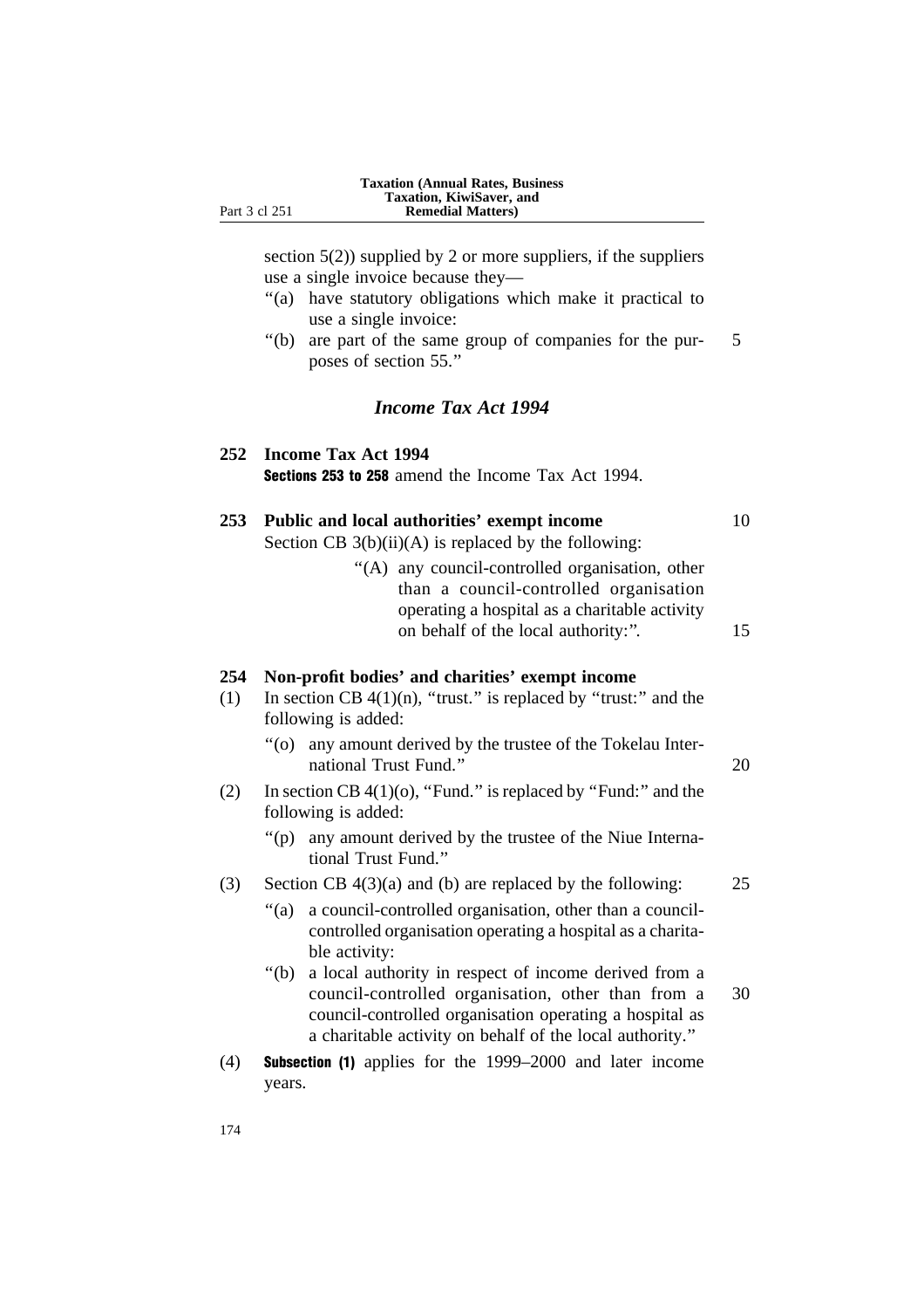section 5(2)) supplied by 2 or more suppliers, if the suppliers use a single invoice because they—

“(a) have statutory obligations which make it practical to use a single invoice:

“(b) are part of the same group of companies for the purposes of section 55.”

## *Income Tax Act 1994*

### 252 Income Tax Act 1994

**Sections 253 to 258** amend the Income Tax Act 1994.

### 253 Public and local authorities’ exempt income

Section CB 3(b)(ii)(A) is replaced by the following:

> “(A) any council-controlled organisation, other than a council-controlled organisation operating a hospital as a charitable activity on behalf of the local authority:”.

### 254 Non-profit bodies’ and charities’ exempt income

(1) In section CB 4(1)(n), “trust.” is replaced by “trust:” and the following is added:

> “(o) any amount derived by the trustee of the Tokelau International Trust Fund.”

(2) In section CB 4(1)(o), “Fund.” is replaced by “Fund:” and the following is added:

> “(p) any amount derived by the trustee of the Niue International Trust Fund.”

(3) Section CB 4(3)(a) and (b) are replaced by the following:

> “(a) a council-controlled organisation, other than a council-controlled organisation operating a hospital as a charitable activity:
>
> “(b) a local authority in respect of income derived from a council-controlled organisation, other than from a council-controlled organisation operating a hospital as a charitable activity on behalf of the local authority.”

(4) **Subsection (1)** applies for the 1999–2000 and later income years.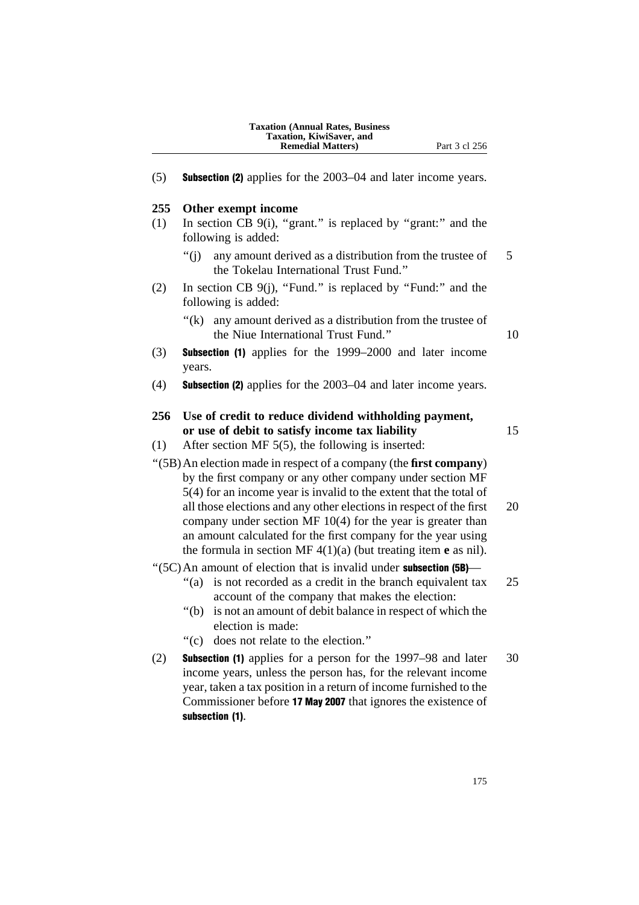(5) **Subsection (2)** applies for the 2003–04 and later income years.

### 255 Other exempt income

(1) In section CB 9(i), "grant." is replaced by "grant:" and the following is added:

"(j) any amount derived as a distribution from the trustee of the Tokelau International Trust Fund."

(2) In section CB 9(j), "Fund." is replaced by "Fund:" and the following is added:

"(k) any amount derived as a distribution from the trustee of the Niue International Trust Fund."

(3) **Subsection (1)** applies for the 1999–2000 and later income years.

(4) **Subsection (2)** applies for the 2003–04 and later income years.

### 256 Use of credit to reduce dividend withholding payment, or use of debit to satisfy income tax liability

(1) After section MF 5(5), the following is inserted:

"(5B) An election made in respect of a company (the **first company**) by the first company or any other company under section MF 5(4) for an income year is invalid to the extent that the total of all those elections and any other elections in respect of the first company under section MF 10(4) for the year is greater than an amount calculated for the first company for the year using the formula in section MF 4(1)(a) (but treating item **e** as nil).

"(5C) An amount of election that is invalid under **subsection (5B)**—

"(a) is not recorded as a credit in the branch equivalent tax account of the company that makes the election:

"(b) is not an amount of debit balance in respect of which the election is made:

"(c) does not relate to the election."

(2) **Subsection (1)** applies for a person for the 1997–98 and later income years, unless the person has, for the relevant income year, taken a tax position in a return of income furnished to the Commissioner before **17 May 2007** that ignores the existence of **subsection (1)**.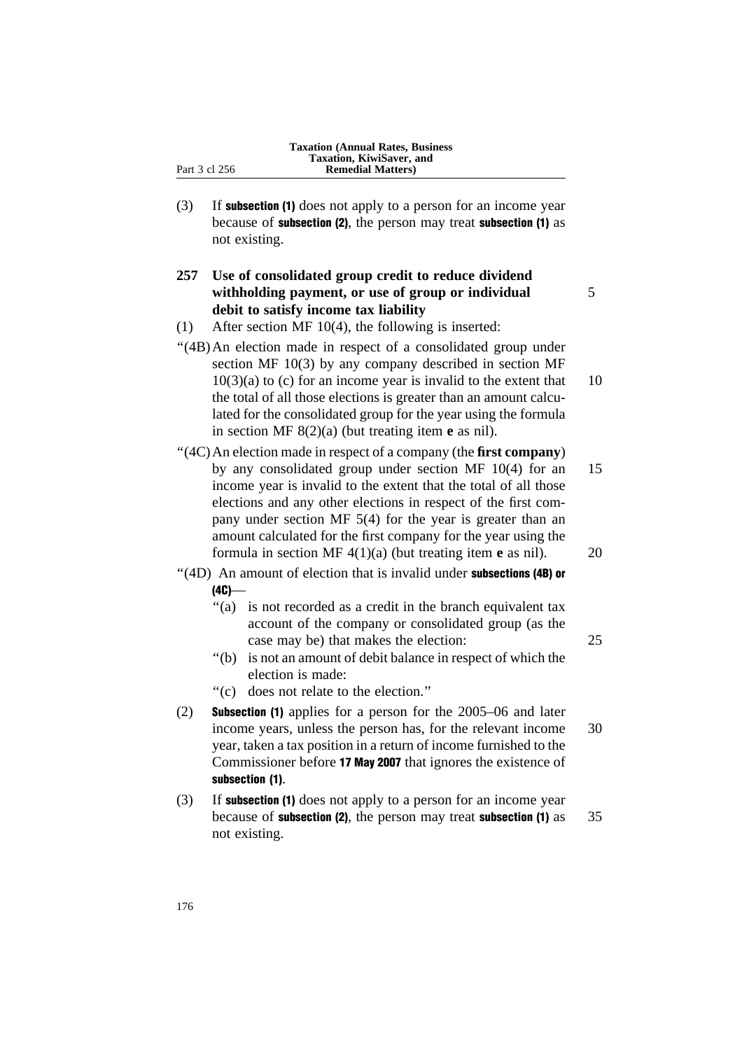(3) If **subsection (1)** does not apply to a person for an income year because of **subsection (2)**, the person may treat **subsection (1)** as not existing.

### 257 Use of consolidated group credit to reduce dividend withholding payment, or use of group or individual debit to satisfy income tax liability

(1) After section MF 10(4), the following is inserted:

"(4B) An election made in respect of a consolidated group under section MF 10(3) by any company described in section MF 10(3)(a) to (c) for an income year is invalid to the extent that the total of all those elections is greater than an amount calculated for the consolidated group for the year using the formula in section MF 8(2)(a) (but treating item **e** as nil).

"(4C) An election made in respect of a company (the **first company**) by any consolidated group under section MF 10(4) for an income year is invalid to the extent that the total of all those elections and any other elections in respect of the first company under section MF 5(4) for the year is greater than an amount calculated for the first company for the year using the formula in section MF 4(1)(a) (but treating item **e** as nil).

"(4D) An amount of election that is invalid under **subsections (4B) or (4C)**—

"(a) is not recorded as a credit in the branch equivalent tax account of the company or consolidated group (as the case may be) that makes the election:

"(b) is not an amount of debit balance in respect of which the election is made:

"(c) does not relate to the election."

(2) **Subsection (1)** applies for a person for the 2005–06 and later income years, unless the person has, for the relevant income year, taken a tax position in a return of income furnished to the Commissioner before **17 May 2007** that ignores the existence of **subsection (1)**.

(3) If **subsection (1)** does not apply to a person for an income year because of **subsection (2)**, the person may treat **subsection (1)** as not existing.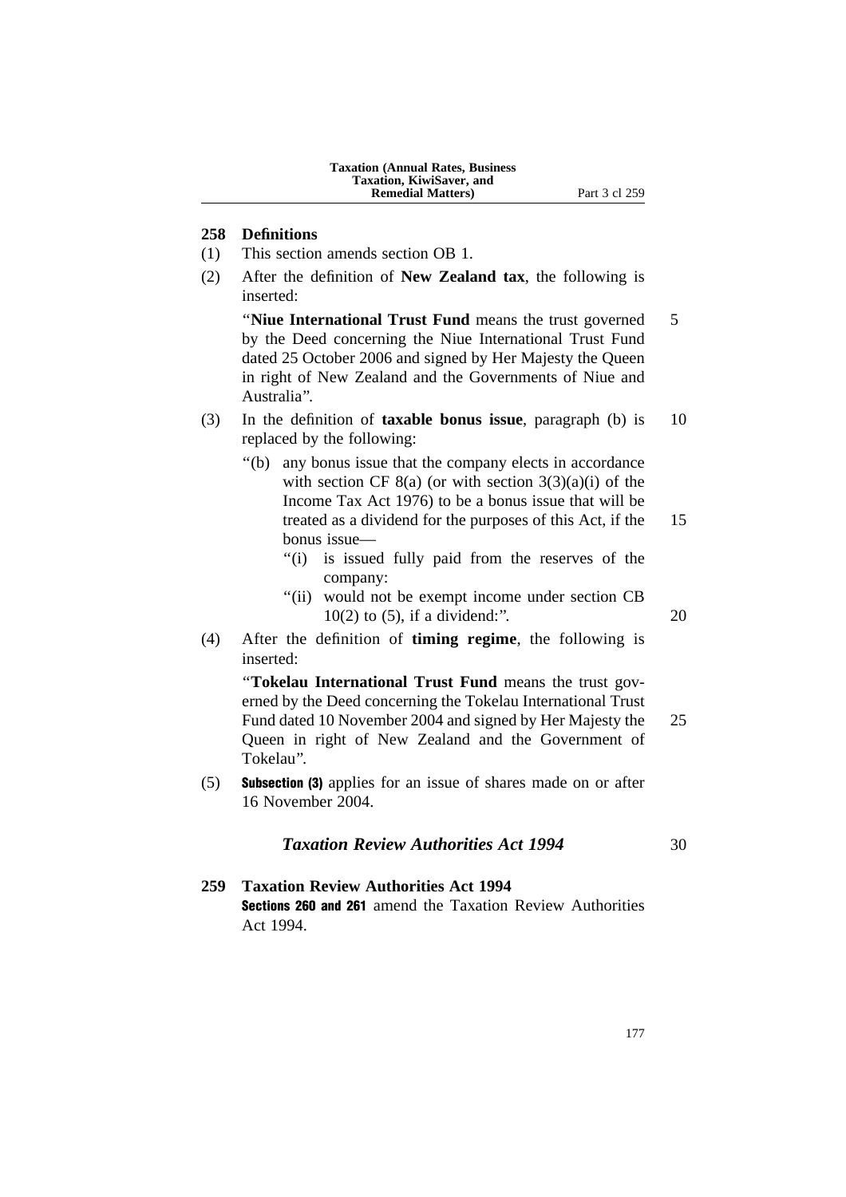### 258 Definitions

(1) This section amends section OB 1.

(2) After the definition of **New Zealand tax**, the following is inserted:

"**Niue International Trust Fund** means the trust governed by the Deed concerning the Niue International Trust Fund dated 25 October 2006 and signed by Her Majesty the Queen in right of New Zealand and the Governments of Niue and Australia".

(3) In the definition of **taxable bonus issue**, paragraph (b) is replaced by the following:

"(b) any bonus issue that the company elects in accordance with section CF 8(a) (or with section 3(3)(a)(i) of the Income Tax Act 1976) to be a bonus issue that will be treated as a dividend for the purposes of this Act, if the bonus issue—

"(i) is issued fully paid from the reserves of the company:

"(ii) would not be exempt income under section CB 10(2) to (5), if a dividend:".

(4) After the definition of **timing regime**, the following is inserted:

"**Tokelau International Trust Fund** means the trust governed by the Deed concerning the Tokelau International Trust Fund dated 10 November 2004 and signed by Her Majesty the Queen in right of New Zealand and the Government of Tokelau".

(5) **Subsection (3)** applies for an issue of shares made on or after 16 November 2004.

## *Taxation Review Authorities Act 1994*

### 259 Taxation Review Authorities Act 1994

**Sections 260 and 261** amend the Taxation Review Authorities Act 1994.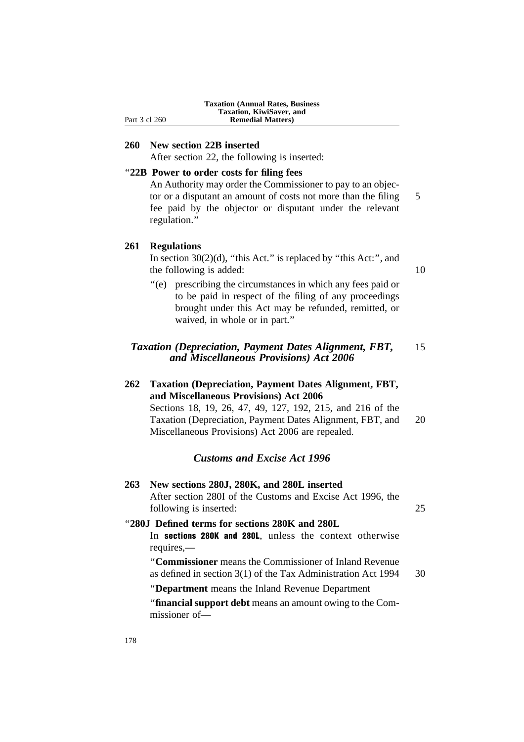### 260 New section 22B inserted

After section 22, the following is inserted:

"**22B Power to order costs for filing fees**

An Authority may order the Commissioner to pay to an objector or a disputant an amount of costs not more than the filing fee paid by the objector or disputant under the relevant regulation."

### 261 Regulations

In section 30(2)(d), "this Act." is replaced by "this Act:", and the following is added:

"(e) prescribing the circumstances in which any fees paid or to be paid in respect of the filing of any proceedings brought under this Act may be refunded, remitted, or waived, in whole or in part."

## *Taxation (Depreciation, Payment Dates Alignment, FBT, and Miscellaneous Provisions) Act 2006*

### 262 Taxation (Depreciation, Payment Dates Alignment, FBT, and Miscellaneous Provisions) Act 2006

Sections 18, 19, 26, 47, 49, 127, 192, 215, and 216 of the Taxation (Depreciation, Payment Dates Alignment, FBT, and Miscellaneous Provisions) Act 2006 are repealed.

## *Customs and Excise Act 1996*

### 263 New sections 280J, 280K, and 280L inserted

After section 280I of the Customs and Excise Act 1996, the following is inserted:

"**280J Defined terms for sections 280K and 280L**

In **sections 280K and 280L**, unless the context otherwise requires,—

"**Commissioner** means the Commissioner of Inland Revenue as defined in section 3(1) of the Tax Administration Act 1994

"**Department** means the Inland Revenue Department

"**financial support debt** means an amount owing to the Commissioner of—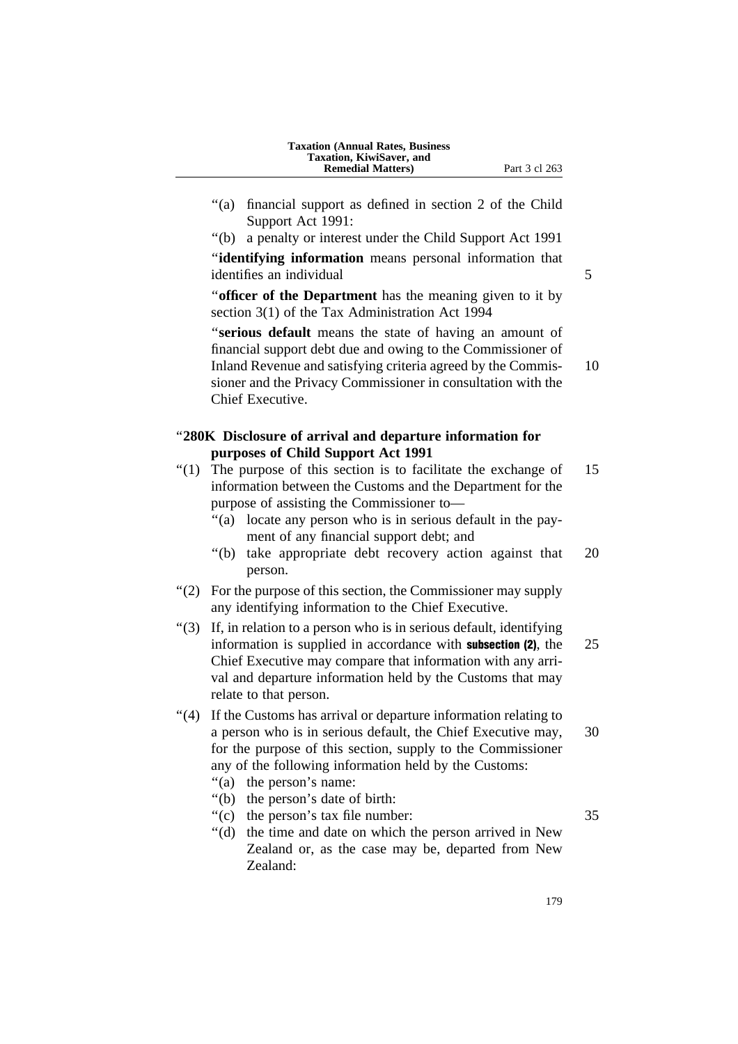“(a) financial support as defined in section 2 of the Child Support Act 1991:

“(b) a penalty or interest under the Child Support Act 1991

“**identifying information** means personal information that identifies an individual

“**officer of the Department** has the meaning given to it by section 3(1) of the Tax Administration Act 1994

“**serious default** means the state of having an amount of financial support debt due and owing to the Commissioner of Inland Revenue and satisfying criteria agreed by the Commissioner and the Privacy Commissioner in consultation with the Chief Executive.

### “280K Disclosure of arrival and departure information for purposes of Child Support Act 1991

“(1) The purpose of this section is to facilitate the exchange of information between the Customs and the Department for the purpose of assisting the Commissioner to—

“(a) locate any person who is in serious default in the payment of any financial support debt; and

“(b) take appropriate debt recovery action against that person.

“(2) For the purpose of this section, the Commissioner may supply any identifying information to the Chief Executive.

“(3) If, in relation to a person who is in serious default, identifying information is supplied in accordance with **subsection (2)**, the Chief Executive may compare that information with any arrival and departure information held by the Customs that may relate to that person.

“(4) If the Customs has arrival or departure information relating to a person who is in serious default, the Chief Executive may, for the purpose of this section, supply to the Commissioner any of the following information held by the Customs:

“(a) the person’s name:

“(b) the person’s date of birth:

“(c) the person’s tax file number:

“(d) the time and date on which the person arrived in New Zealand or, as the case may be, departed from New Zealand: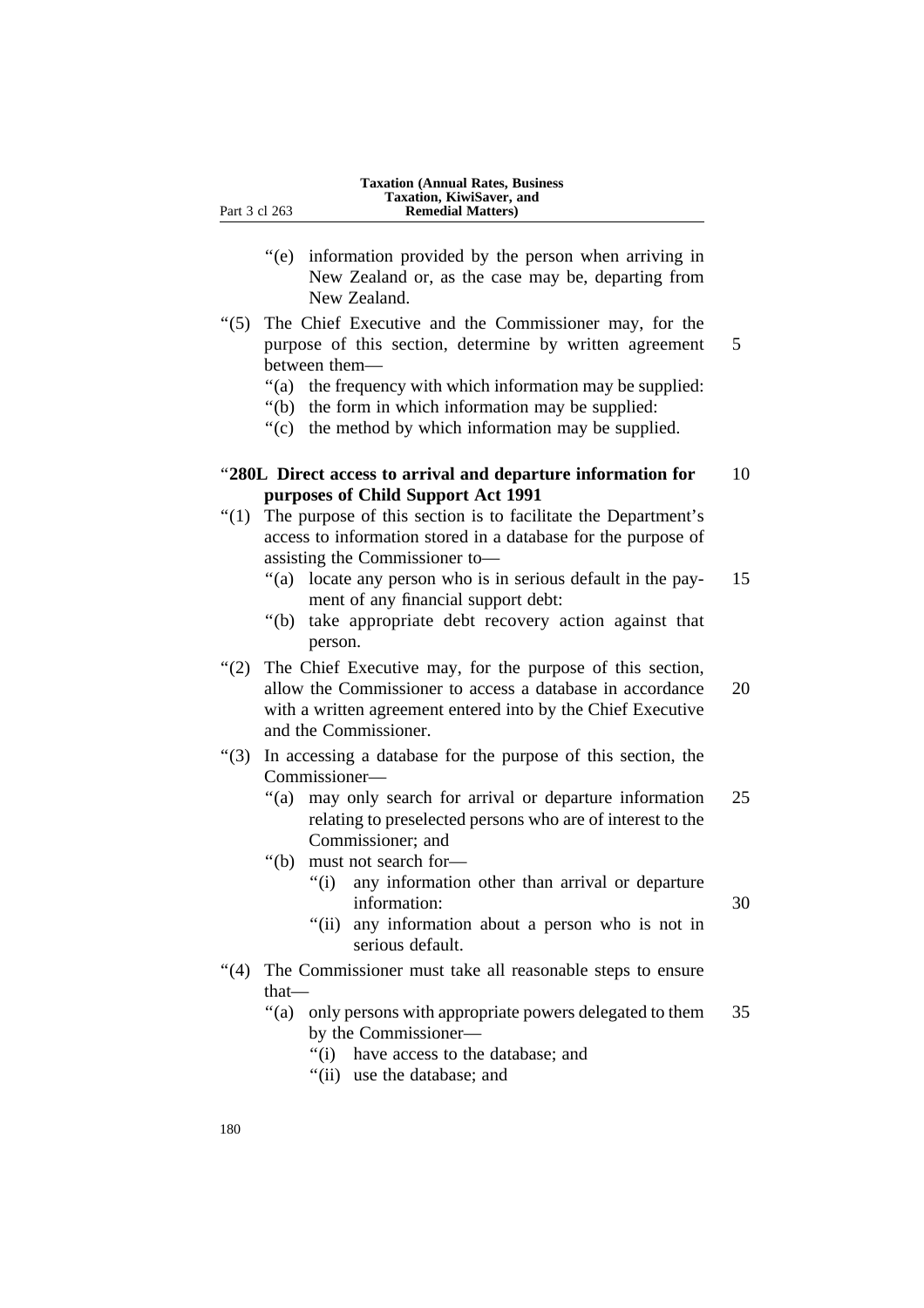“(e) information provided by the person when arriving in New Zealand or, as the case may be, departing from New Zealand.

“(5) The Chief Executive and the Commissioner may, for the purpose of this section, determine by written agreement between them—

“(a) the frequency with which information may be supplied:

“(b) the form in which information may be supplied:

“(c) the method by which information may be supplied.

**“280L Direct access to arrival and departure information for purposes of Child Support Act 1991**

“(1) The purpose of this section is to facilitate the Department’s access to information stored in a database for the purpose of assisting the Commissioner to—

“(a) locate any person who is in serious default in the payment of any financial support debt:

“(b) take appropriate debt recovery action against that person.

“(2) The Chief Executive may, for the purpose of this section, allow the Commissioner to access a database in accordance with a written agreement entered into by the Chief Executive and the Commissioner.

“(3) In accessing a database for the purpose of this section, the Commissioner—

“(a) may only search for arrival or departure information relating to preselected persons who are of interest to the Commissioner; and

“(b) must not search for—

“(i) any information other than arrival or departure information:

“(ii) any information about a person who is not in serious default.

“(4) The Commissioner must take all reasonable steps to ensure that—

“(a) only persons with appropriate powers delegated to them by the Commissioner—

“(i) have access to the database; and

“(ii) use the database; and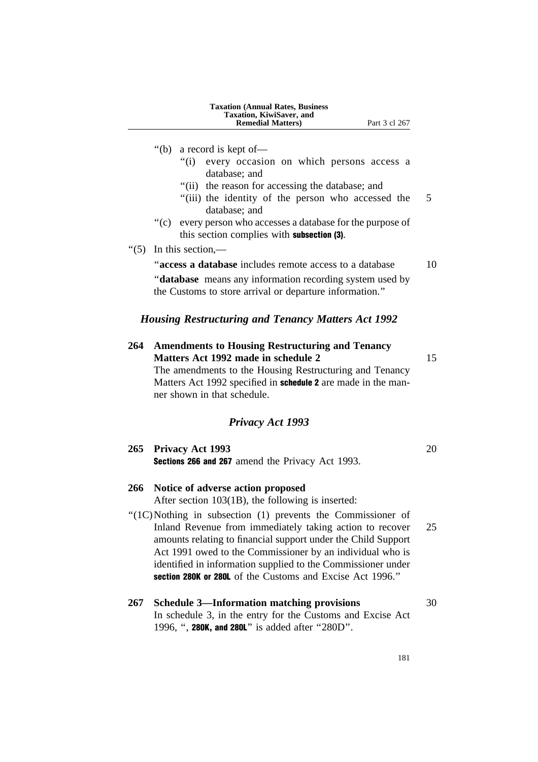"(b) a record is kept of—

"(i) every occasion on which persons access a database; and

"(ii) the reason for accessing the database; and

"(iii) the identity of the person who accessed the database; and

"(c) every person who accesses a database for the purpose of this section complies with **subsection (3)**.

"(5) In this section,—

"**access a database** includes remote access to a database

"**database** means any information recording system used by the Customs to store arrival or departure information."

### *Housing Restructuring and Tenancy Matters Act 1992*

**264 Amendments to Housing Restructuring and Tenancy Matters Act 1992 made in schedule 2**

The amendments to the Housing Restructuring and Tenancy Matters Act 1992 specified in **schedule 2** are made in the manner shown in that schedule.

### *Privacy Act 1993*

**265 Privacy Act 1993**

**Sections 266 and 267** amend the Privacy Act 1993.

**266 Notice of adverse action proposed**

After section 103(1B), the following is inserted:

"(1C) Nothing in subsection (1) prevents the Commissioner of Inland Revenue from immediately taking action to recover amounts relating to financial support under the Child Support Act 1991 owed to the Commissioner by an individual who is identified in information supplied to the Commissioner under **section 280K or 280L** of the Customs and Excise Act 1996."

**267 Schedule 3—Information matching provisions**

In schedule 3, in the entry for the Customs and Excise Act 1996, ", **280K, and 280L**" is added after "280D".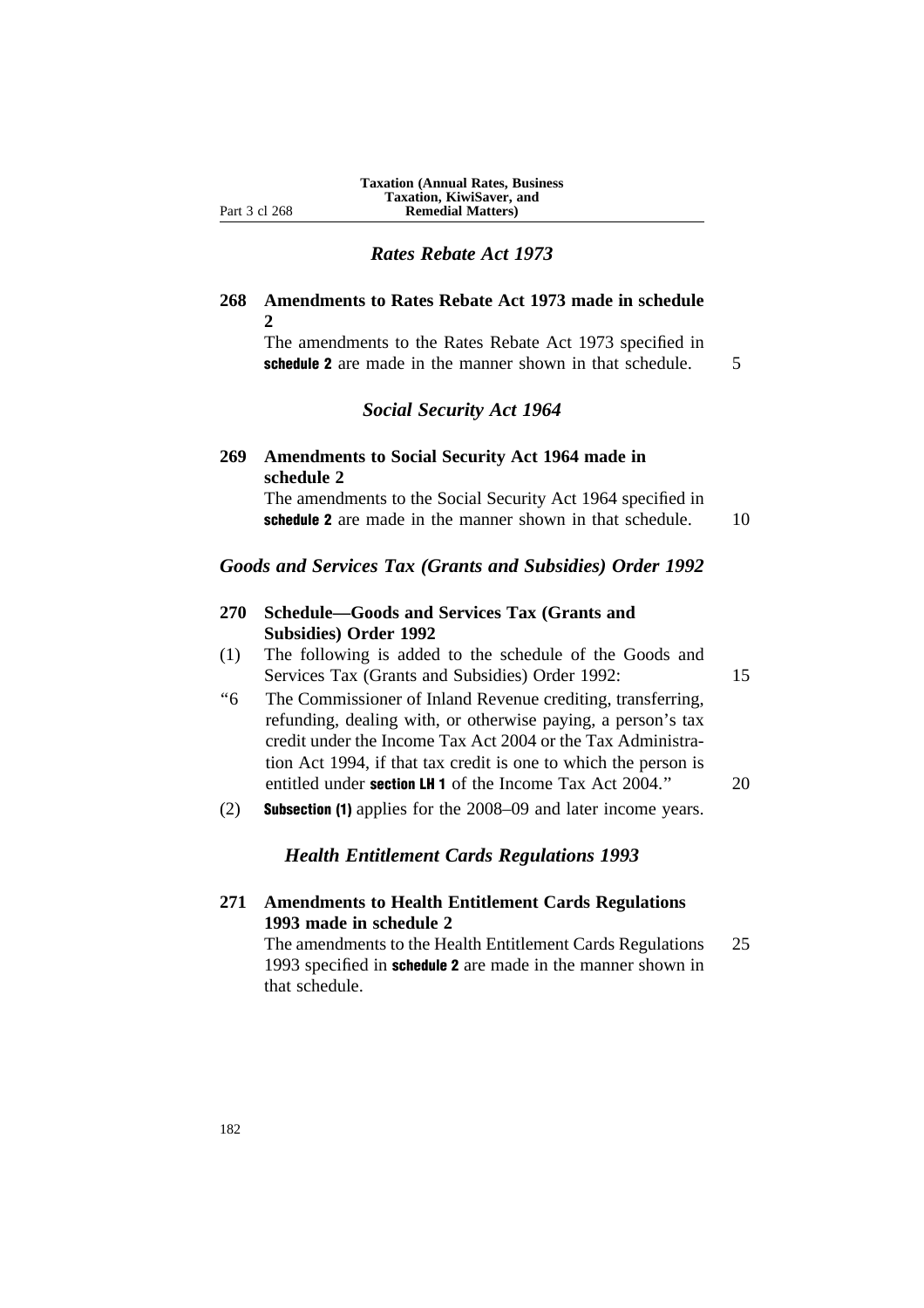## *Rates Rebate Act 1973*

### 268 Amendments to Rates Rebate Act 1973 made in schedule 2

The amendments to the Rates Rebate Act 1973 specified in **schedule 2** are made in the manner shown in that schedule.

## *Social Security Act 1964*

### 269 Amendments to Social Security Act 1964 made in schedule 2

The amendments to the Social Security Act 1964 specified in **schedule 2** are made in the manner shown in that schedule.

## *Goods and Services Tax (Grants and Subsidies) Order 1992*

### 270 Schedule—Goods and Services Tax (Grants and Subsidies) Order 1992

(1) The following is added to the schedule of the Goods and Services Tax (Grants and Subsidies) Order 1992:

"6 The Commissioner of Inland Revenue crediting, transferring, refunding, dealing with, or otherwise paying, a person's tax credit under the Income Tax Act 2004 or the Tax Administration Act 1994, if that tax credit is one to which the person is entitled under **section LH 1** of the Income Tax Act 2004."

(2) **Subsection (1)** applies for the 2008–09 and later income years.

## *Health Entitlement Cards Regulations 1993*

### 271 Amendments to Health Entitlement Cards Regulations 1993 made in schedule 2

The amendments to the Health Entitlement Cards Regulations 1993 specified in **schedule 2** are made in the manner shown in that schedule.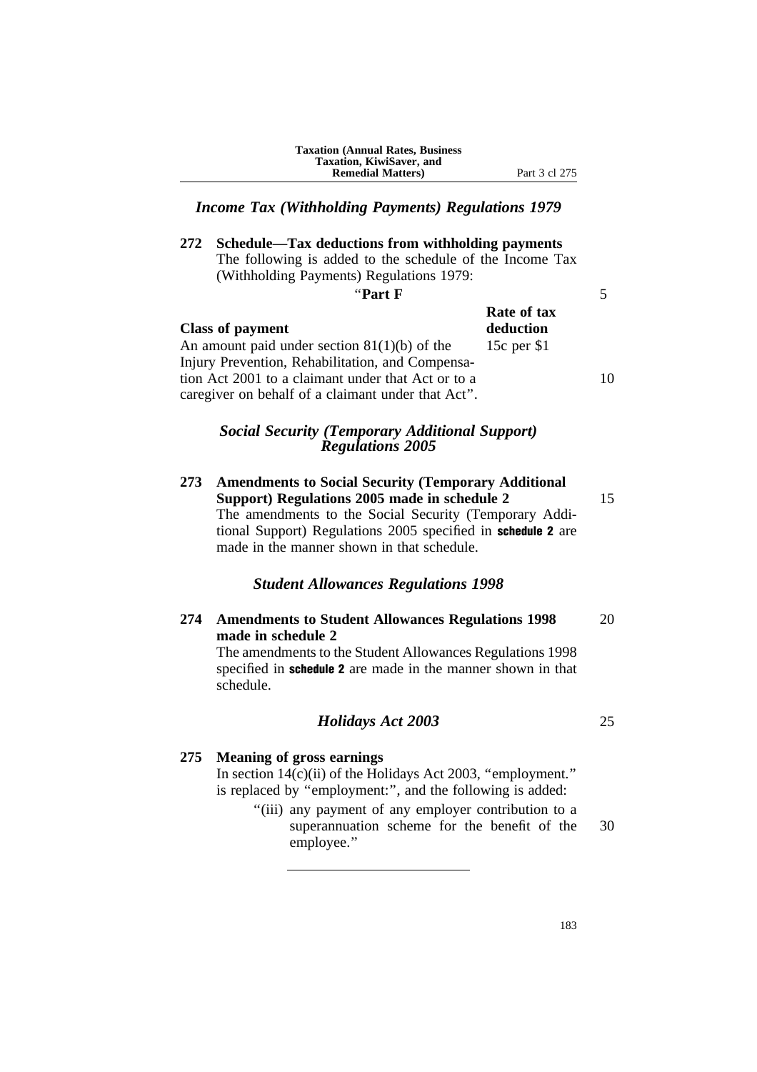*Income Tax (Withholding Payments) Regulations 1979*

**272 Schedule—Tax deductions from withholding payments**

The following is added to the schedule of the Income Tax (Withholding Payments) Regulations 1979:

“**Part F**

| **Class of payment** | **Rate of tax deduction** |
|---|---|
| An amount paid under section 81(1)(b) of the Injury Prevention, Rehabilitation, and Compensation Act 2001 to a claimant under that Act or to a caregiver on behalf of a claimant under that Act”. | 15c per $1 |

*Social Security (Temporary Additional Support) Regulations 2005*

**273 Amendments to Social Security (Temporary Additional Support) Regulations 2005 made in schedule 2**

The amendments to the Social Security (Temporary Additional Support) Regulations 2005 specified in **schedule 2** are made in the manner shown in that schedule.

*Student Allowances Regulations 1998*

**274 Amendments to Student Allowances Regulations 1998 made in schedule 2**

The amendments to the Student Allowances Regulations 1998 specified in **schedule 2** are made in the manner shown in that schedule.

*Holidays Act 2003*

**275 Meaning of gross earnings**

In section 14(c)(ii) of the Holidays Act 2003, “employment.” is replaced by “employment:”, and the following is added:

“(iii) any payment of any employer contribution to a superannuation scheme for the benefit of the employee.”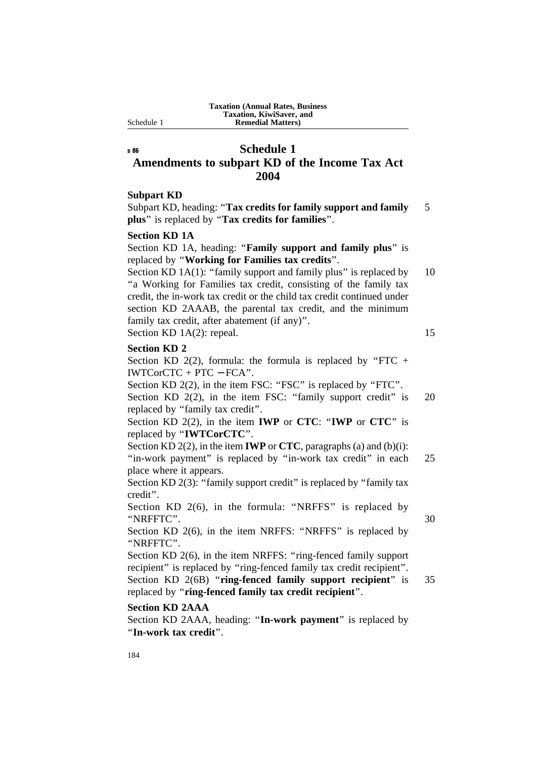s 86

# Schedule 1
## Amendments to subpart KD of the Income Tax Act 2004

### Subpart KD

Subpart KD, heading: "**Tax credits for family support and family plus**" is replaced by "**Tax credits for families**".

### Section KD 1A

Section KD 1A, heading: "**Family support and family plus**" is replaced by "**Working for Families tax credits**".

Section KD 1A(1): "family support and family plus" is replaced by "a Working for Families tax credit, consisting of the family tax credit, the in-work tax credit or the child tax credit continued under section KD 2AAAB, the parental tax credit, and the minimum family tax credit, after abatement (if any)".

Section KD 1A(2): repeal.

### Section KD 2

Section KD 2(2), formula: the formula is replaced by "FTC + IWTCorCTC + PTC − FCA".

Section KD 2(2), in the item FSC: "FSC" is replaced by "FTC".

Section KD 2(2), in the item FSC: "family support credit" is replaced by "family tax credit".

Section KD 2(2), in the item **IWP** or **CTC**: "**IWP** or **CTC**" is replaced by "**IWTCorCTC**".

Section KD 2(2), in the item **IWP** or **CTC**, paragraphs (a) and (b)(i): "in-work payment" is replaced by "in-work tax credit" in each place where it appears.

Section KD 2(3): "family support credit" is replaced by "family tax credit".

Section KD 2(6), in the formula: "NRFFS" is replaced by "NRFFTC".

Section KD 2(6), in the item NRFFS: "NRFFS" is replaced by "NRFFTC".

Section KD 2(6), in the item NRFFS: "ring-fenced family support recipient" is replaced by "ring-fenced family tax credit recipient".

Section KD 2(6B) "**ring-fenced family support recipient**" is replaced by "**ring-fenced family tax credit recipient**".

### Section KD 2AAA

Section KD 2AAA, heading: "**In-work payment**" is replaced by "**In-work tax credit**".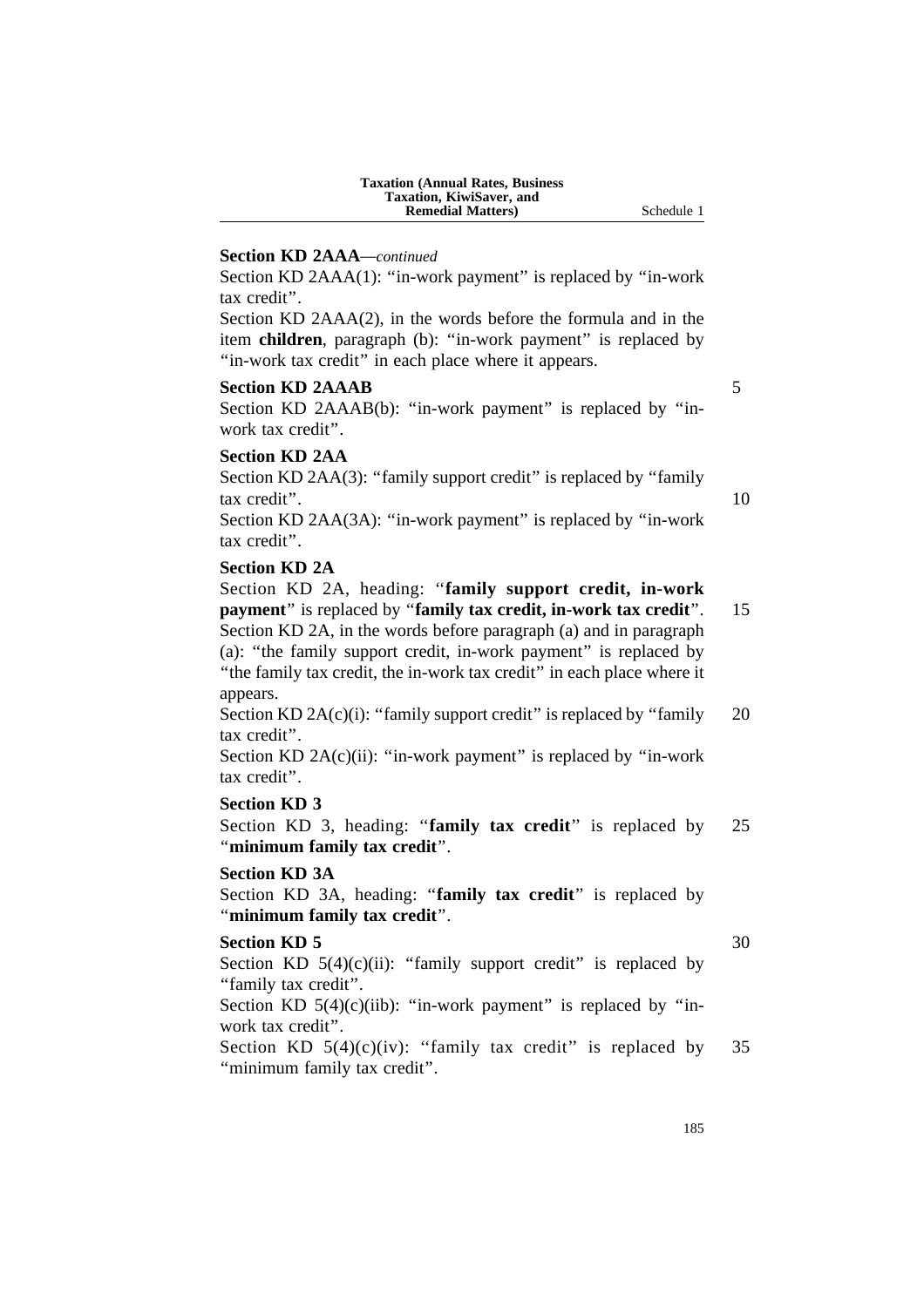**Section KD 2AAA**—*continued*

Section KD 2AAA(1): "in-work payment" is replaced by "in-work tax credit".

Section KD 2AAA(2), in the words before the formula and in the item **children**, paragraph (b): "in-work payment" is replaced by "in-work tax credit" in each place where it appears.

**Section KD 2AAAB**

Section KD 2AAAB(b): "in-work payment" is replaced by "in-work tax credit".

**Section KD 2AA**

Section KD 2AA(3): "family support credit" is replaced by "family tax credit".

Section KD 2AA(3A): "in-work payment" is replaced by "in-work tax credit".

**Section KD 2A**

Section KD 2A, heading: "**family support credit, in-work payment**" is replaced by "**family tax credit, in-work tax credit**".

Section KD 2A, in the words before paragraph (a) and in paragraph (a): "the family support credit, in-work payment" is replaced by "the family tax credit, the in-work tax credit" in each place where it appears.

Section KD 2A(c)(i): "family support credit" is replaced by "family tax credit".

Section KD 2A(c)(ii): "in-work payment" is replaced by "in-work tax credit".

**Section KD 3**

Section KD 3, heading: "**family tax credit**" is replaced by "**minimum family tax credit**".

**Section KD 3A**

Section KD 3A, heading: "**family tax credit**" is replaced by "**minimum family tax credit**".

**Section KD 5**

Section KD 5(4)(c)(ii): "family support credit" is replaced by "family tax credit".

Section KD 5(4)(c)(iib): "in-work payment" is replaced by "in-work tax credit".

Section KD 5(4)(c)(iv): "family tax credit" is replaced by "minimum family tax credit".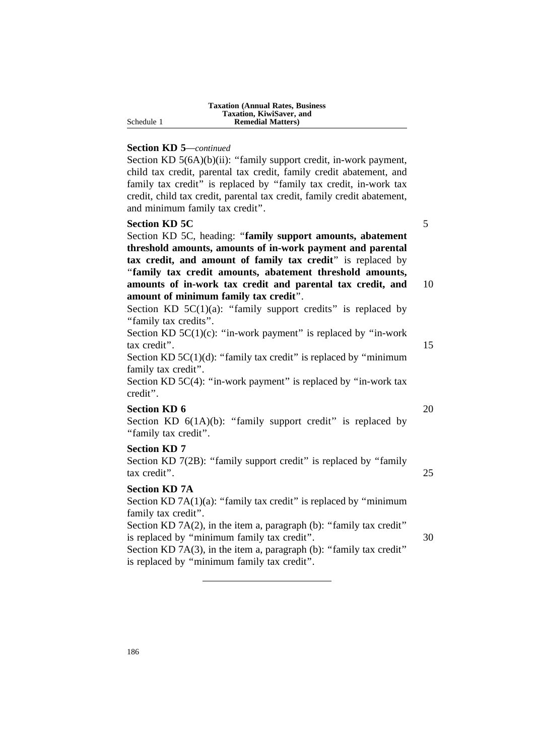**Section KD 5**—*continued*

Section KD 5(6A)(b)(ii): “family support credit, in-work payment, child tax credit, parental tax credit, family credit abatement, and family tax credit” is replaced by “family tax credit, in-work tax credit, child tax credit, parental tax credit, family credit abatement, and minimum family tax credit”.

**Section KD 5C**

Section KD 5C, heading: “**family support amounts, abatement threshold amounts, amounts of in-work payment and parental tax credit, and amount of family tax credit**” is replaced by “**family tax credit amounts, abatement threshold amounts, amounts of in-work tax credit and parental tax credit, and amount of minimum family tax credit**”.

Section KD 5C(1)(a): “family support credits” is replaced by “family tax credits”.

Section KD 5C(1)(c): “in-work payment” is replaced by “in-work tax credit”.

Section KD 5C(1)(d): “family tax credit” is replaced by “minimum family tax credit”.

Section KD 5C(4): “in-work payment” is replaced by “in-work tax credit”.

**Section KD 6**

Section KD 6(1A)(b): “family support credit” is replaced by “family tax credit”.

**Section KD 7**

Section KD 7(2B): “family support credit” is replaced by “family tax credit”.

**Section KD 7A**

Section KD 7A(1)(a): “family tax credit” is replaced by “minimum family tax credit”.

Section KD 7A(2), in the item a, paragraph (b): “family tax credit” is replaced by “minimum family tax credit”.

Section KD 7A(3), in the item a, paragraph (b): “family tax credit” is replaced by “minimum family tax credit”.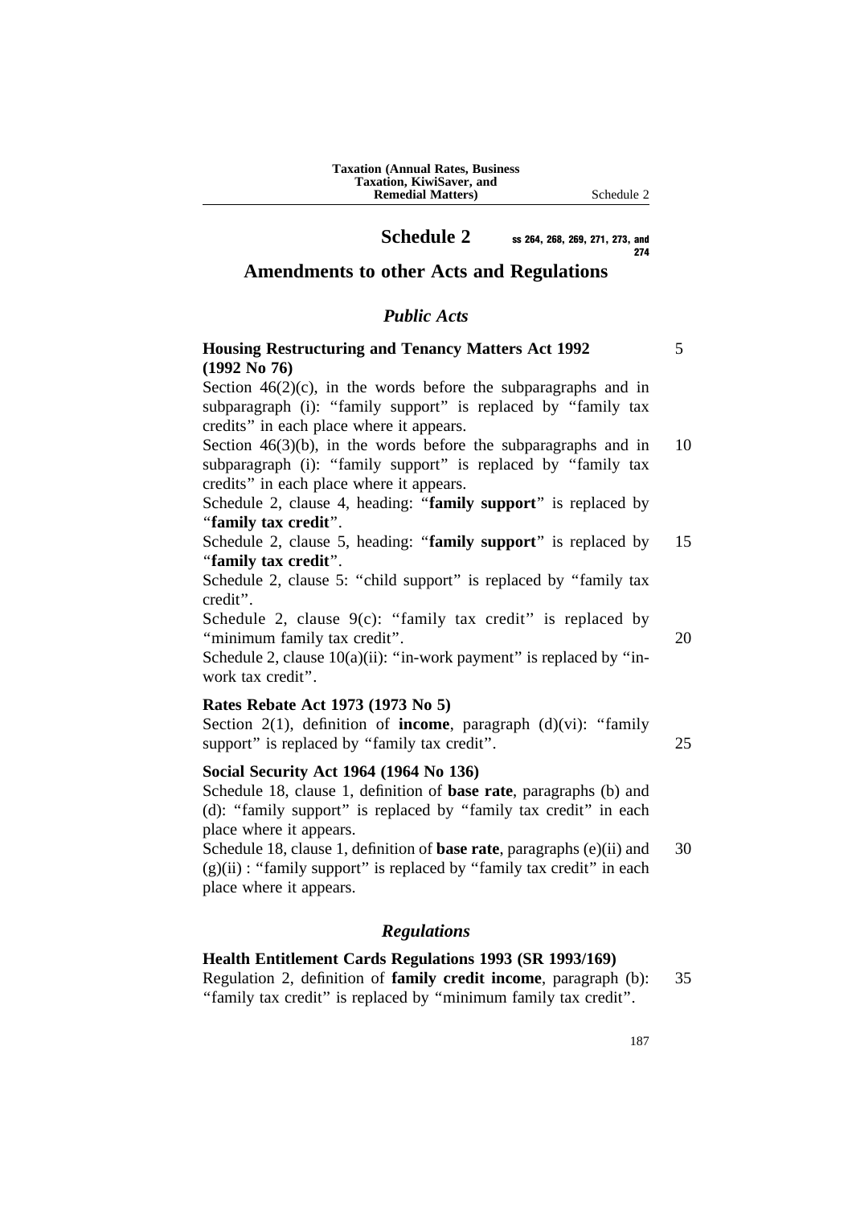# Schedule 2

ss 264, 268, 269, 271, 273, and 274

## Amendments to other Acts and Regulations

### *Public Acts*

**Housing Restructuring and Tenancy Matters Act 1992 (1992 No 76)**

Section 46(2)(c), in the words before the subparagraphs and in subparagraph (i): "family support" is replaced by "family tax credits" in each place where it appears.

Section 46(3)(b), in the words before the subparagraphs and in subparagraph (i): "family support" is replaced by "family tax credits" in each place where it appears.

Schedule 2, clause 4, heading: "**family support**" is replaced by "**family tax credit**".

Schedule 2, clause 5, heading: "**family support**" is replaced by "**family tax credit**".

Schedule 2, clause 5: "child support" is replaced by "family tax credit".

Schedule 2, clause 9(c): "family tax credit" is replaced by "minimum family tax credit".

Schedule 2, clause 10(a)(ii): "in-work payment" is replaced by "in-work tax credit".

**Rates Rebate Act 1973 (1973 No 5)**

Section 2(1), definition of **income**, paragraph (d)(vi): "family support" is replaced by "family tax credit".

**Social Security Act 1964 (1964 No 136)**

Schedule 18, clause 1, definition of **base rate**, paragraphs (b) and (d): "family support" is replaced by "family tax credit" in each place where it appears.

Schedule 18, clause 1, definition of **base rate**, paragraphs (e)(ii) and (g)(ii) : "family support" is replaced by "family tax credit" in each place where it appears.

### *Regulations*

**Health Entitlement Cards Regulations 1993 (SR 1993/169)**

Regulation 2, definition of **family credit income**, paragraph (b): "family tax credit" is replaced by "minimum family tax credit".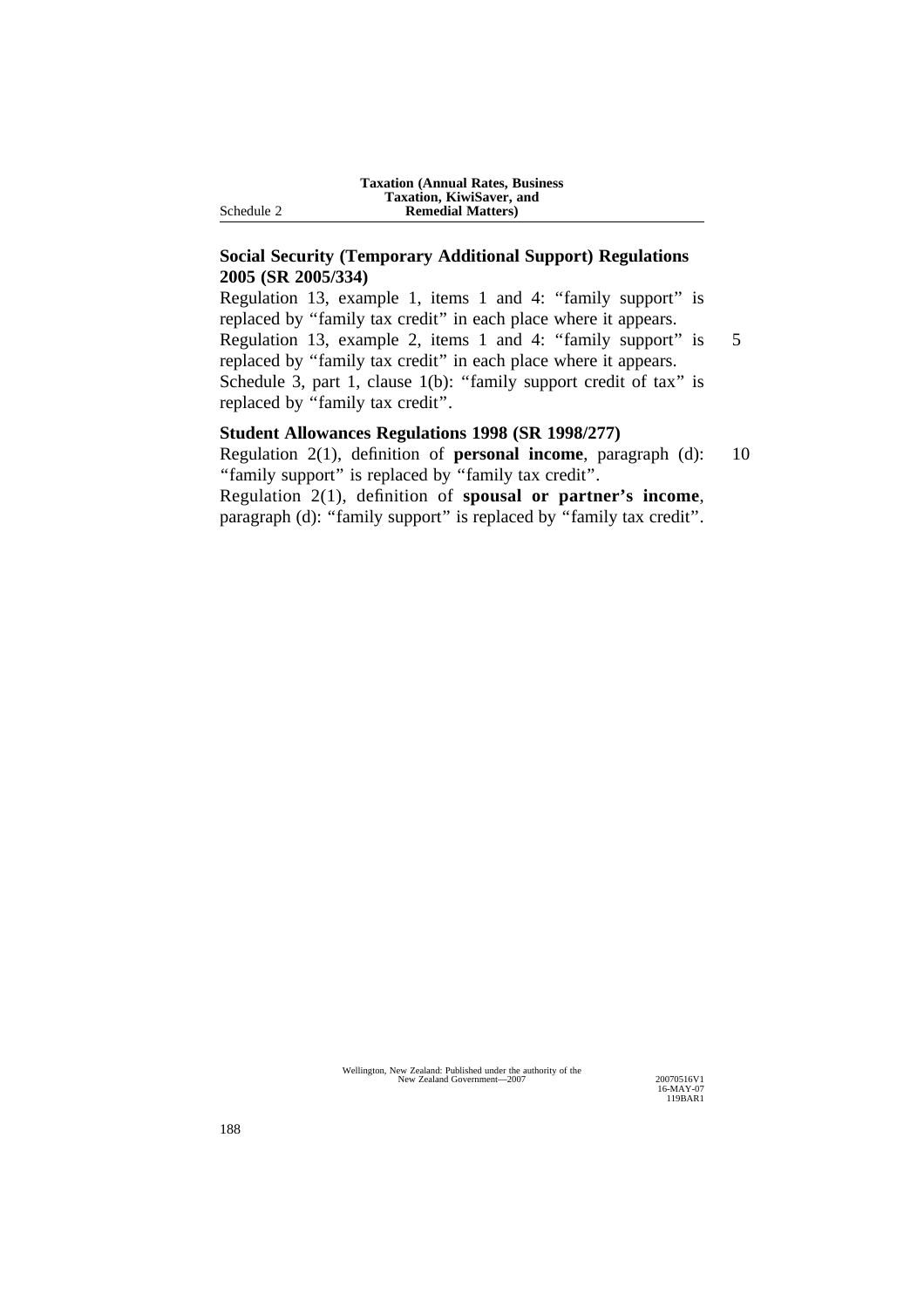**Social Security (Temporary Additional Support) Regulations 2005 (SR 2005/334)**

Regulation 13, example 1, items 1 and 4: "family support" is replaced by "family tax credit" in each place where it appears.

Regulation 13, example 2, items 1 and 4: "family support" is replaced by "family tax credit" in each place where it appears.

Schedule 3, part 1, clause 1(b): "family support credit of tax" is replaced by "family tax credit".

**Student Allowances Regulations 1998 (SR 1998/277)**

Regulation 2(1), definition of **personal income**, paragraph (d): "family support" is replaced by "family tax credit".

Regulation 2(1), definition of **spousal or partner's income**, paragraph (d): "family support" is replaced by "family tax credit".

Wellington, New Zealand: Published under the authority of the New Zealand Government—2007

20070516V1
16-MAY-07
119BAR1